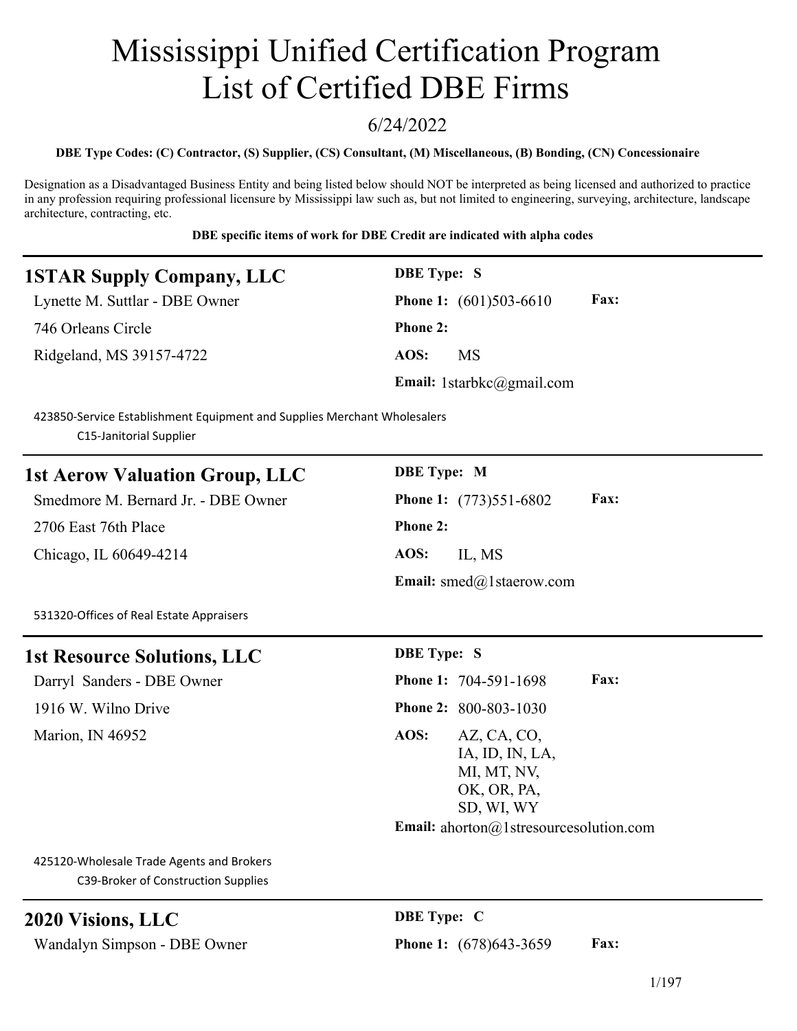# Mississippi Unified Certification Program
# List of Certified DBE Firms

6/24/2022

**DBE Type Codes: (C) Contractor, (S) Supplier, (CS) Consultant, (M) Miscellaneous, (B) Bonding, (CN) Concessionaire**

Designation as a Disadvantaged Business Entity and being listed below should NOT be interpreted as being licensed and authorized to practice in any profession requiring professional licensure by Mississippi law such as, but not limited to engineering, surveying, architecture, landscape architecture, contracting, etc.

**DBE specific items of work for DBE Credit are indicated with alpha codes**

---

## 1STAR Supply Company, LLC

**DBE Type:** S

Lynette M. Suttlar - DBE Owner
746 Orleans Circle
Ridgeland, MS 39157-4722

**Phone 1:** (601)503-6610 **Fax:**
**Phone 2:**
**AOS:** MS
**Email:** 1starbkc@gmail.com

423850-Service Establishment Equipment and Supplies Merchant Wholesalers
- C15-Janitorial Supplier

---

## 1st Aerow Valuation Group, LLC

**DBE Type:** M

Smedmore M. Bernard Jr. - DBE Owner
2706 East 76th Place
Chicago, IL 60649-4214

**Phone 1:** (773)551-6802 **Fax:**
**Phone 2:**
**AOS:** IL, MS
**Email:** smed@1staerow.com

531320-Offices of Real Estate Appraisers

---

## 1st Resource Solutions, LLC

**DBE Type:** S

Darryl Sanders - DBE Owner
1916 W. Wilno Drive
Marion, IN 46952

**Phone 1:** 704-591-1698 **Fax:**
**Phone 2:** 800-803-1030
**AOS:** AZ, CA, CO, IA, ID, IN, LA, MI, MT, NV, OK, OR, PA, SD, WI, WY
**Email:** ahorton@1stresourcesolution.com

425120-Wholesale Trade Agents and Brokers
- C39-Broker of Construction Supplies

---

## 2020 Visions, LLC

**DBE Type:** C

Wandalyn Simpson - DBE Owner

**Phone 1:** (678)643-3659 **Fax:**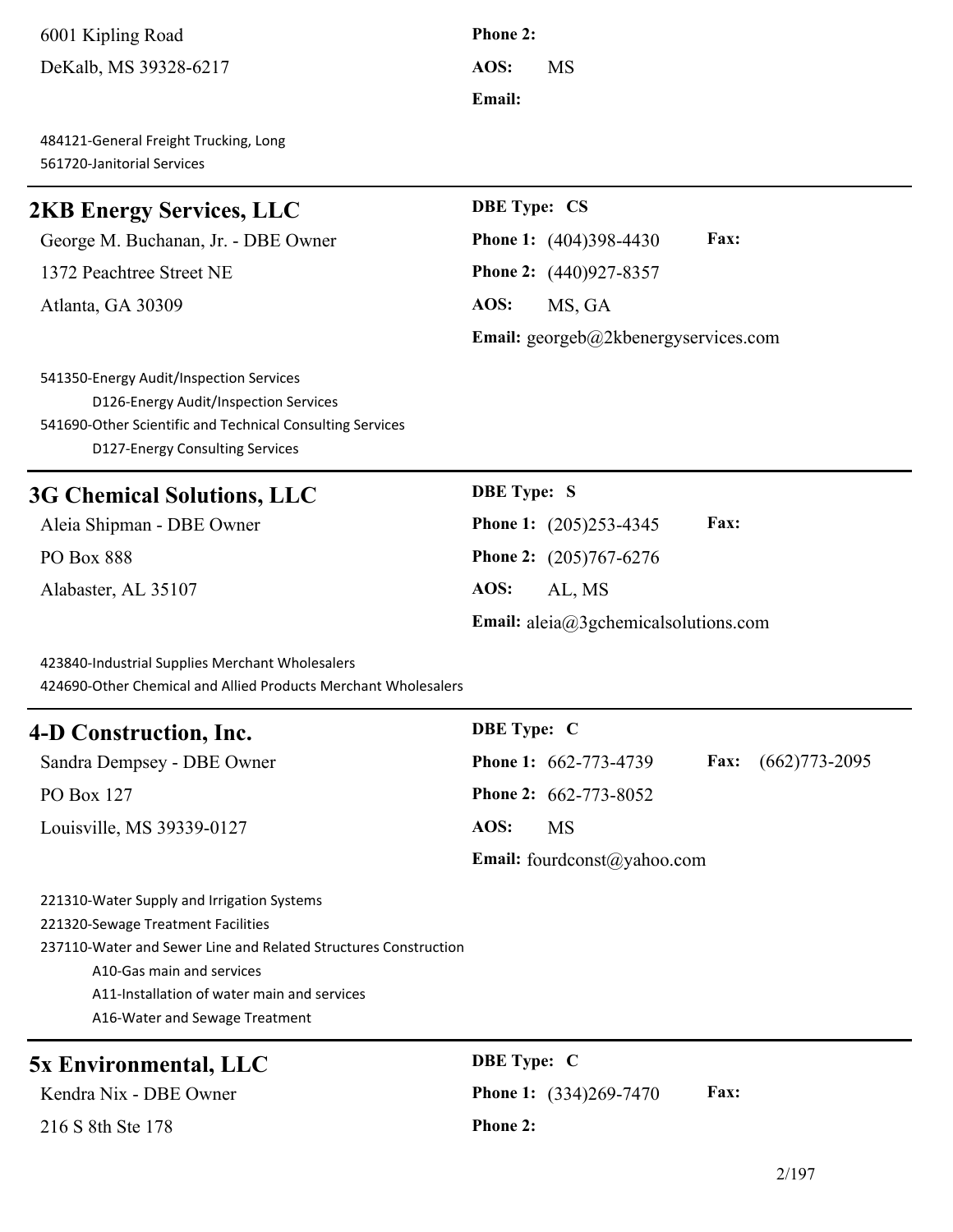6001 Kipling Road
DeKalb, MS 39328-6217

**Phone 2:**
**AOS:** MS
**Email:**

484121-General Freight Trucking, Long
561720-Janitorial Services

---

## 2KB Energy Services, LLC

**DBE Type:** CS

George M. Buchanan, Jr. - DBE Owner
1372 Peachtree Street NE
Atlanta, GA 30309

**Phone 1:** (404)398-4430 **Fax:**
**Phone 2:** (440)927-8357
**AOS:** MS, GA
**Email:** georgeb@2kbenergyservices.com

541350-Energy Audit/Inspection Services
- D126-Energy Audit/Inspection Services

541690-Other Scientific and Technical Consulting Services
- D127-Energy Consulting Services

---

## 3G Chemical Solutions, LLC

**DBE Type:** S

Aleia Shipman - DBE Owner
PO Box 888
Alabaster, AL 35107

**Phone 1:** (205)253-4345 **Fax:**
**Phone 2:** (205)767-6276
**AOS:** AL, MS
**Email:** aleia@3gchemicalsolutions.com

423840-Industrial Supplies Merchant Wholesalers
424690-Other Chemical and Allied Products Merchant Wholesalers

---

## 4-D Construction, Inc.

**DBE Type:** C

Sandra Dempsey - DBE Owner
PO Box 127
Louisville, MS 39339-0127

**Phone 1:** 662-773-4739 **Fax:** (662)773-2095
**Phone 2:** 662-773-8052
**AOS:** MS
**Email:** fourdconst@yahoo.com

221310-Water Supply and Irrigation Systems
221320-Sewage Treatment Facilities
237110-Water and Sewer Line and Related Structures Construction
- A10-Gas main and services
- A11-Installation of water main and services
- A16-Water and Sewage Treatment

---

## 5x Environmental, LLC

**DBE Type:** C

Kendra Nix - DBE Owner
216 S 8th Ste 178

**Phone 1:** (334)269-7470 **Fax:**
**Phone 2:**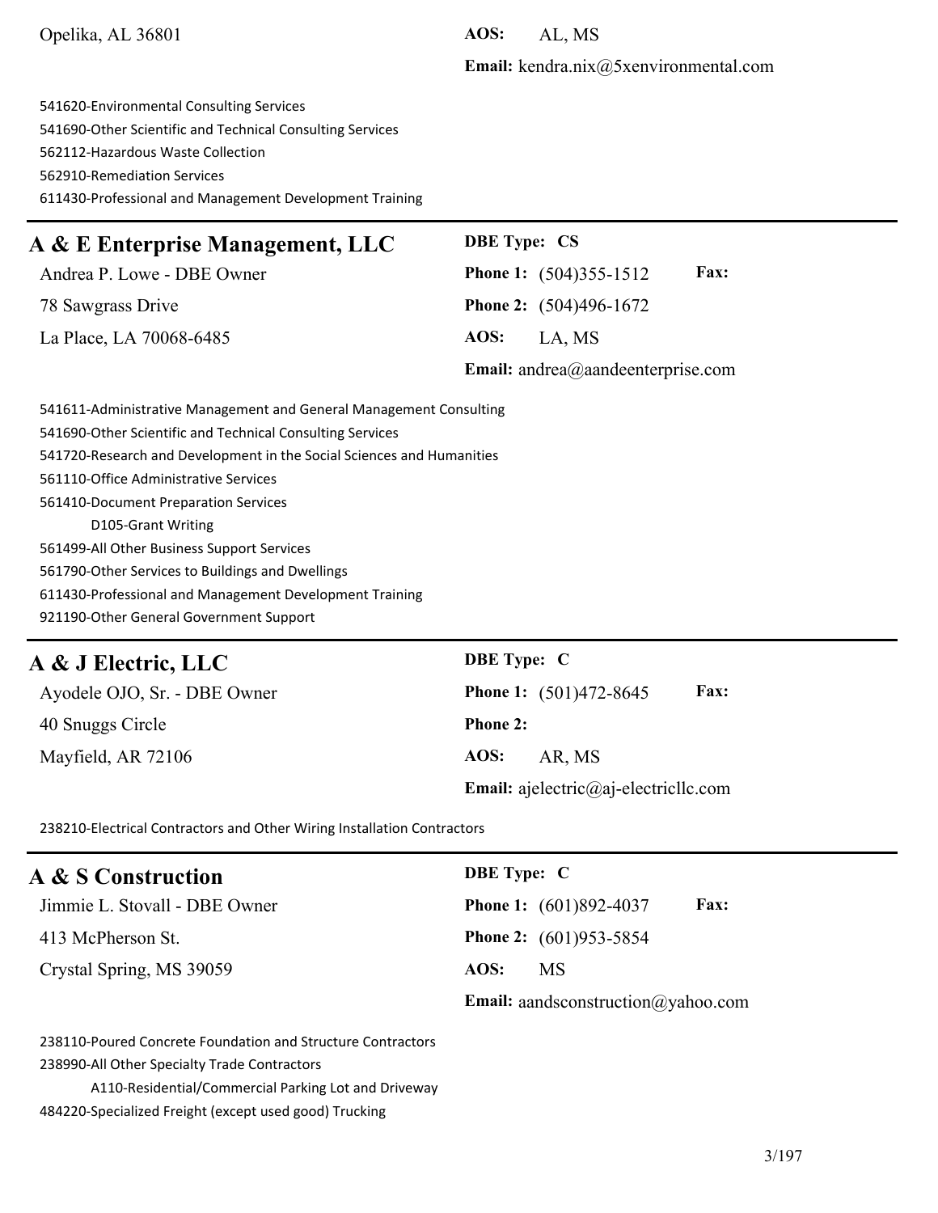Opelika, AL 36801

**AOS:** AL, MS

**Email:** kendra.nix@5xenvironmental.com

- 541620-Environmental Consulting Services
- 541690-Other Scientific and Technical Consulting Services
- 562112-Hazardous Waste Collection
- 562910-Remediation Services
- 611430-Professional and Management Development Training

---

## A & E Enterprise Management, LLC

**DBE Type:** CS

Andrea P. Lowe - DBE Owner

78 Sawgrass Drive

La Place, LA 70068-6485

**Phone 1:** (504)355-1512 **Fax:**

**Phone 2:** (504)496-1672

**AOS:** LA, MS

**Email:** andrea@aandeenterprise.com

- 541611-Administrative Management and General Management Consulting
- 541690-Other Scientific and Technical Consulting Services
- 541720-Research and Development in the Social Sciences and Humanities
- 561110-Office Administrative Services
- 561410-Document Preparation Services
  - D105-Grant Writing
- 561499-All Other Business Support Services
- 561790-Other Services to Buildings and Dwellings
- 611430-Professional and Management Development Training
- 921190-Other General Government Support

---

## A & J Electric, LLC

**DBE Type:** C

Ayodele OJO, Sr. - DBE Owner

40 Snuggs Circle

Mayfield, AR 72106

**Phone 1:** (501)472-8645 **Fax:**

**Phone 2:**

**AOS:** AR, MS

**Email:** ajelectric@aj-electricllc.com

- 238210-Electrical Contractors and Other Wiring Installation Contractors

---

## A & S Construction

**DBE Type:** C

Jimmie L. Stovall - DBE Owner

413 McPherson St.

Crystal Spring, MS 39059

**Phone 1:** (601)892-4037 **Fax:**

**Phone 2:** (601)953-5854

**AOS:** MS

**Email:** aandsconstruction@yahoo.com

- 238110-Poured Concrete Foundation and Structure Contractors
- 238990-All Other Specialty Trade Contractors
  - A110-Residential/Commercial Parking Lot and Driveway
- 484220-Specialized Freight (except used good) Trucking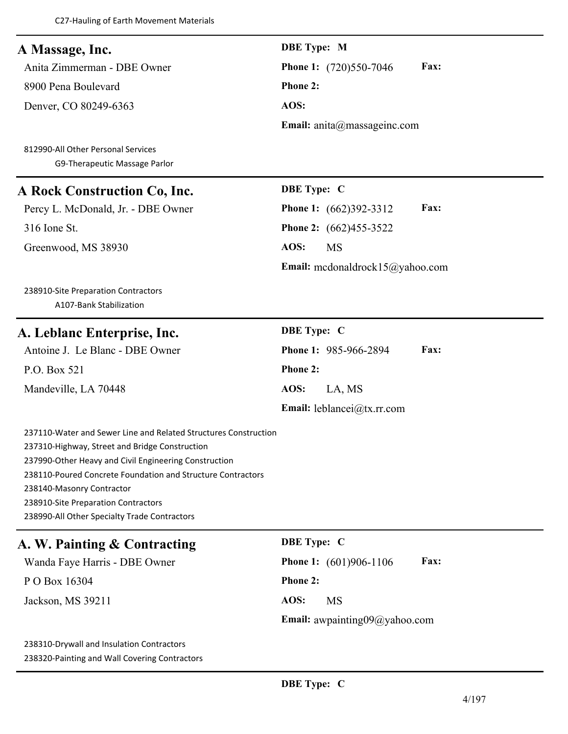C27-Hauling of Earth Movement Materials

---

## A Massage, Inc.

Anita Zimmerman - DBE Owner
8900 Pena Boulevard
Denver, CO 80249-6363

**DBE Type:** M
**Phone 1:** (720)550-7046 **Fax:**
**Phone 2:**
**AOS:**
**Email:** anita@massageinc.com

812990-All Other Personal Services
G9-Therapeutic Massage Parlor

---

## A Rock Construction Co, Inc.

Percy L. McDonald, Jr. - DBE Owner
316 Ione St.
Greenwood, MS 38930

**DBE Type:** C
**Phone 1:** (662)392-3312 **Fax:**
**Phone 2:** (662)455-3522
**AOS:** MS
**Email:** mcdonaldrock15@yahoo.com

238910-Site Preparation Contractors
A107-Bank Stabilization

---

## A. Leblanc Enterprise, Inc.

Antoine J. Le Blanc - DBE Owner
P.O. Box 521
Mandeville, LA 70448

**DBE Type:** C
**Phone 1:** 985-966-2894 **Fax:**
**Phone 2:**
**AOS:** LA, MS
**Email:** leblancei@tx.rr.com

237110-Water and Sewer Line and Related Structures Construction
237310-Highway, Street and Bridge Construction
237990-Other Heavy and Civil Engineering Construction
238110-Poured Concrete Foundation and Structure Contractors
238140-Masonry Contractor
238910-Site Preparation Contractors
238990-All Other Specialty Trade Contractors

---

## A. W. Painting & Contracting

Wanda Faye Harris - DBE Owner
P O Box 16304
Jackson, MS 39211

**DBE Type:** C
**Phone 1:** (601)906-1106 **Fax:**
**Phone 2:**
**AOS:** MS
**Email:** awpainting09@yahoo.com

238310-Drywall and Insulation Contractors
238320-Painting and Wall Covering Contractors

---

**DBE Type:** C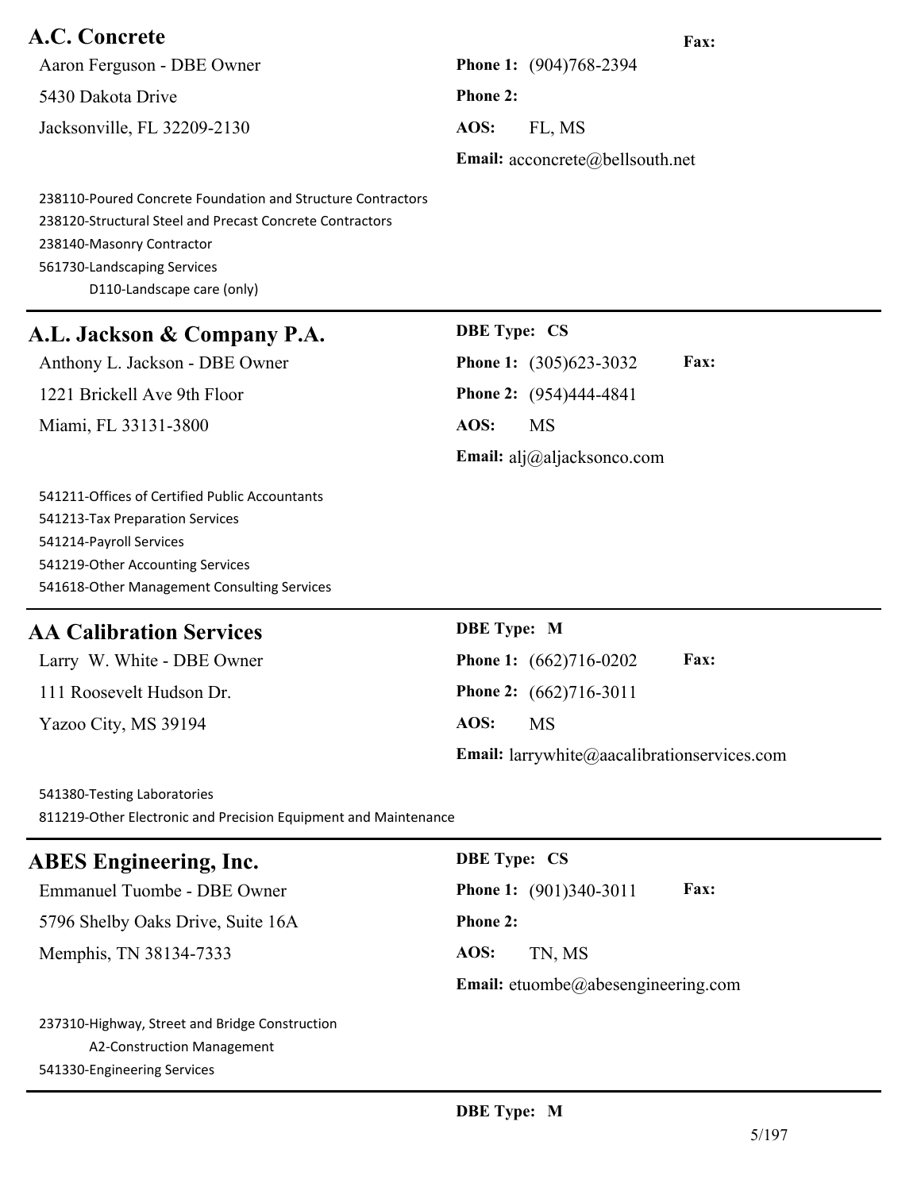## A.C. Concrete

Aaron Ferguson - DBE Owner
5430 Dakota Drive
Jacksonville, FL 32209-2130

**Fax:**
**Phone 1:** (904)768-2394
**Phone 2:**
**AOS:** FL, MS
**Email:** acconcrete@bellsouth.net

238110-Poured Concrete Foundation and Structure Contractors
238120-Structural Steel and Precast Concrete Contractors
238140-Masonry Contractor
561730-Landscaping Services
- D110-Landscape care (only)

---

## A.L. Jackson & Company P.A.

**DBE Type:** CS

Anthony L. Jackson - DBE Owner
1221 Brickell Ave 9th Floor
Miami, FL 33131-3800

**Phone 1:** (305)623-3032 **Fax:**
**Phone 2:** (954)444-4841
**AOS:** MS
**Email:** alj@aljacksonco.com

541211-Offices of Certified Public Accountants
541213-Tax Preparation Services
541214-Payroll Services
541219-Other Accounting Services
541618-Other Management Consulting Services

---

## AA Calibration Services

**DBE Type:** M

Larry W. White - DBE Owner
111 Roosevelt Hudson Dr.
Yazoo City, MS 39194

**Phone 1:** (662)716-0202 **Fax:**
**Phone 2:** (662)716-3011
**AOS:** MS
**Email:** larrywhite@aacalibrationservices.com

541380-Testing Laboratories
811219-Other Electronic and Precision Equipment and Maintenance

---

## ABES Engineering, Inc.

**DBE Type:** CS

Emmanuel Tuombe - DBE Owner
5796 Shelby Oaks Drive, Suite 16A
Memphis, TN 38134-7333

**Phone 1:** (901)340-3011 **Fax:**
**Phone 2:**
**AOS:** TN, MS
**Email:** etuombe@abesengineering.com

237310-Highway, Street and Bridge Construction
- A2-Construction Management

541330-Engineering Services

---

**DBE Type:** M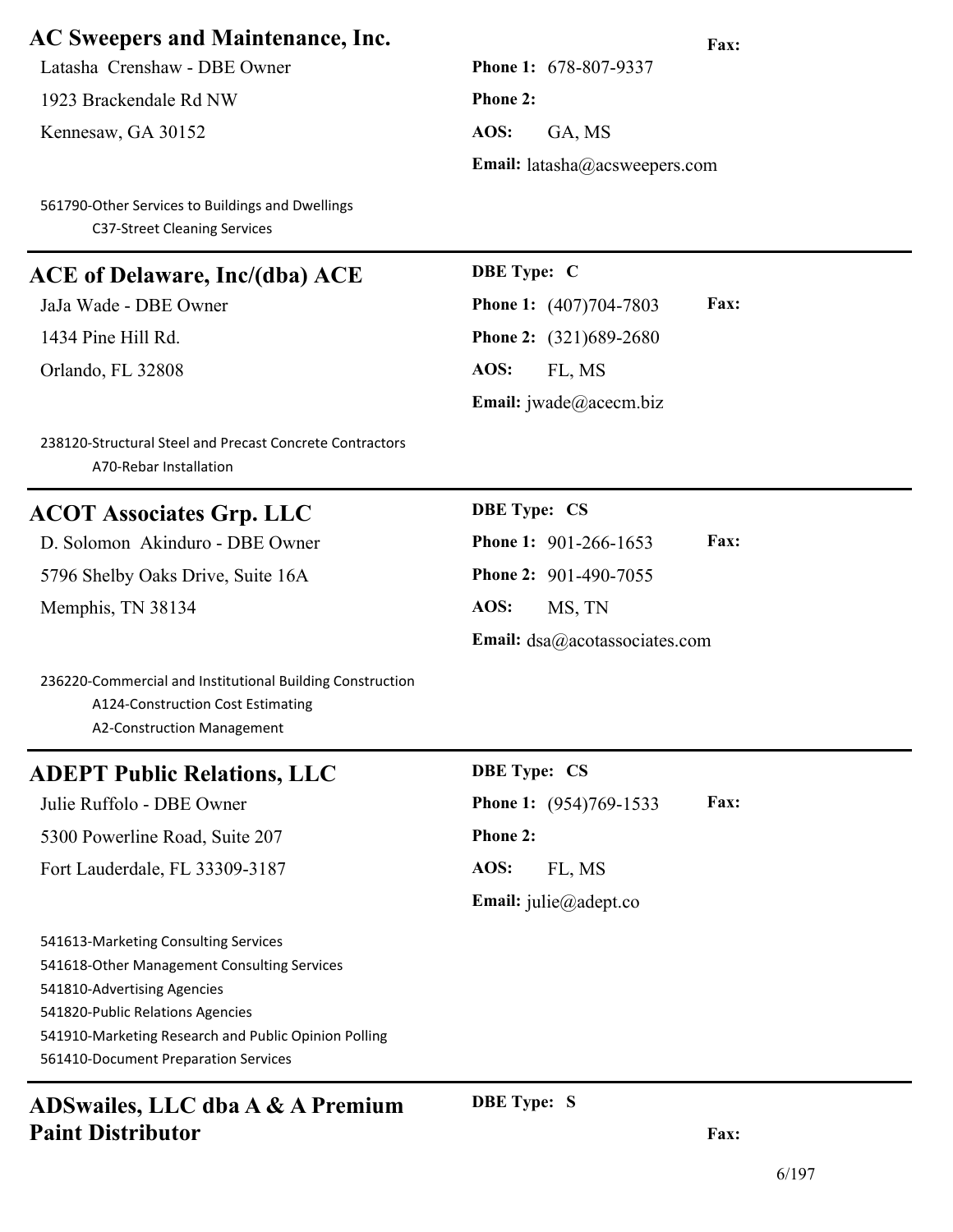## AC Sweepers and Maintenance, Inc.

Latasha Crenshaw - DBE Owner
1923 Brackendale Rd NW
Kennesaw, GA 30152

**Fax:**
**Phone 1:** 678-807-9337
**Phone 2:**
**AOS:** GA, MS
**Email:** latasha@acsweepers.com

561790-Other Services to Buildings and Dwellings
- C37-Street Cleaning Services

---

## ACE of Delaware, Inc/(dba) ACE

**DBE Type:** C

JaJa Wade - DBE Owner
1434 Pine Hill Rd.
Orlando, FL 32808

**Phone 1:** (407)704-7803 **Fax:**
**Phone 2:** (321)689-2680
**AOS:** FL, MS
**Email:** jwade@acecm.biz

238120-Structural Steel and Precast Concrete Contractors
- A70-Rebar Installation

---

## ACOT Associates Grp. LLC

**DBE Type:** CS

D. Solomon Akinduro - DBE Owner
5796 Shelby Oaks Drive, Suite 16A
Memphis, TN 38134

**Phone 1:** 901-266-1653 **Fax:**
**Phone 2:** 901-490-7055
**AOS:** MS, TN
**Email:** dsa@acotassociates.com

236220-Commercial and Institutional Building Construction
- A124-Construction Cost Estimating
- A2-Construction Management

---

## ADEPT Public Relations, LLC

**DBE Type:** CS

Julie Ruffolo - DBE Owner
5300 Powerline Road, Suite 207
Fort Lauderdale, FL 33309-3187

**Phone 1:** (954)769-1533 **Fax:**
**Phone 2:**
**AOS:** FL, MS
**Email:** julie@adept.co

541613-Marketing Consulting Services
541618-Other Management Consulting Services
541810-Advertising Agencies
541820-Public Relations Agencies
541910-Marketing Research and Public Opinion Polling
561410-Document Preparation Services

---

## ADSwailes, LLC dba A & A Premium Paint Distributor

**DBE Type:** S

**Fax:**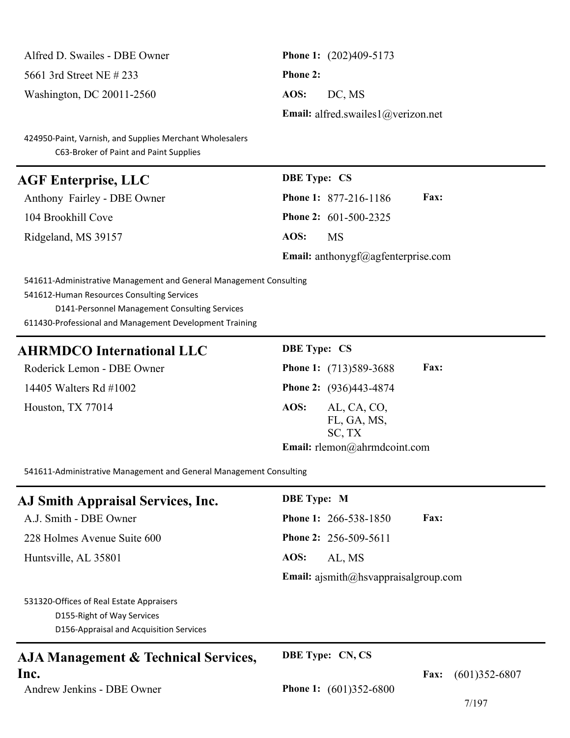Alfred D. Swailes - DBE Owner
5661 3rd Street NE # 233
Washington, DC 20011-2560

**Phone 1:** (202)409-5173
**Phone 2:**
**AOS:** DC, MS
**Email:** alfred.swailes1@verizon.net

424950-Paint, Varnish, and Supplies Merchant Wholesalers
- C63-Broker of Paint and Paint Supplies

---

## AGF Enterprise, LLC

**DBE Type:** CS

Anthony Fairley - DBE Owner
104 Brookhill Cove
Ridgeland, MS 39157

**Phone 1:** 877-216-1186 **Fax:**
**Phone 2:** 601-500-2325
**AOS:** MS
**Email:** anthonygf@agfenterprise.com

541611-Administrative Management and General Management Consulting
541612-Human Resources Consulting Services
- D141-Personnel Management Consulting Services

611430-Professional and Management Development Training

---

## AHRMDCO International LLC

**DBE Type:** CS

Roderick Lemon - DBE Owner
14405 Walters Rd #1002
Houston, TX 77014

**Phone 1:** (713)589-3688 **Fax:**
**Phone 2:** (936)443-4874
**AOS:** AL, CA, CO, FL, GA, MS, SC, TX
**Email:** rlemon@ahrmdcoint.com

541611-Administrative Management and General Management Consulting

---

## AJ Smith Appraisal Services, Inc.

**DBE Type:** M

A.J. Smith - DBE Owner
228 Holmes Avenue Suite 600
Huntsville, AL 35801

**Phone 1:** 266-538-1850 **Fax:**
**Phone 2:** 256-509-5611
**AOS:** AL, MS
**Email:** ajsmith@hsvappraisalgroup.com

531320-Offices of Real Estate Appraisers
- D155-Right of Way Services
- D156-Appraisal and Acquisition Services

---

## AJA Management & Technical Services, Inc.

**DBE Type:** CN, CS

Andrew Jenkins - DBE Owner

**Phone 1:** (601)352-6800 **Fax:** (601)352-6807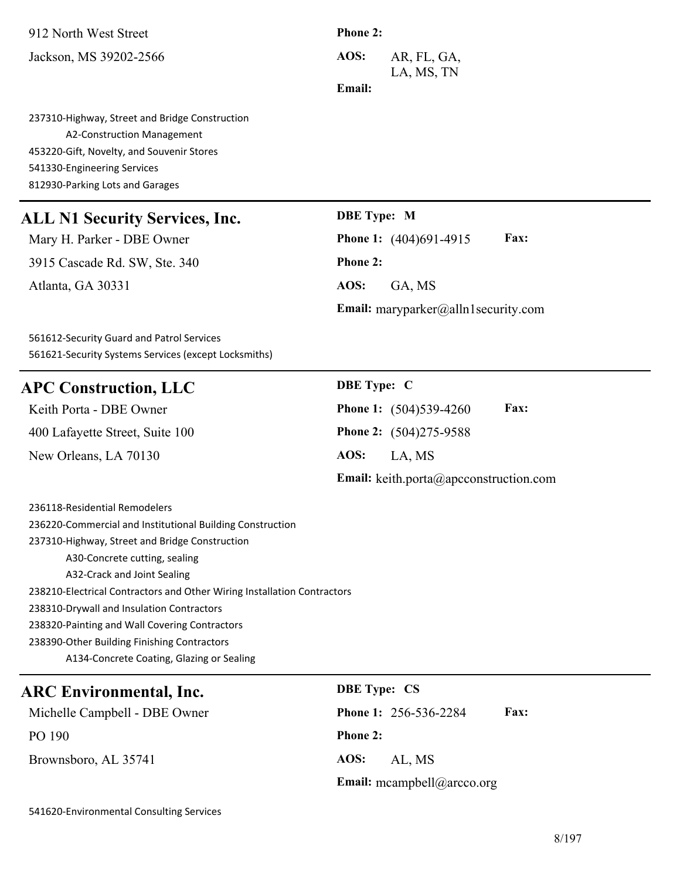912 North West Street

Jackson, MS 39202-2566

**Phone 2:**

**AOS:** AR, FL, GA, LA, MS, TN

**Email:**

237310-Highway, Street and Bridge Construction
- A2-Construction Management

453220-Gift, Novelty, and Souvenir Stores

541330-Engineering Services

812930-Parking Lots and Garages

---

## ALL N1 Security Services, Inc.

**DBE Type:** M

Mary H. Parker - DBE Owner

3915 Cascade Rd. SW, Ste. 340

Atlanta, GA 30331

**Phone 1:** (404)691-4915 **Fax:**

**Phone 2:**

**AOS:** GA, MS

**Email:** maryparker@alln1security.com

561612-Security Guard and Patrol Services

561621-Security Systems Services (except Locksmiths)

---

## APC Construction, LLC

**DBE Type:** C

Keith Porta - DBE Owner

400 Lafayette Street, Suite 100

New Orleans, LA 70130

**Phone 1:** (504)539-4260 **Fax:**

**Phone 2:** (504)275-9588

**AOS:** LA, MS

**Email:** keith.porta@apcconstruction.com

236118-Residential Remodelers

236220-Commercial and Institutional Building Construction

237310-Highway, Street and Bridge Construction
- A30-Concrete cutting, sealing
- A32-Crack and Joint Sealing

238210-Electrical Contractors and Other Wiring Installation Contractors

238310-Drywall and Insulation Contractors

238320-Painting and Wall Covering Contractors

238390-Other Building Finishing Contractors
- A134-Concrete Coating, Glazing or Sealing

---

## ARC Environmental, Inc.

**DBE Type:** CS

Michelle Campbell - DBE Owner

PO 190

Brownsboro, AL 35741

**Phone 1:** 256-536-2284 **Fax:**

**Phone 2:**

**AOS:** AL, MS

**Email:** mcampbell@arcco.org

541620-Environmental Consulting Services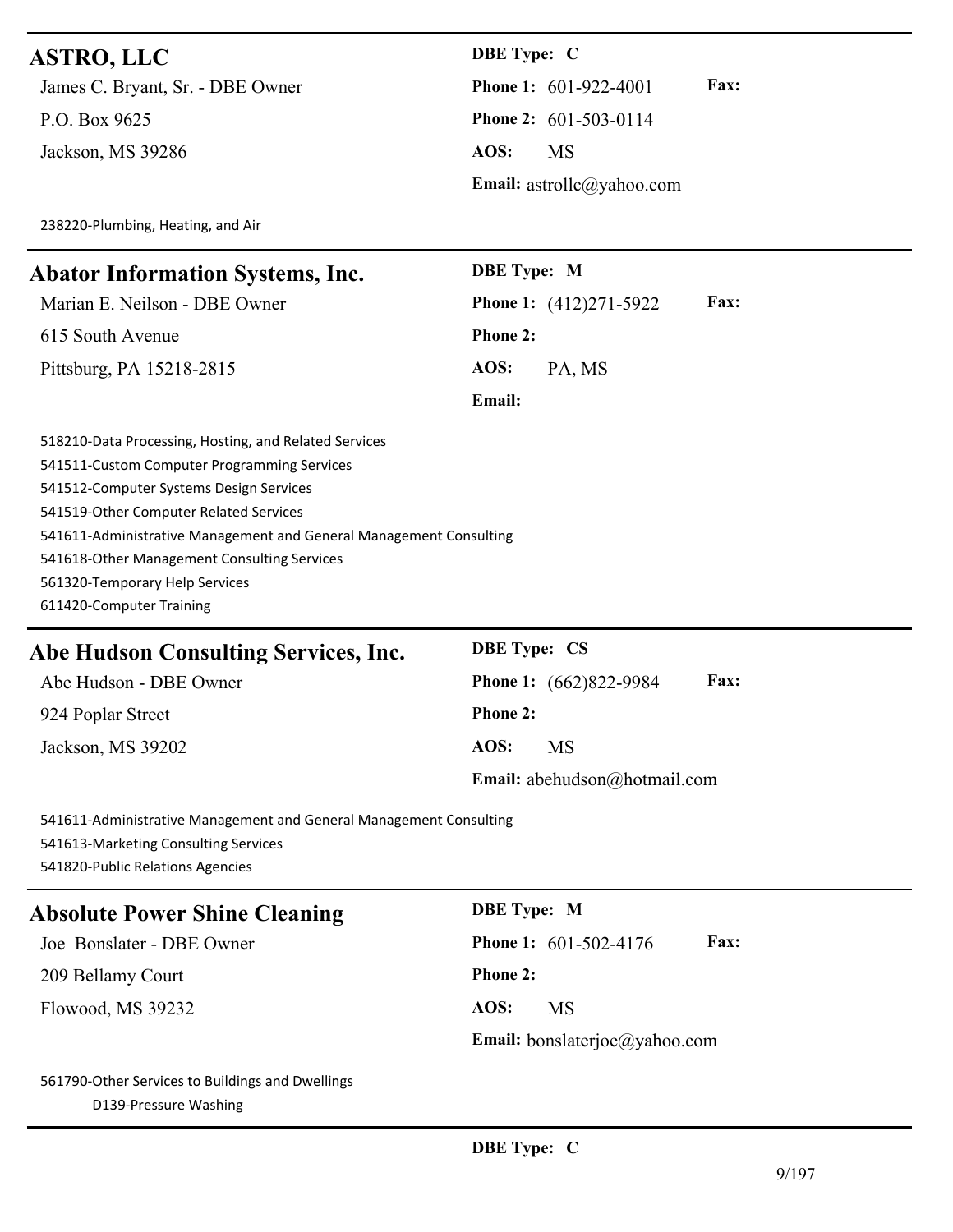## ASTRO, LLC

**DBE Type: C**

James C. Bryant, Sr. - DBE Owner
P.O. Box 9625
Jackson, MS 39286

**Phone 1:** 601-922-4001 **Fax:**
**Phone 2:** 601-503-0114
**AOS:** MS
**Email:** astrollc@yahoo.com

238220-Plumbing, Heating, and Air

---

## Abator Information Systems, Inc.

**DBE Type: M**

Marian E. Neilson - DBE Owner
615 South Avenue
Pittsburg, PA 15218-2815

**Phone 1:** (412)271-5922 **Fax:**
**Phone 2:**
**AOS:** PA, MS
**Email:**

518210-Data Processing, Hosting, and Related Services
541511-Custom Computer Programming Services
541512-Computer Systems Design Services
541519-Other Computer Related Services
541611-Administrative Management and General Management Consulting
541618-Other Management Consulting Services
561320-Temporary Help Services
611420-Computer Training

---

## Abe Hudson Consulting Services, Inc.

**DBE Type: CS**

Abe Hudson - DBE Owner
924 Poplar Street
Jackson, MS 39202

**Phone 1:** (662)822-9984 **Fax:**
**Phone 2:**
**AOS:** MS
**Email:** abehudson@hotmail.com

541611-Administrative Management and General Management Consulting
541613-Marketing Consulting Services
541820-Public Relations Agencies

---

## Absolute Power Shine Cleaning

**DBE Type: M**

Joe Bonslater - DBE Owner
209 Bellamy Court
Flowood, MS 39232

**Phone 1:** 601-502-4176 **Fax:**
**Phone 2:**
**AOS:** MS
**Email:** bonslaterjoe@yahoo.com

561790-Other Services to Buildings and Dwellings
D139-Pressure Washing

---

**DBE Type: C**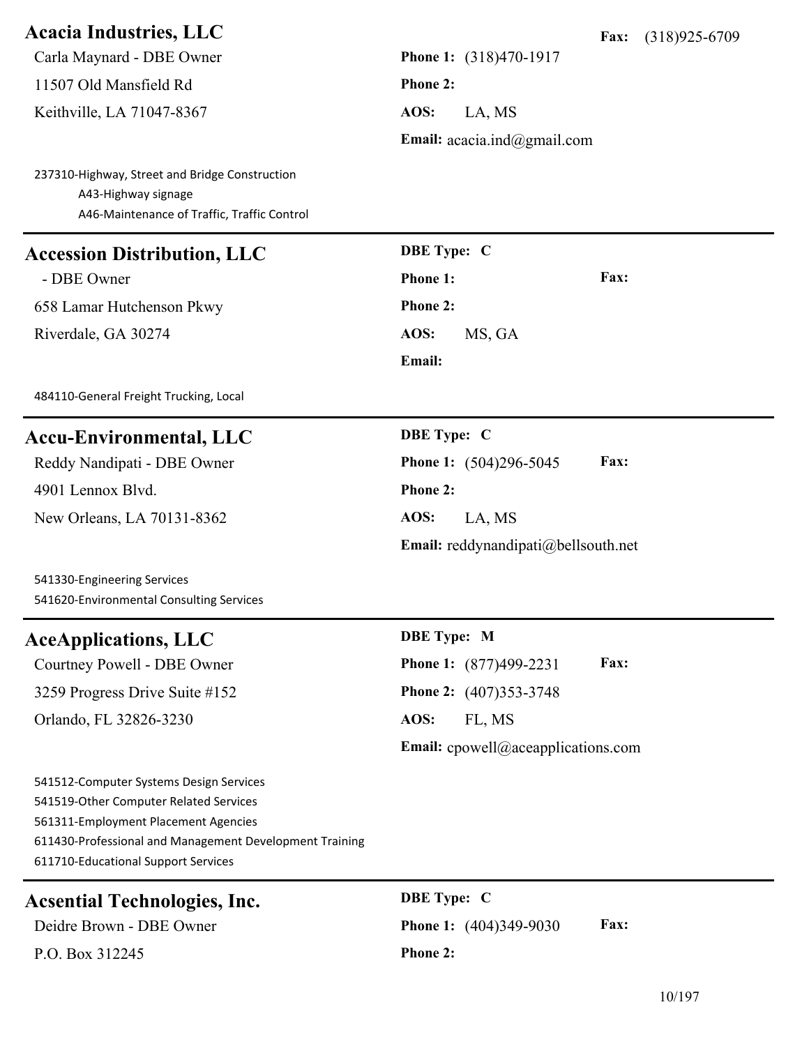## Acacia Industries, LLC

Carla Maynard - DBE Owner
11507 Old Mansfield Rd
Keithville, LA 71047-8367

**Fax:** (318)925-6709
**Phone 1:** (318)470-1917
**Phone 2:**
**AOS:** LA, MS
**Email:** acacia.ind@gmail.com

237310-Highway, Street and Bridge Construction
- A43-Highway signage
- A46-Maintenance of Traffic, Traffic Control

---

## Accession Distribution, LLC

- DBE Owner
658 Lamar Hutchenson Pkwy
Riverdale, GA 30274

**DBE Type:** C
**Phone 1:**
**Fax:**
**Phone 2:**
**AOS:** MS, GA
**Email:**

484110-General Freight Trucking, Local

---

## Accu-Environmental, LLC

Reddy Nandipati - DBE Owner
4901 Lennox Blvd.
New Orleans, LA 70131-8362

**DBE Type:** C
**Phone 1:** (504)296-5045
**Fax:**
**Phone 2:**
**AOS:** LA, MS
**Email:** reddynandipati@bellsouth.net

541330-Engineering Services
541620-Environmental Consulting Services

---

## AceApplications, LLC

Courtney Powell - DBE Owner
3259 Progress Drive Suite #152
Orlando, FL 32826-3230

**DBE Type:** M
**Phone 1:** (877)499-2231
**Fax:**
**Phone 2:** (407)353-3748
**AOS:** FL, MS
**Email:** cpowell@aceapplications.com

541512-Computer Systems Design Services
541519-Other Computer Related Services
561311-Employment Placement Agencies
611430-Professional and Management Development Training
611710-Educational Support Services

---

## Acsential Technologies, Inc.

Deidre Brown - DBE Owner
P.O. Box 312245

**DBE Type:** C
**Phone 1:** (404)349-9030
**Fax:**
**Phone 2:**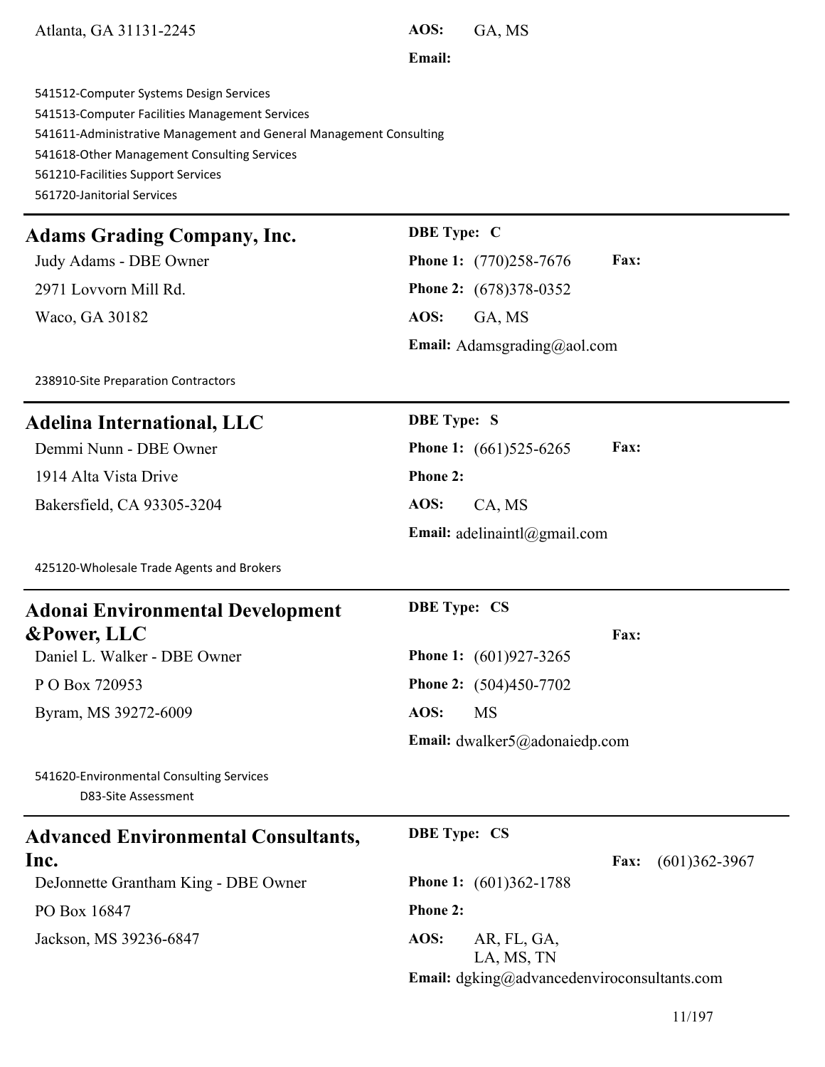Atlanta, GA 31131-2245

**AOS:** GA, MS

**Email:**

541512-Computer Systems Design Services
541513-Computer Facilities Management Services
541611-Administrative Management and General Management Consulting
541618-Other Management Consulting Services
561210-Facilities Support Services
561720-Janitorial Services

---

## Adams Grading Company, Inc.

Judy Adams - DBE Owner
2971 Lovvorn Mill Rd.
Waco, GA 30182

**DBE Type:** C
**Phone 1:** (770)258-7676 **Fax:**
**Phone 2:** (678)378-0352
**AOS:** GA, MS
**Email:** Adamsgrading@aol.com

238910-Site Preparation Contractors

---

## Adelina International, LLC

Demmi Nunn - DBE Owner
1914 Alta Vista Drive
Bakersfield, CA 93305-3204

**DBE Type:** S
**Phone 1:** (661)525-6265 **Fax:**
**Phone 2:**
**AOS:** CA, MS
**Email:** adelinaintl@gmail.com

425120-Wholesale Trade Agents and Brokers

---

## Adonai Environmental Development &Power, LLC

Daniel L. Walker - DBE Owner
P O Box 720953
Byram, MS 39272-6009

**DBE Type:** CS
**Fax:**
**Phone 1:** (601)927-3265
**Phone 2:** (504)450-7702
**AOS:** MS
**Email:** dwalker5@adonaiedp.com

541620-Environmental Consulting Services
D83-Site Assessment

---

## Advanced Environmental Consultants, Inc.

DeJonnette Grantham King - DBE Owner
PO Box 16847
Jackson, MS 39236-6847

**DBE Type:** CS
**Fax:** (601)362-3967
**Phone 1:** (601)362-1788
**Phone 2:**
**AOS:** AR, FL, GA, LA, MS, TN
**Email:** dgking@advancedenviroconsultants.com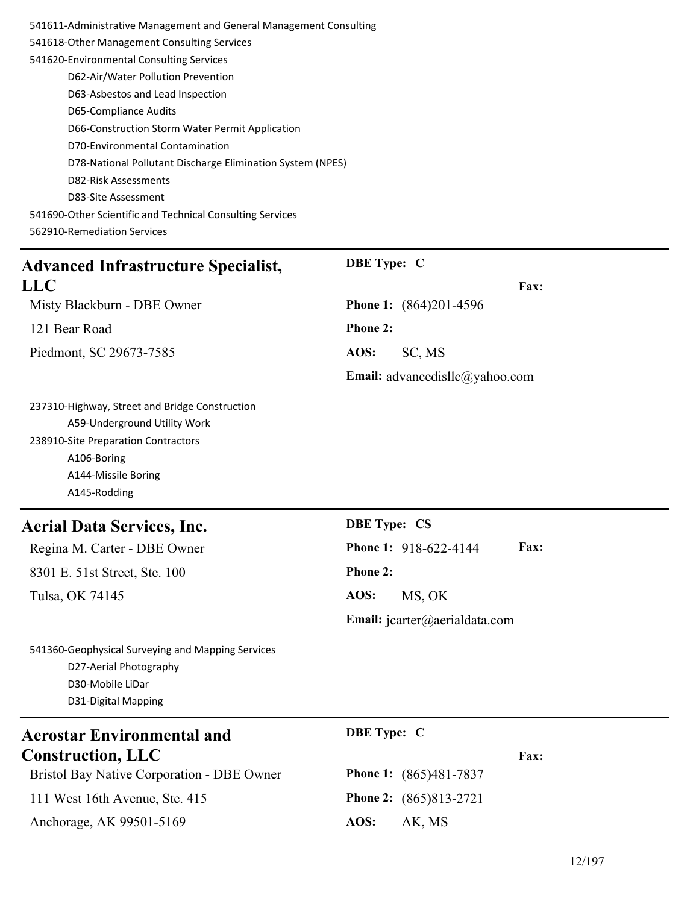- 541611-Administrative Management and General Management Consulting
- 541618-Other Management Consulting Services
- 541620-Environmental Consulting Services
  - D62-Air/Water Pollution Prevention
  - D63-Asbestos and Lead Inspection
  - D65-Compliance Audits
  - D66-Construction Storm Water Permit Application
  - D70-Environmental Contamination
  - D78-National Pollutant Discharge Elimination System (NPES)
  - D82-Risk Assessments
  - D83-Site Assessment
- 541690-Other Scientific and Technical Consulting Services
- 562910-Remediation Services

---

## Advanced Infrastructure Specialist, LLC

Misty Blackburn - DBE Owner
121 Bear Road
Piedmont, SC 29673-7585

**DBE Type:** C
**Fax:**
**Phone 1:** (864)201-4596
**Phone 2:**
**AOS:** SC, MS
**Email:** advancedisllc@yahoo.com

- 237310-Highway, Street and Bridge Construction
  - A59-Underground Utility Work
- 238910-Site Preparation Contractors
  - A106-Boring
  - A144-Missile Boring
  - A145-Rodding

---

## Aerial Data Services, Inc.

Regina M. Carter - DBE Owner
8301 E. 51st Street, Ste. 100
Tulsa, OK 74145

**DBE Type:** CS
**Phone 1:** 918-622-4144
**Fax:**
**Phone 2:**
**AOS:** MS, OK
**Email:** jcarter@aerialdata.com

- 541360-Geophysical Surveying and Mapping Services
  - D27-Aerial Photography
  - D30-Mobile LiDar
  - D31-Digital Mapping

---

## Aerostar Environmental and Construction, LLC

Bristol Bay Native Corporation - DBE Owner
111 West 16th Avenue, Ste. 415
Anchorage, AK 99501-5169

**DBE Type:** C
**Fax:**
**Phone 1:** (865)481-7837
**Phone 2:** (865)813-2721
**AOS:** AK, MS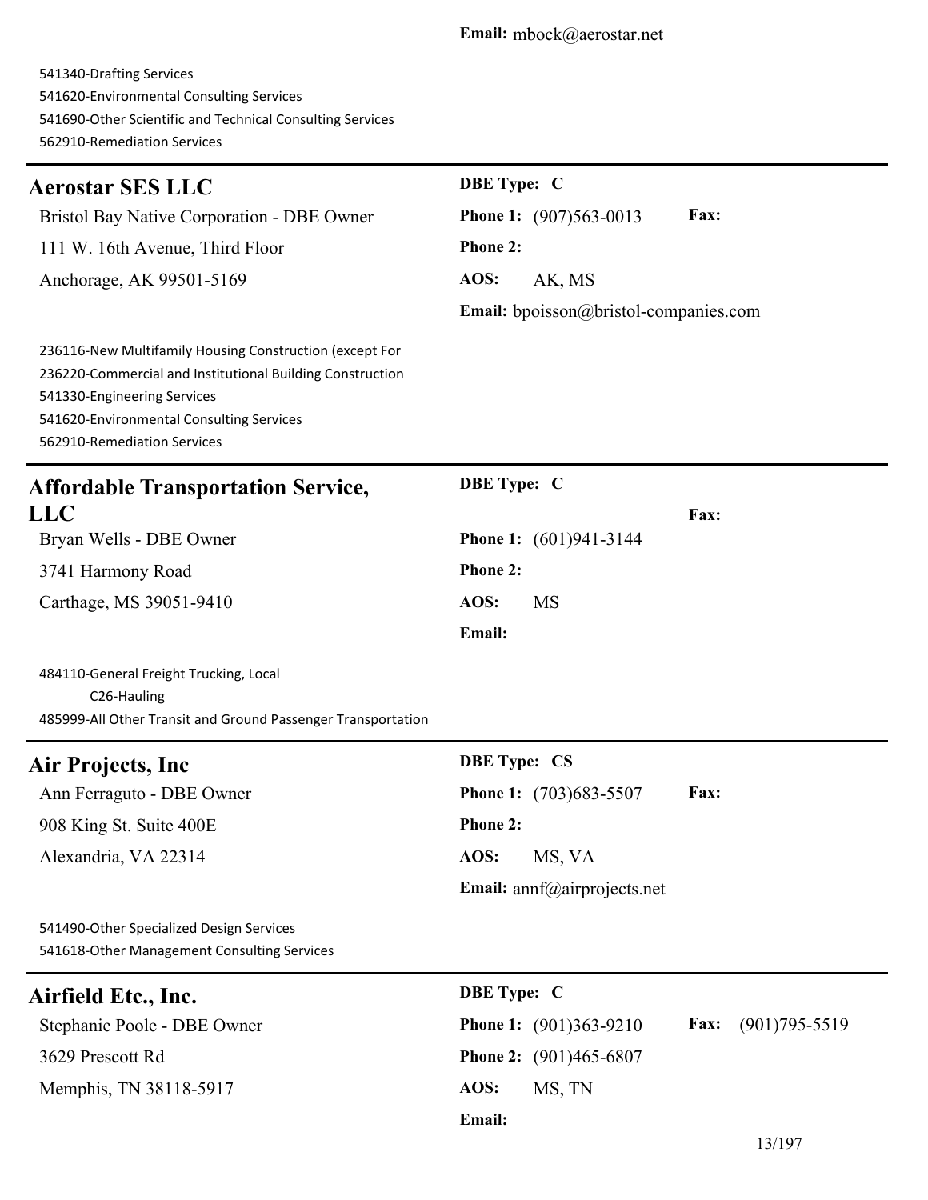**Email:** mbock@aerostar.net

541340-Drafting Services
541620-Environmental Consulting Services
541690-Other Scientific and Technical Consulting Services
562910-Remediation Services

---

## Aerostar SES LLC

Bristol Bay Native Corporation - DBE Owner
111 W. 16th Avenue, Third Floor
Anchorage, AK 99501-5169

**DBE Type:** C
**Phone 1:** (907)563-0013 **Fax:**
**Phone 2:**
**AOS:** AK, MS
**Email:** bpoisson@bristol-companies.com

236116-New Multifamily Housing Construction (except For
236220-Commercial and Institutional Building Construction
541330-Engineering Services
541620-Environmental Consulting Services
562910-Remediation Services

---

## Affordable Transportation Service, LLC

Bryan Wells - DBE Owner
3741 Harmony Road
Carthage, MS 39051-9410

**DBE Type:** C
**Fax:**
**Phone 1:** (601)941-3144
**Phone 2:**
**AOS:** MS
**Email:**

484110-General Freight Trucking, Local
    C26-Hauling
485999-All Other Transit and Ground Passenger Transportation

---

## Air Projects, Inc

Ann Ferraguto - DBE Owner
908 King St. Suite 400E
Alexandria, VA 22314

**DBE Type:** CS
**Phone 1:** (703)683-5507 **Fax:**
**Phone 2:**
**AOS:** MS, VA
**Email:** annf@airprojects.net

541490-Other Specialized Design Services
541618-Other Management Consulting Services

---

## Airfield Etc., Inc.

Stephanie Poole - DBE Owner
3629 Prescott Rd
Memphis, TN 38118-5917

**DBE Type:** C
**Phone 1:** (901)363-9210 **Fax:** (901)795-5519
**Phone 2:** (901)465-6807
**AOS:** MS, TN
**Email:**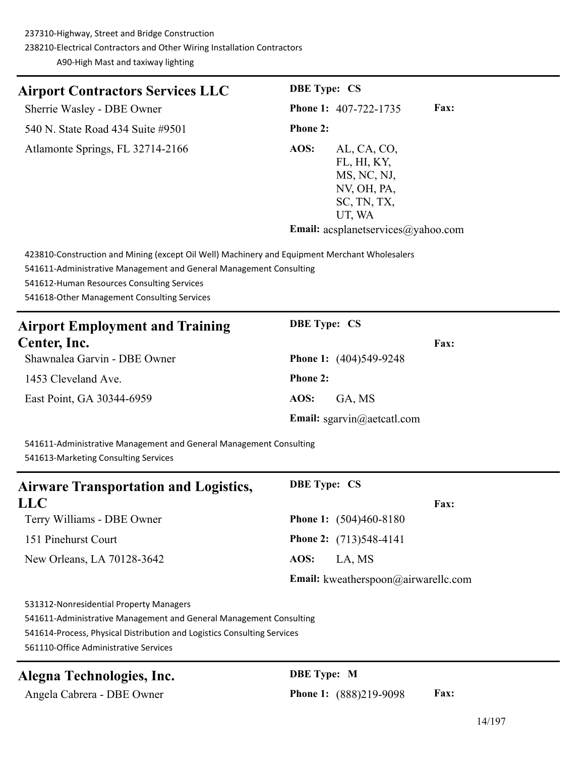237310-Highway, Street and Bridge Construction

238210-Electrical Contractors and Other Wiring Installation Contractors

A90-High Mast and taxiway lighting

---

## Airport Contractors Services LLC

**DBE Type: CS**

Sherrie Wasley - DBE Owner

540 N. State Road 434 Suite #9501

Atlamonte Springs, FL 32714-2166

**Phone 1:** 407-722-1735 **Fax:**

**Phone 2:**

**AOS:** AL, CA, CO, FL, HI, KY, MS, NC, NJ, NV, OH, PA, SC, TN, TX, UT, WA

**Email:** acsplanetservices@yahoo.com

423810-Construction and Mining (except Oil Well) Machinery and Equipment Merchant Wholesalers

541611-Administrative Management and General Management Consulting

541612-Human Resources Consulting Services

541618-Other Management Consulting Services

---

## Airport Employment and Training Center, Inc.

**DBE Type: CS**

Shawnalea Garvin - DBE Owner

1453 Cleveland Ave.

East Point, GA 30344-6959

**Fax:**

**Phone 1:** (404)549-9248

**Phone 2:**

**AOS:** GA, MS

**Email:** sgarvin@aetcatl.com

541611-Administrative Management and General Management Consulting

541613-Marketing Consulting Services

---

## Airware Transportation and Logistics, LLC

**DBE Type: CS**

Terry Williams - DBE Owner

151 Pinehurst Court

New Orleans, LA 70128-3642

**Fax:**

**Phone 1:** (504)460-8180

**Phone 2:** (713)548-4141

**AOS:** LA, MS

**Email:** kweatherspoon@airwarellc.com

531312-Nonresidential Property Managers

541611-Administrative Management and General Management Consulting

541614-Process, Physical Distribution and Logistics Consulting Services

561110-Office Administrative Services

---

## Alegna Technologies, Inc.

**DBE Type: M**

Angela Cabrera - DBE Owner

**Phone 1:** (888)219-9098 **Fax:**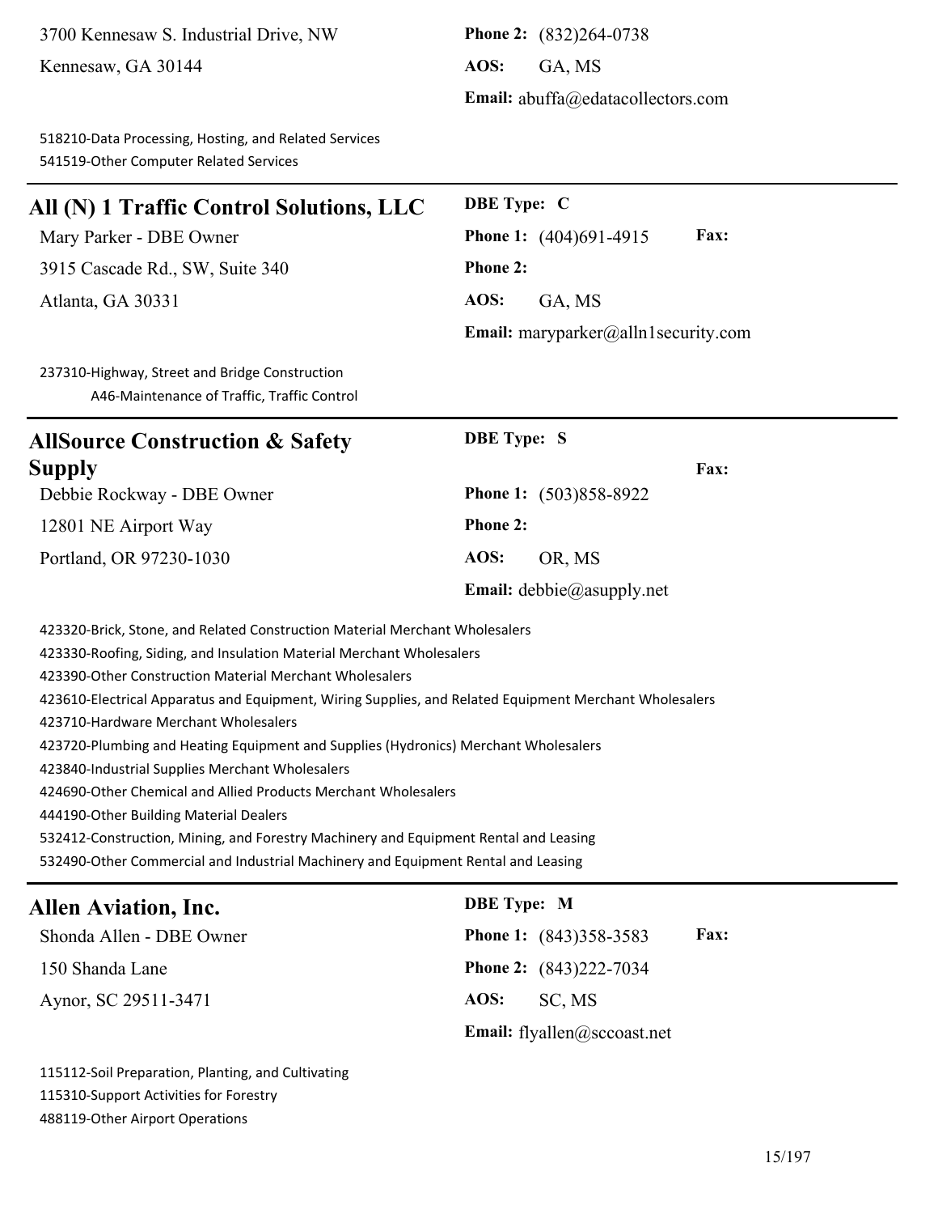3700 Kennesaw S. Industrial Drive, NW
Kennesaw, GA 30144

**Phone 2:** (832)264-0738
**AOS:** GA, MS
**Email:** abuffa@edatacollectors.com

518210-Data Processing, Hosting, and Related Services
541519-Other Computer Related Services

---

## All (N) 1 Traffic Control Solutions, LLC

**DBE Type:** C

Mary Parker - DBE Owner
3915 Cascade Rd., SW, Suite 340
Atlanta, GA 30331

**Phone 1:** (404)691-4915 **Fax:**
**Phone 2:**
**AOS:** GA, MS
**Email:** maryparker@alln1security.com

237310-Highway, Street and Bridge Construction
A46-Maintenance of Traffic, Traffic Control

---

## AllSource Construction & Safety Supply

**DBE Type:** S

Debbie Rockway - DBE Owner
12801 NE Airport Way
Portland, OR 97230-1030

**Fax:**
**Phone 1:** (503)858-8922
**Phone 2:**
**AOS:** OR, MS
**Email:** debbie@asupply.net

423320-Brick, Stone, and Related Construction Material Merchant Wholesalers
423330-Roofing, Siding, and Insulation Material Merchant Wholesalers
423390-Other Construction Material Merchant Wholesalers
423610-Electrical Apparatus and Equipment, Wiring Supplies, and Related Equipment Merchant Wholesalers
423710-Hardware Merchant Wholesalers
423720-Plumbing and Heating Equipment and Supplies (Hydronics) Merchant Wholesalers
423840-Industrial Supplies Merchant Wholesalers
424690-Other Chemical and Allied Products Merchant Wholesalers
444190-Other Building Material Dealers
532412-Construction, Mining, and Forestry Machinery and Equipment Rental and Leasing
532490-Other Commercial and Industrial Machinery and Equipment Rental and Leasing

---

## Allen Aviation, Inc.

**DBE Type:** M

Shonda Allen - DBE Owner
150 Shanda Lane
Aynor, SC 29511-3471

**Phone 1:** (843)358-3583 **Fax:**
**Phone 2:** (843)222-7034
**AOS:** SC, MS
**Email:** flyallen@sccoast.net

115112-Soil Preparation, Planting, and Cultivating
115310-Support Activities for Forestry
488119-Other Airport Operations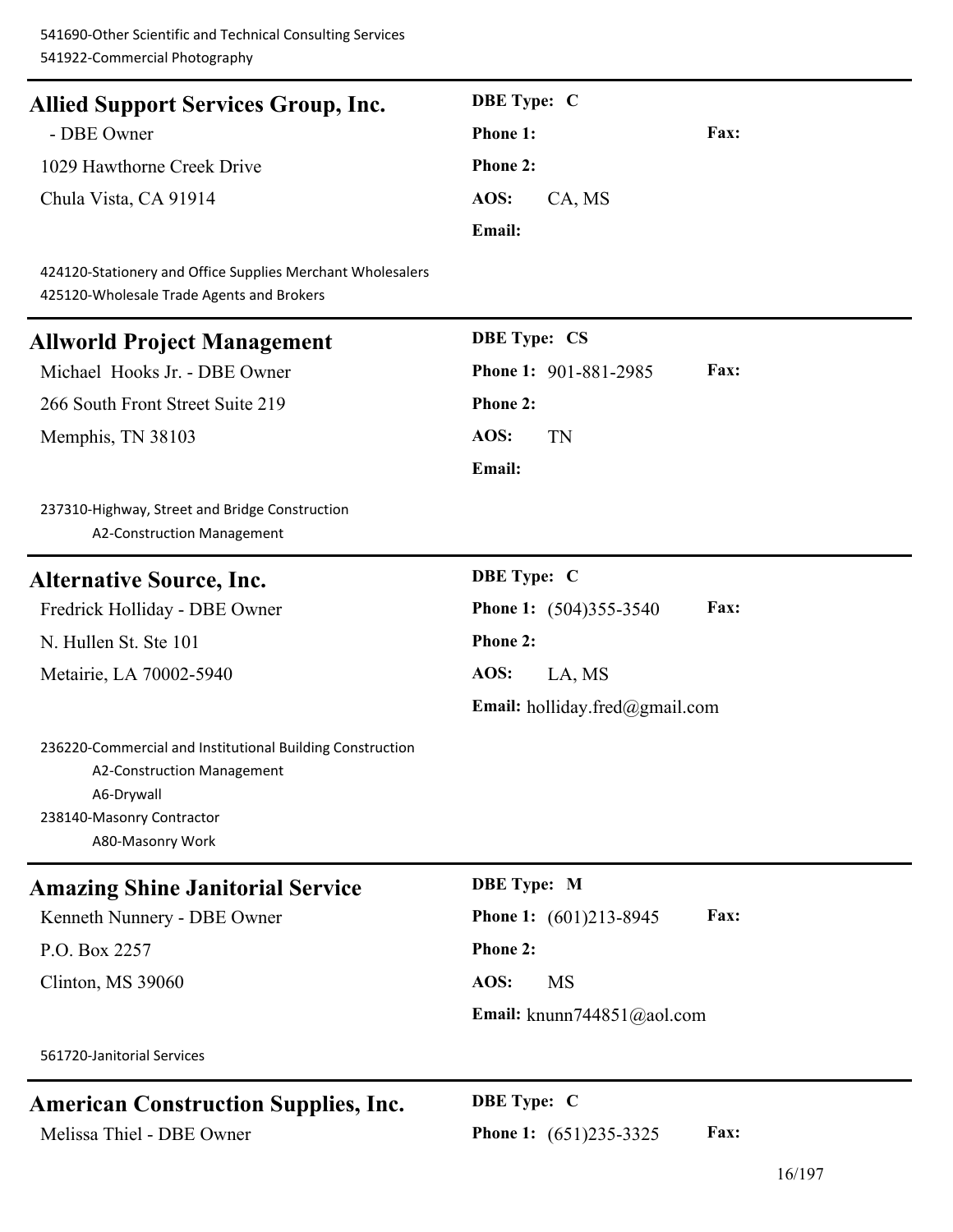541690-Other Scientific and Technical Consulting Services
541922-Commercial Photography

## Allied Support Services Group, Inc.

- DBE Owner
1029 Hawthorne Creek Drive
Chula Vista, CA 91914

**DBE Type:** C
**Phone 1:** **Fax:**
**Phone 2:**
**AOS:** CA, MS
**Email:**

424120-Stationery and Office Supplies Merchant Wholesalers
425120-Wholesale Trade Agents and Brokers

## Allworld Project Management

Michael Hooks Jr. - DBE Owner
266 South Front Street Suite 219
Memphis, TN 38103

**DBE Type:** CS
**Phone 1:** 901-881-2985 **Fax:**
**Phone 2:**
**AOS:** TN
**Email:**

237310-Highway, Street and Bridge Construction
    A2-Construction Management

## Alternative Source, Inc.

Fredrick Holliday - DBE Owner
N. Hullen St. Ste 101
Metairie, LA 70002-5940

**DBE Type:** C
**Phone 1:** (504)355-3540 **Fax:**
**Phone 2:**
**AOS:** LA, MS
**Email:** holliday.fred@gmail.com

236220-Commercial and Institutional Building Construction
    A2-Construction Management
    A6-Drywall
238140-Masonry Contractor
    A80-Masonry Work

## Amazing Shine Janitorial Service

Kenneth Nunnery - DBE Owner
P.O. Box 2257
Clinton, MS 39060

**DBE Type:** M
**Phone 1:** (601)213-8945 **Fax:**
**Phone 2:**
**AOS:** MS
**Email:** knunn744851@aol.com

561720-Janitorial Services

## American Construction Supplies, Inc.

Melissa Thiel - DBE Owner

**DBE Type:** C
**Phone 1:** (651)235-3325 **Fax:**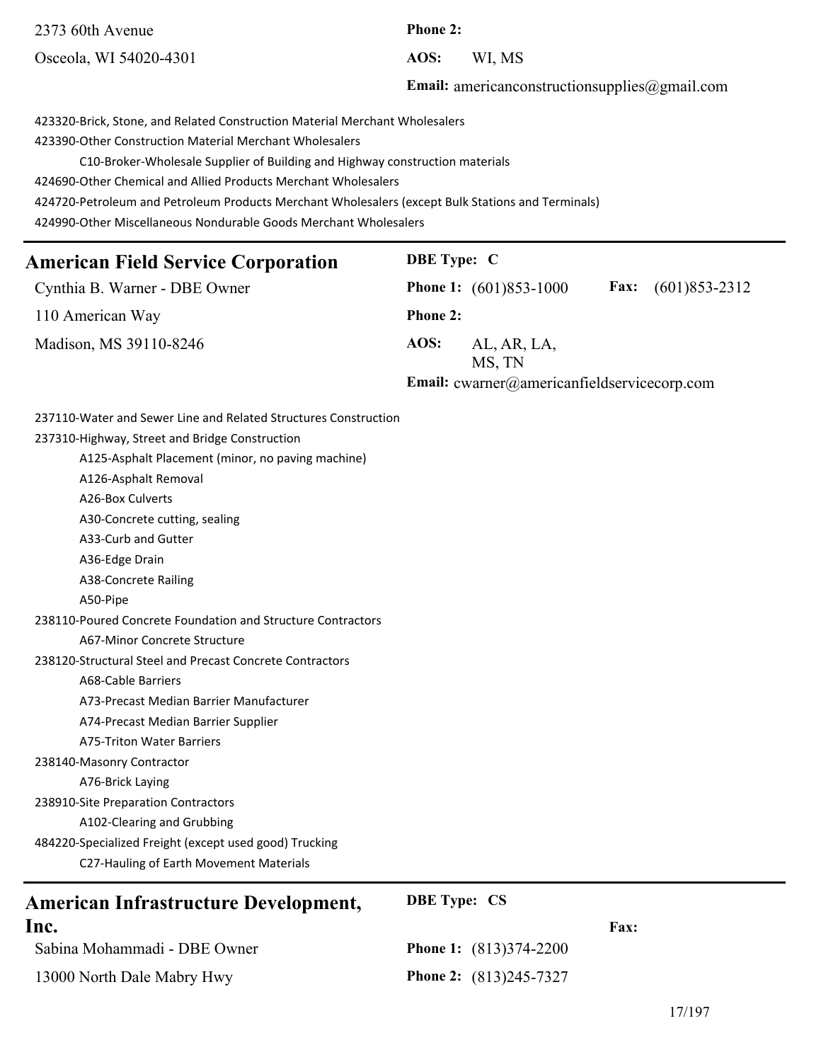2373 60th Avenue

Osceola, WI 54020-4301

**Phone 2:**

**AOS:** WI, MS

**Email:** americanconstructionsupplies@gmail.com

- 423320-Brick, Stone, and Related Construction Material Merchant Wholesalers
- 423390-Other Construction Material Merchant Wholesalers
  - C10-Broker-Wholesale Supplier of Building and Highway construction materials
- 424690-Other Chemical and Allied Products Merchant Wholesalers
- 424720-Petroleum and Petroleum Products Merchant Wholesalers (except Bulk Stations and Terminals)
- 424990-Other Miscellaneous Nondurable Goods Merchant Wholesalers

---

## American Field Service Corporation

**DBE Type:** C

Cynthia B. Warner - DBE Owner

110 American Way

Madison, MS 39110-8246

**Phone 1:** (601)853-1000 **Fax:** (601)853-2312

**Phone 2:**

**AOS:** AL, AR, LA, MS, TN

**Email:** cwarner@americanfieldservicecorp.com

- 237110-Water and Sewer Line and Related Structures Construction
- 237310-Highway, Street and Bridge Construction
  - A125-Asphalt Placement (minor, no paving machine)
  - A126-Asphalt Removal
  - A26-Box Culverts
  - A30-Concrete cutting, sealing
  - A33-Curb and Gutter
  - A36-Edge Drain
  - A38-Concrete Railing
  - A50-Pipe
- 238110-Poured Concrete Foundation and Structure Contractors
  - A67-Minor Concrete Structure
- 238120-Structural Steel and Precast Concrete Contractors
  - A68-Cable Barriers
  - A73-Precast Median Barrier Manufacturer
  - A74-Precast Median Barrier Supplier
  - A75-Triton Water Barriers
- 238140-Masonry Contractor
  - A76-Brick Laying
- 238910-Site Preparation Contractors
  - A102-Clearing and Grubbing
- 484220-Specialized Freight (except used good) Trucking
  - C27-Hauling of Earth Movement Materials

---

## American Infrastructure Development, Inc.

**DBE Type:** CS

Sabina Mohammadi - DBE Owner

13000 North Dale Mabry Hwy

**Phone 1:** (813)374-2200 **Fax:**

**Phone 2:** (813)245-7327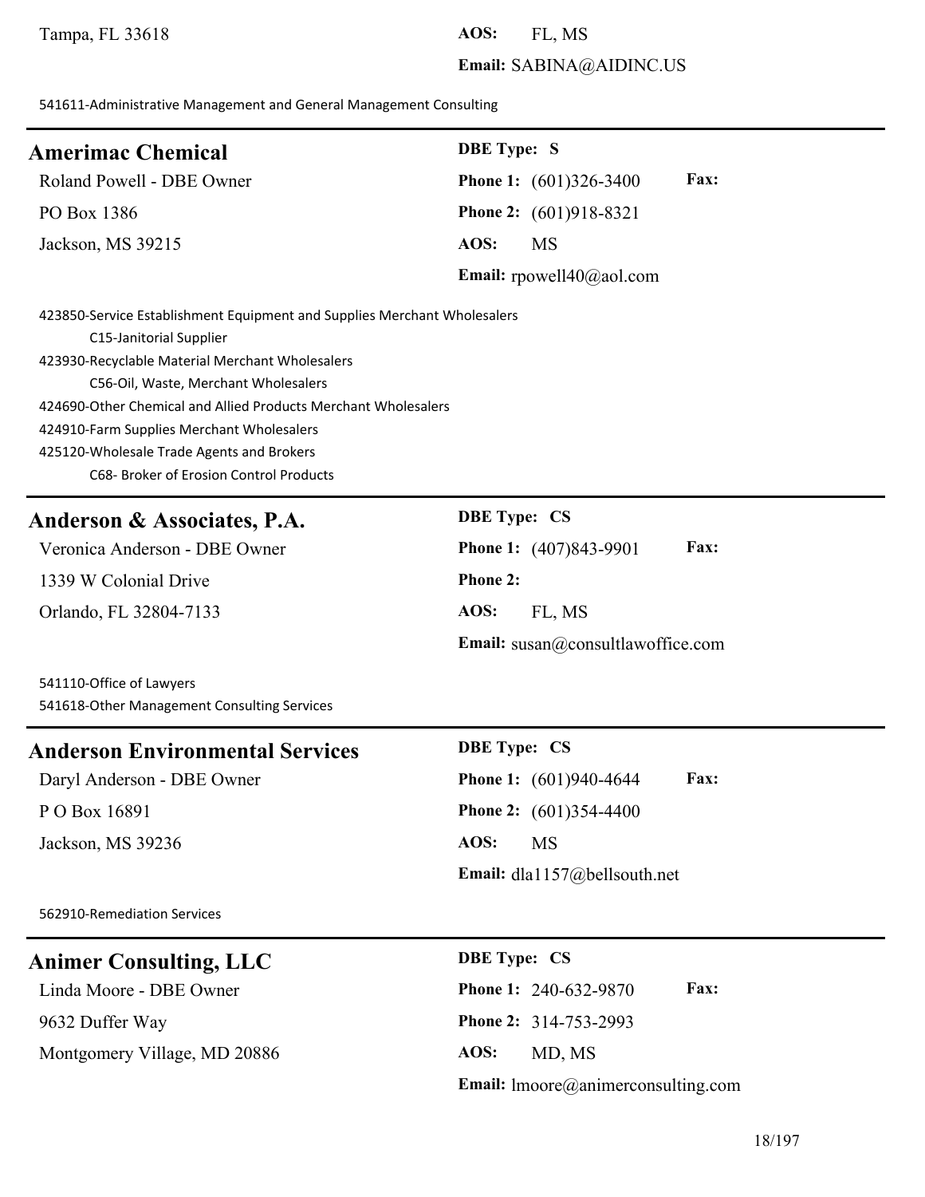Tampa, FL 33618

**AOS:** FL, MS

**Email:** SABINA@AIDINC.US

541611-Administrative Management and General Management Consulting

---

## Amerimac Chemical

Roland Powell - DBE Owner
PO Box 1386
Jackson, MS 39215

**DBE Type:** S
**Phone 1:** (601)326-3400 **Fax:**
**Phone 2:** (601)918-8321
**AOS:** MS
**Email:** rpowell40@aol.com

423850-Service Establishment Equipment and Supplies Merchant Wholesalers
- C15-Janitorial Supplier

423930-Recyclable Material Merchant Wholesalers
- C56-Oil, Waste, Merchant Wholesalers

424690-Other Chemical and Allied Products Merchant Wholesalers
424910-Farm Supplies Merchant Wholesalers
425120-Wholesale Trade Agents and Brokers
- C68- Broker of Erosion Control Products

---

## Anderson & Associates, P.A.

Veronica Anderson - DBE Owner
1339 W Colonial Drive
Orlando, FL 32804-7133

**DBE Type:** CS
**Phone 1:** (407)843-9901 **Fax:**
**Phone 2:**
**AOS:** FL, MS
**Email:** susan@consultlawoffice.com

541110-Office of Lawyers
541618-Other Management Consulting Services

---

## Anderson Environmental Services

Daryl Anderson - DBE Owner
P O Box 16891
Jackson, MS 39236

**DBE Type:** CS
**Phone 1:** (601)940-4644 **Fax:**
**Phone 2:** (601)354-4400
**AOS:** MS
**Email:** dla1157@bellsouth.net

562910-Remediation Services

---

## Animer Consulting, LLC

Linda Moore - DBE Owner
9632 Duffer Way
Montgomery Village, MD 20886

**DBE Type:** CS
**Phone 1:** 240-632-9870 **Fax:**
**Phone 2:** 314-753-2993
**AOS:** MD, MS
**Email:** lmoore@animerconsulting.com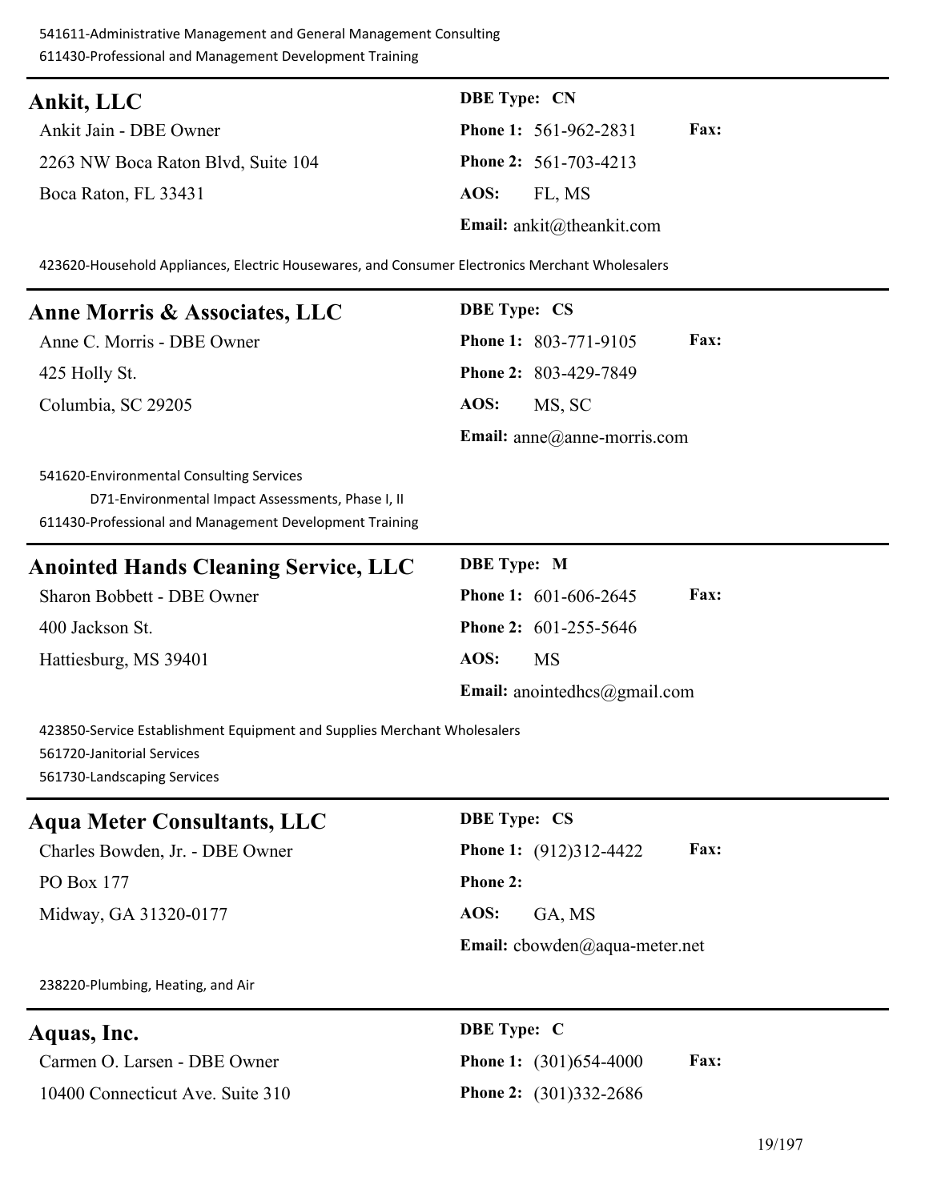541611-Administrative Management and General Management Consulting
611430-Professional and Management Development Training

---

## Ankit, LLC

Ankit Jain - DBE Owner
2263 NW Boca Raton Blvd, Suite 104
Boca Raton, FL 33431

**DBE Type:** CN
**Phone 1:** 561-962-2831 **Fax:**
**Phone 2:** 561-703-4213
**AOS:** FL, MS
**Email:** ankit@theankit.com

423620-Household Appliances, Electric Housewares, and Consumer Electronics Merchant Wholesalers

---

## Anne Morris & Associates, LLC

Anne C. Morris - DBE Owner
425 Holly St.
Columbia, SC 29205

**DBE Type:** CS
**Phone 1:** 803-771-9105 **Fax:**
**Phone 2:** 803-429-7849
**AOS:** MS, SC
**Email:** anne@anne-morris.com

541620-Environmental Consulting Services
    D71-Environmental Impact Assessments, Phase I, II
611430-Professional and Management Development Training

---

## Anointed Hands Cleaning Service, LLC

Sharon Bobbett - DBE Owner
400 Jackson St.
Hattiesburg, MS 39401

**DBE Type:** M
**Phone 1:** 601-606-2645 **Fax:**
**Phone 2:** 601-255-5646
**AOS:** MS
**Email:** anointedhcs@gmail.com

423850-Service Establishment Equipment and Supplies Merchant Wholesalers
561720-Janitorial Services
561730-Landscaping Services

---

## Aqua Meter Consultants, LLC

Charles Bowden, Jr. - DBE Owner
PO Box 177
Midway, GA 31320-0177

**DBE Type:** CS
**Phone 1:** (912)312-4422 **Fax:**
**Phone 2:**
**AOS:** GA, MS
**Email:** cbowden@aqua-meter.net

238220-Plumbing, Heating, and Air

---

## Aquas, Inc.

Carmen O. Larsen - DBE Owner
10400 Connecticut Ave. Suite 310

**DBE Type:** C
**Phone 1:** (301)654-4000 **Fax:**
**Phone 2:** (301)332-2686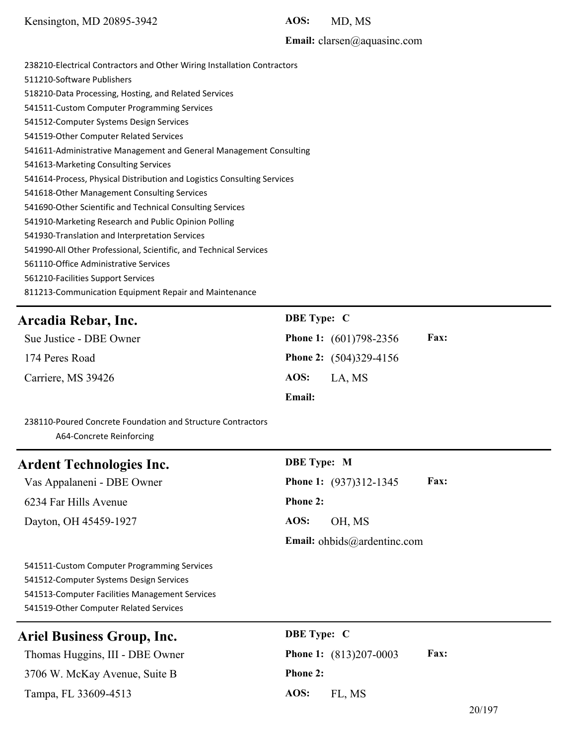Kensington, MD 20895-3942

**AOS:** MD, MS

**Email:** clarsen@aquasinc.com

238210-Electrical Contractors and Other Wiring Installation Contractors
511210-Software Publishers
518210-Data Processing, Hosting, and Related Services
541511-Custom Computer Programming Services
541512-Computer Systems Design Services
541519-Other Computer Related Services
541611-Administrative Management and General Management Consulting
541613-Marketing Consulting Services
541614-Process, Physical Distribution and Logistics Consulting Services
541618-Other Management Consulting Services
541690-Other Scientific and Technical Consulting Services
541910-Marketing Research and Public Opinion Polling
541930-Translation and Interpretation Services
541990-All Other Professional, Scientific, and Technical Services
561110-Office Administrative Services
561210-Facilities Support Services
811213-Communication Equipment Repair and Maintenance

---

## Arcadia Rebar, Inc.

**DBE Type:** C

Sue Justice - DBE Owner
174 Peres Road
Carriere, MS 39426

**Phone 1:** (601)798-2356 **Fax:**
**Phone 2:** (504)329-4156
**AOS:** LA, MS
**Email:**

238110-Poured Concrete Foundation and Structure Contractors
A64-Concrete Reinforcing

---

## Ardent Technologies Inc.

**DBE Type:** M

Vas Appalaneni - DBE Owner
6234 Far Hills Avenue
Dayton, OH 45459-1927

**Phone 1:** (937)312-1345 **Fax:**
**Phone 2:**
**AOS:** OH, MS
**Email:** ohbids@ardentinc.com

541511-Custom Computer Programming Services
541512-Computer Systems Design Services
541513-Computer Facilities Management Services
541519-Other Computer Related Services

---

## Ariel Business Group, Inc.

**DBE Type:** C

Thomas Huggins, III - DBE Owner
3706 W. McKay Avenue, Suite B
Tampa, FL 33609-4513

**Phone 1:** (813)207-0003 **Fax:**
**Phone 2:**
**AOS:** FL, MS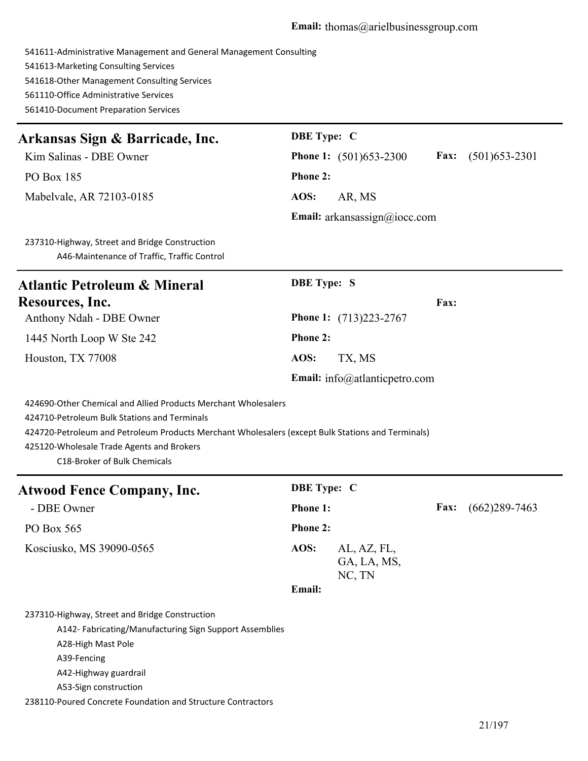**Email:** thomas@arielbusinessgroup.com

541611-Administrative Management and General Management Consulting
541613-Marketing Consulting Services
541618-Other Management Consulting Services
561110-Office Administrative Services
561410-Document Preparation Services

---

## Arkansas Sign & Barricade, Inc.

Kim Salinas - DBE Owner
PO Box 185
Mabelvale, AR 72103-0185

**DBE Type:** C
**Phone 1:** (501)653-2300 **Fax:** (501)653-2301
**Phone 2:**
**AOS:** AR, MS
**Email:** arkansassign@iocc.com

237310-Highway, Street and Bridge Construction
- A46-Maintenance of Traffic, Traffic Control

---

## Atlantic Petroleum & Mineral Resources, Inc.

Anthony Ndah - DBE Owner
1445 North Loop W Ste 242
Houston, TX 77008

**DBE Type:** S
**Fax:**
**Phone 1:** (713)223-2767
**Phone 2:**
**AOS:** TX, MS
**Email:** info@atlanticpetro.com

424690-Other Chemical and Allied Products Merchant Wholesalers
424710-Petroleum Bulk Stations and Terminals
424720-Petroleum and Petroleum Products Merchant Wholesalers (except Bulk Stations and Terminals)
425120-Wholesale Trade Agents and Brokers
- C18-Broker of Bulk Chemicals

---

## Atwood Fence Company, Inc.

- DBE Owner
PO Box 565
Kosciusko, MS 39090-0565

**DBE Type:** C
**Phone 1:** **Fax:** (662)289-7463
**Phone 2:**
**AOS:** AL, AZ, FL, GA, LA, MS, NC, TN
**Email:**

237310-Highway, Street and Bridge Construction
- A142- Fabricating/Manufacturing Sign Support Assemblies
- A28-High Mast Pole
- A39-Fencing
- A42-Highway guardrail
- A53-Sign construction

238110-Poured Concrete Foundation and Structure Contractors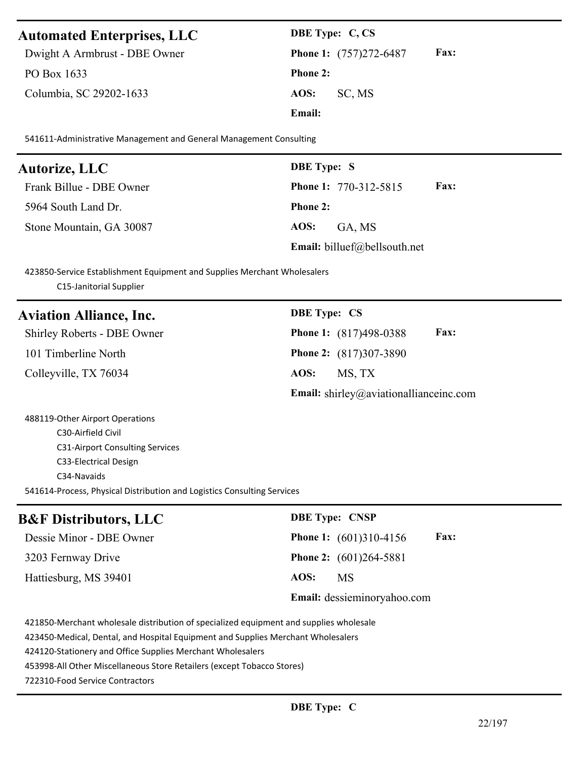## Automated Enterprises, LLC

**DBE Type:** C, CS

Dwight A Armbrust - DBE Owner
PO Box 1633
Columbia, SC 29202-1633

**Phone 1:** (757)272-6487 **Fax:**
**Phone 2:**
**AOS:** SC, MS
**Email:**

541611-Administrative Management and General Management Consulting

---

## Autorize, LLC

**DBE Type:** S

Frank Billue - DBE Owner
5964 South Land Dr.
Stone Mountain, GA 30087

**Phone 1:** 770-312-5815 **Fax:**
**Phone 2:**
**AOS:** GA, MS
**Email:** billuef@bellsouth.net

423850-Service Establishment Equipment and Supplies Merchant Wholesalers
- C15-Janitorial Supplier

---

## Aviation Alliance, Inc.

**DBE Type:** CS

Shirley Roberts - DBE Owner
101 Timberline North
Colleyville, TX 76034

**Phone 1:** (817)498-0388 **Fax:**
**Phone 2:** (817)307-3890
**AOS:** MS, TX
**Email:** shirley@aviationallianceinc.com

488119-Other Airport Operations
- C30-Airfield Civil
- C31-Airport Consulting Services
- C33-Electrical Design
- C34-Navaids

541614-Process, Physical Distribution and Logistics Consulting Services

---

## B&F Distributors, LLC

**DBE Type:** CNSP

Dessie Minor - DBE Owner
3203 Fernway Drive
Hattiesburg, MS 39401

**Phone 1:** (601)310-4156 **Fax:**
**Phone 2:** (601)264-5881
**AOS:** MS
**Email:** dessieminoryahoo.com

421850-Merchant wholesale distribution of specialized equipment and supplies wholesale
423450-Medical, Dental, and Hospital Equipment and Supplies Merchant Wholesalers
424120-Stationery and Office Supplies Merchant Wholesalers
453998-All Other Miscellaneous Store Retailers (except Tobacco Stores)
722310-Food Service Contractors

---

**DBE Type:** C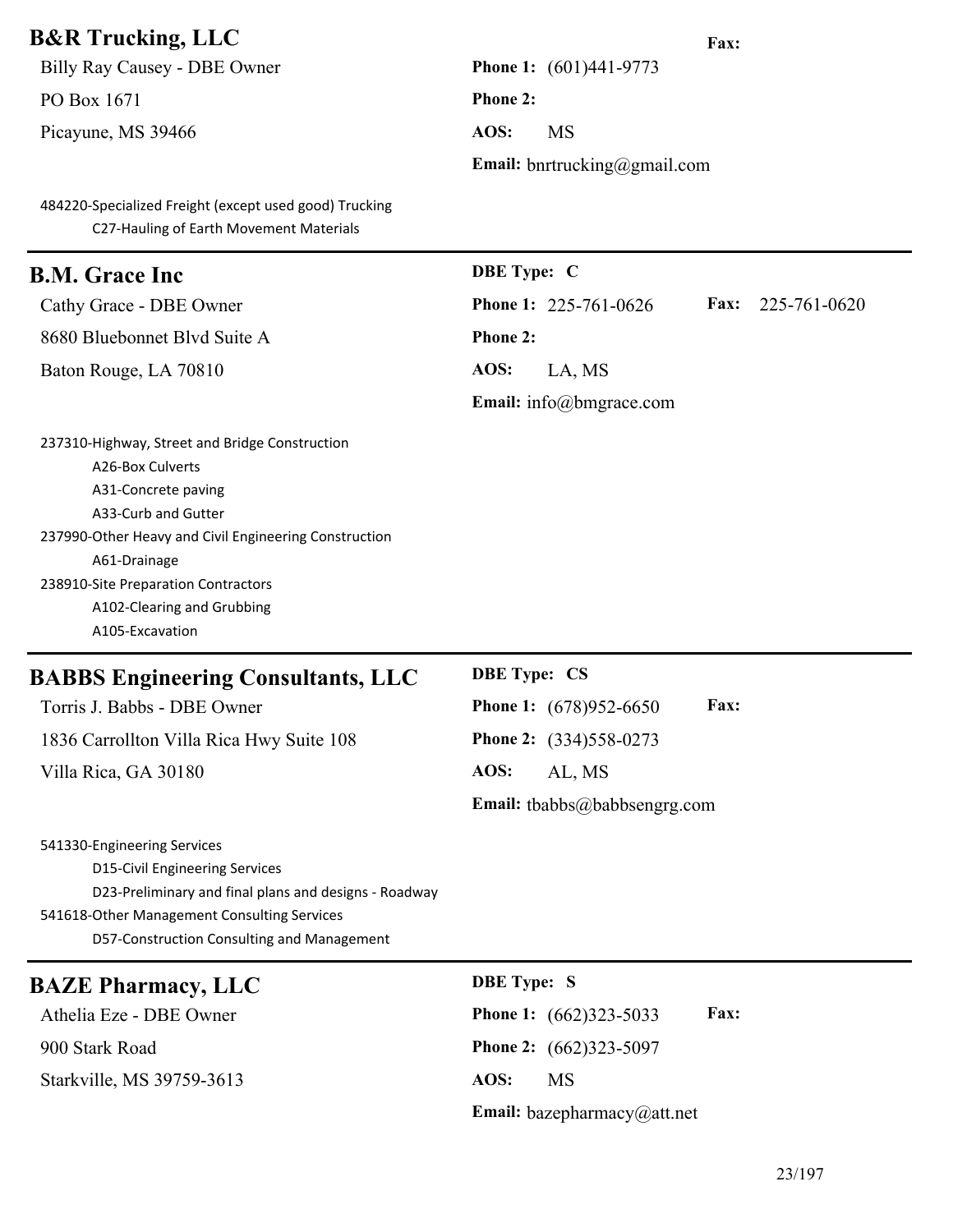## B&R Trucking, LLC

**Fax:**

Billy Ray Causey - DBE Owner
PO Box 1671
Picayune, MS 39466

**Phone 1:** (601)441-9773
**Phone 2:**
**AOS:** MS
**Email:** bnrtrucking@gmail.com

484220-Specialized Freight (except used good) Trucking
- C27-Hauling of Earth Movement Materials

---

## B.M. Grace Inc

**DBE Type:** C

Cathy Grace - DBE Owner
8680 Bluebonnet Blvd Suite A
Baton Rouge, LA 70810

**Phone 1:** 225-761-0626 **Fax:** 225-761-0620
**Phone 2:**
**AOS:** LA, MS
**Email:** info@bmgrace.com

237310-Highway, Street and Bridge Construction
- A26-Box Culverts
- A31-Concrete paving
- A33-Curb and Gutter

237990-Other Heavy and Civil Engineering Construction
- A61-Drainage

238910-Site Preparation Contractors
- A102-Clearing and Grubbing
- A105-Excavation

---

## BABBS Engineering Consultants, LLC

**DBE Type:** CS

Torris J. Babbs - DBE Owner
1836 Carrollton Villa Rica Hwy Suite 108
Villa Rica, GA 30180

**Phone 1:** (678)952-6650 **Fax:**
**Phone 2:** (334)558-0273
**AOS:** AL, MS
**Email:** tbabbs@babbsengrg.com

541330-Engineering Services
- D15-Civil Engineering Services
- D23-Preliminary and final plans and designs - Roadway

541618-Other Management Consulting Services
- D57-Construction Consulting and Management

---

## BAZE Pharmacy, LLC

**DBE Type:** S

Athelia Eze - DBE Owner
900 Stark Road
Starkville, MS 39759-3613

**Phone 1:** (662)323-5033 **Fax:**
**Phone 2:** (662)323-5097
**AOS:** MS
**Email:** bazepharmacy@att.net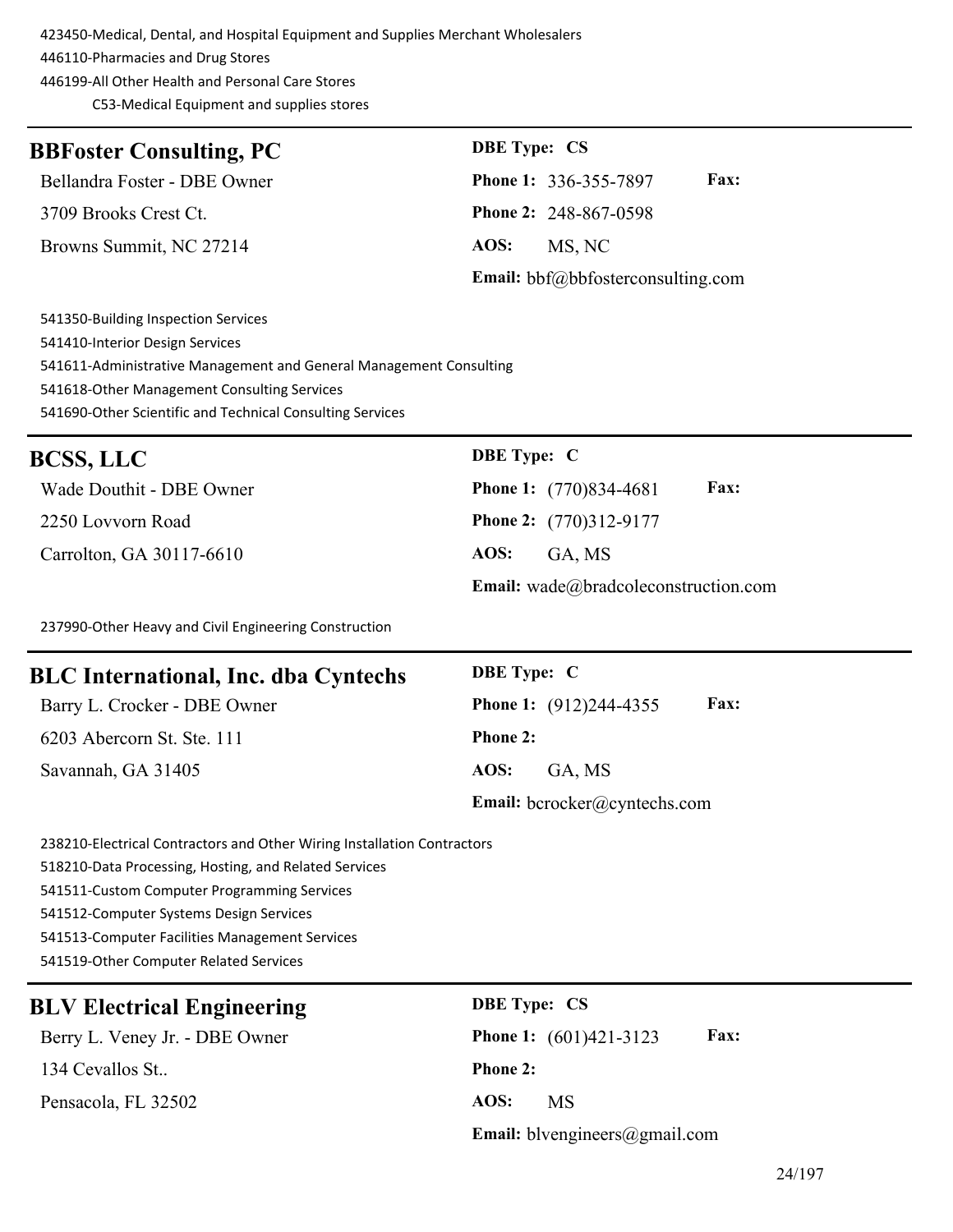423450-Medical, Dental, and Hospital Equipment and Supplies Merchant Wholesalers
446110-Pharmacies and Drug Stores
446199-All Other Health and Personal Care Stores
C53-Medical Equipment and supplies stores

---

## BBFoster Consulting, PC

**DBE Type:** CS

Bellandra Foster - DBE Owner
3709 Brooks Crest Ct.
Browns Summit, NC 27214

**Phone 1:** 336-355-7897 **Fax:**
**Phone 2:** 248-867-0598
**AOS:** MS, NC
**Email:** bbf@bbfosterconsulting.com

541350-Building Inspection Services
541410-Interior Design Services
541611-Administrative Management and General Management Consulting
541618-Other Management Consulting Services
541690-Other Scientific and Technical Consulting Services

---

## BCSS, LLC

**DBE Type:** C

Wade Douthit - DBE Owner
2250 Lovvorn Road
Carrolton, GA 30117-6610

**Phone 1:** (770)834-4681 **Fax:**
**Phone 2:** (770)312-9177
**AOS:** GA, MS
**Email:** wade@bradcoleconstruction.com

237990-Other Heavy and Civil Engineering Construction

---

## BLC International, Inc. dba Cyntechs

**DBE Type:** C

Barry L. Crocker - DBE Owner
6203 Abercorn St. Ste. 111
Savannah, GA 31405

**Phone 1:** (912)244-4355 **Fax:**
**Phone 2:**
**AOS:** GA, MS
**Email:** bcrocker@cyntechs.com

238210-Electrical Contractors and Other Wiring Installation Contractors
518210-Data Processing, Hosting, and Related Services
541511-Custom Computer Programming Services
541512-Computer Systems Design Services
541513-Computer Facilities Management Services
541519-Other Computer Related Services

---

## BLV Electrical Engineering

**DBE Type:** CS

Berry L. Veney Jr. - DBE Owner
134 Cevallos St..
Pensacola, FL 32502

**Phone 1:** (601)421-3123 **Fax:**
**Phone 2:**
**AOS:** MS
**Email:** blvengineers@gmail.com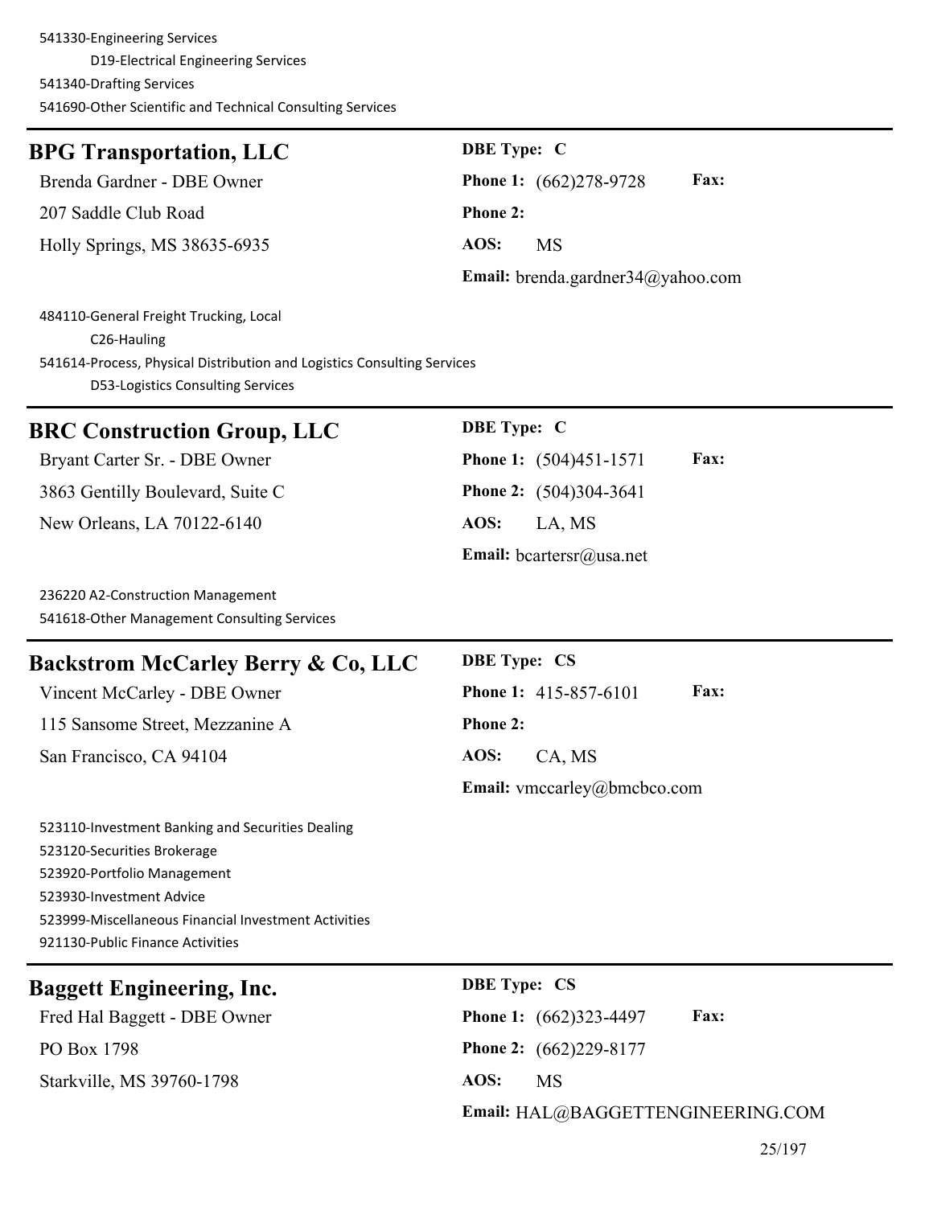541330-Engineering Services
    D19-Electrical Engineering Services
541340-Drafting Services
541690-Other Scientific and Technical Consulting Services

---

## BPG Transportation, LLC

**DBE Type:** C

Brenda Gardner - DBE Owner
207 Saddle Club Road
Holly Springs, MS 38635-6935

**Phone 1:** (662)278-9728 **Fax:**
**Phone 2:**
**AOS:** MS
**Email:** brenda.gardner34@yahoo.com

484110-General Freight Trucking, Local
    C26-Hauling
541614-Process, Physical Distribution and Logistics Consulting Services
    D53-Logistics Consulting Services

---

## BRC Construction Group, LLC

**DBE Type:** C

Bryant Carter Sr. - DBE Owner
3863 Gentilly Boulevard, Suite C
New Orleans, LA 70122-6140

**Phone 1:** (504)451-1571 **Fax:**
**Phone 2:** (504)304-3641
**AOS:** LA, MS
**Email:** bcartersr@usa.net

236220 A2-Construction Management
541618-Other Management Consulting Services

---

## Backstrom McCarley Berry & Co, LLC

**DBE Type:** CS

Vincent McCarley - DBE Owner
115 Sansome Street, Mezzanine A
San Francisco, CA 94104

**Phone 1:** 415-857-6101 **Fax:**
**Phone 2:**
**AOS:** CA, MS
**Email:** vmccarley@bmcbco.com

523110-Investment Banking and Securities Dealing
523120-Securities Brokerage
523920-Portfolio Management
523930-Investment Advice
523999-Miscellaneous Financial Investment Activities
921130-Public Finance Activities

---

## Baggett Engineering, Inc.

**DBE Type:** CS

Fred Hal Baggett - DBE Owner
PO Box 1798
Starkville, MS 39760-1798

**Phone 1:** (662)323-4497 **Fax:**
**Phone 2:** (662)229-8177
**AOS:** MS
**Email:** HAL@BAGGETTENGINEERING.COM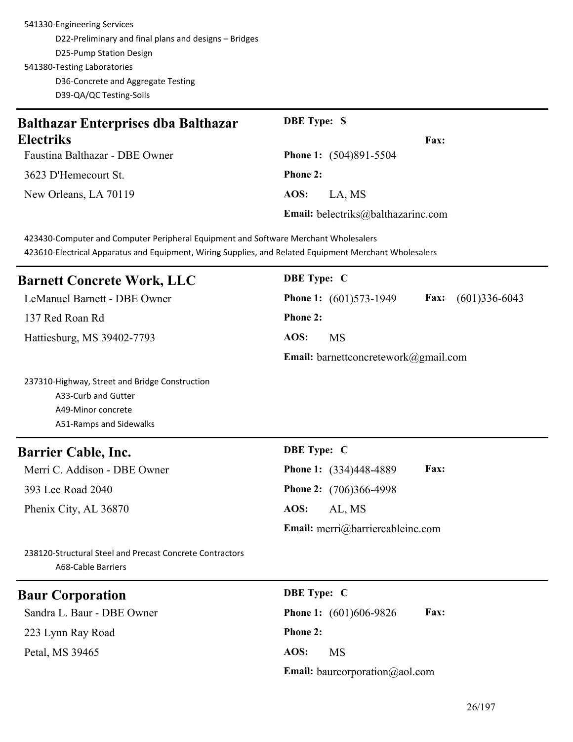541330-Engineering Services
- D22-Preliminary and final plans and designs – Bridges
- D25-Pump Station Design

541380-Testing Laboratories
- D36-Concrete and Aggregate Testing
- D39-QA/QC Testing-Soils

---

## Balthazar Enterprises dba Balthazar Electriks

Faustina Balthazar - DBE Owner
3623 D'Hemecourt St.
New Orleans, LA 70119

**DBE Type:** S
**Phone 1:** (504)891-5504
**Fax:**
**Phone 2:**
**AOS:** LA, MS
**Email:** belectriks@balthazarinc.com

423430-Computer and Computer Peripheral Equipment and Software Merchant Wholesalers
423610-Electrical Apparatus and Equipment, Wiring Supplies, and Related Equipment Merchant Wholesalers

---

## Barnett Concrete Work, LLC

LeManuel Barnett - DBE Owner
137 Red Roan Rd
Hattiesburg, MS 39402-7793

**DBE Type:** C
**Phone 1:** (601)573-1949
**Fax:** (601)336-6043
**Phone 2:**
**AOS:** MS
**Email:** barnettconcretework@gmail.com

237310-Highway, Street and Bridge Construction
- A33-Curb and Gutter
- A49-Minor concrete
- A51-Ramps and Sidewalks

---

## Barrier Cable, Inc.

Merri C. Addison - DBE Owner
393 Lee Road 2040
Phenix City, AL 36870

**DBE Type:** C
**Phone 1:** (334)448-4889
**Fax:**
**Phone 2:** (706)366-4998
**AOS:** AL, MS
**Email:** merri@barriercableinc.com

238120-Structural Steel and Precast Concrete Contractors
- A68-Cable Barriers

---

## Baur Corporation

Sandra L. Baur - DBE Owner
223 Lynn Ray Road
Petal, MS 39465

**DBE Type:** C
**Phone 1:** (601)606-9826
**Fax:**
**Phone 2:**
**AOS:** MS
**Email:** baurcorporation@aol.com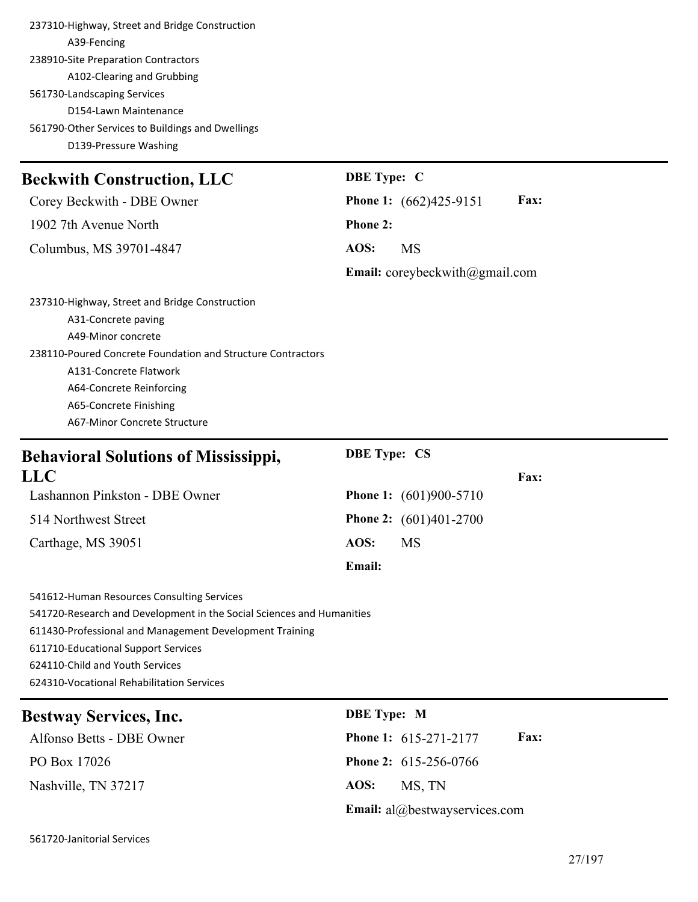237310-Highway, Street and Bridge Construction
- A39-Fencing

238910-Site Preparation Contractors
- A102-Clearing and Grubbing

561730-Landscaping Services
- D154-Lawn Maintenance

561790-Other Services to Buildings and Dwellings
- D139-Pressure Washing

---

## Beckwith Construction, LLC

Corey Beckwith - DBE Owner
1902 7th Avenue North
Columbus, MS 39701-4847

**DBE Type:** C
**Phone 1:** (662)425-9151 **Fax:**
**Phone 2:**
**AOS:** MS
**Email:** coreybeckwith@gmail.com

237310-Highway, Street and Bridge Construction
- A31-Concrete paving
- A49-Minor concrete

238110-Poured Concrete Foundation and Structure Contractors
- A131-Concrete Flatwork
- A64-Concrete Reinforcing
- A65-Concrete Finishing
- A67-Minor Concrete Structure

---

## Behavioral Solutions of Mississippi, LLC

Lashannon Pinkston - DBE Owner
514 Northwest Street
Carthage, MS 39051

**DBE Type:** CS
**Fax:**
**Phone 1:** (601)900-5710
**Phone 2:** (601)401-2700
**AOS:** MS
**Email:**

541612-Human Resources Consulting Services
541720-Research and Development in the Social Sciences and Humanities
611430-Professional and Management Development Training
611710-Educational Support Services
624110-Child and Youth Services
624310-Vocational Rehabilitation Services

---

## Bestway Services, Inc.

Alfonso Betts - DBE Owner
PO Box 17026
Nashville, TN 37217

**DBE Type:** M
**Phone 1:** 615-271-2177 **Fax:**
**Phone 2:** 615-256-0766
**AOS:** MS, TN
**Email:** al@bestwayservices.com

561720-Janitorial Services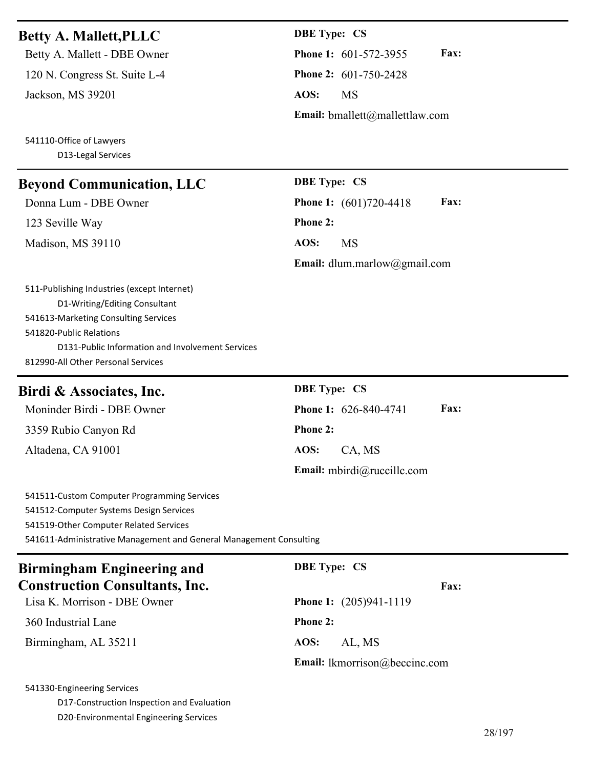## Betty A. Mallett,PLLC

Betty A. Mallett - DBE Owner
120 N. Congress St. Suite L-4
Jackson, MS 39201

**DBE Type:** CS
**Phone 1:** 601-572-3955 **Fax:**
**Phone 2:** 601-750-2428
**AOS:** MS
**Email:** bmallett@mallettlaw.com

541110-Office of Lawyers
- D13-Legal Services

---

## Beyond Communication, LLC

Donna Lum - DBE Owner
123 Seville Way
Madison, MS 39110

**DBE Type:** CS
**Phone 1:** (601)720-4418 **Fax:**
**Phone 2:**
**AOS:** MS
**Email:** dlum.marlow@gmail.com

511-Publishing Industries (except Internet)
- D1-Writing/Editing Consultant

541613-Marketing Consulting Services
541820-Public Relations
- D131-Public Information and Involvement Services

812990-All Other Personal Services

---

## Birdi & Associates, Inc.

Moninder Birdi - DBE Owner
3359 Rubio Canyon Rd
Altadena, CA 91001

**DBE Type:** CS
**Phone 1:** 626-840-4741 **Fax:**
**Phone 2:**
**AOS:** CA, MS
**Email:** mbirdi@ruccillc.com

541511-Custom Computer Programming Services
541512-Computer Systems Design Services
541519-Other Computer Related Services
541611-Administrative Management and General Management Consulting

---

## Birmingham Engineering and Construction Consultants, Inc.

Lisa K. Morrison - DBE Owner
360 Industrial Lane
Birmingham, AL 35211

**DBE Type:** CS
**Phone 1:** (205)941-1119 **Fax:**
**Phone 2:**
**AOS:** AL, MS
**Email:** lkmorrison@beccinc.com

541330-Engineering Services
- D17-Construction Inspection and Evaluation
- D20-Environmental Engineering Services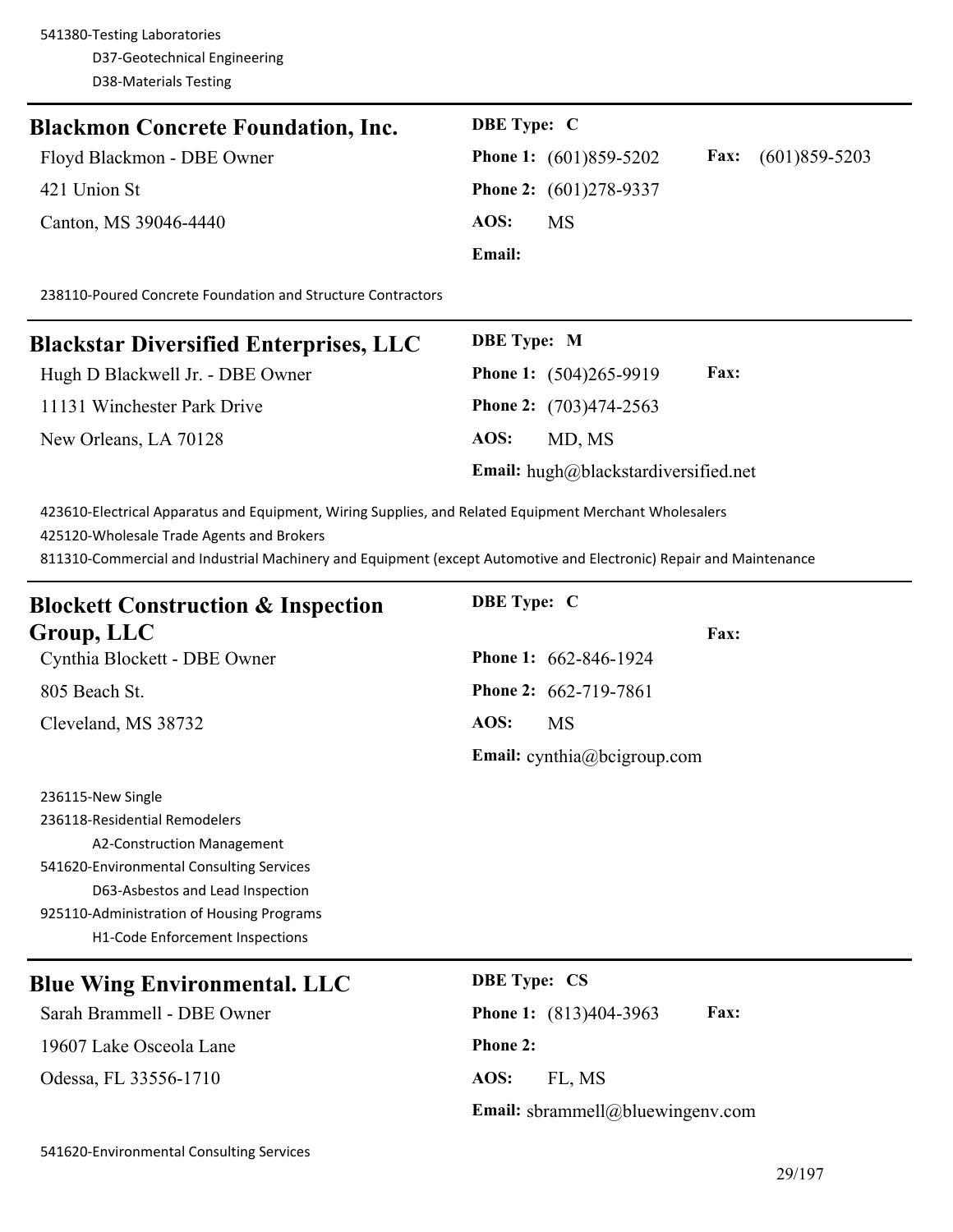541380-Testing Laboratories
- D37-Geotechnical Engineering
- D38-Materials Testing

---

## Blackmon Concrete Foundation, Inc.

Floyd Blackmon - DBE Owner
421 Union St
Canton, MS 39046-4440

**DBE Type:** C
**Phone 1:** (601)859-5202 **Fax:** (601)859-5203
**Phone 2:** (601)278-9337
**AOS:** MS
**Email:**

238110-Poured Concrete Foundation and Structure Contractors

---

## Blackstar Diversified Enterprises, LLC

Hugh D Blackwell Jr. - DBE Owner
11131 Winchester Park Drive
New Orleans, LA 70128

**DBE Type:** M
**Phone 1:** (504)265-9919 **Fax:**
**Phone 2:** (703)474-2563
**AOS:** MD, MS
**Email:** hugh@blackstardiversified.net

423610-Electrical Apparatus and Equipment, Wiring Supplies, and Related Equipment Merchant Wholesalers
425120-Wholesale Trade Agents and Brokers
811310-Commercial and Industrial Machinery and Equipment (except Automotive and Electronic) Repair and Maintenance

---

## Blockett Construction & Inspection Group, LLC

Cynthia Blockett - DBE Owner
805 Beach St.
Cleveland, MS 38732

**DBE Type:** C
**Fax:**
**Phone 1:** 662-846-1924
**Phone 2:** 662-719-7861
**AOS:** MS
**Email:** cynthia@bcigroup.com

236115-New Single
236118-Residential Remodelers
- A2-Construction Management

541620-Environmental Consulting Services
- D63-Asbestos and Lead Inspection

925110-Administration of Housing Programs
- H1-Code Enforcement Inspections

---

## Blue Wing Environmental. LLC

Sarah Brammell - DBE Owner
19607 Lake Osceola Lane
Odessa, FL 33556-1710

**DBE Type:** CS
**Phone 1:** (813)404-3963 **Fax:**
**Phone 2:**
**AOS:** FL, MS
**Email:** sbrammell@bluewingenv.com

541620-Environmental Consulting Services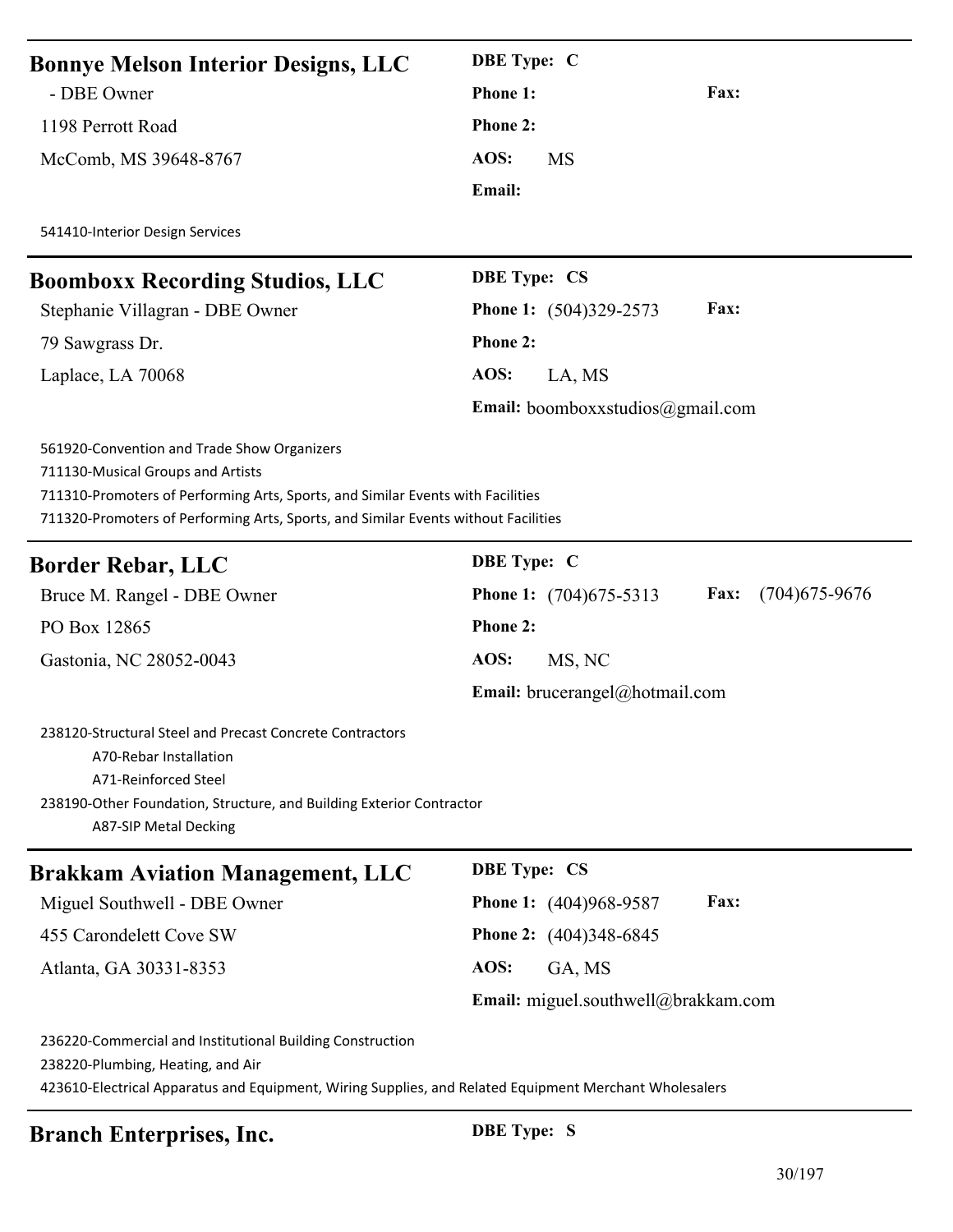## Bonnye Melson Interior Designs, LLC

- DBE Owner

1198 Perrott Road

McComb, MS 39648-8767

**DBE Type:** C

**Phone 1:**

**Fax:**

**Phone 2:**

**AOS:** MS

**Email:**

541410-Interior Design Services

---

## Boomboxx Recording Studios, LLC

Stephanie Villagran - DBE Owner

79 Sawgrass Dr.

Laplace, LA 70068

**DBE Type:** CS

**Phone 1:** (504)329-2573

**Fax:**

**Phone 2:**

**AOS:** LA, MS

**Email:** boomboxxstudios@gmail.com

561920-Convention and Trade Show Organizers
711130-Musical Groups and Artists
711310-Promoters of Performing Arts, Sports, and Similar Events with Facilities
711320-Promoters of Performing Arts, Sports, and Similar Events without Facilities

---

## Border Rebar, LLC

Bruce M. Rangel - DBE Owner

PO Box 12865

Gastonia, NC 28052-0043

**DBE Type:** C

**Phone 1:** (704)675-5313

**Fax:** (704)675-9676

**Phone 2:**

**AOS:** MS, NC

**Email:** brucerangel@hotmail.com

238120-Structural Steel and Precast Concrete Contractors
- A70-Rebar Installation
- A71-Reinforced Steel

238190-Other Foundation, Structure, and Building Exterior Contractor
- A87-SIP Metal Decking

---

## Brakkam Aviation Management, LLC

Miguel Southwell - DBE Owner

455 Carondelett Cove SW

Atlanta, GA 30331-8353

**DBE Type:** CS

**Phone 1:** (404)968-9587

**Fax:**

**Phone 2:** (404)348-6845

**AOS:** GA, MS

**Email:** miguel.southwell@brakkam.com

236220-Commercial and Institutional Building Construction
238220-Plumbing, Heating, and Air
423610-Electrical Apparatus and Equipment, Wiring Supplies, and Related Equipment Merchant Wholesalers

---

## Branch Enterprises, Inc.

**DBE Type:** S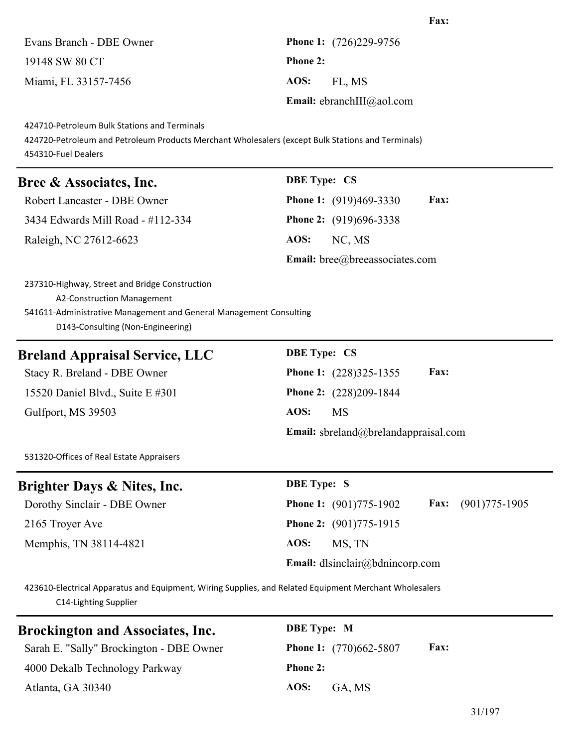**Fax:**

Evans Branch - DBE Owner
19148 SW 80 CT
Miami, FL 33157-7456

**Phone 1:** (726)229-9756
**Phone 2:**
**AOS:** FL, MS
**Email:** ebranchIII@aol.com

424710-Petroleum Bulk Stations and Terminals
424720-Petroleum and Petroleum Products Merchant Wholesalers (except Bulk Stations and Terminals)
454310-Fuel Dealers

---

## Bree & Associates, Inc.

**DBE Type: CS**

Robert Lancaster - DBE Owner
3434 Edwards Mill Road - #112-334
Raleigh, NC 27612-6623

**Phone 1:** (919)469-3330 **Fax:**
**Phone 2:** (919)696-3338
**AOS:** NC, MS
**Email:** bree@breeassociates.com

237310-Highway, Street and Bridge Construction
  A2-Construction Management
541611-Administrative Management and General Management Consulting
  D143-Consulting (Non-Engineering)

---

## Breland Appraisal Service, LLC

**DBE Type: CS**

Stacy R. Breland - DBE Owner
15520 Daniel Blvd., Suite E #301
Gulfport, MS 39503

**Phone 1:** (228)325-1355 **Fax:**
**Phone 2:** (228)209-1844
**AOS:** MS
**Email:** sbreland@brelandappraisal.com

531320-Offices of Real Estate Appraisers

---

## Brighter Days & Nites, Inc.

**DBE Type: S**

Dorothy Sinclair - DBE Owner
2165 Troyer Ave
Memphis, TN 38114-4821

**Phone 1:** (901)775-1902 **Fax:** (901)775-1905
**Phone 2:** (901)775-1915
**AOS:** MS, TN
**Email:** dlsinclair@bdnincorp.com

423610-Electrical Apparatus and Equipment, Wiring Supplies, and Related Equipment Merchant Wholesalers
  C14-Lighting Supplier

---

## Brockington and Associates, Inc.

**DBE Type: M**

Sarah E. "Sally" Brockington - DBE Owner
4000 Dekalb Technology Parkway
Atlanta, GA 30340

**Phone 1:** (770)662-5807 **Fax:**
**Phone 2:**
**AOS:** GA, MS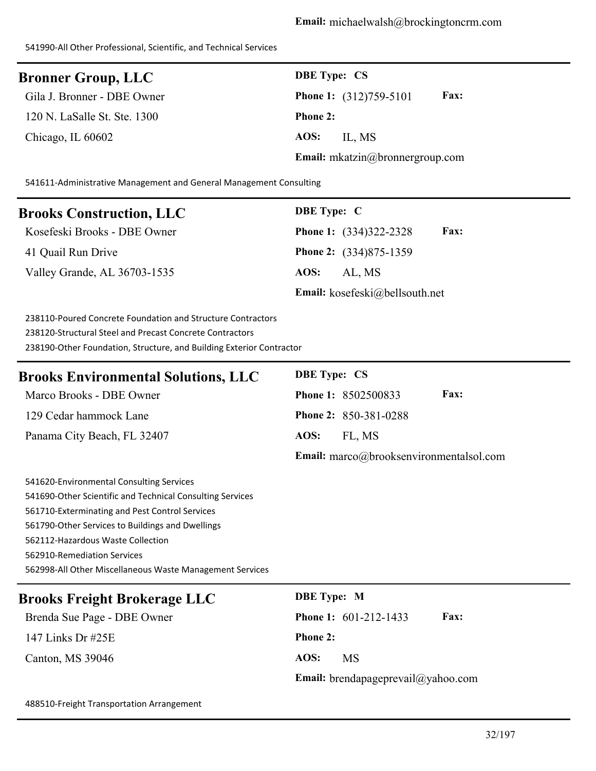**Email:** michaelwalsh@brockingtoncrm.com

541990-All Other Professional, Scientific, and Technical Services

---

## Bronner Group, LLC

Gila J. Bronner - DBE Owner
120 N. LaSalle St. Ste. 1300
Chicago, IL 60602

**DBE Type:** CS
**Phone 1:** (312)759-5101 **Fax:**
**Phone 2:**
**AOS:** IL, MS
**Email:** mkatzin@bronnergroup.com

541611-Administrative Management and General Management Consulting

---

## Brooks Construction, LLC

Kosefeski Brooks - DBE Owner
41 Quail Run Drive
Valley Grande, AL 36703-1535

**DBE Type:** C
**Phone 1:** (334)322-2328 **Fax:**
**Phone 2:** (334)875-1359
**AOS:** AL, MS
**Email:** kosefeski@bellsouth.net

238110-Poured Concrete Foundation and Structure Contractors
238120-Structural Steel and Precast Concrete Contractors
238190-Other Foundation, Structure, and Building Exterior Contractor

---

## Brooks Environmental Solutions, LLC

Marco Brooks - DBE Owner
129 Cedar hammock Lane
Panama City Beach, FL 32407

**DBE Type:** CS
**Phone 1:** 8502500833 **Fax:**
**Phone 2:** 850-381-0288
**AOS:** FL, MS
**Email:** marco@brooksenvironmentalsol.com

541620-Environmental Consulting Services
541690-Other Scientific and Technical Consulting Services
561710-Exterminating and Pest Control Services
561790-Other Services to Buildings and Dwellings
562112-Hazardous Waste Collection
562910-Remediation Services
562998-All Other Miscellaneous Waste Management Services

---

## Brooks Freight Brokerage LLC

Brenda Sue Page - DBE Owner
147 Links Dr #25E
Canton, MS 39046

**DBE Type:** M
**Phone 1:** 601-212-1433 **Fax:**
**Phone 2:**
**AOS:** MS
**Email:** brendapageprevail@yahoo.com

488510-Freight Transportation Arrangement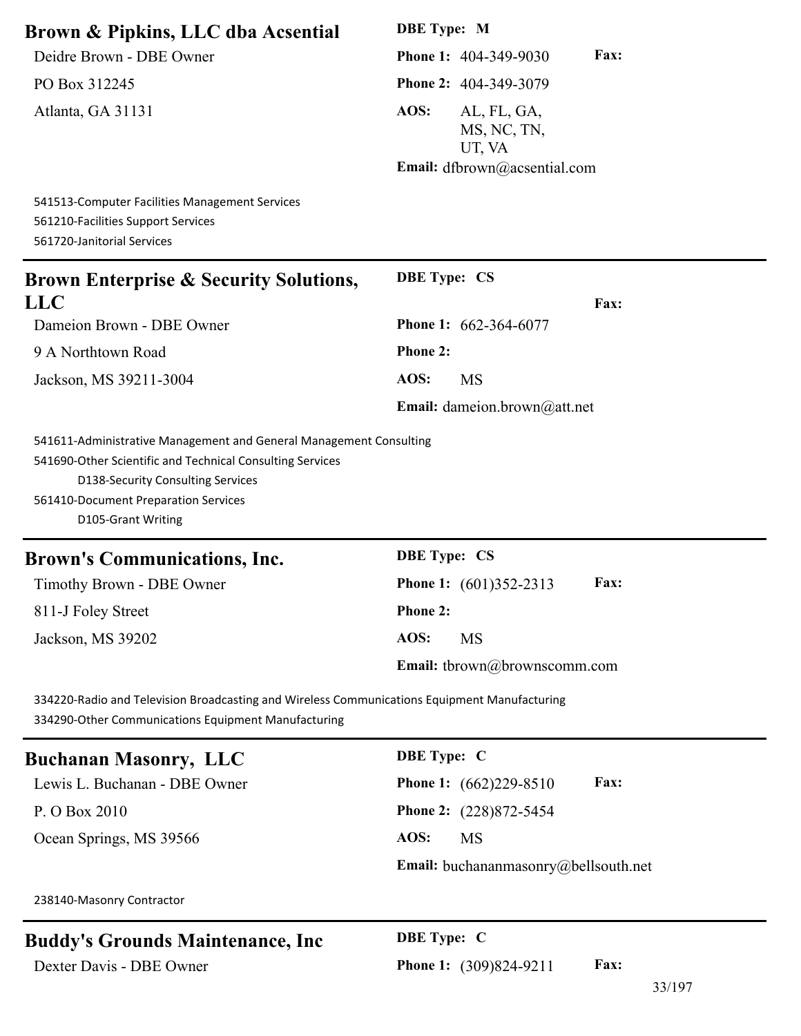## Brown & Pipkins, LLC dba Acsential

Deidre Brown - DBE Owner

PO Box 312245

Atlanta, GA 31131

**DBE Type:** M

**Phone 1:** 404-349-9030 **Fax:**

**Phone 2:** 404-349-3079

**AOS:** AL, FL, GA, MS, NC, TN, UT, VA

**Email:** dfbrown@acsential.com

541513-Computer Facilities Management Services
561210-Facilities Support Services
561720-Janitorial Services

---

## Brown Enterprise & Security Solutions, LLC

Dameion Brown - DBE Owner

9 A Northtown Road

Jackson, MS 39211-3004

**DBE Type:** CS

**Fax:**

**Phone 1:** 662-364-6077

**Phone 2:**

**AOS:** MS

**Email:** dameion.brown@att.net

541611-Administrative Management and General Management Consulting
541690-Other Scientific and Technical Consulting Services
  D138-Security Consulting Services
561410-Document Preparation Services
  D105-Grant Writing

---

## Brown's Communications, Inc.

Timothy Brown - DBE Owner

811-J Foley Street

Jackson, MS 39202

**DBE Type:** CS

**Phone 1:** (601)352-2313 **Fax:**

**Phone 2:**

**AOS:** MS

**Email:** tbrown@brownscomm.com

334220-Radio and Television Broadcasting and Wireless Communications Equipment Manufacturing
334290-Other Communications Equipment Manufacturing

---

## Buchanan Masonry, LLC

Lewis L. Buchanan - DBE Owner

P. O Box 2010

Ocean Springs, MS 39566

**DBE Type:** C

**Phone 1:** (662)229-8510 **Fax:**

**Phone 2:** (228)872-5454

**AOS:** MS

**Email:** buchananmasonry@bellsouth.net

238140-Masonry Contractor

---

## Buddy's Grounds Maintenance, Inc

Dexter Davis - DBE Owner

**DBE Type:** C

**Phone 1:** (309)824-9211 **Fax:**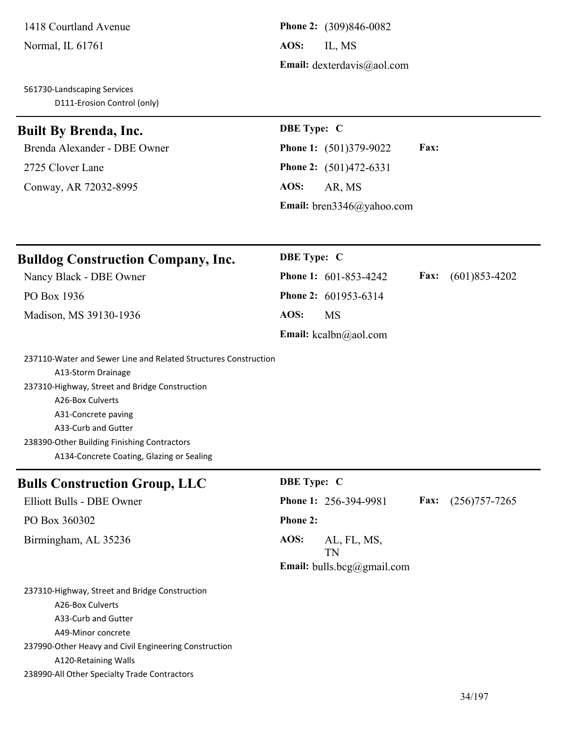1418 Courtland Avenue

Normal, IL 61761

**Phone 2:** (309)846-0082

**AOS:** IL, MS

**Email:** dexterdavis@aol.com

561730-Landscaping Services

- D111-Erosion Control (only)

---

## Built By Brenda, Inc.

**DBE Type: C**

Brenda Alexander - DBE Owner

2725 Clover Lane

Conway, AR 72032-8995

**Phone 1:** (501)379-9022 **Fax:**

**Phone 2:** (501)472-6331

**AOS:** AR, MS

**Email:** bren3346@yahoo.com

---

## Bulldog Construction Company, Inc.

**DBE Type: C**

Nancy Black - DBE Owner

PO Box 1936

Madison, MS 39130-1936

**Phone 1:** 601-853-4242 **Fax:** (601)853-4202

**Phone 2:** 601953-6314

**AOS:** MS

**Email:** kcalbn@aol.com

237110-Water and Sewer Line and Related Structures Construction

- A13-Storm Drainage

237310-Highway, Street and Bridge Construction

- A26-Box Culverts
- A31-Concrete paving
- A33-Curb and Gutter

238390-Other Building Finishing Contractors

- A134-Concrete Coating, Glazing or Sealing

---

## Bulls Construction Group, LLC

**DBE Type: C**

Elliott Bulls - DBE Owner

PO Box 360302

Birmingham, AL 35236

**Phone 1:** 256-394-9981 **Fax:** (256)757-7265

**Phone 2:**

**AOS:** AL, FL, MS, TN

**Email:** bulls.bcg@gmail.com

237310-Highway, Street and Bridge Construction

- A26-Box Culverts
- A33-Curb and Gutter
- A49-Minor concrete

237990-Other Heavy and Civil Engineering Construction

- A120-Retaining Walls

238990-All Other Specialty Trade Contractors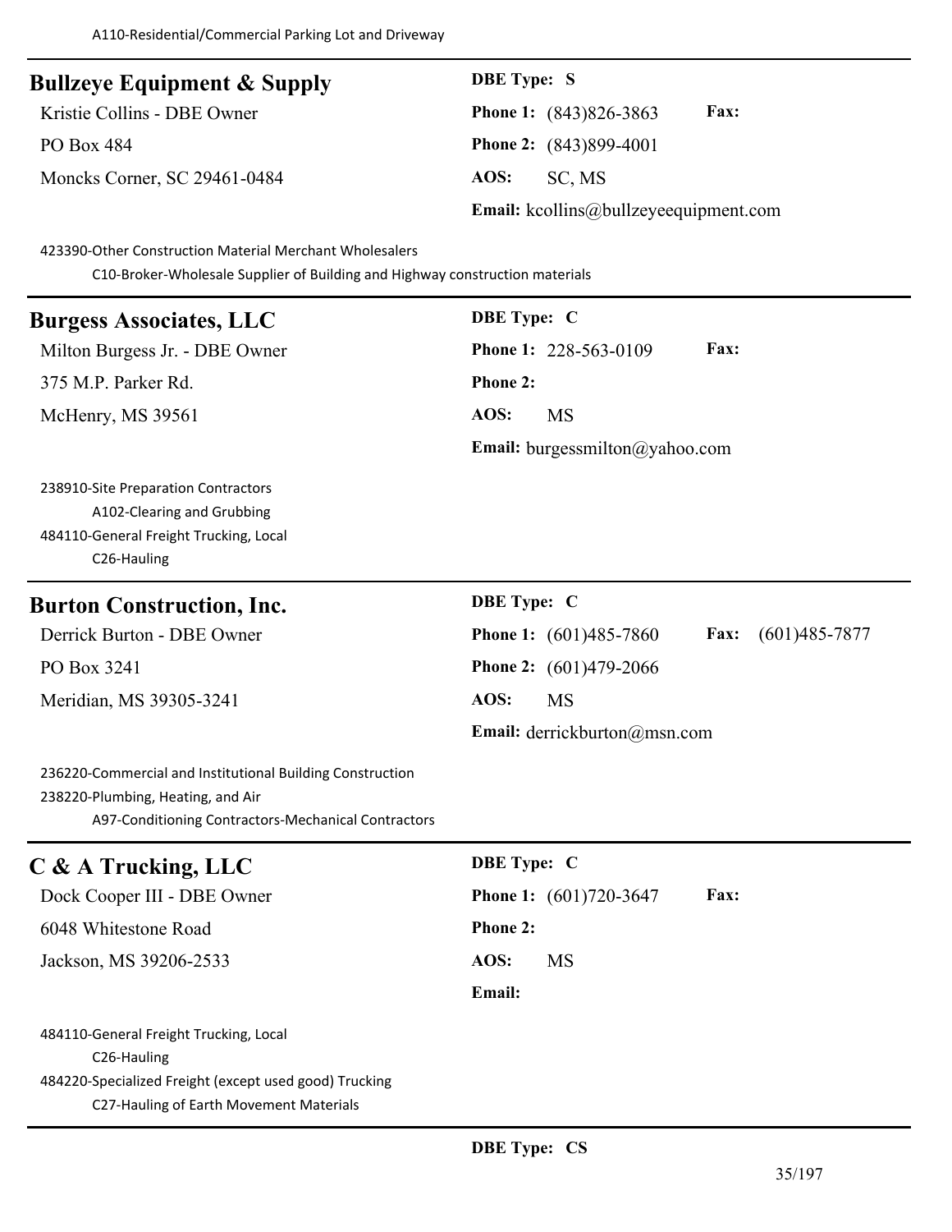A110-Residential/Commercial Parking Lot and Driveway

## Bullzeye Equipment & Supply

**DBE Type:** S

Kristie Collins - DBE Owner
PO Box 484
Moncks Corner, SC 29461-0484

**Phone 1:** (843)826-3863 **Fax:**
**Phone 2:** (843)899-4001
**AOS:** SC, MS
**Email:** kcollins@bullzeyeequipment.com

423390-Other Construction Material Merchant Wholesalers
- C10-Broker-Wholesale Supplier of Building and Highway construction materials

## Burgess Associates, LLC

**DBE Type:** C

Milton Burgess Jr. - DBE Owner
375 M.P. Parker Rd.
McHenry, MS 39561

**Phone 1:** 228-563-0109 **Fax:**
**Phone 2:**
**AOS:** MS
**Email:** burgessmilton@yahoo.com

238910-Site Preparation Contractors
- A102-Clearing and Grubbing

484110-General Freight Trucking, Local
- C26-Hauling

## Burton Construction, Inc.

**DBE Type:** C

Derrick Burton - DBE Owner
PO Box 3241
Meridian, MS 39305-3241

**Phone 1:** (601)485-7860 **Fax:** (601)485-7877
**Phone 2:** (601)479-2066
**AOS:** MS
**Email:** derrickburton@msn.com

236220-Commercial and Institutional Building Construction

238220-Plumbing, Heating, and Air
- A97-Conditioning Contractors-Mechanical Contractors

## C & A Trucking, LLC

**DBE Type:** C

Dock Cooper III - DBE Owner
6048 Whitestone Road
Jackson, MS 39206-2533

**Phone 1:** (601)720-3647 **Fax:**
**Phone 2:**
**AOS:** MS
**Email:**

484110-General Freight Trucking, Local
- C26-Hauling

484220-Specialized Freight (except used good) Trucking
- C27-Hauling of Earth Movement Materials

**DBE Type:** CS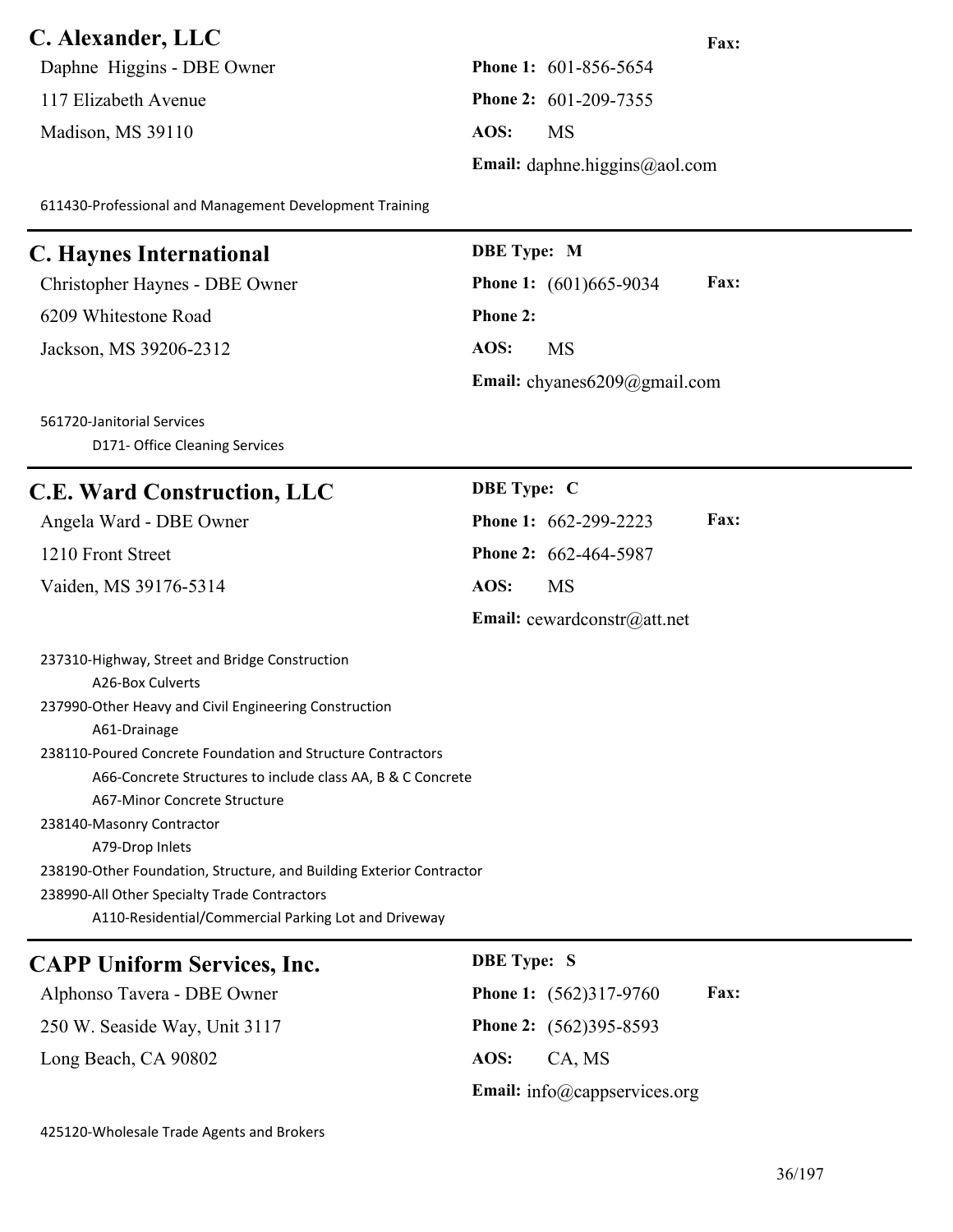## C. Alexander, LLC

Daphne Higgins - DBE Owner
117 Elizabeth Avenue
Madison, MS 39110

**Fax:**
**Phone 1:** 601-856-5654
**Phone 2:** 601-209-7355
**AOS:** MS
**Email:** daphne.higgins@aol.com

611430-Professional and Management Development Training

---

## C. Haynes International

**DBE Type:** M

Christopher Haynes - DBE Owner
6209 Whitestone Road
Jackson, MS 39206-2312

**Phone 1:** (601)665-9034 **Fax:**
**Phone 2:**
**AOS:** MS
**Email:** chyanes6209@gmail.com

561720-Janitorial Services
- D171- Office Cleaning Services

---

## C.E. Ward Construction, LLC

**DBE Type:** C

Angela Ward - DBE Owner
1210 Front Street
Vaiden, MS 39176-5314

**Phone 1:** 662-299-2223 **Fax:**
**Phone 2:** 662-464-5987
**AOS:** MS
**Email:** cewardconstr@att.net

237310-Highway, Street and Bridge Construction
- A26-Box Culverts

237990-Other Heavy and Civil Engineering Construction
- A61-Drainage

238110-Poured Concrete Foundation and Structure Contractors
- A66-Concrete Structures to include class AA, B & C Concrete
- A67-Minor Concrete Structure

238140-Masonry Contractor
- A79-Drop Inlets

238190-Other Foundation, Structure, and Building Exterior Contractor

238990-All Other Specialty Trade Contractors
- A110-Residential/Commercial Parking Lot and Driveway

---

## CAPP Uniform Services, Inc.

**DBE Type:** S

Alphonso Tavera - DBE Owner
250 W. Seaside Way, Unit 3117
Long Beach, CA 90802

**Phone 1:** (562)317-9760 **Fax:**
**Phone 2:** (562)395-8593
**AOS:** CA, MS
**Email:** info@cappservices.org

425120-Wholesale Trade Agents and Brokers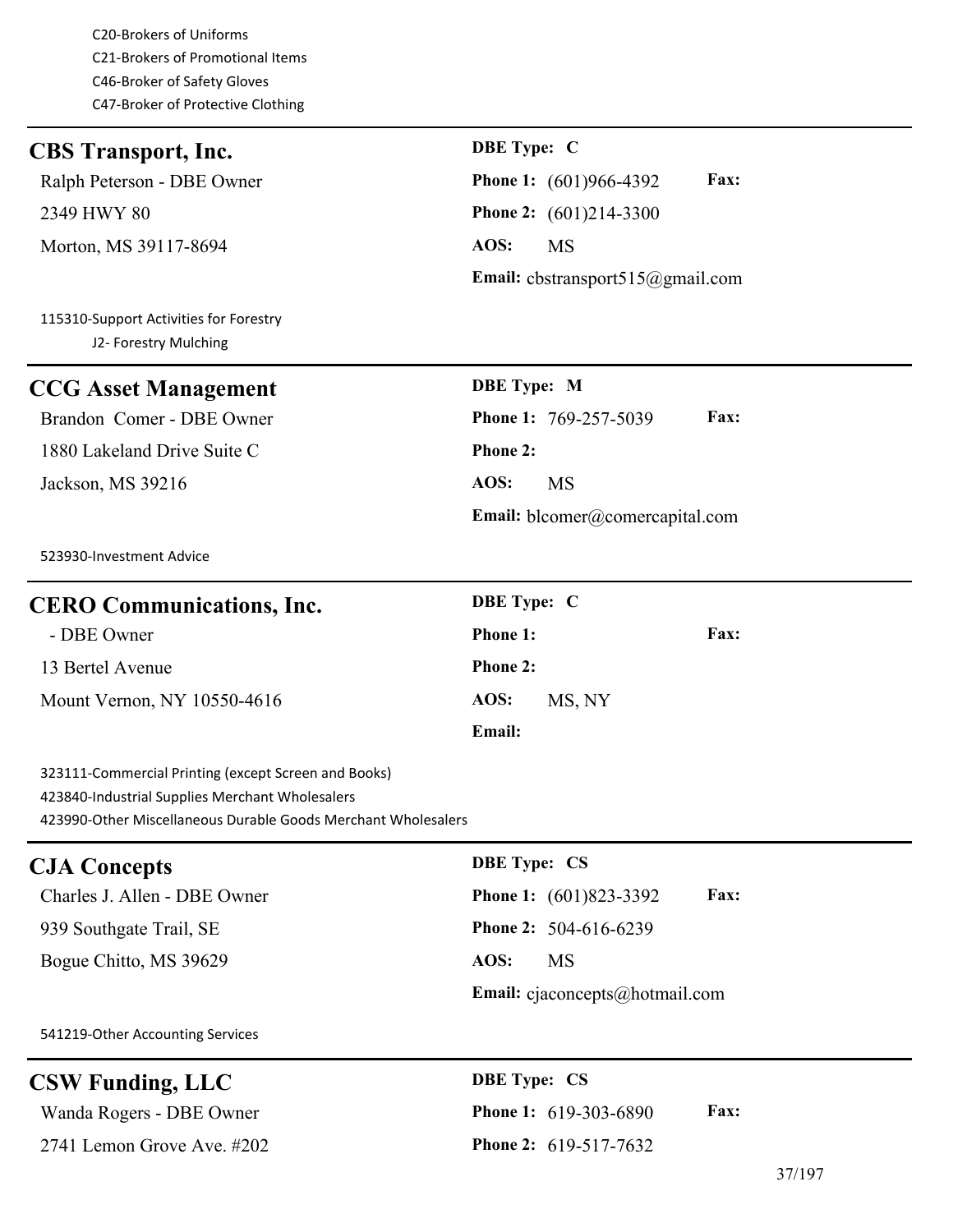C20-Brokers of Uniforms
C21-Brokers of Promotional Items
C46-Broker of Safety Gloves
C47-Broker of Protective Clothing

---

## CBS Transport, Inc.

Ralph Peterson - DBE Owner
2349 HWY 80
Morton, MS 39117-8694

**DBE Type:** C
**Phone 1:** (601)966-4392 **Fax:**
**Phone 2:** (601)214-3300
**AOS:** MS
**Email:** cbstransport515@gmail.com

115310-Support Activities for Forestry
J2- Forestry Mulching

---

## CCG Asset Management

Brandon Comer - DBE Owner
1880 Lakeland Drive Suite C
Jackson, MS 39216

**DBE Type:** M
**Phone 1:** 769-257-5039 **Fax:**
**Phone 2:**
**AOS:** MS
**Email:** blcomer@comercapital.com

523930-Investment Advice

---

## CERO Communications, Inc.

- DBE Owner
13 Bertel Avenue
Mount Vernon, NY 10550-4616

**DBE Type:** C
**Phone 1:** **Fax:**
**Phone 2:**
**AOS:** MS, NY
**Email:**

323111-Commercial Printing (except Screen and Books)
423840-Industrial Supplies Merchant Wholesalers
423990-Other Miscellaneous Durable Goods Merchant Wholesalers

---

## CJA Concepts

Charles J. Allen - DBE Owner
939 Southgate Trail, SE
Bogue Chitto, MS 39629

**DBE Type:** CS
**Phone 1:** (601)823-3392 **Fax:**
**Phone 2:** 504-616-6239
**AOS:** MS
**Email:** cjaconcepts@hotmail.com

541219-Other Accounting Services

---

## CSW Funding, LLC

Wanda Rogers - DBE Owner
2741 Lemon Grove Ave. #202

**DBE Type:** CS
**Phone 1:** 619-303-6890 **Fax:**
**Phone 2:** 619-517-7632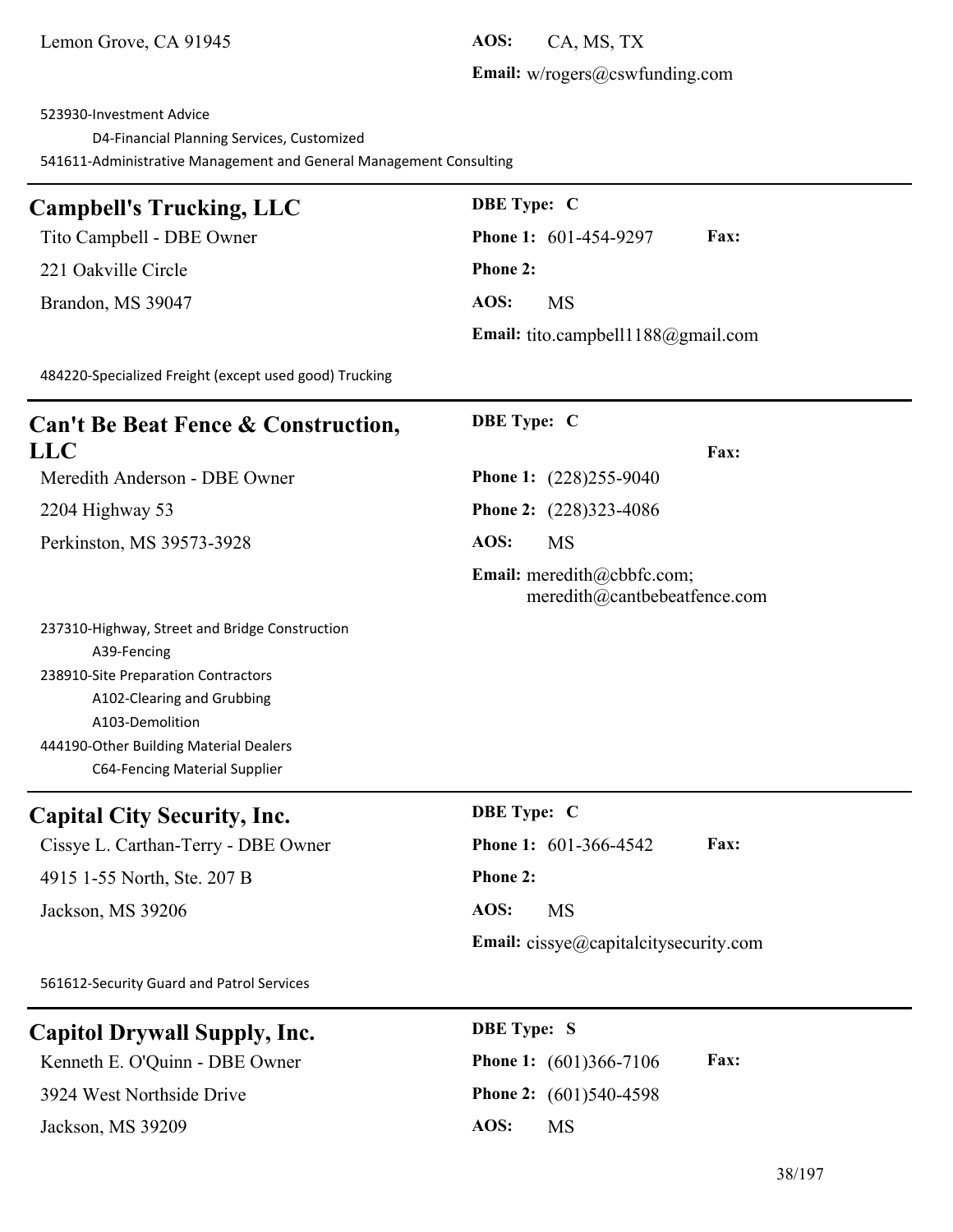Lemon Grove, CA 91945

**AOS:** CA, MS, TX

**Email:** w/rogers@cswfunding.com

523930-Investment Advice

D4-Financial Planning Services, Customized

541611-Administrative Management and General Management Consulting

---

## Campbell's Trucking, LLC

Tito Campbell - DBE Owner

221 Oakville Circle

Brandon, MS 39047

**DBE Type:** C

**Phone 1:** 601-454-9297 **Fax:**

**Phone 2:**

**AOS:** MS

**Email:** tito.campbell1188@gmail.com

484220-Specialized Freight (except used good) Trucking

---

## Can't Be Beat Fence & Construction, LLC

Meredith Anderson - DBE Owner

2204 Highway 53

Perkinston, MS 39573-3928

**DBE Type:** C

**Fax:**

**Phone 1:** (228)255-9040

**Phone 2:** (228)323-4086

**AOS:** MS

**Email:** meredith@cbbfc.com; meredith@cantbebeatfence.com

237310-Highway, Street and Bridge Construction

A39-Fencing

238910-Site Preparation Contractors

A102-Clearing and Grubbing

A103-Demolition

444190-Other Building Material Dealers

C64-Fencing Material Supplier

---

## Capital City Security, Inc.

Cissye L. Carthan-Terry - DBE Owner

4915 1-55 North, Ste. 207 B

Jackson, MS 39206

**DBE Type:** C

**Phone 1:** 601-366-4542 **Fax:**

**Phone 2:**

**AOS:** MS

**Email:** cissye@capitalcitysecurity.com

561612-Security Guard and Patrol Services

---

## Capitol Drywall Supply, Inc.

Kenneth E. O'Quinn - DBE Owner

3924 West Northside Drive

Jackson, MS 39209

**DBE Type:** S

**Phone 1:** (601)366-7106 **Fax:**

**Phone 2:** (601)540-4598

**AOS:** MS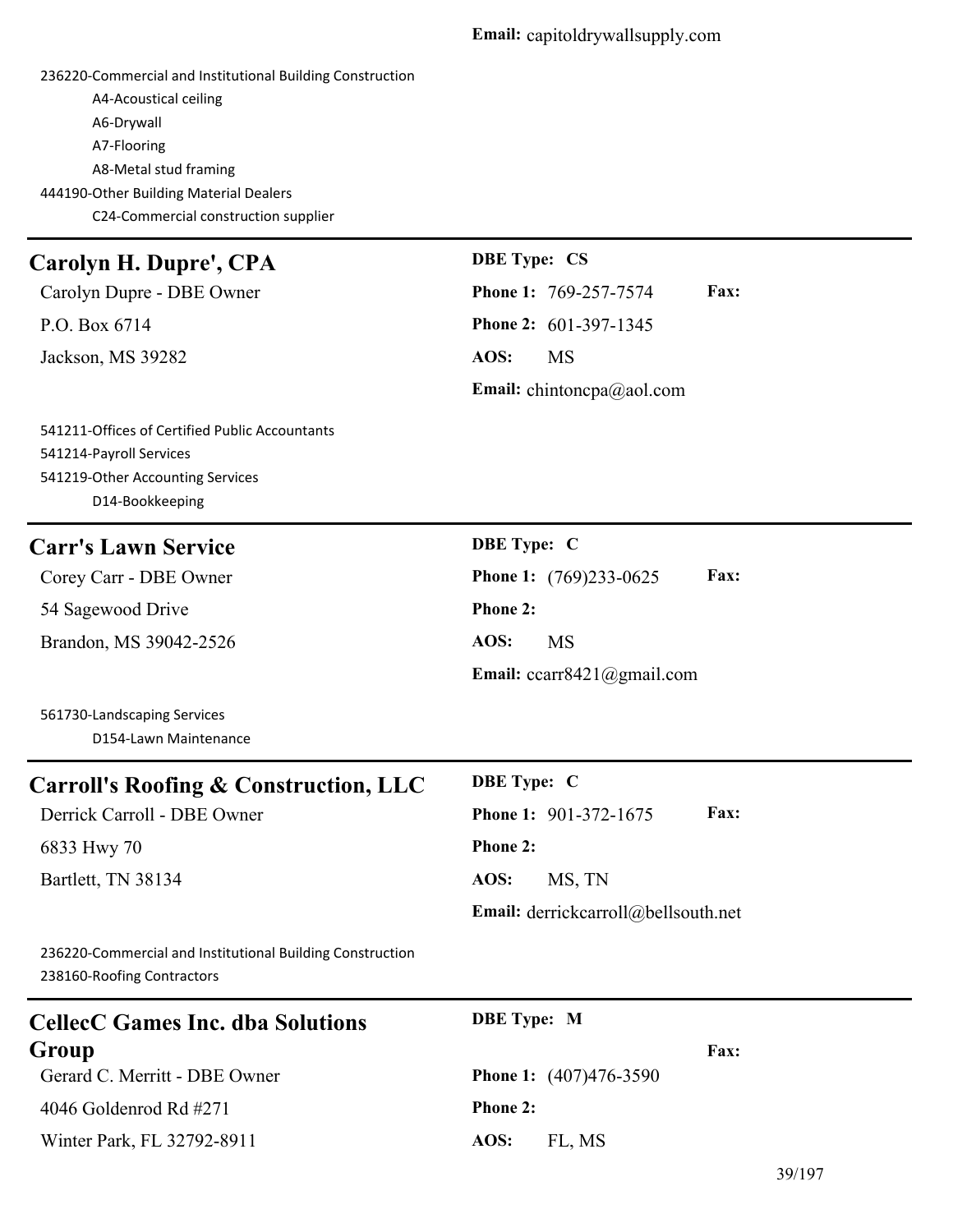**Email:** capitoldrywallsupply.com

236220-Commercial and Institutional Building Construction
- A4-Acoustical ceiling
- A6-Drywall
- A7-Flooring
- A8-Metal stud framing

444190-Other Building Material Dealers
- C24-Commercial construction supplier

---

## Carolyn H. Dupre', CPA

**DBE Type:** CS

Carolyn Dupre - DBE Owner
P.O. Box 6714
Jackson, MS 39282

**Phone 1:** 769-257-7574 **Fax:**
**Phone 2:** 601-397-1345
**AOS:** MS
**Email:** chintoncpa@aol.com

541211-Offices of Certified Public Accountants
541214-Payroll Services
541219-Other Accounting Services
- D14-Bookkeeping

---

## Carr's Lawn Service

**DBE Type:** C

Corey Carr - DBE Owner
54 Sagewood Drive
Brandon, MS 39042-2526

**Phone 1:** (769)233-0625 **Fax:**
**Phone 2:**
**AOS:** MS
**Email:** ccarr8421@gmail.com

561730-Landscaping Services
- D154-Lawn Maintenance

---

## Carroll's Roofing & Construction, LLC

**DBE Type:** C

Derrick Carroll - DBE Owner
6833 Hwy 70
Bartlett, TN 38134

**Phone 1:** 901-372-1675 **Fax:**
**Phone 2:**
**AOS:** MS, TN
**Email:** derrickcarroll@bellsouth.net

236220-Commercial and Institutional Building Construction
238160-Roofing Contractors

---

## CellecC Games Inc. dba Solutions Group

**DBE Type:** M

Gerard C. Merritt - DBE Owner
4046 Goldenrod Rd #271
Winter Park, FL 32792-8911

**Fax:**
**Phone 1:** (407)476-3590
**Phone 2:**
**AOS:** FL, MS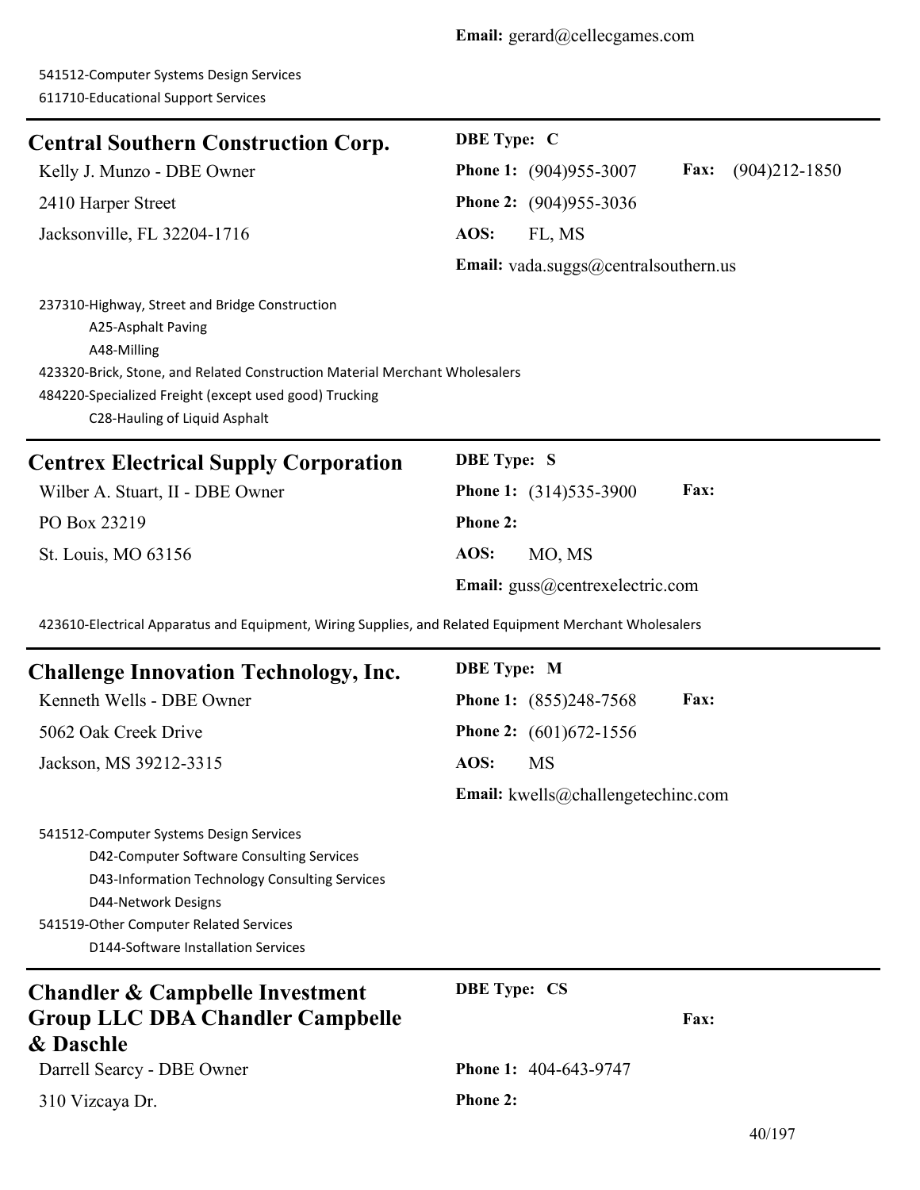**Email:** gerard@cellecgames.com

541512-Computer Systems Design Services
611710-Educational Support Services

---

## Central Southern Construction Corp.

**DBE Type:** C

Kelly J. Munzo - DBE Owner
2410 Harper Street
Jacksonville, FL 32204-1716

**Phone 1:** (904)955-3007 **Fax:** (904)212-1850
**Phone 2:** (904)955-3036
**AOS:** FL, MS
**Email:** vada.suggs@centralsouthern.us

- 237310-Highway, Street and Bridge Construction
  - A25-Asphalt Paving
  - A48-Milling
- 423320-Brick, Stone, and Related Construction Material Merchant Wholesalers
- 484220-Specialized Freight (except used good) Trucking
  - C28-Hauling of Liquid Asphalt

---

## Centrex Electrical Supply Corporation

**DBE Type:** S

Wilber A. Stuart, II - DBE Owner
PO Box 23219
St. Louis, MO 63156

**Phone 1:** (314)535-3900 **Fax:**
**Phone 2:**
**AOS:** MO, MS
**Email:** guss@centrexelectric.com

- 423610-Electrical Apparatus and Equipment, Wiring Supplies, and Related Equipment Merchant Wholesalers

---

## Challenge Innovation Technology, Inc.

**DBE Type:** M

Kenneth Wells - DBE Owner
5062 Oak Creek Drive
Jackson, MS 39212-3315

**Phone 1:** (855)248-7568 **Fax:**
**Phone 2:** (601)672-1556
**AOS:** MS
**Email:** kwells@challengetechinc.com

- 541512-Computer Systems Design Services
  - D42-Computer Software Consulting Services
  - D43-Information Technology Consulting Services
  - D44-Network Designs
- 541519-Other Computer Related Services
  - D144-Software Installation Services

---

## Chandler & Campbelle Investment Group LLC DBA Chandler Campbelle & Daschle

**DBE Type:** CS

Darrell Searcy - DBE Owner
310 Vizcaya Dr.

**Fax:**
**Phone 1:** 404-643-9747
**Phone 2:**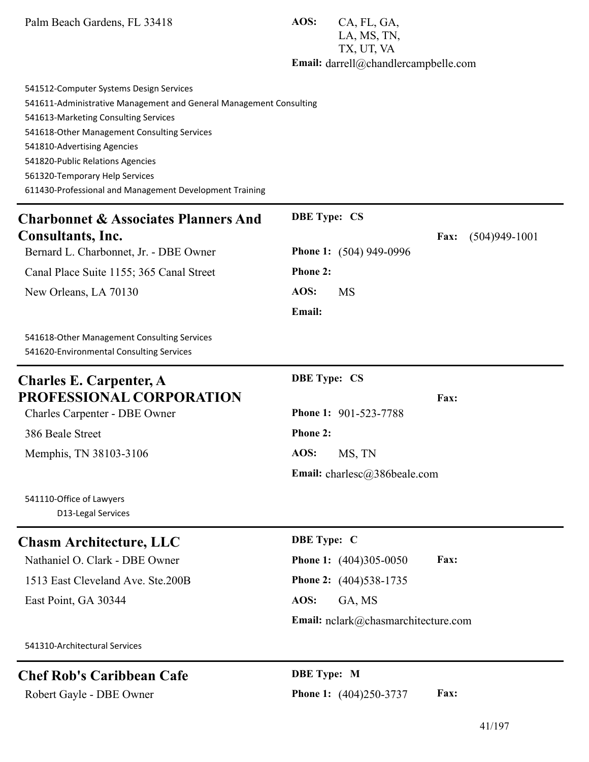Palm Beach Gardens, FL 33418

**AOS:** CA, FL, GA, LA, MS, TN, TX, UT, VA

**Email:** darrell@chandlercampbelle.com

541512-Computer Systems Design Services
541611-Administrative Management and General Management Consulting
541613-Marketing Consulting Services
541618-Other Management Consulting Services
541810-Advertising Agencies
541820-Public Relations Agencies
561320-Temporary Help Services
611430-Professional and Management Development Training

---

## Charbonnet & Associates Planners And Consultants, Inc.

**DBE Type:** CS

Bernard L. Charbonnet, Jr. - DBE Owner
Canal Place Suite 1155; 365 Canal Street
New Orleans, LA 70130

**Fax:** (504)949-1001
**Phone 1:** (504) 949-0996
**Phone 2:**
**AOS:** MS
**Email:**

541618-Other Management Consulting Services
541620-Environmental Consulting Services

---

## Charles E. Carpenter, A PROFESSIONAL CORPORATION

**DBE Type:** CS

Charles Carpenter - DBE Owner
386 Beale Street
Memphis, TN 38103-3106

**Fax:**
**Phone 1:** 901-523-7788
**Phone 2:**
**AOS:** MS, TN
**Email:** charlesc@386beale.com

541110-Office of Lawyers
D13-Legal Services

---

## Chasm Architecture, LLC

**DBE Type:** C

Nathaniel O. Clark - DBE Owner
1513 East Cleveland Ave. Ste.200B
East Point, GA 30344

**Phone 1:** (404)305-0050 **Fax:**
**Phone 2:** (404)538-1735
**AOS:** GA, MS
**Email:** nclark@chasmarchitecture.com

541310-Architectural Services

---

## Chef Rob's Caribbean Cafe

**DBE Type:** M

Robert Gayle - DBE Owner

**Phone 1:** (404)250-3737 **Fax:**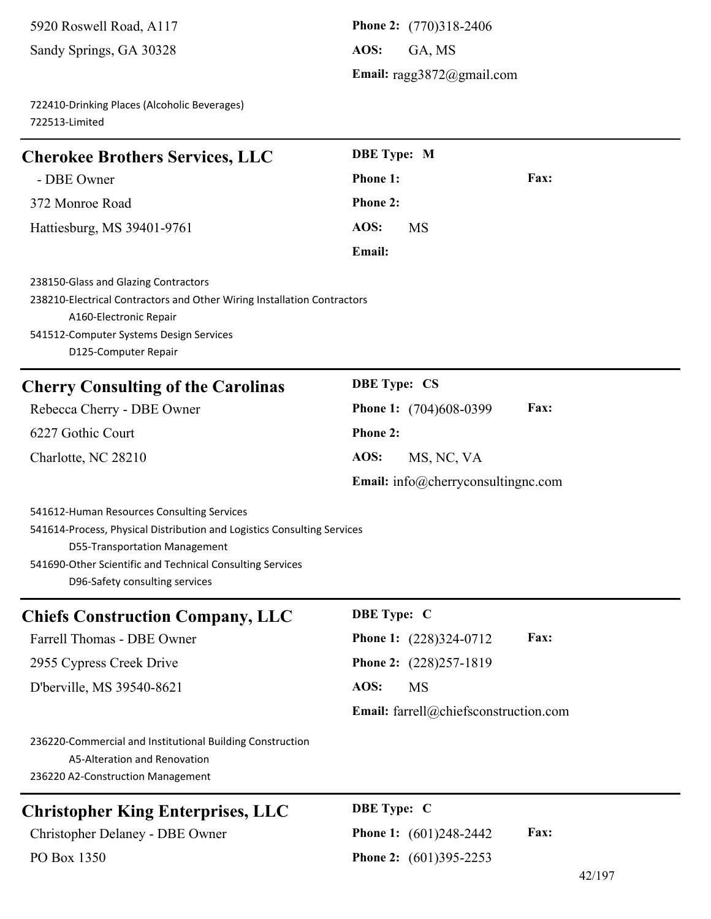5920 Roswell Road, A117
Sandy Springs, GA 30328

**Phone 2:** (770)318-2406
**AOS:** GA, MS
**Email:** ragg3872@gmail.com

722410-Drinking Places (Alcoholic Beverages)
722513-Limited

---

## Cherokee Brothers Services, LLC

- DBE Owner

372 Monroe Road
Hattiesburg, MS 39401-9761

**DBE Type:** M
**Phone 1:**
**Fax:**
**Phone 2:**
**AOS:** MS
**Email:**

238150-Glass and Glazing Contractors
238210-Electrical Contractors and Other Wiring Installation Contractors
    A160-Electronic Repair
541512-Computer Systems Design Services
    D125-Computer Repair

---

## Cherry Consulting of the Carolinas

Rebecca Cherry - DBE Owner
6227 Gothic Court
Charlotte, NC 28210

**DBE Type:** CS
**Phone 1:** (704)608-0399
**Fax:**
**Phone 2:**
**AOS:** MS, NC, VA
**Email:** info@cherryconsultingnc.com

541612-Human Resources Consulting Services
541614-Process, Physical Distribution and Logistics Consulting Services
    D55-Transportation Management
541690-Other Scientific and Technical Consulting Services
    D96-Safety consulting services

---

## Chiefs Construction Company, LLC

Farrell Thomas - DBE Owner
2955 Cypress Creek Drive
D'berville, MS 39540-8621

**DBE Type:** C
**Phone 1:** (228)324-0712
**Fax:**
**Phone 2:** (228)257-1819
**AOS:** MS
**Email:** farrell@chiefsconstruction.com

236220-Commercial and Institutional Building Construction
    A5-Alteration and Renovation
236220 A2-Construction Management

---

## Christopher King Enterprises, LLC

Christopher Delaney - DBE Owner
PO Box 1350

**DBE Type:** C
**Phone 1:** (601)248-2442
**Fax:**
**Phone 2:** (601)395-2253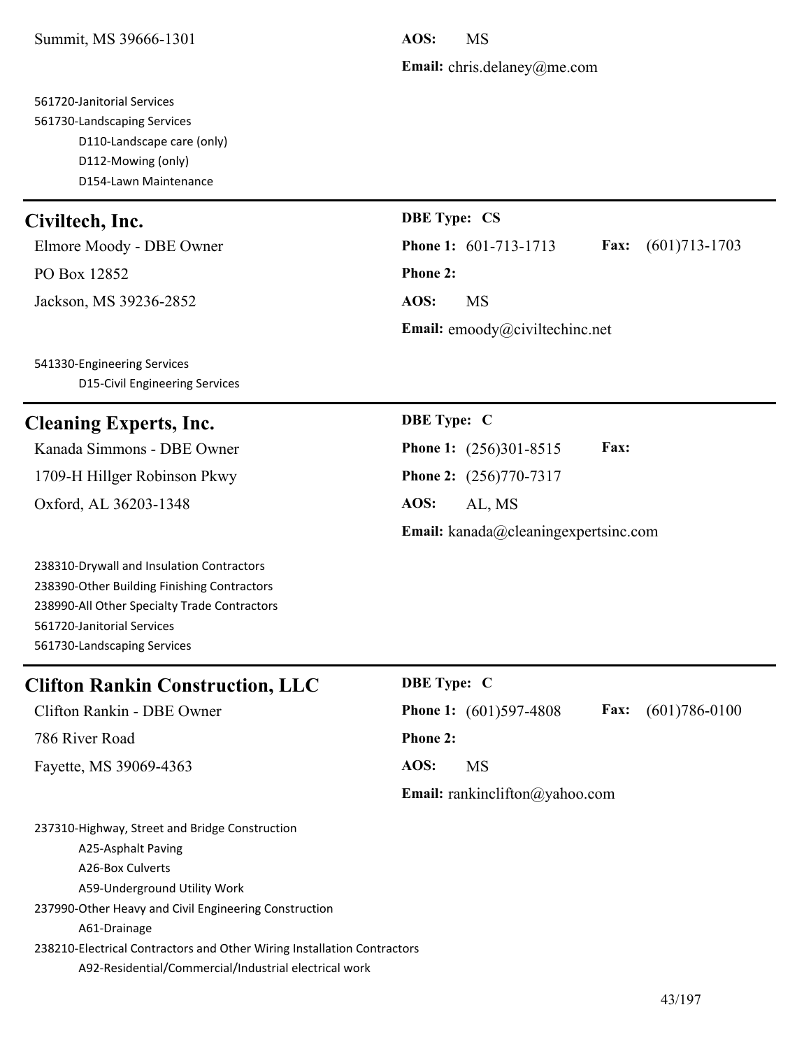Summit, MS 39666-1301

**AOS:** MS

**Email:** chris.delaney@me.com

561720-Janitorial Services
561730-Landscaping Services
  D110-Landscape care (only)
  D112-Mowing (only)
  D154-Lawn Maintenance

---

## Civiltech, Inc.

Elmore Moody - DBE Owner
PO Box 12852
Jackson, MS 39236-2852

**DBE Type:** CS
**Phone 1:** 601-713-1713 **Fax:** (601)713-1703
**Phone 2:**
**AOS:** MS
**Email:** emoody@civiltechinc.net

541330-Engineering Services
  D15-Civil Engineering Services

---

## Cleaning Experts, Inc.

Kanada Simmons - DBE Owner
1709-H Hillger Robinson Pkwy
Oxford, AL 36203-1348

**DBE Type:** C
**Phone 1:** (256)301-8515 **Fax:**
**Phone 2:** (256)770-7317
**AOS:** AL, MS
**Email:** kanada@cleaningexpertsinc.com

238310-Drywall and Insulation Contractors
238390-Other Building Finishing Contractors
238990-All Other Specialty Trade Contractors
561720-Janitorial Services
561730-Landscaping Services

---

## Clifton Rankin Construction, LLC

Clifton Rankin - DBE Owner
786 River Road
Fayette, MS 39069-4363

**DBE Type:** C
**Phone 1:** (601)597-4808 **Fax:** (601)786-0100
**Phone 2:**
**AOS:** MS
**Email:** rankinclifton@yahoo.com

237310-Highway, Street and Bridge Construction
  A25-Asphalt Paving
  A26-Box Culverts
  A59-Underground Utility Work
237990-Other Heavy and Civil Engineering Construction
  A61-Drainage
238210-Electrical Contractors and Other Wiring Installation Contractors
  A92-Residential/Commercial/Industrial electrical work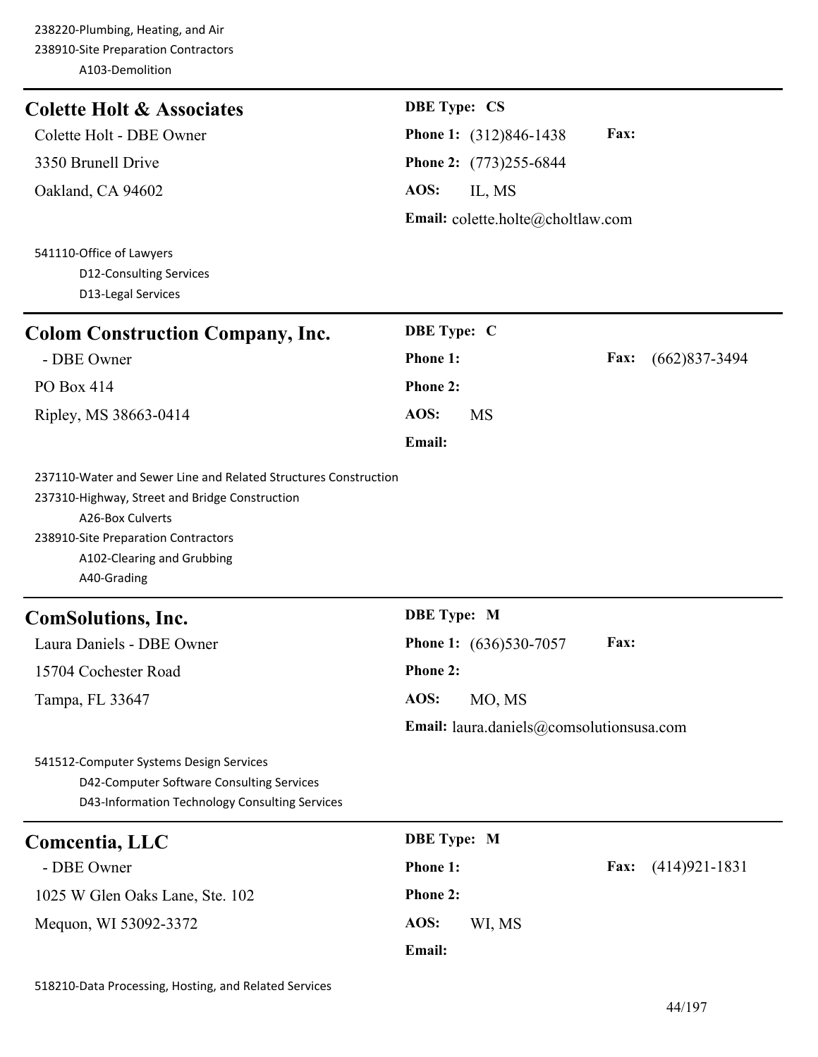238220-Plumbing, Heating, and Air
238910-Site Preparation Contractors
- A103-Demolition

---

## Colette Holt & Associates

**DBE Type:** CS

Colette Holt - DBE Owner
3350 Brunell Drive
Oakland, CA 94602

**Phone 1:** (312)846-1438
**Fax:**
**Phone 2:** (773)255-6844
**AOS:** IL, MS
**Email:** colette.holte@choltlaw.com

541110-Office of Lawyers
- D12-Consulting Services
- D13-Legal Services

---

## Colom Construction Company, Inc.

**DBE Type:** C

- DBE Owner
PO Box 414
Ripley, MS 38663-0414

**Phone 1:**
**Fax:** (662)837-3494
**Phone 2:**
**AOS:** MS
**Email:**

237110-Water and Sewer Line and Related Structures Construction
237310-Highway, Street and Bridge Construction
- A26-Box Culverts

238910-Site Preparation Contractors
- A102-Clearing and Grubbing
- A40-Grading

---

## ComSolutions, Inc.

**DBE Type:** M

Laura Daniels - DBE Owner
15704 Cochester Road
Tampa, FL 33647

**Phone 1:** (636)530-7057
**Fax:**
**Phone 2:**
**AOS:** MO, MS
**Email:** laura.daniels@comsolutionsusa.com

541512-Computer Systems Design Services
- D42-Computer Software Consulting Services
- D43-Information Technology Consulting Services

---

## Comcentia, LLC

**DBE Type:** M

- DBE Owner
1025 W Glen Oaks Lane, Ste. 102
Mequon, WI 53092-3372

**Phone 1:**
**Fax:** (414)921-1831
**Phone 2:**
**AOS:** WI, MS
**Email:**

518210-Data Processing, Hosting, and Related Services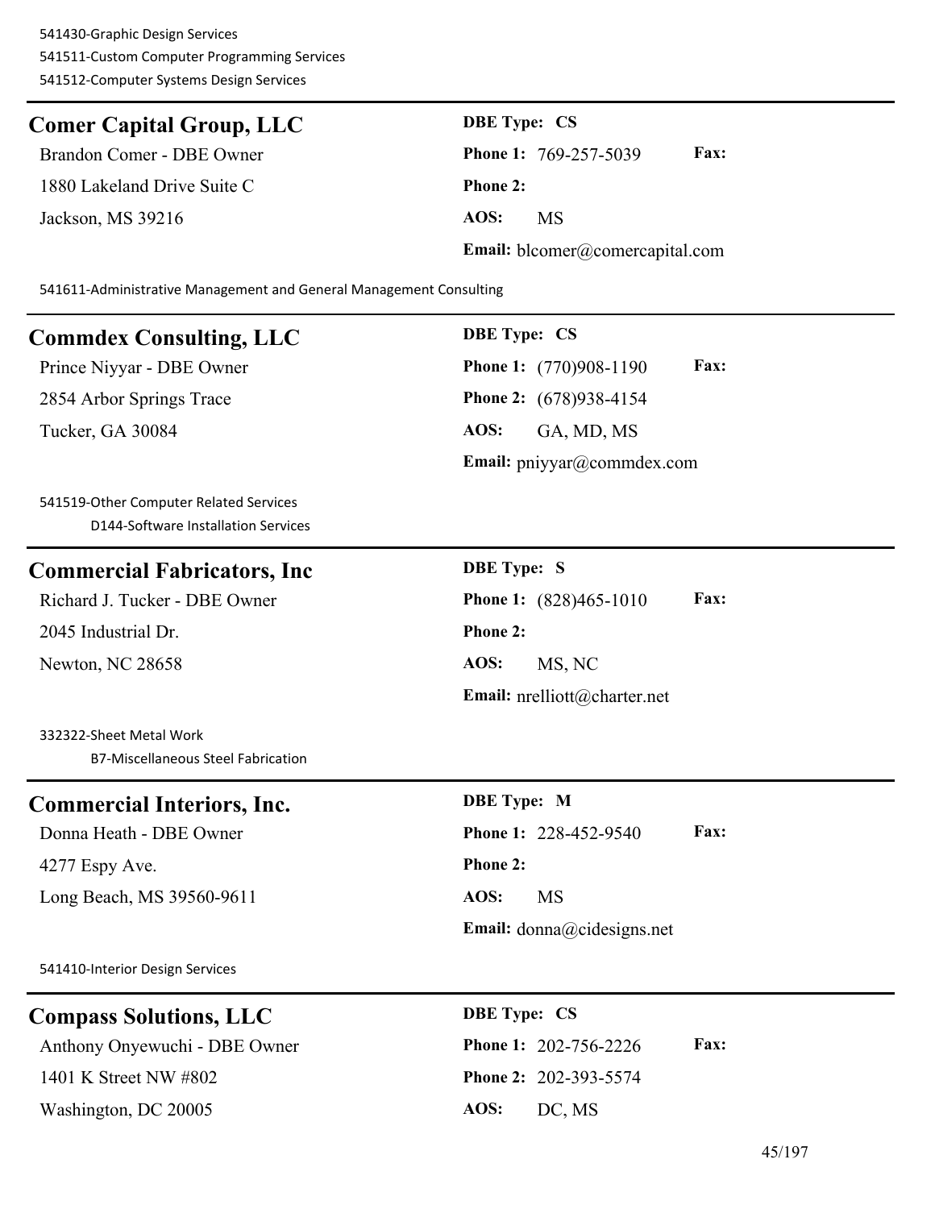541430-Graphic Design Services
541511-Custom Computer Programming Services
541512-Computer Systems Design Services

---

## Comer Capital Group, LLC

Brandon Comer - DBE Owner
1880 Lakeland Drive Suite C
Jackson, MS 39216

**DBE Type:** CS
**Phone 1:** 769-257-5039 **Fax:**
**Phone 2:**
**AOS:** MS
**Email:** blcomer@comercapital.com

541611-Administrative Management and General Management Consulting

---

## Commdex Consulting, LLC

Prince Niyyar - DBE Owner
2854 Arbor Springs Trace
Tucker, GA 30084

**DBE Type:** CS
**Phone 1:** (770)908-1190 **Fax:**
**Phone 2:** (678)938-4154
**AOS:** GA, MD, MS
**Email:** pniyyar@commdex.com

541519-Other Computer Related Services
D144-Software Installation Services

---

## Commercial Fabricators, Inc

Richard J. Tucker - DBE Owner
2045 Industrial Dr.
Newton, NC 28658

**DBE Type:** S
**Phone 1:** (828)465-1010 **Fax:**
**Phone 2:**
**AOS:** MS, NC
**Email:** nrelliott@charter.net

332322-Sheet Metal Work
B7-Miscellaneous Steel Fabrication

---

## Commercial Interiors, Inc.

Donna Heath - DBE Owner
4277 Espy Ave.
Long Beach, MS 39560-9611

**DBE Type:** M
**Phone 1:** 228-452-9540 **Fax:**
**Phone 2:**
**AOS:** MS
**Email:** donna@cidesigns.net

541410-Interior Design Services

---

## Compass Solutions, LLC

Anthony Onyewuchi - DBE Owner
1401 K Street NW #802
Washington, DC 20005

**DBE Type:** CS
**Phone 1:** 202-756-2226 **Fax:**
**Phone 2:** 202-393-5574
**AOS:** DC, MS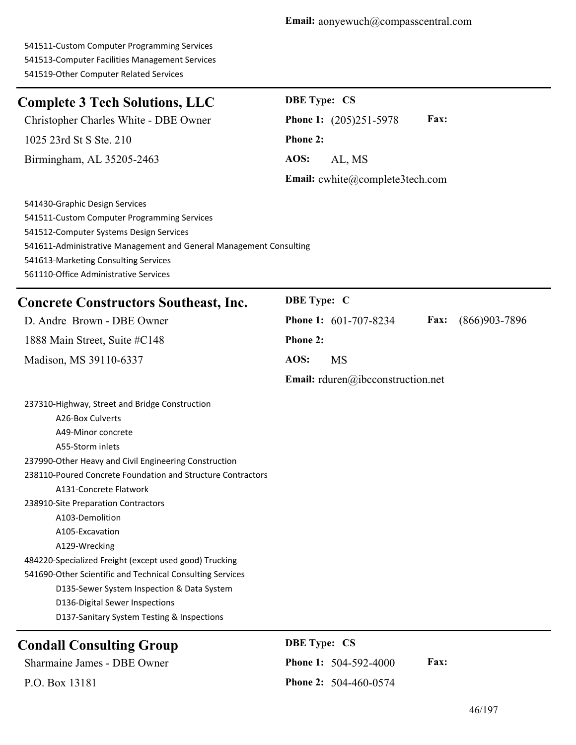**Email:** aonyewuch@compasscentral.com

541511-Custom Computer Programming Services
541513-Computer Facilities Management Services
541519-Other Computer Related Services

---

## Complete 3 Tech Solutions, LLC

Christopher Charles White - DBE Owner
1025 23rd St S Ste. 210
Birmingham, AL 35205-2463

**DBE Type:** CS
**Phone 1:** (205)251-5978 **Fax:**
**Phone 2:**
**AOS:** AL, MS
**Email:** cwhite@complete3tech.com

541430-Graphic Design Services
541511-Custom Computer Programming Services
541512-Computer Systems Design Services
541611-Administrative Management and General Management Consulting
541613-Marketing Consulting Services
561110-Office Administrative Services

---

## Concrete Constructors Southeast, Inc.

D. Andre Brown - DBE Owner
1888 Main Street, Suite #C148
Madison, MS 39110-6337

**DBE Type:** C
**Phone 1:** 601-707-8234 **Fax:** (866)903-7896
**Phone 2:**
**AOS:** MS
**Email:** rduren@ibcconstruction.net

237310-Highway, Street and Bridge Construction
- A26-Box Culverts
- A49-Minor concrete
- A55-Storm inlets

237990-Other Heavy and Civil Engineering Construction
238110-Poured Concrete Foundation and Structure Contractors
- A131-Concrete Flatwork

238910-Site Preparation Contractors
- A103-Demolition
- A105-Excavation
- A129-Wrecking

484220-Specialized Freight (except used good) Trucking
541690-Other Scientific and Technical Consulting Services
- D135-Sewer System Inspection & Data System
- D136-Digital Sewer Inspections
- D137-Sanitary System Testing & Inspections

---

## Condall Consulting Group

Sharmaine James - DBE Owner
P.O. Box 13181

**DBE Type:** CS
**Phone 1:** 504-592-4000 **Fax:**
**Phone 2:** 504-460-0574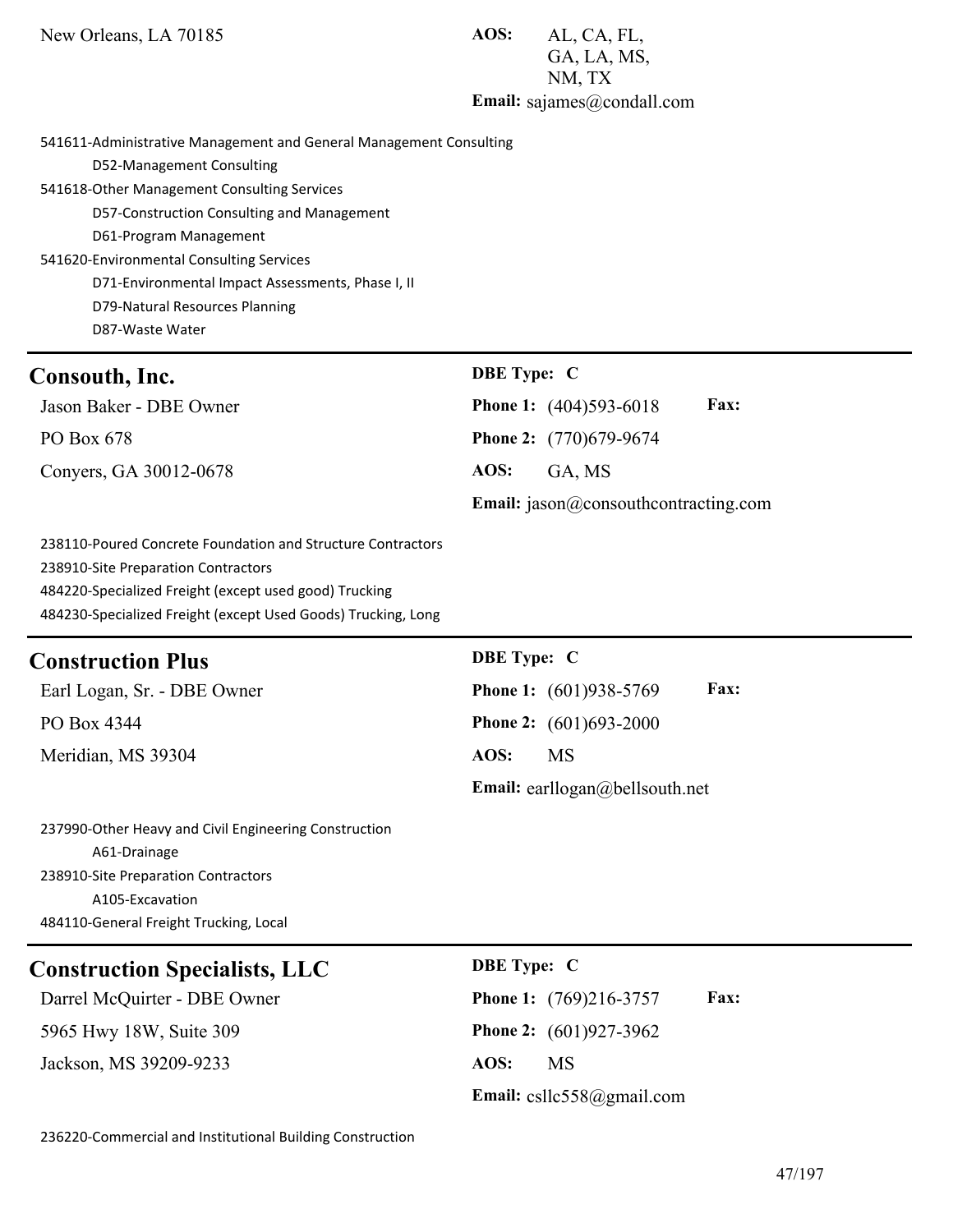New Orleans, LA 70185

**AOS:** AL, CA, FL, GA, LA, MS, NM, TX

**Email:** sajames@condall.com

541611-Administrative Management and General Management Consulting
- D52-Management Consulting

541618-Other Management Consulting Services
- D57-Construction Consulting and Management
- D61-Program Management

541620-Environmental Consulting Services
- D71-Environmental Impact Assessments, Phase I, II
- D79-Natural Resources Planning
- D87-Waste Water

---

## Consouth, Inc.

**DBE Type:** C

Jason Baker - DBE Owner

PO Box 678

Conyers, GA 30012-0678

**Phone 1:** (404)593-6018 **Fax:**

**Phone 2:** (770)679-9674

**AOS:** GA, MS

**Email:** jason@consouthcontracting.com

238110-Poured Concrete Foundation and Structure Contractors

238910-Site Preparation Contractors

484220-Specialized Freight (except used good) Trucking

484230-Specialized Freight (except Used Goods) Trucking, Long

---

## Construction Plus

**DBE Type:** C

Earl Logan, Sr. - DBE Owner

PO Box 4344

Meridian, MS 39304

**Phone 1:** (601)938-5769 **Fax:**

**Phone 2:** (601)693-2000

**AOS:** MS

**Email:** earllogan@bellsouth.net

237990-Other Heavy and Civil Engineering Construction
- A61-Drainage

238910-Site Preparation Contractors
- A105-Excavation

484110-General Freight Trucking, Local

---

## Construction Specialists, LLC

**DBE Type:** C

Darrel McQuirter - DBE Owner

5965 Hwy 18W, Suite 309

Jackson, MS 39209-9233

**Phone 1:** (769)216-3757 **Fax:**

**Phone 2:** (601)927-3962

**AOS:** MS

**Email:** csllc558@gmail.com

236220-Commercial and Institutional Building Construction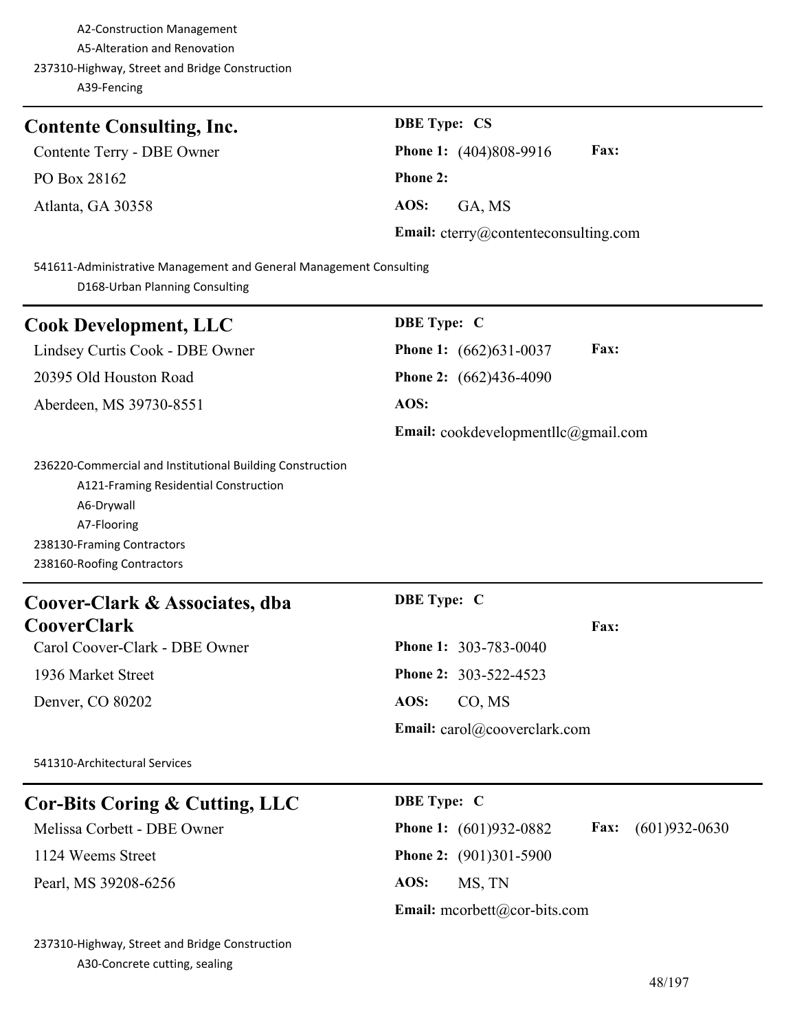A2-Construction Management
A5-Alteration and Renovation
237310-Highway, Street and Bridge Construction
A39-Fencing

---

## Contente Consulting, Inc.

Contente Terry - DBE Owner
PO Box 28162
Atlanta, GA 30358

**DBE Type:** CS
**Phone 1:** (404)808-9916 **Fax:**
**Phone 2:**
**AOS:** GA, MS
**Email:** cterry@contenteconsulting.com

541611-Administrative Management and General Management Consulting
D168-Urban Planning Consulting

---

## Cook Development, LLC

Lindsey Curtis Cook - DBE Owner
20395 Old Houston Road
Aberdeen, MS 39730-8551

**DBE Type:** C
**Phone 1:** (662)631-0037 **Fax:**
**Phone 2:** (662)436-4090
**AOS:**
**Email:** cookdevelopmentllc@gmail.com

236220-Commercial and Institutional Building Construction
A121-Framing Residential Construction
A6-Drywall
A7-Flooring
238130-Framing Contractors
238160-Roofing Contractors

---

## Coover-Clark & Associates, dba CooverClark

Carol Coover-Clark - DBE Owner
1936 Market Street
Denver, CO 80202

**DBE Type:** C
**Fax:**
**Phone 1:** 303-783-0040
**Phone 2:** 303-522-4523
**AOS:** CO, MS
**Email:** carol@cooverclark.com

541310-Architectural Services

---

## Cor-Bits Coring & Cutting, LLC

Melissa Corbett - DBE Owner
1124 Weems Street
Pearl, MS 39208-6256

**DBE Type:** C
**Phone 1:** (601)932-0882 **Fax:** (601)932-0630
**Phone 2:** (901)301-5900
**AOS:** MS, TN
**Email:** mcorbett@cor-bits.com

237310-Highway, Street and Bridge Construction
A30-Concrete cutting, sealing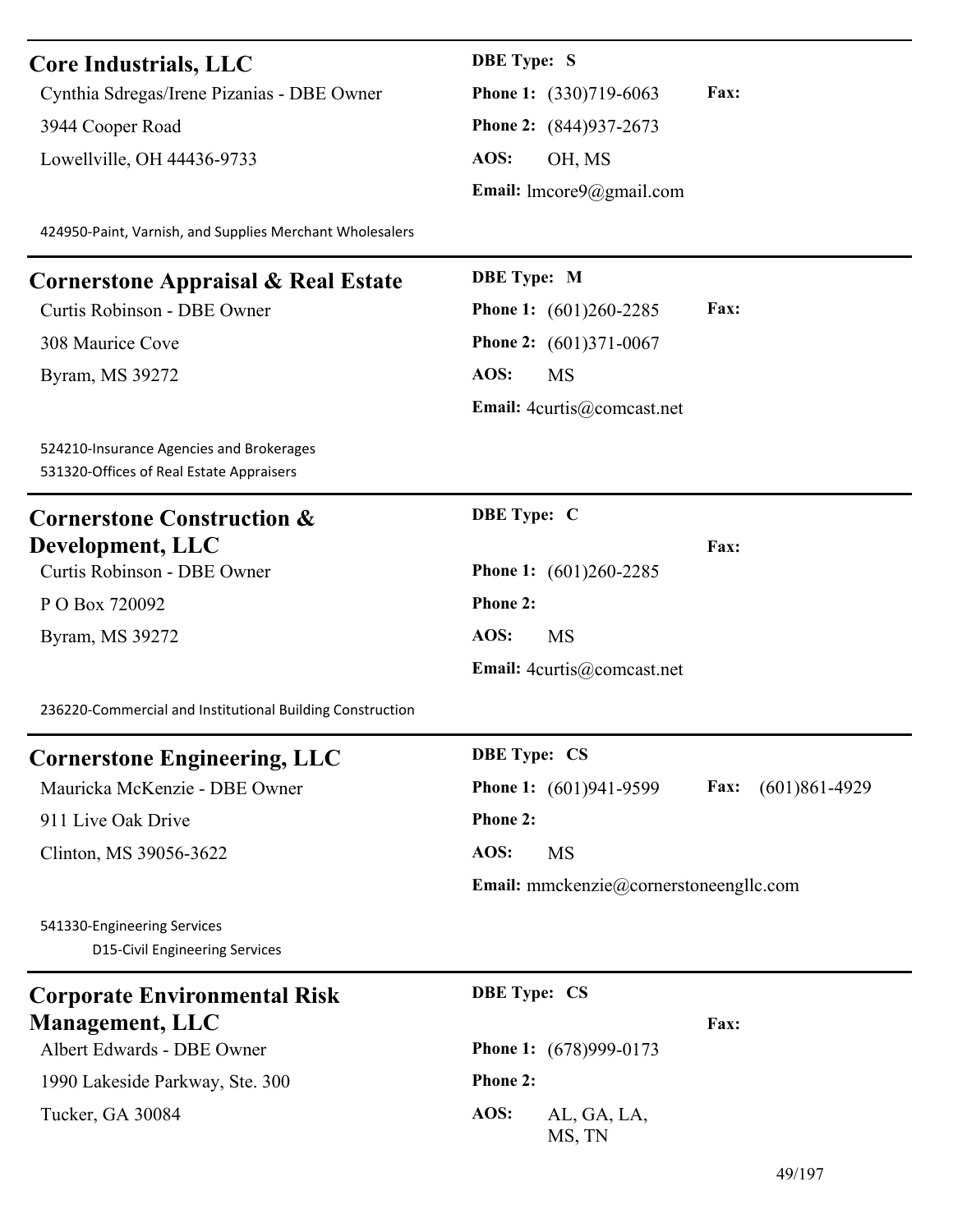## Core Industrials, LLC

Cynthia Sdregas/Irene Pizanias - DBE Owner
3944 Cooper Road
Lowellville, OH 44436-9733

**DBE Type:** S
**Phone 1:** (330)719-6063 **Fax:**
**Phone 2:** (844)937-2673
**AOS:** OH, MS
**Email:** lmcore9@gmail.com

424950-Paint, Varnish, and Supplies Merchant Wholesalers

---

## Cornerstone Appraisal & Real Estate

Curtis Robinson - DBE Owner
308 Maurice Cove
Byram, MS 39272

**DBE Type:** M
**Phone 1:** (601)260-2285 **Fax:**
**Phone 2:** (601)371-0067
**AOS:** MS
**Email:** 4curtis@comcast.net

524210-Insurance Agencies and Brokerages
531320-Offices of Real Estate Appraisers

---

## Cornerstone Construction & Development, LLC

Curtis Robinson - DBE Owner
P O Box 720092
Byram, MS 39272

**DBE Type:** C
**Fax:**
**Phone 1:** (601)260-2285
**Phone 2:**
**AOS:** MS
**Email:** 4curtis@comcast.net

236220-Commercial and Institutional Building Construction

---

## Cornerstone Engineering, LLC

Mauricka McKenzie - DBE Owner
911 Live Oak Drive
Clinton, MS 39056-3622

**DBE Type:** CS
**Phone 1:** (601)941-9599 **Fax:** (601)861-4929
**Phone 2:**
**AOS:** MS
**Email:** mmckenzie@cornerstoneengllc.com

541330-Engineering Services
D15-Civil Engineering Services

---

## Corporate Environmental Risk Management, LLC

Albert Edwards - DBE Owner
1990 Lakeside Parkway, Ste. 300
Tucker, GA 30084

**DBE Type:** CS
**Fax:**
**Phone 1:** (678)999-0173
**Phone 2:**
**AOS:** AL, GA, LA, MS, TN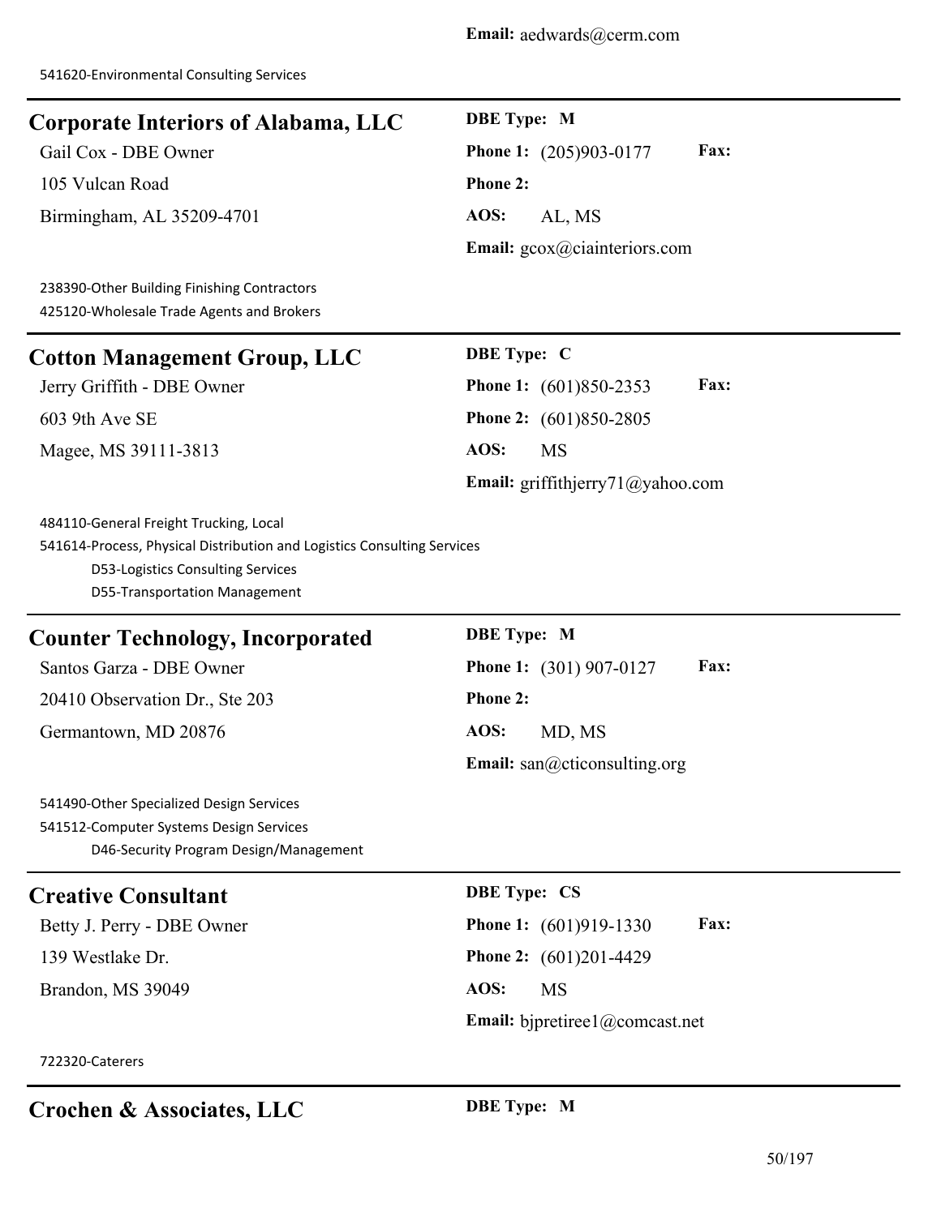**Email:** aedwards@cerm.com

541620-Environmental Consulting Services

---

## Corporate Interiors of Alabama, LLC

Gail Cox - DBE Owner
105 Vulcan Road
Birmingham, AL 35209-4701

**DBE Type:** M
**Phone 1:** (205)903-0177 **Fax:**
**Phone 2:**
**AOS:** AL, MS
**Email:** gcox@ciainteriors.com

238390-Other Building Finishing Contractors
425120-Wholesale Trade Agents and Brokers

---

## Cotton Management Group, LLC

Jerry Griffith - DBE Owner
603 9th Ave SE
Magee, MS 39111-3813

**DBE Type:** C
**Phone 1:** (601)850-2353 **Fax:**
**Phone 2:** (601)850-2805
**AOS:** MS
**Email:** griffithjerry71@yahoo.com

484110-General Freight Trucking, Local
541614-Process, Physical Distribution and Logistics Consulting Services
- D53-Logistics Consulting Services
- D55-Transportation Management

---

## Counter Technology, Incorporated

Santos Garza - DBE Owner
20410 Observation Dr., Ste 203
Germantown, MD 20876

**DBE Type:** M
**Phone 1:** (301) 907-0127 **Fax:**
**Phone 2:**
**AOS:** MD, MS
**Email:** san@cticonsulting.org

541490-Other Specialized Design Services
541512-Computer Systems Design Services
- D46-Security Program Design/Management

---

## Creative Consultant

Betty J. Perry - DBE Owner
139 Westlake Dr.
Brandon, MS 39049

**DBE Type:** CS
**Phone 1:** (601)919-1330 **Fax:**
**Phone 2:** (601)201-4429
**AOS:** MS
**Email:** bjpretiree1@comcast.net

722320-Caterers

---

## Crochen & Associates, LLC

**DBE Type:** M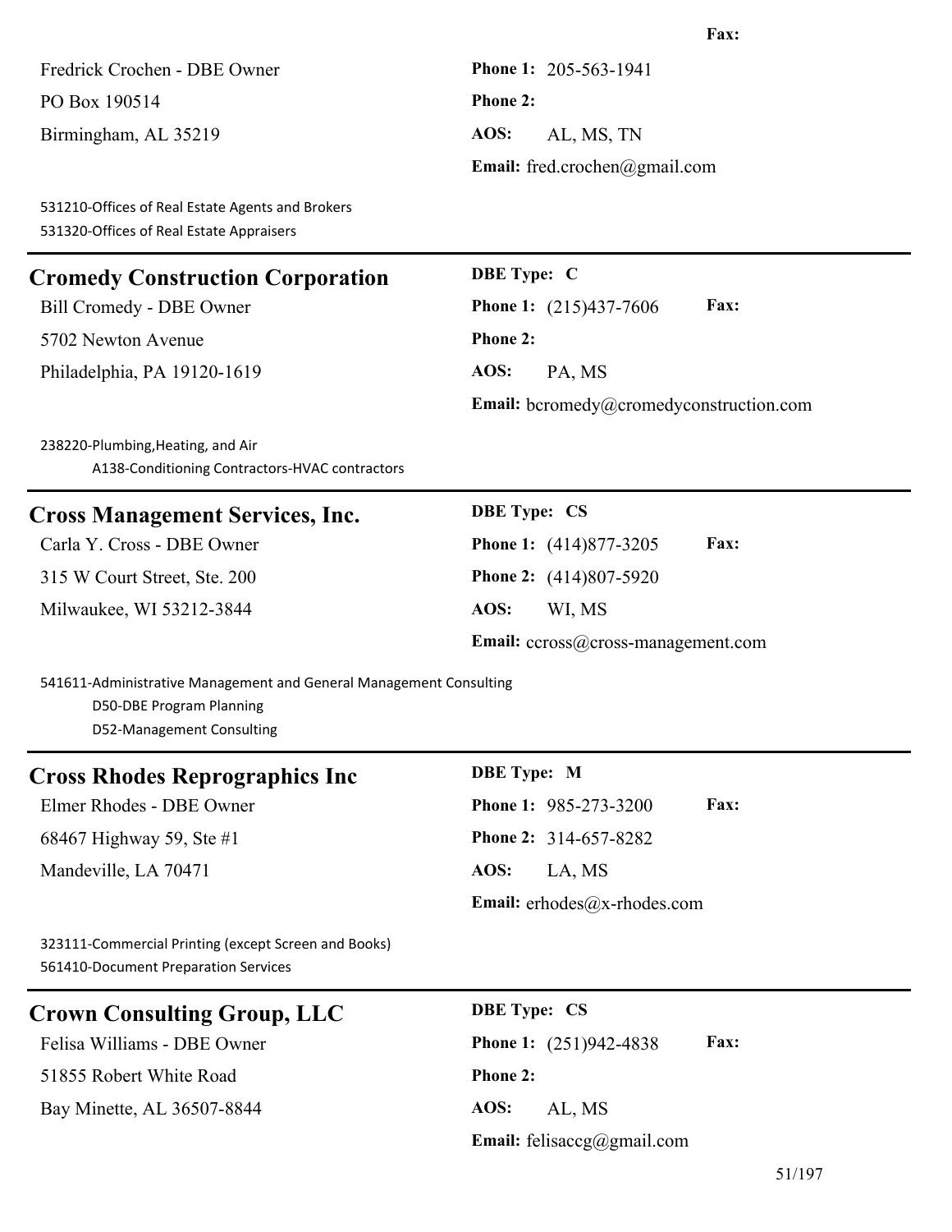**Fax:**

Fredrick Crochen - DBE Owner
PO Box 190514
Birmingham, AL 35219

**Phone 1:** 205-563-1941
**Phone 2:**
**AOS:** AL, MS, TN
**Email:** fred.crochen@gmail.com

531210-Offices of Real Estate Agents and Brokers
531320-Offices of Real Estate Appraisers

---

## Cromedy Construction Corporation

**DBE Type: C**

Bill Cromedy - DBE Owner
5702 Newton Avenue
Philadelphia, PA 19120-1619

**Phone 1:** (215)437-7606 **Fax:**
**Phone 2:**
**AOS:** PA, MS
**Email:** bcromedy@cromedyconstruction.com

238220-Plumbing,Heating, and Air
- A138-Conditioning Contractors-HVAC contractors

---

## Cross Management Services, Inc.

**DBE Type: CS**

Carla Y. Cross - DBE Owner
315 W Court Street, Ste. 200
Milwaukee, WI 53212-3844

**Phone 1:** (414)877-3205 **Fax:**
**Phone 2:** (414)807-5920
**AOS:** WI, MS
**Email:** ccross@cross-management.com

541611-Administrative Management and General Management Consulting
- D50-DBE Program Planning
- D52-Management Consulting

---

## Cross Rhodes Reprographics Inc

**DBE Type: M**

Elmer Rhodes - DBE Owner
68467 Highway 59, Ste #1
Mandeville, LA 70471

**Phone 1:** 985-273-3200 **Fax:**
**Phone 2:** 314-657-8282
**AOS:** LA, MS
**Email:** erhodes@x-rhodes.com

323111-Commercial Printing (except Screen and Books)
561410-Document Preparation Services

---

## Crown Consulting Group, LLC

**DBE Type: CS**

Felisa Williams - DBE Owner
51855 Robert White Road
Bay Minette, AL 36507-8844

**Phone 1:** (251)942-4838 **Fax:**
**Phone 2:**
**AOS:** AL, MS
**Email:** felisaccg@gmail.com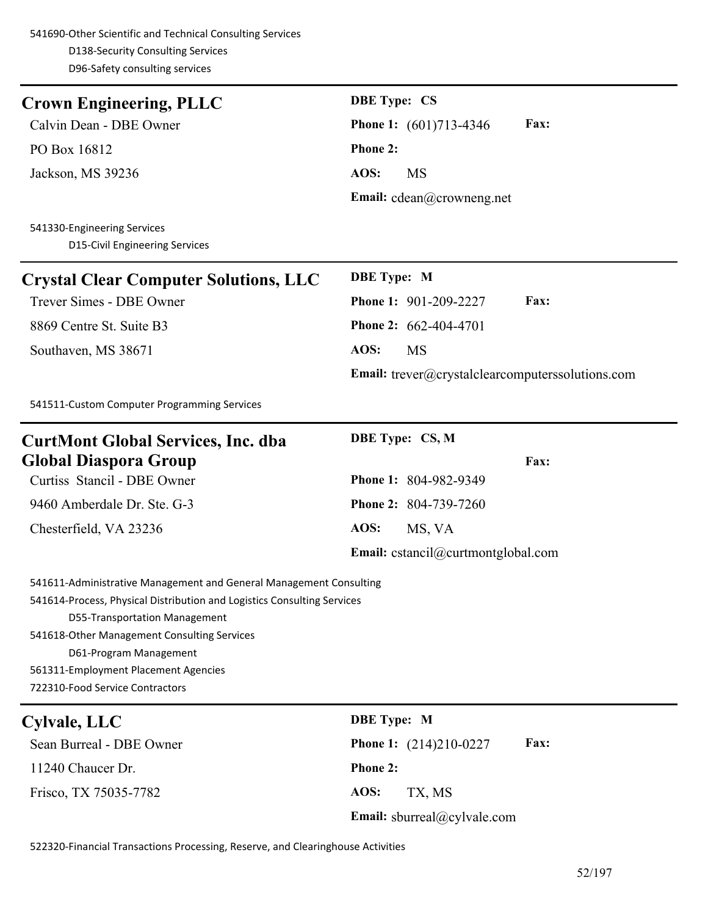541690-Other Scientific and Technical Consulting Services
- D138-Security Consulting Services
- D96-Safety consulting services

---

## Crown Engineering, PLLC

**DBE Type:** CS

Calvin Dean - DBE Owner
PO Box 16812
Jackson, MS 39236

**Phone 1:** (601)713-4346 **Fax:**
**Phone 2:**
**AOS:** MS
**Email:** cdean@crowneng.net

541330-Engineering Services
- D15-Civil Engineering Services

---

## Crystal Clear Computer Solutions, LLC

**DBE Type:** M

Trever Simes - DBE Owner
8869 Centre St. Suite B3
Southaven, MS 38671

**Phone 1:** 901-209-2227 **Fax:**
**Phone 2:** 662-404-4701
**AOS:** MS
**Email:** trever@crystalclearcomputerssolutions.com

541511-Custom Computer Programming Services

---

## CurtMont Global Services, Inc. dba Global Diaspora Group

**DBE Type:** CS, M

Curtiss Stancil - DBE Owner
9460 Amberdale Dr. Ste. G-3
Chesterfield, VA 23236

**Fax:**
**Phone 1:** 804-982-9349
**Phone 2:** 804-739-7260
**AOS:** MS, VA
**Email:** cstancil@curtmontglobal.com

541611-Administrative Management and General Management Consulting
541614-Process, Physical Distribution and Logistics Consulting Services
- D55-Transportation Management

541618-Other Management Consulting Services
- D61-Program Management

561311-Employment Placement Agencies
722310-Food Service Contractors

---

## Cylvale, LLC

**DBE Type:** M

Sean Burreal - DBE Owner
11240 Chaucer Dr.
Frisco, TX 75035-7782

**Phone 1:** (214)210-0227 **Fax:**
**Phone 2:**
**AOS:** TX, MS
**Email:** sburreal@cylvale.com

522320-Financial Transactions Processing, Reserve, and Clearinghouse Activities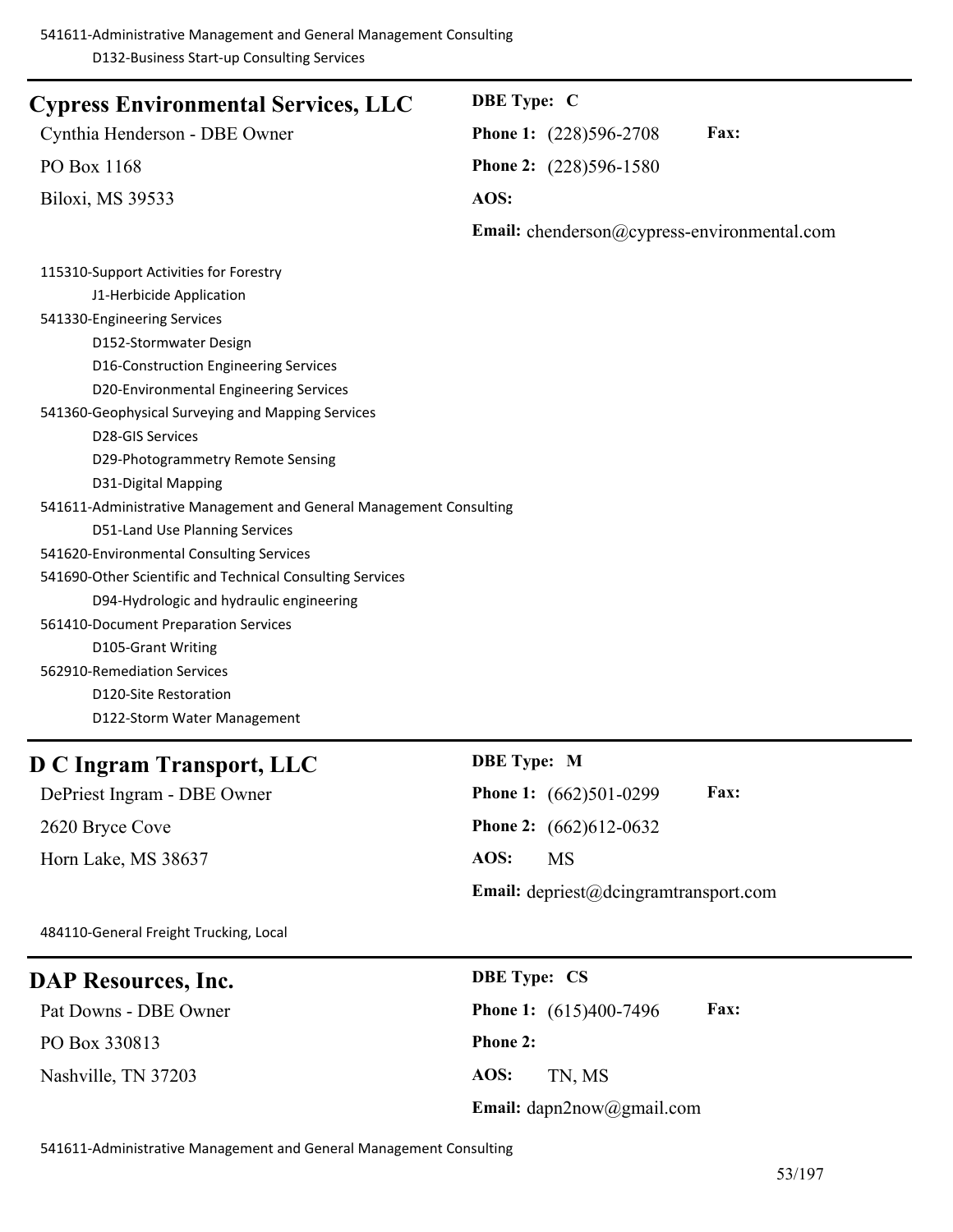541611-Administrative Management and General Management Consulting
- D132-Business Start-up Consulting Services

---

## Cypress Environmental Services, LLC

Cynthia Henderson - DBE Owner
PO Box 1168
Biloxi, MS 39533

**DBE Type:** C
**Phone 1:** (228)596-2708 **Fax:**
**Phone 2:** (228)596-1580
**AOS:**
**Email:** chenderson@cypress-environmental.com

115310-Support Activities for Forestry
- J1-Herbicide Application

541330-Engineering Services
- D152-Stormwater Design
- D16-Construction Engineering Services
- D20-Environmental Engineering Services

541360-Geophysical Surveying and Mapping Services
- D28-GIS Services
- D29-Photogrammetry Remote Sensing
- D31-Digital Mapping

541611-Administrative Management and General Management Consulting
- D51-Land Use Planning Services

541620-Environmental Consulting Services

541690-Other Scientific and Technical Consulting Services
- D94-Hydrologic and hydraulic engineering

561410-Document Preparation Services
- D105-Grant Writing

562910-Remediation Services
- D120-Site Restoration
- D122-Storm Water Management

---

## D C Ingram Transport, LLC

DePriest Ingram - DBE Owner
2620 Bryce Cove
Horn Lake, MS 38637

**DBE Type:** M
**Phone 1:** (662)501-0299 **Fax:**
**Phone 2:** (662)612-0632
**AOS:** MS
**Email:** depriest@dcingramtransport.com

484110-General Freight Trucking, Local

---

## DAP Resources, Inc.

Pat Downs - DBE Owner
PO Box 330813
Nashville, TN 37203

**DBE Type:** CS
**Phone 1:** (615)400-7496 **Fax:**
**Phone 2:**
**AOS:** TN, MS
**Email:** dapn2now@gmail.com

541611-Administrative Management and General Management Consulting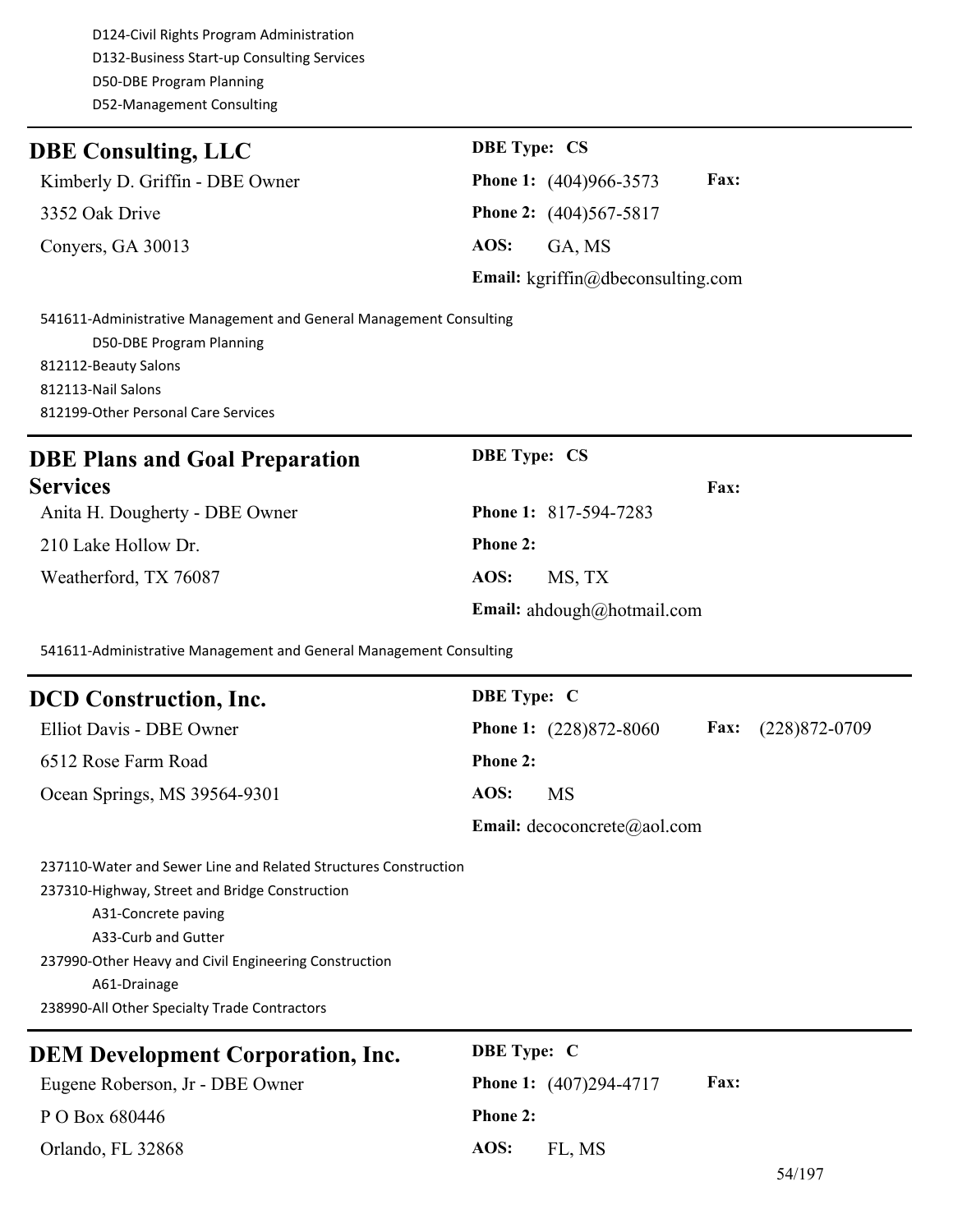D124-Civil Rights Program Administration
D132-Business Start-up Consulting Services
D50-DBE Program Planning
D52-Management Consulting

## DBE Consulting, LLC

**DBE Type:** CS

Kimberly D. Griffin - DBE Owner
3352 Oak Drive
Conyers, GA 30013

**Phone 1:** (404)966-3573 **Fax:**
**Phone 2:** (404)567-5817
**AOS:** GA, MS
**Email:** kgriffin@dbeconsulting.com

541611-Administrative Management and General Management Consulting
- D50-DBE Program Planning

812112-Beauty Salons
812113-Nail Salons
812199-Other Personal Care Services

## DBE Plans and Goal Preparation Services

**DBE Type:** CS

Anita H. Dougherty - DBE Owner
210 Lake Hollow Dr.
Weatherford, TX 76087

**Fax:**
**Phone 1:** 817-594-7283
**Phone 2:**
**AOS:** MS, TX
**Email:** ahdough@hotmail.com

541611-Administrative Management and General Management Consulting

## DCD Construction, Inc.

**DBE Type:** C

Elliot Davis - DBE Owner
6512 Rose Farm Road
Ocean Springs, MS 39564-9301

**Phone 1:** (228)872-8060 **Fax:** (228)872-0709
**Phone 2:**
**AOS:** MS
**Email:** decoconcrete@aol.com

237110-Water and Sewer Line and Related Structures Construction
237310-Highway, Street and Bridge Construction
- A31-Concrete paving
- A33-Curb and Gutter

237990-Other Heavy and Civil Engineering Construction
- A61-Drainage

238990-All Other Specialty Trade Contractors

## DEM Development Corporation, Inc.

**DBE Type:** C

Eugene Roberson, Jr - DBE Owner
P O Box 680446
Orlando, FL 32868

**Phone 1:** (407)294-4717 **Fax:**
**Phone 2:**
**AOS:** FL, MS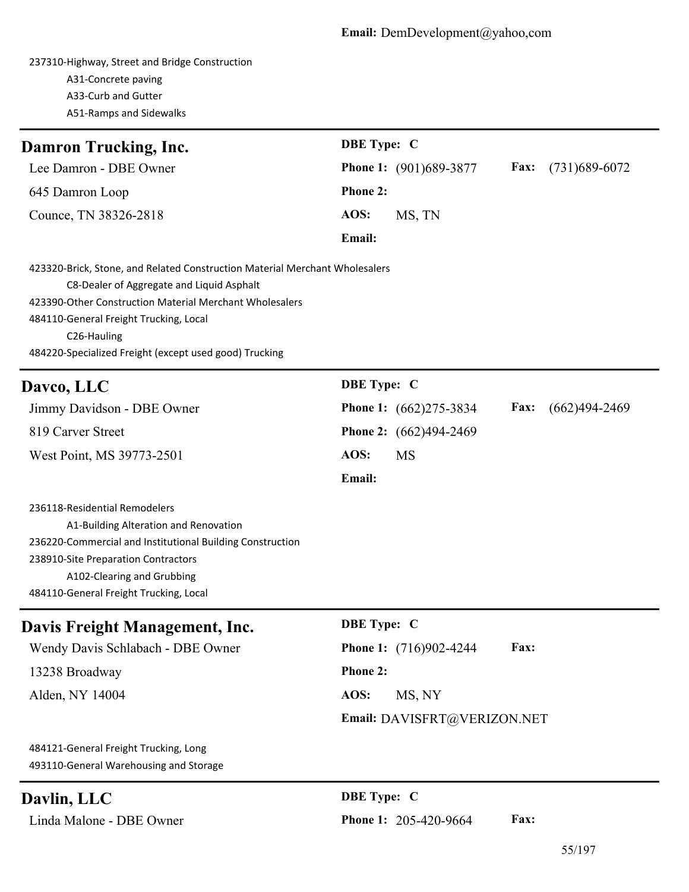**Email:** DemDevelopment@yahoo,com

237310-Highway, Street and Bridge Construction
- A31-Concrete paving
- A33-Curb and Gutter
- A51-Ramps and Sidewalks

---

## Damron Trucking, Inc.

**DBE Type:** C

Lee Damron - DBE Owner
645 Damron Loop
Counce, TN 38326-2818

**Phone 1:** (901)689-3877 **Fax:** (731)689-6072
**Phone 2:**
**AOS:** MS, TN
**Email:**

423320-Brick, Stone, and Related Construction Material Merchant Wholesalers
- C8-Dealer of Aggregate and Liquid Asphalt

423390-Other Construction Material Merchant Wholesalers
484110-General Freight Trucking, Local
- C26-Hauling

484220-Specialized Freight (except used good) Trucking

---

## Davco, LLC

**DBE Type:** C

Jimmy Davidson - DBE Owner
819 Carver Street
West Point, MS 39773-2501

**Phone 1:** (662)275-3834 **Fax:** (662)494-2469
**Phone 2:** (662)494-2469
**AOS:** MS
**Email:**

236118-Residential Remodelers
- A1-Building Alteration and Renovation

236220-Commercial and Institutional Building Construction
238910-Site Preparation Contractors
- A102-Clearing and Grubbing

484110-General Freight Trucking, Local

---

## Davis Freight Management, Inc.

**DBE Type:** C

Wendy Davis Schlabach - DBE Owner
13238 Broadway
Alden, NY 14004

**Phone 1:** (716)902-4244 **Fax:**
**Phone 2:**
**AOS:** MS, NY
**Email:** DAVISFRT@VERIZON.NET

484121-General Freight Trucking, Long
493110-General Warehousing and Storage

---

## Davlin, LLC

**DBE Type:** C

Linda Malone - DBE Owner

**Phone 1:** 205-420-9664 **Fax:**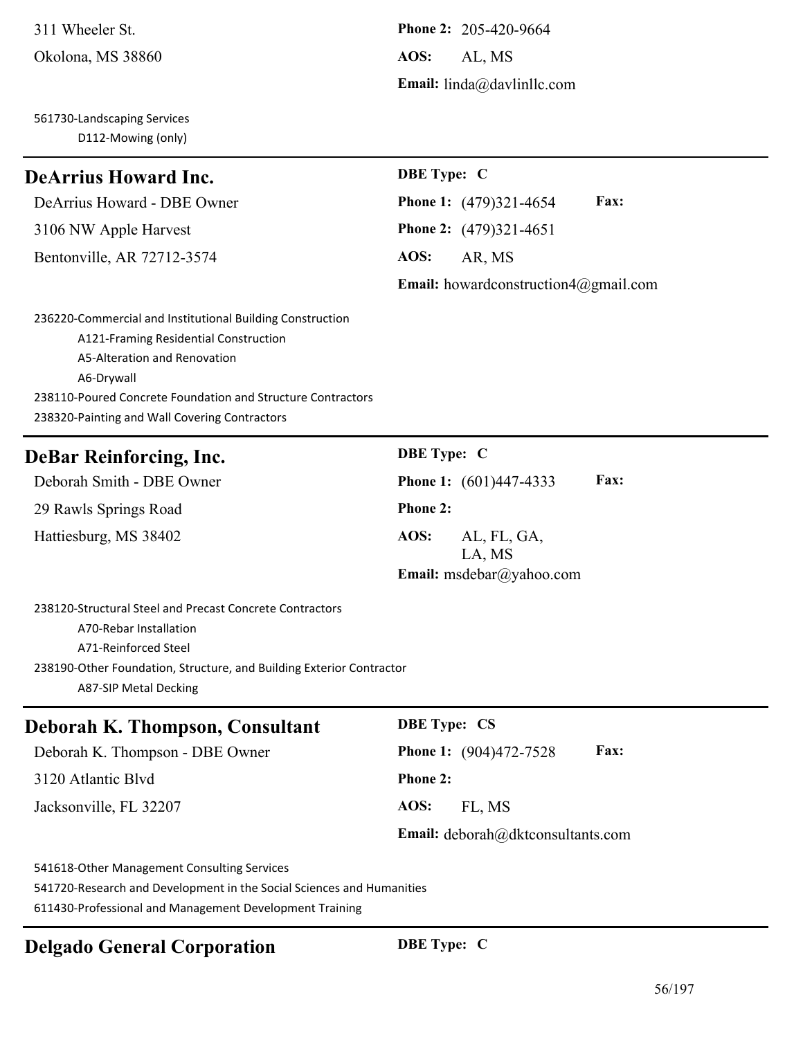311 Wheeler St.

Okolona, MS 38860

**Phone 2:** 205-420-9664

**AOS:** AL, MS

**Email:** linda@davlinllc.com

561730-Landscaping Services

- D112-Mowing (only)

---

## DeArrius Howard Inc.

**DBE Type: C**

DeArrius Howard - DBE Owner

3106 NW Apple Harvest

Bentonville, AR 72712-3574

**Phone 1:** (479)321-4654 **Fax:**

**Phone 2:** (479)321-4651

**AOS:** AR, MS

**Email:** howardconstruction4@gmail.com

236220-Commercial and Institutional Building Construction

- A121-Framing Residential Construction
- A5-Alteration and Renovation
- A6-Drywall

238110-Poured Concrete Foundation and Structure Contractors

238320-Painting and Wall Covering Contractors

---

## DeBar Reinforcing, Inc.

**DBE Type: C**

Deborah Smith - DBE Owner

29 Rawls Springs Road

Hattiesburg, MS 38402

**Phone 1:** (601)447-4333 **Fax:**

**Phone 2:**

**AOS:** AL, FL, GA, LA, MS

**Email:** msdebar@yahoo.com

238120-Structural Steel and Precast Concrete Contractors

- A70-Rebar Installation
- A71-Reinforced Steel

238190-Other Foundation, Structure, and Building Exterior Contractor

- A87-SIP Metal Decking

---

## Deborah K. Thompson, Consultant

**DBE Type: CS**

Deborah K. Thompson - DBE Owner

3120 Atlantic Blvd

Jacksonville, FL 32207

**Phone 1:** (904)472-7528 **Fax:**

**Phone 2:**

**AOS:** FL, MS

**Email:** deborah@dktconsultants.com

541618-Other Management Consulting Services

541720-Research and Development in the Social Sciences and Humanities

611430-Professional and Management Development Training

---

## Delgado General Corporation

**DBE Type: C**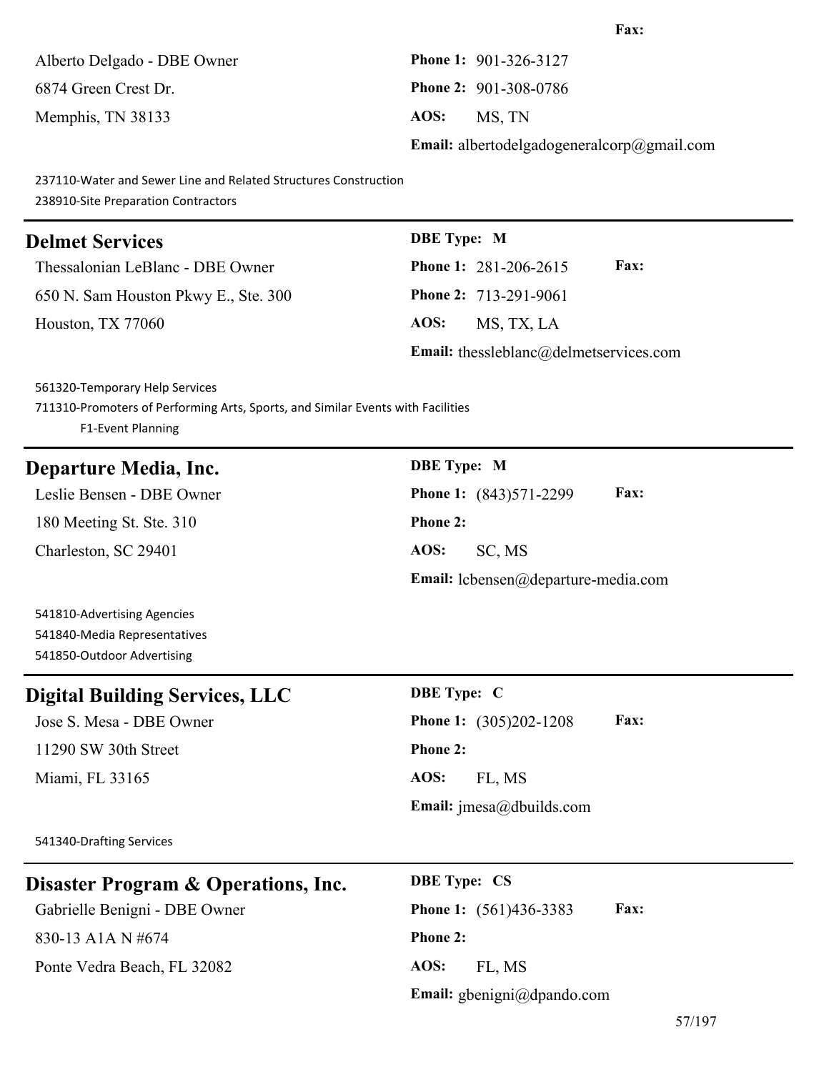Fax:

Alberto Delgado - DBE Owner
6874 Green Crest Dr.
Memphis, TN 38133

**Phone 1:** 901-326-3127
**Phone 2:** 901-308-0786
**AOS:** MS, TN
**Email:** albertodelgadogeneralcorp@gmail.com

237110-Water and Sewer Line and Related Structures Construction
238910-Site Preparation Contractors

---

## Delmet Services

**DBE Type:** M

Thessalonian LeBlanc - DBE Owner
650 N. Sam Houston Pkwy E., Ste. 300
Houston, TX 77060

**Phone 1:** 281-206-2615 **Fax:**
**Phone 2:** 713-291-9061
**AOS:** MS, TX, LA
**Email:** thessleblanc@delmetservices.com

561320-Temporary Help Services
711310-Promoters of Performing Arts, Sports, and Similar Events with Facilities
F1-Event Planning

---

## Departure Media, Inc.

**DBE Type:** M

Leslie Bensen - DBE Owner
180 Meeting St. Ste. 310
Charleston, SC 29401

**Phone 1:** (843)571-2299 **Fax:**
**Phone 2:**
**AOS:** SC, MS
**Email:** lcbensen@departure-media.com

541810-Advertising Agencies
541840-Media Representatives
541850-Outdoor Advertising

---

## Digital Building Services, LLC

**DBE Type:** C

Jose S. Mesa - DBE Owner
11290 SW 30th Street
Miami, FL 33165

**Phone 1:** (305)202-1208 **Fax:**
**Phone 2:**
**AOS:** FL, MS
**Email:** jmesa@dbuilds.com

541340-Drafting Services

---

## Disaster Program & Operations, Inc.

**DBE Type:** CS

Gabrielle Benigni - DBE Owner
830-13 A1A N #674
Ponte Vedra Beach, FL 32082

**Phone 1:** (561)436-3383 **Fax:**
**Phone 2:**
**AOS:** FL, MS
**Email:** gbenigni@dpando.com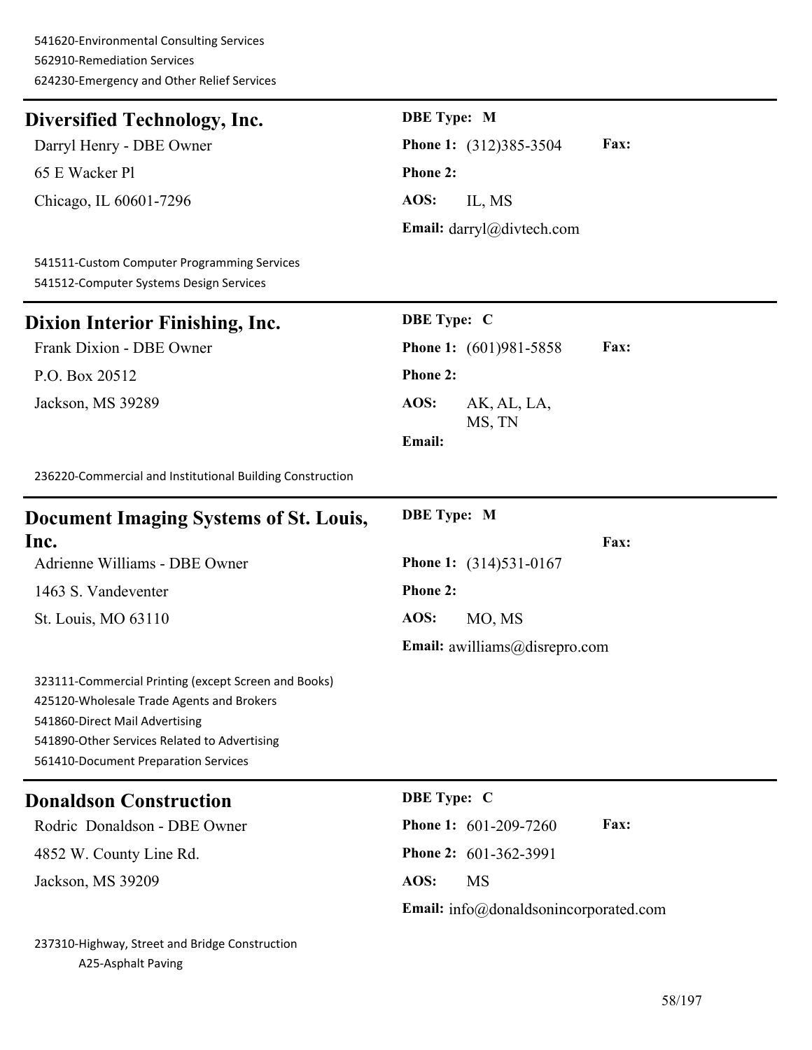541620-Environmental Consulting Services
562910-Remediation Services
624230-Emergency and Other Relief Services

---

## Diversified Technology, Inc.

Darryl Henry - DBE Owner
65 E Wacker Pl
Chicago, IL 60601-7296

**DBE Type:** M
**Phone 1:** (312)385-3504 **Fax:**
**Phone 2:**
**AOS:** IL, MS
**Email:** darryl@divtech.com

541511-Custom Computer Programming Services
541512-Computer Systems Design Services

---

## Dixion Interior Finishing, Inc.

Frank Dixion - DBE Owner
P.O. Box 20512
Jackson, MS 39289

**DBE Type:** C
**Phone 1:** (601)981-5858 **Fax:**
**Phone 2:**
**AOS:** AK, AL, LA, MS, TN
**Email:**

236220-Commercial and Institutional Building Construction

---

## Document Imaging Systems of St. Louis, Inc.

Adrienne Williams - DBE Owner
1463 S. Vandeventer
St. Louis, MO 63110

**DBE Type:** M
**Fax:**
**Phone 1:** (314)531-0167
**Phone 2:**
**AOS:** MO, MS
**Email:** awilliams@disrepro.com

323111-Commercial Printing (except Screen and Books)
425120-Wholesale Trade Agents and Brokers
541860-Direct Mail Advertising
541890-Other Services Related to Advertising
561410-Document Preparation Services

---

## Donaldson Construction

Rodric Donaldson - DBE Owner
4852 W. County Line Rd.
Jackson, MS 39209

**DBE Type:** C
**Phone 1:** 601-209-7260 **Fax:**
**Phone 2:** 601-362-3991
**AOS:** MS
**Email:** info@donaldsonincorporated.com

237310-Highway, Street and Bridge Construction
A25-Asphalt Paving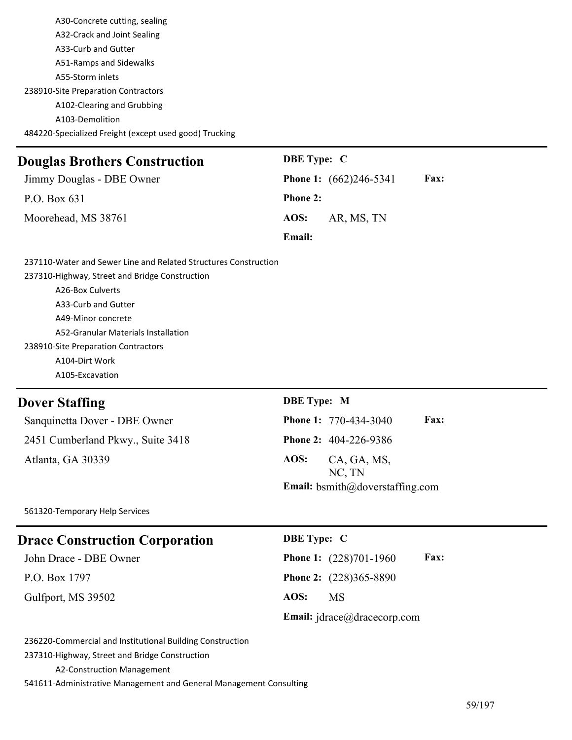- A30-Concrete cutting, sealing
- A32-Crack and Joint Sealing
- A33-Curb and Gutter
- A51-Ramps and Sidewalks
- A55-Storm inlets

238910-Site Preparation Contractors

- A102-Clearing and Grubbing
- A103-Demolition

484220-Specialized Freight (except used good) Trucking

---

## Douglas Brothers Construction

**DBE Type:** C

Jimmy Douglas - DBE Owner
P.O. Box 631
Moorehead, MS 38761

**Phone 1:** (662)246-5341
**Fax:**
**Phone 2:**
**AOS:** AR, MS, TN
**Email:**

237110-Water and Sewer Line and Related Structures Construction

237310-Highway, Street and Bridge Construction

- A26-Box Culverts
- A33-Curb and Gutter
- A49-Minor concrete
- A52-Granular Materials Installation

238910-Site Preparation Contractors

- A104-Dirt Work
- A105-Excavation

---

## Dover Staffing

**DBE Type:** M

Sanquinetta Dover - DBE Owner
2451 Cumberland Pkwy., Suite 3418
Atlanta, GA 30339

**Phone 1:** 770-434-3040
**Fax:**
**Phone 2:** 404-226-9386
**AOS:** CA, GA, MS, NC, TN
**Email:** bsmith@doverstaffing.com

561320-Temporary Help Services

---

## Drace Construction Corporation

**DBE Type:** C

John Drace - DBE Owner
P.O. Box 1797
Gulfport, MS 39502

**Phone 1:** (228)701-1960
**Fax:**
**Phone 2:** (228)365-8890
**AOS:** MS
**Email:** jdrace@dracecorp.com

236220-Commercial and Institutional Building Construction

237310-Highway, Street and Bridge Construction

- A2-Construction Management

541611-Administrative Management and General Management Consulting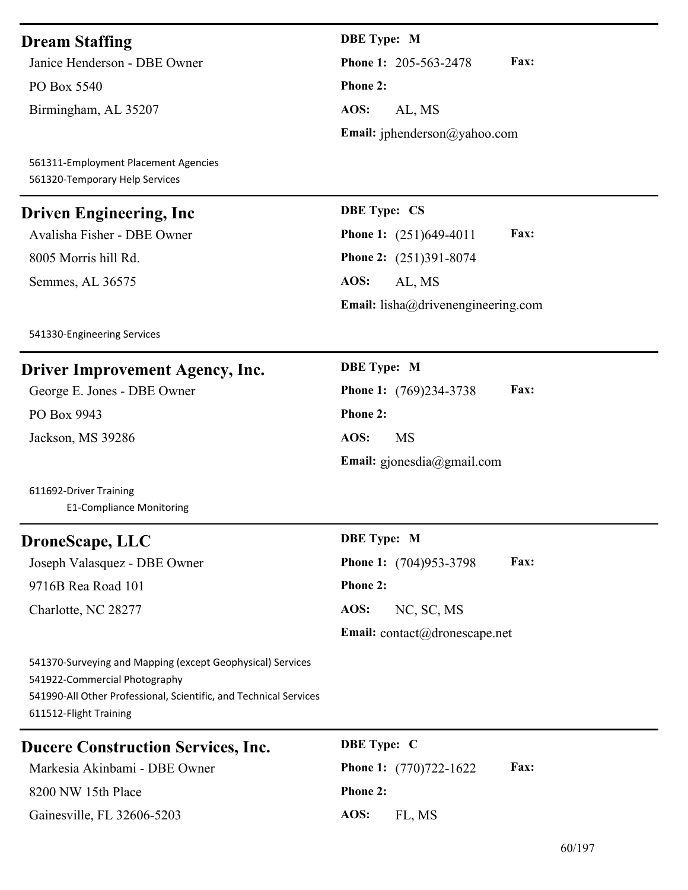## Dream Staffing

Janice Henderson - DBE Owner
PO Box 5540
Birmingham, AL 35207

**DBE Type:** M
**Phone 1:** 205-563-2478 **Fax:**
**Phone 2:**
**AOS:** AL, MS
**Email:** jphenderson@yahoo.com

561311-Employment Placement Agencies
561320-Temporary Help Services

---

## Driven Engineering, Inc

Avalisha Fisher - DBE Owner
8005 Morris hill Rd.
Semmes, AL 36575

**DBE Type:** CS
**Phone 1:** (251)649-4011 **Fax:**
**Phone 2:** (251)391-8074
**AOS:** AL, MS
**Email:** lisha@drivenengineering.com

541330-Engineering Services

---

## Driver Improvement Agency, Inc.

George E. Jones - DBE Owner
PO Box 9943
Jackson, MS 39286

**DBE Type:** M
**Phone 1:** (769)234-3738 **Fax:**
**Phone 2:**
**AOS:** MS
**Email:** gjonesdia@gmail.com

611692-Driver Training
E1-Compliance Monitoring

---

## DroneScape, LLC

Joseph Valasquez - DBE Owner
9716B Rea Road 101
Charlotte, NC 28277

**DBE Type:** M
**Phone 1:** (704)953-3798 **Fax:**
**Phone 2:**
**AOS:** NC, SC, MS
**Email:** contact@dronescape.net

541370-Surveying and Mapping (except Geophysical) Services
541922-Commercial Photography
541990-All Other Professional, Scientific, and Technical Services
611512-Flight Training

---

## Ducere Construction Services, Inc.

Markesia Akinbami - DBE Owner
8200 NW 15th Place
Gainesville, FL 32606-5203

**DBE Type:** C
**Phone 1:** (770)722-1622 **Fax:**
**Phone 2:**
**AOS:** FL, MS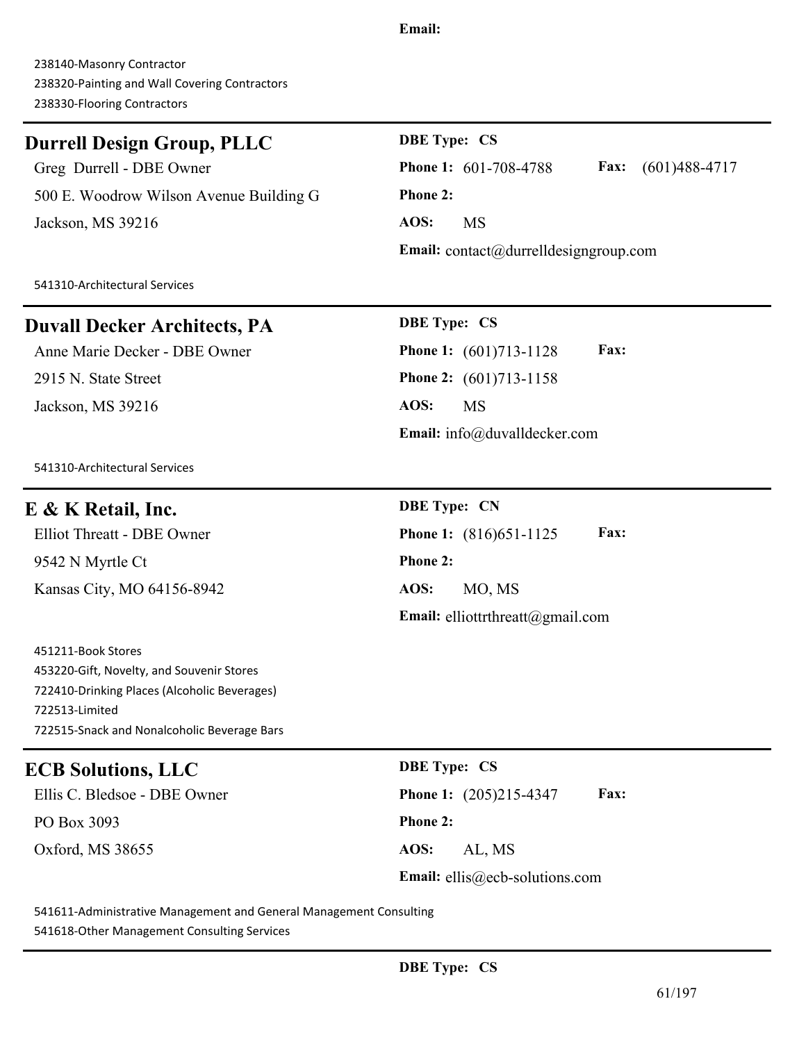**Email:**

238140-Masonry Contractor
238320-Painting and Wall Covering Contractors
238330-Flooring Contractors

---

## Durrell Design Group, PLLC

Greg Durrell - DBE Owner
500 E. Woodrow Wilson Avenue Building G
Jackson, MS 39216

**DBE Type:** CS
**Phone 1:** 601-708-4788 **Fax:** (601)488-4717
**Phone 2:**
**AOS:** MS
**Email:** contact@durrelldesigngroup.com

541310-Architectural Services

---

## Duvall Decker Architects, PA

Anne Marie Decker - DBE Owner
2915 N. State Street
Jackson, MS 39216

**DBE Type:** CS
**Phone 1:** (601)713-1128 **Fax:**
**Phone 2:** (601)713-1158
**AOS:** MS
**Email:** info@duvalldecker.com

541310-Architectural Services

---

## E & K Retail, Inc.

Elliot Threatt - DBE Owner
9542 N Myrtle Ct
Kansas City, MO 64156-8942

**DBE Type:** CN
**Phone 1:** (816)651-1125 **Fax:**
**Phone 2:**
**AOS:** MO, MS
**Email:** elliottrthreatt@gmail.com

451211-Book Stores
453220-Gift, Novelty, and Souvenir Stores
722410-Drinking Places (Alcoholic Beverages)
722513-Limited
722515-Snack and Nonalcoholic Beverage Bars

---

## ECB Solutions, LLC

Ellis C. Bledsoe - DBE Owner
PO Box 3093
Oxford, MS 38655

**DBE Type:** CS
**Phone 1:** (205)215-4347 **Fax:**
**Phone 2:**
**AOS:** AL, MS
**Email:** ellis@ecb-solutions.com

541611-Administrative Management and General Management Consulting
541618-Other Management Consulting Services

---

**DBE Type:** CS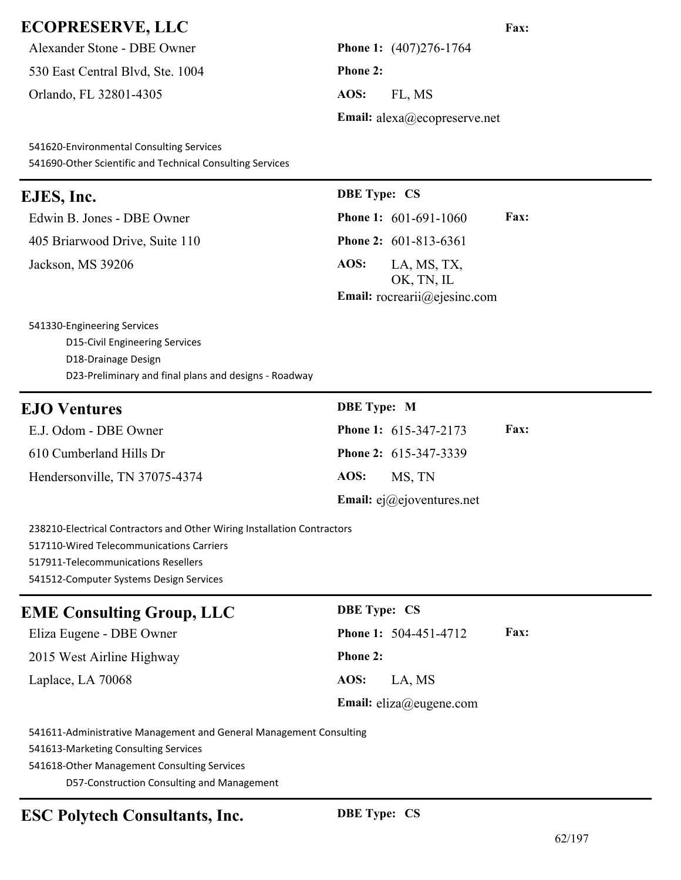## ECOPRESERVE, LLC

Alexander Stone - DBE Owner
530 East Central Blvd, Ste. 1004
Orlando, FL 32801-4305

**Fax:**
**Phone 1:** (407)276-1764
**Phone 2:**
**AOS:** FL, MS
**Email:** alexa@ecopreserve.net

541620-Environmental Consulting Services
541690-Other Scientific and Technical Consulting Services

---

## EJES, Inc.

**DBE Type:** CS

Edwin B. Jones - DBE Owner
405 Briarwood Drive, Suite 110
Jackson, MS 39206

**Phone 1:** 601-691-1060
**Fax:**
**Phone 2:** 601-813-6361
**AOS:** LA, MS, TX, OK, TN, IL
**Email:** rocrearii@ejesinc.com

541330-Engineering Services
- D15-Civil Engineering Services
- D18-Drainage Design
- D23-Preliminary and final plans and designs - Roadway

---

## EJO Ventures

**DBE Type:** M

E.J. Odom - DBE Owner
610 Cumberland Hills Dr
Hendersonville, TN 37075-4374

**Phone 1:** 615-347-2173
**Fax:**
**Phone 2:** 615-347-3339
**AOS:** MS, TN
**Email:** ej@ejoventures.net

238210-Electrical Contractors and Other Wiring Installation Contractors
517110-Wired Telecommunications Carriers
517911-Telecommunications Resellers
541512-Computer Systems Design Services

---

## EME Consulting Group, LLC

**DBE Type:** CS

Eliza Eugene - DBE Owner
2015 West Airline Highway
Laplace, LA 70068

**Phone 1:** 504-451-4712
**Fax:**
**Phone 2:**
**AOS:** LA, MS
**Email:** eliza@eugene.com

541611-Administrative Management and General Management Consulting
541613-Marketing Consulting Services
541618-Other Management Consulting Services
- D57-Construction Consulting and Management

---

## ESC Polytech Consultants, Inc.

**DBE Type:** CS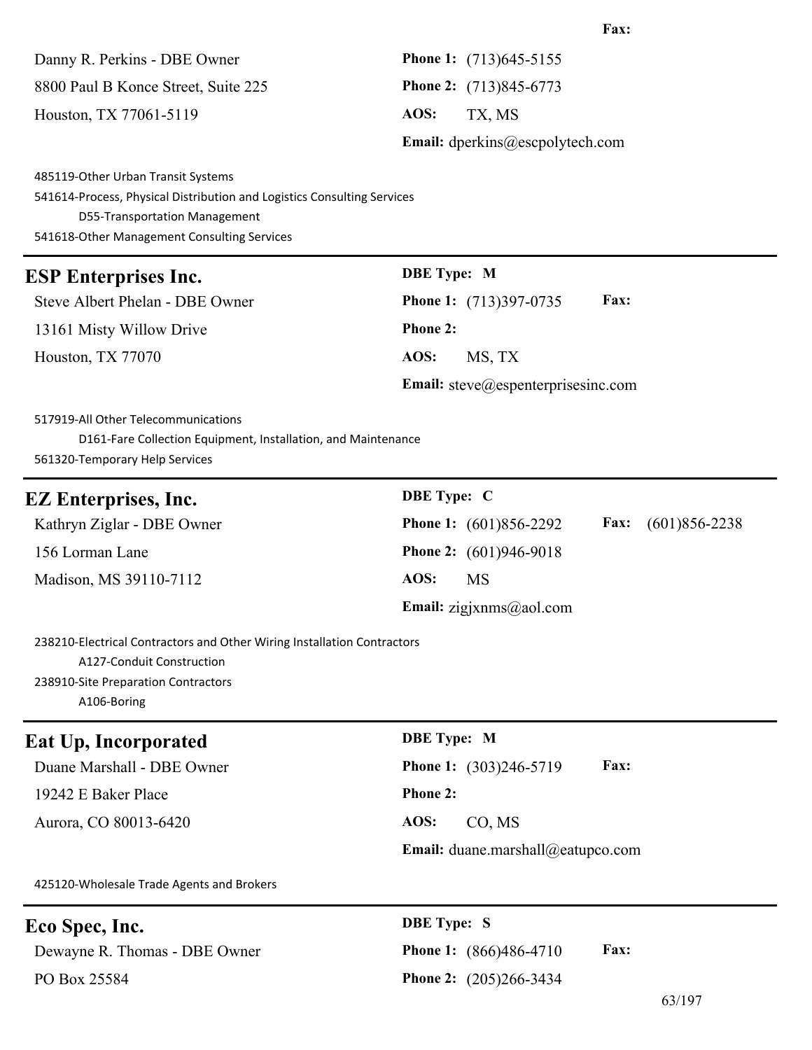**Fax:**

Danny R. Perkins - DBE Owner
8800 Paul B Konce Street, Suite 225
Houston, TX 77061-5119

**Phone 1:** (713)645-5155
**Phone 2:** (713)845-6773
**AOS:** TX, MS
**Email:** dperkins@escpolytech.com

485119-Other Urban Transit Systems
541614-Process, Physical Distribution and Logistics Consulting Services
    D55-Transportation Management
541618-Other Management Consulting Services

---

## ESP Enterprises Inc.

**DBE Type:** M

Steve Albert Phelan - DBE Owner
13161 Misty Willow Drive
Houston, TX 77070

**Phone 1:** (713)397-0735 **Fax:**
**Phone 2:**
**AOS:** MS, TX
**Email:** steve@espenterprisesinc.com

517919-All Other Telecommunications
    D161-Fare Collection Equipment, Installation, and Maintenance
561320-Temporary Help Services

---

## EZ Enterprises, Inc.

**DBE Type:** C

Kathryn Ziglar - DBE Owner
156 Lorman Lane
Madison, MS 39110-7112

**Phone 1:** (601)856-2292 **Fax:** (601)856-2238
**Phone 2:** (601)946-9018
**AOS:** MS
**Email:** zigjxnms@aol.com

238210-Electrical Contractors and Other Wiring Installation Contractors
    A127-Conduit Construction
238910-Site Preparation Contractors
    A106-Boring

---

## Eat Up, Incorporated

**DBE Type:** M

Duane Marshall - DBE Owner
19242 E Baker Place
Aurora, CO 80013-6420

**Phone 1:** (303)246-5719 **Fax:**
**Phone 2:**
**AOS:** CO, MS
**Email:** duane.marshall@eatupco.com

425120-Wholesale Trade Agents and Brokers

---

## Eco Spec, Inc.

**DBE Type:** S

Dewayne R. Thomas - DBE Owner
PO Box 25584

**Phone 1:** (866)486-4710 **Fax:**
**Phone 2:** (205)266-3434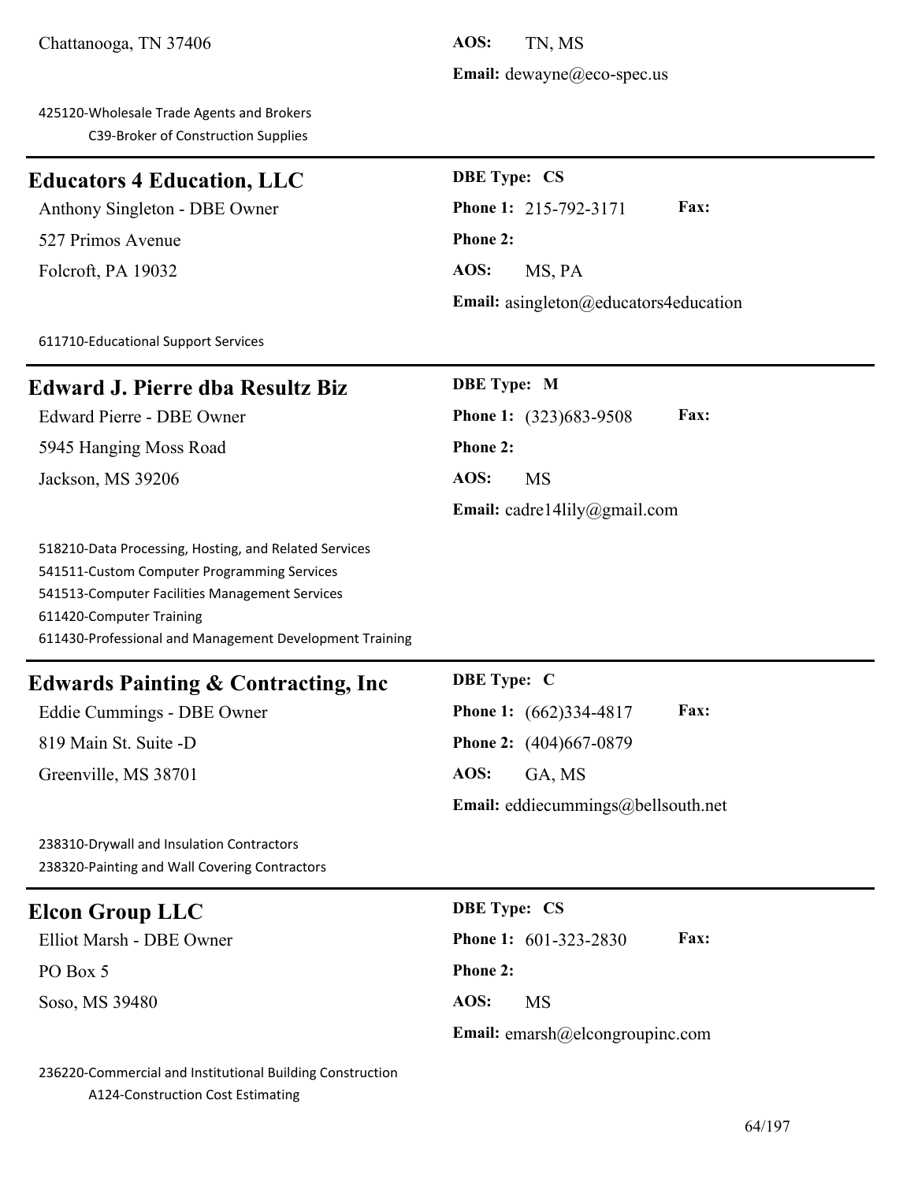Chattanooga, TN 37406

**AOS:** TN, MS

**Email:** dewayne@eco-spec.us

425120-Wholesale Trade Agents and Brokers
C39-Broker of Construction Supplies

---

## Educators 4 Education, LLC

Anthony Singleton - DBE Owner
527 Primos Avenue
Folcroft, PA 19032

**DBE Type:** CS
**Phone 1:** 215-792-3171 **Fax:**
**Phone 2:**
**AOS:** MS, PA
**Email:** asingleton@educators4education

611710-Educational Support Services

---

## Edward J. Pierre dba Resultz Biz

Edward Pierre - DBE Owner
5945 Hanging Moss Road
Jackson, MS 39206

**DBE Type:** M
**Phone 1:** (323)683-9508 **Fax:**
**Phone 2:**
**AOS:** MS
**Email:** cadre14lily@gmail.com

518210-Data Processing, Hosting, and Related Services
541511-Custom Computer Programming Services
541513-Computer Facilities Management Services
611420-Computer Training
611430-Professional and Management Development Training

---

## Edwards Painting & Contracting, Inc

Eddie Cummings - DBE Owner
819 Main St. Suite -D
Greenville, MS 38701

**DBE Type:** C
**Phone 1:** (662)334-4817 **Fax:**
**Phone 2:** (404)667-0879
**AOS:** GA, MS
**Email:** eddiecummings@bellsouth.net

238310-Drywall and Insulation Contractors
238320-Painting and Wall Covering Contractors

---

## Elcon Group LLC

Elliot Marsh - DBE Owner
PO Box 5
Soso, MS 39480

**DBE Type:** CS
**Phone 1:** 601-323-2830 **Fax:**
**Phone 2:**
**AOS:** MS
**Email:** emarsh@elcongroupinc.com

236220-Commercial and Institutional Building Construction
A124-Construction Cost Estimating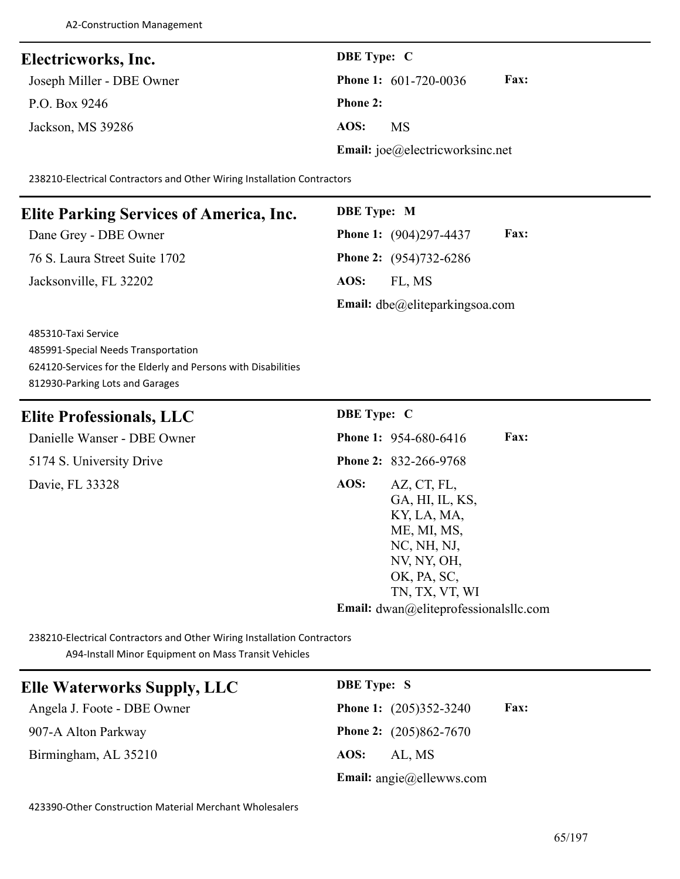A2-Construction Management

## Electricworks, Inc.

Joseph Miller - DBE Owner
P.O. Box 9246
Jackson, MS 39286

**DBE Type:** C
**Phone 1:** 601-720-0036 **Fax:**
**Phone 2:**
**AOS:** MS
**Email:** joe@electricworksinc.net

238210-Electrical Contractors and Other Wiring Installation Contractors

## Elite Parking Services of America, Inc.

Dane Grey - DBE Owner
76 S. Laura Street Suite 1702
Jacksonville, FL 32202

**DBE Type:** M
**Phone 1:** (904)297-4437 **Fax:**
**Phone 2:** (954)732-6286
**AOS:** FL, MS
**Email:** dbe@eliteparkingsoa.com

485310-Taxi Service
485991-Special Needs Transportation
624120-Services for the Elderly and Persons with Disabilities
812930-Parking Lots and Garages

## Elite Professionals, LLC

Danielle Wanser - DBE Owner
5174 S. University Drive
Davie, FL 33328

**DBE Type:** C
**Phone 1:** 954-680-6416 **Fax:**
**Phone 2:** 832-266-9768
**AOS:** AZ, CT, FL, GA, HI, IL, KS, KY, LA, MA, ME, MI, MS, NC, NH, NJ, NV, NY, OH, OK, PA, SC, TN, TX, VT, WI
**Email:** dwan@eliteprofessionalsllc.com

238210-Electrical Contractors and Other Wiring Installation Contractors
A94-Install Minor Equipment on Mass Transit Vehicles

## Elle Waterworks Supply, LLC

Angela J. Foote - DBE Owner
907-A Alton Parkway
Birmingham, AL 35210

**DBE Type:** S
**Phone 1:** (205)352-3240 **Fax:**
**Phone 2:** (205)862-7670
**AOS:** AL, MS
**Email:** angie@ellewws.com

423390-Other Construction Material Merchant Wholesalers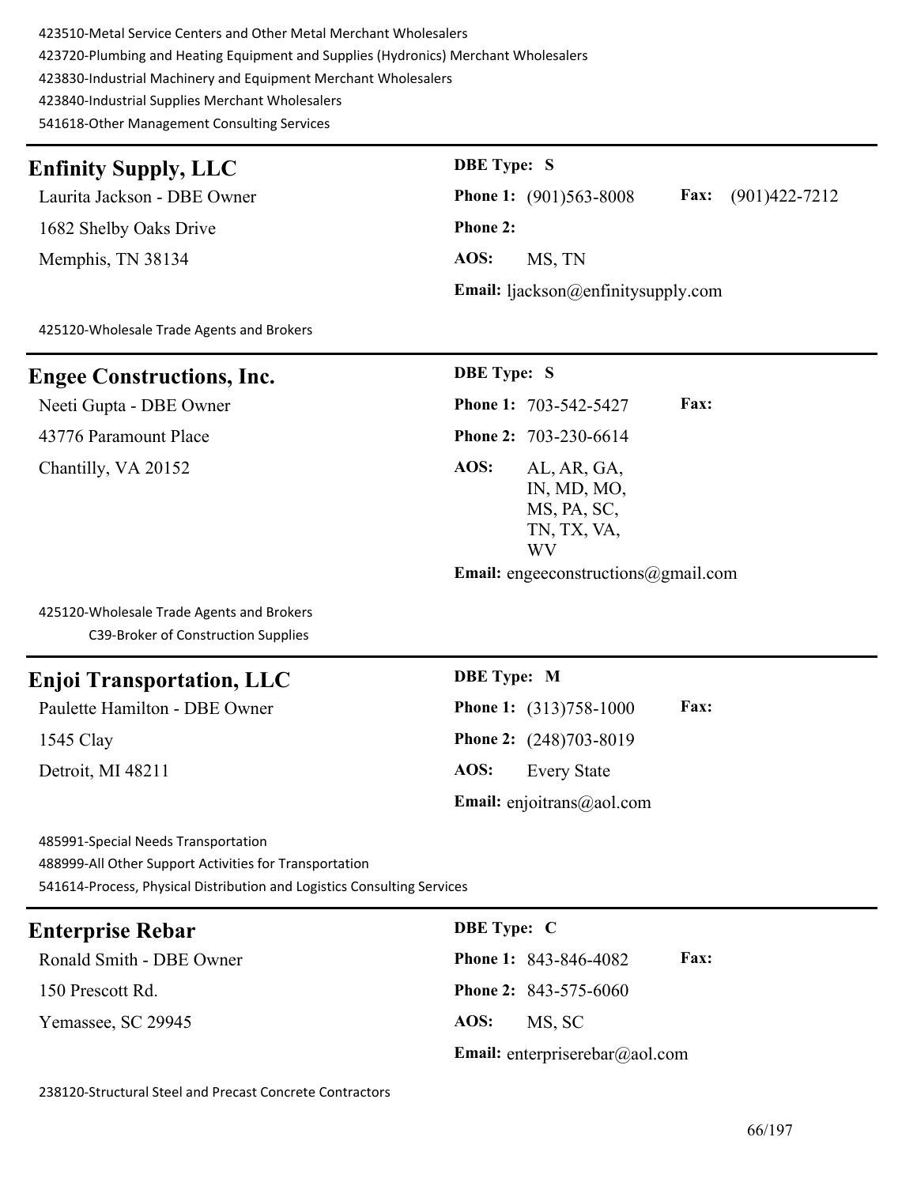423510-Metal Service Centers and Other Metal Merchant Wholesalers
423720-Plumbing and Heating Equipment and Supplies (Hydronics) Merchant Wholesalers
423830-Industrial Machinery and Equipment Merchant Wholesalers
423840-Industrial Supplies Merchant Wholesalers
541618-Other Management Consulting Services

---

## Enfinity Supply, LLC

Laurita Jackson - DBE Owner
1682 Shelby Oaks Drive
Memphis, TN 38134

**DBE Type:** S
**Phone 1:** (901)563-8008 **Fax:** (901)422-7212
**Phone 2:**
**AOS:** MS, TN
**Email:** ljackson@enfinitysupply.com

425120-Wholesale Trade Agents and Brokers

---

## Engee Constructions, Inc.

Neeti Gupta - DBE Owner
43776 Paramount Place
Chantilly, VA 20152

**DBE Type:** S
**Phone 1:** 703-542-5427 **Fax:**
**Phone 2:** 703-230-6614
**AOS:** AL, AR, GA, IN, MD, MO, MS, PA, SC, TN, TX, VA, WV
**Email:** engeeconstructions@gmail.com

425120-Wholesale Trade Agents and Brokers
C39-Broker of Construction Supplies

---

## Enjoi Transportation, LLC

Paulette Hamilton - DBE Owner
1545 Clay
Detroit, MI 48211

**DBE Type:** M
**Phone 1:** (313)758-1000 **Fax:**
**Phone 2:** (248)703-8019
**AOS:** Every State
**Email:** enjoitrans@aol.com

485991-Special Needs Transportation
488999-All Other Support Activities for Transportation
541614-Process, Physical Distribution and Logistics Consulting Services

---

## Enterprise Rebar

Ronald Smith - DBE Owner
150 Prescott Rd.
Yemassee, SC 29945

**DBE Type:** C
**Phone 1:** 843-846-4082 **Fax:**
**Phone 2:** 843-575-6060
**AOS:** MS, SC
**Email:** enterpriserebar@aol.com

238120-Structural Steel and Precast Concrete Contractors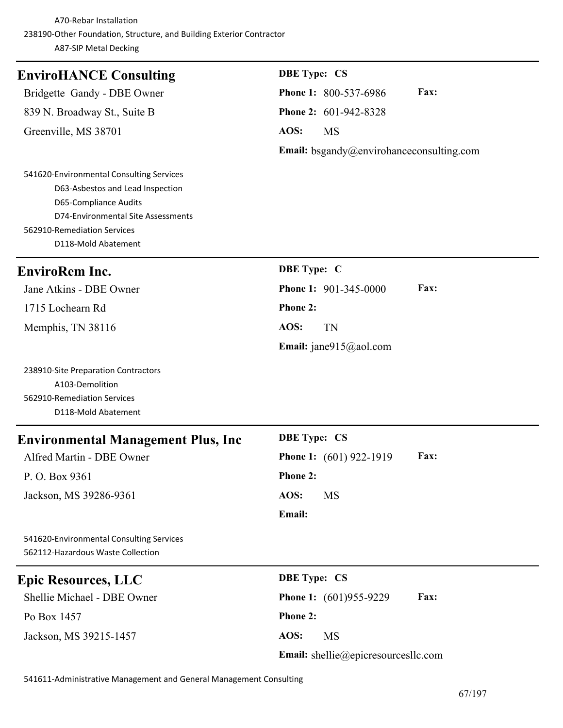A70-Rebar Installation

238190-Other Foundation, Structure, and Building Exterior Contractor

A87-SIP Metal Decking

---

## EnviroHANCE Consulting

**DBE Type:** CS

Bridgette Gandy - DBE Owner

839 N. Broadway St., Suite B

Greenville, MS 38701

**Phone 1:** 800-537-6986 **Fax:**

**Phone 2:** 601-942-8328

**AOS:** MS

**Email:** bsgandy@envirohanceconsulting.com

541620-Environmental Consulting Services

- D63-Asbestos and Lead Inspection
- D65-Compliance Audits
- D74-Environmental Site Assessments

562910-Remediation Services

- D118-Mold Abatement

---

## EnviroRem Inc.

**DBE Type:** C

Jane Atkins - DBE Owner

1715 Lochearn Rd

Memphis, TN 38116

**Phone 1:** 901-345-0000 **Fax:**

**Phone 2:**

**AOS:** TN

**Email:** jane915@aol.com

238910-Site Preparation Contractors

- A103-Demolition

562910-Remediation Services

- D118-Mold Abatement

---

## Environmental Management Plus, Inc

**DBE Type:** CS

Alfred Martin - DBE Owner

P. O. Box 9361

Jackson, MS 39286-9361

**Phone 1:** (601) 922-1919 **Fax:**

**Phone 2:**

**AOS:** MS

**Email:**

541620-Environmental Consulting Services

562112-Hazardous Waste Collection

---

## Epic Resources, LLC

**DBE Type:** CS

Shellie Michael - DBE Owner

Po Box 1457

Jackson, MS 39215-1457

**Phone 1:** (601)955-9229 **Fax:**

**Phone 2:**

**AOS:** MS

**Email:** shellie@epicresourcesllc.com

541611-Administrative Management and General Management Consulting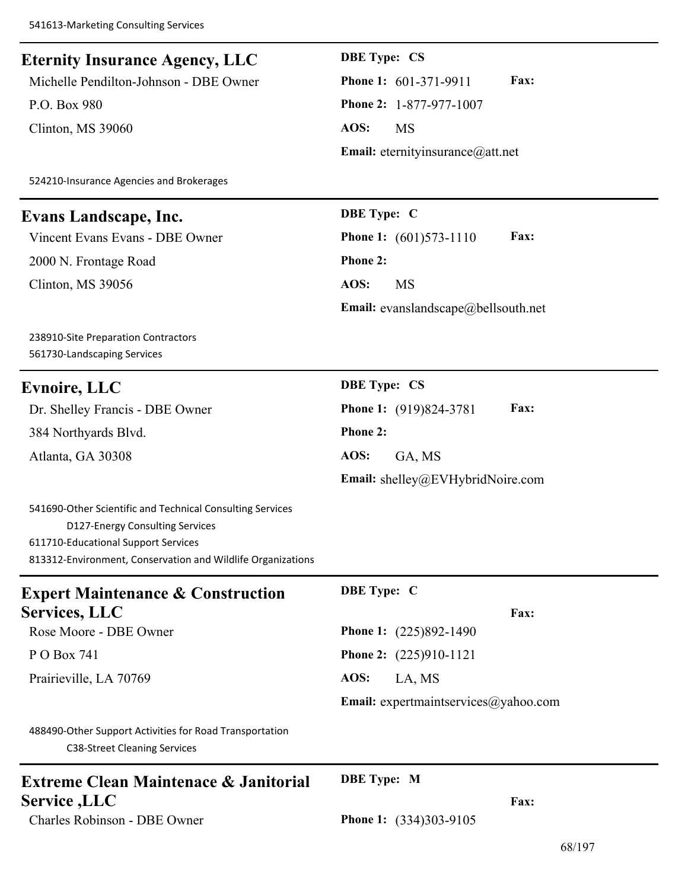541613-Marketing Consulting Services

## Eternity Insurance Agency, LLC

Michelle Pendilton-Johnson - DBE Owner
P.O. Box 980
Clinton, MS 39060

**DBE Type:** CS
**Phone 1:** 601-371-9911 **Fax:**
**Phone 2:** 1-877-977-1007
**AOS:** MS
**Email:** eternityinsurance@att.net

524210-Insurance Agencies and Brokerages

## Evans Landscape, Inc.

Vincent Evans Evans - DBE Owner
2000 N. Frontage Road
Clinton, MS 39056

**DBE Type:** C
**Phone 1:** (601)573-1110 **Fax:**
**Phone 2:**
**AOS:** MS
**Email:** evanslandscape@bellsouth.net

238910-Site Preparation Contractors
561730-Landscaping Services

## Evnoire, LLC

Dr. Shelley Francis - DBE Owner
384 Northyards Blvd.
Atlanta, GA 30308

**DBE Type:** CS
**Phone 1:** (919)824-3781 **Fax:**
**Phone 2:**
**AOS:** GA, MS
**Email:** shelley@EVHybridNoire.com

541690-Other Scientific and Technical Consulting Services
- D127-Energy Consulting Services

611710-Educational Support Services
813312-Environment, Conservation and Wildlife Organizations

## Expert Maintenance & Construction Services, LLC

Rose Moore - DBE Owner
P O Box 741
Prairieville, LA 70769

**DBE Type:** C
**Fax:**
**Phone 1:** (225)892-1490
**Phone 2:** (225)910-1121
**AOS:** LA, MS
**Email:** expertmaintservices@yahoo.com

488490-Other Support Activities for Road Transportation
- C38-Street Cleaning Services

## Extreme Clean Maintenace & Janitorial Service ,LLC

Charles Robinson - DBE Owner

**DBE Type:** M
**Fax:**
**Phone 1:** (334)303-9105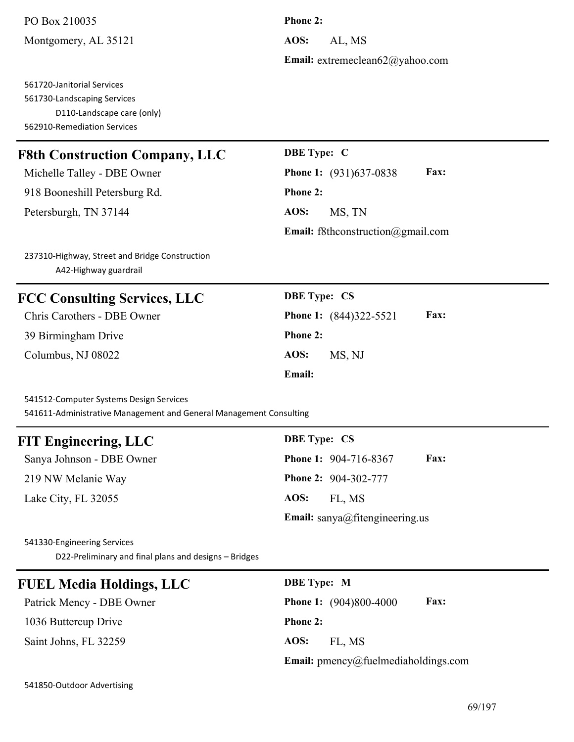PO Box 210035

Montgomery, AL 35121

**Phone 2:**

**AOS:** AL, MS

**Email:** extremeclean62@yahoo.com

561720-Janitorial Services
561730-Landscaping Services
D110-Landscape care (only)
562910-Remediation Services

---

## F8th Construction Company, LLC

Michelle Talley - DBE Owner
918 Booneshill Petersburg Rd.
Petersburgh, TN 37144

**DBE Type:** C
**Phone 1:** (931)637-0838 **Fax:**
**Phone 2:**
**AOS:** MS, TN
**Email:** f8thconstruction@gmail.com

237310-Highway, Street and Bridge Construction
A42-Highway guardrail

---

## FCC Consulting Services, LLC

Chris Carothers - DBE Owner
39 Birmingham Drive
Columbus, NJ 08022

**DBE Type:** CS
**Phone 1:** (844)322-5521 **Fax:**
**Phone 2:**
**AOS:** MS, NJ
**Email:**

541512-Computer Systems Design Services
541611-Administrative Management and General Management Consulting

---

## FIT Engineering, LLC

Sanya Johnson - DBE Owner
219 NW Melanie Way
Lake City, FL 32055

**DBE Type:** CS
**Phone 1:** 904-716-8367 **Fax:**
**Phone 2:** 904-302-777
**AOS:** FL, MS
**Email:** sanya@fitengineering.us

541330-Engineering Services
D22-Preliminary and final plans and designs – Bridges

---

## FUEL Media Holdings, LLC

Patrick Mency - DBE Owner
1036 Buttercup Drive
Saint Johns, FL 32259

**DBE Type:** M
**Phone 1:** (904)800-4000 **Fax:**
**Phone 2:**
**AOS:** FL, MS
**Email:** pmency@fuelmediaholdings.com

541850-Outdoor Advertising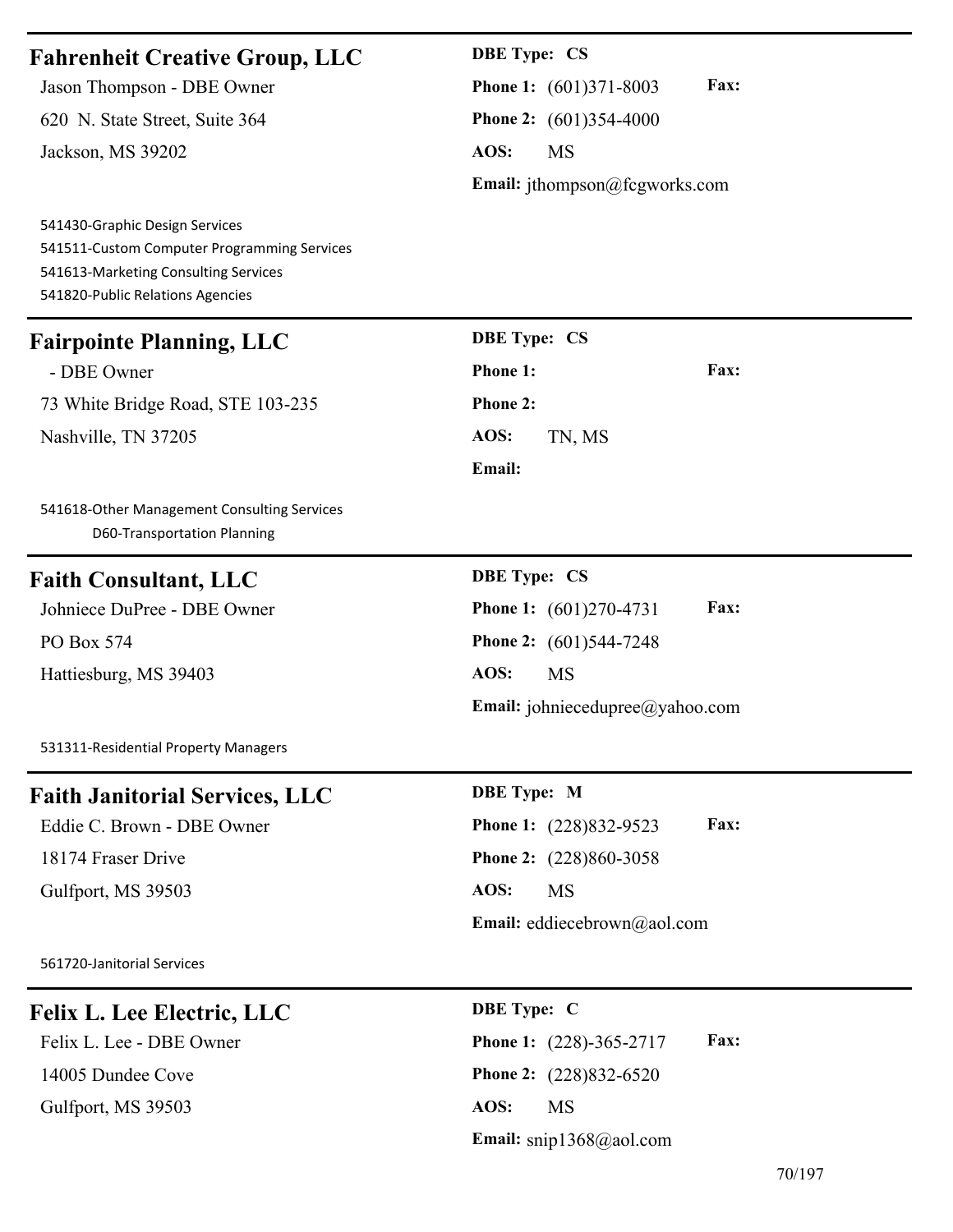## Fahrenheit Creative Group, LLC

Jason Thompson - DBE Owner
620 N. State Street, Suite 364
Jackson, MS 39202

**DBE Type:** CS
**Phone 1:** (601)371-8003 **Fax:**
**Phone 2:** (601)354-4000
**AOS:** MS
**Email:** jthompson@fcgworks.com

541430-Graphic Design Services
541511-Custom Computer Programming Services
541613-Marketing Consulting Services
541820-Public Relations Agencies

## Fairpointe Planning, LLC

- DBE Owner
73 White Bridge Road, STE 103-235
Nashville, TN 37205

**DBE Type:** CS
**Phone 1:** **Fax:**
**Phone 2:**
**AOS:** TN, MS
**Email:**

541618-Other Management Consulting Services
D60-Transportation Planning

## Faith Consultant, LLC

Johniece DuPree - DBE Owner
PO Box 574
Hattiesburg, MS 39403

**DBE Type:** CS
**Phone 1:** (601)270-4731 **Fax:**
**Phone 2:** (601)544-7248
**AOS:** MS
**Email:** johniecedupree@yahoo.com

531311-Residential Property Managers

## Faith Janitorial Services, LLC

Eddie C. Brown - DBE Owner
18174 Fraser Drive
Gulfport, MS 39503

**DBE Type:** M
**Phone 1:** (228)832-9523 **Fax:**
**Phone 2:** (228)860-3058
**AOS:** MS
**Email:** eddiecebrown@aol.com

561720-Janitorial Services

## Felix L. Lee Electric, LLC

Felix L. Lee - DBE Owner
14005 Dundee Cove
Gulfport, MS 39503

**DBE Type:** C
**Phone 1:** (228)-365-2717 **Fax:**
**Phone 2:** (228)832-6520
**AOS:** MS
**Email:** snip1368@aol.com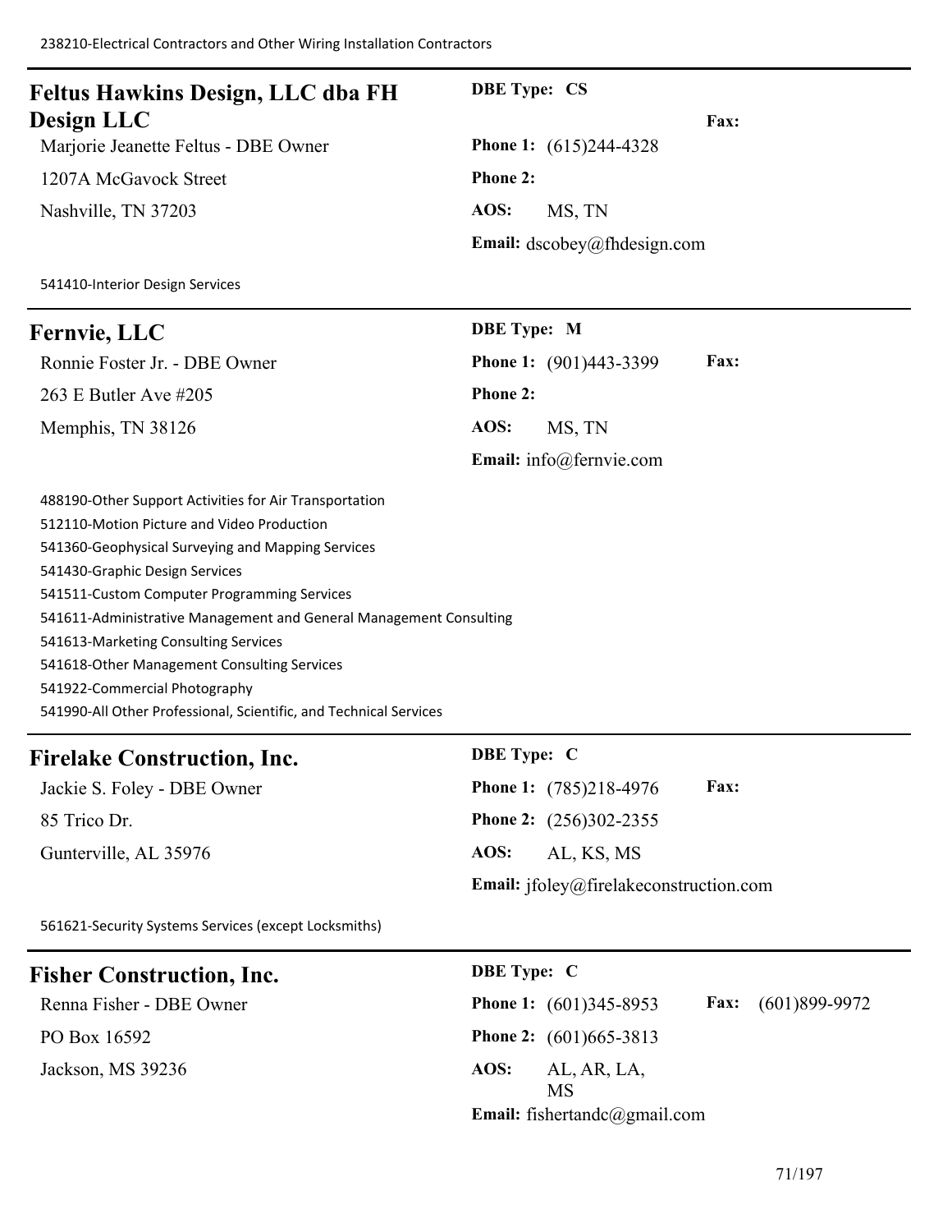238210-Electrical Contractors and Other Wiring Installation Contractors

## Feltus Hawkins Design, LLC dba FH Design LLC

**DBE Type:** CS

Marjorie Jeanette Feltus - DBE Owner
1207A McGavock Street
Nashville, TN 37203

**Phone 1:** (615)244-4328
**Fax:**
**Phone 2:**
**AOS:** MS, TN
**Email:** dscobey@fhdesign.com

541410-Interior Design Services

## Fernvie, LLC

**DBE Type:** M

Ronnie Foster Jr. - DBE Owner
263 E Butler Ave #205
Memphis, TN 38126

**Phone 1:** (901)443-3399
**Fax:**
**Phone 2:**
**AOS:** MS, TN
**Email:** info@fernvie.com

488190-Other Support Activities for Air Transportation
512110-Motion Picture and Video Production
541360-Geophysical Surveying and Mapping Services
541430-Graphic Design Services
541511-Custom Computer Programming Services
541611-Administrative Management and General Management Consulting
541613-Marketing Consulting Services
541618-Other Management Consulting Services
541922-Commercial Photography
541990-All Other Professional, Scientific, and Technical Services

## Firelake Construction, Inc.

**DBE Type:** C

Jackie S. Foley - DBE Owner
85 Trico Dr.
Gunterville, AL 35976

**Phone 1:** (785)218-4976
**Fax:**
**Phone 2:** (256)302-2355
**AOS:** AL, KS, MS
**Email:** jfoley@firelakeconstruction.com

561621-Security Systems Services (except Locksmiths)

## Fisher Construction, Inc.

**DBE Type:** C

Renna Fisher - DBE Owner
PO Box 16592
Jackson, MS 39236

**Phone 1:** (601)345-8953
**Fax:** (601)899-9972
**Phone 2:** (601)665-3813
**AOS:** AL, AR, LA, MS
**Email:** fishertandc@gmail.com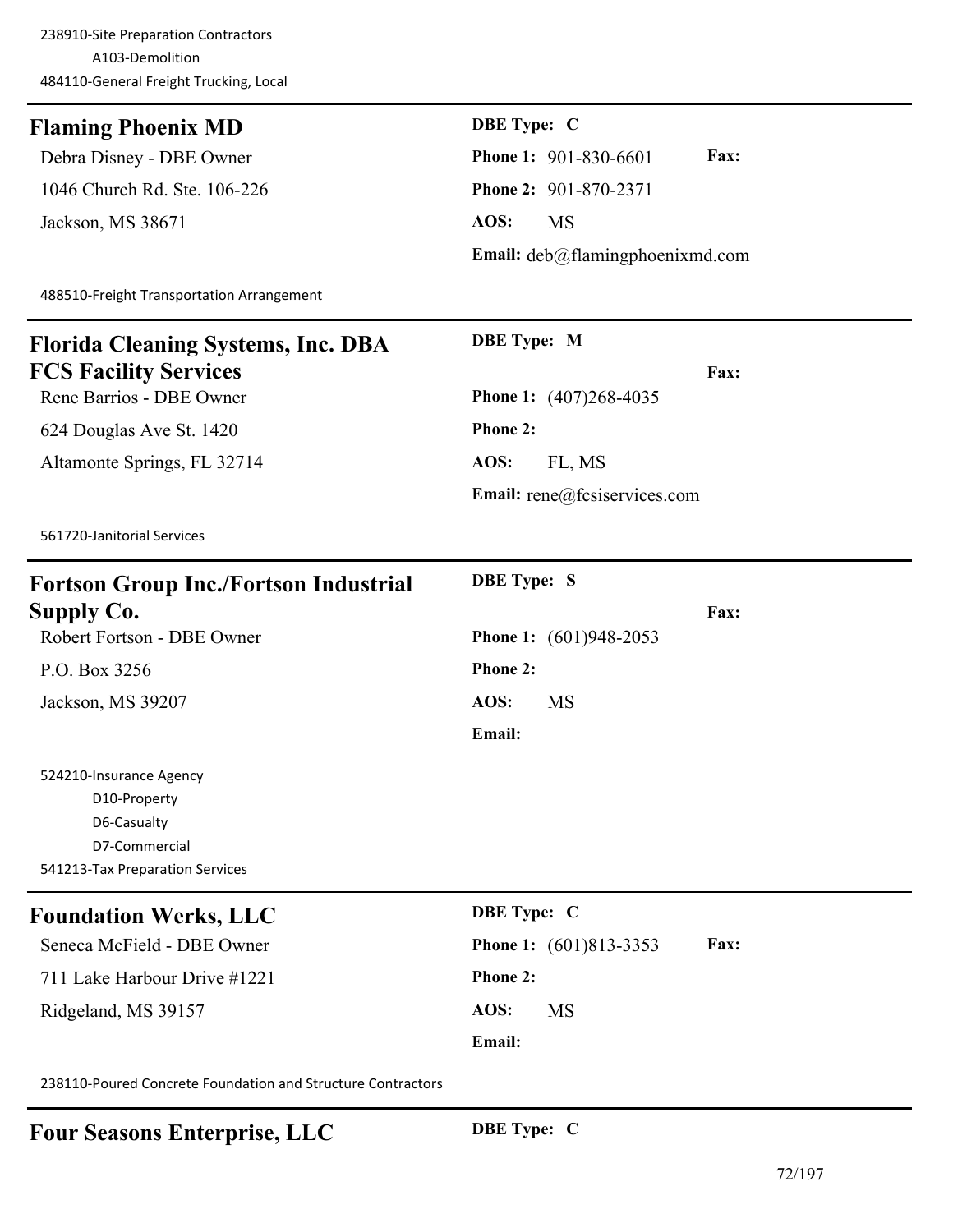238910-Site Preparation Contractors
  A103-Demolition
484110-General Freight Trucking, Local

---

## Flaming Phoenix MD

**DBE Type:** C

Debra Disney - DBE Owner
1046 Church Rd. Ste. 106-226
Jackson, MS 38671

**Phone 1:** 901-830-6601
**Fax:**
**Phone 2:** 901-870-2371
**AOS:** MS
**Email:** deb@flamingphoenixmd.com

488510-Freight Transportation Arrangement

---

## Florida Cleaning Systems, Inc. DBA FCS Facility Services

**DBE Type:** M

Rene Barrios - DBE Owner
624 Douglas Ave St. 1420
Altamonte Springs, FL 32714

**Fax:**
**Phone 1:** (407)268-4035
**Phone 2:**
**AOS:** FL, MS
**Email:** rene@fcsiservices.com

561720-Janitorial Services

---

## Fortson Group Inc./Fortson Industrial Supply Co.

**DBE Type:** S

Robert Fortson - DBE Owner
P.O. Box 3256
Jackson, MS 39207

**Fax:**
**Phone 1:** (601)948-2053
**Phone 2:**
**AOS:** MS
**Email:**

524210-Insurance Agency
  D10-Property
  D6-Casualty
  D7-Commercial
541213-Tax Preparation Services

---

## Foundation Werks, LLC

**DBE Type:** C

Seneca McField - DBE Owner
711 Lake Harbour Drive #1221
Ridgeland, MS 39157

**Phone 1:** (601)813-3353
**Fax:**
**Phone 2:**
**AOS:** MS
**Email:**

238110-Poured Concrete Foundation and Structure Contractors

---

## Four Seasons Enterprise, LLC

**DBE Type:** C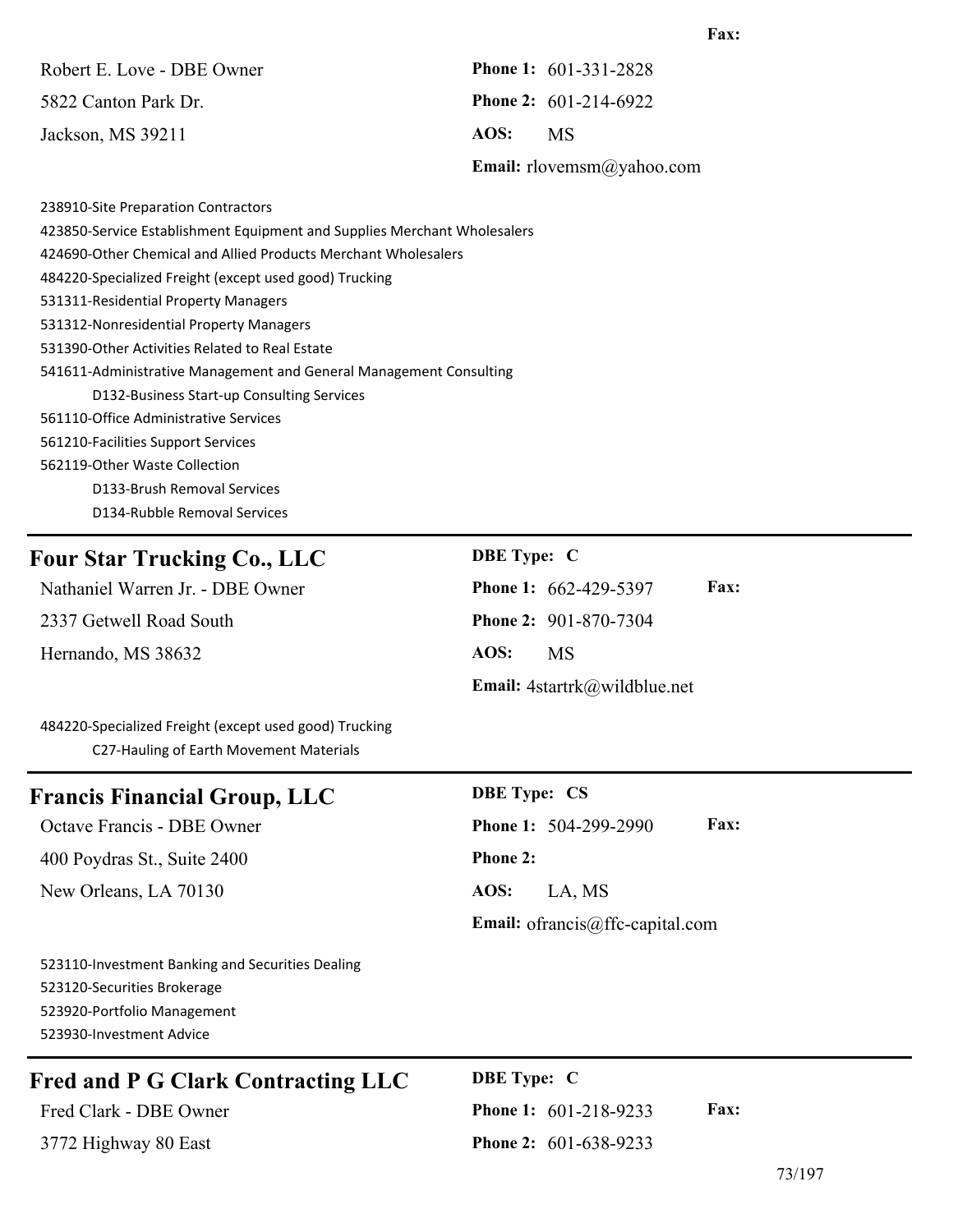Fax:

Robert E. Love - DBE Owner
5822 Canton Park Dr.
Jackson, MS 39211

**Phone 1:** 601-331-2828
**Phone 2:** 601-214-6922
**AOS:** MS
**Email:** rlovemsm@yahoo.com

238910-Site Preparation Contractors
423850-Service Establishment Equipment and Supplies Merchant Wholesalers
424690-Other Chemical and Allied Products Merchant Wholesalers
484220-Specialized Freight (except used good) Trucking
531311-Residential Property Managers
531312-Nonresidential Property Managers
531390-Other Activities Related to Real Estate
541611-Administrative Management and General Management Consulting
    D132-Business Start-up Consulting Services
561110-Office Administrative Services
561210-Facilities Support Services
562119-Other Waste Collection
    D133-Brush Removal Services
    D134-Rubble Removal Services

---

## Four Star Trucking Co., LLC

**DBE Type:** C

Nathaniel Warren Jr. - DBE Owner
2337 Getwell Road South
Hernando, MS 38632

**Phone 1:** 662-429-5397 **Fax:**
**Phone 2:** 901-870-7304
**AOS:** MS
**Email:** 4startrk@wildblue.net

484220-Specialized Freight (except used good) Trucking
    C27-Hauling of Earth Movement Materials

---

## Francis Financial Group, LLC

**DBE Type:** CS

Octave Francis - DBE Owner
400 Poydras St., Suite 2400
New Orleans, LA 70130

**Phone 1:** 504-299-2990 **Fax:**
**Phone 2:**
**AOS:** LA, MS
**Email:** ofrancis@ffc-capital.com

523110-Investment Banking and Securities Dealing
523120-Securities Brokerage
523920-Portfolio Management
523930-Investment Advice

---

## Fred and P G Clark Contracting LLC

**DBE Type:** C

Fred Clark - DBE Owner
3772 Highway 80 East

**Phone 1:** 601-218-9233 **Fax:**
**Phone 2:** 601-638-9233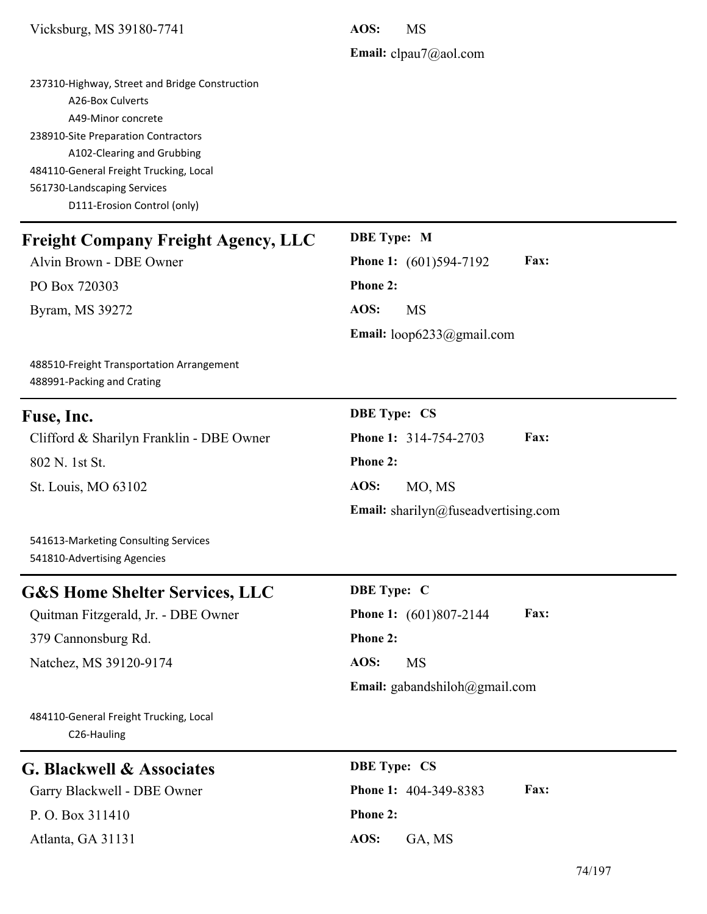Vicksburg, MS 39180-7741

**AOS:** MS

**Email:** clpau7@aol.com

237310-Highway, Street and Bridge Construction
- A26-Box Culverts
- A49-Minor concrete

238910-Site Preparation Contractors
- A102-Clearing and Grubbing

484110-General Freight Trucking, Local

561730-Landscaping Services
- D111-Erosion Control (only)

---

## Freight Company Freight Agency, LLC

Alvin Brown - DBE Owner
PO Box 720303
Byram, MS 39272

**DBE Type:** M
**Phone 1:** (601)594-7192 **Fax:**
**Phone 2:**
**AOS:** MS
**Email:** loop6233@gmail.com

488510-Freight Transportation Arrangement
488991-Packing and Crating

---

## Fuse, Inc.

Clifford & Sharilyn Franklin - DBE Owner
802 N. 1st St.
St. Louis, MO 63102

**DBE Type:** CS
**Phone 1:** 314-754-2703 **Fax:**
**Phone 2:**
**AOS:** MO, MS
**Email:** sharilyn@fuseadvertising.com

541613-Marketing Consulting Services
541810-Advertising Agencies

---

## G&S Home Shelter Services, LLC

Quitman Fitzgerald, Jr. - DBE Owner
379 Cannonsburg Rd.
Natchez, MS 39120-9174

**DBE Type:** C
**Phone 1:** (601)807-2144 **Fax:**
**Phone 2:**
**AOS:** MS
**Email:** gabandshiloh@gmail.com

484110-General Freight Trucking, Local
- C26-Hauling

---

## G. Blackwell & Associates

Garry Blackwell - DBE Owner
P. O. Box 311410
Atlanta, GA 31131

**DBE Type:** CS
**Phone 1:** 404-349-8383 **Fax:**
**Phone 2:**
**AOS:** GA, MS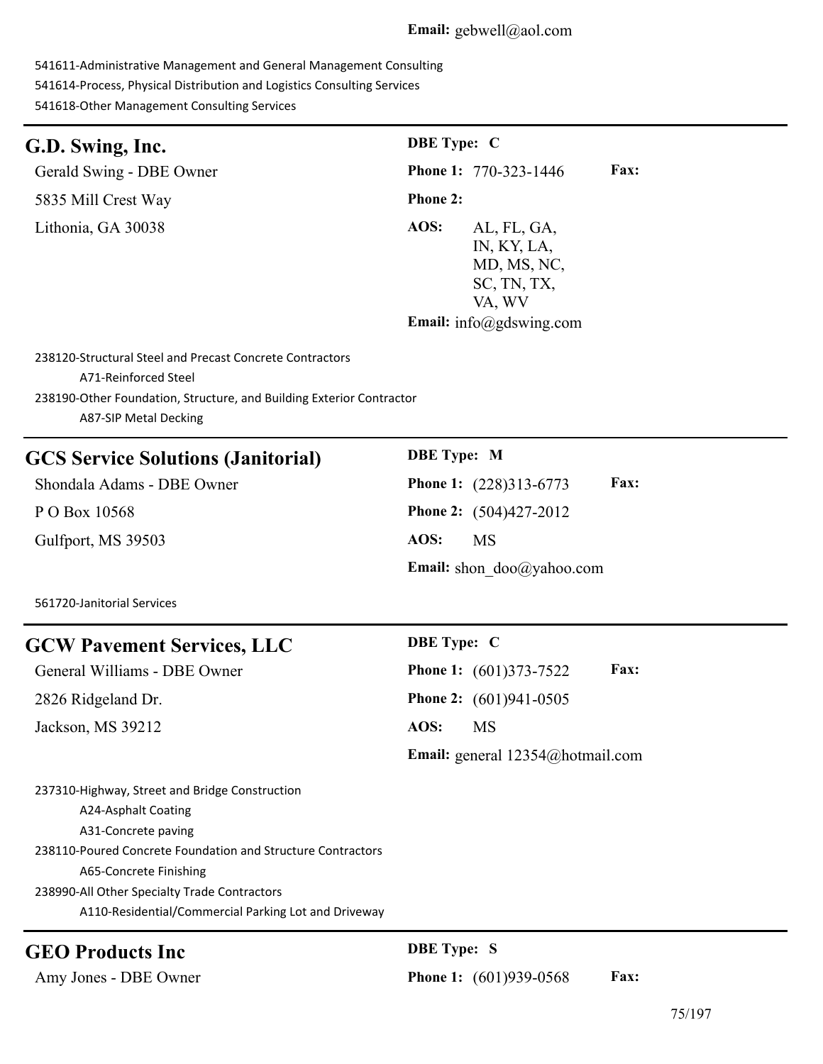**Email:** gebwell@aol.com

541611-Administrative Management and General Management Consulting
541614-Process, Physical Distribution and Logistics Consulting Services
541618-Other Management Consulting Services

---

## G.D. Swing, Inc.

**DBE Type:** C

Gerald Swing - DBE Owner
5835 Mill Crest Way
Lithonia, GA 30038

**Phone 1:** 770-323-1446 **Fax:**
**Phone 2:**
**AOS:** AL, FL, GA, IN, KY, LA, MD, MS, NC, SC, TN, TX, VA, WV
**Email:** info@gdswing.com

238120-Structural Steel and Precast Concrete Contractors
- A71-Reinforced Steel

238190-Other Foundation, Structure, and Building Exterior Contractor
- A87-SIP Metal Decking

---

## GCS Service Solutions (Janitorial)

**DBE Type:** M

Shondala Adams - DBE Owner
P O Box 10568
Gulfport, MS 39503

**Phone 1:** (228)313-6773 **Fax:**
**Phone 2:** (504)427-2012
**AOS:** MS
**Email:** shon_doo@yahoo.com

561720-Janitorial Services

---

## GCW Pavement Services, LLC

**DBE Type:** C

General Williams - DBE Owner
2826 Ridgeland Dr.
Jackson, MS 39212

**Phone 1:** (601)373-7522 **Fax:**
**Phone 2:** (601)941-0505
**AOS:** MS
**Email:** general 12354@hotmail.com

237310-Highway, Street and Bridge Construction
- A24-Asphalt Coating
- A31-Concrete paving

238110-Poured Concrete Foundation and Structure Contractors
- A65-Concrete Finishing

238990-All Other Specialty Trade Contractors
- A110-Residential/Commercial Parking Lot and Driveway

---

## GEO Products Inc

**DBE Type:** S

Amy Jones - DBE Owner

**Phone 1:** (601)939-0568 **Fax:**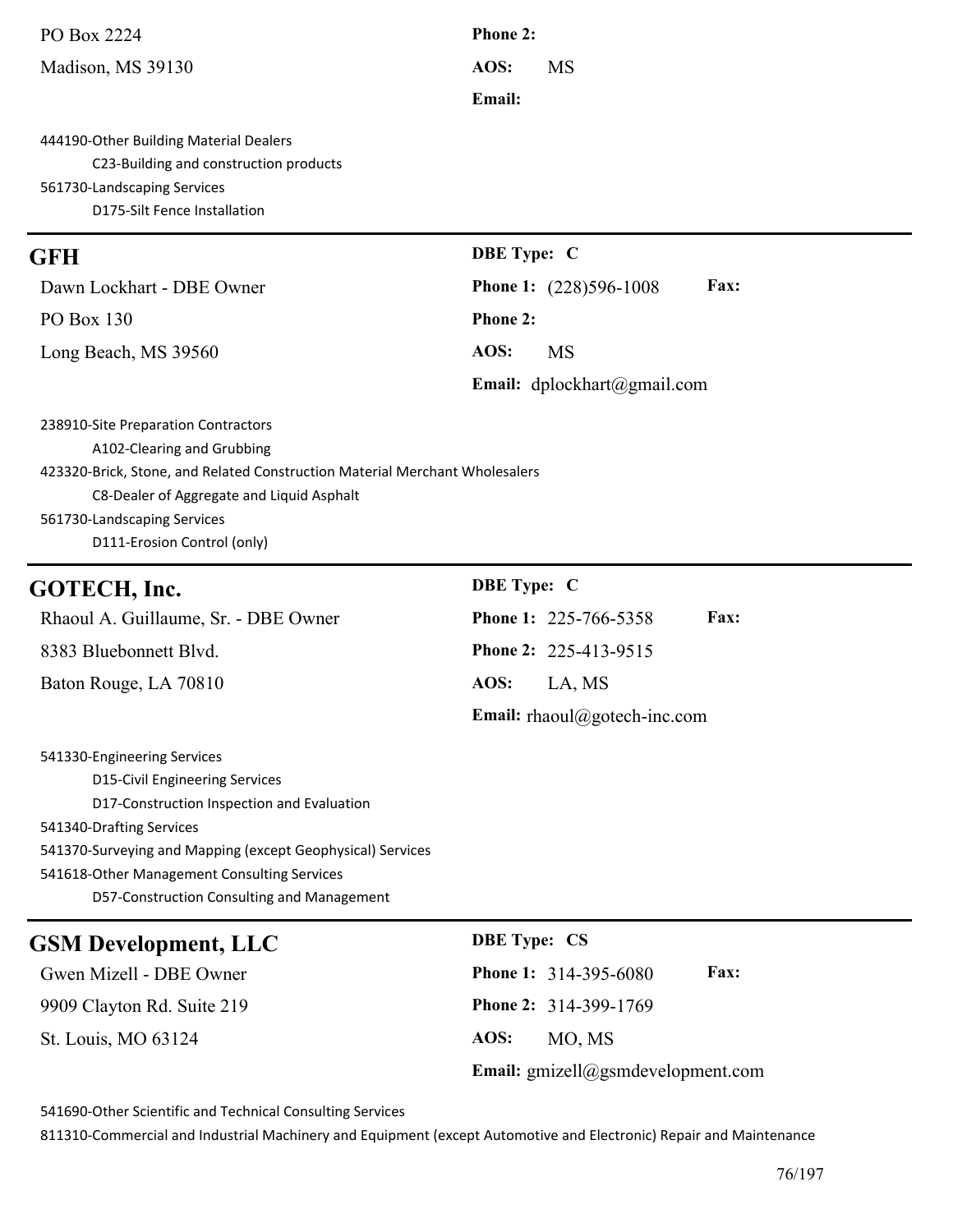PO Box 2224

Madison, MS 39130

**Phone 2:**

**AOS:** MS

**Email:**

444190-Other Building Material Dealers
- C23-Building and construction products

561730-Landscaping Services
- D175-Silt Fence Installation

---

## GFH

**DBE Type:** C

Dawn Lockhart - DBE Owner

PO Box 130

Long Beach, MS 39560

**Phone 1:** (228)596-1008 **Fax:**

**Phone 2:**

**AOS:** MS

**Email:** dplockhart@gmail.com

238910-Site Preparation Contractors
- A102-Clearing and Grubbing

423320-Brick, Stone, and Related Construction Material Merchant Wholesalers
- C8-Dealer of Aggregate and Liquid Asphalt

561730-Landscaping Services
- D111-Erosion Control (only)

---

## GOTECH, Inc.

**DBE Type:** C

Rhaoul A. Guillaume, Sr. - DBE Owner

8383 Bluebonnett Blvd.

Baton Rouge, LA 70810

**Phone 1:** 225-766-5358 **Fax:**

**Phone 2:** 225-413-9515

**AOS:** LA, MS

**Email:** rhaoul@gotech-inc.com

541330-Engineering Services
- D15-Civil Engineering Services
- D17-Construction Inspection and Evaluation

541340-Drafting Services

541370-Surveying and Mapping (except Geophysical) Services

541618-Other Management Consulting Services
- D57-Construction Consulting and Management

---

## GSM Development, LLC

**DBE Type:** CS

Gwen Mizell - DBE Owner

9909 Clayton Rd. Suite 219

St. Louis, MO 63124

**Phone 1:** 314-395-6080 **Fax:**

**Phone 2:** 314-399-1769

**AOS:** MO, MS

**Email:** gmizell@gsmdevelopment.com

541690-Other Scientific and Technical Consulting Services

811310-Commercial and Industrial Machinery and Equipment (except Automotive and Electronic) Repair and Maintenance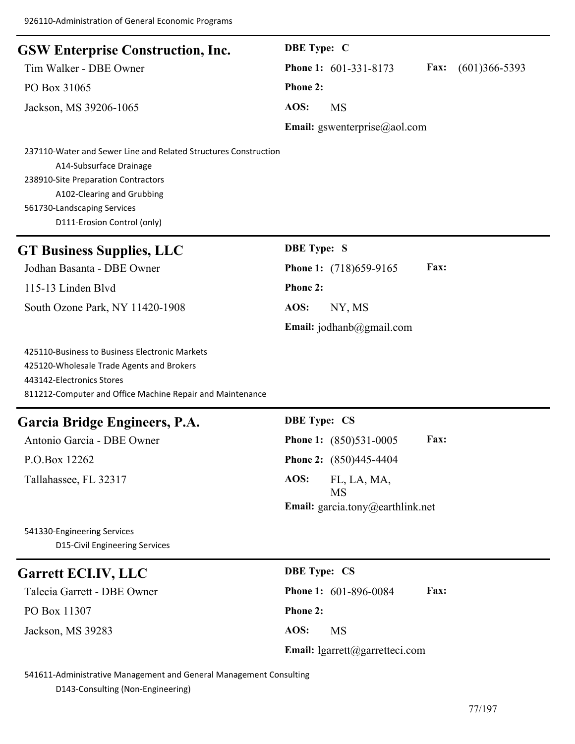## GSW Enterprise Construction, Inc.

Tim Walker - DBE Owner
PO Box 31065
Jackson, MS 39206-1065

**DBE Type:** C
**Phone 1:** 601-331-8173 **Fax:** (601)366-5393
**Phone 2:**
**AOS:** MS
**Email:** gswenterprise@aol.com

237110-Water and Sewer Line and Related Structures Construction
- A14-Subsurface Drainage

238910-Site Preparation Contractors
- A102-Clearing and Grubbing

561730-Landscaping Services
- D111-Erosion Control (only)

## GT Business Supplies, LLC

Jodhan Basanta - DBE Owner
115-13 Linden Blvd
South Ozone Park, NY 11420-1908

**DBE Type:** S
**Phone 1:** (718)659-9165 **Fax:**
**Phone 2:**
**AOS:** NY, MS
**Email:** jodhanb@gmail.com

425110-Business to Business Electronic Markets
425120-Wholesale Trade Agents and Brokers
443142-Electronics Stores
811212-Computer and Office Machine Repair and Maintenance

## Garcia Bridge Engineers, P.A.

Antonio Garcia - DBE Owner
P.O.Box 12262
Tallahassee, FL 32317

**DBE Type:** CS
**Phone 1:** (850)531-0005 **Fax:**
**Phone 2:** (850)445-4404
**AOS:** FL, LA, MA, MS
**Email:** garcia.tony@earthlink.net

541330-Engineering Services
- D15-Civil Engineering Services

## Garrett ECI.IV, LLC

Talecia Garrett - DBE Owner
PO Box 11307
Jackson, MS 39283

**DBE Type:** CS
**Phone 1:** 601-896-0084 **Fax:**
**Phone 2:**
**AOS:** MS
**Email:** lgarrett@garretteci.com

541611-Administrative Management and General Management Consulting
- D143-Consulting (Non-Engineering)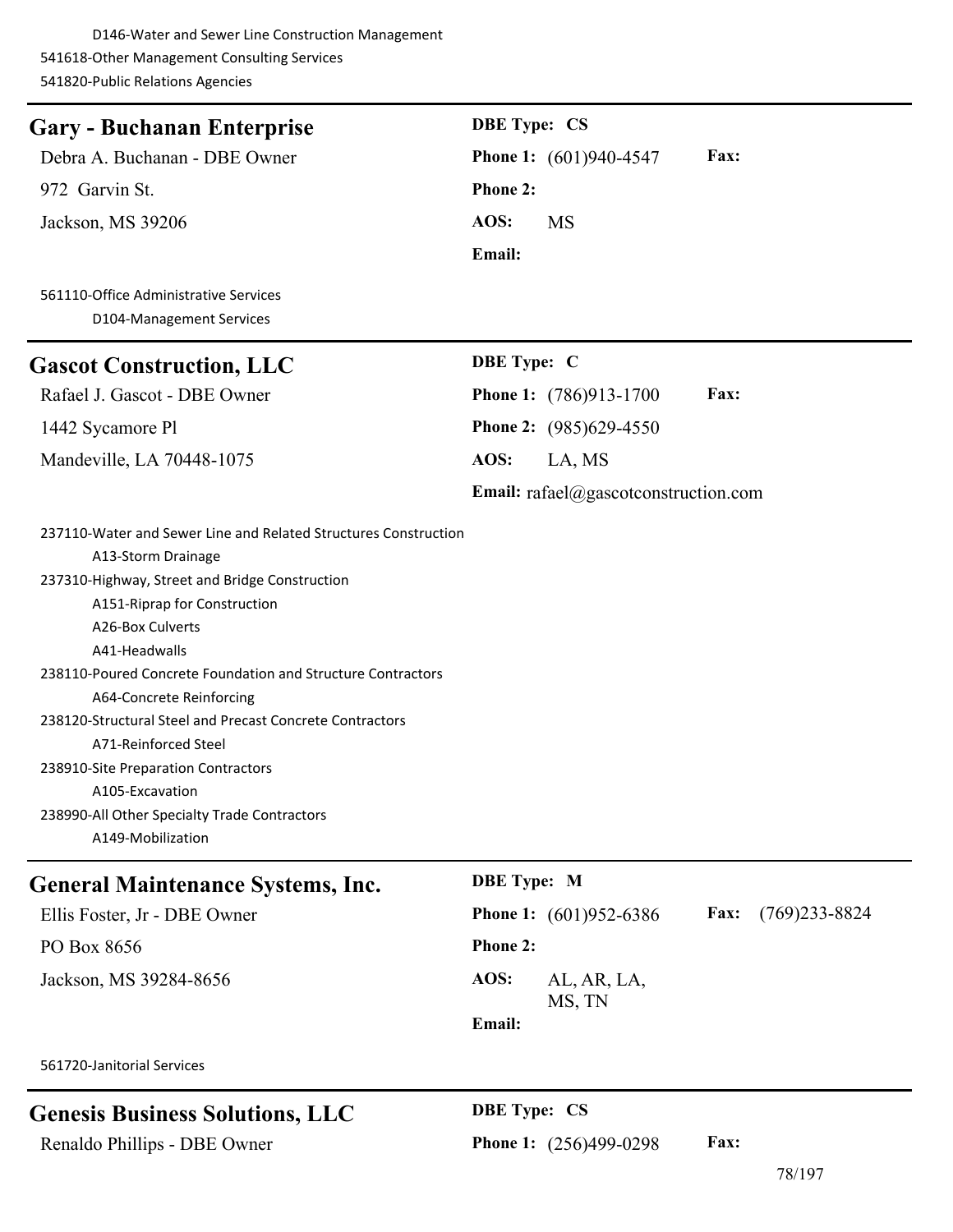D146-Water and Sewer Line Construction Management

541618-Other Management Consulting Services

541820-Public Relations Agencies

---

## Gary - Buchanan Enterprise

Debra A. Buchanan - DBE Owner
972 Garvin St.
Jackson, MS 39206

**DBE Type:** CS
**Phone 1:** (601)940-4547 **Fax:**
**Phone 2:**
**AOS:** MS
**Email:**

561110-Office Administrative Services
- D104-Management Services

---

## Gascot Construction, LLC

Rafael J. Gascot - DBE Owner
1442 Sycamore Pl
Mandeville, LA 70448-1075

**DBE Type:** C
**Phone 1:** (786)913-1700 **Fax:**
**Phone 2:** (985)629-4550
**AOS:** LA, MS
**Email:** rafael@gascotconstruction.com

237110-Water and Sewer Line and Related Structures Construction
- A13-Storm Drainage

237310-Highway, Street and Bridge Construction
- A151-Riprap for Construction
- A26-Box Culverts
- A41-Headwalls

238110-Poured Concrete Foundation and Structure Contractors
- A64-Concrete Reinforcing

238120-Structural Steel and Precast Concrete Contractors
- A71-Reinforced Steel

238910-Site Preparation Contractors
- A105-Excavation

238990-All Other Specialty Trade Contractors
- A149-Mobilization

---

## General Maintenance Systems, Inc.

Ellis Foster, Jr - DBE Owner
PO Box 8656
Jackson, MS 39284-8656

**DBE Type:** M
**Phone 1:** (601)952-6386 **Fax:** (769)233-8824
**Phone 2:**
**AOS:** AL, AR, LA, MS, TN
**Email:**

561720-Janitorial Services

---

## Genesis Business Solutions, LLC

Renaldo Phillips - DBE Owner

**DBE Type:** CS
**Phone 1:** (256)499-0298 **Fax:**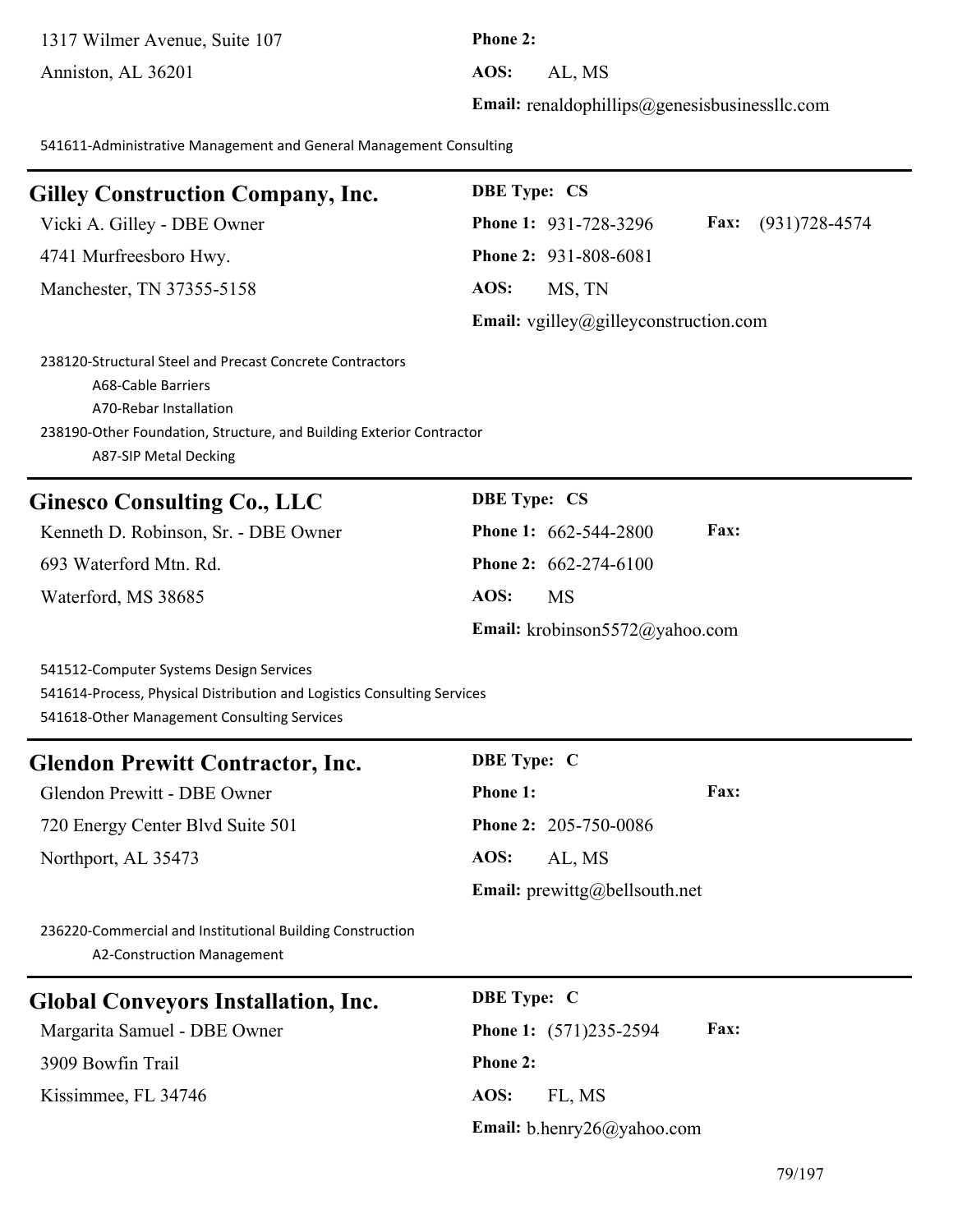1317 Wilmer Avenue, Suite 107
Anniston, AL 36201

**Phone 2:**
**AOS:** AL, MS
**Email:** renaldophillips@genesisbusinessllc.com

541611-Administrative Management and General Management Consulting

---

## Gilley Construction Company, Inc.

**DBE Type:** CS

Vicki A. Gilley - DBE Owner
4741 Murfreesboro Hwy.
Manchester, TN 37355-5158

**Phone 1:** 931-728-3296 **Fax:** (931)728-4574
**Phone 2:** 931-808-6081
**AOS:** MS, TN
**Email:** vgilley@gilleyconstruction.com

238120-Structural Steel and Precast Concrete Contractors
- A68-Cable Barriers
- A70-Rebar Installation

238190-Other Foundation, Structure, and Building Exterior Contractor
- A87-SIP Metal Decking

---

## Ginesco Consulting Co., LLC

**DBE Type:** CS

Kenneth D. Robinson, Sr. - DBE Owner
693 Waterford Mtn. Rd.
Waterford, MS 38685

**Phone 1:** 662-544-2800 **Fax:**
**Phone 2:** 662-274-6100
**AOS:** MS
**Email:** krobinson5572@yahoo.com

541512-Computer Systems Design Services
541614-Process, Physical Distribution and Logistics Consulting Services
541618-Other Management Consulting Services

---

## Glendon Prewitt Contractor, Inc.

**DBE Type:** C

Glendon Prewitt - DBE Owner
720 Energy Center Blvd Suite 501
Northport, AL 35473

**Phone 1:** **Fax:**
**Phone 2:** 205-750-0086
**AOS:** AL, MS
**Email:** prewittg@bellsouth.net

236220-Commercial and Institutional Building Construction
- A2-Construction Management

---

## Global Conveyors Installation, Inc.

**DBE Type:** C

Margarita Samuel - DBE Owner
3909 Bowfin Trail
Kissimmee, FL 34746

**Phone 1:** (571)235-2594 **Fax:**
**Phone 2:**
**AOS:** FL, MS
**Email:** b.henry26@yahoo.com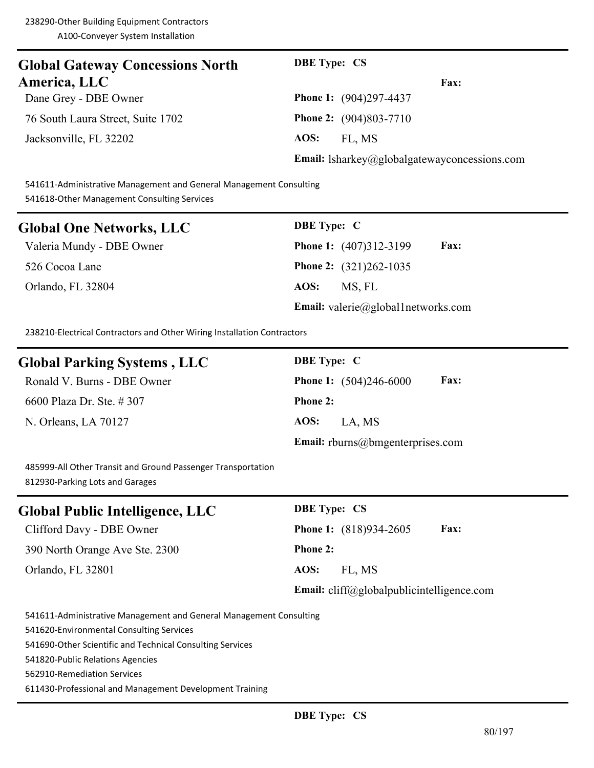238290-Other Building Equipment Contractors

A100-Conveyer System Installation

---

## Global Gateway Concessions North America, LLC

**DBE Type: CS**

Dane Grey - DBE Owner

76 South Laura Street, Suite 1702

Jacksonville, FL 32202

**Fax:**

**Phone 1:** (904)297-4437

**Phone 2:** (904)803-7710

**AOS:** FL, MS

**Email:** lsharkey@globalgatewayconcessions.com

541611-Administrative Management and General Management Consulting

541618-Other Management Consulting Services

---

## Global One Networks, LLC

**DBE Type: C**

Valeria Mundy - DBE Owner

526 Cocoa Lane

Orlando, FL 32804

**Phone 1:** (407)312-3199 **Fax:**

**Phone 2:** (321)262-1035

**AOS:** MS, FL

**Email:** valerie@global1networks.com

238210-Electrical Contractors and Other Wiring Installation Contractors

---

## Global Parking Systems , LLC

**DBE Type: C**

Ronald V. Burns - DBE Owner

6600 Plaza Dr. Ste. # 307

N. Orleans, LA 70127

**Phone 1:** (504)246-6000 **Fax:**

**Phone 2:**

**AOS:** LA, MS

**Email:** rburns@bmgenterprises.com

485999-All Other Transit and Ground Passenger Transportation

812930-Parking Lots and Garages

---

## Global Public Intelligence, LLC

**DBE Type: CS**

Clifford Davy - DBE Owner

390 North Orange Ave Ste. 2300

Orlando, FL 32801

**Phone 1:** (818)934-2605 **Fax:**

**Phone 2:**

**AOS:** FL, MS

**Email:** cliff@globalpublicintelligence.com

541611-Administrative Management and General Management Consulting

541620-Environmental Consulting Services

541690-Other Scientific and Technical Consulting Services

541820-Public Relations Agencies

562910-Remediation Services

611430-Professional and Management Development Training

---

**DBE Type: CS**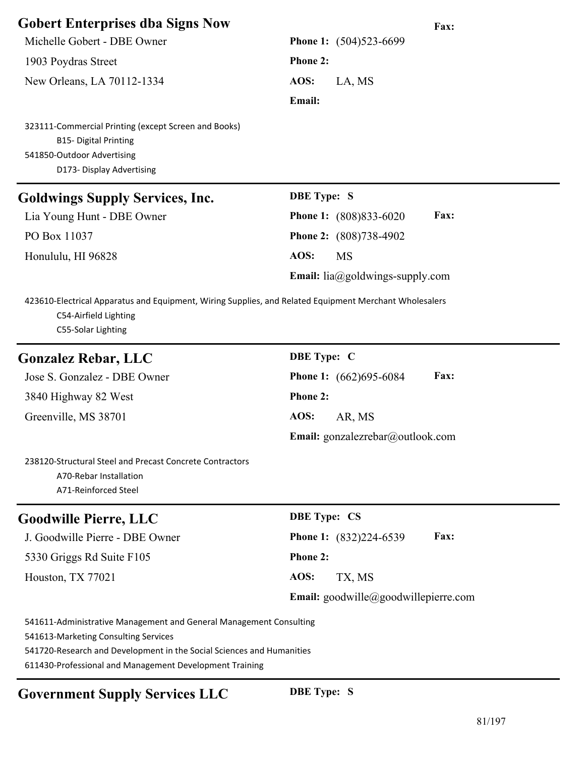## Gobert Enterprises dba Signs Now

Michelle Gobert - DBE Owner
1903 Poydras Street
New Orleans, LA 70112-1334

**Fax:**
**Phone 1:** (504)523-6699
**Phone 2:**
**AOS:** LA, MS
**Email:**

323111-Commercial Printing (except Screen and Books)
- B15- Digital Printing

541850-Outdoor Advertising
- D173- Display Advertising

---

## Goldwings Supply Services, Inc.

**DBE Type:** S

Lia Young Hunt - DBE Owner
PO Box 11037
Honululu, HI 96828

**Phone 1:** (808)833-6020 **Fax:**
**Phone 2:** (808)738-4902
**AOS:** MS
**Email:** lia@goldwings-supply.com

423610-Electrical Apparatus and Equipment, Wiring Supplies, and Related Equipment Merchant Wholesalers
- C54-Airfield Lighting
- C55-Solar Lighting

---

## Gonzalez Rebar, LLC

**DBE Type:** C

Jose S. Gonzalez - DBE Owner
3840 Highway 82 West
Greenville, MS 38701

**Phone 1:** (662)695-6084 **Fax:**
**Phone 2:**
**AOS:** AR, MS
**Email:** gonzalezrebar@outlook.com

238120-Structural Steel and Precast Concrete Contractors
- A70-Rebar Installation
- A71-Reinforced Steel

---

## Goodwille Pierre, LLC

**DBE Type:** CS

J. Goodwille Pierre - DBE Owner
5330 Griggs Rd Suite F105
Houston, TX 77021

**Phone 1:** (832)224-6539 **Fax:**
**Phone 2:**
**AOS:** TX, MS
**Email:** goodwille@goodwillepierre.com

541611-Administrative Management and General Management Consulting
541613-Marketing Consulting Services
541720-Research and Development in the Social Sciences and Humanities
611430-Professional and Management Development Training

---

## Government Supply Services LLC

**DBE Type:** S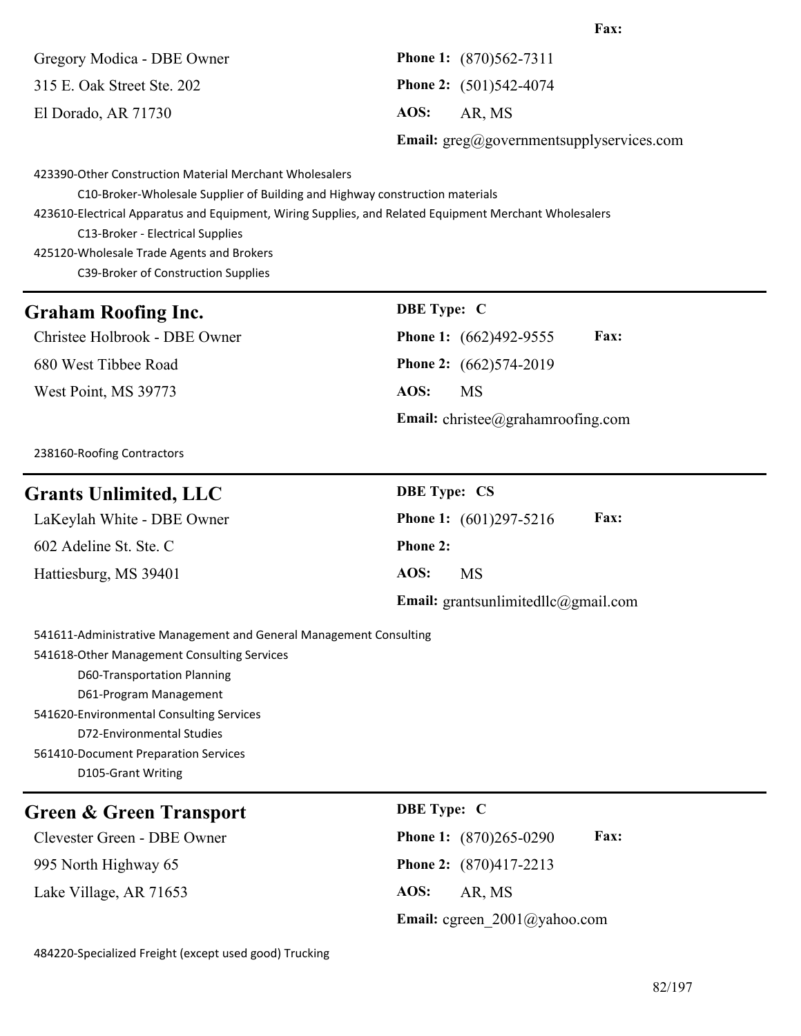**Fax:**

Gregory Modica - DBE Owner
315 E. Oak Street Ste. 202
El Dorado, AR 71730

**Phone 1:** (870)562-7311
**Phone 2:** (501)542-4074
**AOS:** AR, MS
**Email:** greg@governmentsupplyservices.com

423390-Other Construction Material Merchant Wholesalers
- C10-Broker-Wholesale Supplier of Building and Highway construction materials

423610-Electrical Apparatus and Equipment, Wiring Supplies, and Related Equipment Merchant Wholesalers
- C13-Broker - Electrical Supplies

425120-Wholesale Trade Agents and Brokers
- C39-Broker of Construction Supplies

---

## Graham Roofing Inc.

**DBE Type:** C

Christee Holbrook - DBE Owner
680 West Tibbee Road
West Point, MS 39773

**Phone 1:** (662)492-9555 **Fax:**
**Phone 2:** (662)574-2019
**AOS:** MS
**Email:** christee@grahamroofing.com

238160-Roofing Contractors

---

## Grants Unlimited, LLC

**DBE Type:** CS

LaKeylah White - DBE Owner
602 Adeline St. Ste. C
Hattiesburg, MS 39401

**Phone 1:** (601)297-5216 **Fax:**
**Phone 2:**
**AOS:** MS
**Email:** grantsunlimitedllc@gmail.com

541611-Administrative Management and General Management Consulting

541618-Other Management Consulting Services
- D60-Transportation Planning
- D61-Program Management

541620-Environmental Consulting Services
- D72-Environmental Studies

561410-Document Preparation Services
- D105-Grant Writing

---

## Green & Green Transport

**DBE Type:** C

Clevester Green - DBE Owner
995 North Highway 65
Lake Village, AR 71653

**Phone 1:** (870)265-0290 **Fax:**
**Phone 2:** (870)417-2213
**AOS:** AR, MS
**Email:** cgreen_2001@yahoo.com

484220-Specialized Freight (except used good) Trucking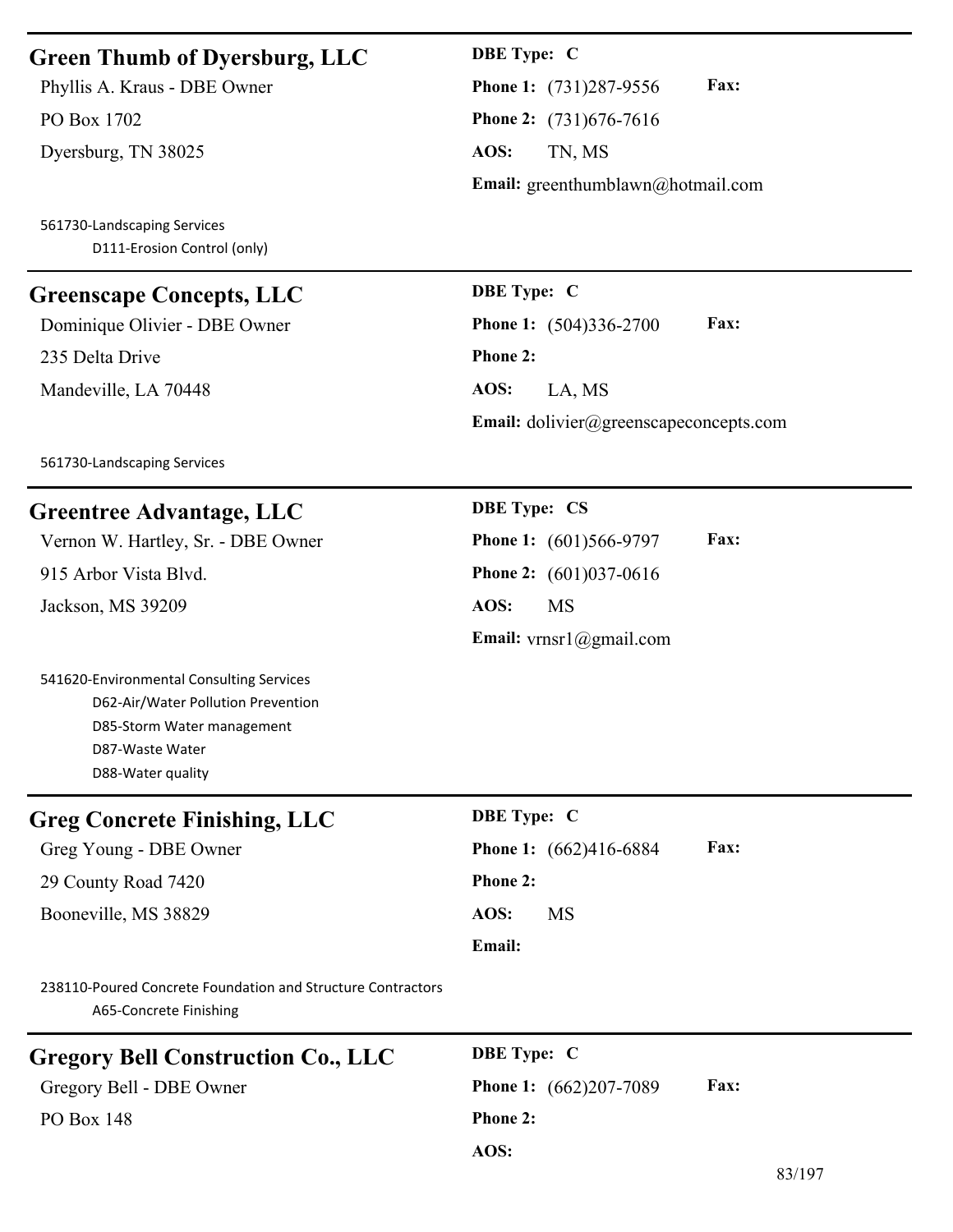## Green Thumb of Dyersburg, LLC

Phyllis A. Kraus - DBE Owner
PO Box 1702
Dyersburg, TN 38025

**DBE Type:** C
**Phone 1:** (731)287-9556 **Fax:**
**Phone 2:** (731)676-7616
**AOS:** TN, MS
**Email:** greenthumblawn@hotmail.com

561730-Landscaping Services
- D111-Erosion Control (only)

---

## Greenscape Concepts, LLC

Dominique Olivier - DBE Owner
235 Delta Drive
Mandeville, LA 70448

**DBE Type:** C
**Phone 1:** (504)336-2700 **Fax:**
**Phone 2:**
**AOS:** LA, MS
**Email:** dolivier@greenscapeconcepts.com

561730-Landscaping Services

---

## Greentree Advantage, LLC

Vernon W. Hartley, Sr. - DBE Owner
915 Arbor Vista Blvd.
Jackson, MS 39209

**DBE Type:** CS
**Phone 1:** (601)566-9797 **Fax:**
**Phone 2:** (601)037-0616
**AOS:** MS
**Email:** vrnsr1@gmail.com

541620-Environmental Consulting Services
- D62-Air/Water Pollution Prevention
- D85-Storm Water management
- D87-Waste Water
- D88-Water quality

---

## Greg Concrete Finishing, LLC

Greg Young - DBE Owner
29 County Road 7420
Booneville, MS 38829

**DBE Type:** C
**Phone 1:** (662)416-6884 **Fax:**
**Phone 2:**
**AOS:** MS
**Email:**

238110-Poured Concrete Foundation and Structure Contractors
- A65-Concrete Finishing

---

## Gregory Bell Construction Co., LLC

Gregory Bell - DBE Owner
PO Box 148

**DBE Type:** C
**Phone 1:** (662)207-7089 **Fax:**
**Phone 2:**
**AOS:**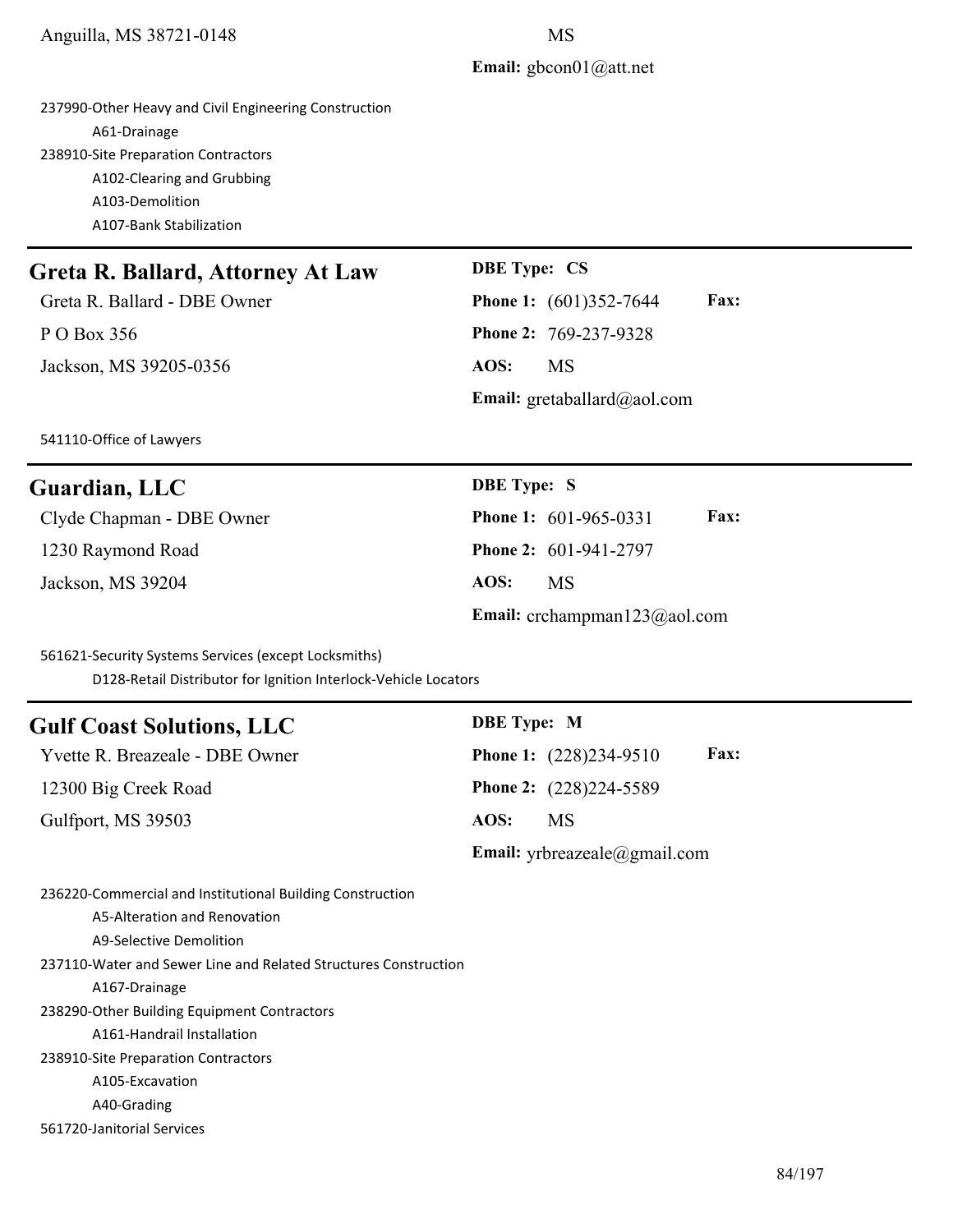Anguilla, MS 38721-0148

MS

**Email:** gbcon01@att.net

237990-Other Heavy and Civil Engineering Construction
- A61-Drainage

238910-Site Preparation Contractors
- A102-Clearing and Grubbing
- A103-Demolition
- A107-Bank Stabilization

---

## Greta R. Ballard, Attorney At Law

Greta R. Ballard - DBE Owner
P O Box 356
Jackson, MS 39205-0356

**DBE Type:** CS
**Phone 1:** (601)352-7644 **Fax:**
**Phone 2:** 769-237-9328
**AOS:** MS
**Email:** gretaballard@aol.com

541110-Office of Lawyers

---

## Guardian, LLC

Clyde Chapman - DBE Owner
1230 Raymond Road
Jackson, MS 39204

**DBE Type:** S
**Phone 1:** 601-965-0331 **Fax:**
**Phone 2:** 601-941-2797
**AOS:** MS
**Email:** crchampman123@aol.com

561621-Security Systems Services (except Locksmiths)
- D128-Retail Distributor for Ignition Interlock-Vehicle Locators

---

## Gulf Coast Solutions, LLC

Yvette R. Breazeale - DBE Owner
12300 Big Creek Road
Gulfport, MS 39503

**DBE Type:** M
**Phone 1:** (228)234-9510 **Fax:**
**Phone 2:** (228)224-5589
**AOS:** MS
**Email:** yrbreazeale@gmail.com

236220-Commercial and Institutional Building Construction
- A5-Alteration and Renovation
- A9-Selective Demolition

237110-Water and Sewer Line and Related Structures Construction
- A167-Drainage

238290-Other Building Equipment Contractors
- A161-Handrail Installation

238910-Site Preparation Contractors
- A105-Excavation
- A40-Grading

561720-Janitorial Services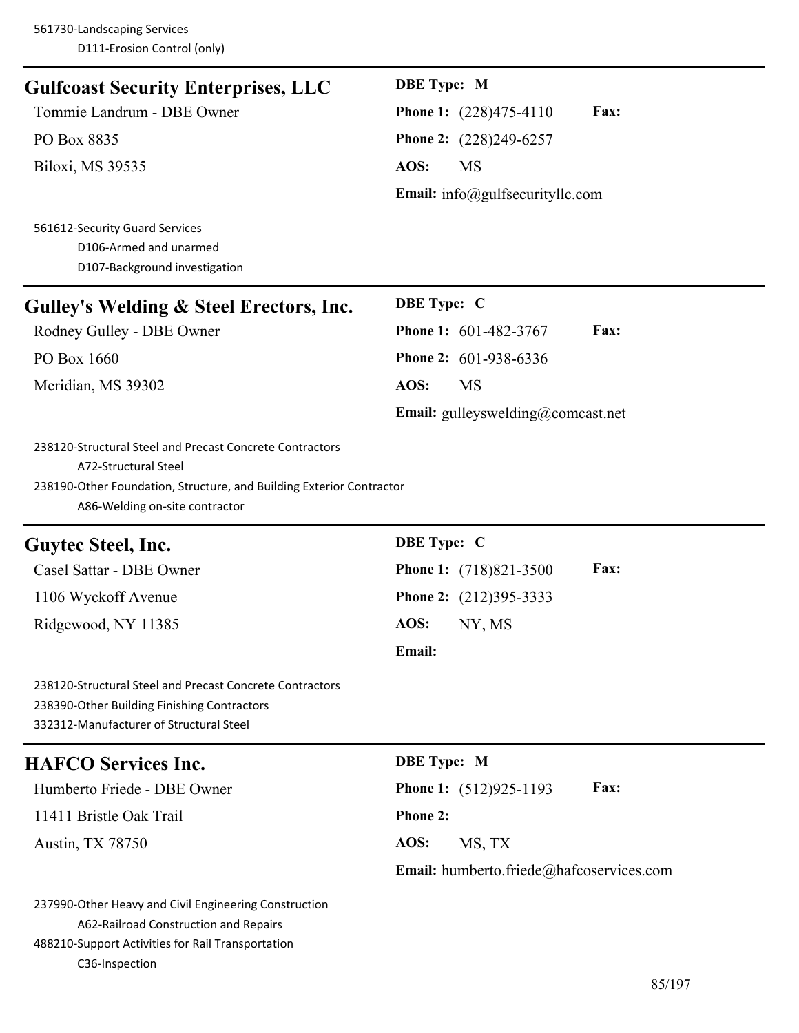561730-Landscaping Services
  D111-Erosion Control (only)

---

## Gulfcoast Security Enterprises, LLC

**DBE Type:** M

Tommie Landrum - DBE Owner
PO Box 8835
Biloxi, MS 39535

**Phone 1:** (228)475-4110 **Fax:**
**Phone 2:** (228)249-6257
**AOS:** MS
**Email:** info@gulfsecurityllc.com

561612-Security Guard Services
  D106-Armed and unarmed
  D107-Background investigation

---

## Gulley's Welding & Steel Erectors, Inc.

**DBE Type:** C

Rodney Gulley - DBE Owner
PO Box 1660
Meridian, MS 39302

**Phone 1:** 601-482-3767 **Fax:**
**Phone 2:** 601-938-6336
**AOS:** MS
**Email:** gulleyswelding@comcast.net

238120-Structural Steel and Precast Concrete Contractors
  A72-Structural Steel
238190-Other Foundation, Structure, and Building Exterior Contractor
  A86-Welding on-site contractor

---

## Guytec Steel, Inc.

**DBE Type:** C

Casel Sattar - DBE Owner
1106 Wyckoff Avenue
Ridgewood, NY 11385

**Phone 1:** (718)821-3500 **Fax:**
**Phone 2:** (212)395-3333
**AOS:** NY, MS
**Email:**

238120-Structural Steel and Precast Concrete Contractors
238390-Other Building Finishing Contractors
332312-Manufacturer of Structural Steel

---

## HAFCO Services Inc.

**DBE Type:** M

Humberto Friede - DBE Owner
11411 Bristle Oak Trail
Austin, TX 78750

**Phone 1:** (512)925-1193 **Fax:**
**Phone 2:**
**AOS:** MS, TX
**Email:** humberto.friede@hafcoservices.com

237990-Other Heavy and Civil Engineering Construction
  A62-Railroad Construction and Repairs
488210-Support Activities for Rail Transportation
  C36-Inspection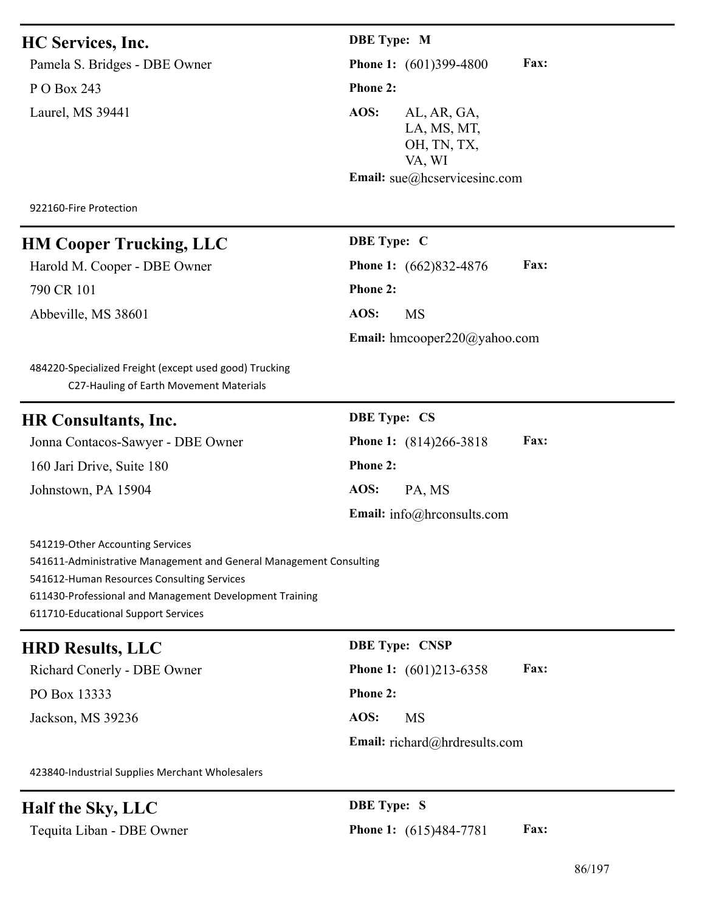## HC Services, Inc.

Pamela S. Bridges - DBE Owner

P O Box 243

Laurel, MS 39441

**DBE Type:** M

**Phone 1:** (601)399-4800 **Fax:**

**Phone 2:**

**AOS:** AL, AR, GA, LA, MS, MT, OH, TN, TX, VA, WI

**Email:** sue@hcservicesinc.com

922160-Fire Protection

## HM Cooper Trucking, LLC

Harold M. Cooper - DBE Owner

790 CR 101

Abbeville, MS 38601

**DBE Type:** C

**Phone 1:** (662)832-4876 **Fax:**

**Phone 2:**

**AOS:** MS

**Email:** hmcooper220@yahoo.com

484220-Specialized Freight (except used good) Trucking

C27-Hauling of Earth Movement Materials

## HR Consultants, Inc.

Jonna Contacos-Sawyer - DBE Owner

160 Jari Drive, Suite 180

Johnstown, PA 15904

**DBE Type:** CS

**Phone 1:** (814)266-3818 **Fax:**

**Phone 2:**

**AOS:** PA, MS

**Email:** info@hrconsults.com

541219-Other Accounting Services

541611-Administrative Management and General Management Consulting

541612-Human Resources Consulting Services

611430-Professional and Management Development Training

611710-Educational Support Services

## HRD Results, LLC

Richard Conerly - DBE Owner

PO Box 13333

Jackson, MS 39236

**DBE Type:** CNSP

**Phone 1:** (601)213-6358 **Fax:**

**Phone 2:**

**AOS:** MS

**Email:** richard@hrdresults.com

423840-Industrial Supplies Merchant Wholesalers

## Half the Sky, LLC

Tequita Liban - DBE Owner

**DBE Type:** S

**Phone 1:** (615)484-7781 **Fax:**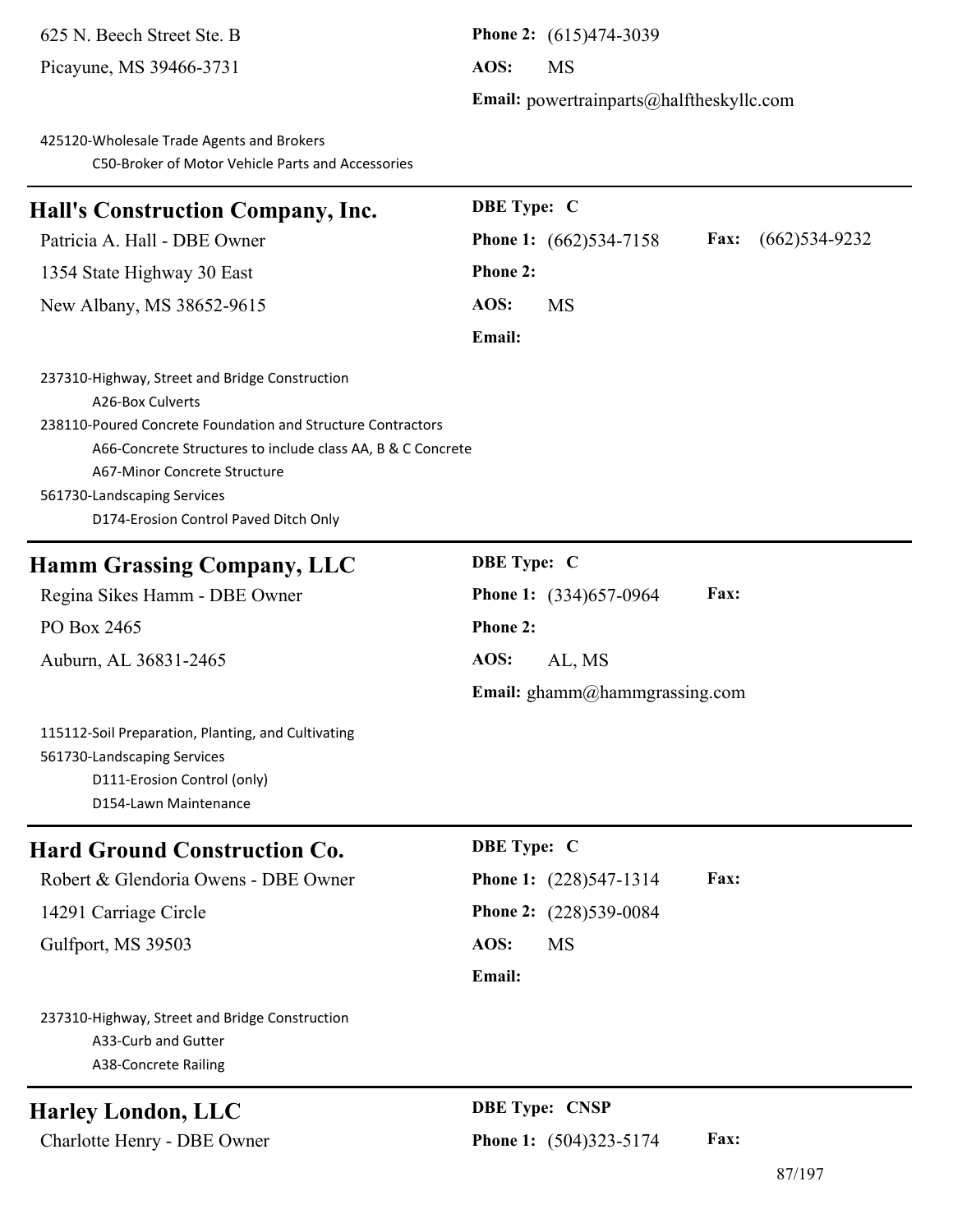625 N. Beech Street Ste. B

Picayune, MS 39466-3731

**Phone 2:** (615)474-3039

**AOS:** MS

**Email:** powertrainparts@halftheskyllc.com

425120-Wholesale Trade Agents and Brokers
- C50-Broker of Motor Vehicle Parts and Accessories

---

## Hall's Construction Company, Inc.

**DBE Type:** C

Patricia A. Hall - DBE Owner

1354 State Highway 30 East

New Albany, MS 38652-9615

**Phone 1:** (662)534-7158 **Fax:** (662)534-9232

**Phone 2:**

**AOS:** MS

**Email:**

237310-Highway, Street and Bridge Construction
- A26-Box Culverts

238110-Poured Concrete Foundation and Structure Contractors
- A66-Concrete Structures to include class AA, B & C Concrete
- A67-Minor Concrete Structure

561730-Landscaping Services
- D174-Erosion Control Paved Ditch Only

---

## Hamm Grassing Company, LLC

**DBE Type:** C

Regina Sikes Hamm - DBE Owner

PO Box 2465

Auburn, AL 36831-2465

**Phone 1:** (334)657-0964 **Fax:**

**Phone 2:**

**AOS:** AL, MS

**Email:** ghamm@hammgrassing.com

115112-Soil Preparation, Planting, and Cultivating

561730-Landscaping Services
- D111-Erosion Control (only)
- D154-Lawn Maintenance

---

## Hard Ground Construction Co.

**DBE Type:** C

Robert & Glendoria Owens - DBE Owner

14291 Carriage Circle

Gulfport, MS 39503

**Phone 1:** (228)547-1314 **Fax:**

**Phone 2:** (228)539-0084

**AOS:** MS

**Email:**

237310-Highway, Street and Bridge Construction
- A33-Curb and Gutter
- A38-Concrete Railing

---

## Harley London, LLC

**DBE Type:** CNSP

Charlotte Henry - DBE Owner

**Phone 1:** (504)323-5174 **Fax:**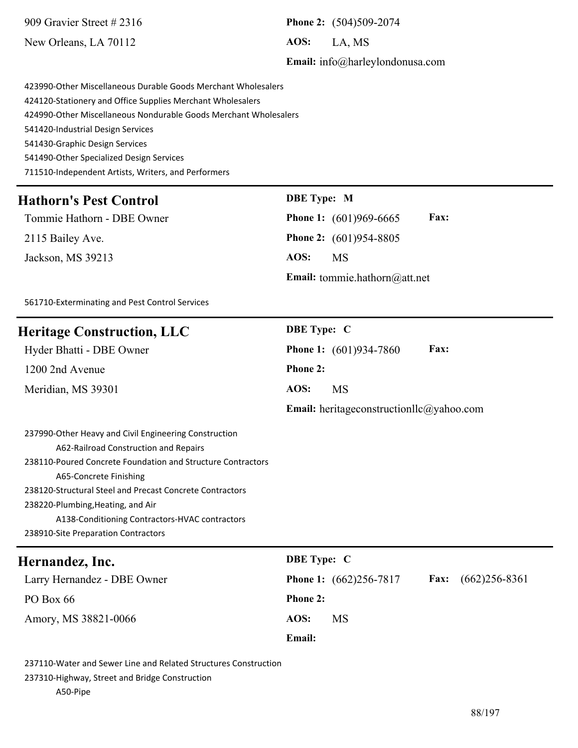909 Gravier Street # 2316

New Orleans, LA 70112

**Phone 2:** (504)509-2074

**AOS:** LA, MS

**Email:** info@harleylondonusa.com

423990-Other Miscellaneous Durable Goods Merchant Wholesalers
424120-Stationery and Office Supplies Merchant Wholesalers
424990-Other Miscellaneous Nondurable Goods Merchant Wholesalers
541420-Industrial Design Services
541430-Graphic Design Services
541490-Other Specialized Design Services
711510-Independent Artists, Writers, and Performers

---

## Hathorn's Pest Control

**DBE Type:** M

Tommie Hathorn - DBE Owner

2115 Bailey Ave.

Jackson, MS 39213

**Phone 1:** (601)969-6665 **Fax:**

**Phone 2:** (601)954-8805

**AOS:** MS

**Email:** tommie.hathorn@att.net

561710-Exterminating and Pest Control Services

---

## Heritage Construction, LLC

**DBE Type:** C

Hyder Bhatti - DBE Owner

1200 2nd Avenue

Meridian, MS 39301

**Phone 1:** (601)934-7860 **Fax:**

**Phone 2:**

**AOS:** MS

**Email:** heritageconstructionllc@yahoo.com

237990-Other Heavy and Civil Engineering Construction
  A62-Railroad Construction and Repairs
238110-Poured Concrete Foundation and Structure Contractors
  A65-Concrete Finishing
238120-Structural Steel and Precast Concrete Contractors
238220-Plumbing,Heating, and Air
  A138-Conditioning Contractors-HVAC contractors
238910-Site Preparation Contractors

---

## Hernandez, Inc.

**DBE Type:** C

Larry Hernandez - DBE Owner

PO Box 66

Amory, MS 38821-0066

**Phone 1:** (662)256-7817 **Fax:** (662)256-8361

**Phone 2:**

**AOS:** MS

**Email:**

237110-Water and Sewer Line and Related Structures Construction
237310-Highway, Street and Bridge Construction
  A50-Pipe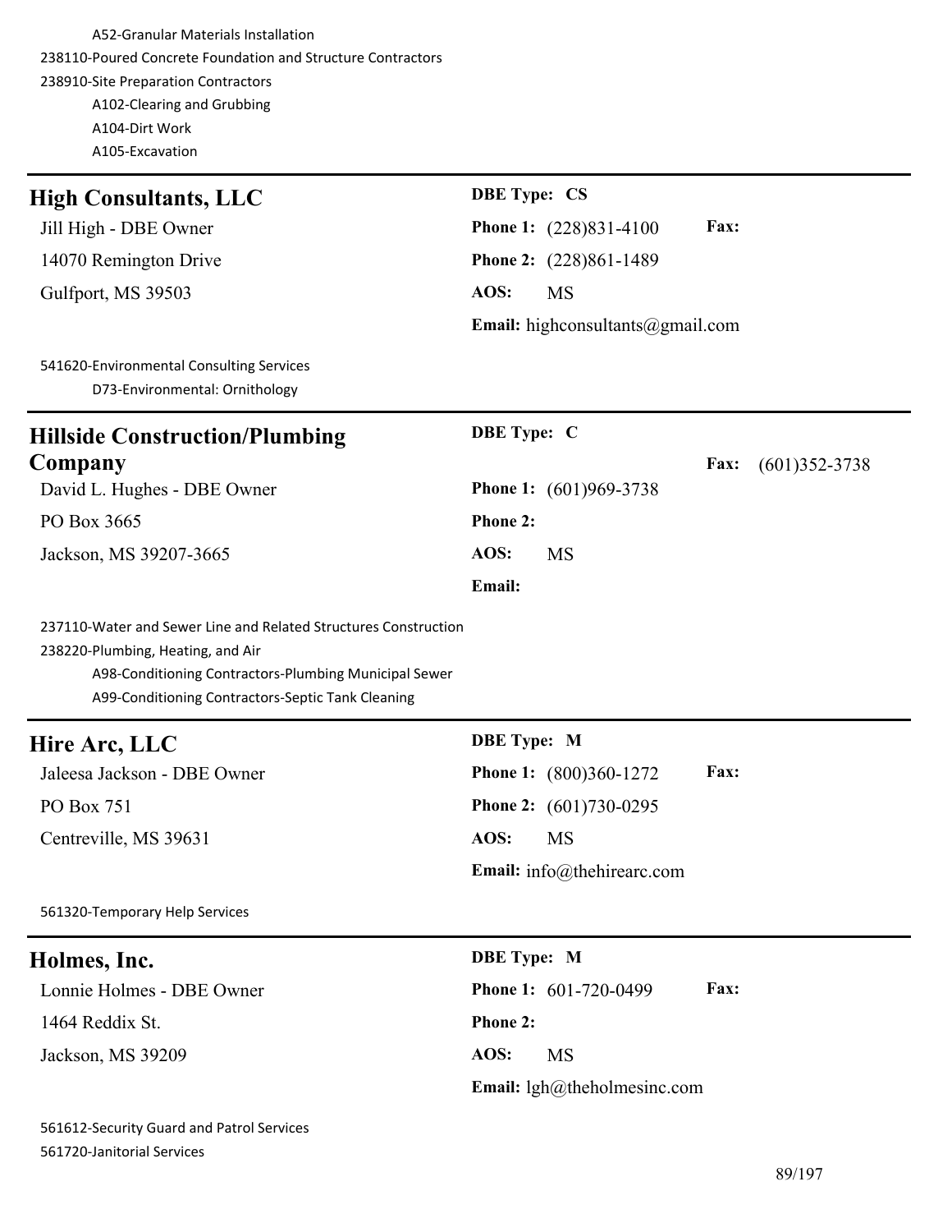A52-Granular Materials Installation

238110-Poured Concrete Foundation and Structure Contractors

238910-Site Preparation Contractors

A102-Clearing and Grubbing

A104-Dirt Work

A105-Excavation

---

## High Consultants, LLC

Jill High - DBE Owner

14070 Remington Drive

Gulfport, MS 39503

**DBE Type:** CS

**Phone 1:** (228)831-4100 **Fax:**

**Phone 2:** (228)861-1489

**AOS:** MS

**Email:** highconsultants@gmail.com

541620-Environmental Consulting Services

D73-Environmental: Ornithology

---

## Hillside Construction/Plumbing Company

David L. Hughes - DBE Owner

PO Box 3665

Jackson, MS 39207-3665

**DBE Type:** C

**Fax:** (601)352-3738

**Phone 1:** (601)969-3738

**Phone 2:**

**AOS:** MS

**Email:**

237110-Water and Sewer Line and Related Structures Construction

238220-Plumbing, Heating, and Air

A98-Conditioning Contractors-Plumbing Municipal Sewer

A99-Conditioning Contractors-Septic Tank Cleaning

---

## Hire Arc, LLC

Jaleesa Jackson - DBE Owner

PO Box 751

Centreville, MS 39631

**DBE Type:** M

**Phone 1:** (800)360-1272 **Fax:**

**Phone 2:** (601)730-0295

**AOS:** MS

**Email:** info@thehirearc.com

561320-Temporary Help Services

---

## Holmes, Inc.

Lonnie Holmes - DBE Owner

1464 Reddix St.

Jackson, MS 39209

**DBE Type:** M

**Phone 1:** 601-720-0499 **Fax:**

**Phone 2:**

**AOS:** MS

**Email:** lgh@theholmesinc.com

561612-Security Guard and Patrol Services

561720-Janitorial Services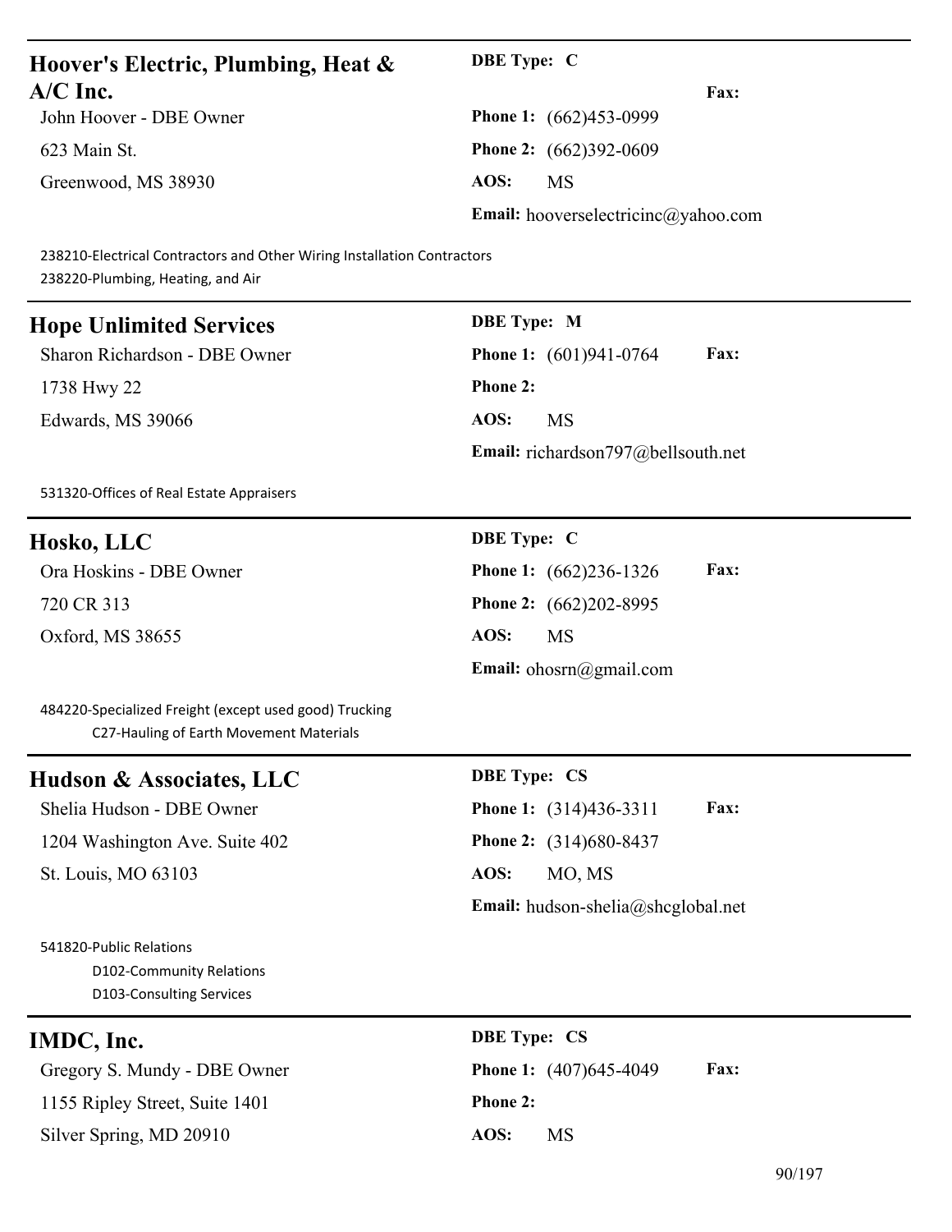## Hoover's Electric, Plumbing, Heat & A/C Inc.

John Hoover - DBE Owner
623 Main St.
Greenwood, MS 38930

**DBE Type:** C
**Fax:**
**Phone 1:** (662)453-0999
**Phone 2:** (662)392-0609
**AOS:** MS
**Email:** hooverselectricinc@yahoo.com

238210-Electrical Contractors and Other Wiring Installation Contractors
238220-Plumbing, Heating, and Air

---

## Hope Unlimited Services

Sharon Richardson - DBE Owner
1738 Hwy 22
Edwards, MS 39066

**DBE Type:** M
**Phone 1:** (601)941-0764 **Fax:**
**Phone 2:**
**AOS:** MS
**Email:** richardson797@bellsouth.net

531320-Offices of Real Estate Appraisers

---

## Hosko, LLC

Ora Hoskins - DBE Owner
720 CR 313
Oxford, MS 38655

**DBE Type:** C
**Phone 1:** (662)236-1326 **Fax:**
**Phone 2:** (662)202-8995
**AOS:** MS
**Email:** ohosrn@gmail.com

484220-Specialized Freight (except used good) Trucking
- C27-Hauling of Earth Movement Materials

---

## Hudson & Associates, LLC

Shelia Hudson - DBE Owner
1204 Washington Ave. Suite 402
St. Louis, MO 63103

**DBE Type:** CS
**Phone 1:** (314)436-3311 **Fax:**
**Phone 2:** (314)680-8437
**AOS:** MO, MS
**Email:** hudson-shelia@shcglobal.net

541820-Public Relations
- D102-Community Relations
- D103-Consulting Services

---

## IMDC, Inc.

Gregory S. Mundy - DBE Owner
1155 Ripley Street, Suite 1401
Silver Spring, MD 20910

**DBE Type:** CS
**Phone 1:** (407)645-4049 **Fax:**
**Phone 2:**
**AOS:** MS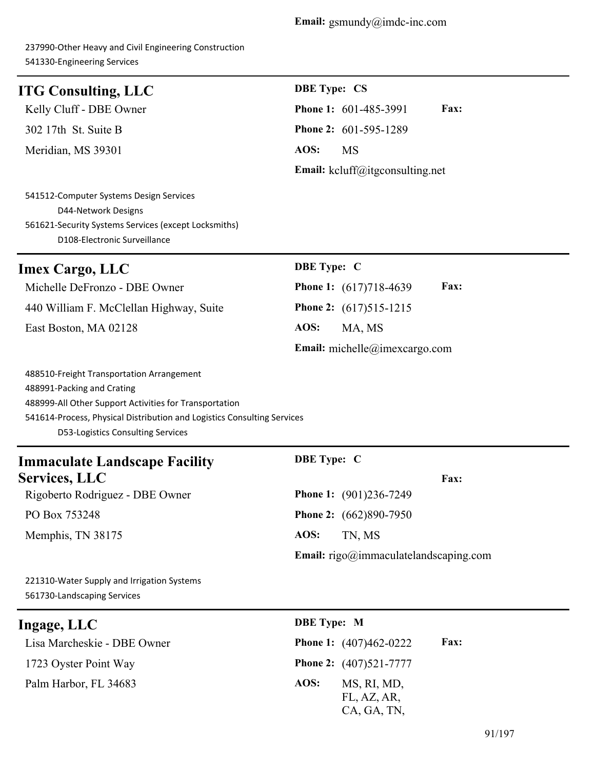**Email:** gsmundy@imdc-inc.com

237990-Other Heavy and Civil Engineering Construction
541330-Engineering Services

---

## ITG Consulting, LLC

**DBE Type:** CS

Kelly Cluff - DBE Owner
302 17th St. Suite B
Meridian, MS 39301

**Phone 1:** 601-485-3991 **Fax:**
**Phone 2:** 601-595-1289
**AOS:** MS
**Email:** kcluff@itgconsulting.net

541512-Computer Systems Design Services
- D44-Network Designs

561621-Security Systems Services (except Locksmiths)
- D108-Electronic Surveillance

---

## Imex Cargo, LLC

**DBE Type:** C

Michelle DeFronzo - DBE Owner
440 William F. McClellan Highway, Suite
East Boston, MA 02128

**Phone 1:** (617)718-4639 **Fax:**
**Phone 2:** (617)515-1215
**AOS:** MA, MS
**Email:** michelle@imexcargo.com

488510-Freight Transportation Arrangement
488991-Packing and Crating
488999-All Other Support Activities for Transportation
541614-Process, Physical Distribution and Logistics Consulting Services
- D53-Logistics Consulting Services

---

## Immaculate Landscape Facility Services, LLC

**DBE Type:** C

Rigoberto Rodriguez - DBE Owner
PO Box 753248
Memphis, TN 38175

**Fax:**
**Phone 1:** (901)236-7249
**Phone 2:** (662)890-7950
**AOS:** TN, MS
**Email:** rigo@immaculatelandscaping.com

221310-Water Supply and Irrigation Systems
561730-Landscaping Services

---

## Ingage, LLC

**DBE Type:** M

Lisa Marcheskie - DBE Owner
1723 Oyster Point Way
Palm Harbor, FL 34683

**Phone 1:** (407)462-0222 **Fax:**
**Phone 2:** (407)521-7777
**AOS:** MS, RI, MD, FL, AZ, AR, CA, GA, TN,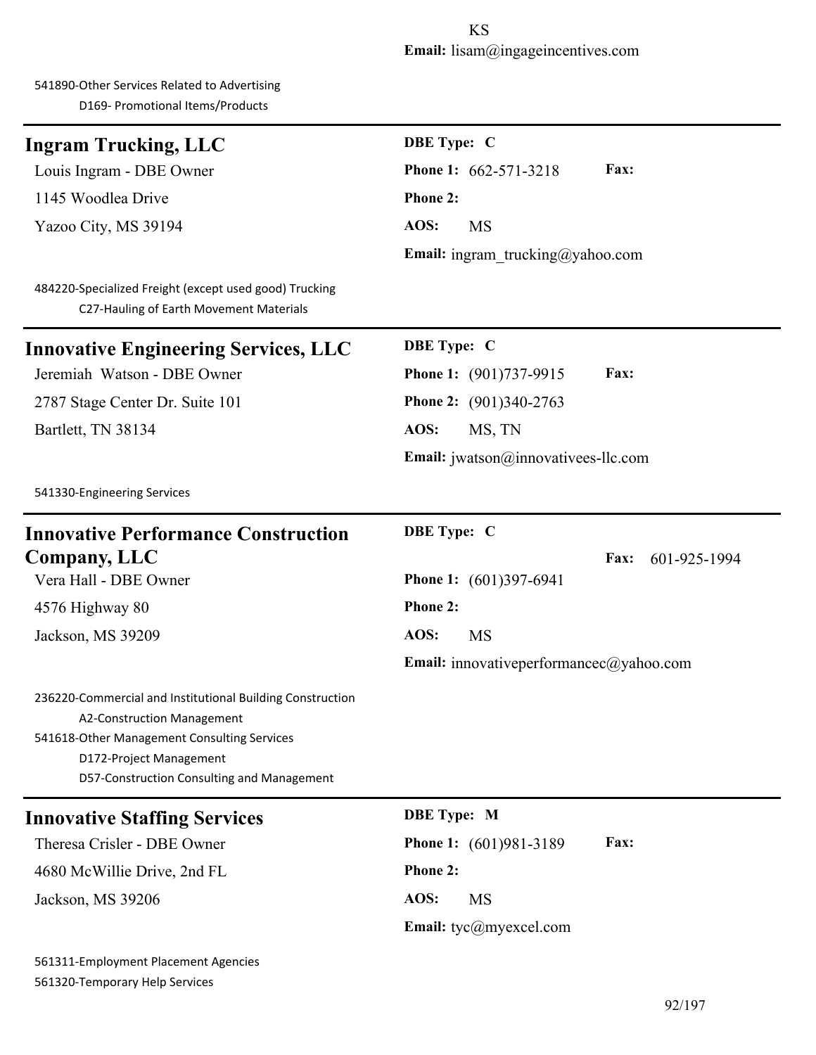KS

**Email:** lisam@ingageincentives.com

541890-Other Services Related to Advertising

D169- Promotional Items/Products

---

## Ingram Trucking, LLC

Louis Ingram - DBE Owner
1145 Woodlea Drive
Yazoo City, MS 39194

**DBE Type:** C
**Phone 1:** 662-571-3218 **Fax:**
**Phone 2:**
**AOS:** MS
**Email:** ingram_trucking@yahoo.com

484220-Specialized Freight (except used good) Trucking

C27-Hauling of Earth Movement Materials

---

## Innovative Engineering Services, LLC

Jeremiah Watson - DBE Owner
2787 Stage Center Dr. Suite 101
Bartlett, TN 38134

**DBE Type:** C
**Phone 1:** (901)737-9915 **Fax:**
**Phone 2:** (901)340-2763
**AOS:** MS, TN
**Email:** jwatson@innovativees-llc.com

541330-Engineering Services

---

## Innovative Performance Construction Company, LLC

Vera Hall - DBE Owner
4576 Highway 80
Jackson, MS 39209

**DBE Type:** C
**Phone 1:** (601)397-6941 **Fax:** 601-925-1994
**Phone 2:**
**AOS:** MS
**Email:** innovativeperformancec@yahoo.com

236220-Commercial and Institutional Building Construction

A2-Construction Management

541618-Other Management Consulting Services

D172-Project Management

D57-Construction Consulting and Management

---

## Innovative Staffing Services

Theresa Crisler - DBE Owner
4680 McWillie Drive, 2nd FL
Jackson, MS 39206

**DBE Type:** M
**Phone 1:** (601)981-3189 **Fax:**
**Phone 2:**
**AOS:** MS
**Email:** tyc@myexcel.com

561311-Employment Placement Agencies

561320-Temporary Help Services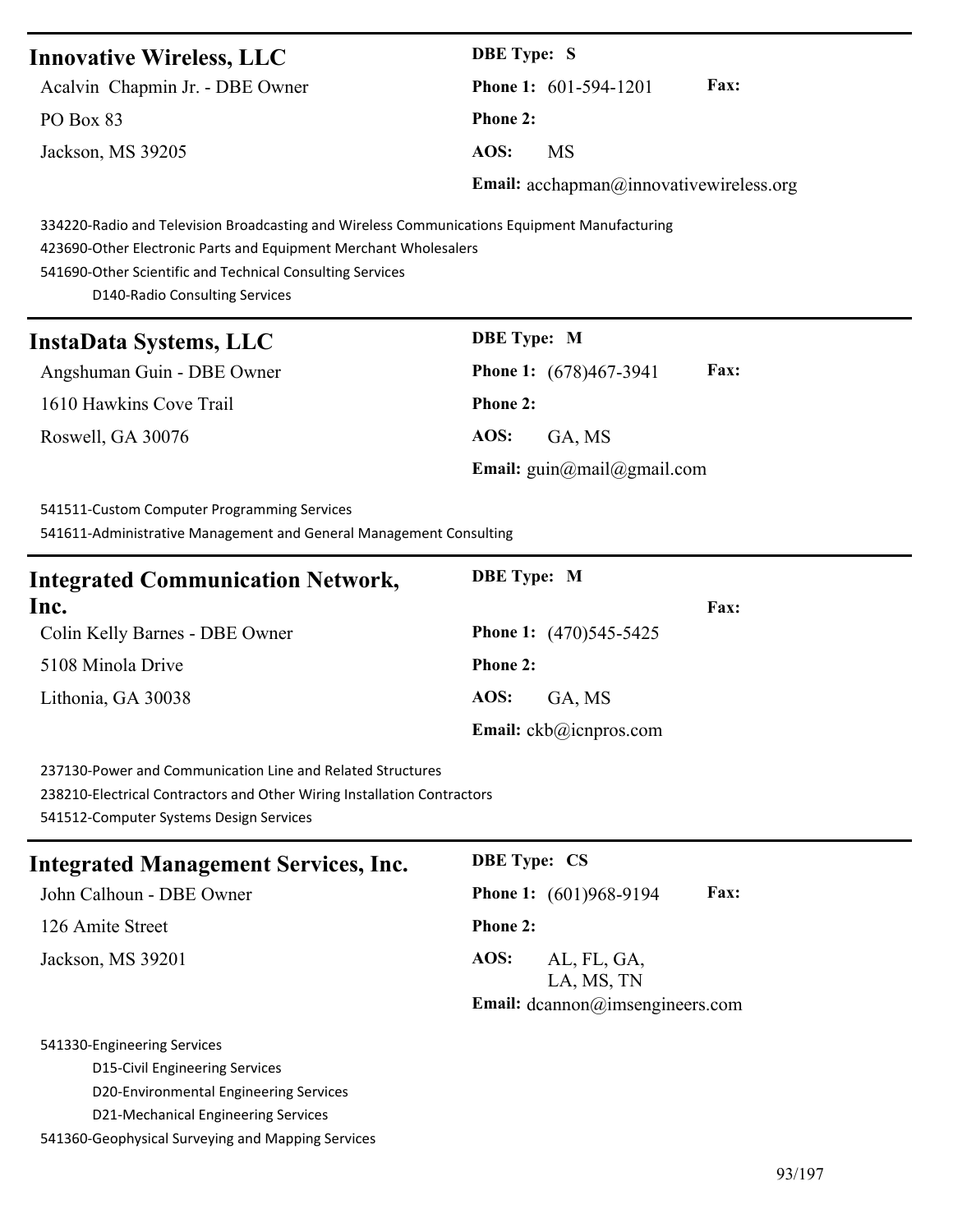## Innovative Wireless, LLC

Acalvin Chapmin Jr. - DBE Owner
PO Box 83
Jackson, MS 39205

**DBE Type:** S
**Phone 1:** 601-594-1201 **Fax:**
**Phone 2:**
**AOS:** MS
**Email:** acchapman@innovativewireless.org

334220-Radio and Television Broadcasting and Wireless Communications Equipment Manufacturing
423690-Other Electronic Parts and Equipment Merchant Wholesalers
541690-Other Scientific and Technical Consulting Services
- D140-Radio Consulting Services

---

## InstaData Systems, LLC

Angshuman Guin - DBE Owner
1610 Hawkins Cove Trail
Roswell, GA 30076

**DBE Type:** M
**Phone 1:** (678)467-3941 **Fax:**
**Phone 2:**
**AOS:** GA, MS
**Email:** guin@mail@gmail.com

541511-Custom Computer Programming Services
541611-Administrative Management and General Management Consulting

---

## Integrated Communication Network, Inc.

Colin Kelly Barnes - DBE Owner
5108 Minola Drive
Lithonia, GA 30038

**DBE Type:** M
**Fax:**
**Phone 1:** (470)545-5425
**Phone 2:**
**AOS:** GA, MS
**Email:** ckb@icnpros.com

237130-Power and Communication Line and Related Structures
238210-Electrical Contractors and Other Wiring Installation Contractors
541512-Computer Systems Design Services

---

## Integrated Management Services, Inc.

John Calhoun - DBE Owner
126 Amite Street
Jackson, MS 39201

**DBE Type:** CS
**Phone 1:** (601)968-9194 **Fax:**
**Phone 2:**
**AOS:** AL, FL, GA, LA, MS, TN
**Email:** dcannon@imsengineers.com

541330-Engineering Services
- D15-Civil Engineering Services
- D20-Environmental Engineering Services
- D21-Mechanical Engineering Services

541360-Geophysical Surveying and Mapping Services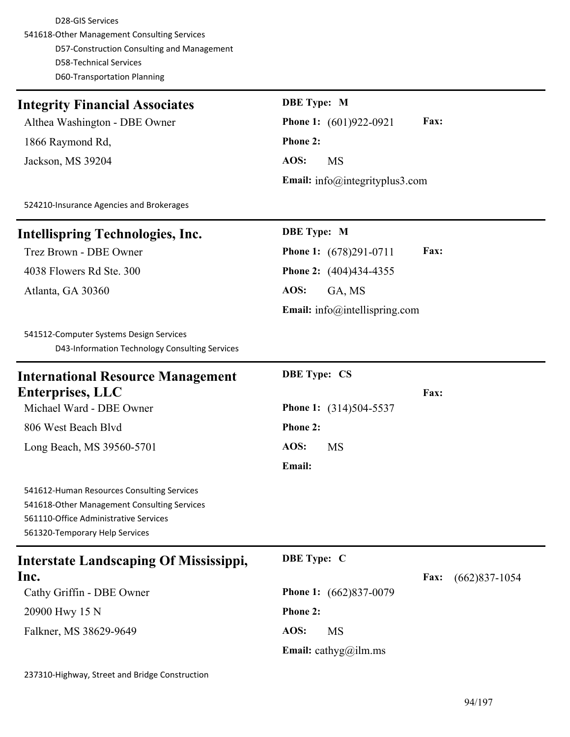D28-GIS Services

541618-Other Management Consulting Services

D57-Construction Consulting and Management

D58-Technical Services

D60-Transportation Planning

---

## Integrity Financial Associates

Althea Washington - DBE Owner

1866 Raymond Rd,

Jackson, MS 39204

**DBE Type:** M

**Phone 1:** (601)922-0921 **Fax:**

**Phone 2:**

**AOS:** MS

**Email:** info@integrityplus3.com

524210-Insurance Agencies and Brokerages

---

## Intellispring Technologies, Inc.

Trez Brown - DBE Owner

4038 Flowers Rd Ste. 300

Atlanta, GA 30360

**DBE Type:** M

**Phone 1:** (678)291-0711 **Fax:**

**Phone 2:** (404)434-4355

**AOS:** GA, MS

**Email:** info@intellispring.com

541512-Computer Systems Design Services

D43-Information Technology Consulting Services

---

## International Resource Management Enterprises, LLC

Michael Ward - DBE Owner

806 West Beach Blvd

Long Beach, MS 39560-5701

**DBE Type:** CS

**Fax:**

**Phone 1:** (314)504-5537

**Phone 2:**

**AOS:** MS

**Email:**

541612-Human Resources Consulting Services

541618-Other Management Consulting Services

561110-Office Administrative Services

561320-Temporary Help Services

---

## Interstate Landscaping Of Mississippi, Inc.

Cathy Griffin - DBE Owner

20900 Hwy 15 N

Falkner, MS 38629-9649

**DBE Type:** C

**Fax:** (662)837-1054

**Phone 1:** (662)837-0079

**Phone 2:**

**AOS:** MS

**Email:** cathyg@ilm.ms

237310-Highway, Street and Bridge Construction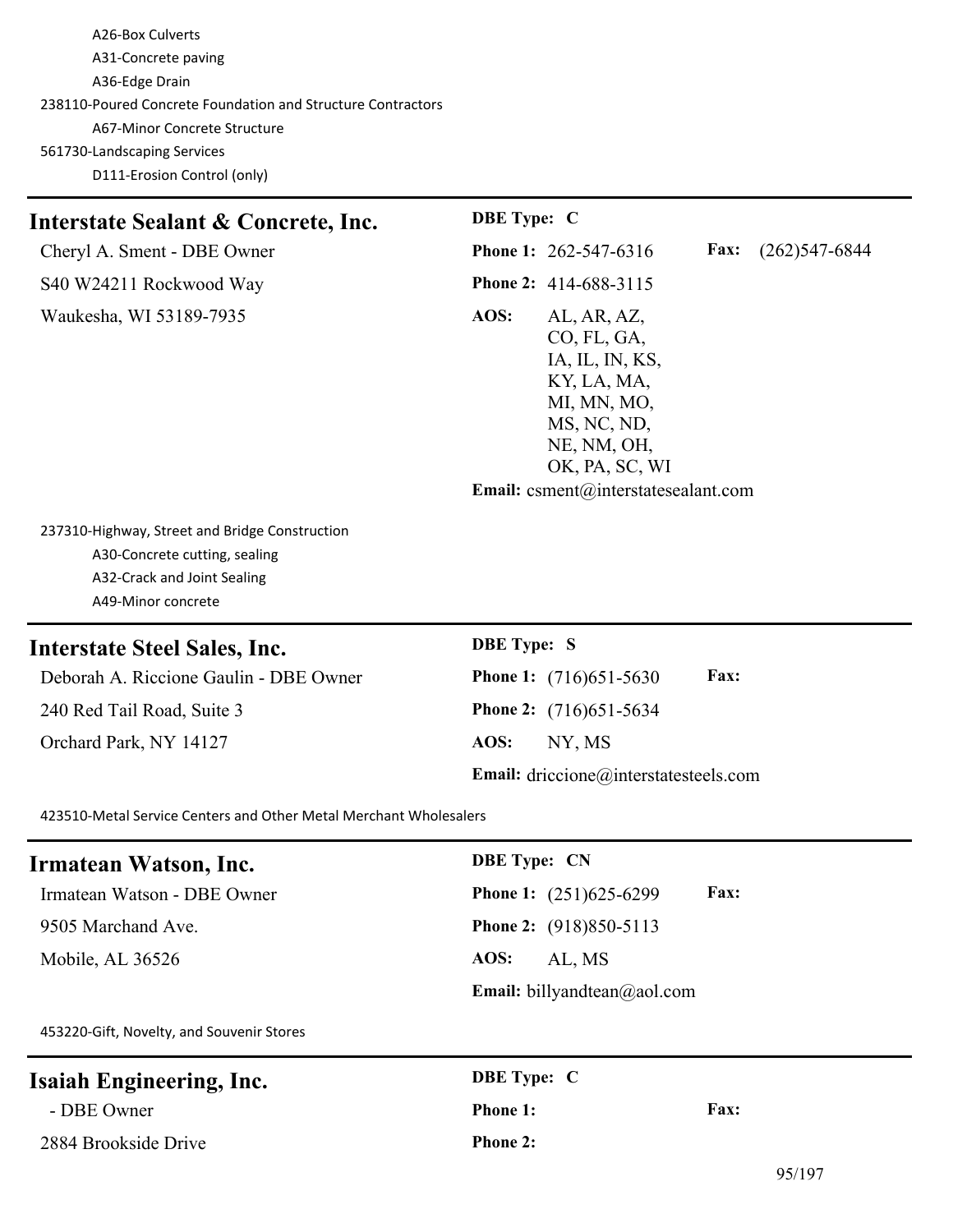A26-Box Culverts
A31-Concrete paving
A36-Edge Drain
238110-Poured Concrete Foundation and Structure Contractors
A67-Minor Concrete Structure
561730-Landscaping Services
D111-Erosion Control (only)

---

## Interstate Sealant & Concrete, Inc.

**DBE Type:** C

Cheryl A. Sment - DBE Owner
S40 W24211 Rockwood Way
Waukesha, WI 53189-7935

**Phone 1:** 262-547-6316 **Fax:** (262)547-6844
**Phone 2:** 414-688-3115
**AOS:** AL, AR, AZ, CO, FL, GA, IA, IL, IN, KS, KY, LA, MA, MI, MN, MO, MS, NC, ND, NE, NM, OH, OK, PA, SC, WI
**Email:** csment@interstatesealant.com

237310-Highway, Street and Bridge Construction
A30-Concrete cutting, sealing
A32-Crack and Joint Sealing
A49-Minor concrete

---

## Interstate Steel Sales, Inc.

**DBE Type:** S

Deborah A. Riccione Gaulin - DBE Owner
240 Red Tail Road, Suite 3
Orchard Park, NY 14127

**Phone 1:** (716)651-5630 **Fax:**
**Phone 2:** (716)651-5634
**AOS:** NY, MS
**Email:** driccione@interstatesteels.com

423510-Metal Service Centers and Other Metal Merchant Wholesalers

---

## Irmatean Watson, Inc.

**DBE Type:** CN

Irmatean Watson - DBE Owner
9505 Marchand Ave.
Mobile, AL 36526

**Phone 1:** (251)625-6299 **Fax:**
**Phone 2:** (918)850-5113
**AOS:** AL, MS
**Email:** billyandtean@aol.com

453220-Gift, Novelty, and Souvenir Stores

---

## Isaiah Engineering, Inc.

**DBE Type:** C

- DBE Owner
2884 Brookside Drive

**Phone 1:** **Fax:**
**Phone 2:**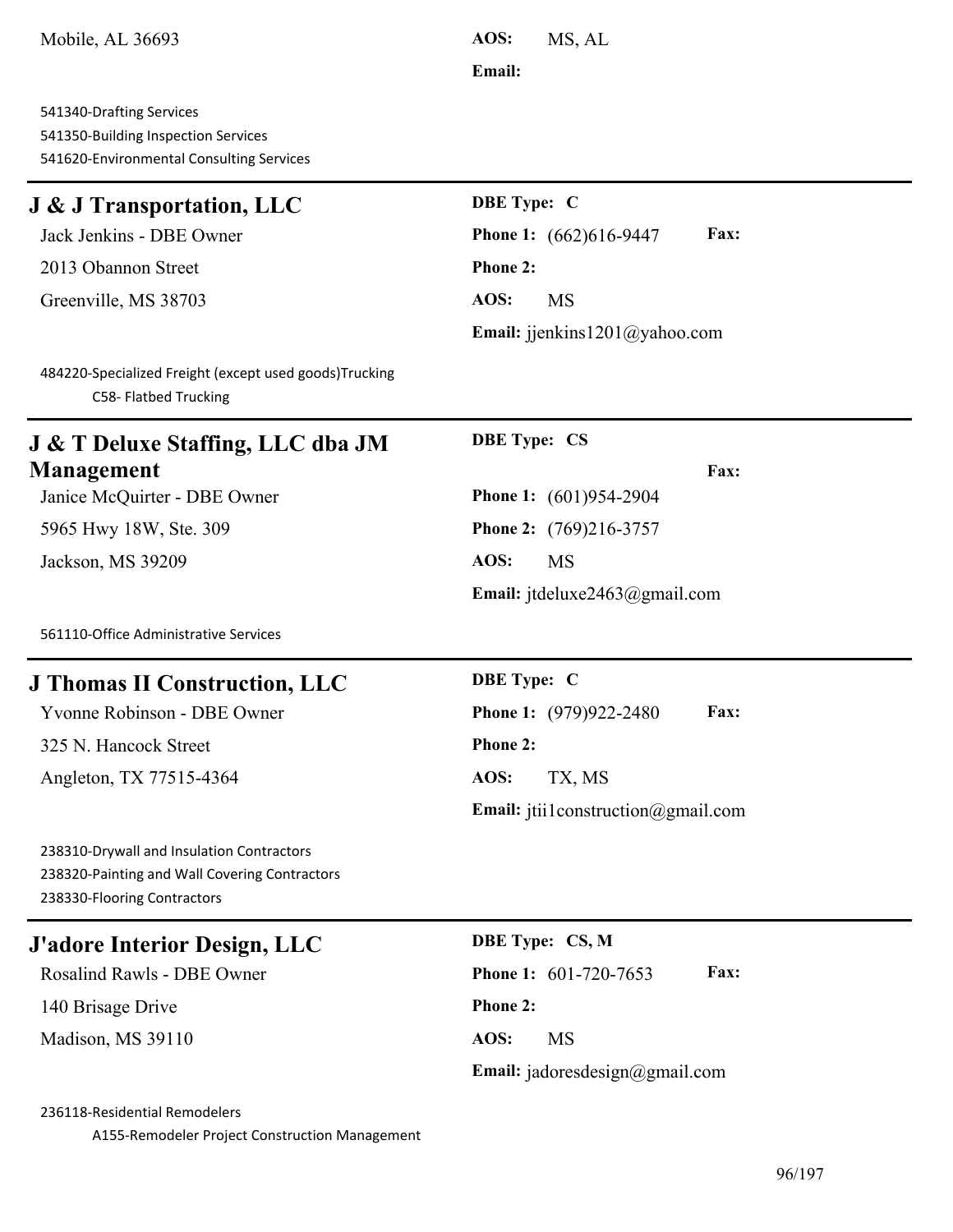Mobile, AL 36693

**AOS:** MS, AL

**Email:**

541340-Drafting Services
541350-Building Inspection Services
541620-Environmental Consulting Services

---

## J & J Transportation, LLC

Jack Jenkins - DBE Owner
2013 Obannon Street
Greenville, MS 38703

**DBE Type:** C
**Phone 1:** (662)616-9447 **Fax:**
**Phone 2:**
**AOS:** MS
**Email:** jjenkins1201@yahoo.com

484220-Specialized Freight (except used goods)Trucking
C58- Flatbed Trucking

---

## J & T Deluxe Staffing, LLC dba JM Management

Janice McQuirter - DBE Owner
5965 Hwy 18W, Ste. 309
Jackson, MS 39209

**DBE Type:** CS
**Fax:**
**Phone 1:** (601)954-2904
**Phone 2:** (769)216-3757
**AOS:** MS
**Email:** jtdeluxe2463@gmail.com

561110-Office Administrative Services

---

## J Thomas II Construction, LLC

Yvonne Robinson - DBE Owner
325 N. Hancock Street
Angleton, TX 77515-4364

**DBE Type:** C
**Phone 1:** (979)922-2480 **Fax:**
**Phone 2:**
**AOS:** TX, MS
**Email:** jtii1construction@gmail.com

238310-Drywall and Insulation Contractors
238320-Painting and Wall Covering Contractors
238330-Flooring Contractors

---

## J'adore Interior Design, LLC

Rosalind Rawls - DBE Owner
140 Brisage Drive
Madison, MS 39110

**DBE Type:** CS, M
**Phone 1:** 601-720-7653 **Fax:**
**Phone 2:**
**AOS:** MS
**Email:** jadoresdesign@gmail.com

236118-Residential Remodelers
A155-Remodeler Project Construction Management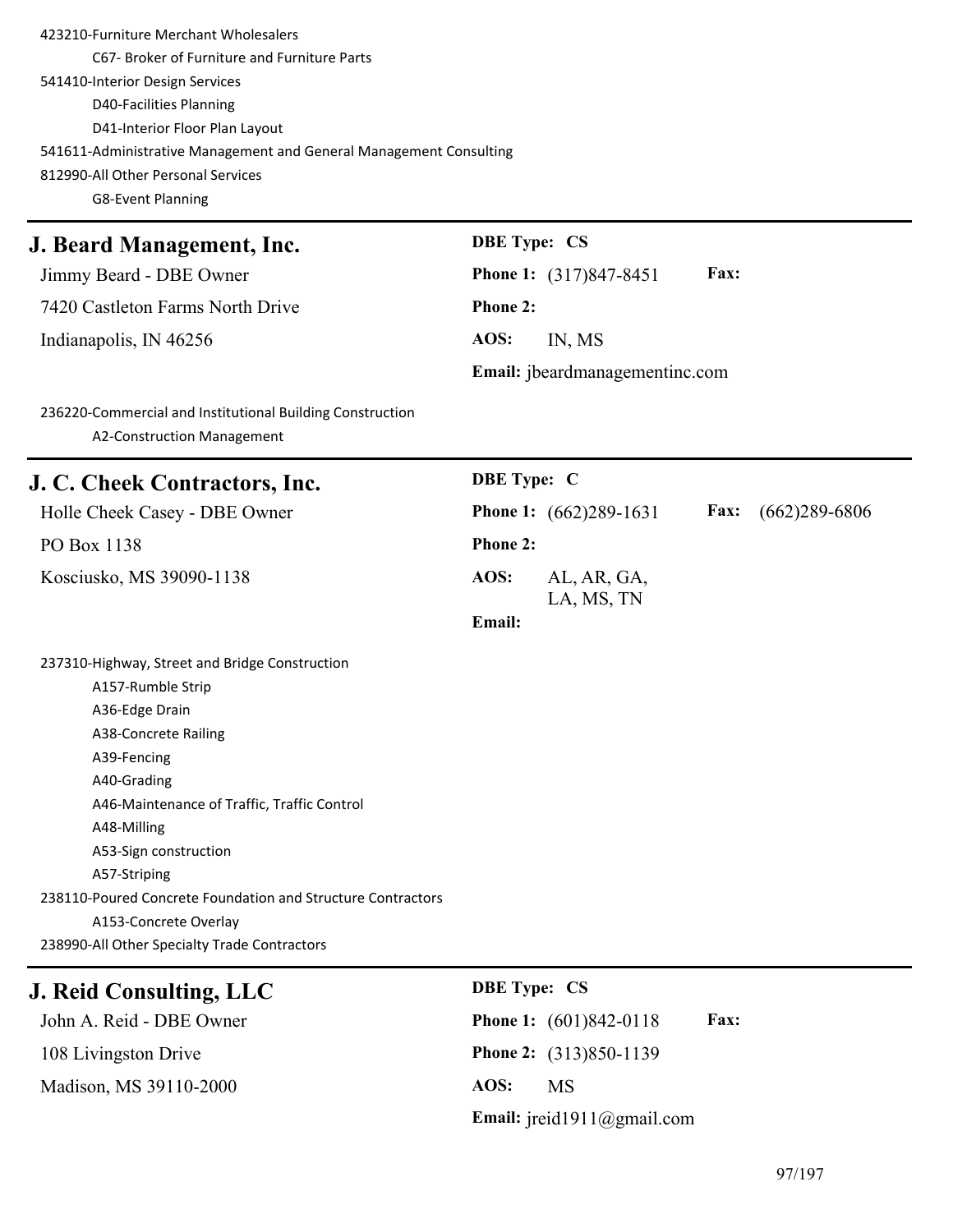423210-Furniture Merchant Wholesalers
- C67- Broker of Furniture and Furniture Parts

541410-Interior Design Services
- D40-Facilities Planning
- D41-Interior Floor Plan Layout

541611-Administrative Management and General Management Consulting

812990-All Other Personal Services
- G8-Event Planning

---

## J. Beard Management, Inc.

Jimmy Beard - DBE Owner
7420 Castleton Farms North Drive
Indianapolis, IN 46256

**DBE Type:** CS
**Phone 1:** (317)847-8451 **Fax:**
**Phone 2:**
**AOS:** IN, MS
**Email:** jbeardmanagementinc.com

236220-Commercial and Institutional Building Construction
- A2-Construction Management

---

## J. C. Cheek Contractors, Inc.

Holle Cheek Casey - DBE Owner
PO Box 1138
Kosciusko, MS 39090-1138

**DBE Type:** C
**Phone 1:** (662)289-1631 **Fax:** (662)289-6806
**Phone 2:**
**AOS:** AL, AR, GA, LA, MS, TN
**Email:**

237310-Highway, Street and Bridge Construction
- A157-Rumble Strip
- A36-Edge Drain
- A38-Concrete Railing
- A39-Fencing
- A40-Grading
- A46-Maintenance of Traffic, Traffic Control
- A48-Milling
- A53-Sign construction
- A57-Striping

238110-Poured Concrete Foundation and Structure Contractors
- A153-Concrete Overlay

238990-All Other Specialty Trade Contractors

---

## J. Reid Consulting, LLC

John A. Reid - DBE Owner
108 Livingston Drive
Madison, MS 39110-2000

**DBE Type:** CS
**Phone 1:** (601)842-0118 **Fax:**
**Phone 2:** (313)850-1139
**AOS:** MS
**Email:** jreid1911@gmail.com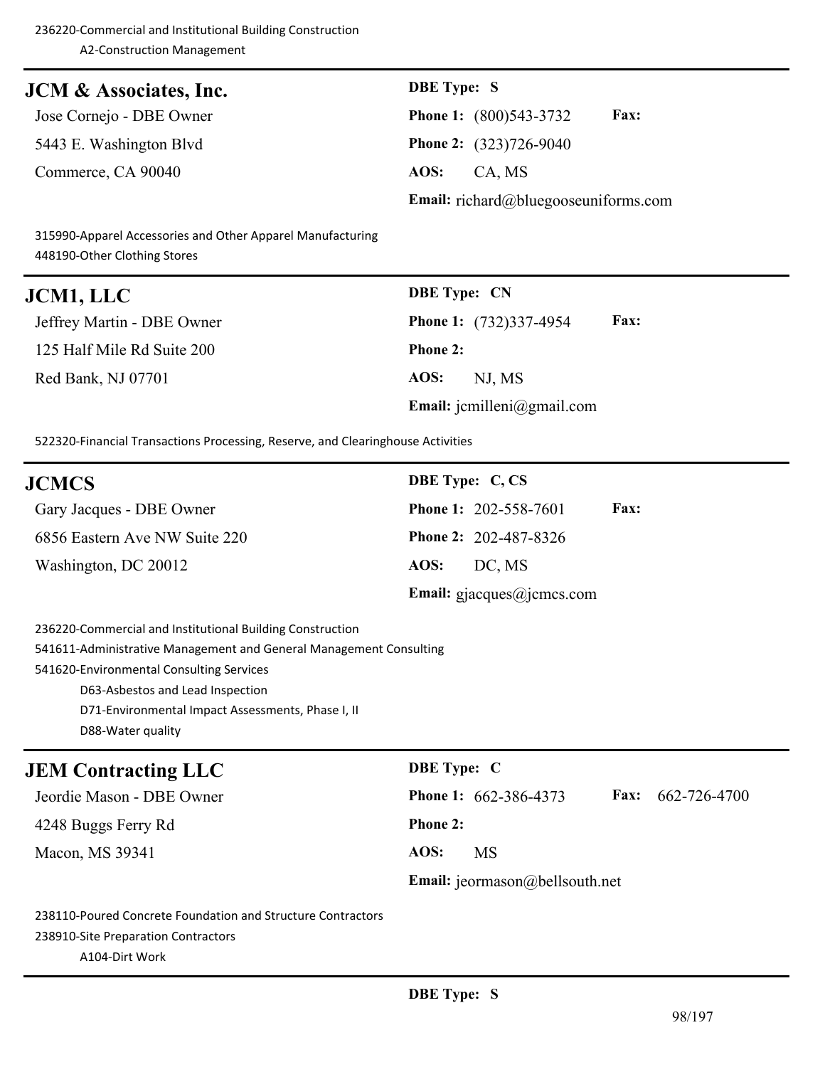236220-Commercial and Institutional Building Construction
    A2-Construction Management

## JCM & Associates, Inc.

Jose Cornejo - DBE Owner
5443 E. Washington Blvd
Commerce, CA 90040

**DBE Type:** S
**Phone 1:** (800)543-3732 **Fax:**
**Phone 2:** (323)726-9040
**AOS:** CA, MS
**Email:** richard@bluegooseuniforms.com

315990-Apparel Accessories and Other Apparel Manufacturing
448190-Other Clothing Stores

## JCM1, LLC

Jeffrey Martin - DBE Owner
125 Half Mile Rd Suite 200
Red Bank, NJ 07701

**DBE Type:** CN
**Phone 1:** (732)337-4954 **Fax:**
**Phone 2:**
**AOS:** NJ, MS
**Email:** jcmilleni@gmail.com

522320-Financial Transactions Processing, Reserve, and Clearinghouse Activities

## JCMCS

Gary Jacques - DBE Owner
6856 Eastern Ave NW Suite 220
Washington, DC 20012

**DBE Type:** C, CS
**Phone 1:** 202-558-7601 **Fax:**
**Phone 2:** 202-487-8326
**AOS:** DC, MS
**Email:** gjacques@jcmcs.com

236220-Commercial and Institutional Building Construction
541611-Administrative Management and General Management Consulting
541620-Environmental Consulting Services
    D63-Asbestos and Lead Inspection
    D71-Environmental Impact Assessments, Phase I, II
    D88-Water quality

## JEM Contracting LLC

Jeordie Mason - DBE Owner
4248 Buggs Ferry Rd
Macon, MS 39341

**DBE Type:** C
**Phone 1:** 662-386-4373 **Fax:** 662-726-4700
**Phone 2:**
**AOS:** MS
**Email:** jeormason@bellsouth.net

238110-Poured Concrete Foundation and Structure Contractors
238910-Site Preparation Contractors
    A104-Dirt Work

**DBE Type:** S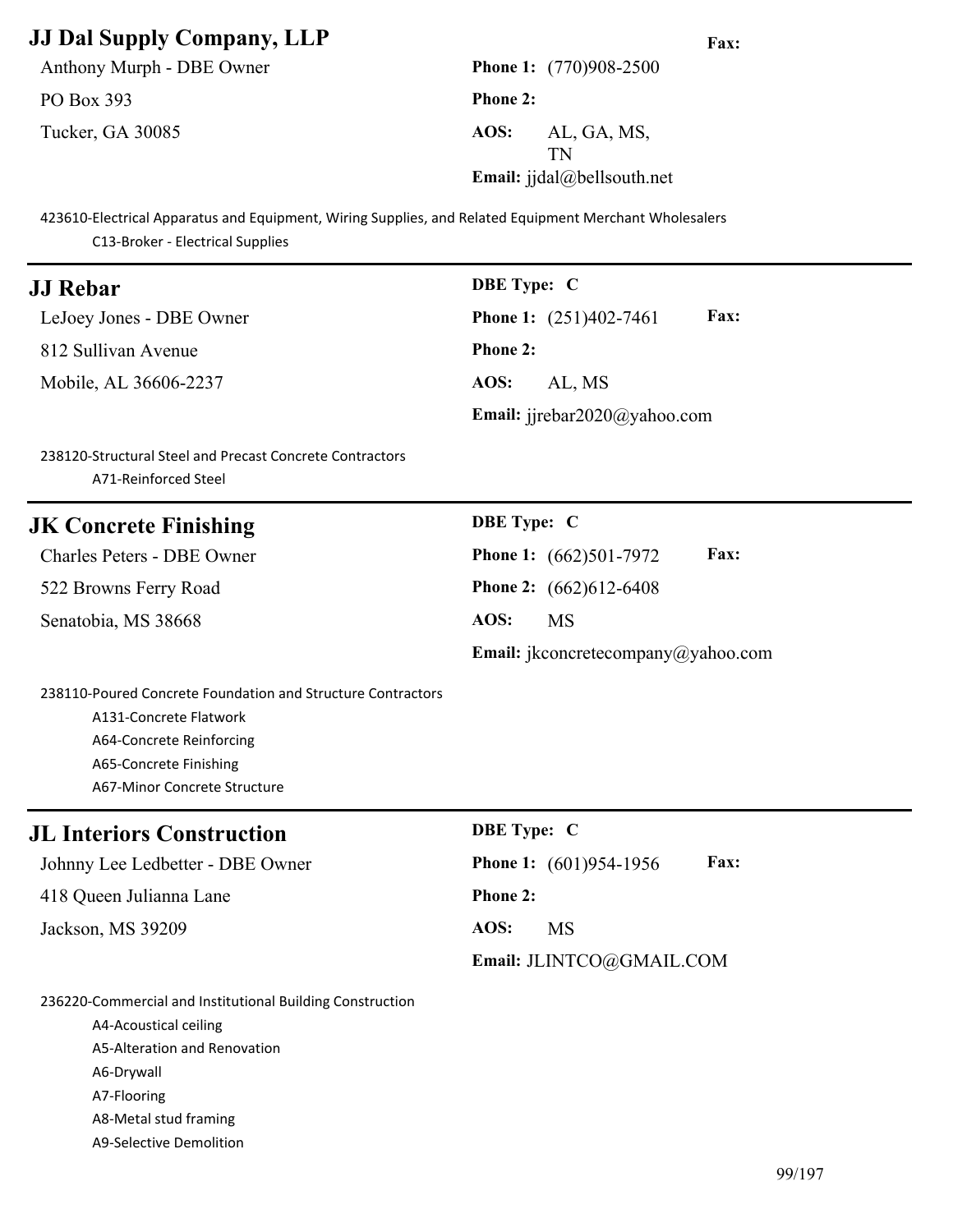## JJ Dal Supply Company, LLP

Anthony Murph - DBE Owner

PO Box 393

Tucker, GA 30085

**Fax:**

**Phone 1:** (770)908-2500

**Phone 2:**

**AOS:** AL, GA, MS, TN

**Email:** jjdal@bellsouth.net

423610-Electrical Apparatus and Equipment, Wiring Supplies, and Related Equipment Merchant Wholesalers

- C13-Broker - Electrical Supplies

---

## JJ Rebar

**DBE Type:** C

LeJoey Jones - DBE Owner

812 Sullivan Avenue

Mobile, AL 36606-2237

**Phone 1:** (251)402-7461 **Fax:**

**Phone 2:**

**AOS:** AL, MS

**Email:** jjrebar2020@yahoo.com

238120-Structural Steel and Precast Concrete Contractors

- A71-Reinforced Steel

---

## JK Concrete Finishing

**DBE Type:** C

Charles Peters - DBE Owner

522 Browns Ferry Road

Senatobia, MS 38668

**Phone 1:** (662)501-7972 **Fax:**

**Phone 2:** (662)612-6408

**AOS:** MS

**Email:** jkconcretecompany@yahoo.com

238110-Poured Concrete Foundation and Structure Contractors

- A131-Concrete Flatwork
- A64-Concrete Reinforcing
- A65-Concrete Finishing
- A67-Minor Concrete Structure

---

## JL Interiors Construction

**DBE Type:** C

Johnny Lee Ledbetter - DBE Owner

418 Queen Julianna Lane

Jackson, MS 39209

**Phone 1:** (601)954-1956 **Fax:**

**Phone 2:**

**AOS:** MS

**Email:** JLINTCO@GMAIL.COM

236220-Commercial and Institutional Building Construction

- A4-Acoustical ceiling
- A5-Alteration and Renovation
- A6-Drywall
- A7-Flooring
- A8-Metal stud framing
- A9-Selective Demolition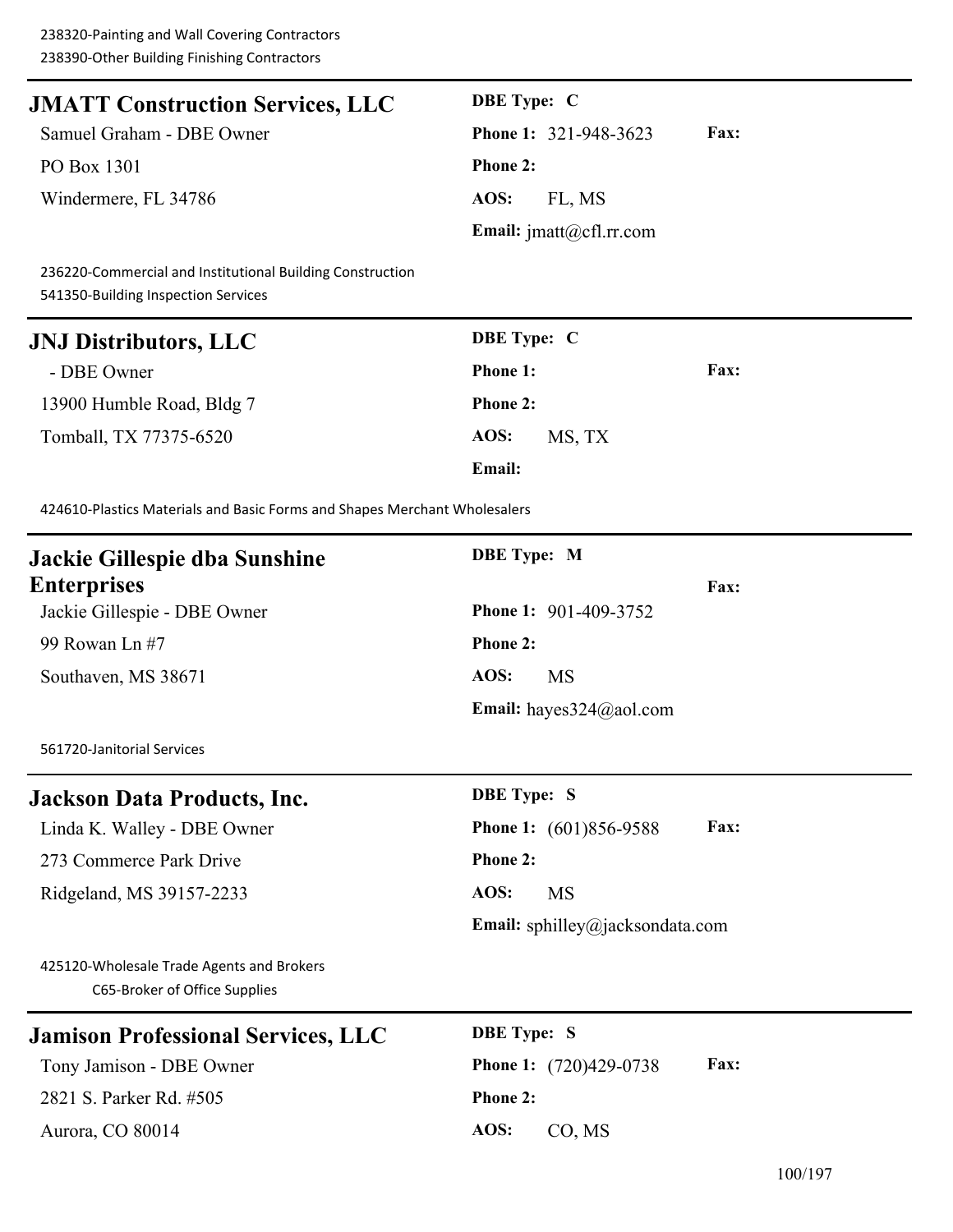238320-Painting and Wall Covering Contractors
238390-Other Building Finishing Contractors

---

## JMATT Construction Services, LLC

Samuel Graham - DBE Owner
PO Box 1301
Windermere, FL 34786

**DBE Type:** C
**Phone 1:** 321-948-3623 **Fax:**
**Phone 2:**
**AOS:** FL, MS
**Email:** jmatt@cfl.rr.com

236220-Commercial and Institutional Building Construction
541350-Building Inspection Services

---

## JNJ Distributors, LLC

- DBE Owner
13900 Humble Road, Bldg 7
Tomball, TX 77375-6520

**DBE Type:** C
**Phone 1:** **Fax:**
**Phone 2:**
**AOS:** MS, TX
**Email:**

424610-Plastics Materials and Basic Forms and Shapes Merchant Wholesalers

---

## Jackie Gillespie dba Sunshine Enterprises

Jackie Gillespie - DBE Owner
99 Rowan Ln #7
Southaven, MS 38671

**DBE Type:** M
**Phone 1:** 901-409-3752 **Fax:**
**Phone 2:**
**AOS:** MS
**Email:** hayes324@aol.com

561720-Janitorial Services

---

## Jackson Data Products, Inc.

Linda K. Walley - DBE Owner
273 Commerce Park Drive
Ridgeland, MS 39157-2233

**DBE Type:** S
**Phone 1:** (601)856-9588 **Fax:**
**Phone 2:**
**AOS:** MS
**Email:** sphilley@jacksondata.com

425120-Wholesale Trade Agents and Brokers
C65-Broker of Office Supplies

---

## Jamison Professional Services, LLC

Tony Jamison - DBE Owner
2821 S. Parker Rd. #505
Aurora, CO 80014

**DBE Type:** S
**Phone 1:** (720)429-0738 **Fax:**
**Phone 2:**
**AOS:** CO, MS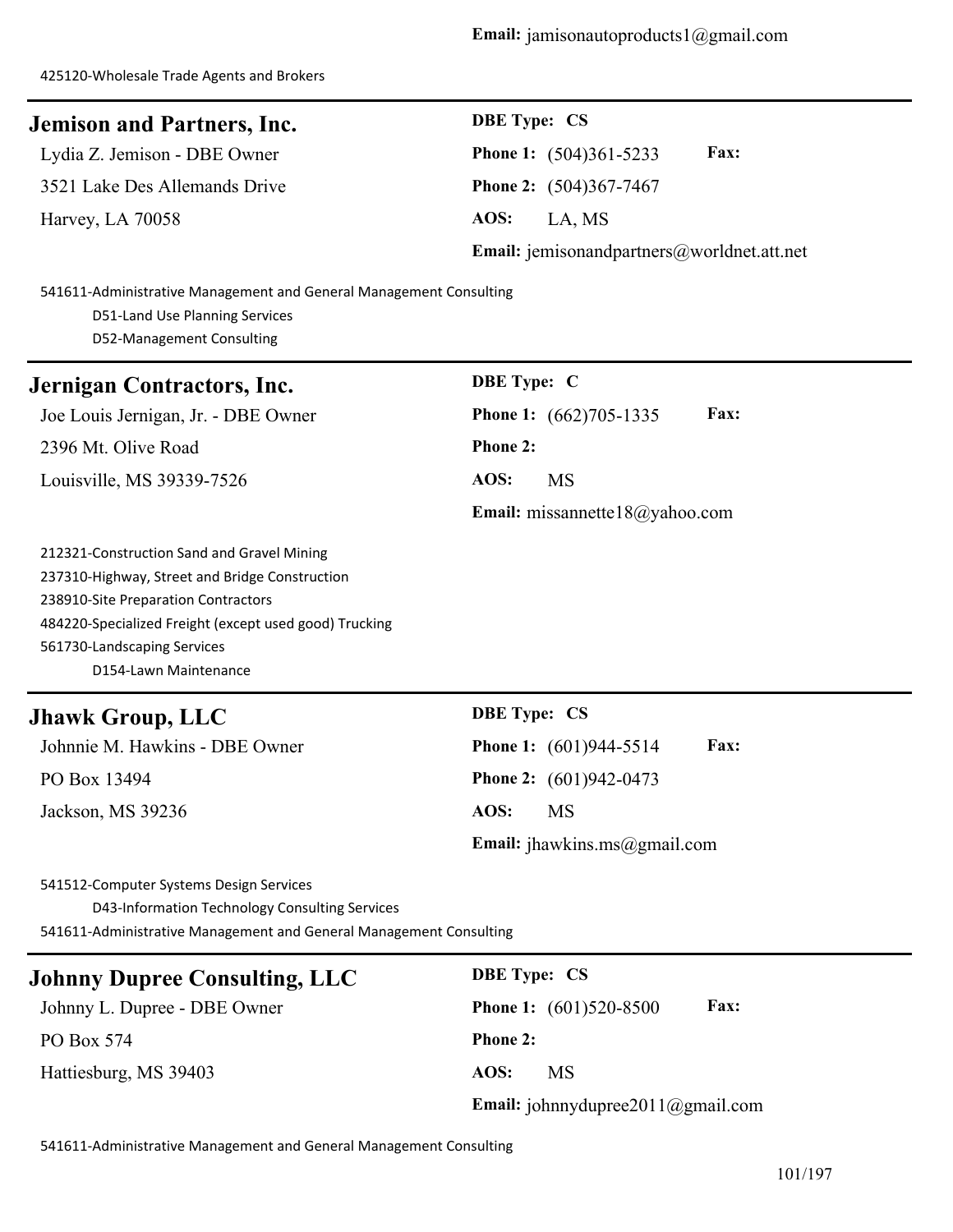**Email:** jamisonautoproducts1@gmail.com

425120-Wholesale Trade Agents and Brokers

---

## Jemison and Partners, Inc.

Lydia Z. Jemison - DBE Owner
3521 Lake Des Allemands Drive
Harvey, LA 70058

**DBE Type:** CS
**Phone 1:** (504)361-5233 **Fax:**
**Phone 2:** (504)367-7467
**AOS:** LA, MS
**Email:** jemisonandpartners@worldnet.att.net

541611-Administrative Management and General Management Consulting
- D51-Land Use Planning Services
- D52-Management Consulting

---

## Jernigan Contractors, Inc.

Joe Louis Jernigan, Jr. - DBE Owner
2396 Mt. Olive Road
Louisville, MS 39339-7526

**DBE Type:** C
**Phone 1:** (662)705-1335 **Fax:**
**Phone 2:**
**AOS:** MS
**Email:** missannette18@yahoo.com

212321-Construction Sand and Gravel Mining
237310-Highway, Street and Bridge Construction
238910-Site Preparation Contractors
484220-Specialized Freight (except used good) Trucking
561730-Landscaping Services
- D154-Lawn Maintenance

---

## Jhawk Group, LLC

Johnnie M. Hawkins - DBE Owner
PO Box 13494
Jackson, MS 39236

**DBE Type:** CS
**Phone 1:** (601)944-5514 **Fax:**
**Phone 2:** (601)942-0473
**AOS:** MS
**Email:** jhawkins.ms@gmail.com

541512-Computer Systems Design Services
- D43-Information Technology Consulting Services

541611-Administrative Management and General Management Consulting

---

## Johnny Dupree Consulting, LLC

Johnny L. Dupree - DBE Owner
PO Box 574
Hattiesburg, MS 39403

**DBE Type:** CS
**Phone 1:** (601)520-8500 **Fax:**
**Phone 2:**
**AOS:** MS
**Email:** johnnydupree2011@gmail.com

541611-Administrative Management and General Management Consulting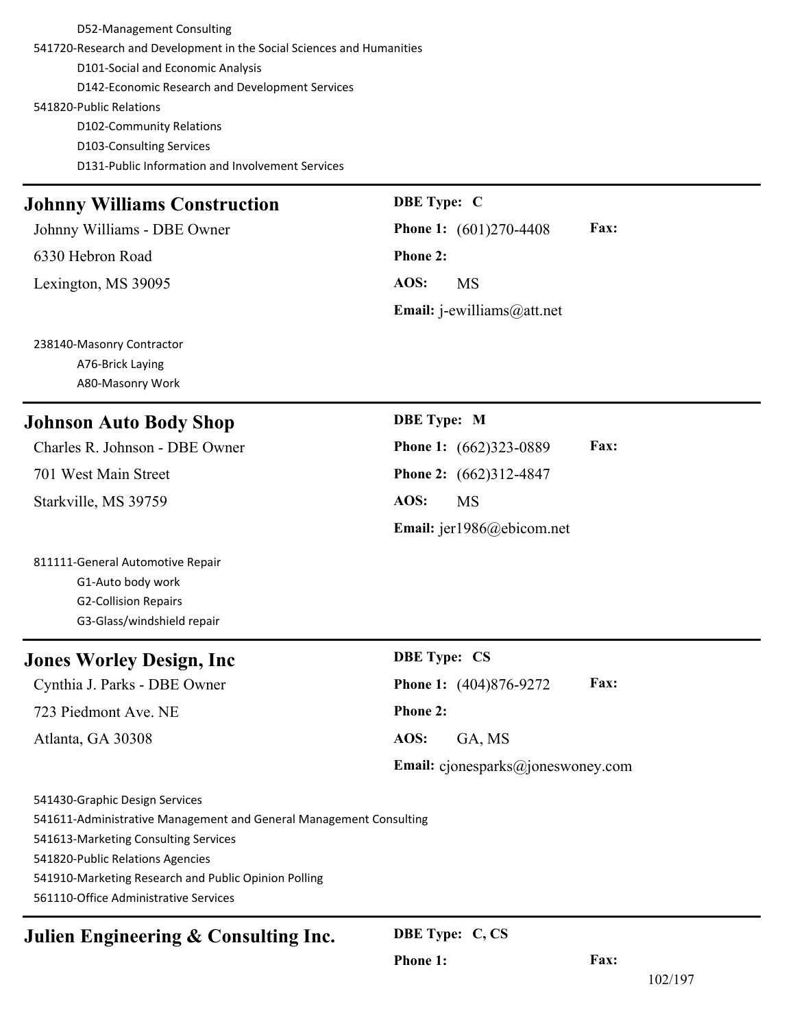D52-Management Consulting

541720-Research and Development in the Social Sciences and Humanities

D101-Social and Economic Analysis

D142-Economic Research and Development Services

541820-Public Relations

D102-Community Relations

D103-Consulting Services

D131-Public Information and Involvement Services

---

## Johnny Williams Construction

**DBE Type:** C

Johnny Williams - DBE Owner

6330 Hebron Road

Lexington, MS 39095

**Phone 1:** (601)270-4408 **Fax:**

**Phone 2:**

**AOS:** MS

**Email:** j-ewilliams@att.net

238140-Masonry Contractor

A76-Brick Laying

A80-Masonry Work

---

## Johnson Auto Body Shop

**DBE Type:** M

Charles R. Johnson - DBE Owner

701 West Main Street

Starkville, MS 39759

**Phone 1:** (662)323-0889 **Fax:**

**Phone 2:** (662)312-4847

**AOS:** MS

**Email:** jer1986@ebicom.net

811111-General Automotive Repair

G1-Auto body work

G2-Collision Repairs

G3-Glass/windshield repair

---

## Jones Worley Design, Inc

**DBE Type:** CS

Cynthia J. Parks - DBE Owner

723 Piedmont Ave. NE

Atlanta, GA 30308

**Phone 1:** (404)876-9272 **Fax:**

**Phone 2:**

**AOS:** GA, MS

**Email:** cjonesparks@joneswoney.com

541430-Graphic Design Services

541611-Administrative Management and General Management Consulting

541613-Marketing Consulting Services

541820-Public Relations Agencies

541910-Marketing Research and Public Opinion Polling

561110-Office Administrative Services

---

## Julien Engineering & Consulting Inc.

**DBE Type:** C, CS

**Phone 1:** **Fax:**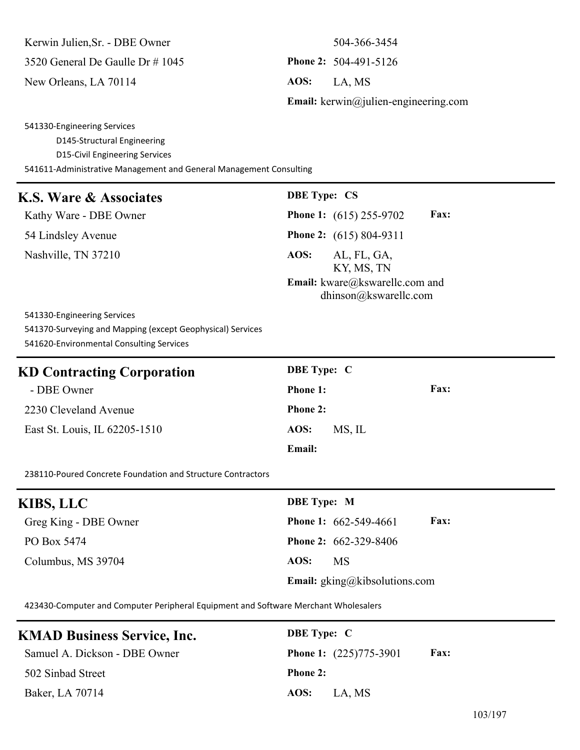Kerwin Julien,Sr. - DBE Owner

3520 General De Gaulle Dr # 1045

New Orleans, LA 70114

504-366-3454

**Phone 2:** 504-491-5126

**AOS:** LA, MS

**Email:** kerwin@julien-engineering.com

541330-Engineering Services

- D145-Structural Engineering
- D15-Civil Engineering Services

541611-Administrative Management and General Management Consulting

---

## K.S. Ware & Associates

**DBE Type:** CS

Kathy Ware - DBE Owner

54 Lindsley Avenue

Nashville, TN 37210

**Phone 1:** (615) 255-9702 **Fax:**

**Phone 2:** (615) 804-9311

**AOS:** AL, FL, GA, KY, MS, TN

**Email:** kware@kswarellc.com and dhinson@kswarellc.com

541330-Engineering Services

541370-Surveying and Mapping (except Geophysical) Services

541620-Environmental Consulting Services

---

## KD Contracting Corporation

**DBE Type:** C

- DBE Owner

2230 Cleveland Avenue

East St. Louis, IL 62205-1510

**Phone 1:** **Fax:**

**Phone 2:**

**AOS:** MS, IL

**Email:**

238110-Poured Concrete Foundation and Structure Contractors

---

## KIBS, LLC

**DBE Type:** M

Greg King - DBE Owner

PO Box 5474

Columbus, MS 39704

**Phone 1:** 662-549-4661 **Fax:**

**Phone 2:** 662-329-8406

**AOS:** MS

**Email:** gking@kibsolutions.com

423430-Computer and Computer Peripheral Equipment and Software Merchant Wholesalers

---

## KMAD Business Service, Inc.

**DBE Type:** C

Samuel A. Dickson - DBE Owner

502 Sinbad Street

Baker, LA 70714

**Phone 1:** (225)775-3901 **Fax:**

**Phone 2:**

**AOS:** LA, MS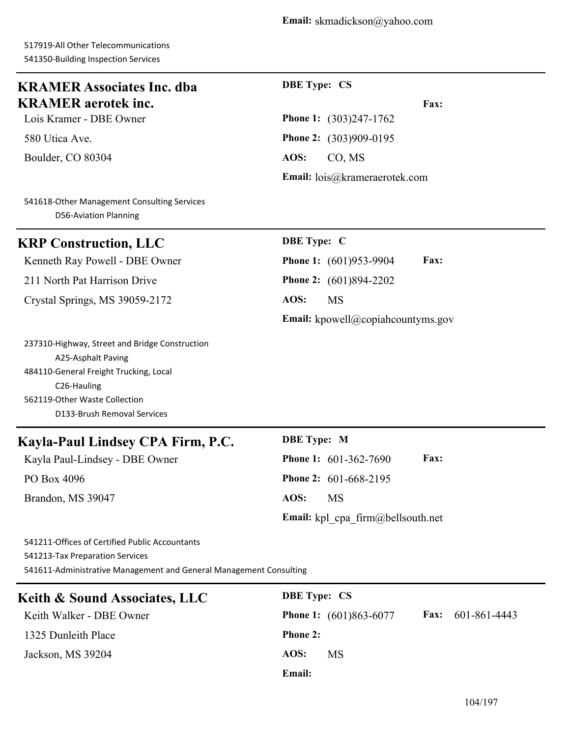**Email:** skmadickson@yahoo.com

517919-All Other Telecommunications
541350-Building Inspection Services

---

## KRAMER Associates Inc. dba KRAMER aerotek inc.

Lois Kramer - DBE Owner
580 Utica Ave.
Boulder, CO 80304

**DBE Type:** CS
**Fax:**
**Phone 1:** (303)247-1762
**Phone 2:** (303)909-0195
**AOS:** CO, MS
**Email:** lois@krameraerotek.com

541618-Other Management Consulting Services
    D56-Aviation Planning

---

## KRP Construction, LLC

Kenneth Ray Powell - DBE Owner
211 North Pat Harrison Drive
Crystal Springs, MS 39059-2172

**DBE Type:** C
**Phone 1:** (601)953-9904 **Fax:**
**Phone 2:** (601)894-2202
**AOS:** MS
**Email:** kpowell@copiahcountyms.gov

237310-Highway, Street and Bridge Construction
    A25-Asphalt Paving
484110-General Freight Trucking, Local
    C26-Hauling
562119-Other Waste Collection
    D133-Brush Removal Services

---

## Kayla-Paul Lindsey CPA Firm, P.C.

Kayla Paul-Lindsey - DBE Owner
PO Box 4096
Brandon, MS 39047

**DBE Type:** M
**Phone 1:** 601-362-7690 **Fax:**
**Phone 2:** 601-668-2195
**AOS:** MS
**Email:** kpl_cpa_firm@bellsouth.net

541211-Offices of Certified Public Accountants
541213-Tax Preparation Services
541611-Administrative Management and General Management Consulting

---

## Keith & Sound Associates, LLC

Keith Walker - DBE Owner
1325 Dunleith Place
Jackson, MS 39204

**DBE Type:** CS
**Phone 1:** (601)863-6077 **Fax:** 601-861-4443
**Phone 2:**
**AOS:** MS
**Email:**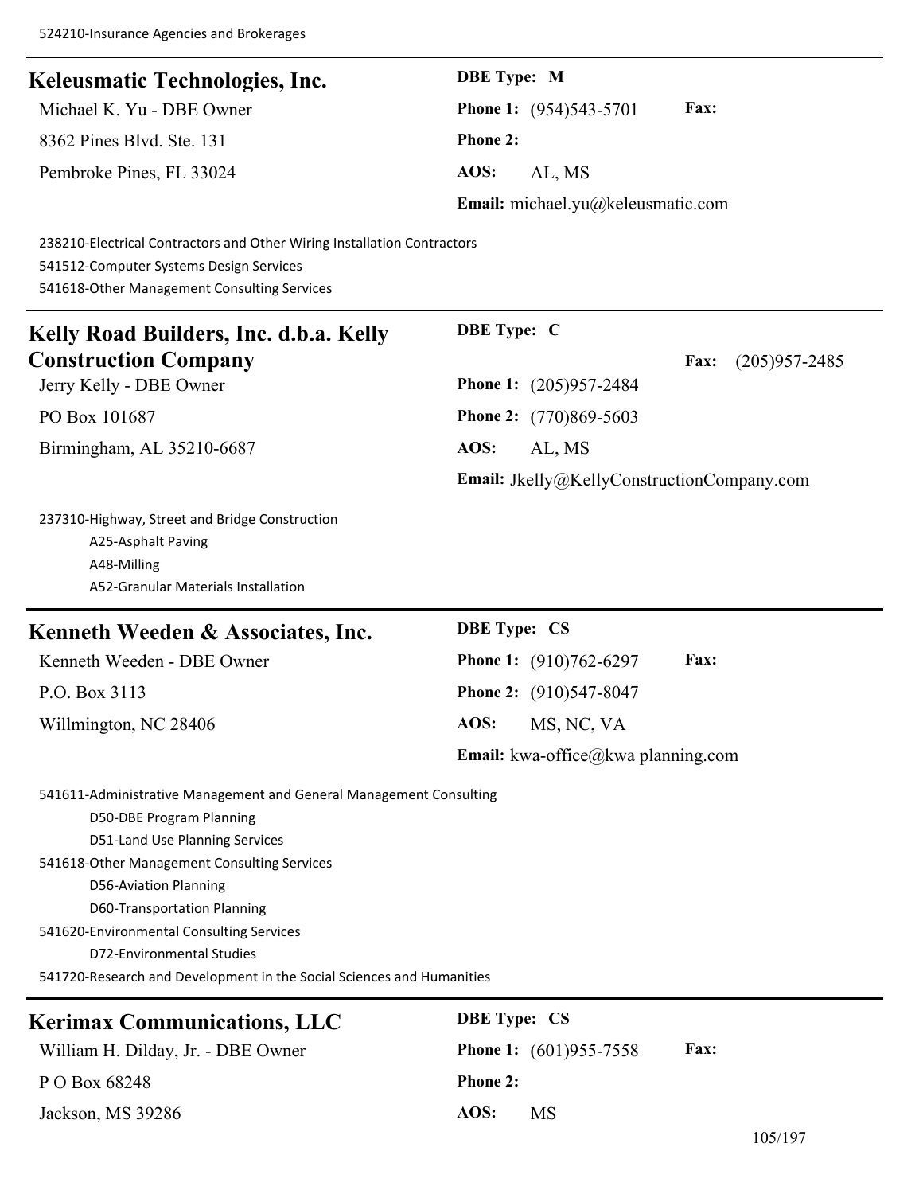524210-Insurance Agencies and Brokerages

## Keleusmatic Technologies, Inc.

Michael K. Yu - DBE Owner
8362 Pines Blvd. Ste. 131
Pembroke Pines, FL 33024

**DBE Type:** M
**Phone 1:** (954)543-5701 **Fax:**
**Phone 2:**
**AOS:** AL, MS
**Email:** michael.yu@keleusmatic.com

238210-Electrical Contractors and Other Wiring Installation Contractors
541512-Computer Systems Design Services
541618-Other Management Consulting Services

## Kelly Road Builders, Inc. d.b.a. Kelly Construction Company

Jerry Kelly - DBE Owner
PO Box 101687
Birmingham, AL 35210-6687

**DBE Type:** C
**Fax:** (205)957-2485
**Phone 1:** (205)957-2484
**Phone 2:** (770)869-5603
**AOS:** AL, MS
**Email:** Jkelly@KellyConstructionCompany.com

237310-Highway, Street and Bridge Construction
- A25-Asphalt Paving
- A48-Milling
- A52-Granular Materials Installation

## Kenneth Weeden & Associates, Inc.

Kenneth Weeden - DBE Owner
P.O. Box 3113
Willmington, NC 28406

**DBE Type:** CS
**Phone 1:** (910)762-6297 **Fax:**
**Phone 2:** (910)547-8047
**AOS:** MS, NC, VA
**Email:** kwa-office@kwa planning.com

541611-Administrative Management and General Management Consulting
- D50-DBE Program Planning
- D51-Land Use Planning Services

541618-Other Management Consulting Services
- D56-Aviation Planning
- D60-Transportation Planning

541620-Environmental Consulting Services
- D72-Environmental Studies

541720-Research and Development in the Social Sciences and Humanities

## Kerimax Communications, LLC

William H. Dilday, Jr. - DBE Owner
P O Box 68248
Jackson, MS 39286

**DBE Type:** CS
**Phone 1:** (601)955-7558 **Fax:**
**Phone 2:**
**AOS:** MS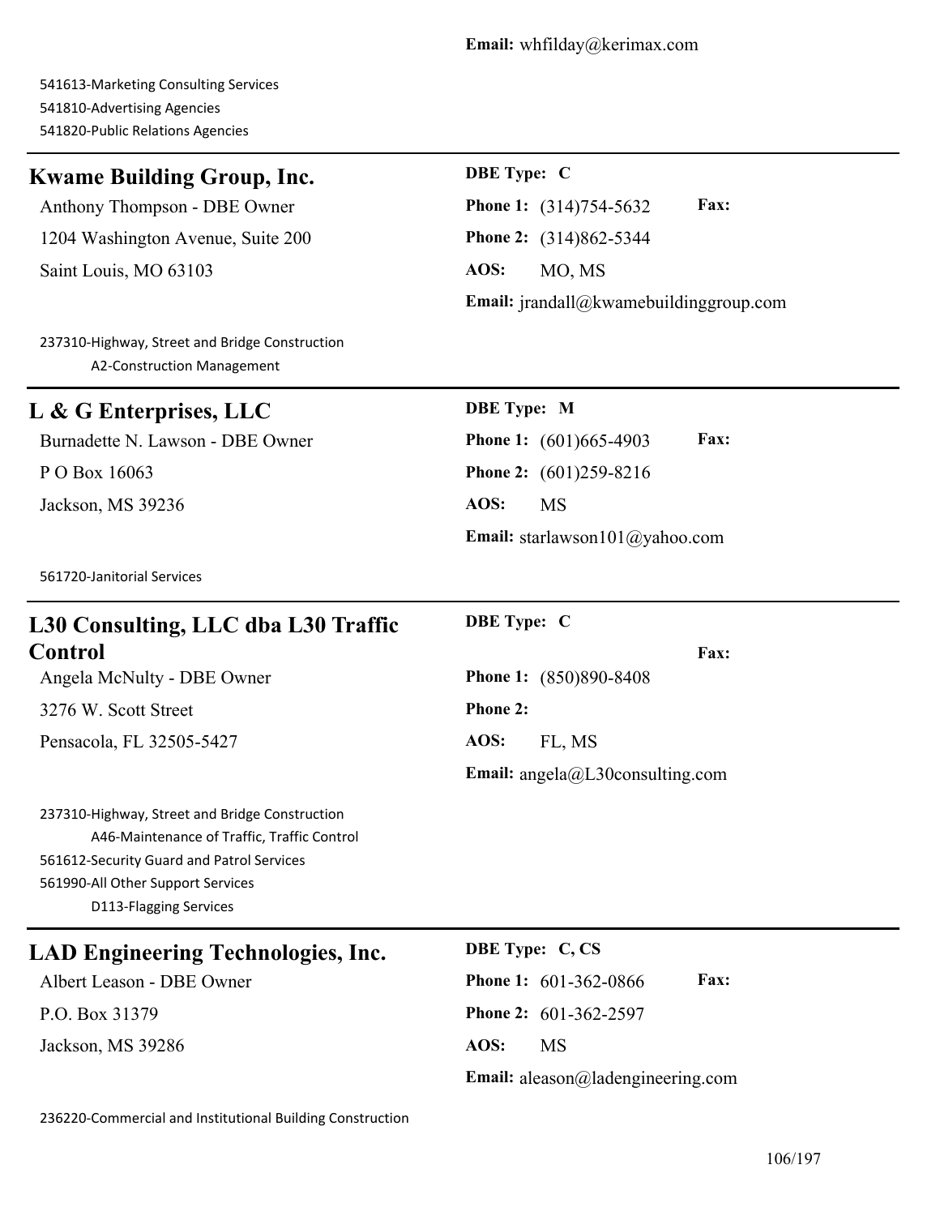**Email:** whfilday@kerimax.com

541613-Marketing Consulting Services
541810-Advertising Agencies
541820-Public Relations Agencies

---

## Kwame Building Group, Inc.

Anthony Thompson - DBE Owner
1204 Washington Avenue, Suite 200
Saint Louis, MO 63103

**DBE Type:** C
**Phone 1:** (314)754-5632 **Fax:**
**Phone 2:** (314)862-5344
**AOS:** MO, MS
**Email:** jrandall@kwamebuildinggroup.com

237310-Highway, Street and Bridge Construction
- A2-Construction Management

---

## L & G Enterprises, LLC

Burnadette N. Lawson - DBE Owner
P O Box 16063
Jackson, MS 39236

**DBE Type:** M
**Phone 1:** (601)665-4903 **Fax:**
**Phone 2:** (601)259-8216
**AOS:** MS
**Email:** starlawson101@yahoo.com

561720-Janitorial Services

---

## L30 Consulting, LLC dba L30 Traffic Control

Angela McNulty - DBE Owner
3276 W. Scott Street
Pensacola, FL 32505-5427

**DBE Type:** C
**Fax:**
**Phone 1:** (850)890-8408
**Phone 2:**
**AOS:** FL, MS
**Email:** angela@L30consulting.com

237310-Highway, Street and Bridge Construction
- A46-Maintenance of Traffic, Traffic Control

561612-Security Guard and Patrol Services
561990-All Other Support Services
- D113-Flagging Services

---

## LAD Engineering Technologies, Inc.

Albert Leason - DBE Owner
P.O. Box 31379
Jackson, MS 39286

**DBE Type:** C, CS
**Phone 1:** 601-362-0866 **Fax:**
**Phone 2:** 601-362-2597
**AOS:** MS
**Email:** aleason@ladengineering.com

236220-Commercial and Institutional Building Construction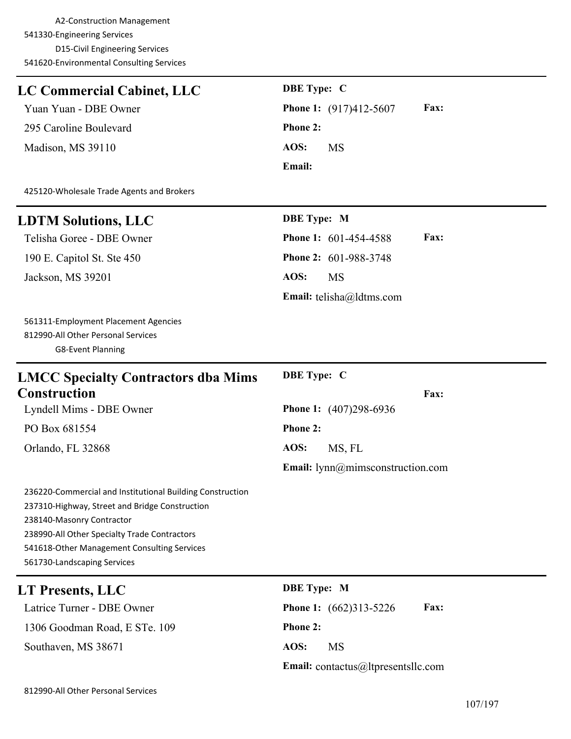- A2-Construction Management
541330-Engineering Services
- D15-Civil Engineering Services
541620-Environmental Consulting Services

---

## LC Commercial Cabinet, LLC

Yuan Yuan - DBE Owner
295 Caroline Boulevard
Madison, MS 39110

**DBE Type:** C
**Phone 1:** (917)412-5607 **Fax:**
**Phone 2:**
**AOS:** MS
**Email:**

425120-Wholesale Trade Agents and Brokers

---

## LDTM Solutions, LLC

Telisha Goree - DBE Owner
190 E. Capitol St. Ste 450
Jackson, MS 39201

**DBE Type:** M
**Phone 1:** 601-454-4588 **Fax:**
**Phone 2:** 601-988-3748
**AOS:** MS
**Email:** telisha@ldtms.com

561311-Employment Placement Agencies
812990-All Other Personal Services
- G8-Event Planning

---

## LMCC Specialty Contractors dba Mims Construction

Lyndell Mims - DBE Owner
PO Box 681554
Orlando, FL 32868

**DBE Type:** C
**Fax:**
**Phone 1:** (407)298-6936
**Phone 2:**
**AOS:** MS, FL
**Email:** lynn@mimsconstruction.com

236220-Commercial and Institutional Building Construction
237310-Highway, Street and Bridge Construction
238140-Masonry Contractor
238990-All Other Specialty Trade Contractors
541618-Other Management Consulting Services
561730-Landscaping Services

---

## LT Presents, LLC

Latrice Turner - DBE Owner
1306 Goodman Road, E STe. 109
Southaven, MS 38671

**DBE Type:** M
**Phone 1:** (662)313-5226 **Fax:**
**Phone 2:**
**AOS:** MS
**Email:** contactus@ltpresentsllc.com

812990-All Other Personal Services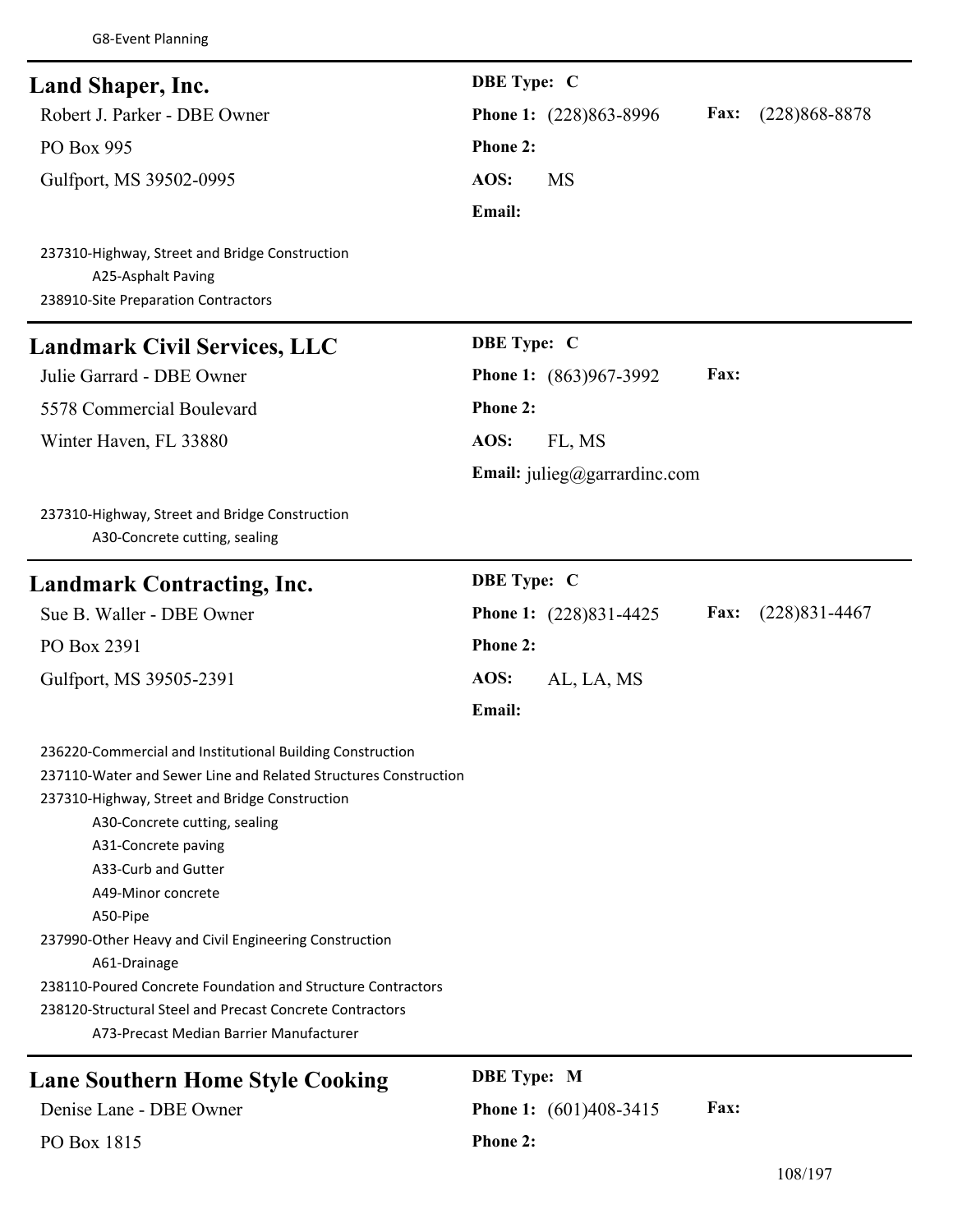G8-Event Planning

## Land Shaper, Inc.

Robert J. Parker - DBE Owner

PO Box 995

Gulfport, MS 39502-0995

**DBE Type:** C

**Phone 1:** (228)863-8996 **Fax:** (228)868-8878

**Phone 2:**

**AOS:** MS

**Email:**

237310-Highway, Street and Bridge Construction
- A25-Asphalt Paving

238910-Site Preparation Contractors

## Landmark Civil Services, LLC

Julie Garrard - DBE Owner

5578 Commercial Boulevard

Winter Haven, FL 33880

**DBE Type:** C

**Phone 1:** (863)967-3992 **Fax:**

**Phone 2:**

**AOS:** FL, MS

**Email:** julieg@garrardinc.com

237310-Highway, Street and Bridge Construction
- A30-Concrete cutting, sealing

## Landmark Contracting, Inc.

Sue B. Waller - DBE Owner

PO Box 2391

Gulfport, MS 39505-2391

**DBE Type:** C

**Phone 1:** (228)831-4425 **Fax:** (228)831-4467

**Phone 2:**

**AOS:** AL, LA, MS

**Email:**

236220-Commercial and Institutional Building Construction

237110-Water and Sewer Line and Related Structures Construction

237310-Highway, Street and Bridge Construction
- A30-Concrete cutting, sealing
- A31-Concrete paving
- A33-Curb and Gutter
- A49-Minor concrete
- A50-Pipe

237990-Other Heavy and Civil Engineering Construction
- A61-Drainage

238110-Poured Concrete Foundation and Structure Contractors

238120-Structural Steel and Precast Concrete Contractors
- A73-Precast Median Barrier Manufacturer

## Lane Southern Home Style Cooking

Denise Lane - DBE Owner

PO Box 1815

**DBE Type:** M

**Phone 1:** (601)408-3415 **Fax:**

**Phone 2:**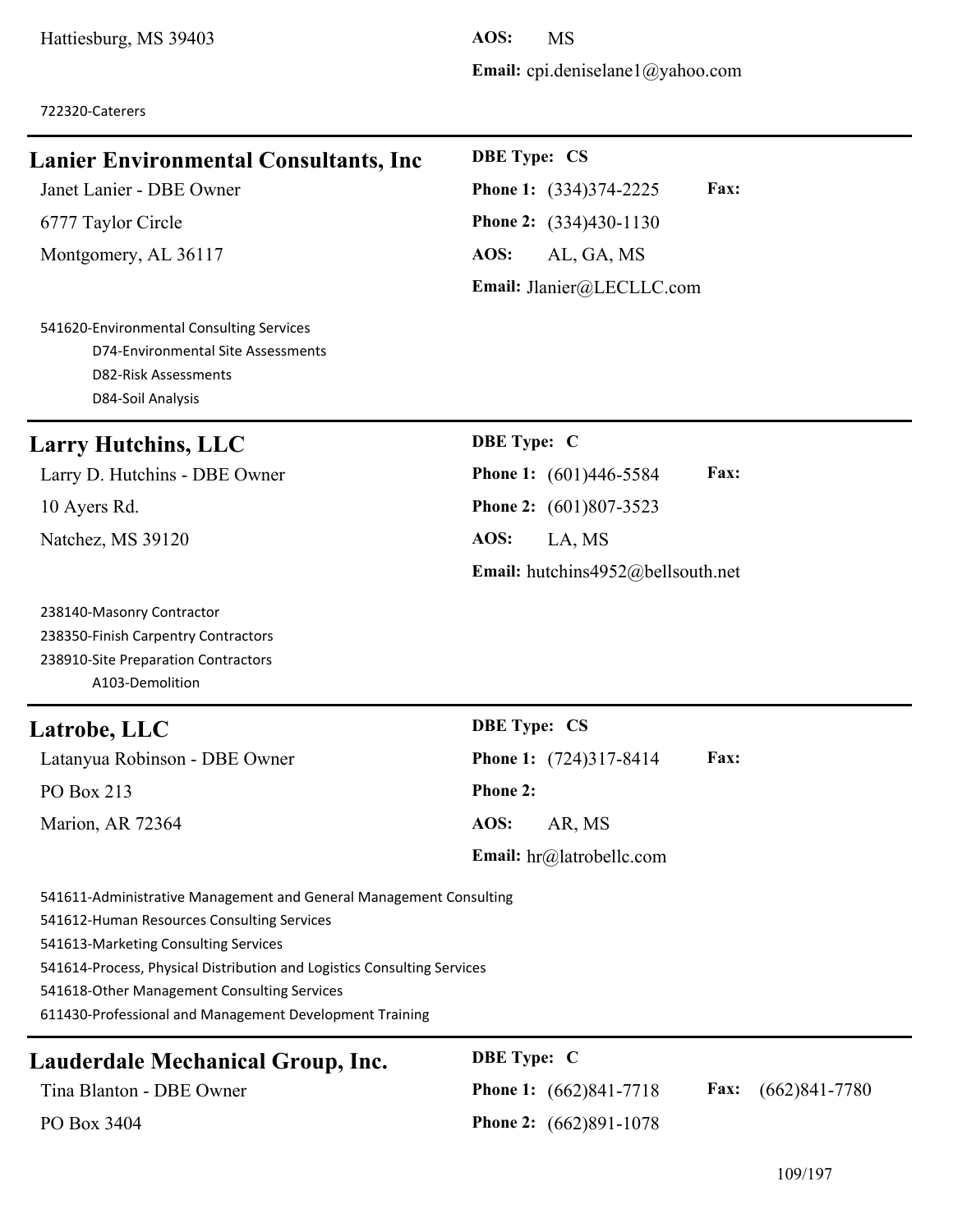Hattiesburg, MS 39403

**AOS:** MS

**Email:** cpi.deniselane1@yahoo.com

722320-Caterers

---

## Lanier Environmental Consultants, Inc

**DBE Type:** CS

Janet Lanier - DBE Owner

6777 Taylor Circle

Montgomery, AL 36117

**Phone 1:** (334)374-2225 **Fax:**

**Phone 2:** (334)430-1130

**AOS:** AL, GA, MS

**Email:** Jlanier@LECLLC.com

541620-Environmental Consulting Services
- D74-Environmental Site Assessments
- D82-Risk Assessments
- D84-Soil Analysis

---

## Larry Hutchins, LLC

**DBE Type:** C

Larry D. Hutchins - DBE Owner

10 Ayers Rd.

Natchez, MS 39120

**Phone 1:** (601)446-5584 **Fax:**

**Phone 2:** (601)807-3523

**AOS:** LA, MS

**Email:** hutchins4952@bellsouth.net

238140-Masonry Contractor

238350-Finish Carpentry Contractors

238910-Site Preparation Contractors
- A103-Demolition

---

## Latrobe, LLC

**DBE Type:** CS

Latanyua Robinson - DBE Owner

PO Box 213

Marion, AR 72364

**Phone 1:** (724)317-8414 **Fax:**

**Phone 2:**

**AOS:** AR, MS

**Email:** hr@latrobellc.com

541611-Administrative Management and General Management Consulting

541612-Human Resources Consulting Services

541613-Marketing Consulting Services

541614-Process, Physical Distribution and Logistics Consulting Services

541618-Other Management Consulting Services

611430-Professional and Management Development Training

---

## Lauderdale Mechanical Group, Inc.

**DBE Type:** C

Tina Blanton - DBE Owner

PO Box 3404

**Phone 1:** (662)841-7718 **Fax:** (662)841-7780

**Phone 2:** (662)891-1078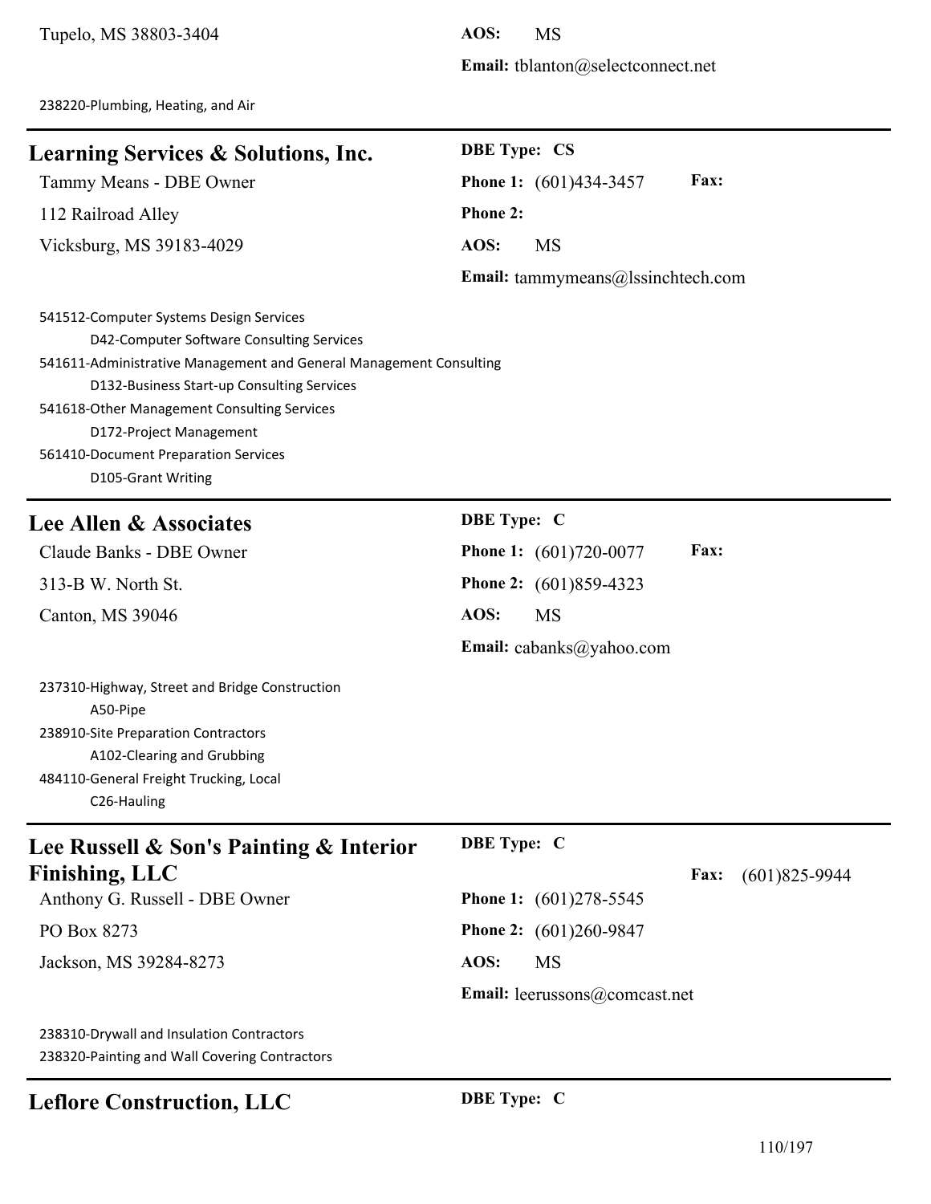Tupelo, MS 38803-3404

**AOS:** MS

**Email:** tblanton@selectconnect.net

238220-Plumbing, Heating, and Air

---

## Learning Services & Solutions, Inc.

**DBE Type:** CS

Tammy Means - DBE Owner

112 Railroad Alley

Vicksburg, MS 39183-4029

**Phone 1:** (601)434-3457 **Fax:**

**Phone 2:**

**AOS:** MS

**Email:** tammymeans@lssinchtech.com

541512-Computer Systems Design Services
- D42-Computer Software Consulting Services

541611-Administrative Management and General Management Consulting
- D132-Business Start-up Consulting Services

541618-Other Management Consulting Services
- D172-Project Management

561410-Document Preparation Services
- D105-Grant Writing

---

## Lee Allen & Associates

**DBE Type:** C

Claude Banks - DBE Owner

313-B W. North St.

Canton, MS 39046

**Phone 1:** (601)720-0077 **Fax:**

**Phone 2:** (601)859-4323

**AOS:** MS

**Email:** cabanks@yahoo.com

237310-Highway, Street and Bridge Construction
- A50-Pipe

238910-Site Preparation Contractors
- A102-Clearing and Grubbing

484110-General Freight Trucking, Local
- C26-Hauling

---

## Lee Russell & Son's Painting & Interior Finishing, LLC

**DBE Type:** C

Anthony G. Russell - DBE Owner

PO Box 8273

Jackson, MS 39284-8273

**Fax:** (601)825-9944

**Phone 1:** (601)278-5545

**Phone 2:** (601)260-9847

**AOS:** MS

**Email:** leerussons@comcast.net

238310-Drywall and Insulation Contractors

238320-Painting and Wall Covering Contractors

---

## Leflore Construction, LLC

**DBE Type:** C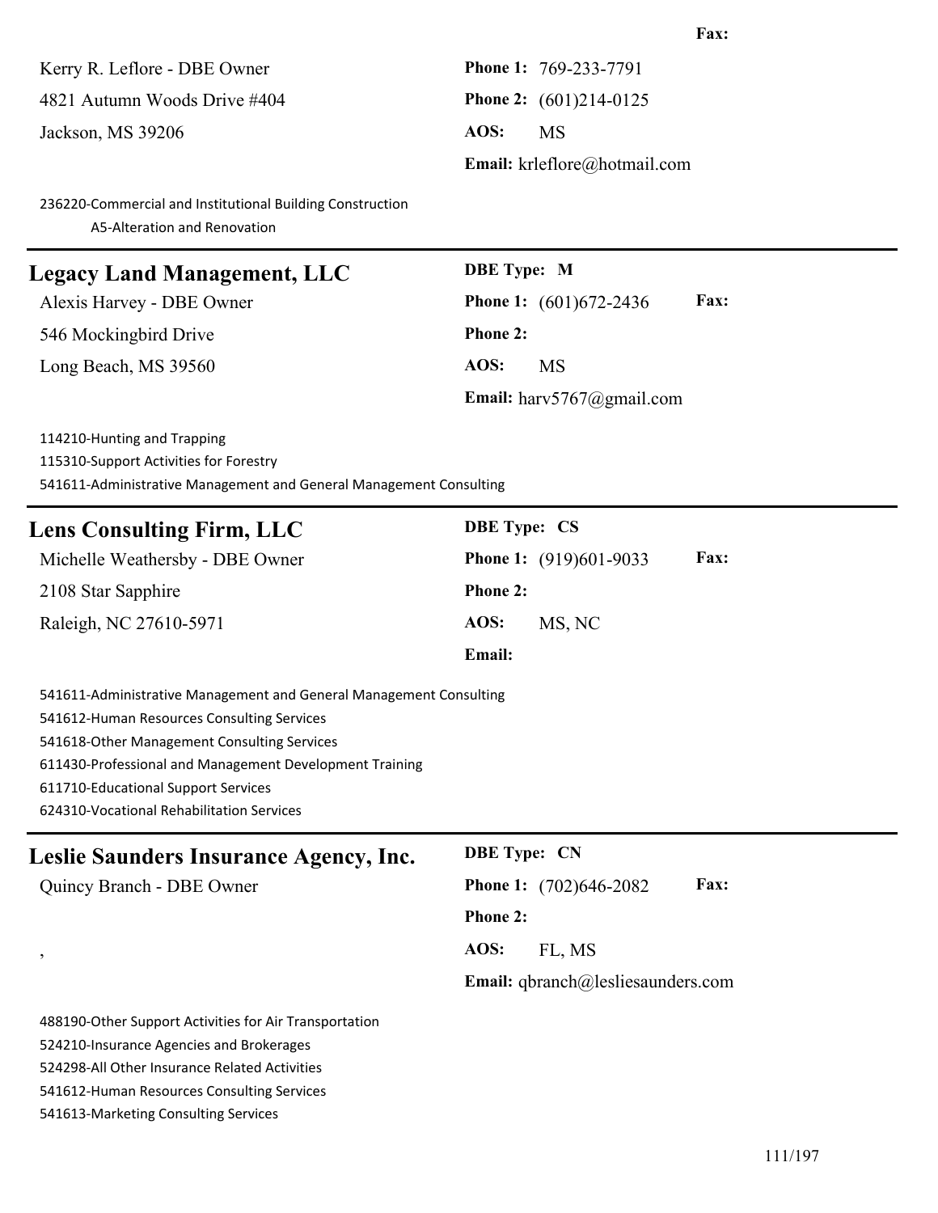Fax:

Kerry R. Leflore - DBE Owner
4821 Autumn Woods Drive #404
Jackson, MS 39206

**Phone 1:** 769-233-7791
**Phone 2:** (601)214-0125
**AOS:** MS
**Email:** krleflore@hotmail.com

236220-Commercial and Institutional Building Construction
A5-Alteration and Renovation

---

## Legacy Land Management, LLC

**DBE Type:** M

Alexis Harvey - DBE Owner
546 Mockingbird Drive
Long Beach, MS 39560

**Phone 1:** (601)672-2436 **Fax:**
**Phone 2:**
**AOS:** MS
**Email:** harv5767@gmail.com

114210-Hunting and Trapping
115310-Support Activities for Forestry
541611-Administrative Management and General Management Consulting

---

## Lens Consulting Firm, LLC

**DBE Type:** CS

Michelle Weathersby - DBE Owner
2108 Star Sapphire
Raleigh, NC 27610-5971

**Phone 1:** (919)601-9033 **Fax:**
**Phone 2:**
**AOS:** MS, NC
**Email:**

541611-Administrative Management and General Management Consulting
541612-Human Resources Consulting Services
541618-Other Management Consulting Services
611430-Professional and Management Development Training
611710-Educational Support Services
624310-Vocational Rehabilitation Services

---

## Leslie Saunders Insurance Agency, Inc.

**DBE Type:** CN

Quincy Branch - DBE Owner

,

**Phone 1:** (702)646-2082 **Fax:**
**Phone 2:**
**AOS:** FL, MS
**Email:** qbranch@lesliesaunders.com

488190-Other Support Activities for Air Transportation
524210-Insurance Agencies and Brokerages
524298-All Other Insurance Related Activities
541612-Human Resources Consulting Services
541613-Marketing Consulting Services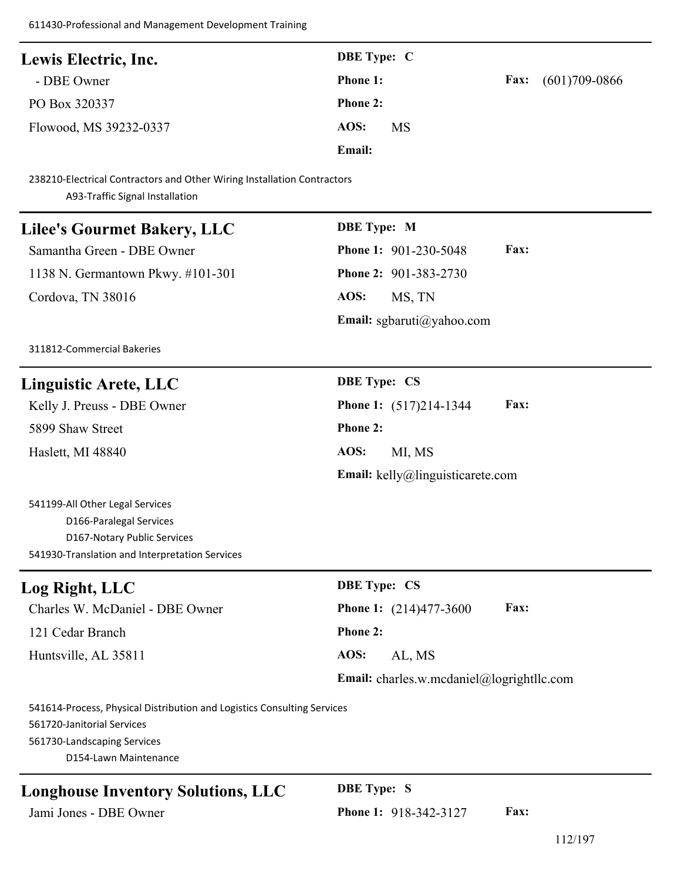611430-Professional and Management Development Training

---

## Lewis Electric, Inc.

- DBE Owner

PO Box 320337

Flowood, MS 39232-0337

**DBE Type:** C

**Phone 1:**

**Fax:** (601)709-0866

**Phone 2:**

**AOS:** MS

**Email:**

238210-Electrical Contractors and Other Wiring Installation Contractors
    A93-Traffic Signal Installation

---

## Lilee's Gourmet Bakery, LLC

Samantha Green - DBE Owner

1138 N. Germantown Pkwy. #101-301

Cordova, TN 38016

**DBE Type:** M

**Phone 1:** 901-230-5048

**Fax:**

**Phone 2:** 901-383-2730

**AOS:** MS, TN

**Email:** sgbaruti@yahoo.com

311812-Commercial Bakeries

---

## Linguistic Arete, LLC

Kelly J. Preuss - DBE Owner

5899 Shaw Street

Haslett, MI 48840

**DBE Type:** CS

**Phone 1:** (517)214-1344

**Fax:**

**Phone 2:**

**AOS:** MI, MS

**Email:** kelly@linguisticarete.com

541199-All Other Legal Services
    D166-Paralegal Services
    D167-Notary Public Services
541930-Translation and Interpretation Services

---

## Log Right, LLC

Charles W. McDaniel - DBE Owner

121 Cedar Branch

Huntsville, AL 35811

**DBE Type:** CS

**Phone 1:** (214)477-3600

**Fax:**

**Phone 2:**

**AOS:** AL, MS

**Email:** charles.w.mcdaniel@logrightllc.com

541614-Process, Physical Distribution and Logistics Consulting Services
561720-Janitorial Services
561730-Landscaping Services
    D154-Lawn Maintenance

---

## Longhouse Inventory Solutions, LLC

Jami Jones - DBE Owner

**DBE Type:** S

**Phone 1:** 918-342-3127

**Fax:**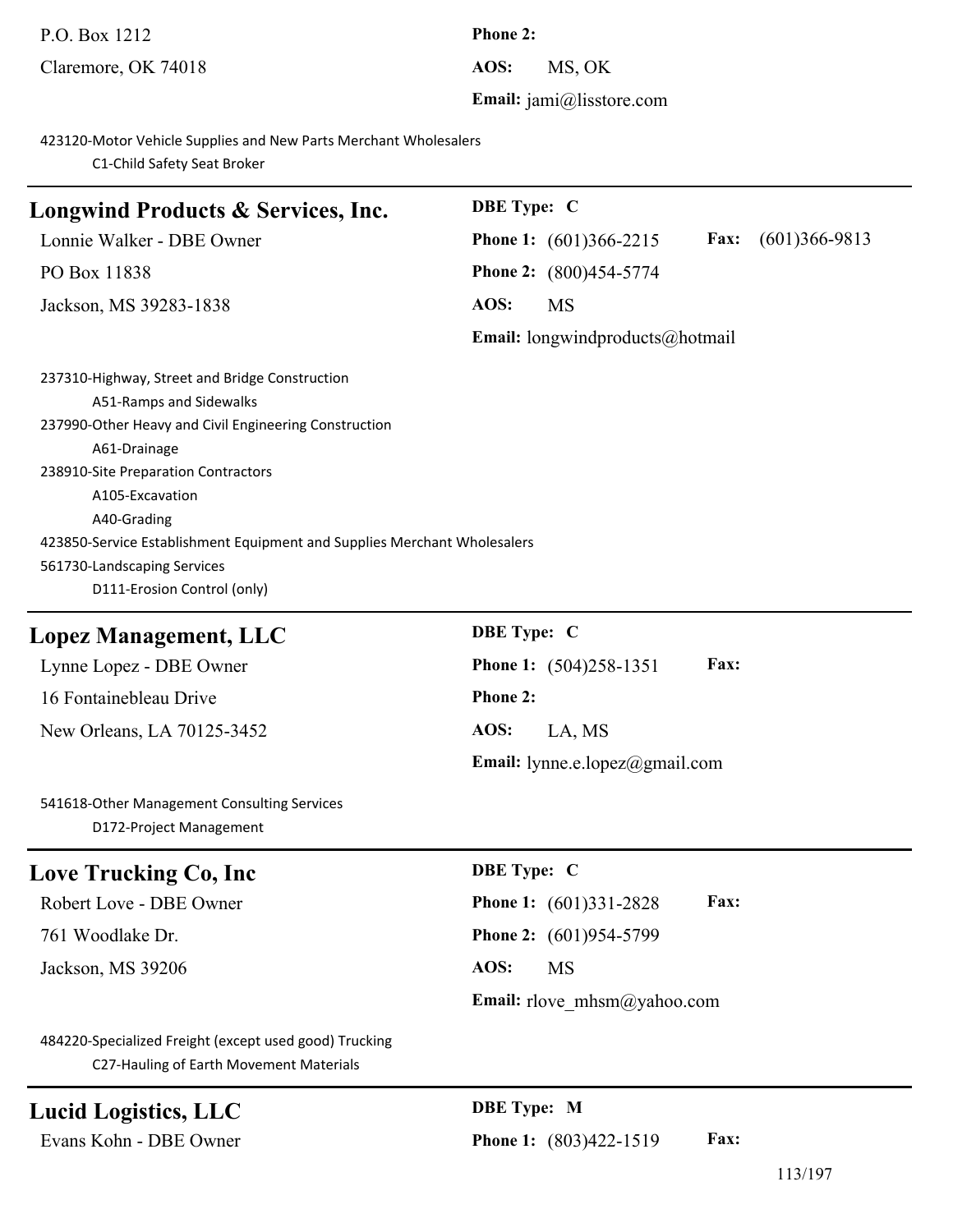P.O. Box 1212

Claremore, OK 74018

**Phone 2:**

**AOS:** MS, OK

**Email:** jami@lisstore.com

423120-Motor Vehicle Supplies and New Parts Merchant Wholesalers
- C1-Child Safety Seat Broker

---

## Longwind Products & Services, Inc.

Lonnie Walker - DBE Owner

PO Box 11838

Jackson, MS 39283-1838

**DBE Type:** C

**Phone 1:** (601)366-2215 **Fax:** (601)366-9813

**Phone 2:** (800)454-5774

**AOS:** MS

**Email:** longwindproducts@hotmail

237310-Highway, Street and Bridge Construction
- A51-Ramps and Sidewalks

237990-Other Heavy and Civil Engineering Construction
- A61-Drainage

238910-Site Preparation Contractors
- A105-Excavation
- A40-Grading

423850-Service Establishment Equipment and Supplies Merchant Wholesalers

561730-Landscaping Services
- D111-Erosion Control (only)

---

## Lopez Management, LLC

Lynne Lopez - DBE Owner

16 Fontainebleau Drive

New Orleans, LA 70125-3452

**DBE Type:** C

**Phone 1:** (504)258-1351 **Fax:**

**Phone 2:**

**AOS:** LA, MS

**Email:** lynne.e.lopez@gmail.com

541618-Other Management Consulting Services
- D172-Project Management

---

## Love Trucking Co, Inc

Robert Love - DBE Owner

761 Woodlake Dr.

Jackson, MS 39206

**DBE Type:** C

**Phone 1:** (601)331-2828 **Fax:**

**Phone 2:** (601)954-5799

**AOS:** MS

**Email:** rlove_mhsm@yahoo.com

484220-Specialized Freight (except used good) Trucking
- C27-Hauling of Earth Movement Materials

---

## Lucid Logistics, LLC

Evans Kohn - DBE Owner

**DBE Type:** M

**Phone 1:** (803)422-1519 **Fax:**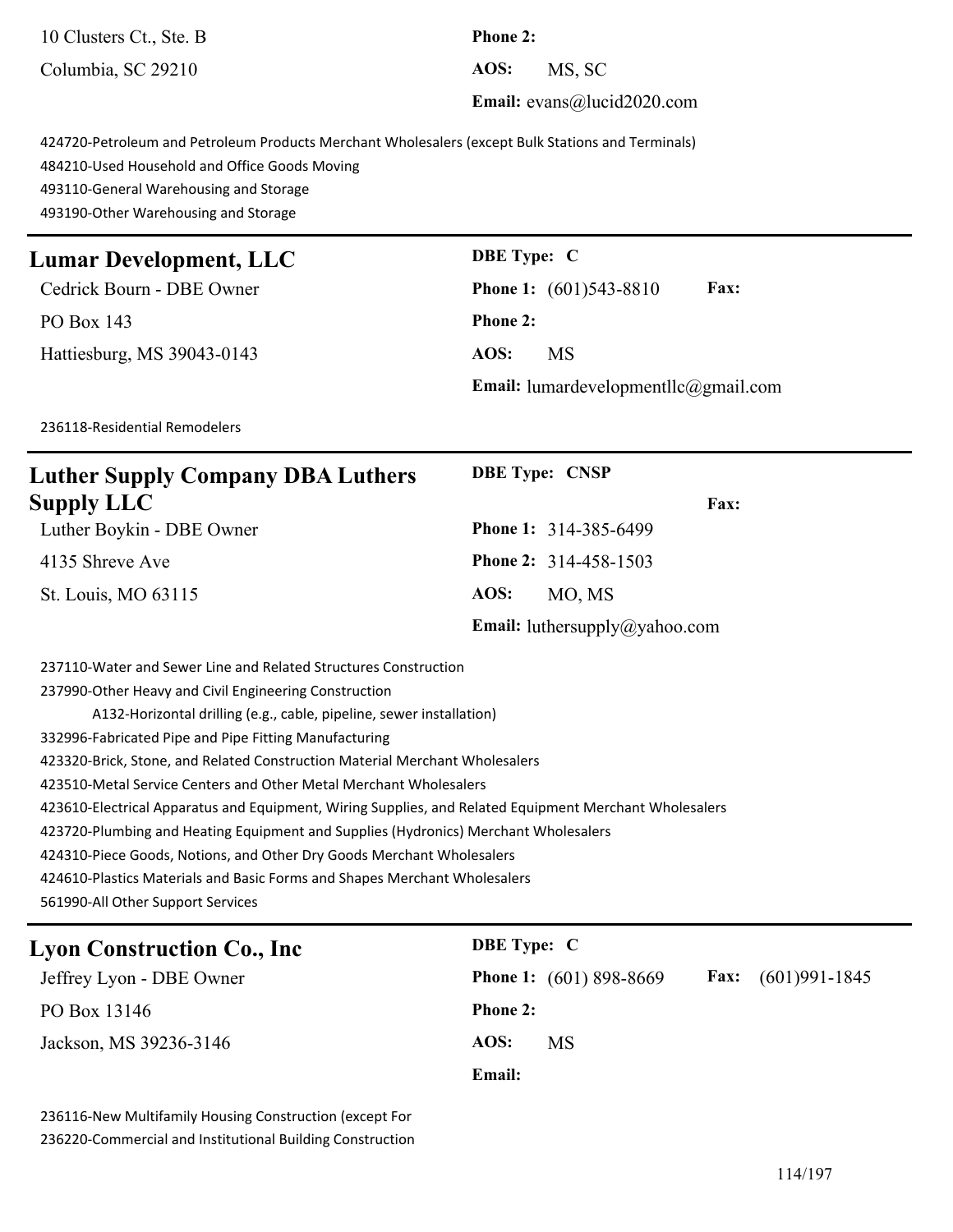10 Clusters Ct., Ste. B
Columbia, SC 29210

**Phone 2:**
**AOS:** MS, SC
**Email:** evans@lucid2020.com

424720-Petroleum and Petroleum Products Merchant Wholesalers (except Bulk Stations and Terminals)
484210-Used Household and Office Goods Moving
493110-General Warehousing and Storage
493190-Other Warehousing and Storage

---

## Lumar Development, LLC

**DBE Type:** C

Cedrick Bourn - DBE Owner
PO Box 143
Hattiesburg, MS 39043-0143

**Phone 1:** (601)543-8810 **Fax:**
**Phone 2:**
**AOS:** MS
**Email:** lumardevelopmentllc@gmail.com

236118-Residential Remodelers

---

## Luther Supply Company DBA Luthers Supply LLC

**DBE Type:** CNSP

Luther Boykin - DBE Owner
4135 Shreve Ave
St. Louis, MO 63115

**Fax:**
**Phone 1:** 314-385-6499
**Phone 2:** 314-458-1503
**AOS:** MO, MS
**Email:** luthersupply@yahoo.com

237110-Water and Sewer Line and Related Structures Construction
237990-Other Heavy and Civil Engineering Construction
  A132-Horizontal drilling (e.g., cable, pipeline, sewer installation)
332996-Fabricated Pipe and Pipe Fitting Manufacturing
423320-Brick, Stone, and Related Construction Material Merchant Wholesalers
423510-Metal Service Centers and Other Metal Merchant Wholesalers
423610-Electrical Apparatus and Equipment, Wiring Supplies, and Related Equipment Merchant Wholesalers
423720-Plumbing and Heating Equipment and Supplies (Hydronics) Merchant Wholesalers
424310-Piece Goods, Notions, and Other Dry Goods Merchant Wholesalers
424610-Plastics Materials and Basic Forms and Shapes Merchant Wholesalers
561990-All Other Support Services

---

## Lyon Construction Co., Inc

**DBE Type:** C

Jeffrey Lyon - DBE Owner
PO Box 13146
Jackson, MS 39236-3146

**Phone 1:** (601) 898-8669 **Fax:** (601)991-1845
**Phone 2:**
**AOS:** MS
**Email:**

236116-New Multifamily Housing Construction (except For
236220-Commercial and Institutional Building Construction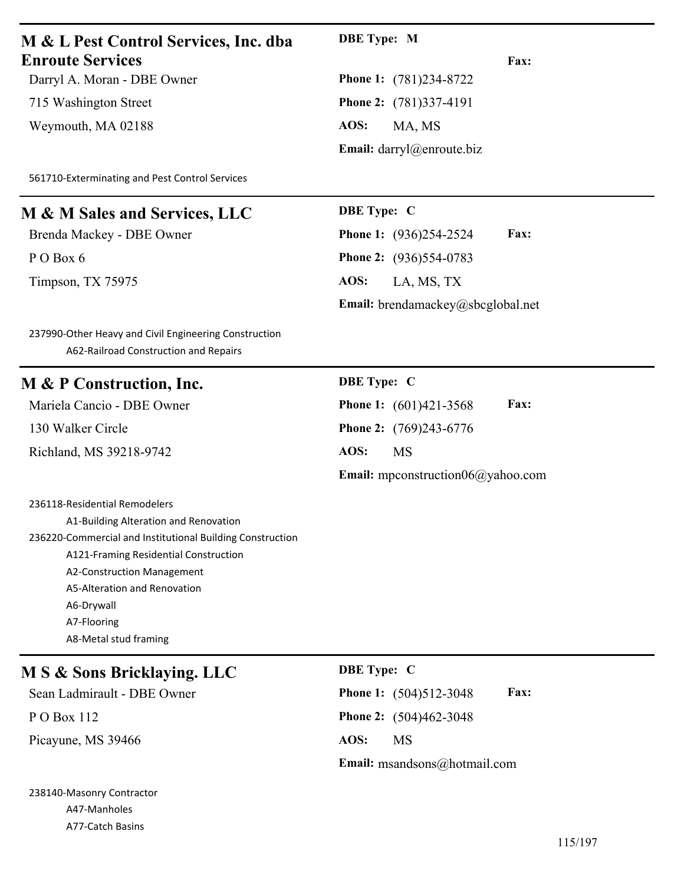## M & L Pest Control Services, Inc. dba Enroute Services

Darryl A. Moran - DBE Owner
715 Washington Street
Weymouth, MA 02188

**DBE Type:** M
**Fax:**
**Phone 1:** (781)234-8722
**Phone 2:** (781)337-4191
**AOS:** MA, MS
**Email:** darryl@enroute.biz

561710-Exterminating and Pest Control Services

---

## M & M Sales and Services, LLC

Brenda Mackey - DBE Owner
P O Box 6
Timpson, TX 75975

**DBE Type:** C
**Phone 1:** (936)254-2524 **Fax:**
**Phone 2:** (936)554-0783
**AOS:** LA, MS, TX
**Email:** brendamackey@sbcglobal.net

237990-Other Heavy and Civil Engineering Construction
- A62-Railroad Construction and Repairs

---

## M & P Construction, Inc.

Mariela Cancio - DBE Owner
130 Walker Circle
Richland, MS 39218-9742

**DBE Type:** C
**Phone 1:** (601)421-3568 **Fax:**
**Phone 2:** (769)243-6776
**AOS:** MS
**Email:** mpconstruction06@yahoo.com

236118-Residential Remodelers
- A1-Building Alteration and Renovation

236220-Commercial and Institutional Building Construction
- A121-Framing Residential Construction
- A2-Construction Management
- A5-Alteration and Renovation
- A6-Drywall
- A7-Flooring
- A8-Metal stud framing

---

## M S & Sons Bricklaying. LLC

Sean Ladmirault - DBE Owner
P O Box 112
Picayune, MS 39466

**DBE Type:** C
**Phone 1:** (504)512-3048 **Fax:**
**Phone 2:** (504)462-3048
**AOS:** MS
**Email:** msandsons@hotmail.com

238140-Masonry Contractor
- A47-Manholes
- A77-Catch Basins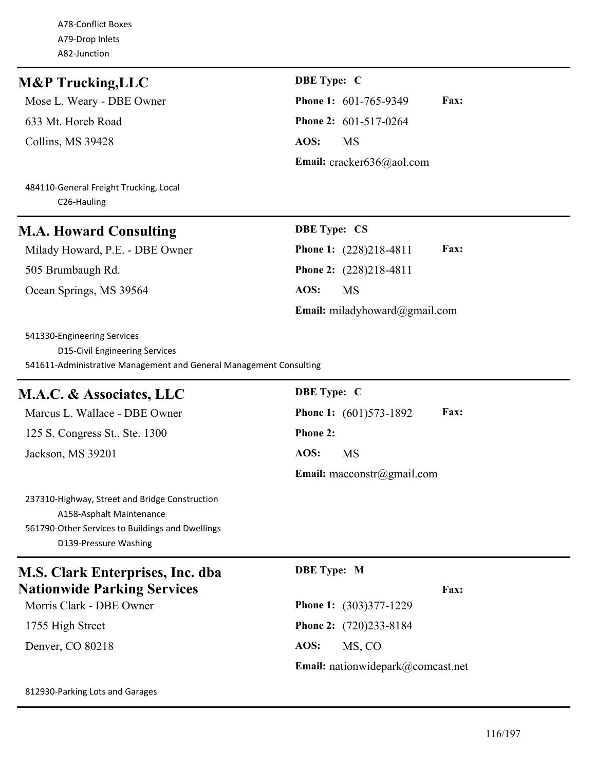A78-Conflict Boxes
A79-Drop Inlets
A82-Junction

---

## M&P Trucking,LLC

Mose L. Weary - DBE Owner
633 Mt. Horeb Road
Collins, MS 39428

**DBE Type:** C
**Phone 1:** 601-765-9349 **Fax:**
**Phone 2:** 601-517-0264
**AOS:** MS
**Email:** cracker636@aol.com

484110-General Freight Trucking, Local
C26-Hauling

---

## M.A. Howard Consulting

Milady Howard, P.E. - DBE Owner
505 Brumbaugh Rd.
Ocean Springs, MS 39564

**DBE Type:** CS
**Phone 1:** (228)218-4811 **Fax:**
**Phone 2:** (228)218-4811
**AOS:** MS
**Email:** miladyhoward@gmail.com

541330-Engineering Services
D15-Civil Engineering Services
541611-Administrative Management and General Management Consulting

---

## M.A.C. & Associates, LLC

Marcus L. Wallace - DBE Owner
125 S. Congress St., Ste. 1300
Jackson, MS 39201

**DBE Type:** C
**Phone 1:** (601)573-1892 **Fax:**
**Phone 2:**
**AOS:** MS
**Email:** macconstr@gmail.com

237310-Highway, Street and Bridge Construction
A158-Asphalt Maintenance
561790-Other Services to Buildings and Dwellings
D139-Pressure Washing

---

## M.S. Clark Enterprises, Inc. dba Nationwide Parking Services

Morris Clark - DBE Owner
1755 High Street
Denver, CO 80218

**DBE Type:** M
**Fax:**
**Phone 1:** (303)377-1229
**Phone 2:** (720)233-8184
**AOS:** MS, CO
**Email:** nationwidepark@comcast.net

812930-Parking Lots and Garages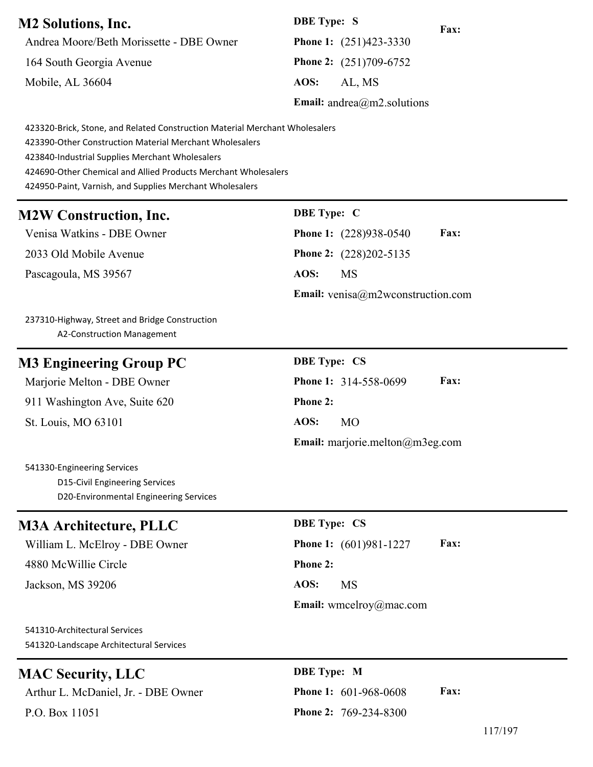## M2 Solutions, Inc.

Andrea Moore/Beth Morissette - DBE Owner
164 South Georgia Avenue
Mobile, AL 36604

**DBE Type:** S
**Fax:**
**Phone 1:** (251)423-3330
**Phone 2:** (251)709-6752
**AOS:** AL, MS
**Email:** andrea@m2.solutions

423320-Brick, Stone, and Related Construction Material Merchant Wholesalers
423390-Other Construction Material Merchant Wholesalers
423840-Industrial Supplies Merchant Wholesalers
424690-Other Chemical and Allied Products Merchant Wholesalers
424950-Paint, Varnish, and Supplies Merchant Wholesalers

## M2W Construction, Inc.

Venisa Watkins - DBE Owner
2033 Old Mobile Avenue
Pascagoula, MS 39567

**DBE Type:** C
**Phone 1:** (228)938-0540 **Fax:**
**Phone 2:** (228)202-5135
**AOS:** MS
**Email:** venisa@m2wconstruction.com

237310-Highway, Street and Bridge Construction
- A2-Construction Management

## M3 Engineering Group PC

Marjorie Melton - DBE Owner
911 Washington Ave, Suite 620
St. Louis, MO 63101

**DBE Type:** CS
**Phone 1:** 314-558-0699 **Fax:**
**Phone 2:**
**AOS:** MO
**Email:** marjorie.melton@m3eg.com

541330-Engineering Services
- D15-Civil Engineering Services
- D20-Environmental Engineering Services

## M3A Architecture, PLLC

William L. McElroy - DBE Owner
4880 McWillie Circle
Jackson, MS 39206

**DBE Type:** CS
**Phone 1:** (601)981-1227 **Fax:**
**Phone 2:**
**AOS:** MS
**Email:** wmcelroy@mac.com

541310-Architectural Services
541320-Landscape Architectural Services

## MAC Security, LLC

Arthur L. McDaniel, Jr. - DBE Owner
P.O. Box 11051

**DBE Type:** M
**Phone 1:** 601-968-0608 **Fax:**
**Phone 2:** 769-234-8300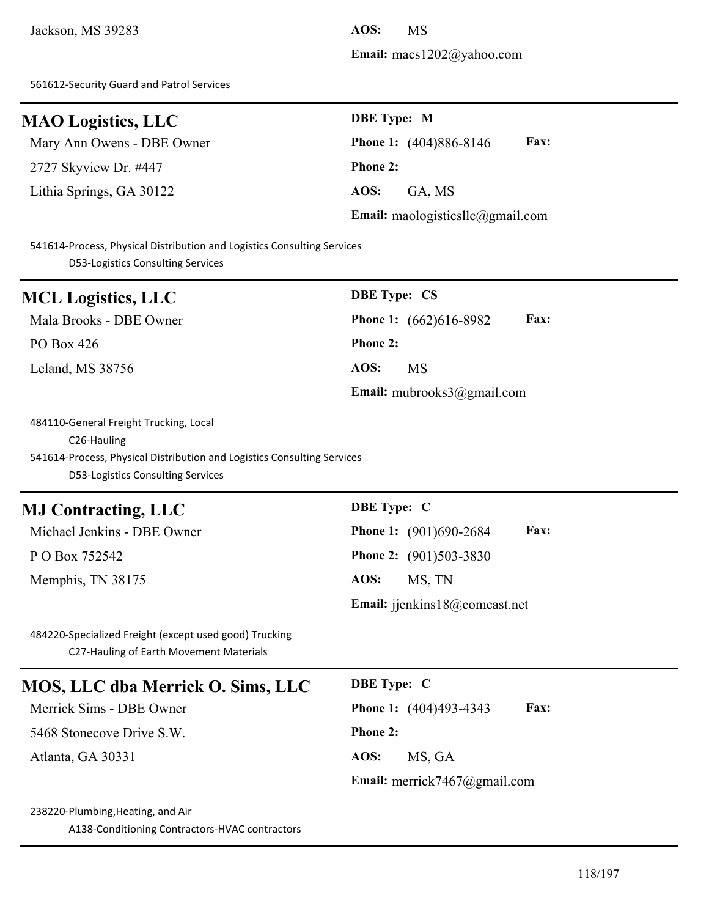Jackson, MS 39283

**AOS:** MS

**Email:** macs1202@yahoo.com

561612-Security Guard and Patrol Services

---

## MAO Logistics, LLC

Mary Ann Owens - DBE Owner
2727 Skyview Dr. #447
Lithia Springs, GA 30122

**DBE Type:** M
**Phone 1:** (404)886-8146 **Fax:**
**Phone 2:**
**AOS:** GA, MS
**Email:** maologisticsllc@gmail.com

541614-Process, Physical Distribution and Logistics Consulting Services
- D53-Logistics Consulting Services

---

## MCL Logistics, LLC

Mala Brooks - DBE Owner
PO Box 426
Leland, MS 38756

**DBE Type:** CS
**Phone 1:** (662)616-8982 **Fax:**
**Phone 2:**
**AOS:** MS
**Email:** mubrooks3@gmail.com

484110-General Freight Trucking, Local
- C26-Hauling

541614-Process, Physical Distribution and Logistics Consulting Services
- D53-Logistics Consulting Services

---

## MJ Contracting, LLC

Michael Jenkins - DBE Owner
P O Box 752542
Memphis, TN 38175

**DBE Type:** C
**Phone 1:** (901)690-2684 **Fax:**
**Phone 2:** (901)503-3830
**AOS:** MS, TN
**Email:** jjenkins18@comcast.net

484220-Specialized Freight (except used good) Trucking
- C27-Hauling of Earth Movement Materials

---

## MOS, LLC dba Merrick O. Sims, LLC

Merrick Sims - DBE Owner
5468 Stonecove Drive S.W.
Atlanta, GA 30331

**DBE Type:** C
**Phone 1:** (404)493-4343 **Fax:**
**Phone 2:**
**AOS:** MS, GA
**Email:** merrick7467@gmail.com

238220-Plumbing,Heating, and Air
- A138-Conditioning Contractors-HVAC contractors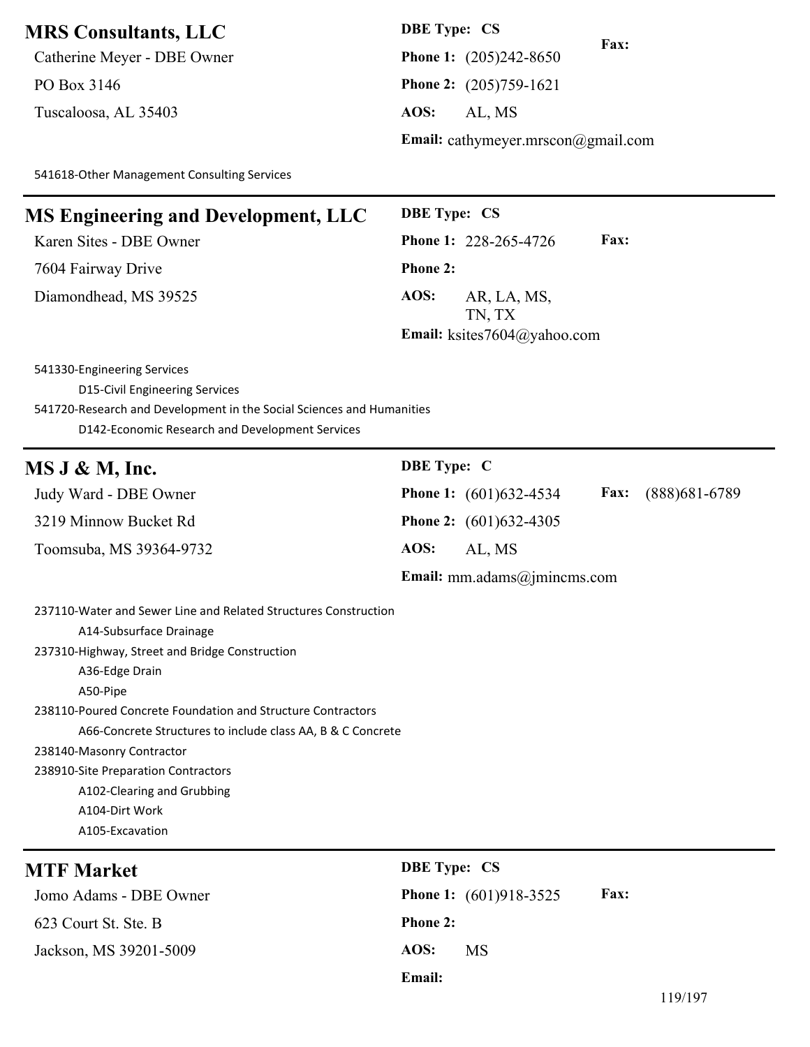## MRS Consultants, LLC

Catherine Meyer - DBE Owner
PO Box 3146
Tuscaloosa, AL 35403

**DBE Type:** CS
**Phone 1:** (205)242-8650
**Phone 2:** (205)759-1621
**Fax:**
**AOS:** AL, MS
**Email:** cathymeyer.mrscon@gmail.com

- 541618-Other Management Consulting Services

---

## MS Engineering and Development, LLC

Karen Sites - DBE Owner
7604 Fairway Drive
Diamondhead, MS 39525

**DBE Type:** CS
**Phone 1:** 228-265-4726
**Phone 2:**
**Fax:**
**AOS:** AR, LA, MS, TN, TX
**Email:** ksites7604@yahoo.com

- 541330-Engineering Services
  - D15-Civil Engineering Services
- 541720-Research and Development in the Social Sciences and Humanities
  - D142-Economic Research and Development Services

---

## MS J & M, Inc.

Judy Ward - DBE Owner
3219 Minnow Bucket Rd
Toomsuba, MS 39364-9732

**DBE Type:** C
**Phone 1:** (601)632-4534
**Phone 2:** (601)632-4305
**Fax:** (888)681-6789
**AOS:** AL, MS
**Email:** mm.adams@jmincms.com

- 237110-Water and Sewer Line and Related Structures Construction
  - A14-Subsurface Drainage
- 237310-Highway, Street and Bridge Construction
  - A36-Edge Drain
  - A50-Pipe
- 238110-Poured Concrete Foundation and Structure Contractors
  - A66-Concrete Structures to include class AA, B & C Concrete
- 238140-Masonry Contractor
- 238910-Site Preparation Contractors
  - A102-Clearing and Grubbing
  - A104-Dirt Work
  - A105-Excavation

---

## MTF Market

Jomo Adams - DBE Owner
623 Court St. Ste. B
Jackson, MS 39201-5009

**DBE Type:** CS
**Phone 1:** (601)918-3525
**Phone 2:**
**Fax:**
**AOS:** MS
**Email:**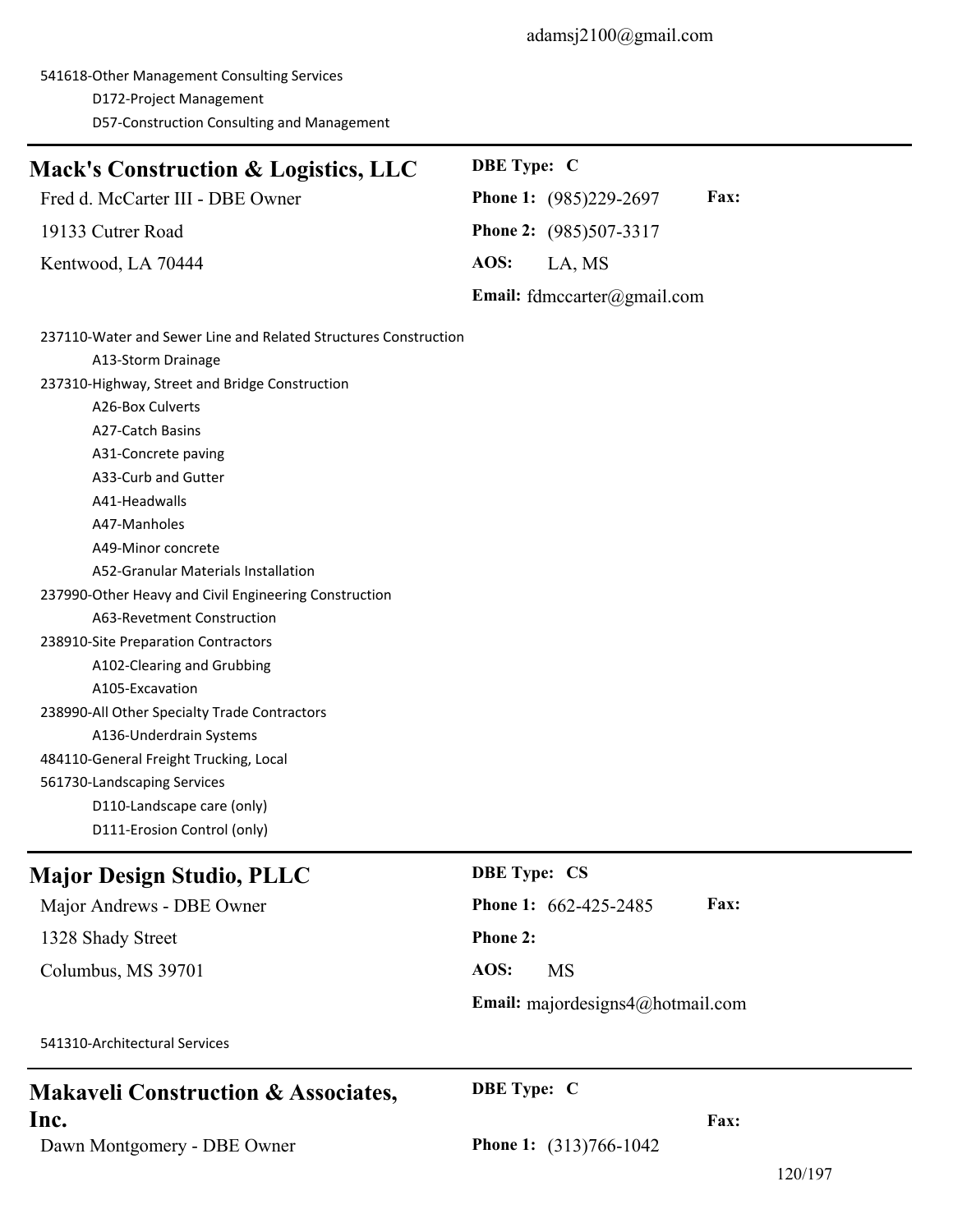adamsj2100@gmail.com

541618-Other Management Consulting Services
- D172-Project Management
- D57-Construction Consulting and Management

---

## Mack's Construction & Logistics, LLC

**DBE Type:** C

Fred d. McCarter III - DBE Owner
19133 Cutrer Road
Kentwood, LA 70444

**Phone 1:** (985)229-2697 **Fax:**
**Phone 2:** (985)507-3317
**AOS:** LA, MS
**Email:** fdmccarter@gmail.com

237110-Water and Sewer Line and Related Structures Construction
- A13-Storm Drainage

237310-Highway, Street and Bridge Construction
- A26-Box Culverts
- A27-Catch Basins
- A31-Concrete paving
- A33-Curb and Gutter
- A41-Headwalls
- A47-Manholes
- A49-Minor concrete
- A52-Granular Materials Installation

237990-Other Heavy and Civil Engineering Construction
- A63-Revetment Construction

238910-Site Preparation Contractors
- A102-Clearing and Grubbing
- A105-Excavation

238990-All Other Specialty Trade Contractors
- A136-Underdrain Systems

484110-General Freight Trucking, Local

561730-Landscaping Services
- D110-Landscape care (only)
- D111-Erosion Control (only)

---

## Major Design Studio, PLLC

**DBE Type:** CS

Major Andrews - DBE Owner
1328 Shady Street
Columbus, MS 39701

**Phone 1:** 662-425-2485 **Fax:**
**Phone 2:**
**AOS:** MS
**Email:** majordesigns4@hotmail.com

541310-Architectural Services

---

## Makaveli Construction & Associates, Inc.

**DBE Type:** C

Dawn Montgomery - DBE Owner

**Phone 1:** (313)766-1042 **Fax:**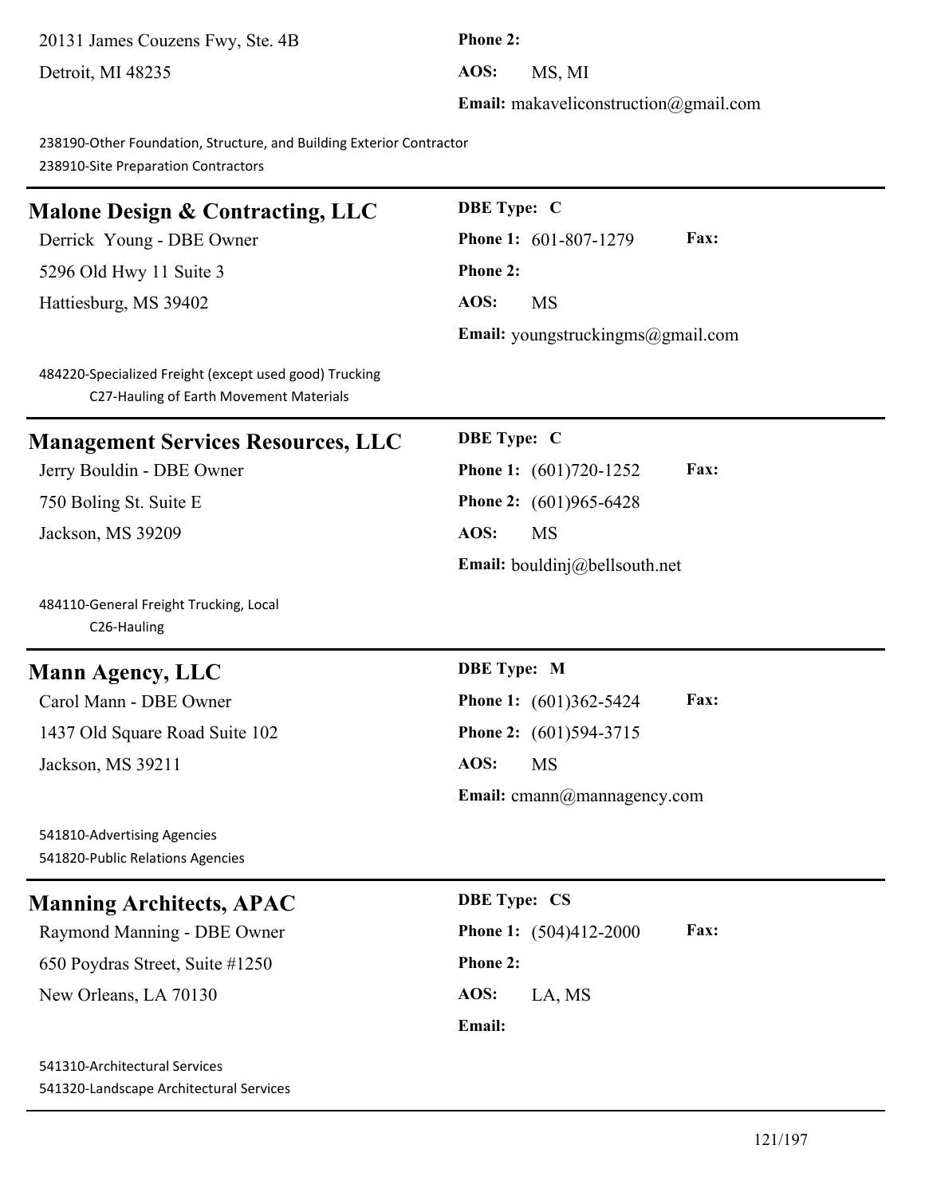20131 James Couzens Fwy, Ste. 4B

Detroit, MI 48235

**Phone 2:**

**AOS:** MS, MI

**Email:** makaveliconstruction@gmail.com

238190-Other Foundation, Structure, and Building Exterior Contractor

238910-Site Preparation Contractors

---

## Malone Design & Contracting, LLC

Derrick Young - DBE Owner

5296 Old Hwy 11 Suite 3

Hattiesburg, MS 39402

**DBE Type:** C

**Phone 1:** 601-807-1279 **Fax:**

**Phone 2:**

**AOS:** MS

**Email:** youngstruckingms@gmail.com

484220-Specialized Freight (except used good) Trucking

C27-Hauling of Earth Movement Materials

---

## Management Services Resources, LLC

Jerry Bouldin - DBE Owner

750 Boling St. Suite E

Jackson, MS 39209

**DBE Type:** C

**Phone 1:** (601)720-1252 **Fax:**

**Phone 2:** (601)965-6428

**AOS:** MS

**Email:** bouldinj@bellsouth.net

484110-General Freight Trucking, Local

C26-Hauling

---

## Mann Agency, LLC

Carol Mann - DBE Owner

1437 Old Square Road Suite 102

Jackson, MS 39211

**DBE Type:** M

**Phone 1:** (601)362-5424 **Fax:**

**Phone 2:** (601)594-3715

**AOS:** MS

**Email:** cmann@mannagency.com

541810-Advertising Agencies

541820-Public Relations Agencies

---

## Manning Architects, APAC

Raymond Manning - DBE Owner

650 Poydras Street, Suite #1250

New Orleans, LA 70130

**DBE Type:** CS

**Phone 1:** (504)412-2000 **Fax:**

**Phone 2:**

**AOS:** LA, MS

**Email:**

541310-Architectural Services

541320-Landscape Architectural Services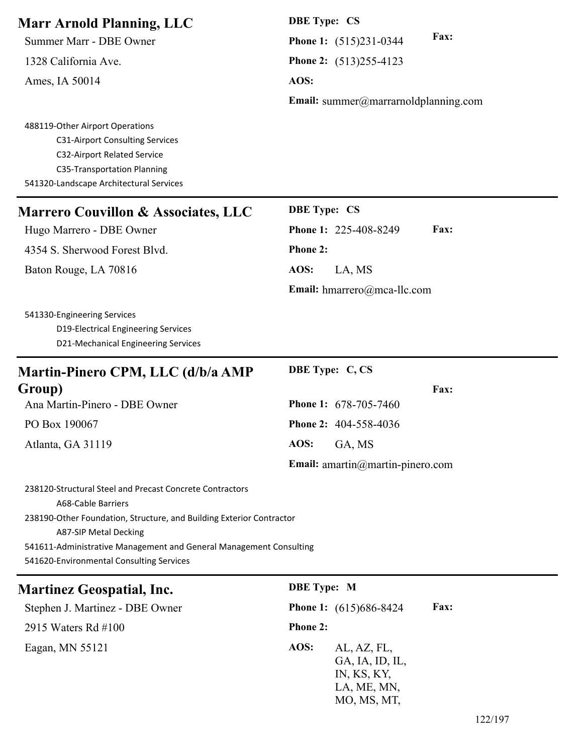## Marr Arnold Planning, LLC

Summer Marr - DBE Owner
1328 California Ave.
Ames, IA 50014

**DBE Type:** CS
**Phone 1:** (515)231-0344
**Fax:**
**Phone 2:** (513)255-4123
**AOS:**
**Email:** summer@marrarnoldplanning.com

- 488119-Other Airport Operations
  - C31-Airport Consulting Services
  - C32-Airport Related Service
  - C35-Transportation Planning
- 541320-Landscape Architectural Services

---

## Marrero Couvillon & Associates, LLC

Hugo Marrero - DBE Owner
4354 S. Sherwood Forest Blvd.
Baton Rouge, LA 70816

**DBE Type:** CS
**Phone 1:** 225-408-8249
**Fax:**
**Phone 2:**
**AOS:** LA, MS
**Email:** hmarrero@mca-llc.com

- 541330-Engineering Services
  - D19-Electrical Engineering Services
  - D21-Mechanical Engineering Services

---

## Martin-Pinero CPM, LLC (d/b/a AMP Group)

Ana Martin-Pinero - DBE Owner
PO Box 190067
Atlanta, GA 31119

**DBE Type:** C, CS
**Fax:**
**Phone 1:** 678-705-7460
**Phone 2:** 404-558-4036
**AOS:** GA, MS
**Email:** amartin@martin-pinero.com

- 238120-Structural Steel and Precast Concrete Contractors
  - A68-Cable Barriers
- 238190-Other Foundation, Structure, and Building Exterior Contractor
  - A87-SIP Metal Decking
- 541611-Administrative Management and General Management Consulting
- 541620-Environmental Consulting Services

---

## Martinez Geospatial, Inc.

Stephen J. Martinez - DBE Owner
2915 Waters Rd #100
Eagan, MN 55121

**DBE Type:** M
**Phone 1:** (615)686-8424
**Fax:**
**Phone 2:**
**AOS:** AL, AZ, FL, GA, IA, ID, IL, IN, KS, KY, LA, ME, MN, MO, MS, MT,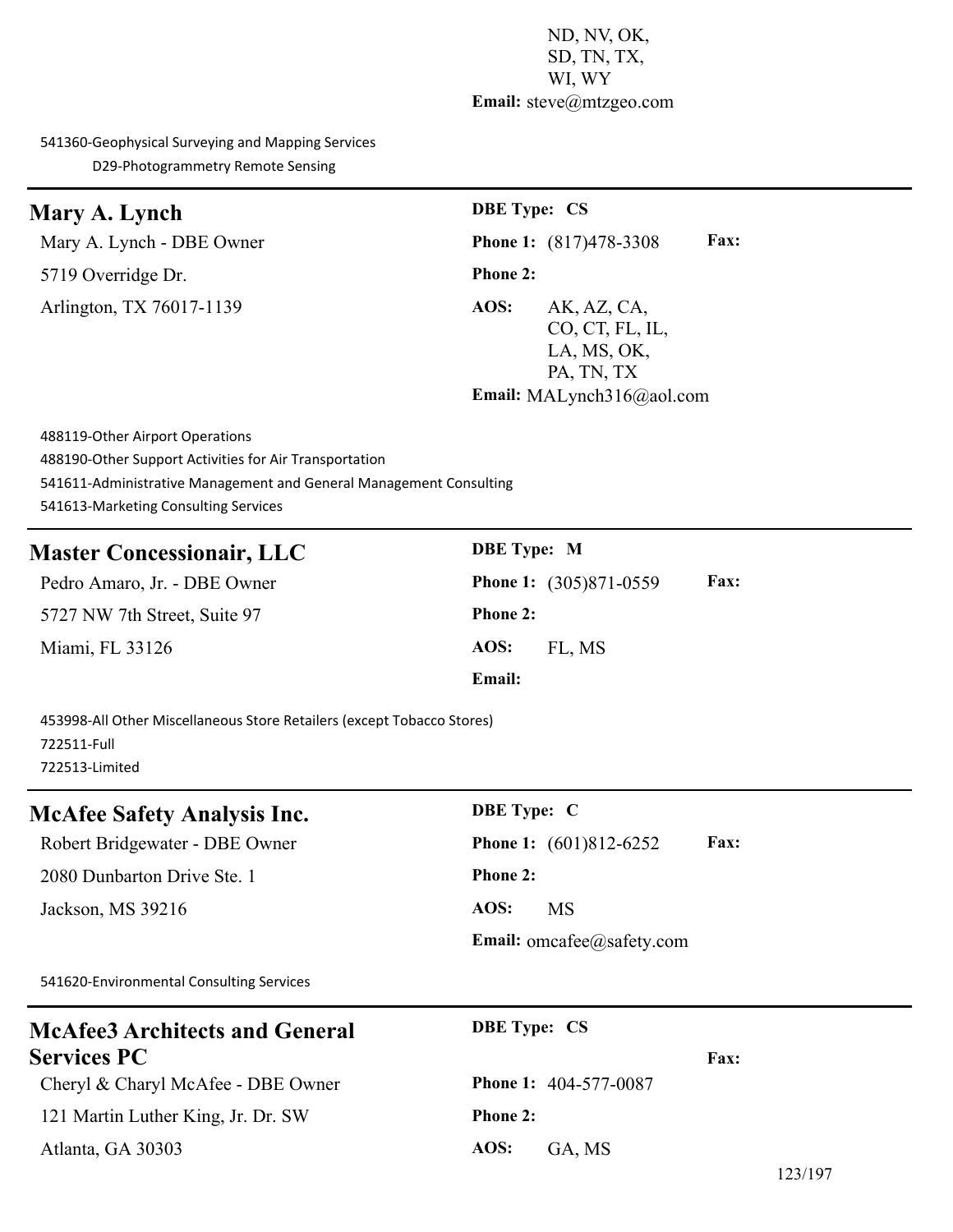ND, NV, OK, SD, TN, TX, WI, WY

**Email:** steve@mtzgeo.com

541360-Geophysical Surveying and Mapping Services

D29-Photogrammetry Remote Sensing

---

## Mary A. Lynch

**DBE Type:** CS

Mary A. Lynch - DBE Owner

5719 Overridge Dr.

Arlington, TX 76017-1139

**Phone 1:** (817)478-3308

**Fax:**

**Phone 2:**

**AOS:** AK, AZ, CA, CO, CT, FL, IL, LA, MS, OK, PA, TN, TX

**Email:** MALynch316@aol.com

488119-Other Airport Operations

488190-Other Support Activities for Air Transportation

541611-Administrative Management and General Management Consulting

541613-Marketing Consulting Services

---

## Master Concessionair, LLC

**DBE Type:** M

Pedro Amaro, Jr. - DBE Owner

5727 NW 7th Street, Suite 97

Miami, FL 33126

**Phone 1:** (305)871-0559

**Fax:**

**Phone 2:**

**AOS:** FL, MS

**Email:**

453998-All Other Miscellaneous Store Retailers (except Tobacco Stores)

722511-Full

722513-Limited

---

## McAfee Safety Analysis Inc.

**DBE Type:** C

Robert Bridgewater - DBE Owner

2080 Dunbarton Drive Ste. 1

Jackson, MS 39216

**Phone 1:** (601)812-6252

**Fax:**

**Phone 2:**

**AOS:** MS

**Email:** omcafee@safety.com

541620-Environmental Consulting Services

---

## McAfee3 Architects and General Services PC

**DBE Type:** CS

Cheryl & Charyl McAfee - DBE Owner

121 Martin Luther King, Jr. Dr. SW

Atlanta, GA 30303

**Phone 1:** 404-577-0087

**Fax:**

**Phone 2:**

**AOS:** GA, MS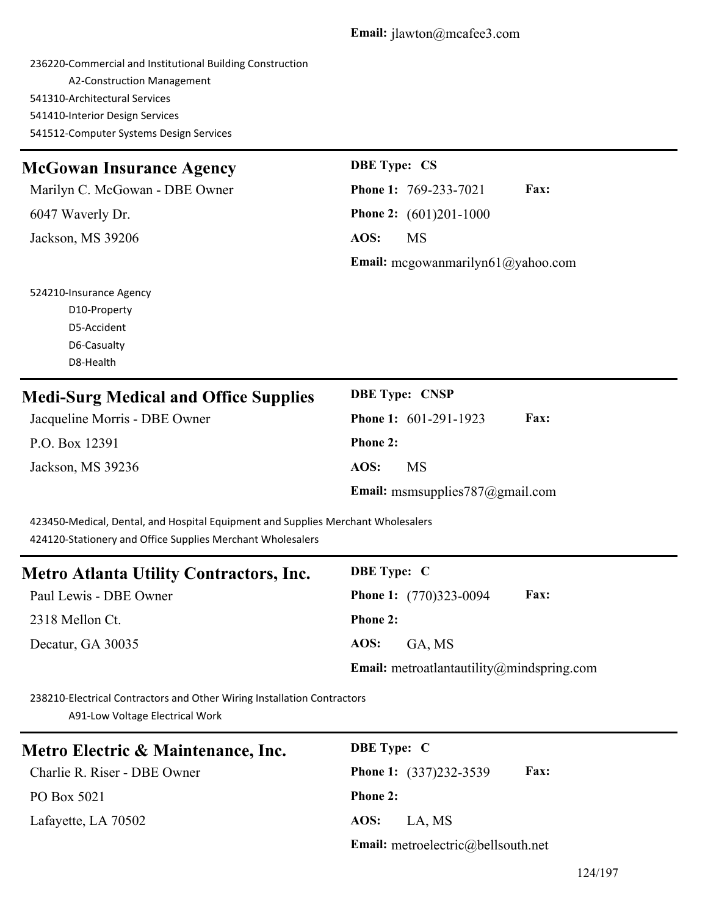**Email:** jlawton@mcafee3.com

236220-Commercial and Institutional Building Construction
- A2-Construction Management

541310-Architectural Services
541410-Interior Design Services
541512-Computer Systems Design Services

---

## McGowan Insurance Agency

Marilyn C. McGowan - DBE Owner
6047 Waverly Dr.
Jackson, MS 39206

**DBE Type:** CS
**Phone 1:** 769-233-7021 **Fax:**
**Phone 2:** (601)201-1000
**AOS:** MS
**Email:** mcgowanmarilyn61@yahoo.com

524210-Insurance Agency
- D10-Property
- D5-Accident
- D6-Casualty
- D8-Health

---

## Medi-Surg Medical and Office Supplies

Jacqueline Morris - DBE Owner
P.O. Box 12391
Jackson, MS 39236

**DBE Type:** CNSP
**Phone 1:** 601-291-1923 **Fax:**
**Phone 2:**
**AOS:** MS
**Email:** msmsupplies787@gmail.com

423450-Medical, Dental, and Hospital Equipment and Supplies Merchant Wholesalers
424120-Stationery and Office Supplies Merchant Wholesalers

---

## Metro Atlanta Utility Contractors, Inc.

Paul Lewis - DBE Owner
2318 Mellon Ct.
Decatur, GA 30035

**DBE Type:** C
**Phone 1:** (770)323-0094 **Fax:**
**Phone 2:**
**AOS:** GA, MS
**Email:** metroatlantautility@mindspring.com

238210-Electrical Contractors and Other Wiring Installation Contractors
- A91-Low Voltage Electrical Work

---

## Metro Electric & Maintenance, Inc.

Charlie R. Riser - DBE Owner
PO Box 5021
Lafayette, LA 70502

**DBE Type:** C
**Phone 1:** (337)232-3539 **Fax:**
**Phone 2:**
**AOS:** LA, MS
**Email:** metroelectric@bellsouth.net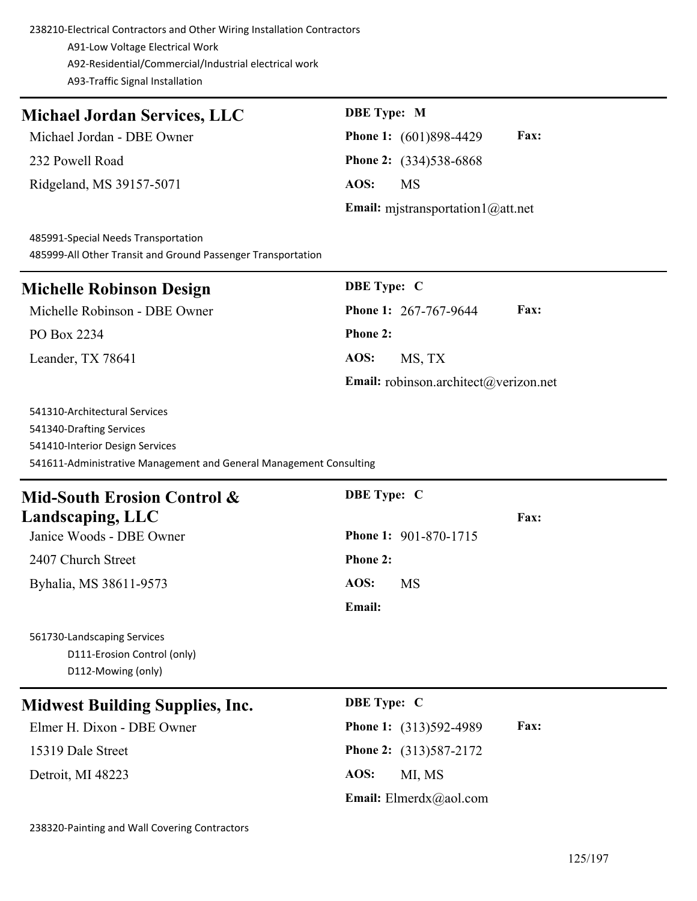238210-Electrical Contractors and Other Wiring Installation Contractors
- A91-Low Voltage Electrical Work
- A92-Residential/Commercial/Industrial electrical work
- A93-Traffic Signal Installation

---

## Michael Jordan Services, LLC

Michael Jordan - DBE Owner
232 Powell Road
Ridgeland, MS 39157-5071

**DBE Type:** M
**Phone 1:** (601)898-4429 **Fax:**
**Phone 2:** (334)538-6868
**AOS:** MS
**Email:** mjstransportation1@att.net

485991-Special Needs Transportation
485999-All Other Transit and Ground Passenger Transportation

---

## Michelle Robinson Design

Michelle Robinson - DBE Owner
PO Box 2234
Leander, TX 78641

**DBE Type:** C
**Phone 1:** 267-767-9644 **Fax:**
**Phone 2:**
**AOS:** MS, TX
**Email:** robinson.architect@verizon.net

541310-Architectural Services
541340-Drafting Services
541410-Interior Design Services
541611-Administrative Management and General Management Consulting

---

## Mid-South Erosion Control & Landscaping, LLC

Janice Woods - DBE Owner
2407 Church Street
Byhalia, MS 38611-9573

**DBE Type:** C
**Fax:**
**Phone 1:** 901-870-1715
**Phone 2:**
**AOS:** MS
**Email:**

561730-Landscaping Services
- D111-Erosion Control (only)
- D112-Mowing (only)

---

## Midwest Building Supplies, Inc.

Elmer H. Dixon - DBE Owner
15319 Dale Street
Detroit, MI 48223

**DBE Type:** C
**Phone 1:** (313)592-4989 **Fax:**
**Phone 2:** (313)587-2172
**AOS:** MI, MS
**Email:** Elmerdx@aol.com

238320-Painting and Wall Covering Contractors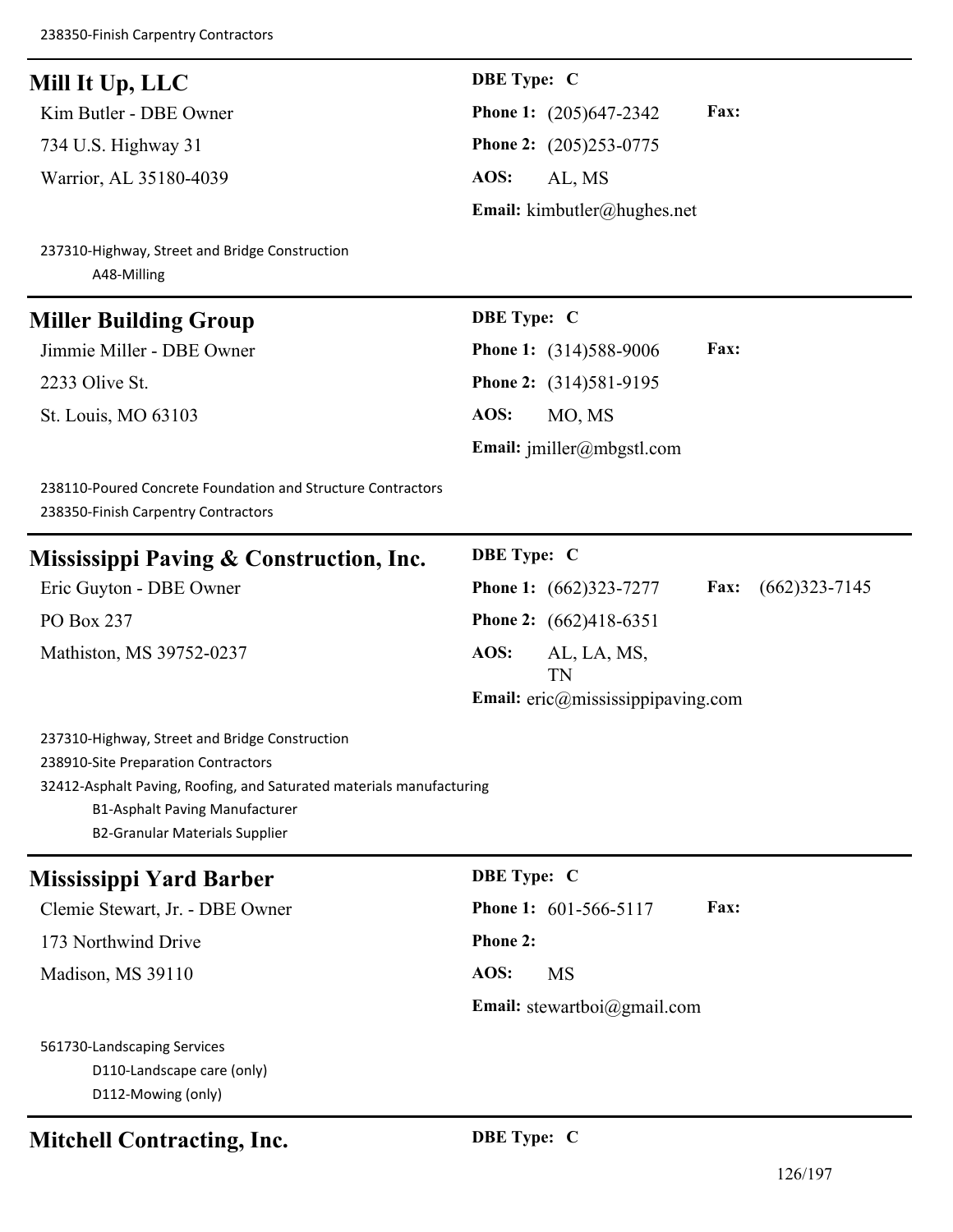238350-Finish Carpentry Contractors

## Mill It Up, LLC

Kim Butler - DBE Owner
734 U.S. Highway 31
Warrior, AL 35180-4039

**DBE Type:** C
**Phone 1:** (205)647-2342 **Fax:**
**Phone 2:** (205)253-0775
**AOS:** AL, MS
**Email:** kimbutler@hughes.net

237310-Highway, Street and Bridge Construction
- A48-Milling

## Miller Building Group

Jimmie Miller - DBE Owner
2233 Olive St.
St. Louis, MO 63103

**DBE Type:** C
**Phone 1:** (314)588-9006 **Fax:**
**Phone 2:** (314)581-9195
**AOS:** MO, MS
**Email:** jmiller@mbgstl.com

238110-Poured Concrete Foundation and Structure Contractors
238350-Finish Carpentry Contractors

## Mississippi Paving & Construction, Inc.

Eric Guyton - DBE Owner
PO Box 237
Mathiston, MS 39752-0237

**DBE Type:** C
**Phone 1:** (662)323-7277 **Fax:** (662)323-7145
**Phone 2:** (662)418-6351
**AOS:** AL, LA, MS, TN
**Email:** eric@mississippipaving.com

237310-Highway, Street and Bridge Construction
238910-Site Preparation Contractors
32412-Asphalt Paving, Roofing, and Saturated materials manufacturing
- B1-Asphalt Paving Manufacturer
- B2-Granular Materials Supplier

## Mississippi Yard Barber

Clemie Stewart, Jr. - DBE Owner
173 Northwind Drive
Madison, MS 39110

**DBE Type:** C
**Phone 1:** 601-566-5117 **Fax:**
**Phone 2:**
**AOS:** MS
**Email:** stewartboi@gmail.com

561730-Landscaping Services
- D110-Landscape care (only)
- D112-Mowing (only)

## Mitchell Contracting, Inc.

**DBE Type:** C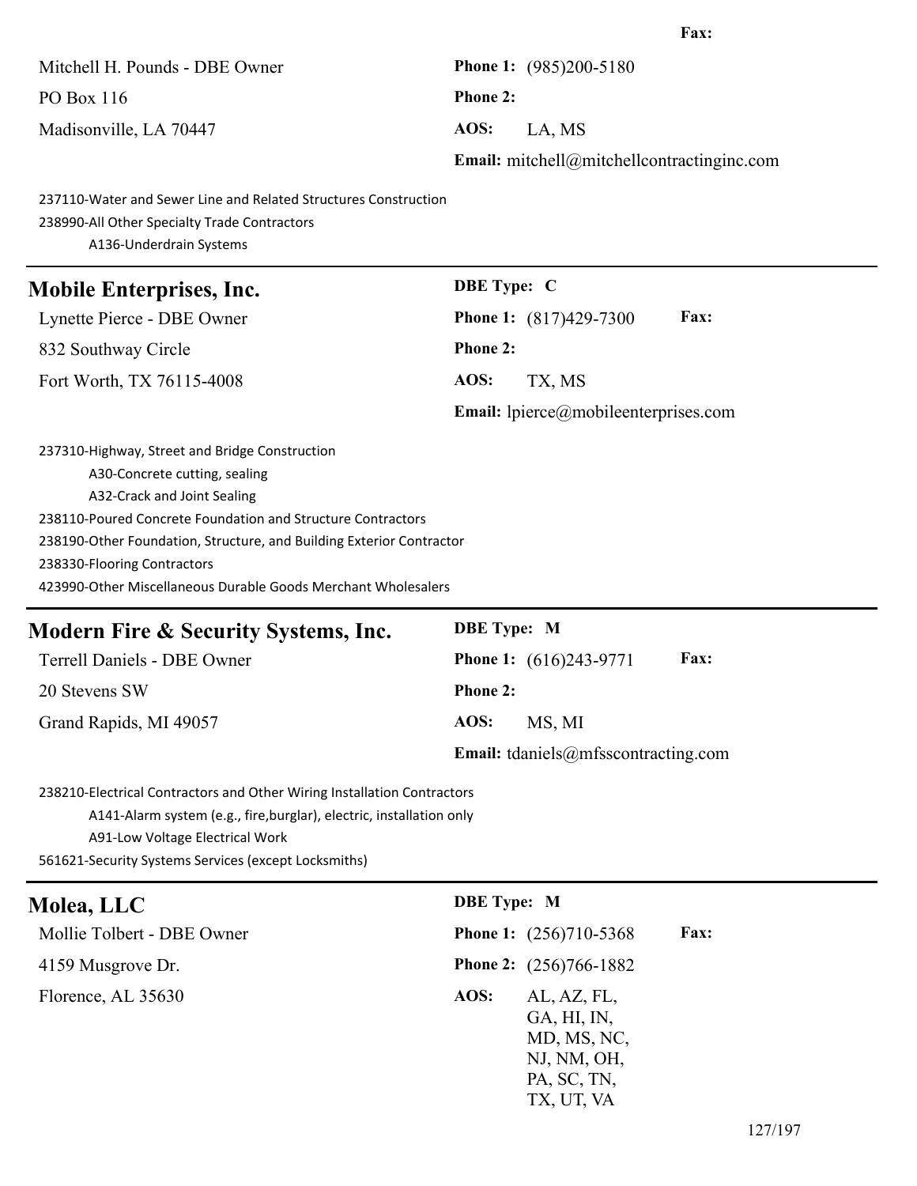**Fax:**

Mitchell H. Pounds - DBE Owner
PO Box 116
Madisonville, LA 70447

**Phone 1:** (985)200-5180
**Phone 2:**
**AOS:** LA, MS
**Email:** mitchell@mitchellcontractinginc.com

237110-Water and Sewer Line and Related Structures Construction
238990-All Other Specialty Trade Contractors
- A136-Underdrain Systems

---

## Mobile Enterprises, Inc.

**DBE Type:** C

Lynette Pierce - DBE Owner
832 Southway Circle
Fort Worth, TX 76115-4008

**Phone 1:** (817)429-7300 **Fax:**
**Phone 2:**
**AOS:** TX, MS
**Email:** lpierce@mobileenterprises.com

237310-Highway, Street and Bridge Construction
- A30-Concrete cutting, sealing
- A32-Crack and Joint Sealing

238110-Poured Concrete Foundation and Structure Contractors
238190-Other Foundation, Structure, and Building Exterior Contractor
238330-Flooring Contractors
423990-Other Miscellaneous Durable Goods Merchant Wholesalers

---

## Modern Fire & Security Systems, Inc.

**DBE Type:** M

Terrell Daniels - DBE Owner
20 Stevens SW
Grand Rapids, MI 49057

**Phone 1:** (616)243-9771 **Fax:**
**Phone 2:**
**AOS:** MS, MI
**Email:** tdaniels@mfsscontracting.com

238210-Electrical Contractors and Other Wiring Installation Contractors
- A141-Alarm system (e.g., fire,burglar), electric, installation only
- A91-Low Voltage Electrical Work

561621-Security Systems Services (except Locksmiths)

---

## Molea, LLC

**DBE Type:** M

Mollie Tolbert - DBE Owner
4159 Musgrove Dr.
Florence, AL 35630

**Phone 1:** (256)710-5368 **Fax:**
**Phone 2:** (256)766-1882
**AOS:** AL, AZ, FL, GA, HI, IN, MD, MS, NC, NJ, NM, OH, PA, SC, TN, TX, UT, VA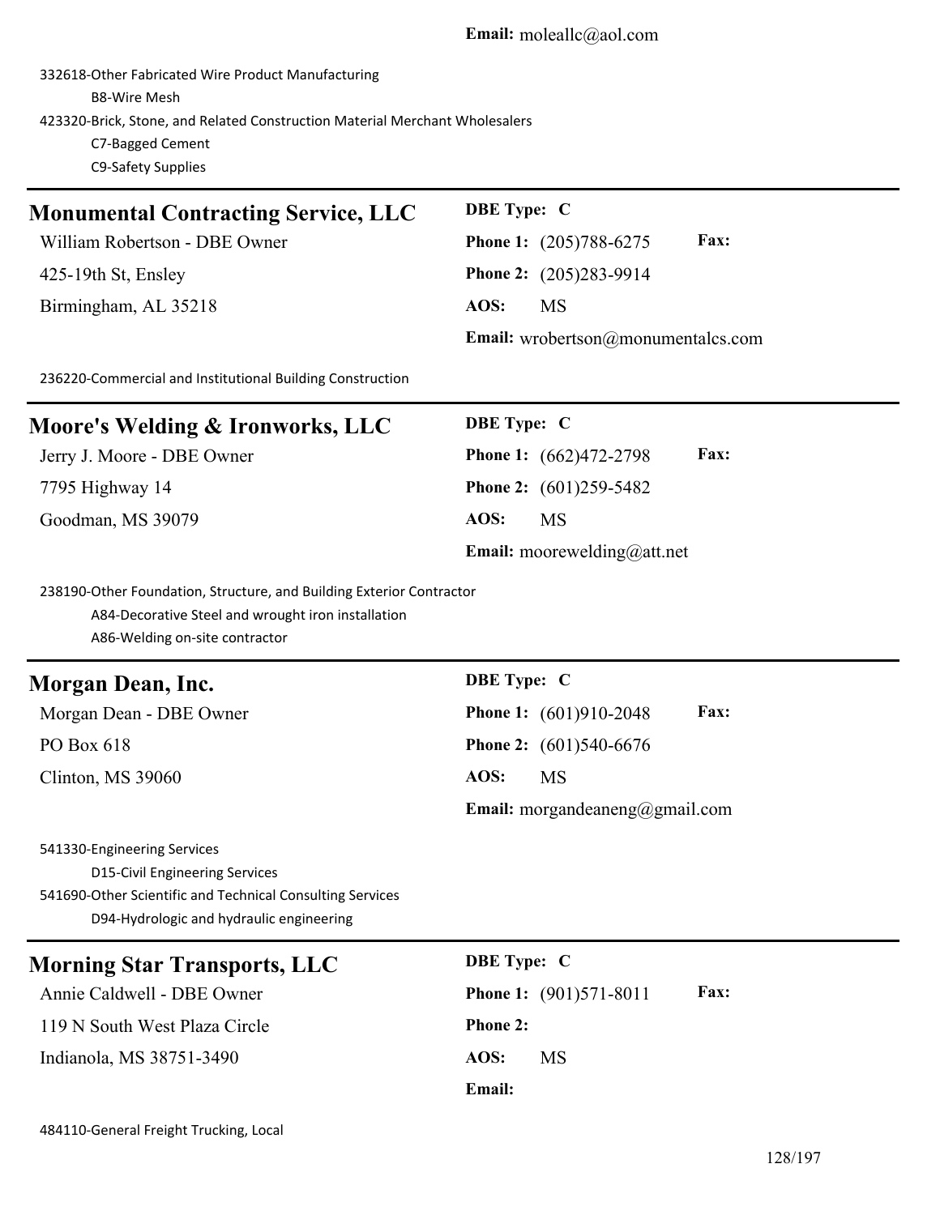**Email:** moleallc@aol.com

332618-Other Fabricated Wire Product Manufacturing
- B8-Wire Mesh

423320-Brick, Stone, and Related Construction Material Merchant Wholesalers
- C7-Bagged Cement
- C9-Safety Supplies

---

## Monumental Contracting Service, LLC

**DBE Type:** C

William Robertson - DBE Owner
425-19th St, Ensley
Birmingham, AL 35218

**Phone 1:** (205)788-6275 **Fax:**
**Phone 2:** (205)283-9914
**AOS:** MS
**Email:** wrobertson@monumentalcs.com

236220-Commercial and Institutional Building Construction

---

## Moore's Welding & Ironworks, LLC

**DBE Type:** C

Jerry J. Moore - DBE Owner
7795 Highway 14
Goodman, MS 39079

**Phone 1:** (662)472-2798 **Fax:**
**Phone 2:** (601)259-5482
**AOS:** MS
**Email:** moorewelding@att.net

238190-Other Foundation, Structure, and Building Exterior Contractor
- A84-Decorative Steel and wrought iron installation
- A86-Welding on-site contractor

---

## Morgan Dean, Inc.

**DBE Type:** C

Morgan Dean - DBE Owner
PO Box 618
Clinton, MS 39060

**Phone 1:** (601)910-2048 **Fax:**
**Phone 2:** (601)540-6676
**AOS:** MS
**Email:** morgandeaneng@gmail.com

541330-Engineering Services
- D15-Civil Engineering Services

541690-Other Scientific and Technical Consulting Services
- D94-Hydrologic and hydraulic engineering

---

## Morning Star Transports, LLC

**DBE Type:** C

Annie Caldwell - DBE Owner
119 N South West Plaza Circle
Indianola, MS 38751-3490

**Phone 1:** (901)571-8011 **Fax:**
**Phone 2:**
**AOS:** MS
**Email:**

484110-General Freight Trucking, Local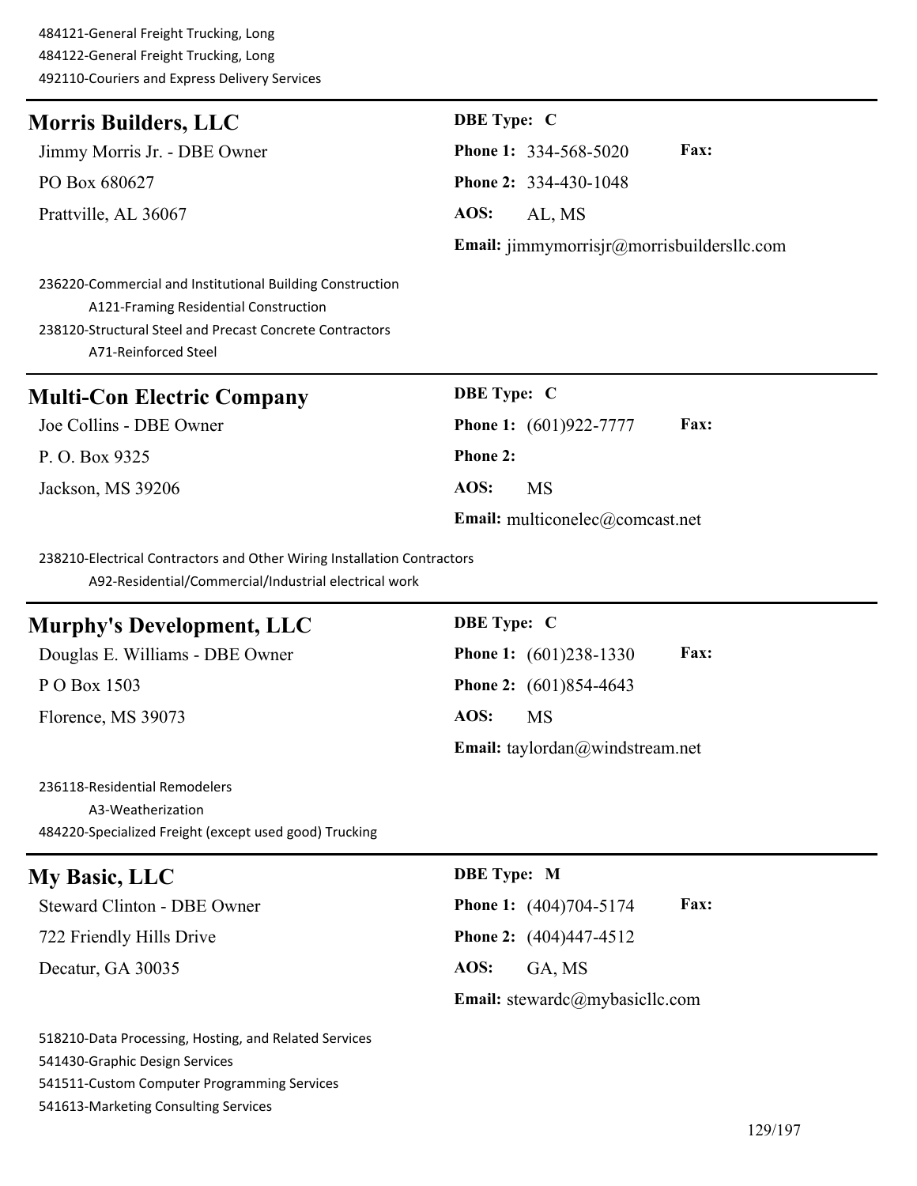484121-General Freight Trucking, Long
484122-General Freight Trucking, Long
492110-Couriers and Express Delivery Services

---

## Morris Builders, LLC

**DBE Type:** C

Jimmy Morris Jr. - DBE Owner
PO Box 680627
Prattville, AL 36067

**Phone 1:** 334-568-5020 **Fax:**
**Phone 2:** 334-430-1048
**AOS:** AL, MS
**Email:** jimmymorrisjr@morrisbuildersllc.com

236220-Commercial and Institutional Building Construction
- A121-Framing Residential Construction

238120-Structural Steel and Precast Concrete Contractors
- A71-Reinforced Steel

---

## Multi-Con Electric Company

**DBE Type:** C

Joe Collins - DBE Owner
P. O. Box 9325
Jackson, MS 39206

**Phone 1:** (601)922-7777 **Fax:**
**Phone 2:**
**AOS:** MS
**Email:** multiconelec@comcast.net

238210-Electrical Contractors and Other Wiring Installation Contractors
- A92-Residential/Commercial/Industrial electrical work

---

## Murphy's Development, LLC

**DBE Type:** C

Douglas E. Williams - DBE Owner
P O Box 1503
Florence, MS 39073

**Phone 1:** (601)238-1330 **Fax:**
**Phone 2:** (601)854-4643
**AOS:** MS
**Email:** taylordan@windstream.net

236118-Residential Remodelers
- A3-Weatherization

484220-Specialized Freight (except used good) Trucking

---

## My Basic, LLC

**DBE Type:** M

Steward Clinton - DBE Owner
722 Friendly Hills Drive
Decatur, GA 30035

**Phone 1:** (404)704-5174 **Fax:**
**Phone 2:** (404)447-4512
**AOS:** GA, MS
**Email:** stewardc@mybasicllc.com

518210-Data Processing, Hosting, and Related Services
541430-Graphic Design Services
541511-Custom Computer Programming Services
541613-Marketing Consulting Services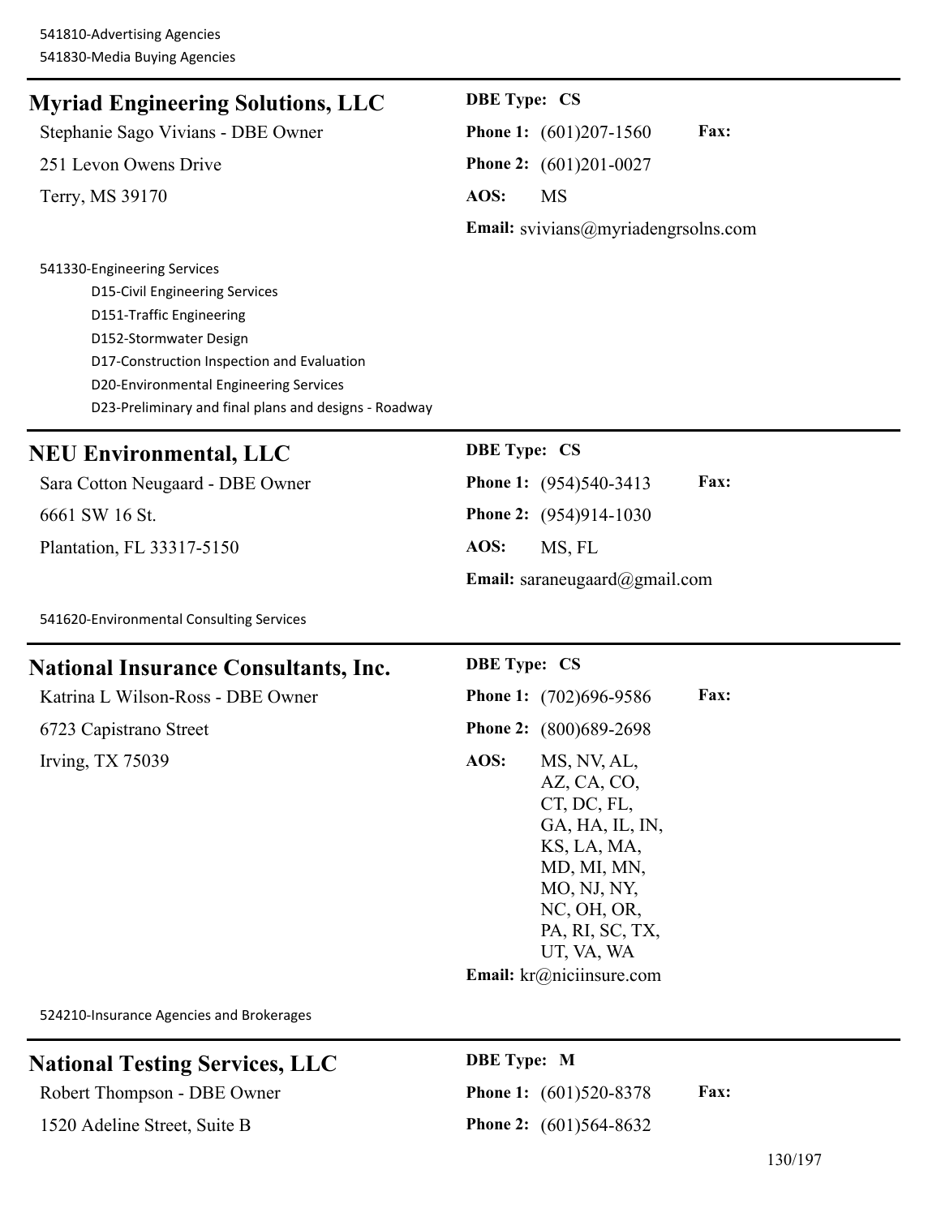541810-Advertising Agencies
541830-Media Buying Agencies

## Myriad Engineering Solutions, LLC

**DBE Type: CS**

Stephanie Sago Vivians - DBE Owner
251 Levon Owens Drive
Terry, MS 39170

**Phone 1:** (601)207-1560 **Fax:**
**Phone 2:** (601)201-0027
**AOS:** MS
**Email:** svivians@myriadengrsolns.com

541330-Engineering Services
- D15-Civil Engineering Services
- D151-Traffic Engineering
- D152-Stormwater Design
- D17-Construction Inspection and Evaluation
- D20-Environmental Engineering Services
- D23-Preliminary and final plans and designs - Roadway

## NEU Environmental, LLC

**DBE Type: CS**

Sara Cotton Neugaard - DBE Owner
6661 SW 16 St.
Plantation, FL 33317-5150

**Phone 1:** (954)540-3413 **Fax:**
**Phone 2:** (954)914-1030
**AOS:** MS, FL
**Email:** saraneugaard@gmail.com

541620-Environmental Consulting Services

## National Insurance Consultants, Inc.

**DBE Type: CS**

Katrina L Wilson-Ross - DBE Owner
6723 Capistrano Street
Irving, TX 75039

**Phone 1:** (702)696-9586 **Fax:**
**Phone 2:** (800)689-2698
**AOS:** MS, NV, AL, AZ, CA, CO, CT, DC, FL, GA, HA, IL, IN, KS, LA, MA, MD, MI, MN, MO, NJ, NY, NC, OH, OR, PA, RI, SC, TX, UT, VA, WA
**Email:** kr@niciinsure.com

524210-Insurance Agencies and Brokerages

## National Testing Services, LLC

**DBE Type: M**

Robert Thompson - DBE Owner
1520 Adeline Street, Suite B

**Phone 1:** (601)520-8378 **Fax:**
**Phone 2:** (601)564-8632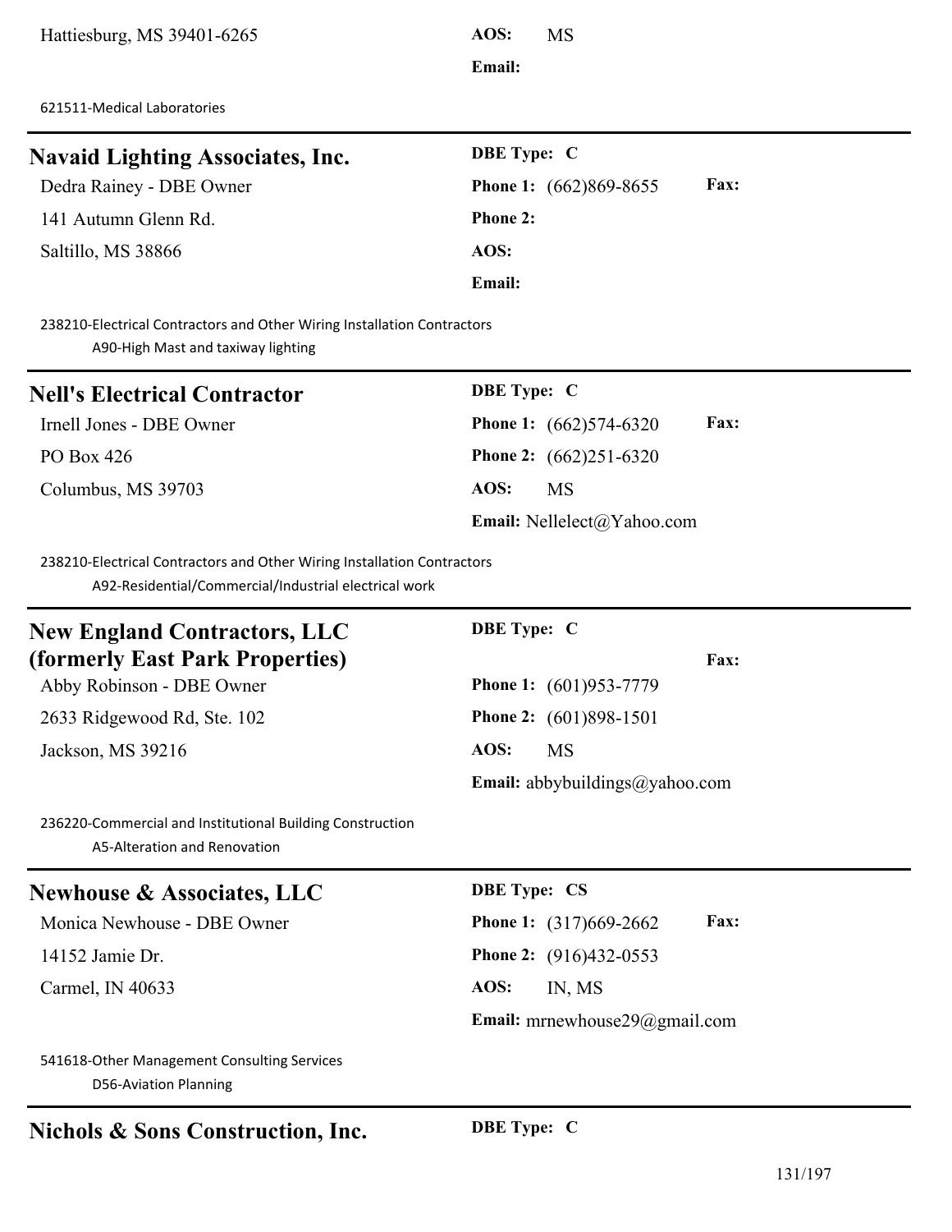Hattiesburg, MS 39401-6265

**AOS:** MS

**Email:**

621511-Medical Laboratories

---

## Navaid Lighting Associates, Inc.

**DBE Type:** C

Dedra Rainey - DBE Owner

141 Autumn Glenn Rd.

Saltillo, MS 38866

**Phone 1:** (662)869-8655 **Fax:**

**Phone 2:**

**AOS:**

**Email:**

238210-Electrical Contractors and Other Wiring Installation Contractors
    A90-High Mast and taxiway lighting

---

## Nell's Electrical Contractor

**DBE Type:** C

Irnell Jones - DBE Owner

PO Box 426

Columbus, MS 39703

**Phone 1:** (662)574-6320 **Fax:**

**Phone 2:** (662)251-6320

**AOS:** MS

**Email:** Nellelect@Yahoo.com

238210-Electrical Contractors and Other Wiring Installation Contractors
    A92-Residential/Commercial/Industrial electrical work

---

## New England Contractors, LLC (formerly East Park Properties)

**DBE Type:** C

Abby Robinson - DBE Owner

2633 Ridgewood Rd, Ste. 102

Jackson, MS 39216

**Fax:**

**Phone 1:** (601)953-7779

**Phone 2:** (601)898-1501

**AOS:** MS

**Email:** abbybuildings@yahoo.com

236220-Commercial and Institutional Building Construction
    A5-Alteration and Renovation

---

## Newhouse & Associates, LLC

**DBE Type:** CS

Monica Newhouse - DBE Owner

14152 Jamie Dr.

Carmel, IN 40633

**Phone 1:** (317)669-2662 **Fax:**

**Phone 2:** (916)432-0553

**AOS:** IN, MS

**Email:** mrnewhouse29@gmail.com

541618-Other Management Consulting Services
    D56-Aviation Planning

---

## Nichols & Sons Construction, Inc.

**DBE Type:** C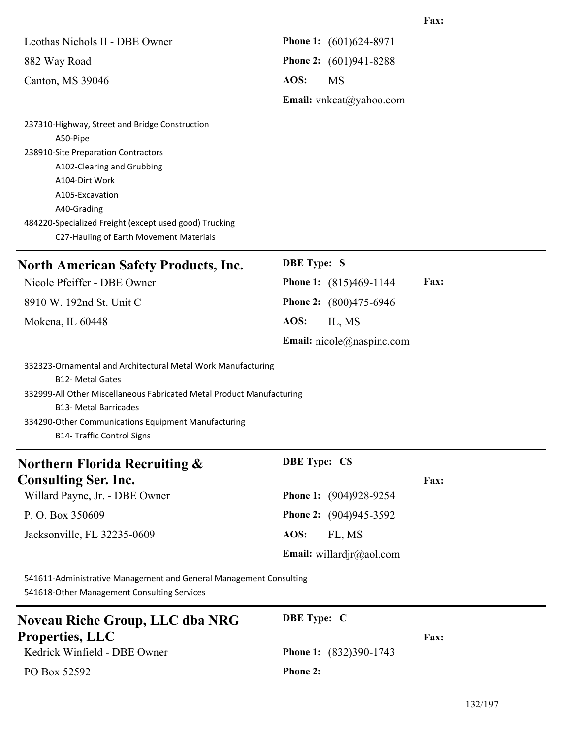**Fax:**

Leothas Nichols II - DBE Owner
882 Way Road
Canton, MS 39046

**Phone 1:** (601)624-8971
**Phone 2:** (601)941-8288
**AOS:** MS
**Email:** vnkcat@yahoo.com

237310-Highway, Street and Bridge Construction
- A50-Pipe

238910-Site Preparation Contractors
- A102-Clearing and Grubbing
- A104-Dirt Work
- A105-Excavation
- A40-Grading

484220-Specialized Freight (except used good) Trucking
- C27-Hauling of Earth Movement Materials

---

## North American Safety Products, Inc.

**DBE Type:** S

Nicole Pfeiffer - DBE Owner
8910 W. 192nd St. Unit C
Mokena, IL 60448

**Phone 1:** (815)469-1144
**Fax:**
**Phone 2:** (800)475-6946
**AOS:** IL, MS
**Email:** nicole@naspinc.com

332323-Ornamental and Architectural Metal Work Manufacturing
- B12- Metal Gates

332999-All Other Miscellaneous Fabricated Metal Product Manufacturing
- B13- Metal Barricades

334290-Other Communications Equipment Manufacturing
- B14- Traffic Control Signs

---

## Northern Florida Recruiting & Consulting Ser. Inc.

**DBE Type:** CS

Willard Payne, Jr. - DBE Owner
P. O. Box 350609
Jacksonville, FL 32235-0609

**Fax:**
**Phone 1:** (904)928-9254
**Phone 2:** (904)945-3592
**AOS:** FL, MS
**Email:** willardjr@aol.com

541611-Administrative Management and General Management Consulting
541618-Other Management Consulting Services

---

## Noveau Riche Group, LLC dba NRG Properties, LLC

**DBE Type:** C

Kedrick Winfield - DBE Owner
PO Box 52592

**Fax:**
**Phone 1:** (832)390-1743
**Phone 2:**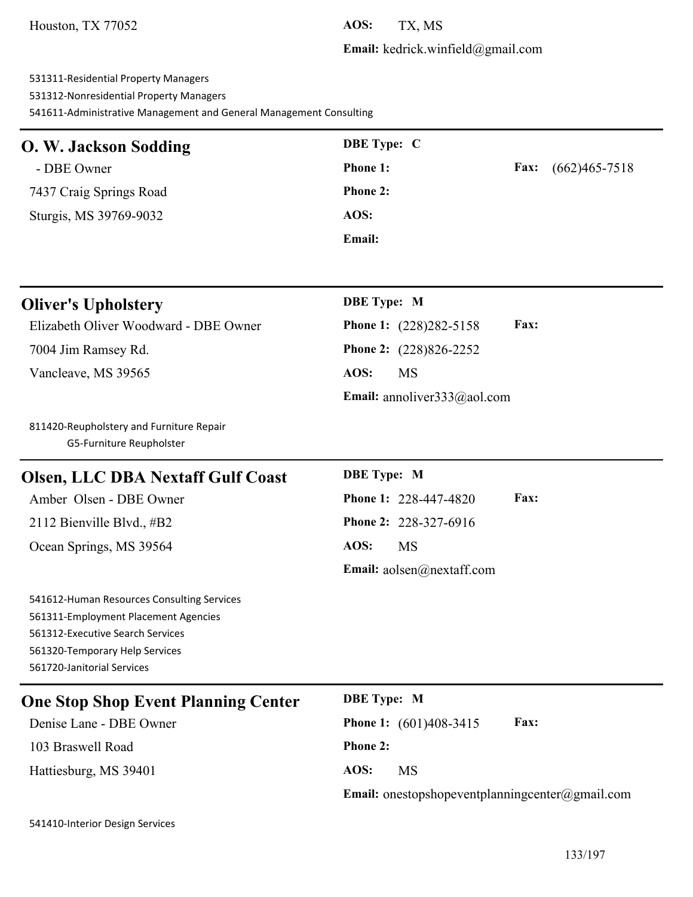Houston, TX 77052

**AOS:** TX, MS

**Email:** kedrick.winfield@gmail.com

531311-Residential Property Managers
531312-Nonresidential Property Managers
541611-Administrative Management and General Management Consulting

---

## O. W. Jackson Sodding

- DBE Owner

7437 Craig Springs Road
Sturgis, MS 39769-9032

**DBE Type:** C
**Phone 1:**
**Fax:** (662)465-7518
**Phone 2:**
**AOS:**
**Email:**

---

## Oliver's Upholstery

Elizabeth Oliver Woodward - DBE Owner
7004 Jim Ramsey Rd.
Vancleave, MS 39565

**DBE Type:** M
**Phone 1:** (228)282-5158
**Fax:**
**Phone 2:** (228)826-2252
**AOS:** MS
**Email:** annoliver333@aol.com

811420-Reupholstery and Furniture Repair
G5-Furniture Reupholster

---

## Olsen, LLC DBA Nextaff Gulf Coast

Amber Olsen - DBE Owner
2112 Bienville Blvd., #B2
Ocean Springs, MS 39564

**DBE Type:** M
**Phone 1:** 228-447-4820
**Fax:**
**Phone 2:** 228-327-6916
**AOS:** MS
**Email:** aolsen@nextaff.com

541612-Human Resources Consulting Services
561311-Employment Placement Agencies
561312-Executive Search Services
561320-Temporary Help Services
561720-Janitorial Services

---

## One Stop Shop Event Planning Center

Denise Lane - DBE Owner
103 Braswell Road
Hattiesburg, MS 39401

**DBE Type:** M
**Phone 1:** (601)408-3415
**Fax:**
**Phone 2:**
**AOS:** MS
**Email:** onestopshopeventplanningcenter@gmail.com

541410-Interior Design Services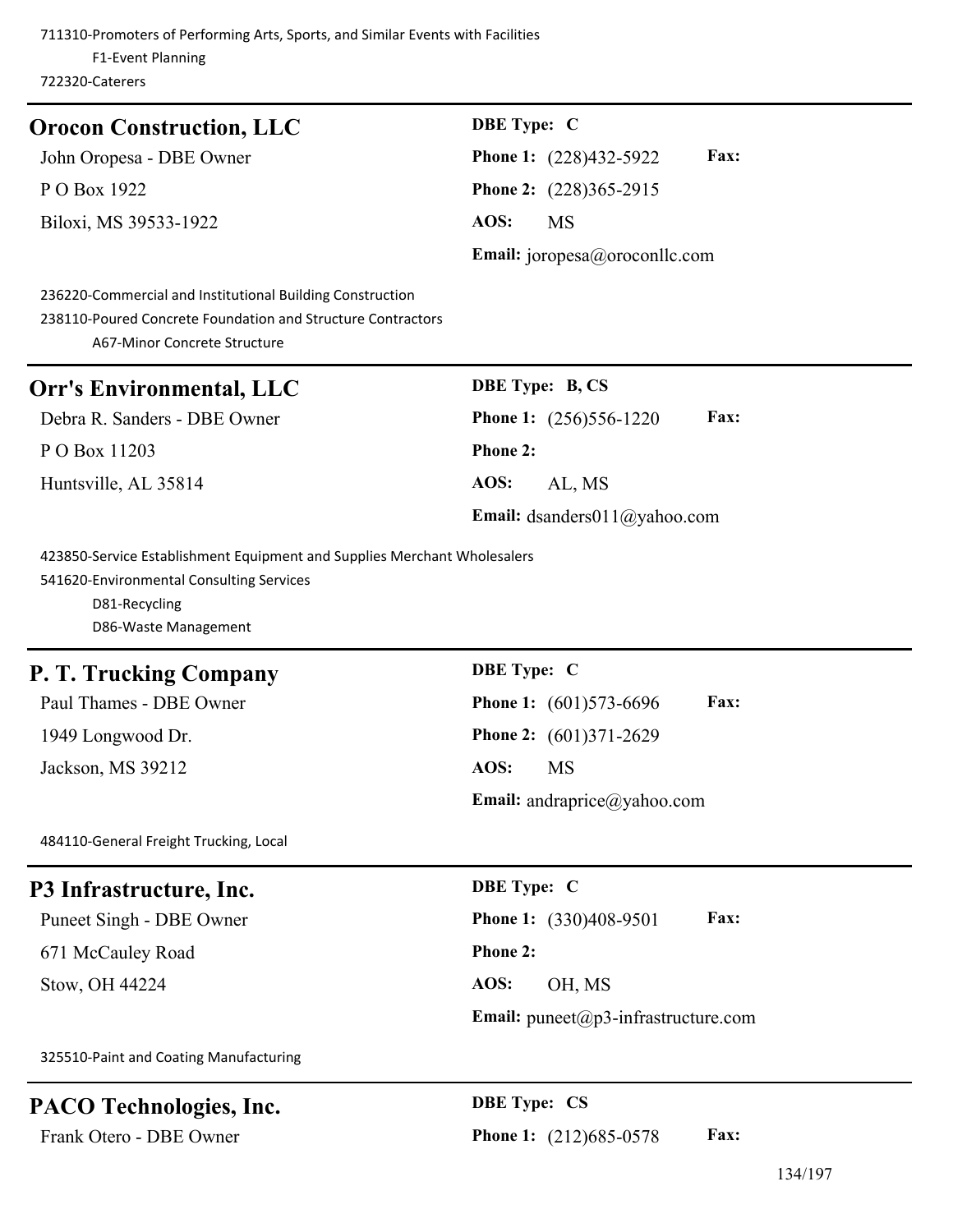711310-Promoters of Performing Arts, Sports, and Similar Events with Facilities

F1-Event Planning

722320-Caterers

---

## Orocon Construction, LLC

John Oropesa - DBE Owner
P O Box 1922
Biloxi, MS 39533-1922

**DBE Type:** C
**Phone 1:** (228)432-5922 **Fax:**
**Phone 2:** (228)365-2915
**AOS:** MS
**Email:** joropesa@oroconllc.com

236220-Commercial and Institutional Building Construction

238110-Poured Concrete Foundation and Structure Contractors

A67-Minor Concrete Structure

---

## Orr's Environmental, LLC

Debra R. Sanders - DBE Owner
P O Box 11203
Huntsville, AL 35814

**DBE Type:** B, CS
**Phone 1:** (256)556-1220 **Fax:**
**Phone 2:**
**AOS:** AL, MS
**Email:** dsanders011@yahoo.com

423850-Service Establishment Equipment and Supplies Merchant Wholesalers

541620-Environmental Consulting Services

D81-Recycling

D86-Waste Management

---

## P. T. Trucking Company

Paul Thames - DBE Owner
1949 Longwood Dr.
Jackson, MS 39212

**DBE Type:** C
**Phone 1:** (601)573-6696 **Fax:**
**Phone 2:** (601)371-2629
**AOS:** MS
**Email:** andraprice@yahoo.com

484110-General Freight Trucking, Local

---

## P3 Infrastructure, Inc.

Puneet Singh - DBE Owner
671 McCauley Road
Stow, OH 44224

**DBE Type:** C
**Phone 1:** (330)408-9501 **Fax:**
**Phone 2:**
**AOS:** OH, MS
**Email:** puneet@p3-infrastructure.com

325510-Paint and Coating Manufacturing

---

## PACO Technologies, Inc.

Frank Otero - DBE Owner

**DBE Type:** CS
**Phone 1:** (212)685-0578 **Fax:**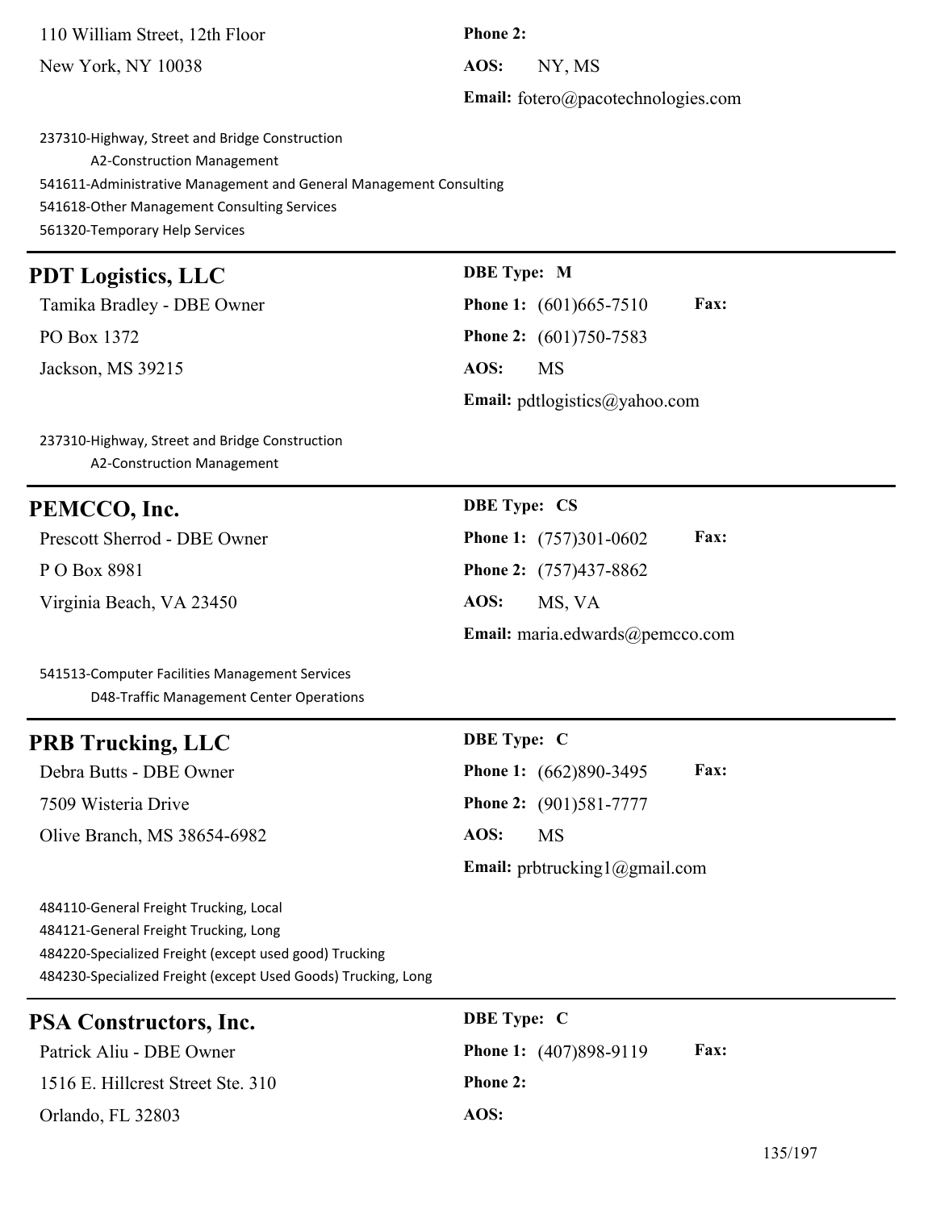110 William Street, 12th Floor
New York, NY 10038

**Phone 2:**
**AOS:** NY, MS
**Email:** fotero@pacotechnologies.com

237310-Highway, Street and Bridge Construction
    A2-Construction Management
541611-Administrative Management and General Management Consulting
541618-Other Management Consulting Services
561320-Temporary Help Services

---

## PDT Logistics, LLC

**DBE Type: M**

Tamika Bradley - DBE Owner
PO Box 1372
Jackson, MS 39215

**Phone 1:** (601)665-7510 **Fax:**
**Phone 2:** (601)750-7583
**AOS:** MS
**Email:** pdtlogistics@yahoo.com

237310-Highway, Street and Bridge Construction
    A2-Construction Management

---

## PEMCCO, Inc.

**DBE Type: CS**

Prescott Sherrod - DBE Owner
P O Box 8981
Virginia Beach, VA 23450

**Phone 1:** (757)301-0602 **Fax:**
**Phone 2:** (757)437-8862
**AOS:** MS, VA
**Email:** maria.edwards@pemcco.com

541513-Computer Facilities Management Services
    D48-Traffic Management Center Operations

---

## PRB Trucking, LLC

**DBE Type: C**

Debra Butts - DBE Owner
7509 Wisteria Drive
Olive Branch, MS 38654-6982

**Phone 1:** (662)890-3495 **Fax:**
**Phone 2:** (901)581-7777
**AOS:** MS
**Email:** prbtrucking1@gmail.com

484110-General Freight Trucking, Local
484121-General Freight Trucking, Long
484220-Specialized Freight (except used good) Trucking
484230-Specialized Freight (except Used Goods) Trucking, Long

---

## PSA Constructors, Inc.

**DBE Type: C**

Patrick Aliu - DBE Owner
1516 E. Hillcrest Street Ste. 310
Orlando, FL 32803

**Phone 1:** (407)898-9119 **Fax:**
**Phone 2:**
**AOS:**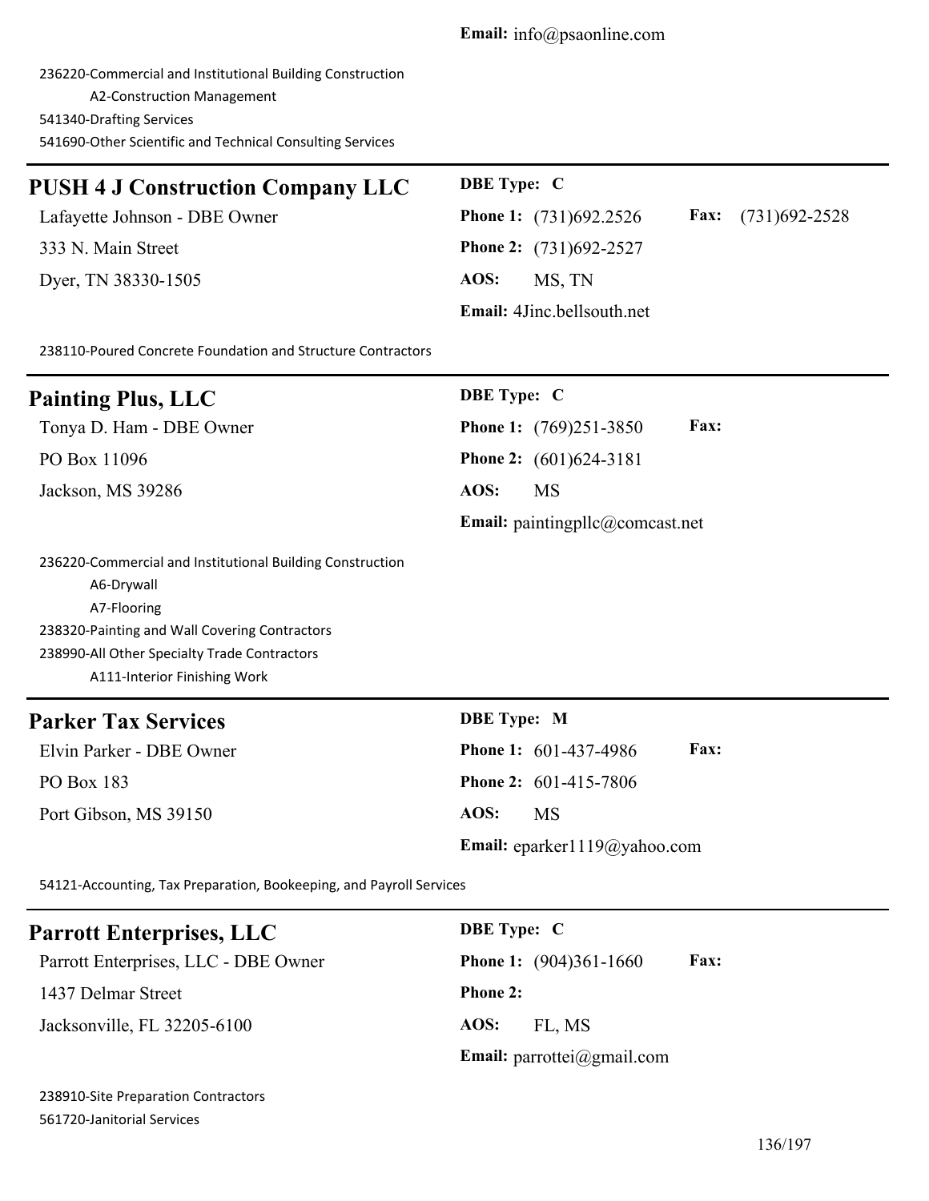**Email:** info@psaonline.com

236220-Commercial and Institutional Building Construction
    A2-Construction Management
541340-Drafting Services
541690-Other Scientific and Technical Consulting Services

---

## PUSH 4 J Construction Company LLC

Lafayette Johnson - DBE Owner
333 N. Main Street
Dyer, TN 38330-1505

**DBE Type:** C
**Phone 1:** (731)692.2526 **Fax:** (731)692-2528
**Phone 2:** (731)692-2527
**AOS:** MS, TN
**Email:** 4Jinc.bellsouth.net

238110-Poured Concrete Foundation and Structure Contractors

---

## Painting Plus, LLC

Tonya D. Ham - DBE Owner
PO Box 11096
Jackson, MS 39286

**DBE Type:** C
**Phone 1:** (769)251-3850 **Fax:**
**Phone 2:** (601)624-3181
**AOS:** MS
**Email:** paintingpllc@comcast.net

236220-Commercial and Institutional Building Construction
    A6-Drywall
    A7-Flooring
238320-Painting and Wall Covering Contractors
238990-All Other Specialty Trade Contractors
    A111-Interior Finishing Work

---

## Parker Tax Services

Elvin Parker - DBE Owner
PO Box 183
Port Gibson, MS 39150

**DBE Type:** M
**Phone 1:** 601-437-4986 **Fax:**
**Phone 2:** 601-415-7806
**AOS:** MS
**Email:** eparker1119@yahoo.com

54121-Accounting, Tax Preparation, Bookeeping, and Payroll Services

---

## Parrott Enterprises, LLC

Parrott Enterprises, LLC - DBE Owner
1437 Delmar Street
Jacksonville, FL 32205-6100

**DBE Type:** C
**Phone 1:** (904)361-1660 **Fax:**
**Phone 2:**
**AOS:** FL, MS
**Email:** parrottei@gmail.com

238910-Site Preparation Contractors
561720-Janitorial Services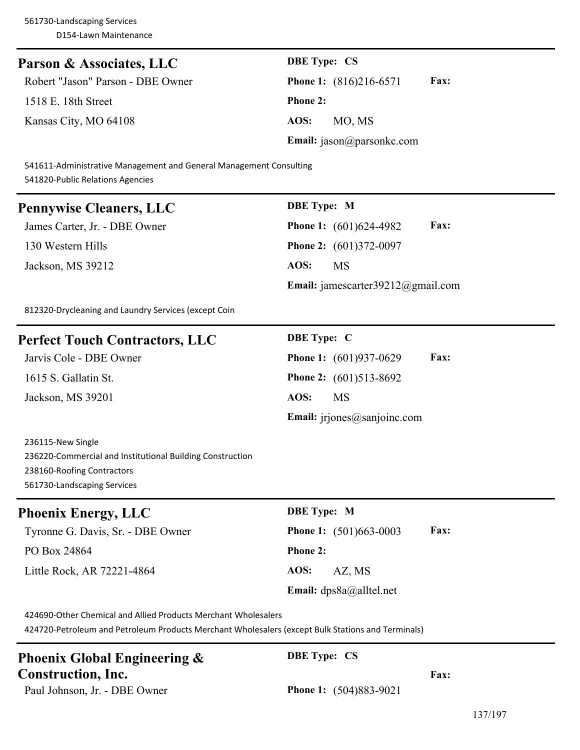561730-Landscaping Services

D154-Lawn Maintenance

---

## Parson & Associates, LLC

**DBE Type: CS**

Robert "Jason" Parson - DBE Owner

1518 E. 18th Street

Kansas City, MO 64108

**Phone 1:** (816)216-6571 **Fax:**

**Phone 2:**

**AOS:** MO, MS

**Email:** jason@parsonkc.com

541611-Administrative Management and General Management Consulting

541820-Public Relations Agencies

---

## Pennywise Cleaners, LLC

**DBE Type: M**

James Carter, Jr. - DBE Owner

130 Western Hills

Jackson, MS 39212

**Phone 1:** (601)624-4982 **Fax:**

**Phone 2:** (601)372-0097

**AOS:** MS

**Email:** jamescarter39212@gmail.com

812320-Drycleaning and Laundry Services (except Coin

---

## Perfect Touch Contractors, LLC

**DBE Type: C**

Jarvis Cole - DBE Owner

1615 S. Gallatin St.

Jackson, MS 39201

**Phone 1:** (601)937-0629 **Fax:**

**Phone 2:** (601)513-8692

**AOS:** MS

**Email:** jrjones@sanjoinc.com

236115-New Single

236220-Commercial and Institutional Building Construction

238160-Roofing Contractors

561730-Landscaping Services

---

## Phoenix Energy, LLC

**DBE Type: M**

Tyronne G. Davis, Sr. - DBE Owner

PO Box 24864

Little Rock, AR 72221-4864

**Phone 1:** (501)663-0003 **Fax:**

**Phone 2:**

**AOS:** AZ, MS

**Email:** dps8a@alltel.net

424690-Other Chemical and Allied Products Merchant Wholesalers

424720-Petroleum and Petroleum Products Merchant Wholesalers (except Bulk Stations and Terminals)

---

## Phoenix Global Engineering & Construction, Inc.

**DBE Type: CS**

Paul Johnson, Jr. - DBE Owner

**Phone 1:** (504)883-9021 **Fax:**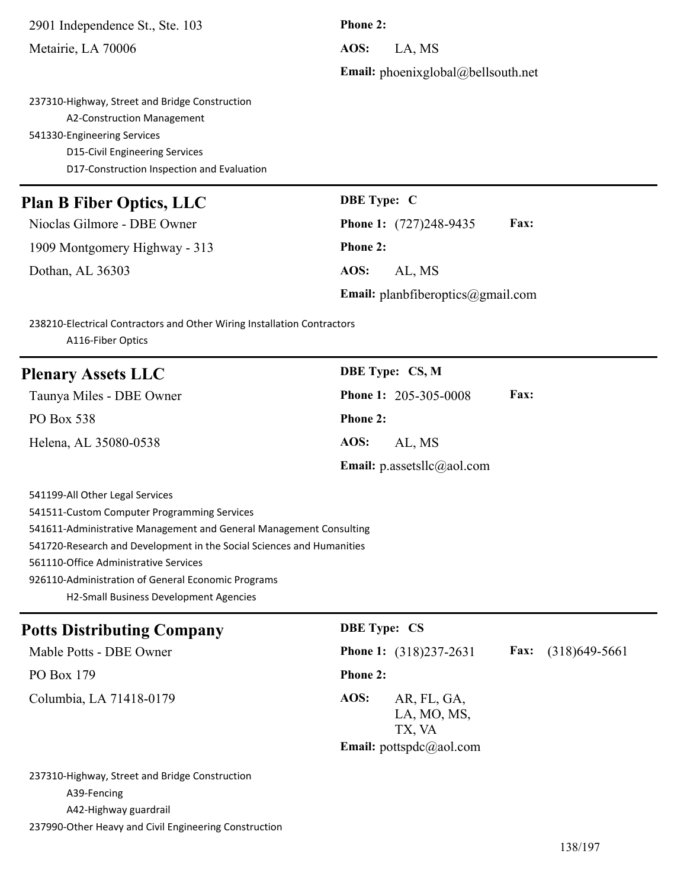2901 Independence St., Ste. 103

Metairie, LA 70006

**Phone 2:**

**AOS:** LA, MS

**Email:** phoenixglobal@bellsouth.net

237310-Highway, Street and Bridge Construction
- A2-Construction Management

541330-Engineering Services
- D15-Civil Engineering Services
- D17-Construction Inspection and Evaluation

---

## Plan B Fiber Optics, LLC

**DBE Type:** C

Nioclas Gilmore - DBE Owner

1909 Montgomery Highway - 313

Dothan, AL 36303

**Phone 1:** (727)248-9435 **Fax:**

**Phone 2:**

**AOS:** AL, MS

**Email:** planbfiberoptics@gmail.com

238210-Electrical Contractors and Other Wiring Installation Contractors
- A116-Fiber Optics

---

## Plenary Assets LLC

**DBE Type:** CS, M

Taunya Miles - DBE Owner

PO Box 538

Helena, AL 35080-0538

**Phone 1:** 205-305-0008 **Fax:**

**Phone 2:**

**AOS:** AL, MS

**Email:** p.assetsllc@aol.com

541199-All Other Legal Services

541511-Custom Computer Programming Services

541611-Administrative Management and General Management Consulting

541720-Research and Development in the Social Sciences and Humanities

561110-Office Administrative Services

926110-Administration of General Economic Programs
- H2-Small Business Development Agencies

---

## Potts Distributing Company

**DBE Type:** CS

Mable Potts - DBE Owner

PO Box 179

Columbia, LA 71418-0179

**Phone 1:** (318)237-2631 **Fax:** (318)649-5661

**Phone 2:**

**AOS:** AR, FL, GA, LA, MO, MS, TX, VA

**Email:** pottspdc@aol.com

237310-Highway, Street and Bridge Construction
- A39-Fencing
- A42-Highway guardrail

237990-Other Heavy and Civil Engineering Construction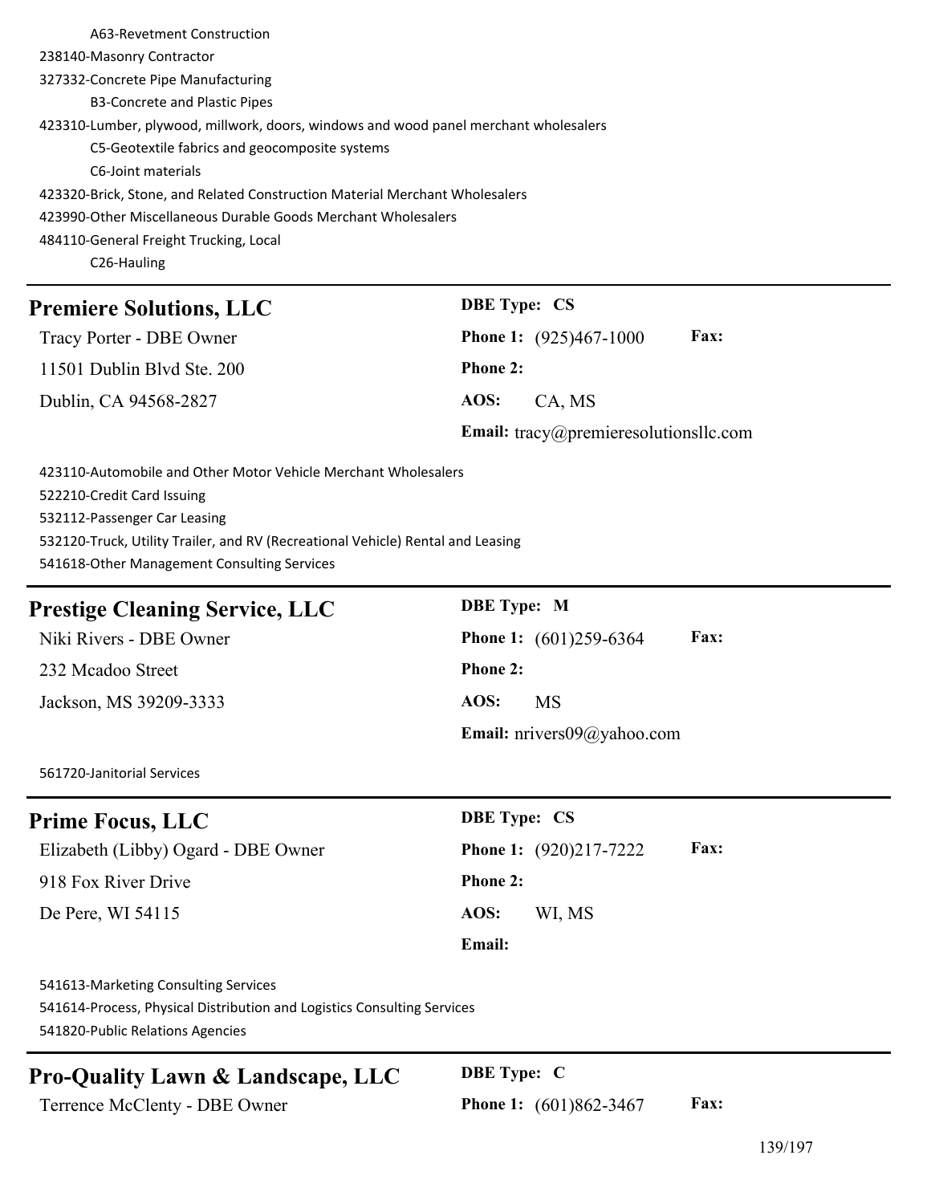A63-Revetment Construction

238140-Masonry Contractor

327332-Concrete Pipe Manufacturing

B3-Concrete and Plastic Pipes

423310-Lumber, plywood, millwork, doors, windows and wood panel merchant wholesalers

C5-Geotextile fabrics and geocomposite systems

C6-Joint materials

423320-Brick, Stone, and Related Construction Material Merchant Wholesalers

423990-Other Miscellaneous Durable Goods Merchant Wholesalers

484110-General Freight Trucking, Local

C26-Hauling

---

## Premiere Solutions, LLC

**DBE Type:** CS

Tracy Porter - DBE Owner

11501 Dublin Blvd Ste. 200

Dublin, CA 94568-2827

**Phone 1:** (925)467-1000 **Fax:**

**Phone 2:**

**AOS:** CA, MS

**Email:** tracy@premieresolutionsllc.com

423110-Automobile and Other Motor Vehicle Merchant Wholesalers

522210-Credit Card Issuing

532112-Passenger Car Leasing

532120-Truck, Utility Trailer, and RV (Recreational Vehicle) Rental and Leasing

541618-Other Management Consulting Services

---

## Prestige Cleaning Service, LLC

**DBE Type:** M

Niki Rivers - DBE Owner

232 Mcadoo Street

Jackson, MS 39209-3333

**Phone 1:** (601)259-6364 **Fax:**

**Phone 2:**

**AOS:** MS

**Email:** nrivers09@yahoo.com

561720-Janitorial Services

---

## Prime Focus, LLC

**DBE Type:** CS

Elizabeth (Libby) Ogard - DBE Owner

918 Fox River Drive

De Pere, WI 54115

**Phone 1:** (920)217-7222 **Fax:**

**Phone 2:**

**AOS:** WI, MS

**Email:**

541613-Marketing Consulting Services

541614-Process, Physical Distribution and Logistics Consulting Services

541820-Public Relations Agencies

---

## Pro-Quality Lawn & Landscape, LLC

**DBE Type:** C

Terrence McClenty - DBE Owner

**Phone 1:** (601)862-3467 **Fax:**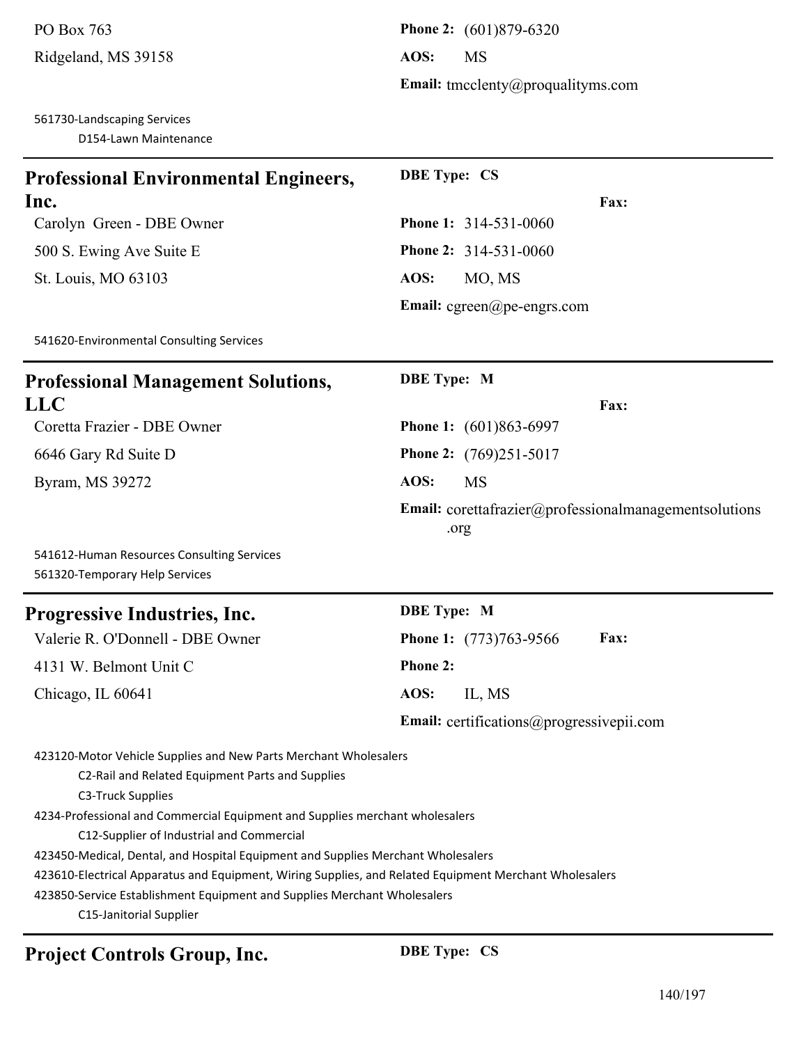PO Box 763
Ridgeland, MS 39158

**Phone 2:** (601)879-6320
**AOS:** MS
**Email:** tmcclenty@proqualityms.com

561730-Landscaping Services
    D154-Lawn Maintenance

---

## Professional Environmental Engineers, Inc.

**DBE Type:** CS

Carolyn Green - DBE Owner
500 S. Ewing Ave Suite E
St. Louis, MO 63103

**Fax:**
**Phone 1:** 314-531-0060
**Phone 2:** 314-531-0060
**AOS:** MO, MS
**Email:** cgreen@pe-engrs.com

541620-Environmental Consulting Services

---

## Professional Management Solutions, LLC

**DBE Type:** M

Coretta Frazier - DBE Owner
6646 Gary Rd Suite D
Byram, MS 39272

**Fax:**
**Phone 1:** (601)863-6997
**Phone 2:** (769)251-5017
**AOS:** MS
**Email:** corettafrazier@professionalmanagementsolutions.org

541612-Human Resources Consulting Services
561320-Temporary Help Services

---

## Progressive Industries, Inc.

**DBE Type:** M

Valerie R. O'Donnell - DBE Owner
4131 W. Belmont Unit C
Chicago, IL 60641

**Phone 1:** (773)763-9566 **Fax:**
**Phone 2:**
**AOS:** IL, MS
**Email:** certifications@progressivepii.com

423120-Motor Vehicle Supplies and New Parts Merchant Wholesalers
    C2-Rail and Related Equipment Parts and Supplies
    C3-Truck Supplies
4234-Professional and Commercial Equipment and Supplies merchant wholesalers
    C12-Supplier of Industrial and Commercial
423450-Medical, Dental, and Hospital Equipment and Supplies Merchant Wholesalers
423610-Electrical Apparatus and Equipment, Wiring Supplies, and Related Equipment Merchant Wholesalers
423850-Service Establishment Equipment and Supplies Merchant Wholesalers
    C15-Janitorial Supplier

---

## Project Controls Group, Inc.

**DBE Type:** CS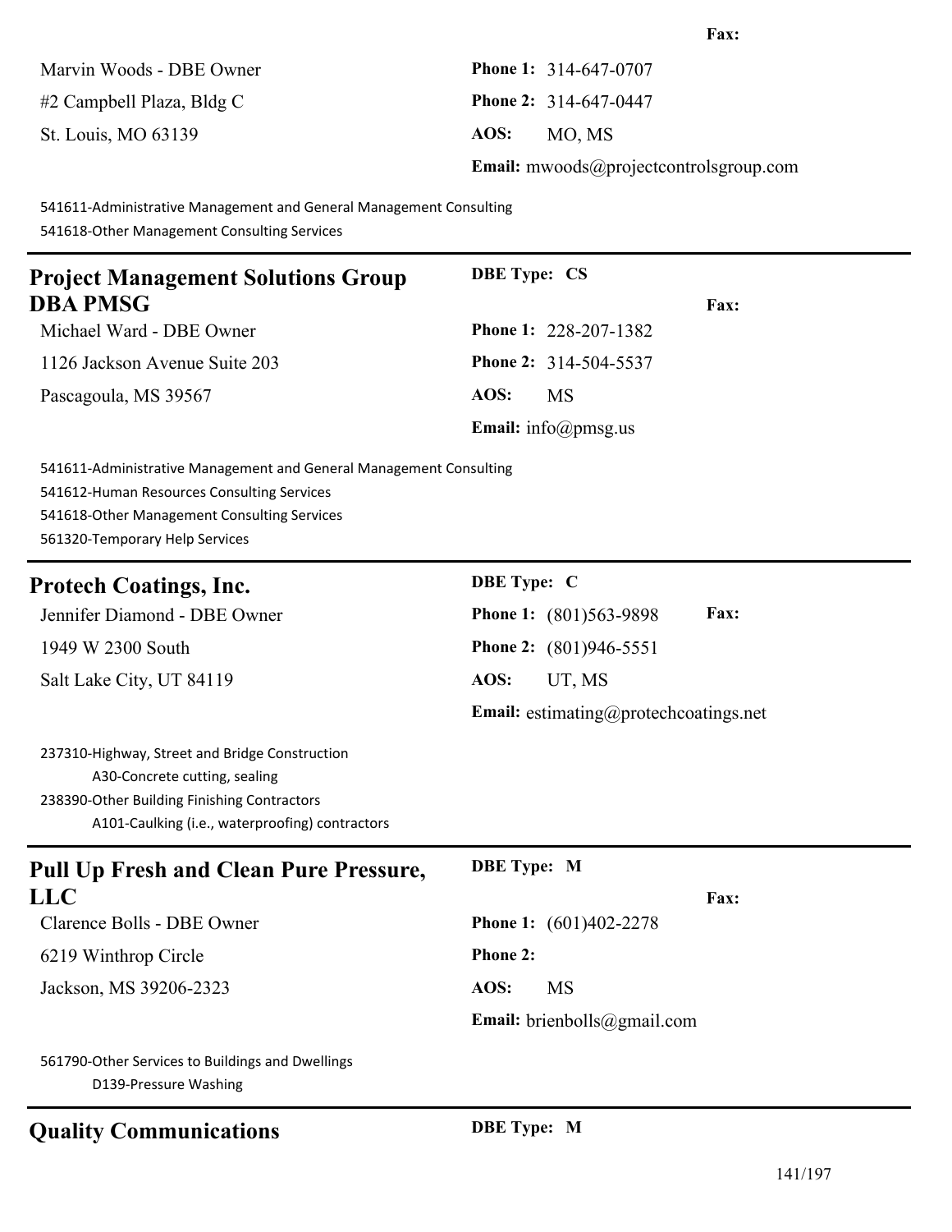**Fax:**

Marvin Woods - DBE Owner
#2 Campbell Plaza, Bldg C
St. Louis, MO 63139

**Phone 1:** 314-647-0707
**Phone 2:** 314-647-0447
**AOS:** MO, MS
**Email:** mwoods@projectcontrolsgroup.com

541611-Administrative Management and General Management Consulting
541618-Other Management Consulting Services

---

## Project Management Solutions Group DBA PMSG

**DBE Type:** CS

**Fax:**

Michael Ward - DBE Owner
1126 Jackson Avenue Suite 203
Pascagoula, MS 39567

**Phone 1:** 228-207-1382
**Phone 2:** 314-504-5537
**AOS:** MS
**Email:** info@pmsg.us

541611-Administrative Management and General Management Consulting
541612-Human Resources Consulting Services
541618-Other Management Consulting Services
561320-Temporary Help Services

---

## Protech Coatings, Inc.

**DBE Type:** C

Jennifer Diamond - DBE Owner
1949 W 2300 South
Salt Lake City, UT 84119

**Phone 1:** (801)563-9898 **Fax:**
**Phone 2:** (801)946-5551
**AOS:** UT, MS
**Email:** estimating@protechcoatings.net

237310-Highway, Street and Bridge Construction
  A30-Concrete cutting, sealing
238390-Other Building Finishing Contractors
  A101-Caulking (i.e., waterproofing) contractors

---

## Pull Up Fresh and Clean Pure Pressure, LLC

**DBE Type:** M

**Fax:**

Clarence Bolls - DBE Owner
6219 Winthrop Circle
Jackson, MS 39206-2323

**Phone 1:** (601)402-2278
**Phone 2:**
**AOS:** MS
**Email:** brienbolls@gmail.com

561790-Other Services to Buildings and Dwellings
  D139-Pressure Washing

---

## Quality Communications

**DBE Type:** M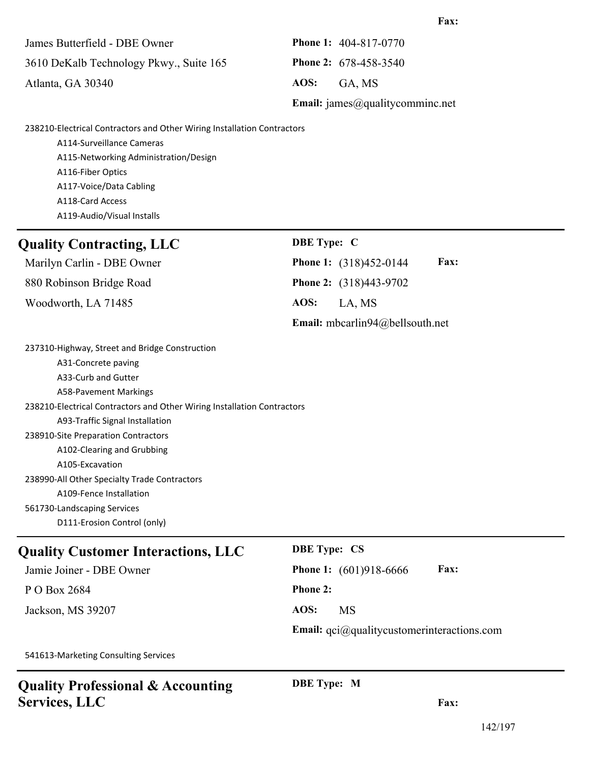**Fax:**

James Butterfield - DBE Owner
3610 DeKalb Technology Pkwy., Suite 165
Atlanta, GA 30340

**Phone 1:** 404-817-0770
**Phone 2:** 678-458-3540
**AOS:** GA, MS
**Email:** james@qualitycomminc.net

238210-Electrical Contractors and Other Wiring Installation Contractors
- A114-Surveillance Cameras
- A115-Networking Administration/Design
- A116-Fiber Optics
- A117-Voice/Data Cabling
- A118-Card Access
- A119-Audio/Visual Installs

---

## Quality Contracting, LLC

**DBE Type:** C

Marilyn Carlin - DBE Owner
880 Robinson Bridge Road
Woodworth, LA 71485

**Phone 1:** (318)452-0144 **Fax:**
**Phone 2:** (318)443-9702
**AOS:** LA, MS
**Email:** mbcarlin94@bellsouth.net

237310-Highway, Street and Bridge Construction
- A31-Concrete paving
- A33-Curb and Gutter
- A58-Pavement Markings

238210-Electrical Contractors and Other Wiring Installation Contractors
- A93-Traffic Signal Installation

238910-Site Preparation Contractors
- A102-Clearing and Grubbing
- A105-Excavation

238990-All Other Specialty Trade Contractors
- A109-Fence Installation

561730-Landscaping Services
- D111-Erosion Control (only)

---

## Quality Customer Interactions, LLC

**DBE Type:** CS

Jamie Joiner - DBE Owner
P O Box 2684
Jackson, MS 39207

**Phone 1:** (601)918-6666 **Fax:**
**Phone 2:**
**AOS:** MS
**Email:** qci@qualitycustomerinteractions.com

541613-Marketing Consulting Services

---

## Quality Professional & Accounting Services, LLC

**DBE Type:** M

**Fax:**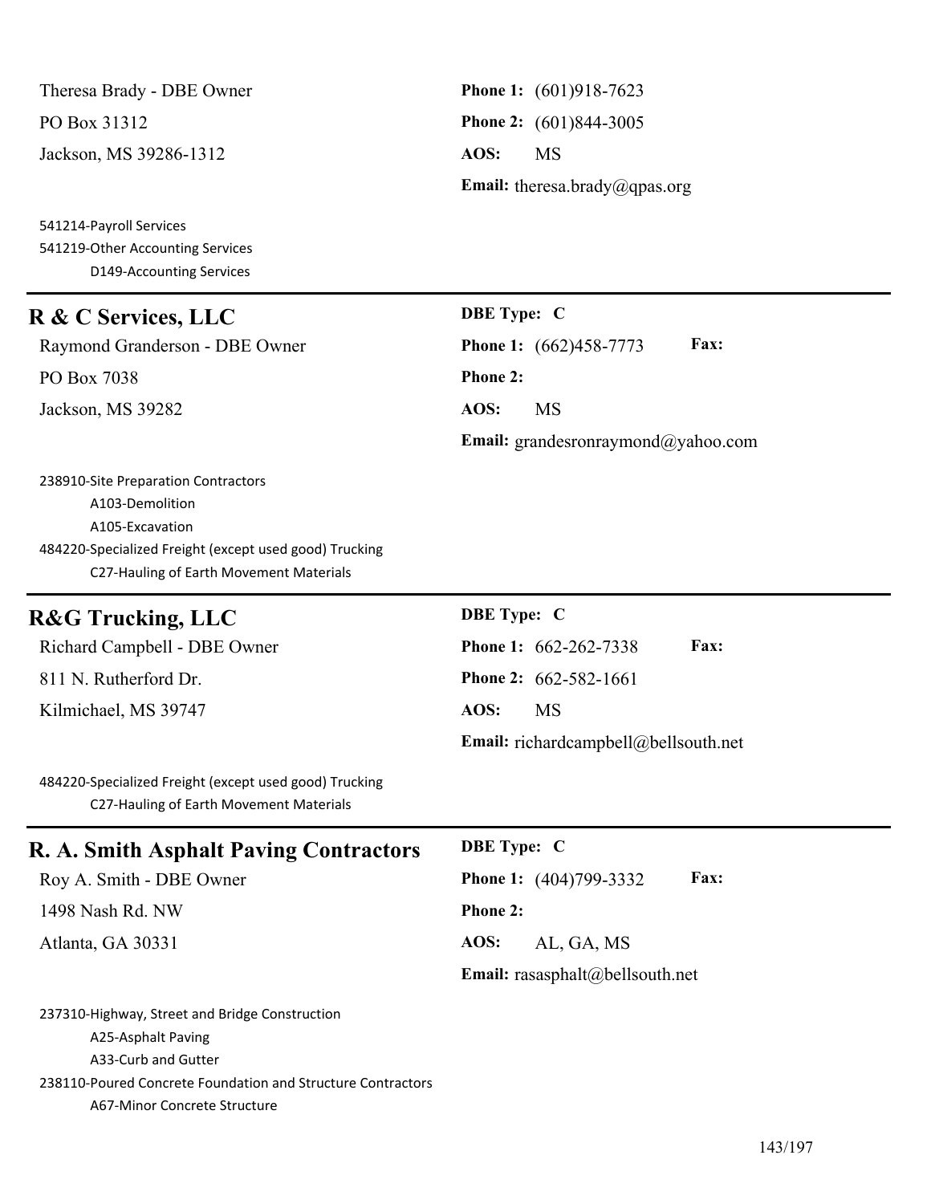Theresa Brady - DBE Owner
PO Box 31312
Jackson, MS 39286-1312

**Phone 1:** (601)918-7623
**Phone 2:** (601)844-3005
**AOS:** MS
**Email:** theresa.brady@qpas.org

541214-Payroll Services
541219-Other Accounting Services
- D149-Accounting Services

---

## R & C Services, LLC

**DBE Type:** C

Raymond Granderson - DBE Owner
PO Box 7038
Jackson, MS 39282

**Phone 1:** (662)458-7773 **Fax:**
**Phone 2:**
**AOS:** MS
**Email:** grandesronraymond@yahoo.com

238910-Site Preparation Contractors
- A103-Demolition
- A105-Excavation

484220-Specialized Freight (except used good) Trucking
- C27-Hauling of Earth Movement Materials

---

## R&G Trucking, LLC

**DBE Type:** C

Richard Campbell - DBE Owner
811 N. Rutherford Dr.
Kilmichael, MS 39747

**Phone 1:** 662-262-7338 **Fax:**
**Phone 2:** 662-582-1661
**AOS:** MS
**Email:** richardcampbell@bellsouth.net

484220-Specialized Freight (except used good) Trucking
- C27-Hauling of Earth Movement Materials

---

## R. A. Smith Asphalt Paving Contractors

**DBE Type:** C

Roy A. Smith - DBE Owner
1498 Nash Rd. NW
Atlanta, GA 30331

**Phone 1:** (404)799-3332 **Fax:**
**Phone 2:**
**AOS:** AL, GA, MS
**Email:** rasasphalt@bellsouth.net

237310-Highway, Street and Bridge Construction
- A25-Asphalt Paving
- A33-Curb and Gutter

238110-Poured Concrete Foundation and Structure Contractors
- A67-Minor Concrete Structure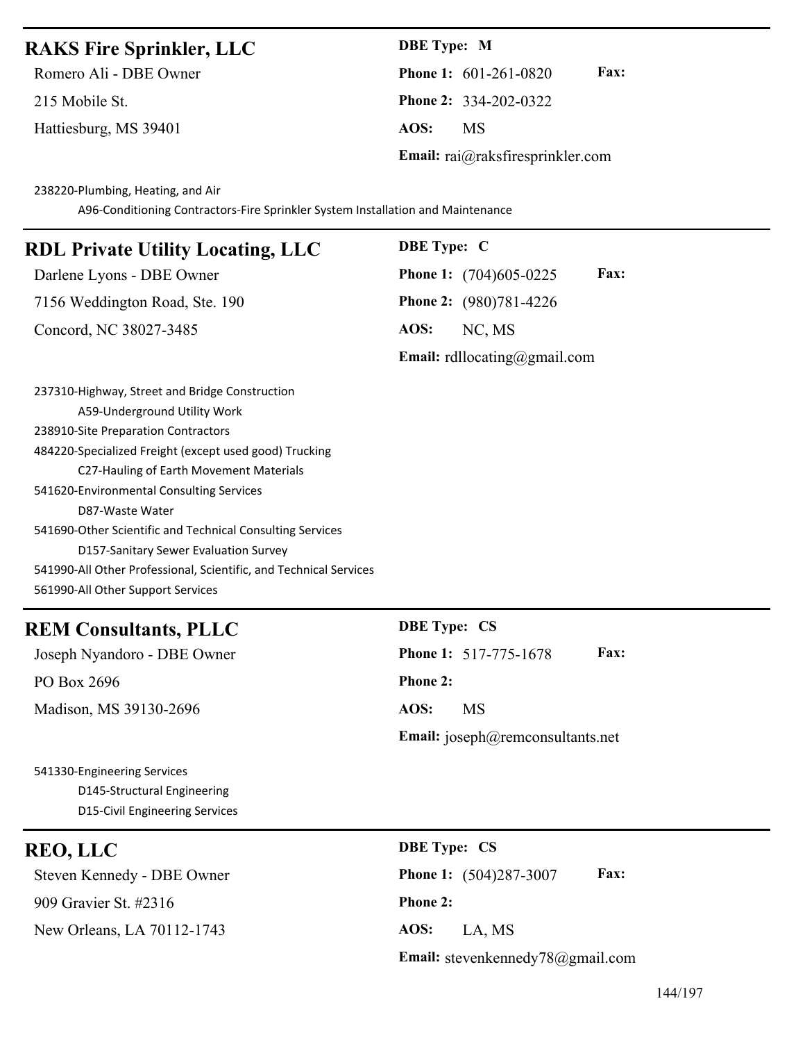## RAKS Fire Sprinkler, LLC

Romero Ali - DBE Owner
215 Mobile St.
Hattiesburg, MS 39401

**DBE Type:** M
**Phone 1:** 601-261-0820 **Fax:**
**Phone 2:** 334-202-0322
**AOS:** MS
**Email:** rai@raksfiresprinkler.com

238220-Plumbing, Heating, and Air
- A96-Conditioning Contractors-Fire Sprinkler System Installation and Maintenance

## RDL Private Utility Locating, LLC

Darlene Lyons - DBE Owner
7156 Weddington Road, Ste. 190
Concord, NC 38027-3485

**DBE Type:** C
**Phone 1:** (704)605-0225 **Fax:**
**Phone 2:** (980)781-4226
**AOS:** NC, MS
**Email:** rdllocating@gmail.com

237310-Highway, Street and Bridge Construction
- A59-Underground Utility Work

238910-Site Preparation Contractors

484220-Specialized Freight (except used good) Trucking
- C27-Hauling of Earth Movement Materials

541620-Environmental Consulting Services
- D87-Waste Water

541690-Other Scientific and Technical Consulting Services
- D157-Sanitary Sewer Evaluation Survey

541990-All Other Professional, Scientific, and Technical Services

561990-All Other Support Services

## REM Consultants, PLLC

Joseph Nyandoro - DBE Owner
PO Box 2696
Madison, MS 39130-2696

**DBE Type:** CS
**Phone 1:** 517-775-1678 **Fax:**
**Phone 2:**
**AOS:** MS
**Email:** joseph@remconsultants.net

541330-Engineering Services
- D145-Structural Engineering
- D15-Civil Engineering Services

## REO, LLC

Steven Kennedy - DBE Owner
909 Gravier St. #2316
New Orleans, LA 70112-1743

**DBE Type:** CS
**Phone 1:** (504)287-3007 **Fax:**
**Phone 2:**
**AOS:** LA, MS
**Email:** stevenkennedy78@gmail.com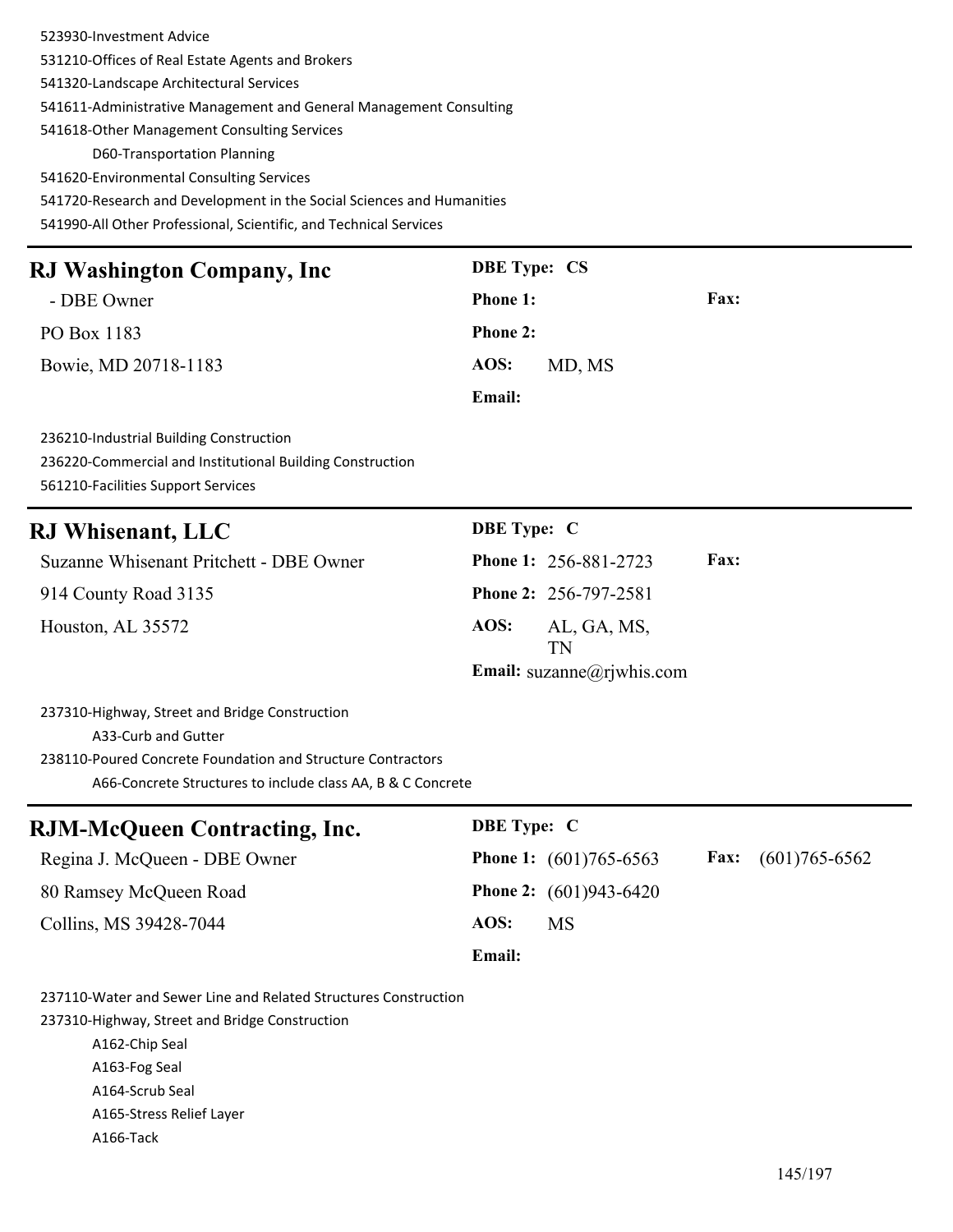523930-Investment Advice
531210-Offices of Real Estate Agents and Brokers
541320-Landscape Architectural Services
541611-Administrative Management and General Management Consulting
541618-Other Management Consulting Services
  D60-Transportation Planning
541620-Environmental Consulting Services
541720-Research and Development in the Social Sciences and Humanities
541990-All Other Professional, Scientific, and Technical Services

---

## RJ Washington Company, Inc

- DBE Owner

PO Box 1183
Bowie, MD 20718-1183

**DBE Type:** CS
**Phone 1:**
**Fax:**
**Phone 2:**
**AOS:** MD, MS
**Email:**

236210-Industrial Building Construction
236220-Commercial and Institutional Building Construction
561210-Facilities Support Services

---

## RJ Whisenant, LLC

Suzanne Whisenant Pritchett - DBE Owner
914 County Road 3135
Houston, AL 35572

**DBE Type:** C
**Phone 1:** 256-881-2723
**Fax:**
**Phone 2:** 256-797-2581
**AOS:** AL, GA, MS, TN
**Email:** suzanne@rjwhis.com

237310-Highway, Street and Bridge Construction
  A33-Curb and Gutter
238110-Poured Concrete Foundation and Structure Contractors
  A66-Concrete Structures to include class AA, B & C Concrete

---

## RJM-McQueen Contracting, Inc.

Regina J. McQueen - DBE Owner
80 Ramsey McQueen Road
Collins, MS 39428-7044

**DBE Type:** C
**Phone 1:** (601)765-6563
**Fax:** (601)765-6562
**Phone 2:** (601)943-6420
**AOS:** MS
**Email:**

237110-Water and Sewer Line and Related Structures Construction
237310-Highway, Street and Bridge Construction
  A162-Chip Seal
  A163-Fog Seal
  A164-Scrub Seal
  A165-Stress Relief Layer
  A166-Tack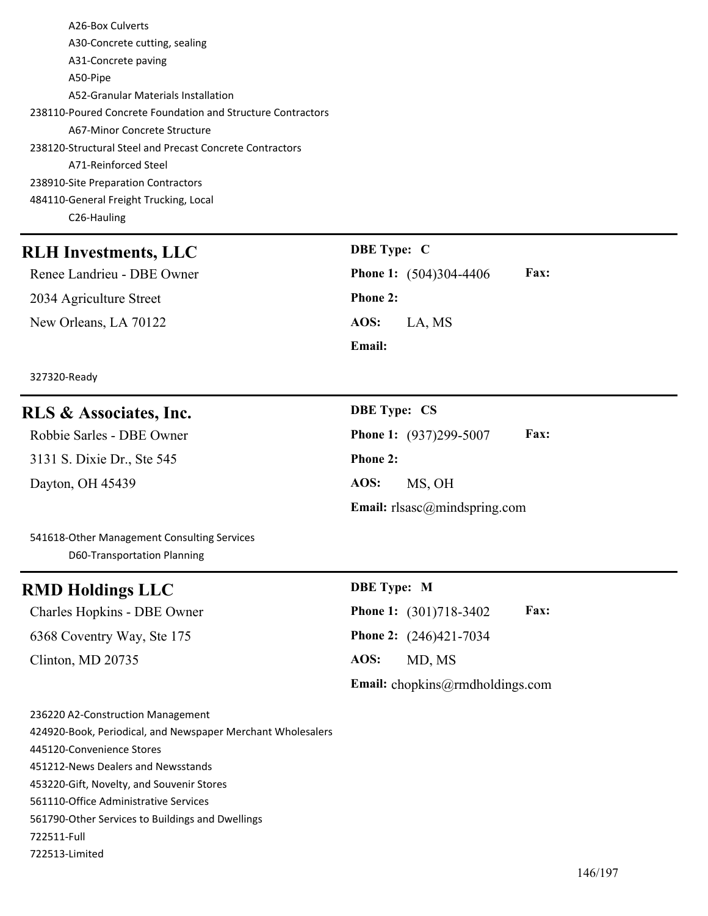- A26-Box Culverts
- A30-Concrete cutting, sealing
- A31-Concrete paving
- A50-Pipe
- A52-Granular Materials Installation

238110-Poured Concrete Foundation and Structure Contractors
- A67-Minor Concrete Structure

238120-Structural Steel and Precast Concrete Contractors
- A71-Reinforced Steel

238910-Site Preparation Contractors

484110-General Freight Trucking, Local
- C26-Hauling

---

## RLH Investments, LLC

Renee Landrieu - DBE Owner
2034 Agriculture Street
New Orleans, LA 70122

**DBE Type:** C
**Phone 1:** (504)304-4406 **Fax:**
**Phone 2:**
**AOS:** LA, MS
**Email:**

327320-Ready

---

## RLS & Associates, Inc.

Robbie Sarles - DBE Owner
3131 S. Dixie Dr., Ste 545
Dayton, OH 45439

**DBE Type:** CS
**Phone 1:** (937)299-5007 **Fax:**
**Phone 2:**
**AOS:** MS, OH
**Email:** rlsasc@mindspring.com

541618-Other Management Consulting Services
- D60-Transportation Planning

---

## RMD Holdings LLC

Charles Hopkins - DBE Owner
6368 Coventry Way, Ste 175
Clinton, MD 20735

**DBE Type:** M
**Phone 1:** (301)718-3402 **Fax:**
**Phone 2:** (246)421-7034
**AOS:** MD, MS
**Email:** chopkins@rmdholdings.com

236220 A2-Construction Management
424920-Book, Periodical, and Newspaper Merchant Wholesalers
445120-Convenience Stores
451212-News Dealers and Newsstands
453220-Gift, Novelty, and Souvenir Stores
561110-Office Administrative Services
561790-Other Services to Buildings and Dwellings
722511-Full
722513-Limited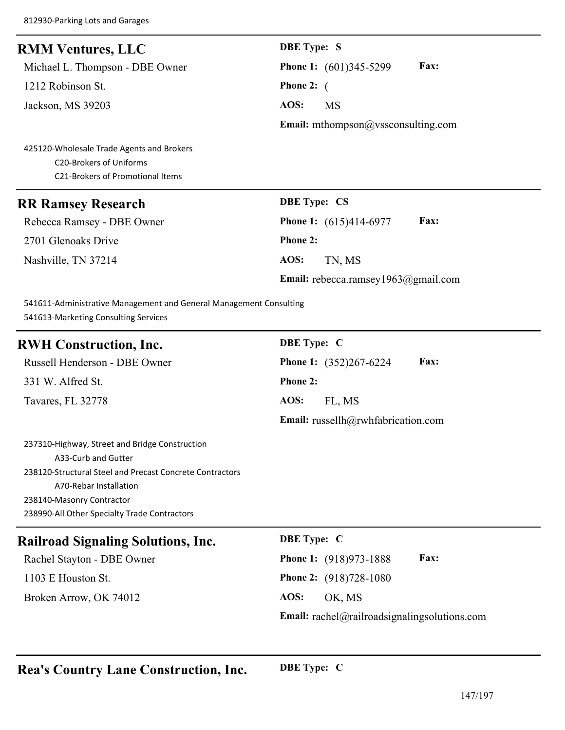812930-Parking Lots and Garages

## RMM Ventures, LLC

Michael L. Thompson - DBE Owner
1212 Robinson St.
Jackson, MS 39203

**DBE Type:** S
**Phone 1:** (601)345-5299 **Fax:**
**Phone 2:** (
**AOS:** MS
**Email:** mthompson@vssconsulting.com

425120-Wholesale Trade Agents and Brokers
- C20-Brokers of Uniforms
- C21-Brokers of Promotional Items

## RR Ramsey Research

Rebecca Ramsey - DBE Owner
2701 Glenoaks Drive
Nashville, TN 37214

**DBE Type:** CS
**Phone 1:** (615)414-6977 **Fax:**
**Phone 2:**
**AOS:** TN, MS
**Email:** rebecca.ramsey1963@gmail.com

541611-Administrative Management and General Management Consulting
541613-Marketing Consulting Services

## RWH Construction, Inc.

Russell Henderson - DBE Owner
331 W. Alfred St.
Tavares, FL 32778

**DBE Type:** C
**Phone 1:** (352)267-6224 **Fax:**
**Phone 2:**
**AOS:** FL, MS
**Email:** russellh@rwhfabrication.com

237310-Highway, Street and Bridge Construction
- A33-Curb and Gutter

238120-Structural Steel and Precast Concrete Contractors
- A70-Rebar Installation

238140-Masonry Contractor
238990-All Other Specialty Trade Contractors

## Railroad Signaling Solutions, Inc.

Rachel Stayton - DBE Owner
1103 E Houston St.
Broken Arrow, OK 74012

**DBE Type:** C
**Phone 1:** (918)973-1888 **Fax:**
**Phone 2:** (918)728-1080
**AOS:** OK, MS
**Email:** rachel@railroadsignalingsolutions.com

## Rea's Country Lane Construction, Inc.

**DBE Type:** C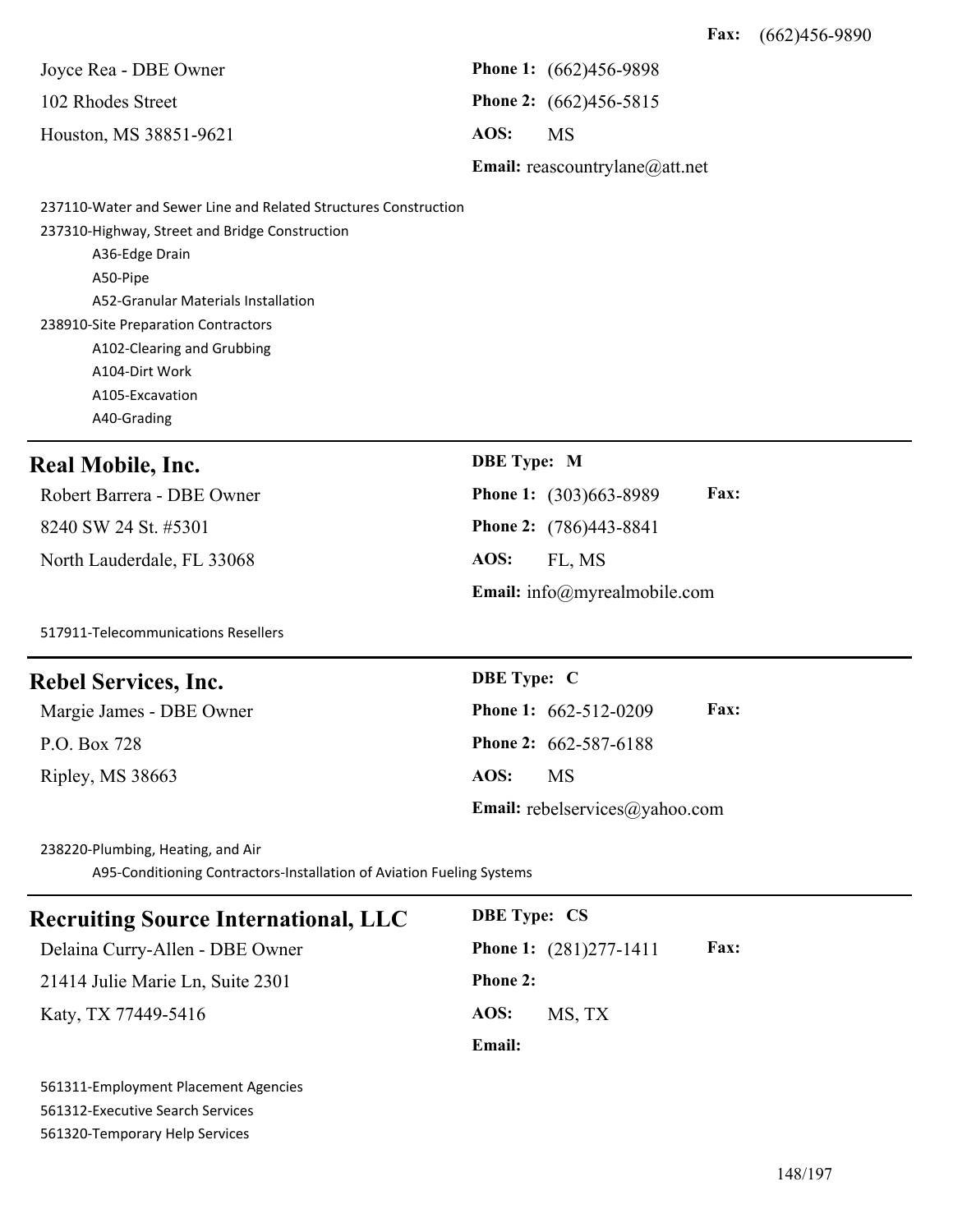**Fax:** (662)456-9890

Joyce Rea - DBE Owner
102 Rhodes Street
Houston, MS 38851-9621

**Phone 1:** (662)456-9898
**Phone 2:** (662)456-5815
**AOS:** MS
**Email:** reascountrylane@att.net

- 237110-Water and Sewer Line and Related Structures Construction
- 237310-Highway, Street and Bridge Construction
  - A36-Edge Drain
  - A50-Pipe
  - A52-Granular Materials Installation
- 238910-Site Preparation Contractors
  - A102-Clearing and Grubbing
  - A104-Dirt Work
  - A105-Excavation
  - A40-Grading

---

## Real Mobile, Inc.

**DBE Type:** M

Robert Barrera - DBE Owner
8240 SW 24 St. #5301
North Lauderdale, FL 33068

**Phone 1:** (303)663-8989 **Fax:**
**Phone 2:** (786)443-8841
**AOS:** FL, MS
**Email:** info@myrealmobile.com

- 517911-Telecommunications Resellers

---

## Rebel Services, Inc.

**DBE Type:** C

Margie James - DBE Owner
P.O. Box 728
Ripley, MS 38663

**Phone 1:** 662-512-0209 **Fax:**
**Phone 2:** 662-587-6188
**AOS:** MS
**Email:** rebelservices@yahoo.com

- 238220-Plumbing, Heating, and Air
  - A95-Conditioning Contractors-Installation of Aviation Fueling Systems

---

## Recruiting Source International, LLC

**DBE Type:** CS

Delaina Curry-Allen - DBE Owner
21414 Julie Marie Ln, Suite 2301
Katy, TX 77449-5416

**Phone 1:** (281)277-1411 **Fax:**
**Phone 2:**
**AOS:** MS, TX
**Email:**

- 561311-Employment Placement Agencies
- 561312-Executive Search Services
- 561320-Temporary Help Services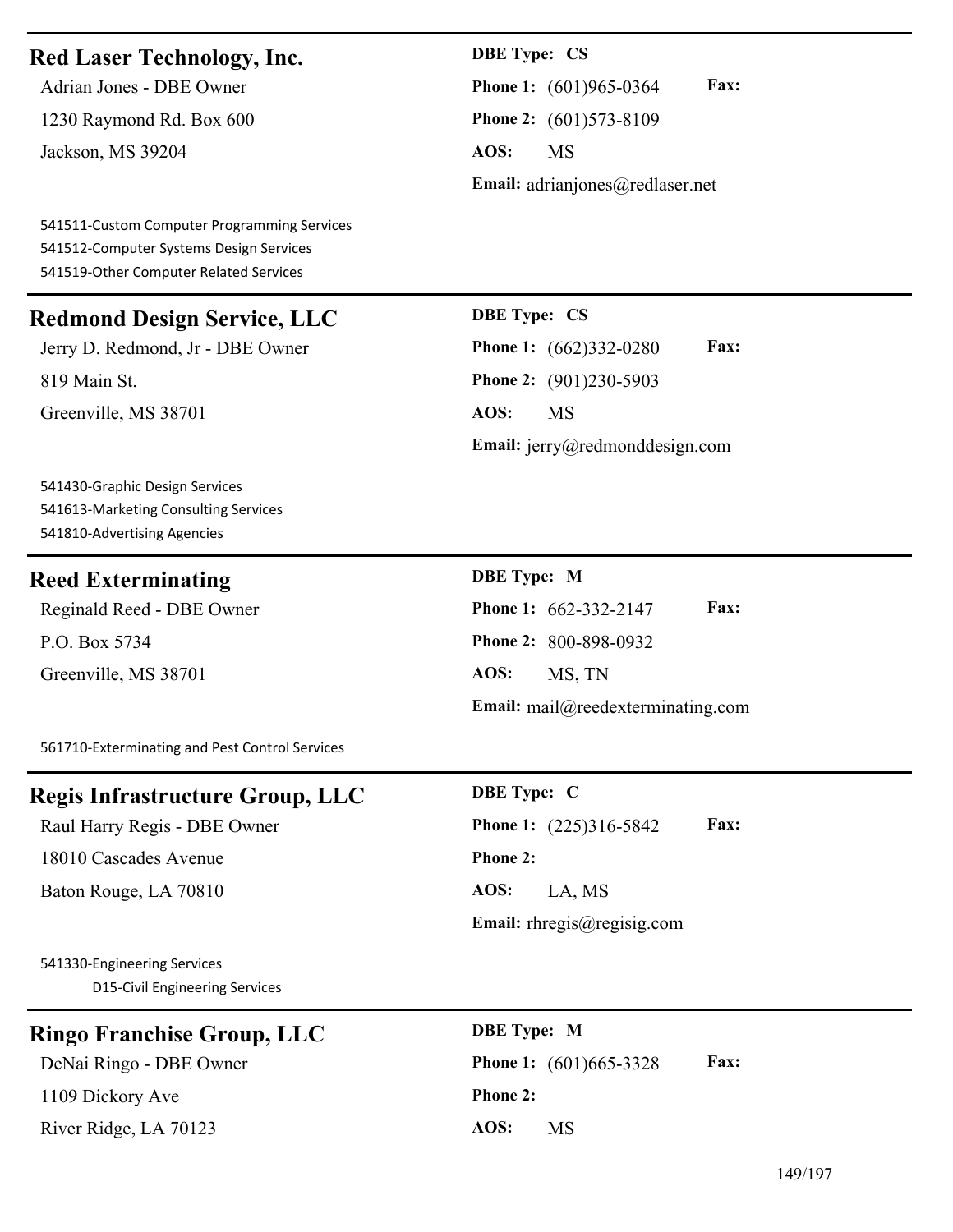## Red Laser Technology, Inc.

Adrian Jones - DBE Owner
1230 Raymond Rd. Box 600
Jackson, MS 39204

**DBE Type:** CS
**Phone 1:** (601)965-0364 **Fax:**
**Phone 2:** (601)573-8109
**AOS:** MS
**Email:** adrianjones@redlaser.net

541511-Custom Computer Programming Services
541512-Computer Systems Design Services
541519-Other Computer Related Services

## Redmond Design Service, LLC

Jerry D. Redmond, Jr - DBE Owner
819 Main St.
Greenville, MS 38701

**DBE Type:** CS
**Phone 1:** (662)332-0280 **Fax:**
**Phone 2:** (901)230-5903
**AOS:** MS
**Email:** jerry@redmonddesign.com

541430-Graphic Design Services
541613-Marketing Consulting Services
541810-Advertising Agencies

## Reed Exterminating

Reginald Reed - DBE Owner
P.O. Box 5734
Greenville, MS 38701

**DBE Type:** M
**Phone 1:** 662-332-2147 **Fax:**
**Phone 2:** 800-898-0932
**AOS:** MS, TN
**Email:** mail@reedexterminating.com

561710-Exterminating and Pest Control Services

## Regis Infrastructure Group, LLC

Raul Harry Regis - DBE Owner
18010 Cascades Avenue
Baton Rouge, LA 70810

**DBE Type:** C
**Phone 1:** (225)316-5842 **Fax:**
**Phone 2:**
**AOS:** LA, MS
**Email:** rhregis@regisig.com

541330-Engineering Services
D15-Civil Engineering Services

## Ringo Franchise Group, LLC

DeNai Ringo - DBE Owner
1109 Dickory Ave
River Ridge, LA 70123

**DBE Type:** M
**Phone 1:** (601)665-3328 **Fax:**
**Phone 2:**
**AOS:** MS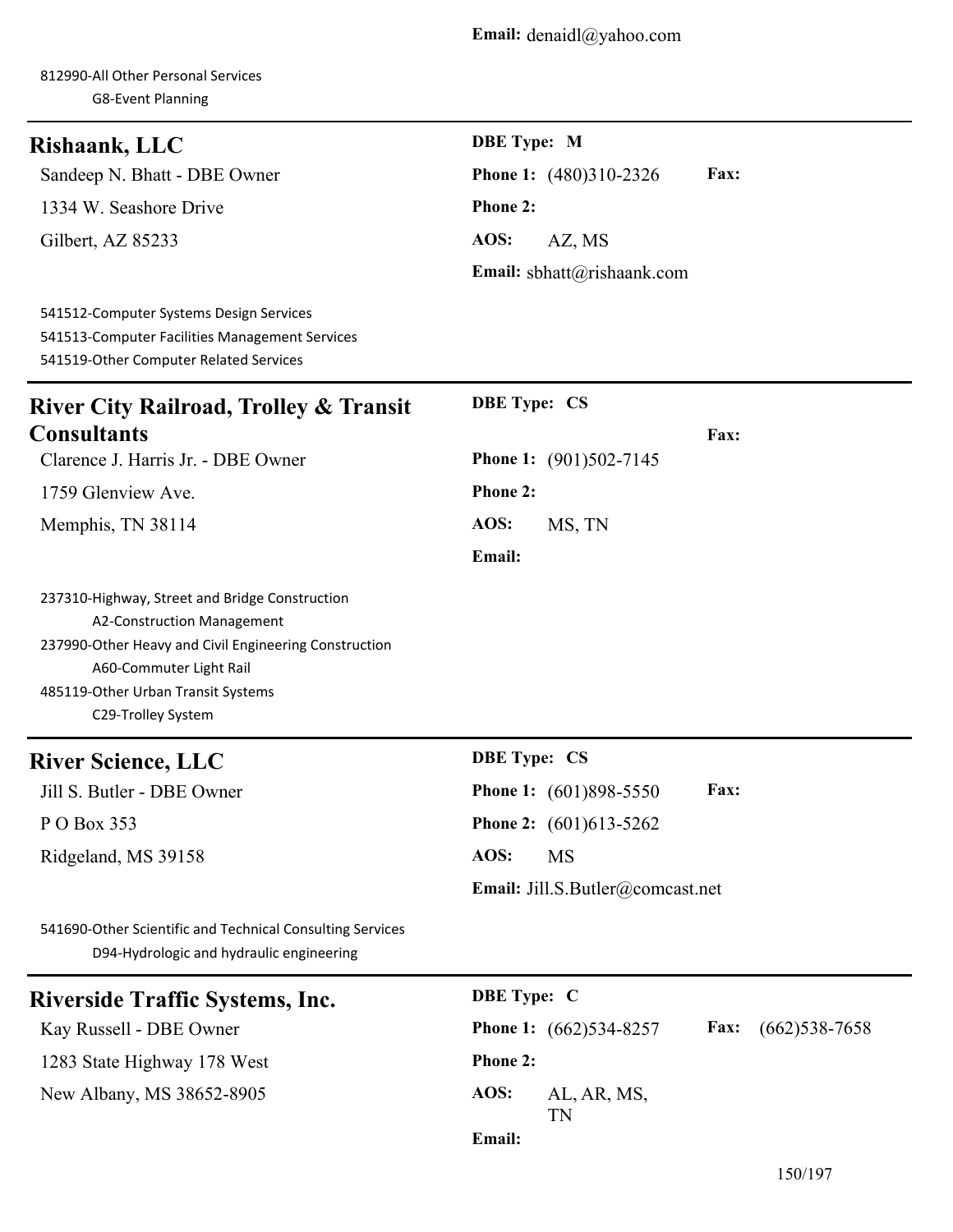**Email:** denaidl@yahoo.com

812990-All Other Personal Services
G8-Event Planning

---

## Rishaank, LLC

Sandeep N. Bhatt - DBE Owner
1334 W. Seashore Drive
Gilbert, AZ 85233

**DBE Type:** M
**Phone 1:** (480)310-2326 **Fax:**
**Phone 2:**
**AOS:** AZ, MS
**Email:** sbhatt@rishaank.com

541512-Computer Systems Design Services
541513-Computer Facilities Management Services
541519-Other Computer Related Services

---

## River City Railroad, Trolley & Transit Consultants

Clarence J. Harris Jr. - DBE Owner
1759 Glenview Ave.
Memphis, TN 38114

**DBE Type:** CS
**Fax:**
**Phone 1:** (901)502-7145
**Phone 2:**
**AOS:** MS, TN
**Email:**

237310-Highway, Street and Bridge Construction
A2-Construction Management
237990-Other Heavy and Civil Engineering Construction
A60-Commuter Light Rail
485119-Other Urban Transit Systems
C29-Trolley System

---

## River Science, LLC

Jill S. Butler - DBE Owner
P O Box 353
Ridgeland, MS 39158

**DBE Type:** CS
**Phone 1:** (601)898-5550 **Fax:**
**Phone 2:** (601)613-5262
**AOS:** MS
**Email:** Jill.S.Butler@comcast.net

541690-Other Scientific and Technical Consulting Services
D94-Hydrologic and hydraulic engineering

---

## Riverside Traffic Systems, Inc.

Kay Russell - DBE Owner
1283 State Highway 178 West
New Albany, MS 38652-8905

**DBE Type:** C
**Phone 1:** (662)534-8257 **Fax:** (662)538-7658
**Phone 2:**
**AOS:** AL, AR, MS, TN
**Email:**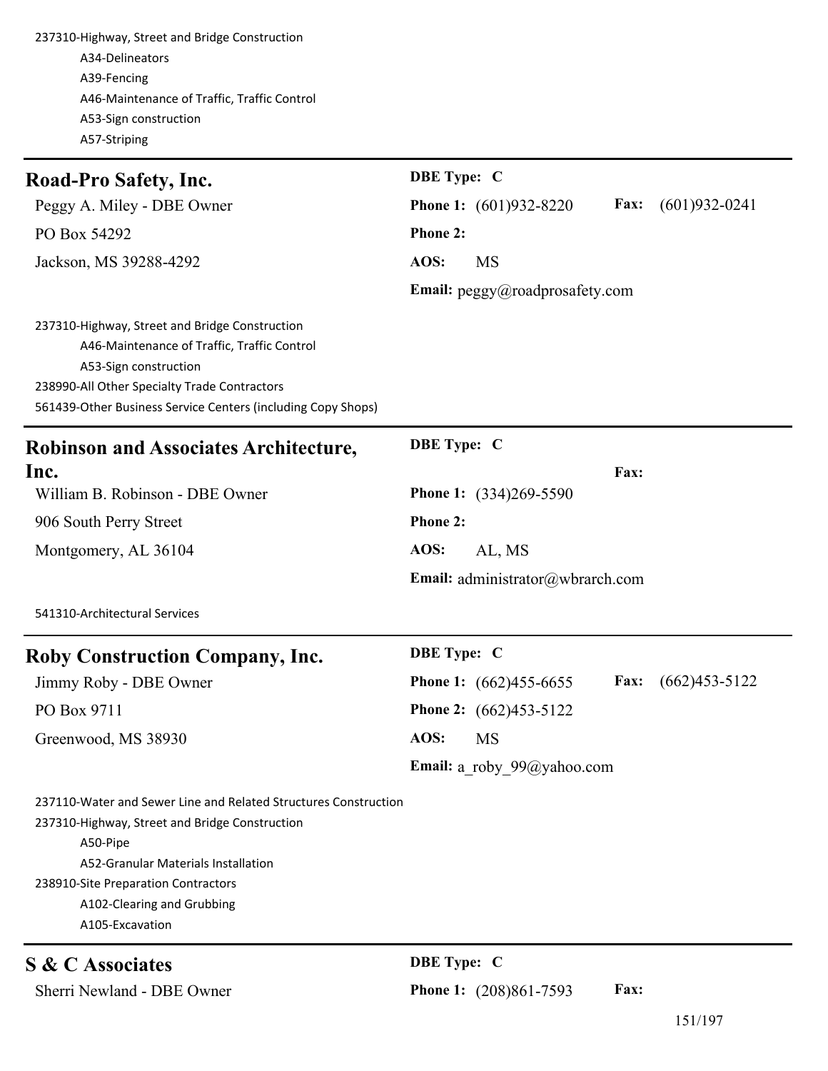237310-Highway, Street and Bridge Construction
- A34-Delineators
- A39-Fencing
- A46-Maintenance of Traffic, Traffic Control
- A53-Sign construction
- A57-Striping

---

## Road-Pro Safety, Inc.

**DBE Type:** C

Peggy A. Miley - DBE Owner
PO Box 54292
Jackson, MS 39288-4292

**Phone 1:** (601)932-8220 **Fax:** (601)932-0241
**Phone 2:**
**AOS:** MS
**Email:** peggy@roadprosafety.com

237310-Highway, Street and Bridge Construction
- A46-Maintenance of Traffic, Traffic Control
- A53-Sign construction

238990-All Other Specialty Trade Contractors
561439-Other Business Service Centers (including Copy Shops)

---

## Robinson and Associates Architecture, Inc.

**DBE Type:** C

William B. Robinson - DBE Owner
906 South Perry Street
Montgomery, AL 36104

**Phone 1:** (334)269-5590 **Fax:**
**Phone 2:**
**AOS:** AL, MS
**Email:** administrator@wbrarch.com

541310-Architectural Services

---

## Roby Construction Company, Inc.

**DBE Type:** C

Jimmy Roby - DBE Owner
PO Box 9711
Greenwood, MS 38930

**Phone 1:** (662)455-6655 **Fax:** (662)453-5122
**Phone 2:** (662)453-5122
**AOS:** MS
**Email:** a_roby_99@yahoo.com

237110-Water and Sewer Line and Related Structures Construction
237310-Highway, Street and Bridge Construction
- A50-Pipe
- A52-Granular Materials Installation

238910-Site Preparation Contractors
- A102-Clearing and Grubbing
- A105-Excavation

---

## S & C Associates

**DBE Type:** C

Sherri Newland - DBE Owner

**Phone 1:** (208)861-7593 **Fax:**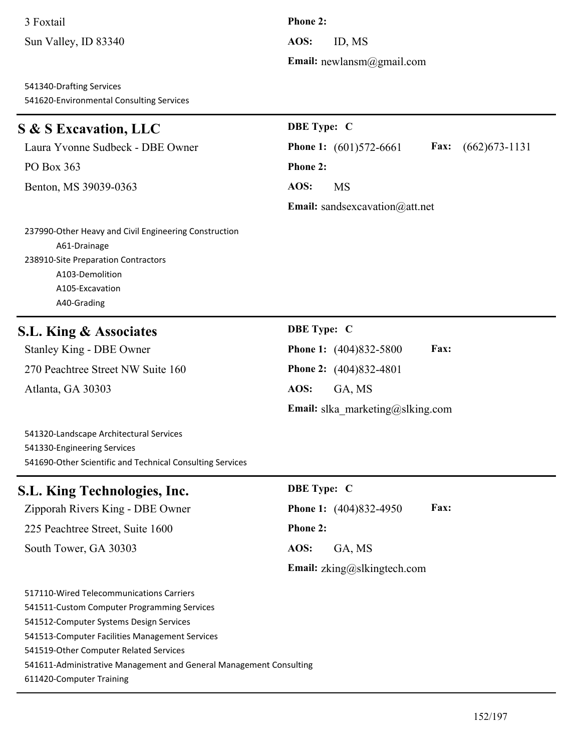3 Foxtail
Sun Valley, ID 83340

**Phone 2:**
**AOS:** ID, MS
**Email:** newlansm@gmail.com

541340-Drafting Services
541620-Environmental Consulting Services

---

## S & S Excavation, LLC

Laura Yvonne Sudbeck - DBE Owner
PO Box 363
Benton, MS 39039-0363

**DBE Type:** C
**Phone 1:** (601)572-6661 **Fax:** (662)673-1131
**Phone 2:**
**AOS:** MS
**Email:** sandsexcavation@att.net

237990-Other Heavy and Civil Engineering Construction
- A61-Drainage

238910-Site Preparation Contractors
- A103-Demolition
- A105-Excavation
- A40-Grading

---

## S.L. King & Associates

Stanley King - DBE Owner
270 Peachtree Street NW Suite 160
Atlanta, GA 30303

**DBE Type:** C
**Phone 1:** (404)832-5800 **Fax:**
**Phone 2:** (404)832-4801
**AOS:** GA, MS
**Email:** slka_marketing@slking.com

541320-Landscape Architectural Services
541330-Engineering Services
541690-Other Scientific and Technical Consulting Services

---

## S.L. King Technologies, Inc.

Zipporah Rivers King - DBE Owner
225 Peachtree Street, Suite 1600
South Tower, GA 30303

**DBE Type:** C
**Phone 1:** (404)832-4950 **Fax:**
**Phone 2:**
**AOS:** GA, MS
**Email:** zking@slkingtech.com

517110-Wired Telecommunications Carriers
541511-Custom Computer Programming Services
541512-Computer Systems Design Services
541513-Computer Facilities Management Services
541519-Other Computer Related Services
541611-Administrative Management and General Management Consulting
611420-Computer Training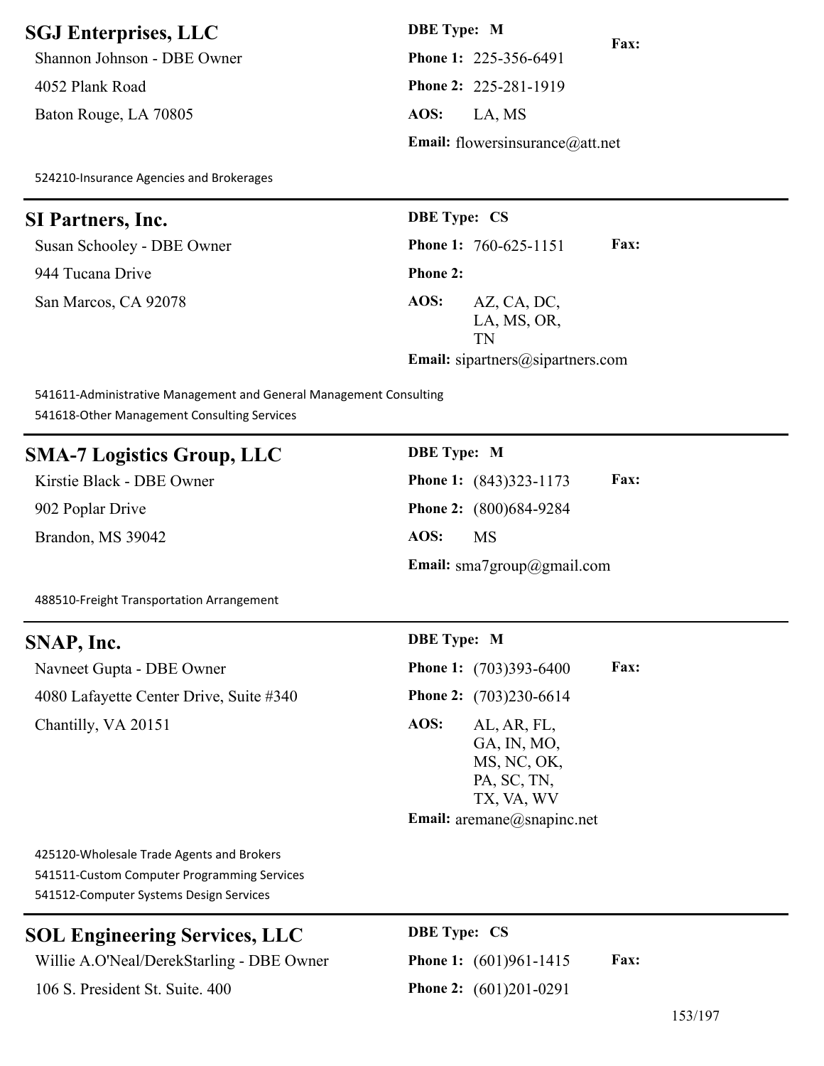## SGJ Enterprises, LLC

Shannon Johnson - DBE Owner
4052 Plank Road
Baton Rouge, LA 70805

**DBE Type:** M
**Phone 1:** 225-356-6491
**Phone 2:** 225-281-1919
**Fax:**
**AOS:** LA, MS
**Email:** flowersinsurance@att.net

524210-Insurance Agencies and Brokerages

---

## SI Partners, Inc.

Susan Schooley - DBE Owner
944 Tucana Drive
San Marcos, CA 92078

**DBE Type:** CS
**Phone 1:** 760-625-1151
**Phone 2:**
**Fax:**
**AOS:** AZ, CA, DC, LA, MS, OR, TN
**Email:** sipartners@sipartners.com

541611-Administrative Management and General Management Consulting
541618-Other Management Consulting Services

---

## SMA-7 Logistics Group, LLC

Kirstie Black - DBE Owner
902 Poplar Drive
Brandon, MS 39042

**DBE Type:** M
**Phone 1:** (843)323-1173
**Phone 2:** (800)684-9284
**Fax:**
**AOS:** MS
**Email:** sma7group@gmail.com

488510-Freight Transportation Arrangement

---

## SNAP, Inc.

Navneet Gupta - DBE Owner
4080 Lafayette Center Drive, Suite #340
Chantilly, VA 20151

**DBE Type:** M
**Phone 1:** (703)393-6400
**Phone 2:** (703)230-6614
**Fax:**
**AOS:** AL, AR, FL, GA, IN, MO, MS, NC, OK, PA, SC, TN, TX, VA, WV
**Email:** aremane@snapinc.net

425120-Wholesale Trade Agents and Brokers
541511-Custom Computer Programming Services
541512-Computer Systems Design Services

---

## SOL Engineering Services, LLC

Willie A.O'Neal/DerekStarling - DBE Owner
106 S. President St. Suite. 400

**DBE Type:** CS
**Phone 1:** (601)961-1415
**Phone 2:** (601)201-0291
**Fax:**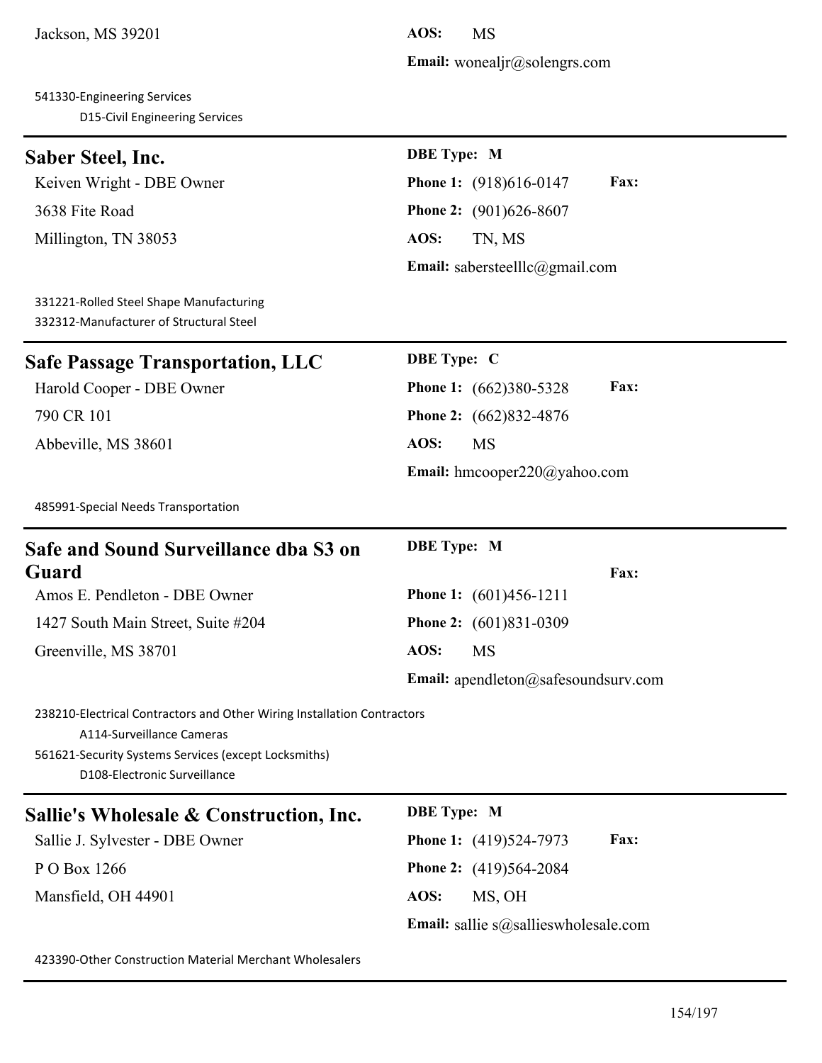Jackson, MS 39201

**AOS:** MS

**Email:** wonealjr@solengrs.com

541330-Engineering Services
D15-Civil Engineering Services

---

## Saber Steel, Inc.

Keiven Wright - DBE Owner
3638 Fite Road
Millington, TN 38053

**DBE Type:** M
**Phone 1:** (918)616-0147 **Fax:**
**Phone 2:** (901)626-8607
**AOS:** TN, MS
**Email:** sabersteelllc@gmail.com

331221-Rolled Steel Shape Manufacturing
332312-Manufacturer of Structural Steel

---

## Safe Passage Transportation, LLC

Harold Cooper - DBE Owner
790 CR 101
Abbeville, MS 38601

**DBE Type:** C
**Phone 1:** (662)380-5328 **Fax:**
**Phone 2:** (662)832-4876
**AOS:** MS
**Email:** hmcooper220@yahoo.com

485991-Special Needs Transportation

---

## Safe and Sound Surveillance dba S3 on Guard

Amos E. Pendleton - DBE Owner
1427 South Main Street, Suite #204
Greenville, MS 38701

**DBE Type:** M
**Fax:**
**Phone 1:** (601)456-1211
**Phone 2:** (601)831-0309
**AOS:** MS
**Email:** apendleton@safesoundsurv.com

238210-Electrical Contractors and Other Wiring Installation Contractors
A114-Surveillance Cameras
561621-Security Systems Services (except Locksmiths)
D108-Electronic Surveillance

---

## Sallie's Wholesale & Construction, Inc.

Sallie J. Sylvester - DBE Owner
P O Box 1266
Mansfield, OH 44901

**DBE Type:** M
**Phone 1:** (419)524-7973 **Fax:**
**Phone 2:** (419)564-2084
**AOS:** MS, OH
**Email:** sallie s@sallieswholesale.com

423390-Other Construction Material Merchant Wholesalers

---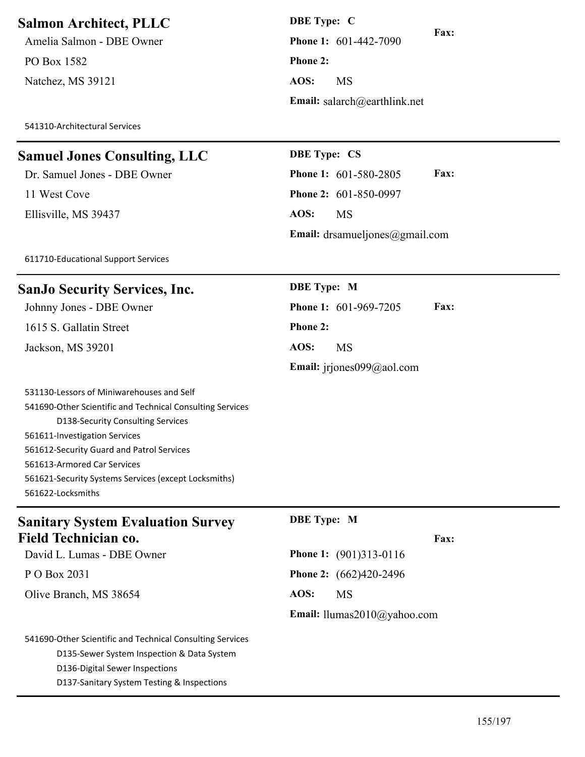## Salmon Architect, PLLC

Amelia Salmon - DBE Owner
PO Box 1582
Natchez, MS 39121

**DBE Type:** C
**Phone 1:** 601-442-7090
**Fax:**
**Phone 2:**
**AOS:** MS
**Email:** salarch@earthlink.net

541310-Architectural Services

---

## Samuel Jones Consulting, LLC

Dr. Samuel Jones - DBE Owner
11 West Cove
Ellisville, MS 39437

**DBE Type:** CS
**Phone 1:** 601-580-2805
**Fax:**
**Phone 2:** 601-850-0997
**AOS:** MS
**Email:** drsamueljones@gmail.com

611710-Educational Support Services

---

## SanJo Security Services, Inc.

Johnny Jones - DBE Owner
1615 S. Gallatin Street
Jackson, MS 39201

**DBE Type:** M
**Phone 1:** 601-969-7205
**Fax:**
**Phone 2:**
**AOS:** MS
**Email:** jrjones099@aol.com

531130-Lessors of Miniwarehouses and Self
541690-Other Scientific and Technical Consulting Services
- D138-Security Consulting Services

561611-Investigation Services
561612-Security Guard and Patrol Services
561613-Armored Car Services
561621-Security Systems Services (except Locksmiths)
561622-Locksmiths

---

## Sanitary System Evaluation Survey Field Technician co.

David L. Lumas - DBE Owner
P O Box 2031
Olive Branch, MS 38654

**DBE Type:** M
**Fax:**
**Phone 1:** (901)313-0116
**Phone 2:** (662)420-2496
**AOS:** MS
**Email:** llumas2010@yahoo.com

541690-Other Scientific and Technical Consulting Services
- D135-Sewer System Inspection & Data System
- D136-Digital Sewer Inspections
- D137-Sanitary System Testing & Inspections

---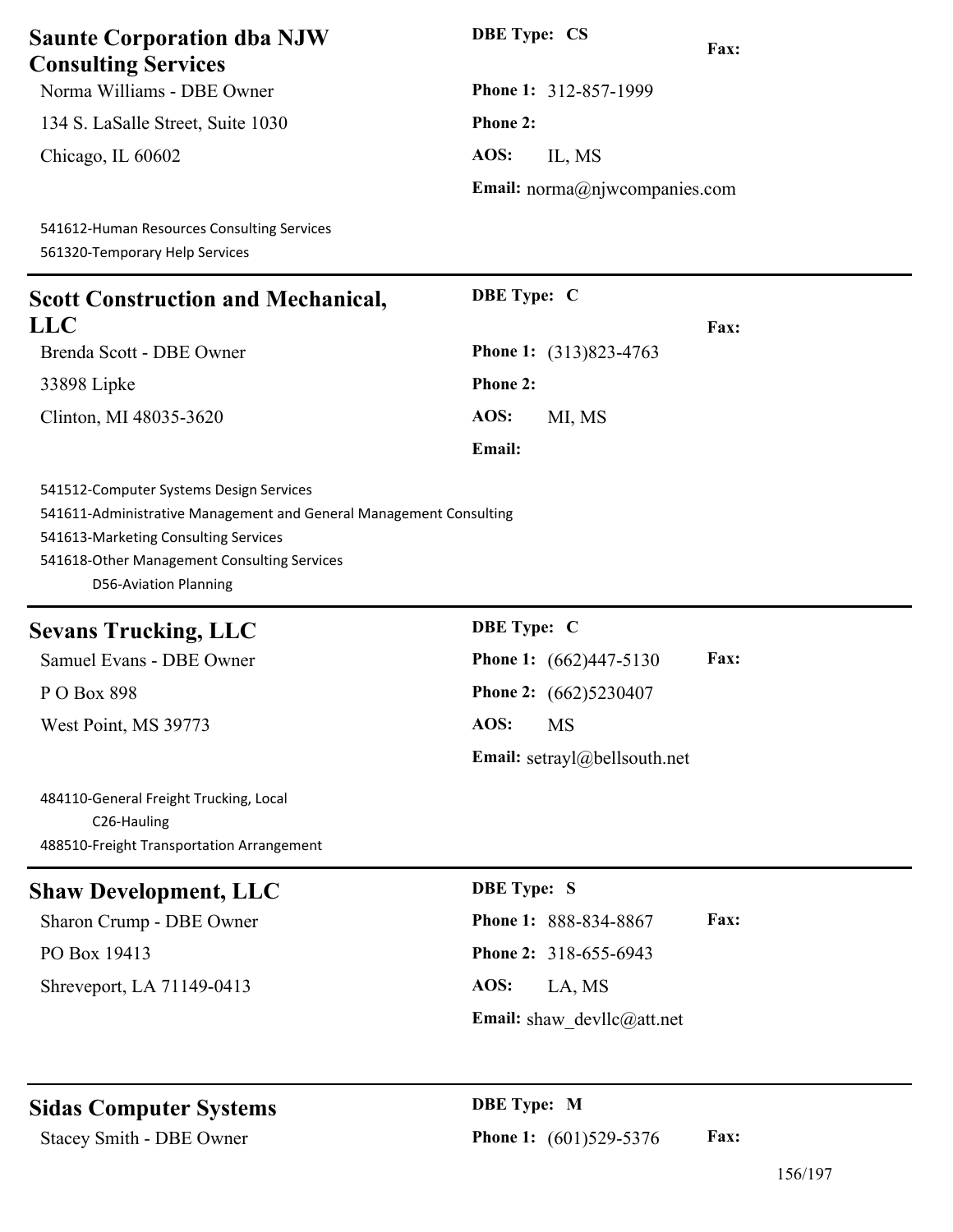## Saunte Corporation dba NJW Consulting Services

Norma Williams - DBE Owner

134 S. LaSalle Street, Suite 1030

Chicago, IL 60602

**DBE Type:** CS

**Fax:**

**Phone 1:** 312-857-1999

**Phone 2:**

**AOS:** IL, MS

**Email:** norma@njwcompanies.com

541612-Human Resources Consulting Services

561320-Temporary Help Services

---

## Scott Construction and Mechanical, LLC

Brenda Scott - DBE Owner

33898 Lipke

Clinton, MI 48035-3620

**DBE Type:** C

**Fax:**

**Phone 1:** (313)823-4763

**Phone 2:**

**AOS:** MI, MS

**Email:**

541512-Computer Systems Design Services

541611-Administrative Management and General Management Consulting

541613-Marketing Consulting Services

541618-Other Management Consulting Services

- D56-Aviation Planning

---

## Sevans Trucking, LLC

Samuel Evans - DBE Owner

P O Box 898

West Point, MS 39773

**DBE Type:** C

**Phone 1:** (662)447-5130

**Fax:**

**Phone 2:** (662)5230407

**AOS:** MS

**Email:** setrayl@bellsouth.net

484110-General Freight Trucking, Local

- C26-Hauling

488510-Freight Transportation Arrangement

---

## Shaw Development, LLC

Sharon Crump - DBE Owner

PO Box 19413

Shreveport, LA 71149-0413

**DBE Type:** S

**Phone 1:** 888-834-8867

**Fax:**

**Phone 2:** 318-655-6943

**AOS:** LA, MS

**Email:** shaw_devllc@att.net

---

## Sidas Computer Systems

Stacey Smith - DBE Owner

**DBE Type:** M

**Phone 1:** (601)529-5376

**Fax:**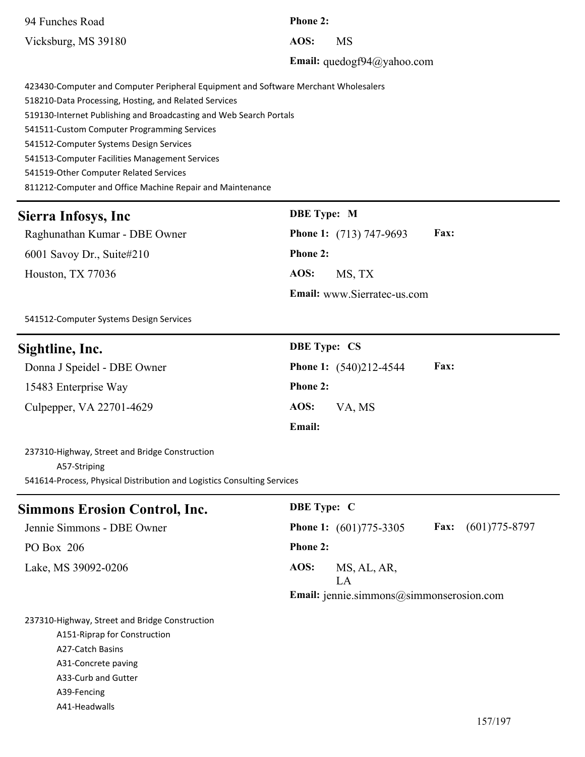94 Funches Road

Vicksburg, MS 39180

**Phone 2:**

**AOS:** MS

**Email:** quedogf94@yahoo.com

423430-Computer and Computer Peripheral Equipment and Software Merchant Wholesalers
518210-Data Processing, Hosting, and Related Services
519130-Internet Publishing and Broadcasting and Web Search Portals
541511-Custom Computer Programming Services
541512-Computer Systems Design Services
541513-Computer Facilities Management Services
541519-Other Computer Related Services
811212-Computer and Office Machine Repair and Maintenance

---

## Sierra Infosys, Inc

Raghunathan Kumar - DBE Owner

6001 Savoy Dr., Suite#210

Houston, TX 77036

**DBE Type:** M

**Phone 1:** (713) 747-9693 **Fax:**

**Phone 2:**

**AOS:** MS, TX

**Email:** www.Sierratec-us.com

541512-Computer Systems Design Services

---

## Sightline, Inc.

Donna J Speidel - DBE Owner

15483 Enterprise Way

Culpepper, VA 22701-4629

**DBE Type:** CS

**Phone 1:** (540)212-4544 **Fax:**

**Phone 2:**

**AOS:** VA, MS

**Email:**

237310-Highway, Street and Bridge Construction
- A57-Striping

541614-Process, Physical Distribution and Logistics Consulting Services

---

## Simmons Erosion Control, Inc.

Jennie Simmons - DBE Owner

PO Box 206

Lake, MS 39092-0206

**DBE Type:** C

**Phone 1:** (601)775-3305 **Fax:** (601)775-8797

**Phone 2:**

**AOS:** MS, AL, AR, LA

**Email:** jennie.simmons@simmonserosion.com

237310-Highway, Street and Bridge Construction
- A151-Riprap for Construction
- A27-Catch Basins
- A31-Concrete paving
- A33-Curb and Gutter
- A39-Fencing
- A41-Headwalls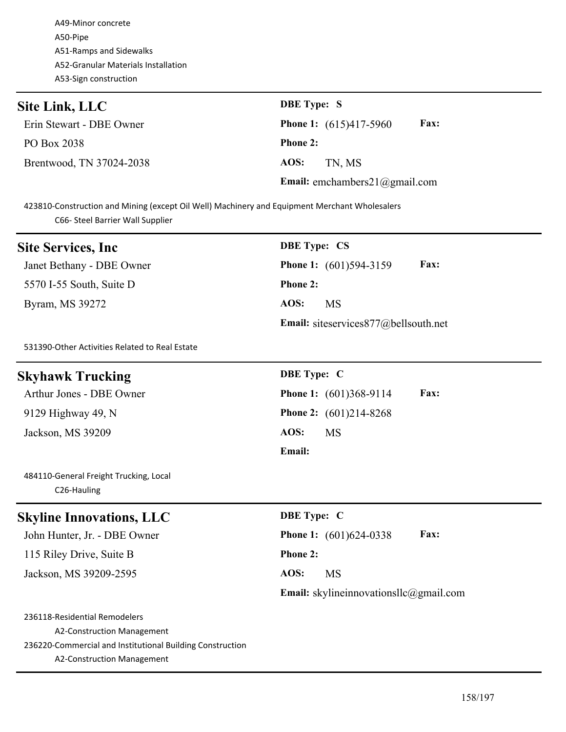A49-Minor concrete
A50-Pipe
A51-Ramps and Sidewalks
A52-Granular Materials Installation
A53-Sign construction

---

## Site Link, LLC

**DBE Type:** S

Erin Stewart - DBE Owner
PO Box 2038
Brentwood, TN 37024-2038

**Phone 1:** (615)417-5960 **Fax:**
**Phone 2:**
**AOS:** TN, MS
**Email:** emchambers21@gmail.com

423810-Construction and Mining (except Oil Well) Machinery and Equipment Merchant Wholesalers
- C66- Steel Barrier Wall Supplier

---

## Site Services, Inc

**DBE Type:** CS

Janet Bethany - DBE Owner
5570 I-55 South, Suite D
Byram, MS 39272

**Phone 1:** (601)594-3159 **Fax:**
**Phone 2:**
**AOS:** MS
**Email:** siteservices877@bellsouth.net

531390-Other Activities Related to Real Estate

---

## Skyhawk Trucking

**DBE Type:** C

Arthur Jones - DBE Owner
9129 Highway 49, N
Jackson, MS 39209

**Phone 1:** (601)368-9114 **Fax:**
**Phone 2:** (601)214-8268
**AOS:** MS
**Email:**

484110-General Freight Trucking, Local
- C26-Hauling

---

## Skyline Innovations, LLC

**DBE Type:** C

John Hunter, Jr. - DBE Owner
115 Riley Drive, Suite B
Jackson, MS 39209-2595

**Phone 1:** (601)624-0338 **Fax:**
**Phone 2:**
**AOS:** MS
**Email:** skylineinnovationsllc@gmail.com

236118-Residential Remodelers
- A2-Construction Management

236220-Commercial and Institutional Building Construction
- A2-Construction Management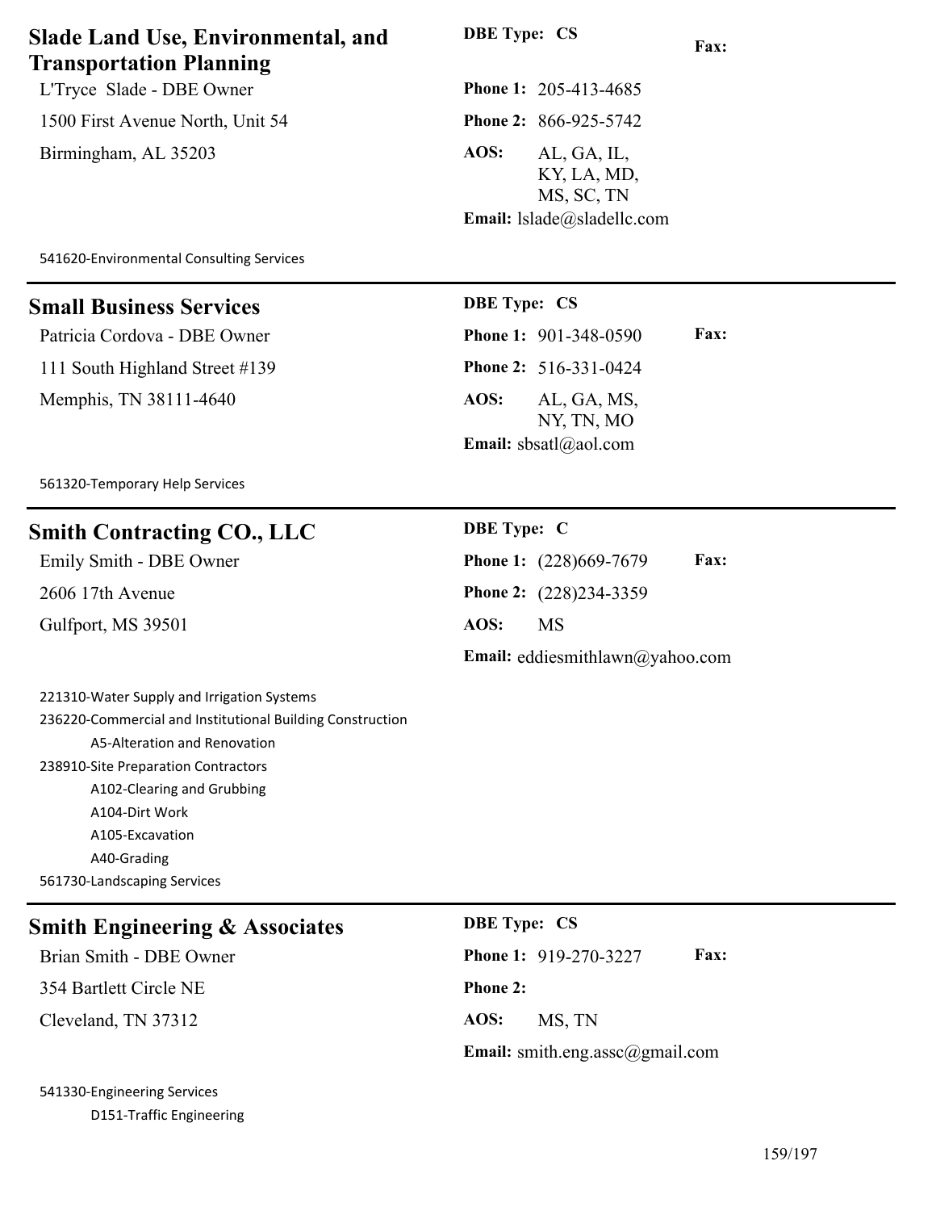## Slade Land Use, Environmental, and Transportation Planning

L'Tryce Slade - DBE Owner

1500 First Avenue North, Unit 54

Birmingham, AL 35203

**DBE Type:** CS

**Fax:**

**Phone 1:** 205-413-4685

**Phone 2:** 866-925-5742

**AOS:** AL, GA, IL, KY, LA, MD, MS, SC, TN

**Email:** lslade@sladellc.com

541620-Environmental Consulting Services

---

## Small Business Services

Patricia Cordova - DBE Owner

111 South Highland Street #139

Memphis, TN 38111-4640

**DBE Type:** CS

**Phone 1:** 901-348-0590

**Fax:**

**Phone 2:** 516-331-0424

**AOS:** AL, GA, MS, NY, TN, MO

**Email:** sbsatl@aol.com

561320-Temporary Help Services

---

## Smith Contracting CO., LLC

Emily Smith - DBE Owner

2606 17th Avenue

Gulfport, MS 39501

**DBE Type:** C

**Phone 1:** (228)669-7679

**Fax:**

**Phone 2:** (228)234-3359

**AOS:** MS

**Email:** eddiesmithlawn@yahoo.com

221310-Water Supply and Irrigation Systems

236220-Commercial and Institutional Building Construction

- A5-Alteration and Renovation

238910-Site Preparation Contractors

- A102-Clearing and Grubbing
- A104-Dirt Work
- A105-Excavation
- A40-Grading

561730-Landscaping Services

---

## Smith Engineering & Associates

Brian Smith - DBE Owner

354 Bartlett Circle NE

Cleveland, TN 37312

**DBE Type:** CS

**Phone 1:** 919-270-3227

**Fax:**

**Phone 2:**

**AOS:** MS, TN

**Email:** smith.eng.assc@gmail.com

541330-Engineering Services

- D151-Traffic Engineering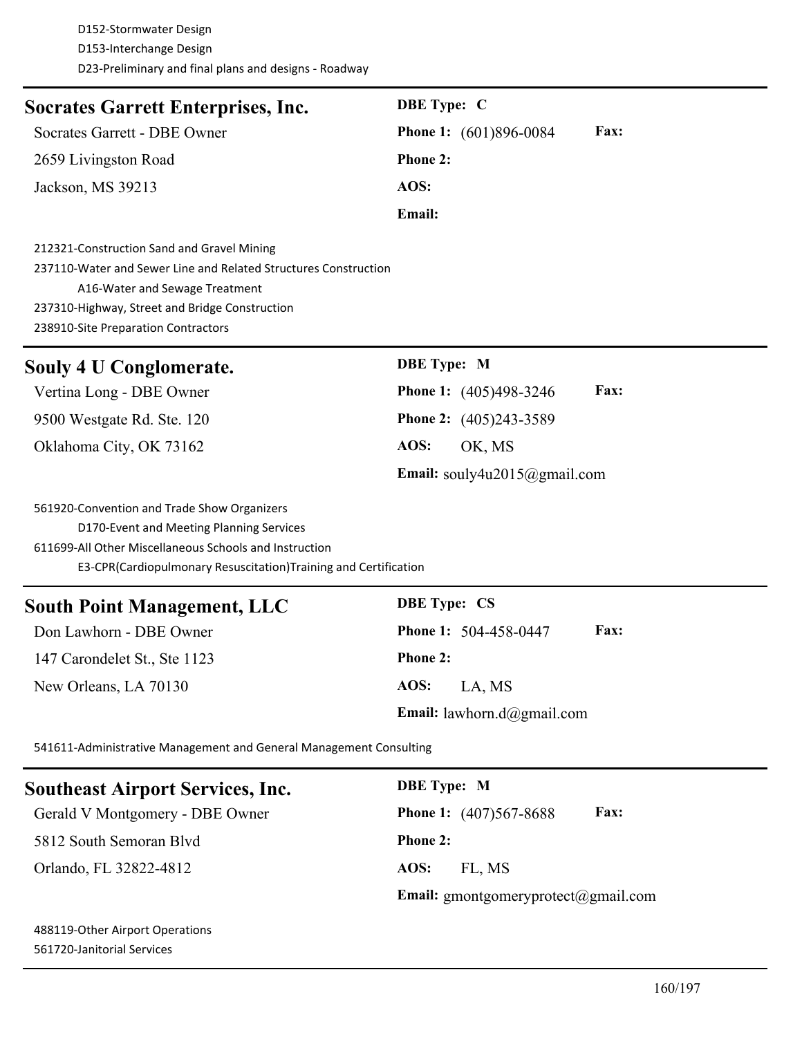D152-Stormwater Design
D153-Interchange Design
D23-Preliminary and final plans and designs - Roadway

---

## Socrates Garrett Enterprises, Inc.

Socrates Garrett - DBE Owner
2659 Livingston Road
Jackson, MS 39213

**DBE Type:** C
**Phone 1:** (601)896-0084 **Fax:**
**Phone 2:**
**AOS:**
**Email:**

212321-Construction Sand and Gravel Mining
237110-Water and Sewer Line and Related Structures Construction
- A16-Water and Sewage Treatment

237310-Highway, Street and Bridge Construction
238910-Site Preparation Contractors

---

## Souly 4 U Conglomerate.

Vertina Long - DBE Owner
9500 Westgate Rd. Ste. 120
Oklahoma City, OK 73162

**DBE Type:** M
**Phone 1:** (405)498-3246 **Fax:**
**Phone 2:** (405)243-3589
**AOS:** OK, MS
**Email:** souly4u2015@gmail.com

561920-Convention and Trade Show Organizers
- D170-Event and Meeting Planning Services

611699-All Other Miscellaneous Schools and Instruction
- E3-CPR(Cardiopulmonary Resuscitation)Training and Certification

---

## South Point Management, LLC

Don Lawhorn - DBE Owner
147 Carondelet St., Ste 1123
New Orleans, LA 70130

**DBE Type:** CS
**Phone 1:** 504-458-0447 **Fax:**
**Phone 2:**
**AOS:** LA, MS
**Email:** lawhorn.d@gmail.com

541611-Administrative Management and General Management Consulting

---

## Southeast Airport Services, Inc.

Gerald V Montgomery - DBE Owner
5812 South Semoran Blvd
Orlando, FL 32822-4812

**DBE Type:** M
**Phone 1:** (407)567-8688 **Fax:**
**Phone 2:**
**AOS:** FL, MS
**Email:** gmontgomeryprotect@gmail.com

488119-Other Airport Operations
561720-Janitorial Services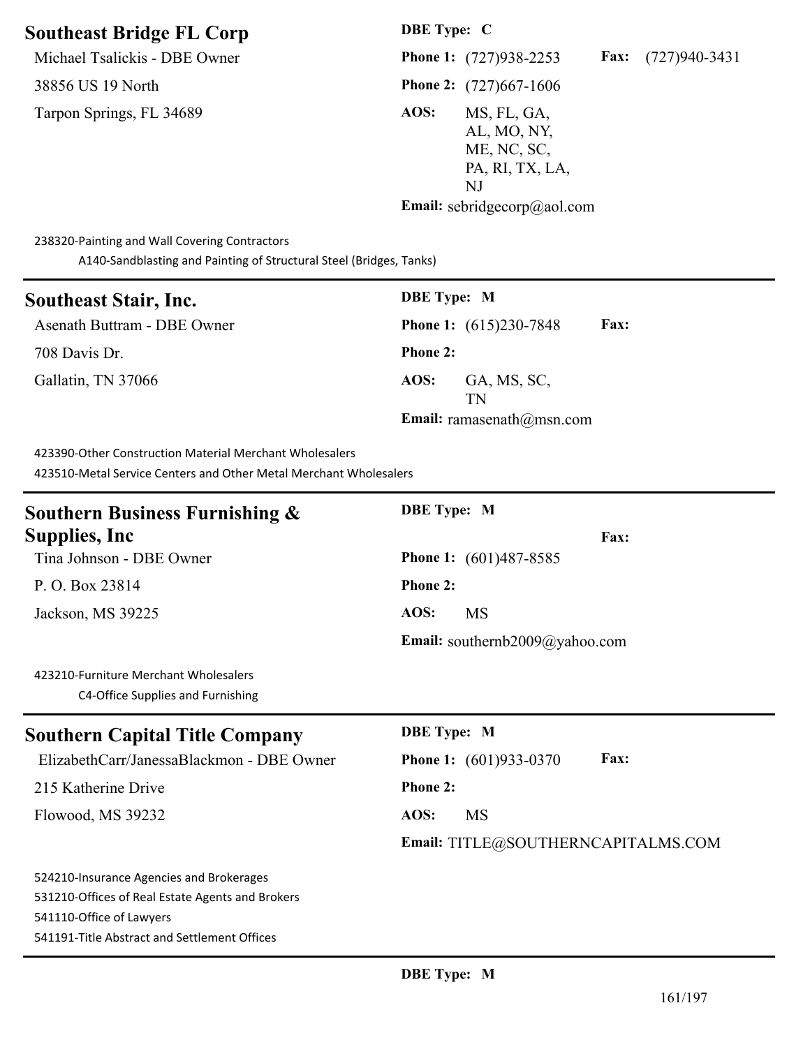## Southeast Bridge FL Corp

Michael Tsalickis - DBE Owner
38856 US 19 North
Tarpon Springs, FL 34689

**DBE Type:** C
**Phone 1:** (727)938-2253 **Fax:** (727)940-3431
**Phone 2:** (727)667-1606
**AOS:** MS, FL, GA, AL, MO, NY, ME, NC, SC, PA, RI, TX, LA, NJ
**Email:** sebridgecorp@aol.com

238320-Painting and Wall Covering Contractors
- A140-Sandblasting and Painting of Structural Steel (Bridges, Tanks)

---

## Southeast Stair, Inc.

Asenath Buttram - DBE Owner
708 Davis Dr.
Gallatin, TN 37066

**DBE Type:** M
**Phone 1:** (615)230-7848 **Fax:**
**Phone 2:**
**AOS:** GA, MS, SC, TN
**Email:** ramasenath@msn.com

423390-Other Construction Material Merchant Wholesalers
423510-Metal Service Centers and Other Metal Merchant Wholesalers

---

## Southern Business Furnishing & Supplies, Inc

Tina Johnson - DBE Owner
P. O. Box 23814
Jackson, MS 39225

**DBE Type:** M
**Fax:**
**Phone 1:** (601)487-8585
**Phone 2:**
**AOS:** MS
**Email:** southernb2009@yahoo.com

423210-Furniture Merchant Wholesalers
- C4-Office Supplies and Furnishing

---

## Southern Capital Title Company

ElizabethCarr/JanessaBlackmon - DBE Owner
215 Katherine Drive
Flowood, MS 39232

**DBE Type:** M
**Phone 1:** (601)933-0370 **Fax:**
**Phone 2:**
**AOS:** MS
**Email:** TITLE@SOUTHERNCAPITALMS.COM

524210-Insurance Agencies and Brokerages
531210-Offices of Real Estate Agents and Brokers
541110-Office of Lawyers
541191-Title Abstract and Settlement Offices

---

**DBE Type:** M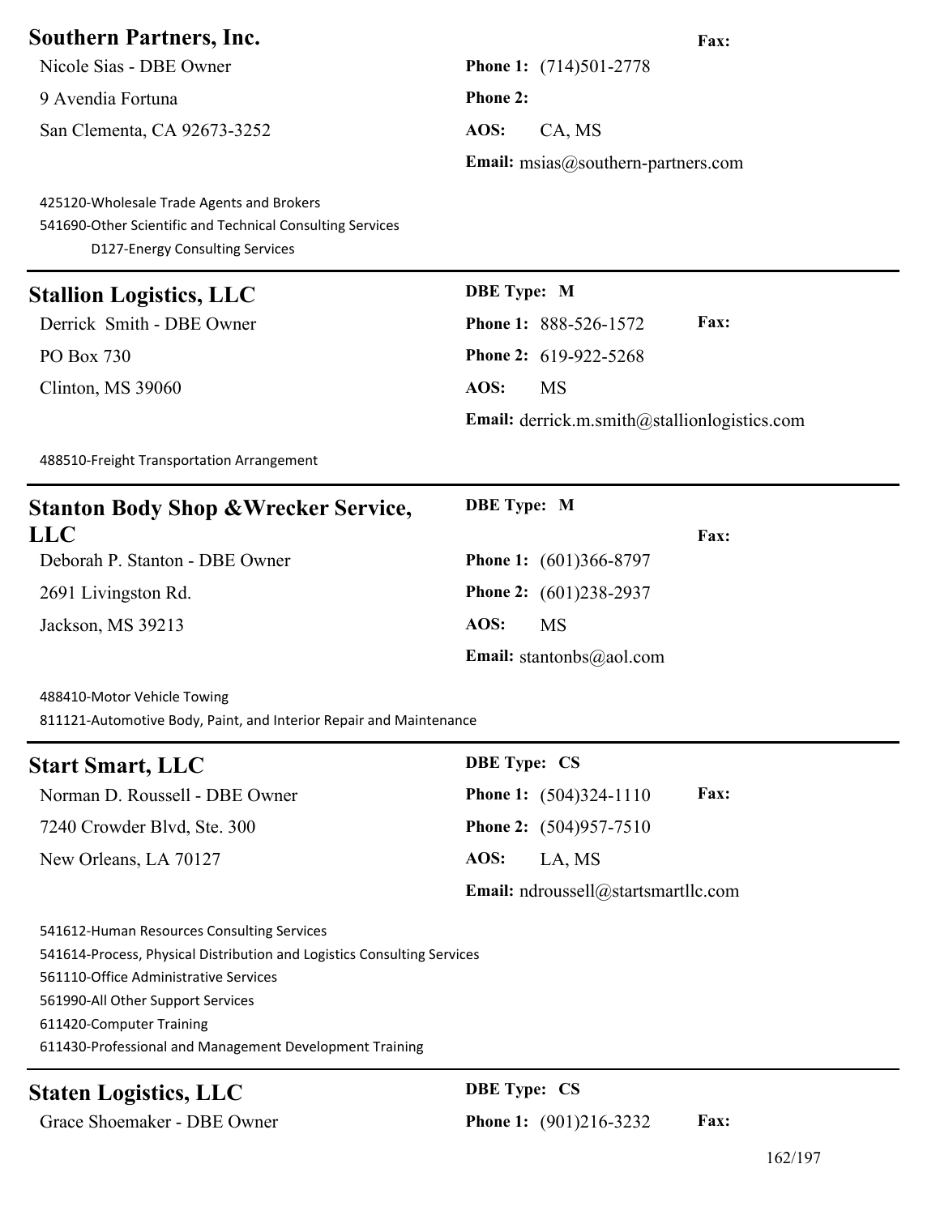## Southern Partners, Inc.

Nicole Sias - DBE Owner
9 Avendia Fortuna
San Clementa, CA 92673-3252

**Fax:**
**Phone 1:** (714)501-2778
**Phone 2:**
**AOS:** CA, MS
**Email:** msias@southern-partners.com

425120-Wholesale Trade Agents and Brokers
541690-Other Scientific and Technical Consulting Services
D127-Energy Consulting Services

---

## Stallion Logistics, LLC

**DBE Type:** M

Derrick Smith - DBE Owner
PO Box 730
Clinton, MS 39060

**Phone 1:** 888-526-1572
**Fax:**
**Phone 2:** 619-922-5268
**AOS:** MS
**Email:** derrick.m.smith@stallionlogistics.com

488510-Freight Transportation Arrangement

---

## Stanton Body Shop &Wrecker Service, LLC

**DBE Type:** M

Deborah P. Stanton - DBE Owner
2691 Livingston Rd.
Jackson, MS 39213

**Fax:**
**Phone 1:** (601)366-8797
**Phone 2:** (601)238-2937
**AOS:** MS
**Email:** stantonbs@aol.com

488410-Motor Vehicle Towing
811121-Automotive Body, Paint, and Interior Repair and Maintenance

---

## Start Smart, LLC

**DBE Type:** CS

Norman D. Roussell - DBE Owner
7240 Crowder Blvd, Ste. 300
New Orleans, LA 70127

**Phone 1:** (504)324-1110
**Fax:**
**Phone 2:** (504)957-7510
**AOS:** LA, MS
**Email:** ndroussell@startsmartllc.com

541612-Human Resources Consulting Services
541614-Process, Physical Distribution and Logistics Consulting Services
561110-Office Administrative Services
561990-All Other Support Services
611420-Computer Training
611430-Professional and Management Development Training

---

## Staten Logistics, LLC

**DBE Type:** CS

Grace Shoemaker - DBE Owner

**Phone 1:** (901)216-3232
**Fax:**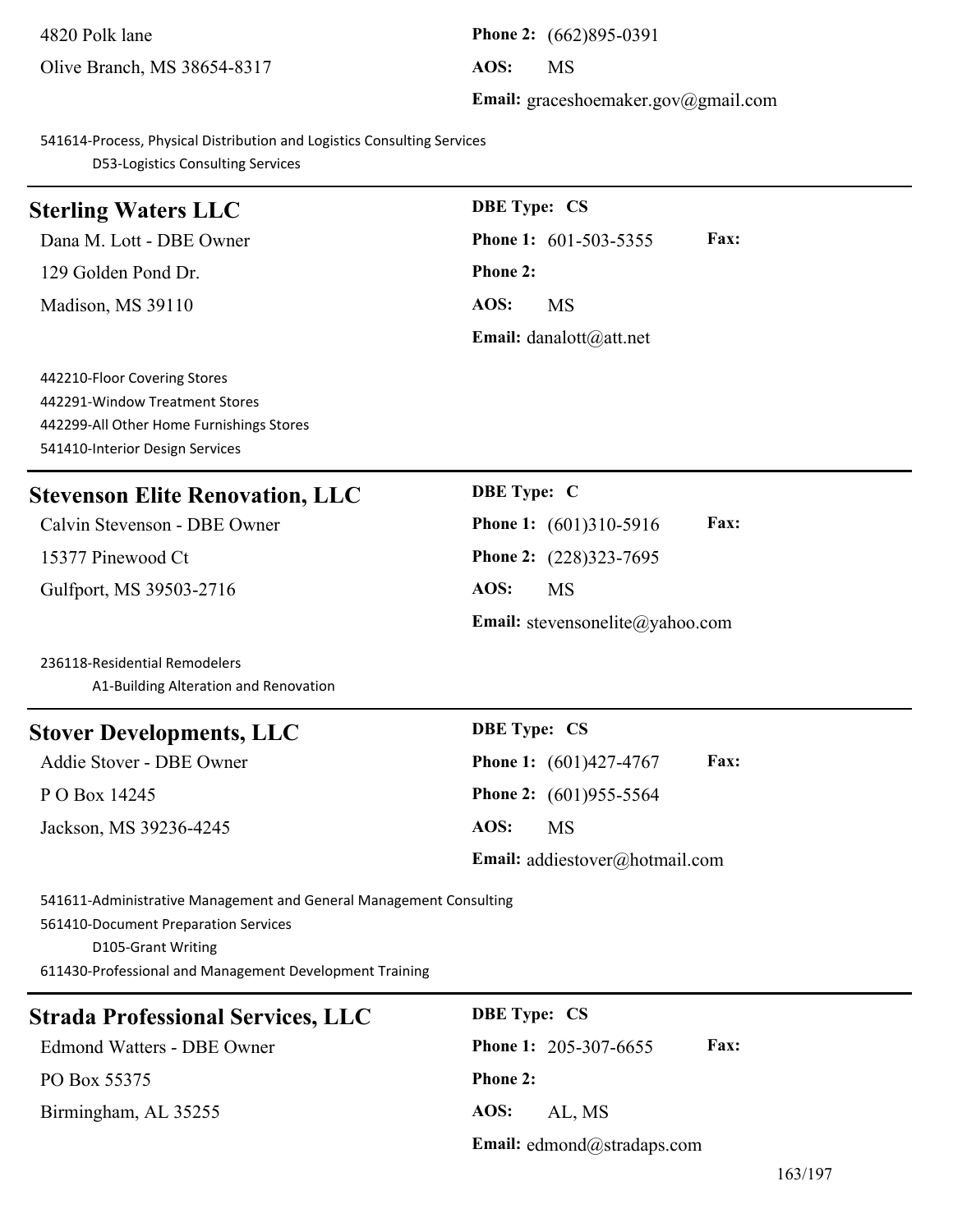4820 Polk lane
Olive Branch, MS 38654-8317

**Phone 2:** (662)895-0391
**AOS:** MS
**Email:** graceshoemaker.gov@gmail.com

541614-Process, Physical Distribution and Logistics Consulting Services
    D53-Logistics Consulting Services

---

## Sterling Waters LLC

**DBE Type:** CS

Dana M. Lott - DBE Owner
129 Golden Pond Dr.
Madison, MS 39110

**Phone 1:** 601-503-5355 **Fax:**
**Phone 2:**
**AOS:** MS
**Email:** danalott@att.net

442210-Floor Covering Stores
442291-Window Treatment Stores
442299-All Other Home Furnishings Stores
541410-Interior Design Services

---

## Stevenson Elite Renovation, LLC

**DBE Type:** C

Calvin Stevenson - DBE Owner
15377 Pinewood Ct
Gulfport, MS 39503-2716

**Phone 1:** (601)310-5916 **Fax:**
**Phone 2:** (228)323-7695
**AOS:** MS
**Email:** stevensonelite@yahoo.com

236118-Residential Remodelers
    A1-Building Alteration and Renovation

---

## Stover Developments, LLC

**DBE Type:** CS

Addie Stover - DBE Owner
P O Box 14245
Jackson, MS 39236-4245

**Phone 1:** (601)427-4767 **Fax:**
**Phone 2:** (601)955-5564
**AOS:** MS
**Email:** addiestover@hotmail.com

541611-Administrative Management and General Management Consulting
561410-Document Preparation Services
    D105-Grant Writing
611430-Professional and Management Development Training

---

## Strada Professional Services, LLC

**DBE Type:** CS

Edmond Watters - DBE Owner
PO Box 55375
Birmingham, AL 35255

**Phone 1:** 205-307-6655 **Fax:**
**Phone 2:**
**AOS:** AL, MS
**Email:** edmond@stradaps.com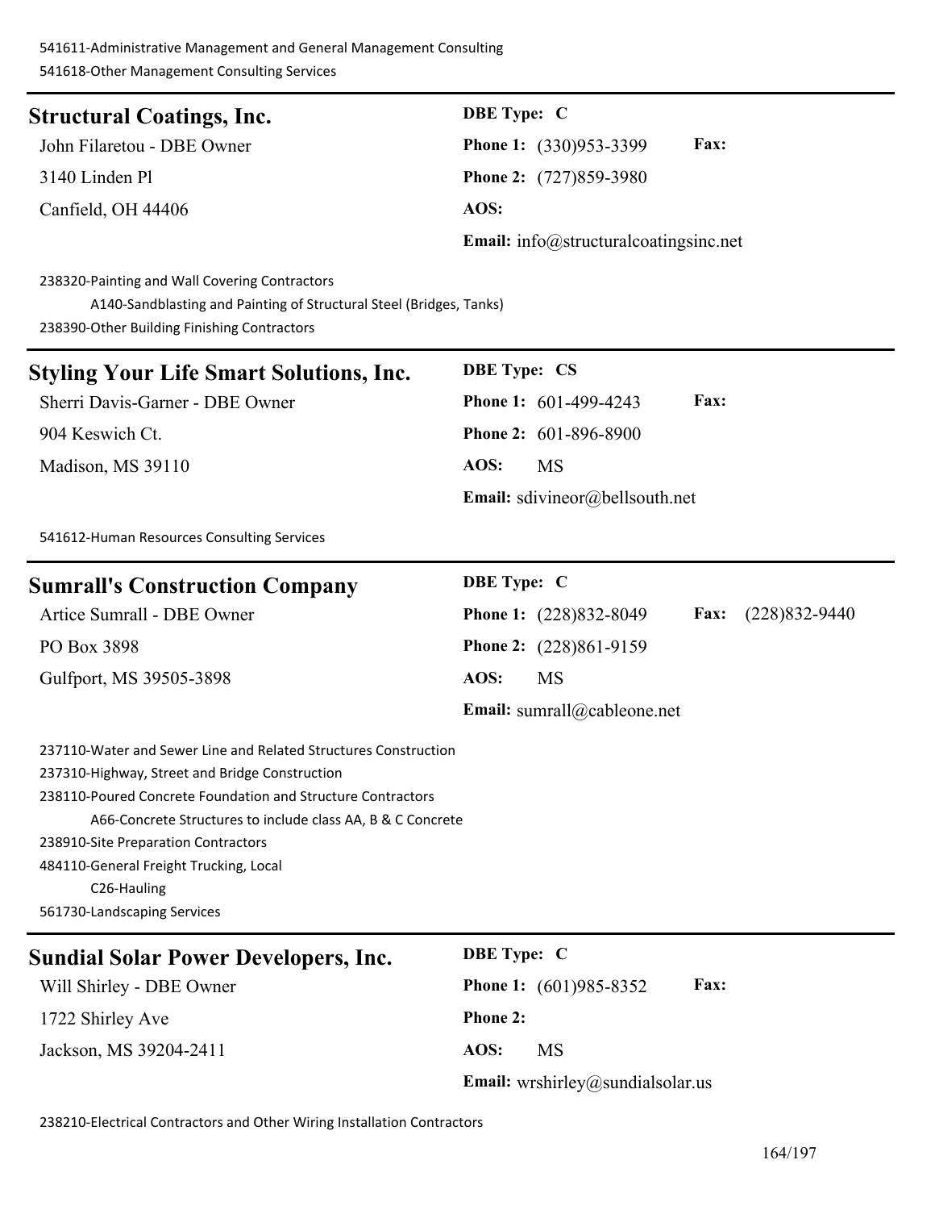541611-Administrative Management and General Management Consulting
541618-Other Management Consulting Services

---

## Structural Coatings, Inc.

John Filaretou - DBE Owner
3140 Linden Pl
Canfield, OH 44406

**DBE Type:** C
**Phone 1:** (330)953-3399 **Fax:**
**Phone 2:** (727)859-3980
**AOS:**
**Email:** info@structuralcoatingsinc.net

238320-Painting and Wall Covering Contractors
- A140-Sandblasting and Painting of Structural Steel (Bridges, Tanks)

238390-Other Building Finishing Contractors

---

## Styling Your Life Smart Solutions, Inc.

Sherri Davis-Garner - DBE Owner
904 Keswich Ct.
Madison, MS 39110

**DBE Type:** CS
**Phone 1:** 601-499-4243 **Fax:**
**Phone 2:** 601-896-8900
**AOS:** MS
**Email:** sdivineor@bellsouth.net

541612-Human Resources Consulting Services

---

## Sumrall's Construction Company

Artice Sumrall - DBE Owner
PO Box 3898
Gulfport, MS 39505-3898

**DBE Type:** C
**Phone 1:** (228)832-8049 **Fax:** (228)832-9440
**Phone 2:** (228)861-9159
**AOS:** MS
**Email:** sumrall@cableone.net

237110-Water and Sewer Line and Related Structures Construction
237310-Highway, Street and Bridge Construction
238110-Poured Concrete Foundation and Structure Contractors
- A66-Concrete Structures to include class AA, B & C Concrete

238910-Site Preparation Contractors
484110-General Freight Trucking, Local
- C26-Hauling

561730-Landscaping Services

---

## Sundial Solar Power Developers, Inc.

Will Shirley - DBE Owner
1722 Shirley Ave
Jackson, MS 39204-2411

**DBE Type:** C
**Phone 1:** (601)985-8352 **Fax:**
**Phone 2:**
**AOS:** MS
**Email:** wrshirley@sundialsolar.us

238210-Electrical Contractors and Other Wiring Installation Contractors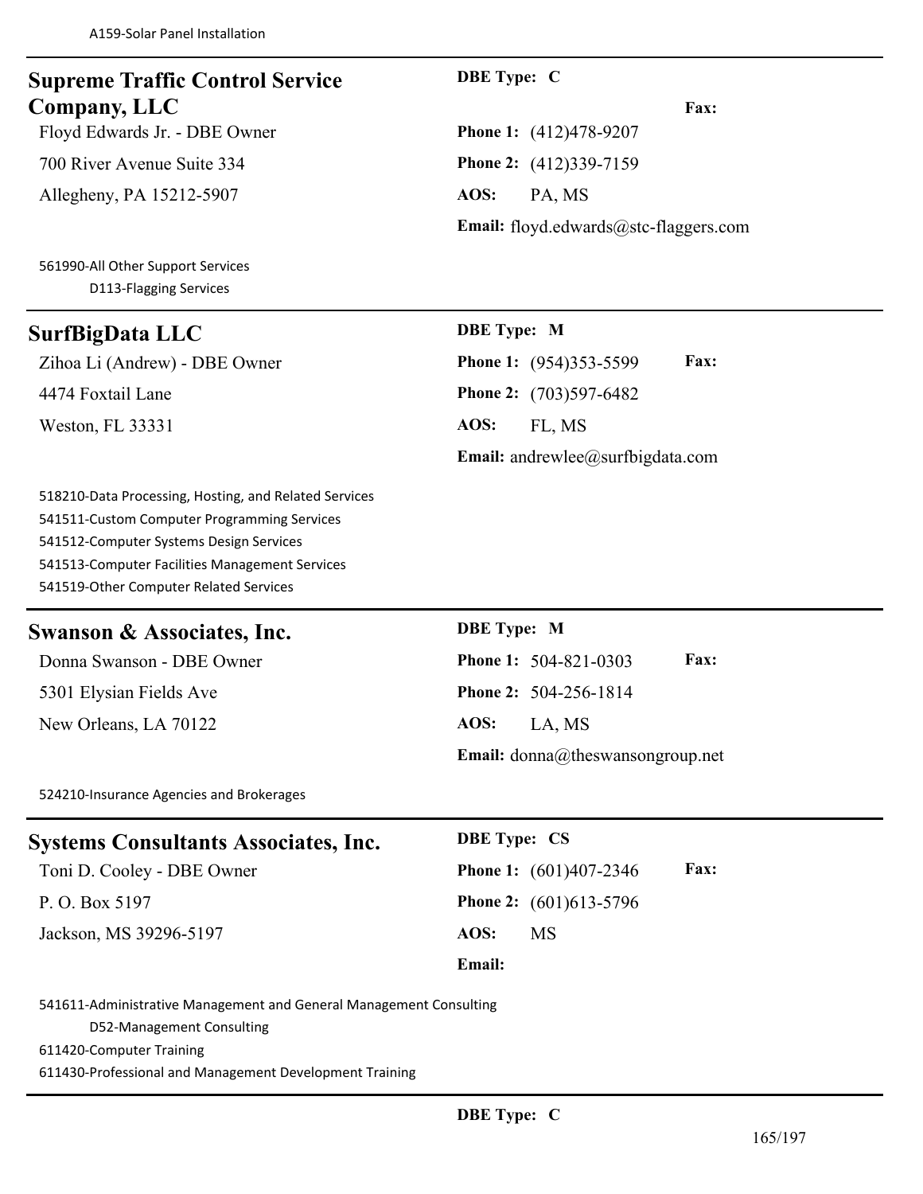A159-Solar Panel Installation

## Supreme Traffic Control Service Company, LLC

**DBE Type:** C

Floyd Edwards Jr. - DBE Owner
700 River Avenue Suite 334
Allegheny, PA 15212-5907

**Fax:**
**Phone 1:** (412)478-9207
**Phone 2:** (412)339-7159
**AOS:** PA, MS
**Email:** floyd.edwards@stc-flaggers.com

561990-All Other Support Services
    D113-Flagging Services

---

## SurfBigData LLC

**DBE Type:** M

Zihoa Li (Andrew) - DBE Owner
4474 Foxtail Lane
Weston, FL 33331

**Phone 1:** (954)353-5599 **Fax:**
**Phone 2:** (703)597-6482
**AOS:** FL, MS
**Email:** andrewlee@surfbigdata.com

518210-Data Processing, Hosting, and Related Services
541511-Custom Computer Programming Services
541512-Computer Systems Design Services
541513-Computer Facilities Management Services
541519-Other Computer Related Services

---

## Swanson & Associates, Inc.

**DBE Type:** M

Donna Swanson - DBE Owner
5301 Elysian Fields Ave
New Orleans, LA 70122

**Phone 1:** 504-821-0303 **Fax:**
**Phone 2:** 504-256-1814
**AOS:** LA, MS
**Email:** donna@theswansongroup.net

524210-Insurance Agencies and Brokerages

---

## Systems Consultants Associates, Inc.

**DBE Type:** CS

Toni D. Cooley - DBE Owner
P. O. Box 5197
Jackson, MS 39296-5197

**Phone 1:** (601)407-2346 **Fax:**
**Phone 2:** (601)613-5796
**AOS:** MS
**Email:**

541611-Administrative Management and General Management Consulting
    D52-Management Consulting
611420-Computer Training
611430-Professional and Management Development Training

---

**DBE Type:** C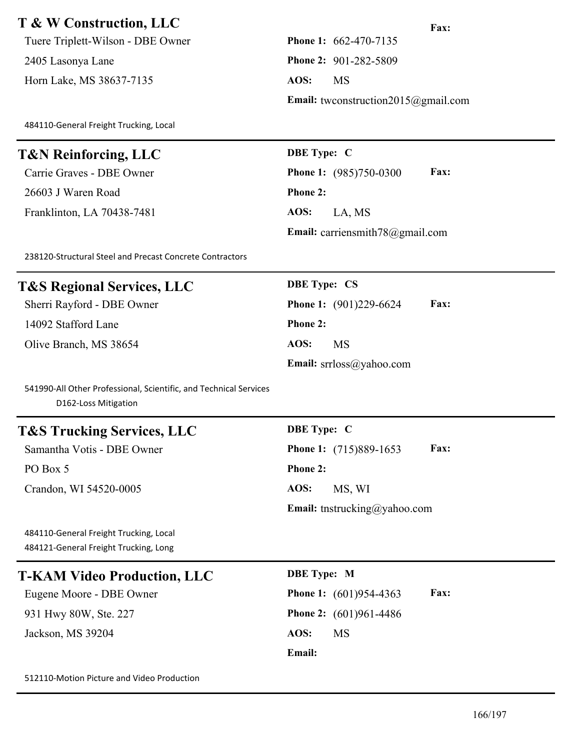## T & W Construction, LLC

Tuere Triplett-Wilson - DBE Owner
2405 Lasonya Lane
Horn Lake, MS 38637-7135

**Fax:**
**Phone 1:** 662-470-7135
**Phone 2:** 901-282-5809
**AOS:** MS
**Email:** twconstruction2015@gmail.com

484110-General Freight Trucking, Local

---

## T&N Reinforcing, LLC

Carrie Graves - DBE Owner
26603 J Waren Road
Franklinton, LA 70438-7481

**DBE Type:** C
**Phone 1:** (985)750-0300 **Fax:**
**Phone 2:**
**AOS:** LA, MS
**Email:** carriensmith78@gmail.com

238120-Structural Steel and Precast Concrete Contractors

---

## T&S Regional Services, LLC

Sherri Rayford - DBE Owner
14092 Stafford Lane
Olive Branch, MS 38654

**DBE Type:** CS
**Phone 1:** (901)229-6624 **Fax:**
**Phone 2:**
**AOS:** MS
**Email:** srrloss@yahoo.com

541990-All Other Professional, Scientific, and Technical Services
D162-Loss Mitigation

---

## T&S Trucking Services, LLC

Samantha Votis - DBE Owner
PO Box 5
Crandon, WI 54520-0005

**DBE Type:** C
**Phone 1:** (715)889-1653 **Fax:**
**Phone 2:**
**AOS:** MS, WI
**Email:** tnstrucking@yahoo.com

484110-General Freight Trucking, Local
484121-General Freight Trucking, Long

---

## T-KAM Video Production, LLC

Eugene Moore - DBE Owner
931 Hwy 80W, Ste. 227
Jackson, MS 39204

**DBE Type:** M
**Phone 1:** (601)954-4363 **Fax:**
**Phone 2:** (601)961-4486
**AOS:** MS
**Email:**

512110-Motion Picture and Video Production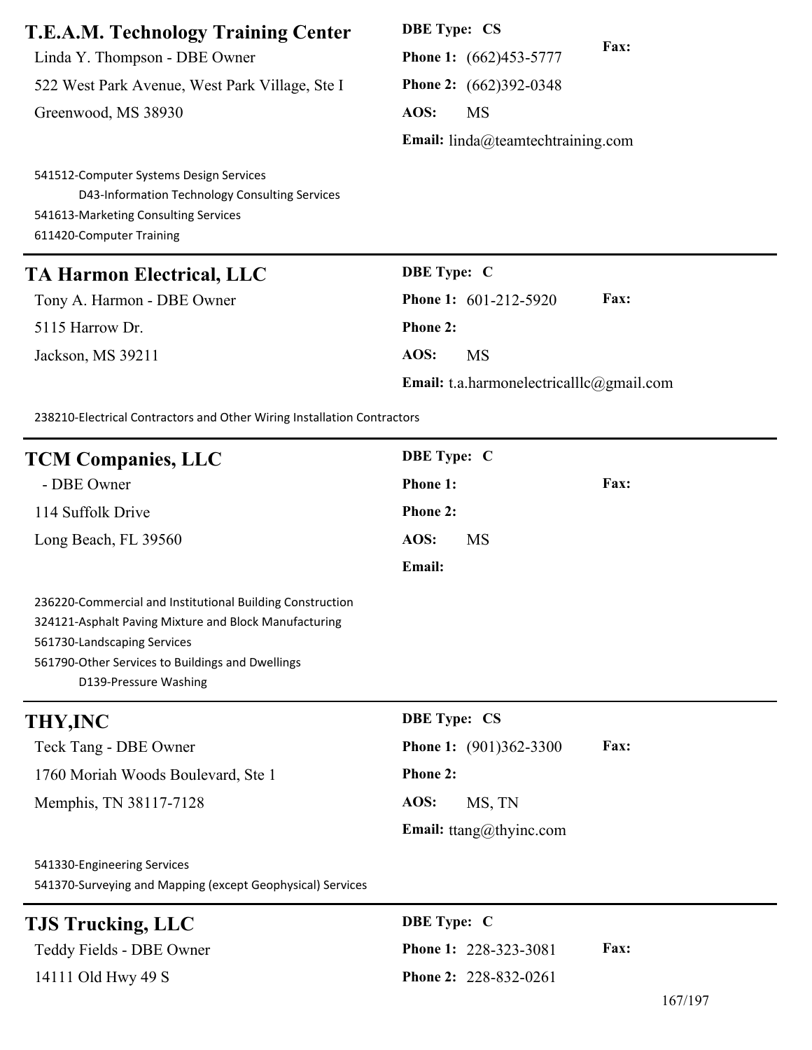## T.E.A.M. Technology Training Center

Linda Y. Thompson - DBE Owner
522 West Park Avenue, West Park Village, Ste I
Greenwood, MS 38930

**DBE Type:** CS
**Phone 1:** (662)453-5777
**Fax:**
**Phone 2:** (662)392-0348
**AOS:** MS
**Email:** linda@teamtechtraining.com

- 541512-Computer Systems Design Services
  - D43-Information Technology Consulting Services
- 541613-Marketing Consulting Services
- 611420-Computer Training

---

## TA Harmon Electrical, LLC

Tony A. Harmon - DBE Owner
5115 Harrow Dr.
Jackson, MS 39211

**DBE Type:** C
**Phone 1:** 601-212-5920
**Fax:**
**Phone 2:**
**AOS:** MS
**Email:** t.a.harmonelectricalllc@gmail.com

- 238210-Electrical Contractors and Other Wiring Installation Contractors

---

## TCM Companies, LLC

- DBE Owner
114 Suffolk Drive
Long Beach, FL 39560

**DBE Type:** C
**Phone 1:**
**Fax:**
**Phone 2:**
**AOS:** MS
**Email:**

- 236220-Commercial and Institutional Building Construction
- 324121-Asphalt Paving Mixture and Block Manufacturing
- 561730-Landscaping Services
- 561790-Other Services to Buildings and Dwellings
  - D139-Pressure Washing

---

## THY,INC

Teck Tang - DBE Owner
1760 Moriah Woods Boulevard, Ste 1
Memphis, TN 38117-7128

**DBE Type:** CS
**Phone 1:** (901)362-3300
**Fax:**
**Phone 2:**
**AOS:** MS, TN
**Email:** ttang@thyinc.com

- 541330-Engineering Services
- 541370-Surveying and Mapping (except Geophysical) Services

---

## TJS Trucking, LLC

Teddy Fields - DBE Owner
14111 Old Hwy 49 S

**DBE Type:** C
**Phone 1:** 228-323-3081
**Fax:**
**Phone 2:** 228-832-0261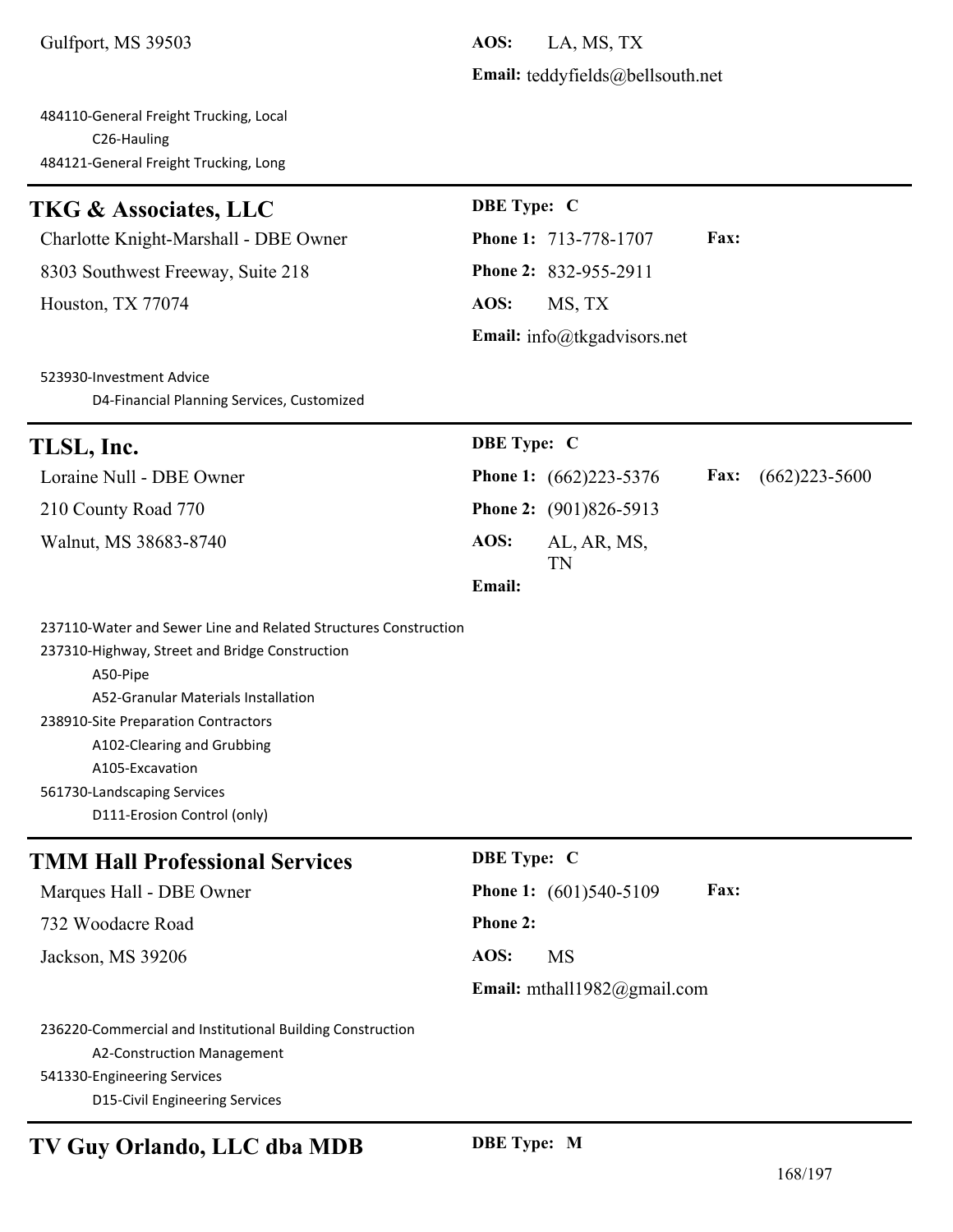Gulfport, MS 39503

**AOS:** LA, MS, TX

**Email:** teddyfields@bellsouth.net

484110-General Freight Trucking, Local
- C26-Hauling

484121-General Freight Trucking, Long

---

## TKG & Associates, LLC

**DBE Type:** C

Charlotte Knight-Marshall - DBE Owner
8303 Southwest Freeway, Suite 218
Houston, TX 77074

**Phone 1:** 713-778-1707 **Fax:**
**Phone 2:** 832-955-2911
**AOS:** MS, TX
**Email:** info@tkgadvisors.net

523930-Investment Advice
- D4-Financial Planning Services, Customized

---

## TLSL, Inc.

**DBE Type:** C

Loraine Null - DBE Owner
210 County Road 770
Walnut, MS 38683-8740

**Phone 1:** (662)223-5376 **Fax:** (662)223-5600
**Phone 2:** (901)826-5913
**AOS:** AL, AR, MS, TN
**Email:**

237110-Water and Sewer Line and Related Structures Construction

237310-Highway, Street and Bridge Construction
- A50-Pipe
- A52-Granular Materials Installation

238910-Site Preparation Contractors
- A102-Clearing and Grubbing
- A105-Excavation

561730-Landscaping Services
- D111-Erosion Control (only)

---

## TMM Hall Professional Services

**DBE Type:** C

Marques Hall - DBE Owner
732 Woodacre Road
Jackson, MS 39206

**Phone 1:** (601)540-5109 **Fax:**
**Phone 2:**
**AOS:** MS
**Email:** mthall1982@gmail.com

236220-Commercial and Institutional Building Construction
- A2-Construction Management

541330-Engineering Services
- D15-Civil Engineering Services

---

## TV Guy Orlando, LLC dba MDB

**DBE Type:** M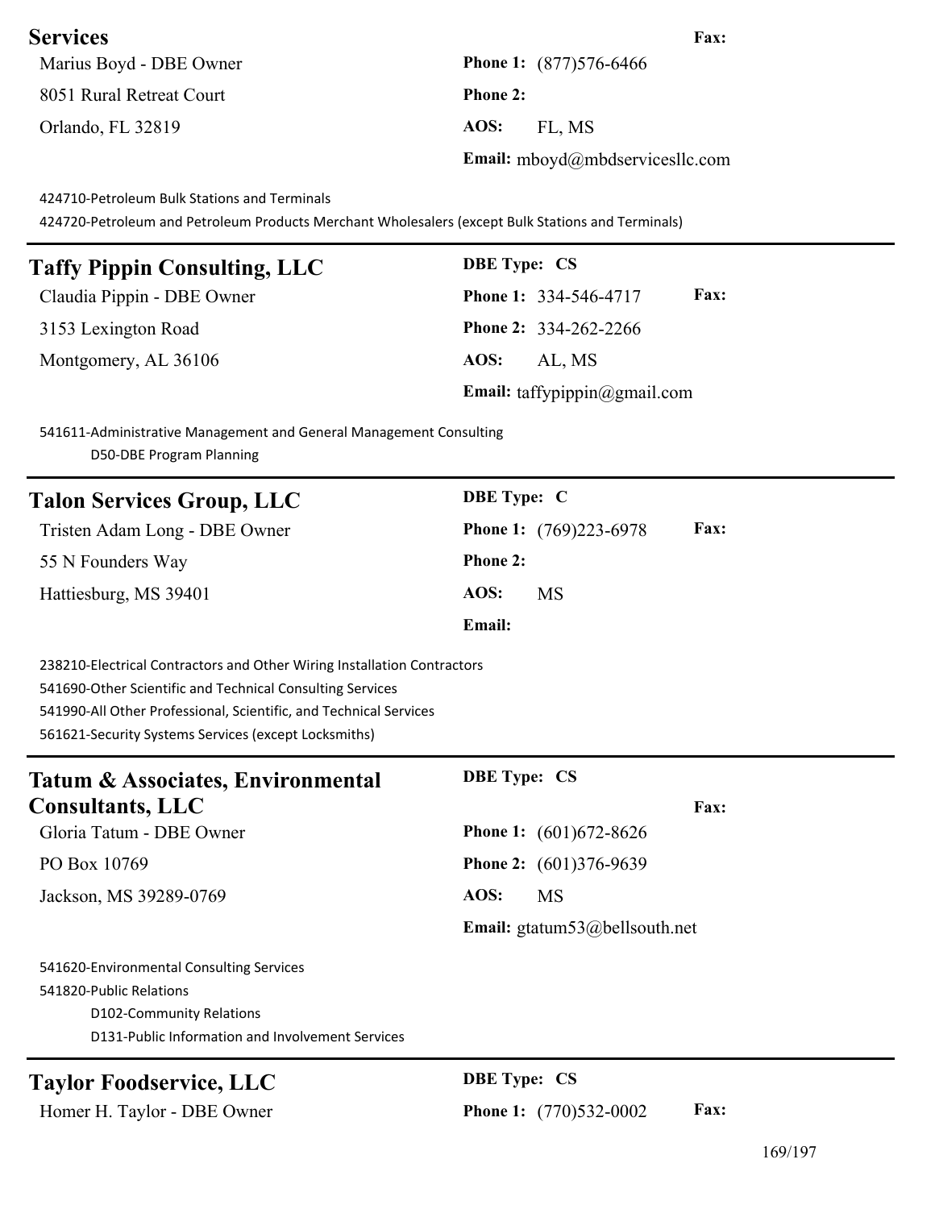## Services

**Fax:**

Marius Boyd - DBE Owner

8051 Rural Retreat Court

Orlando, FL 32819

**Phone 1:** (877)576-6466

**Phone 2:**

**AOS:** FL, MS

**Email:** mboyd@mbdservicesllc.com

424710-Petroleum Bulk Stations and Terminals

424720-Petroleum and Petroleum Products Merchant Wholesalers (except Bulk Stations and Terminals)

---

## Taffy Pippin Consulting, LLC

**DBE Type:** CS

Claudia Pippin - DBE Owner

3153 Lexington Road

Montgomery, AL 36106

**Phone 1:** 334-546-4717 **Fax:**

**Phone 2:** 334-262-2266

**AOS:** AL, MS

**Email:** taffypippin@gmail.com

541611-Administrative Management and General Management Consulting

- D50-DBE Program Planning

---

## Talon Services Group, LLC

**DBE Type:** C

Tristen Adam Long - DBE Owner

55 N Founders Way

Hattiesburg, MS 39401

**Phone 1:** (769)223-6978 **Fax:**

**Phone 2:**

**AOS:** MS

**Email:**

238210-Electrical Contractors and Other Wiring Installation Contractors

541690-Other Scientific and Technical Consulting Services

541990-All Other Professional, Scientific, and Technical Services

561621-Security Systems Services (except Locksmiths)

---

## Tatum & Associates, Environmental Consultants, LLC

**DBE Type:** CS

**Fax:**

Gloria Tatum - DBE Owner

PO Box 10769

Jackson, MS 39289-0769

**Phone 1:** (601)672-8626

**Phone 2:** (601)376-9639

**AOS:** MS

**Email:** gtatum53@bellsouth.net

541620-Environmental Consulting Services

541820-Public Relations

- D102-Community Relations
- D131-Public Information and Involvement Services

---

## Taylor Foodservice, LLC

**DBE Type:** CS

Homer H. Taylor - DBE Owner

**Phone 1:** (770)532-0002 **Fax:**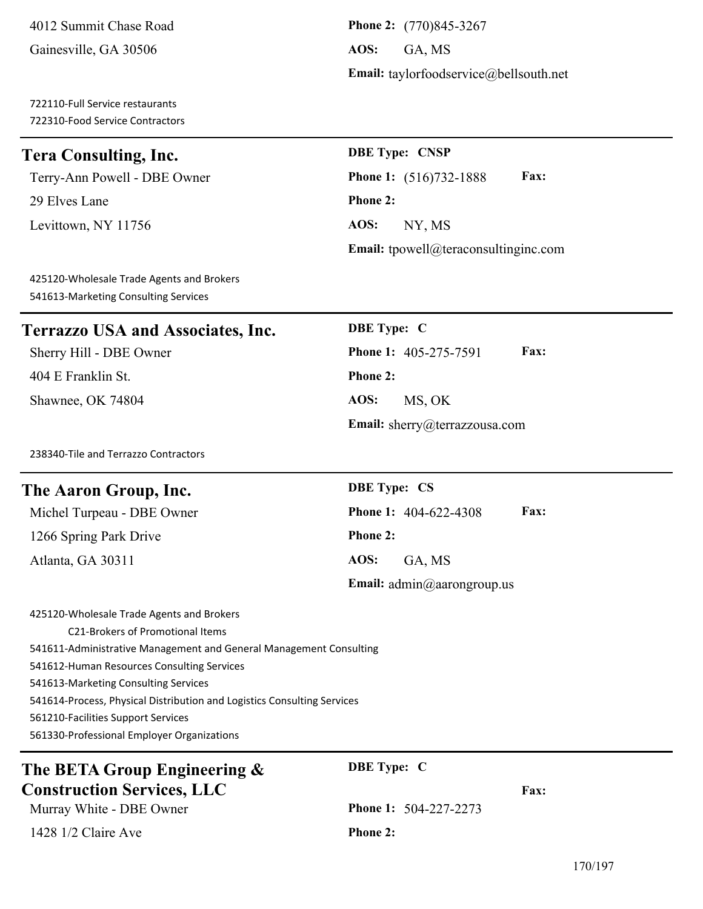4012 Summit Chase Road
Gainesville, GA 30506

**Phone 2:** (770)845-3267
**AOS:** GA, MS
**Email:** taylorfoodservice@bellsouth.net

722110-Full Service restaurants
722310-Food Service Contractors

---

## Tera Consulting, Inc.

**DBE Type:** CNSP

Terry-Ann Powell - DBE Owner
29 Elves Lane
Levittown, NY 11756

**Phone 1:** (516)732-1888 **Fax:**
**Phone 2:**
**AOS:** NY, MS
**Email:** tpowell@teraconsultinginc.com

425120-Wholesale Trade Agents and Brokers
541613-Marketing Consulting Services

---

## Terrazzo USA and Associates, Inc.

**DBE Type:** C

Sherry Hill - DBE Owner
404 E Franklin St.
Shawnee, OK 74804

**Phone 1:** 405-275-7591 **Fax:**
**Phone 2:**
**AOS:** MS, OK
**Email:** sherry@terrazzousa.com

238340-Tile and Terrazzo Contractors

---

## The Aaron Group, Inc.

**DBE Type:** CS

Michel Turpeau - DBE Owner
1266 Spring Park Drive
Atlanta, GA 30311

**Phone 1:** 404-622-4308 **Fax:**
**Phone 2:**
**AOS:** GA, MS
**Email:** admin@aarongroup.us

425120-Wholesale Trade Agents and Brokers
- C21-Brokers of Promotional Items

541611-Administrative Management and General Management Consulting
541612-Human Resources Consulting Services
541613-Marketing Consulting Services
541614-Process, Physical Distribution and Logistics Consulting Services
561210-Facilities Support Services
561330-Professional Employer Organizations

---

## The BETA Group Engineering & Construction Services, LLC

**DBE Type:** C

Murray White - DBE Owner
1428 1/2 Claire Ave

**Fax:**
**Phone 1:** 504-227-2273
**Phone 2:**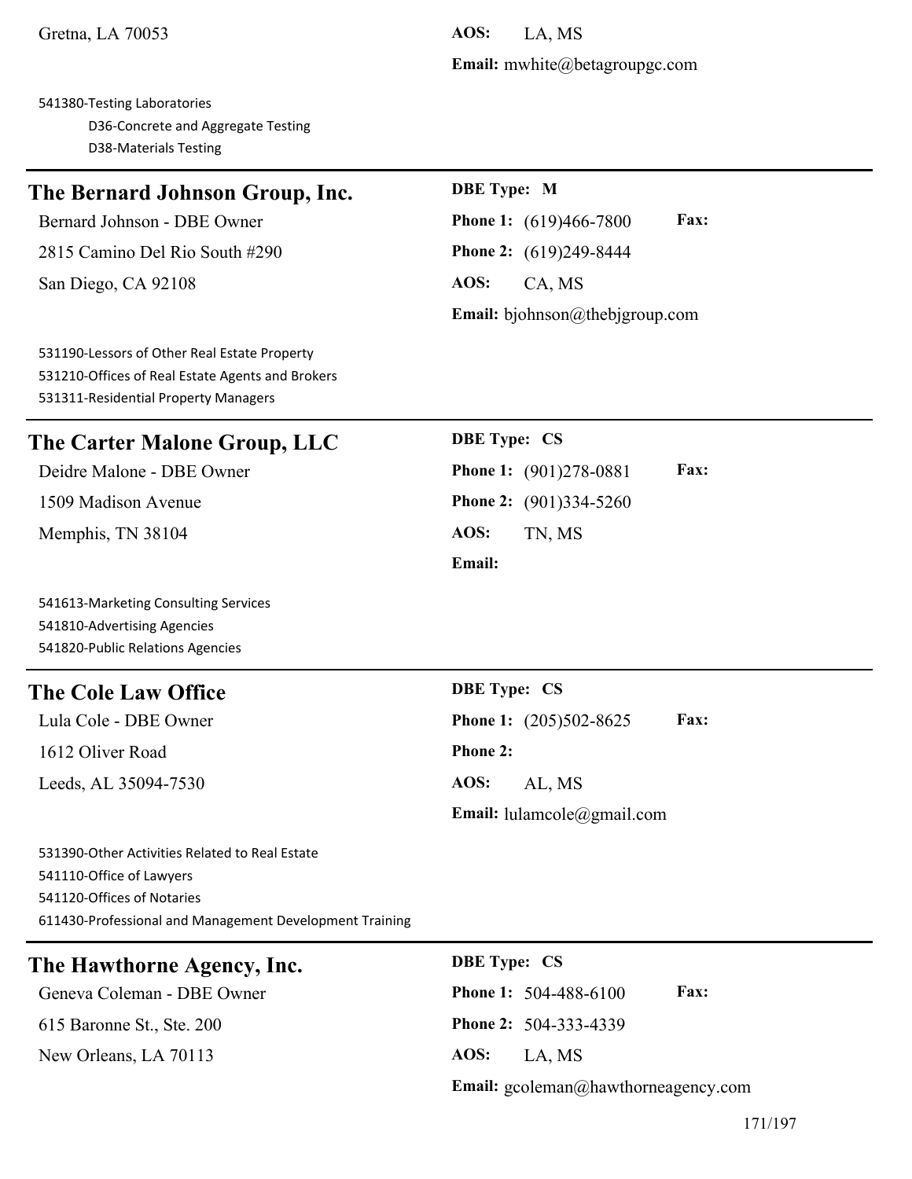Gretna, LA 70053

**AOS:** LA, MS

**Email:** mwhite@betagroupgc.com

541380-Testing Laboratories
- D36-Concrete and Aggregate Testing
- D38-Materials Testing

---

## The Bernard Johnson Group, Inc.

Bernard Johnson - DBE Owner
2815 Camino Del Rio South #290
San Diego, CA 92108

**DBE Type:** M
**Phone 1:** (619)466-7800 **Fax:**
**Phone 2:** (619)249-8444
**AOS:** CA, MS
**Email:** bjohnson@thebjgroup.com

531190-Lessors of Other Real Estate Property
531210-Offices of Real Estate Agents and Brokers
531311-Residential Property Managers

---

## The Carter Malone Group, LLC

Deidre Malone - DBE Owner
1509 Madison Avenue
Memphis, TN 38104

**DBE Type:** CS
**Phone 1:** (901)278-0881 **Fax:**
**Phone 2:** (901)334-5260
**AOS:** TN, MS
**Email:**

541613-Marketing Consulting Services
541810-Advertising Agencies
541820-Public Relations Agencies

---

## The Cole Law Office

Lula Cole - DBE Owner
1612 Oliver Road
Leeds, AL 35094-7530

**DBE Type:** CS
**Phone 1:** (205)502-8625 **Fax:**
**Phone 2:**
**AOS:** AL, MS
**Email:** lulamcole@gmail.com

531390-Other Activities Related to Real Estate
541110-Office of Lawyers
541120-Offices of Notaries
611430-Professional and Management Development Training

---

## The Hawthorne Agency, Inc.

Geneva Coleman - DBE Owner
615 Baronne St., Ste. 200
New Orleans, LA 70113

**DBE Type:** CS
**Phone 1:** 504-488-6100 **Fax:**
**Phone 2:** 504-333-4339
**AOS:** LA, MS
**Email:** gcoleman@hawthorneagency.com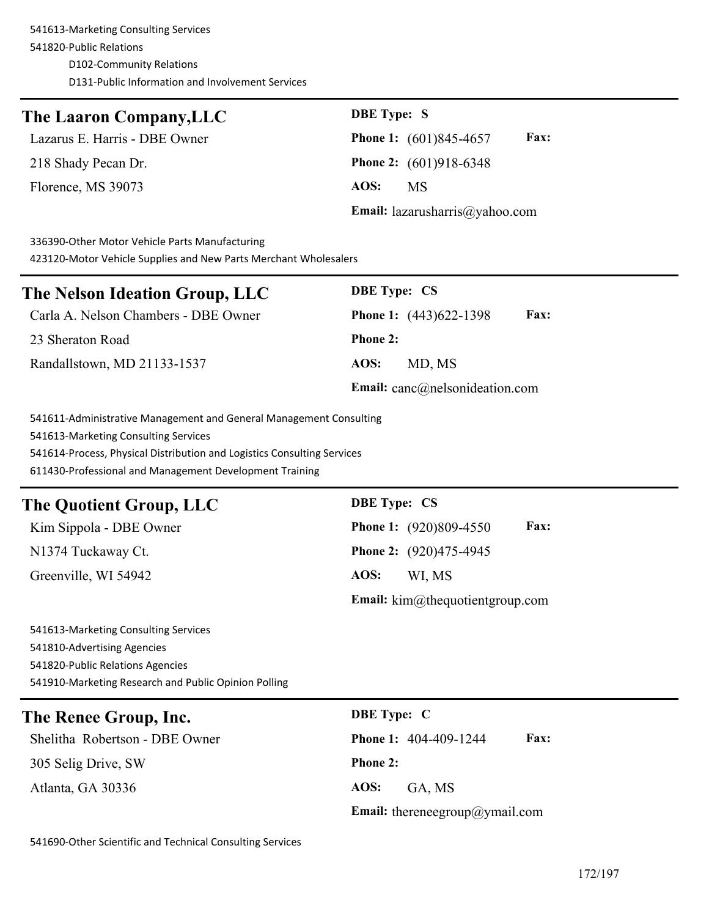541613-Marketing Consulting Services
541820-Public Relations
- D102-Community Relations
- D131-Public Information and Involvement Services

---

## The Laaron Company,LLC

Lazarus E. Harris - DBE Owner
218 Shady Pecan Dr.
Florence, MS 39073

**DBE Type:** S
**Phone 1:** (601)845-4657 **Fax:**
**Phone 2:** (601)918-6348
**AOS:** MS
**Email:** lazarusharris@yahoo.com

336390-Other Motor Vehicle Parts Manufacturing
423120-Motor Vehicle Supplies and New Parts Merchant Wholesalers

---

## The Nelson Ideation Group, LLC

Carla A. Nelson Chambers - DBE Owner
23 Sheraton Road
Randallstown, MD 21133-1537

**DBE Type:** CS
**Phone 1:** (443)622-1398 **Fax:**
**Phone 2:**
**AOS:** MD, MS
**Email:** canc@nelsonideation.com

541611-Administrative Management and General Management Consulting
541613-Marketing Consulting Services
541614-Process, Physical Distribution and Logistics Consulting Services
611430-Professional and Management Development Training

---

## The Quotient Group, LLC

Kim Sippola - DBE Owner
N1374 Tuckaway Ct.
Greenville, WI 54942

**DBE Type:** CS
**Phone 1:** (920)809-4550 **Fax:**
**Phone 2:** (920)475-4945
**AOS:** WI, MS
**Email:** kim@thequotientgroup.com

541613-Marketing Consulting Services
541810-Advertising Agencies
541820-Public Relations Agencies
541910-Marketing Research and Public Opinion Polling

---

## The Renee Group, Inc.

Shelitha Robertson - DBE Owner
305 Selig Drive, SW
Atlanta, GA 30336

**DBE Type:** C
**Phone 1:** 404-409-1244 **Fax:**
**Phone 2:**
**AOS:** GA, MS
**Email:** thereneegroup@ymail.com

541690-Other Scientific and Technical Consulting Services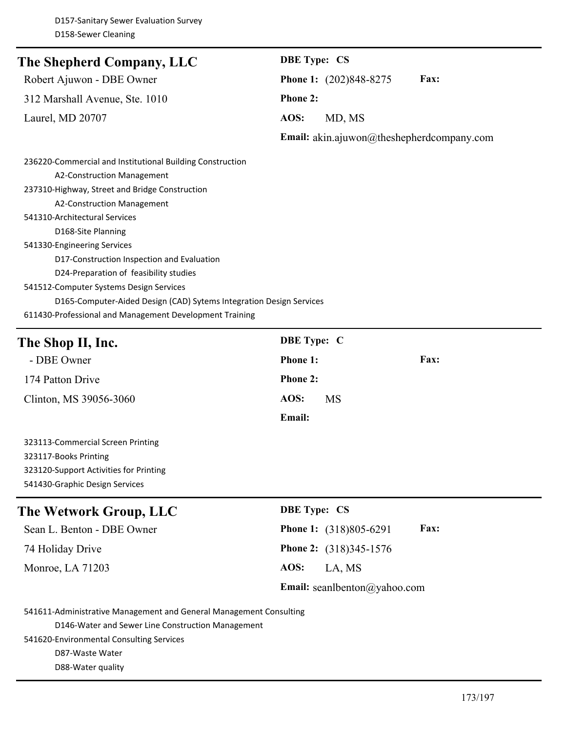D157-Sanitary Sewer Evaluation Survey
D158-Sewer Cleaning

---

## The Shepherd Company, LLC

Robert Ajuwon - DBE Owner
312 Marshall Avenue, Ste. 1010
Laurel, MD 20707

**DBE Type:** CS
**Phone 1:** (202)848-8275 **Fax:**
**Phone 2:**
**AOS:** MD, MS
**Email:** akin.ajuwon@theshepherdcompany.com

- 236220-Commercial and Institutional Building Construction
  - A2-Construction Management
- 237310-Highway, Street and Bridge Construction
  - A2-Construction Management
- 541310-Architectural Services
  - D168-Site Planning
- 541330-Engineering Services
  - D17-Construction Inspection and Evaluation
  - D24-Preparation of feasibility studies
- 541512-Computer Systems Design Services
  - D165-Computer-Aided Design (CAD) Sytems Integration Design Services
- 611430-Professional and Management Development Training

---

## The Shop II, Inc.

- DBE Owner
174 Patton Drive
Clinton, MS 39056-3060

**DBE Type:** C
**Phone 1:** **Fax:**
**Phone 2:**
**AOS:** MS
**Email:**

- 323113-Commercial Screen Printing
- 323117-Books Printing
- 323120-Support Activities for Printing
- 541430-Graphic Design Services

---

## The Wetwork Group, LLC

Sean L. Benton - DBE Owner
74 Holiday Drive
Monroe, LA 71203

**DBE Type:** CS
**Phone 1:** (318)805-6291 **Fax:**
**Phone 2:** (318)345-1576
**AOS:** LA, MS
**Email:** seanlbenton@yahoo.com

- 541611-Administrative Management and General Management Consulting
  - D146-Water and Sewer Line Construction Management
- 541620-Environmental Consulting Services
  - D87-Waste Water
  - D88-Water quality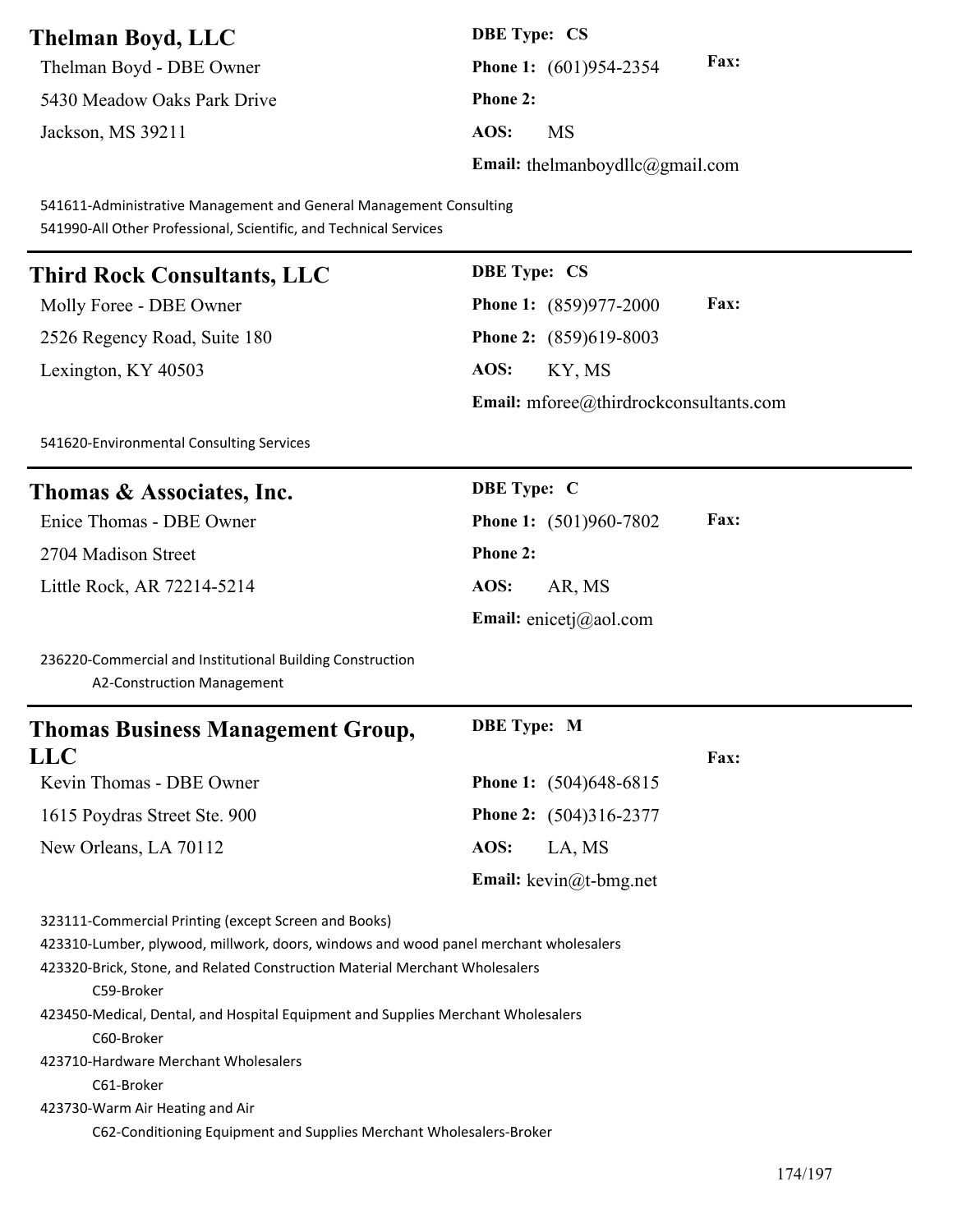## Thelman Boyd, LLC

Thelman Boyd - DBE Owner
5430 Meadow Oaks Park Drive
Jackson, MS 39211

**DBE Type:** CS
**Phone 1:** (601)954-2354 **Fax:**
**Phone 2:**
**AOS:** MS
**Email:** thelmanboydllc@gmail.com

541611-Administrative Management and General Management Consulting
541990-All Other Professional, Scientific, and Technical Services

---

## Third Rock Consultants, LLC

Molly Foree - DBE Owner
2526 Regency Road, Suite 180
Lexington, KY 40503

**DBE Type:** CS
**Phone 1:** (859)977-2000 **Fax:**
**Phone 2:** (859)619-8003
**AOS:** KY, MS
**Email:** mforee@thirdrockconsultants.com

541620-Environmental Consulting Services

---

## Thomas & Associates, Inc.

Enice Thomas - DBE Owner
2704 Madison Street
Little Rock, AR 72214-5214

**DBE Type:** C
**Phone 1:** (501)960-7802 **Fax:**
**Phone 2:**
**AOS:** AR, MS
**Email:** enicetj@aol.com

236220-Commercial and Institutional Building Construction
    A2-Construction Management

---

## Thomas Business Management Group, LLC

Kevin Thomas - DBE Owner
1615 Poydras Street Ste. 900
New Orleans, LA 70112

**DBE Type:** M
**Fax:**
**Phone 1:** (504)648-6815
**Phone 2:** (504)316-2377
**AOS:** LA, MS
**Email:** kevin@t-bmg.net

323111-Commercial Printing (except Screen and Books)
423310-Lumber, plywood, millwork, doors, windows and wood panel merchant wholesalers
423320-Brick, Stone, and Related Construction Material Merchant Wholesalers
    C59-Broker
423450-Medical, Dental, and Hospital Equipment and Supplies Merchant Wholesalers
    C60-Broker
423710-Hardware Merchant Wholesalers
    C61-Broker
423730-Warm Air Heating and Air
    C62-Conditioning Equipment and Supplies Merchant Wholesalers-Broker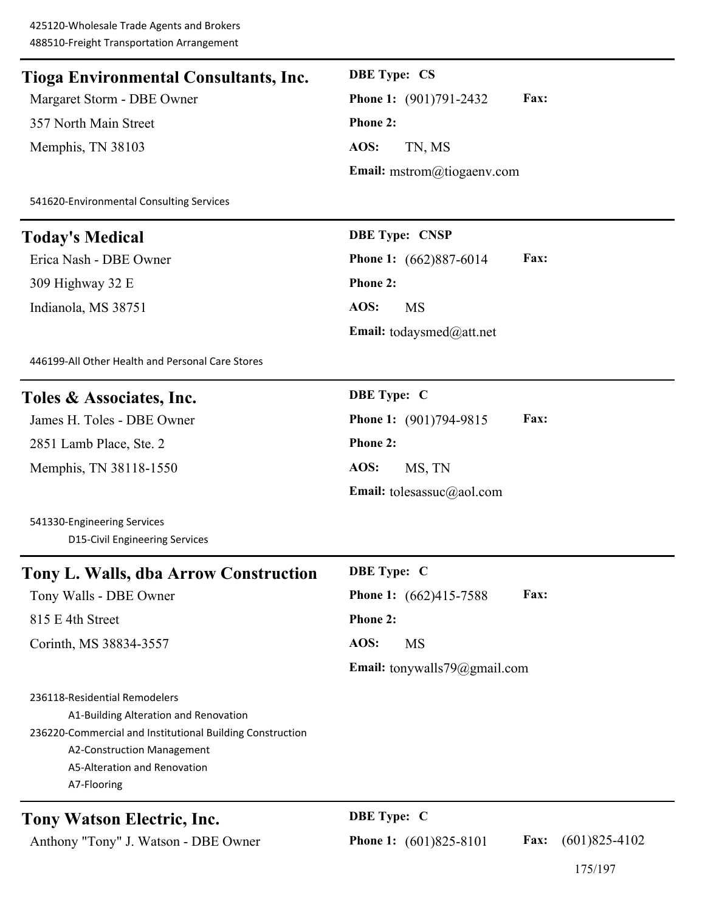425120-Wholesale Trade Agents and Brokers
488510-Freight Transportation Arrangement

---

## Tioga Environmental Consultants, Inc.

Margaret Storm - DBE Owner
357 North Main Street
Memphis, TN 38103

**DBE Type:** CS
**Phone 1:** (901)791-2432 **Fax:**
**Phone 2:**
**AOS:** TN, MS
**Email:** mstrom@tiogaenv.com

541620-Environmental Consulting Services

---

## Today's Medical

Erica Nash - DBE Owner
309 Highway 32 E
Indianola, MS 38751

**DBE Type:** CNSP
**Phone 1:** (662)887-6014 **Fax:**
**Phone 2:**
**AOS:** MS
**Email:** todaysmed@att.net

446199-All Other Health and Personal Care Stores

---

## Toles & Associates, Inc.

James H. Toles - DBE Owner
2851 Lamb Place, Ste. 2
Memphis, TN 38118-1550

**DBE Type:** C
**Phone 1:** (901)794-9815 **Fax:**
**Phone 2:**
**AOS:** MS, TN
**Email:** tolesassuc@aol.com

541330-Engineering Services
- D15-Civil Engineering Services

---

## Tony L. Walls, dba Arrow Construction

Tony Walls - DBE Owner
815 E 4th Street
Corinth, MS 38834-3557

**DBE Type:** C
**Phone 1:** (662)415-7588 **Fax:**
**Phone 2:**
**AOS:** MS
**Email:** tonywalls79@gmail.com

236118-Residential Remodelers
- A1-Building Alteration and Renovation

236220-Commercial and Institutional Building Construction
- A2-Construction Management
- A5-Alteration and Renovation
- A7-Flooring

---

## Tony Watson Electric, Inc.

Anthony "Tony" J. Watson - DBE Owner

**DBE Type:** C
**Phone 1:** (601)825-8101 **Fax:** (601)825-4102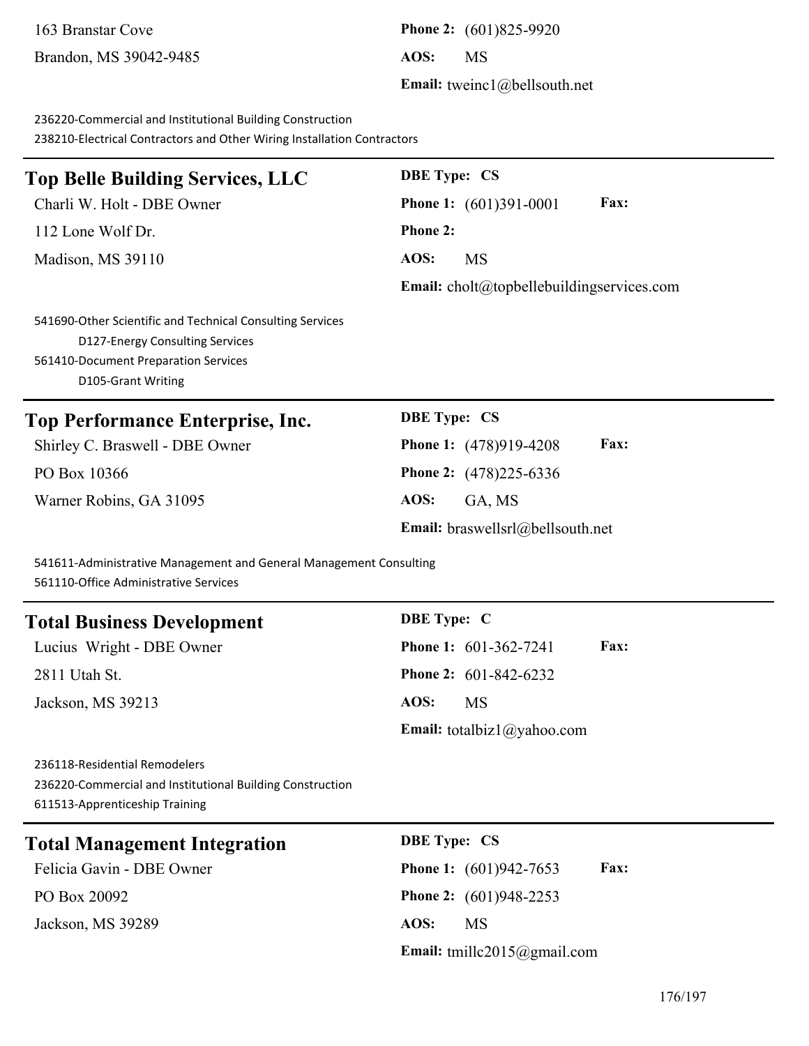163 Branstar Cove
Brandon, MS 39042-9485

**Phone 2:** (601)825-9920
**AOS:** MS
**Email:** tweinc1@bellsouth.net

236220-Commercial and Institutional Building Construction
238210-Electrical Contractors and Other Wiring Installation Contractors

---

## Top Belle Building Services, LLC

**DBE Type:** CS

Charli W. Holt - DBE Owner
112 Lone Wolf Dr.
Madison, MS 39110

**Phone 1:** (601)391-0001 **Fax:**
**Phone 2:**
**AOS:** MS
**Email:** cholt@topbellebuildingservices.com

541690-Other Scientific and Technical Consulting Services
- D127-Energy Consulting Services

561410-Document Preparation Services
- D105-Grant Writing

---

## Top Performance Enterprise, Inc.

**DBE Type:** CS

Shirley C. Braswell - DBE Owner
PO Box 10366
Warner Robins, GA 31095

**Phone 1:** (478)919-4208 **Fax:**
**Phone 2:** (478)225-6336
**AOS:** GA, MS
**Email:** braswellsrl@bellsouth.net

541611-Administrative Management and General Management Consulting
561110-Office Administrative Services

---

## Total Business Development

**DBE Type:** C

Lucius Wright - DBE Owner
2811 Utah St.
Jackson, MS 39213

**Phone 1:** 601-362-7241 **Fax:**
**Phone 2:** 601-842-6232
**AOS:** MS
**Email:** totalbiz1@yahoo.com

236118-Residential Remodelers
236220-Commercial and Institutional Building Construction
611513-Apprenticeship Training

---

## Total Management Integration

**DBE Type:** CS

Felicia Gavin - DBE Owner
PO Box 20092
Jackson, MS 39289

**Phone 1:** (601)942-7653 **Fax:**
**Phone 2:** (601)948-2253
**AOS:** MS
**Email:** tmillc2015@gmail.com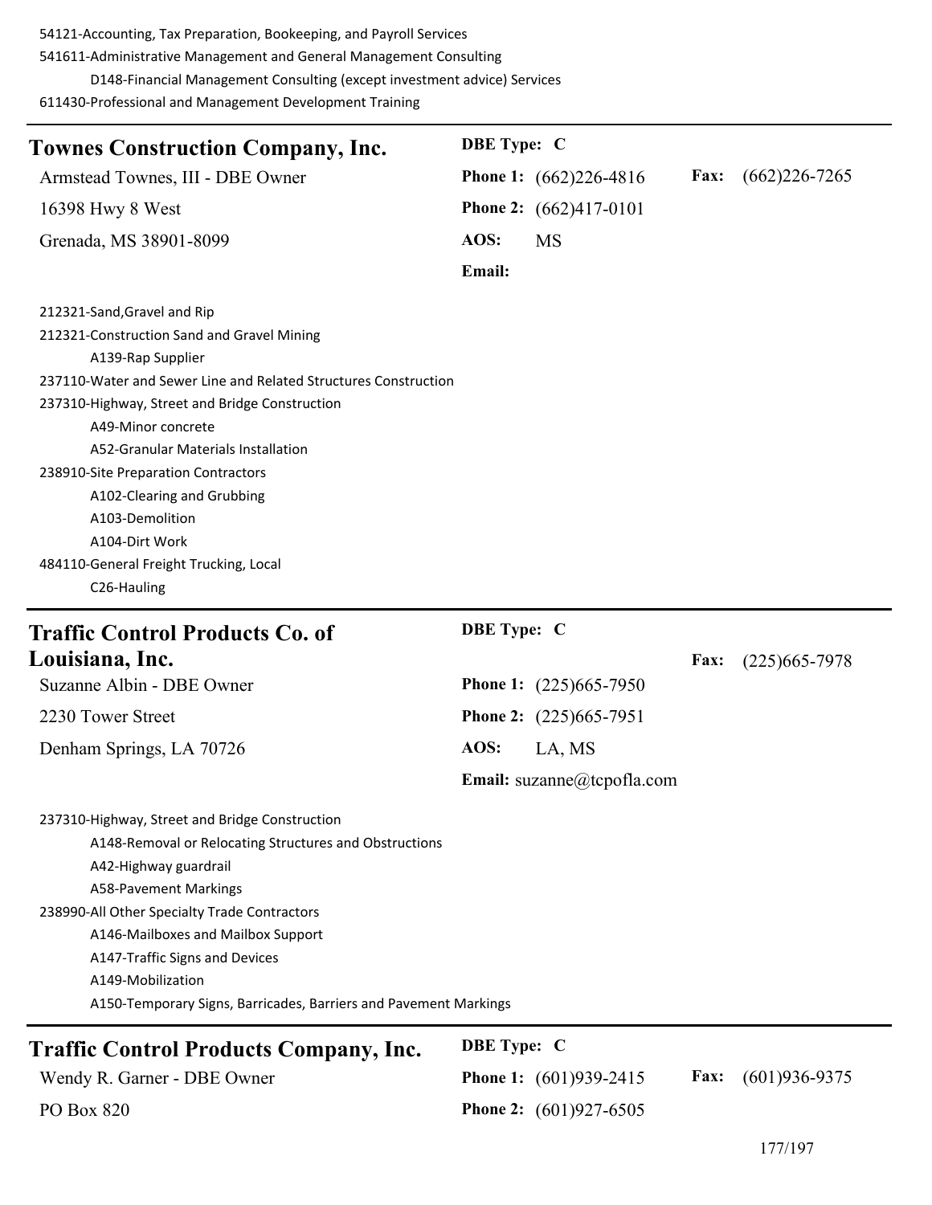54121-Accounting, Tax Preparation, Bookeeping, and Payroll Services
541611-Administrative Management and General Management Consulting
- D148-Financial Management Consulting (except investment advice) Services

611430-Professional and Management Development Training

---

## Townes Construction Company, Inc.

Armstead Townes, III - DBE Owner
16398 Hwy 8 West
Grenada, MS 38901-8099

**DBE Type:** C
**Phone 1:** (662)226-4816 **Fax:** (662)226-7265
**Phone 2:** (662)417-0101
**AOS:** MS
**Email:**

212321-Sand,Gravel and Rip
212321-Construction Sand and Gravel Mining
- A139-Rap Supplier

237110-Water and Sewer Line and Related Structures Construction
237310-Highway, Street and Bridge Construction
- A49-Minor concrete
- A52-Granular Materials Installation

238910-Site Preparation Contractors
- A102-Clearing and Grubbing
- A103-Demolition
- A104-Dirt Work

484110-General Freight Trucking, Local
- C26-Hauling

---

## Traffic Control Products Co. of Louisiana, Inc.

Suzanne Albin - DBE Owner
2230 Tower Street
Denham Springs, LA 70726

**DBE Type:** C
**Fax:** (225)665-7978
**Phone 1:** (225)665-7950
**Phone 2:** (225)665-7951
**AOS:** LA, MS
**Email:** suzanne@tcpofla.com

237310-Highway, Street and Bridge Construction
- A148-Removal or Relocating Structures and Obstructions
- A42-Highway guardrail
- A58-Pavement Markings

238990-All Other Specialty Trade Contractors
- A146-Mailboxes and Mailbox Support
- A147-Traffic Signs and Devices
- A149-Mobilization
- A150-Temporary Signs, Barricades, Barriers and Pavement Markings

---

## Traffic Control Products Company, Inc.

Wendy R. Garner - DBE Owner
PO Box 820

**DBE Type:** C
**Phone 1:** (601)939-2415 **Fax:** (601)936-9375
**Phone 2:** (601)927-6505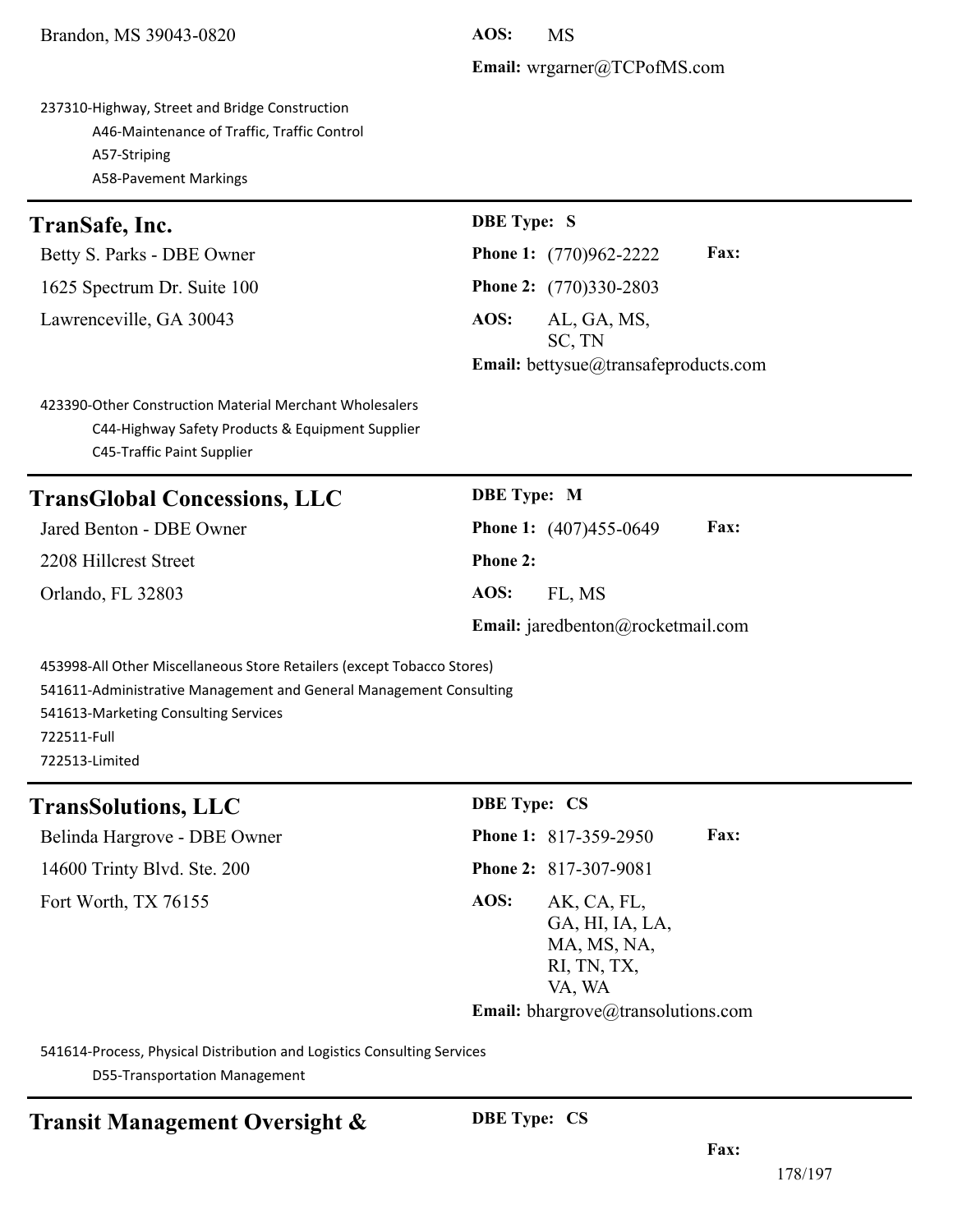Brandon, MS 39043-0820

**AOS:** MS

**Email:** wrgarner@TCPofMS.com

237310-Highway, Street and Bridge Construction
- A46-Maintenance of Traffic, Traffic Control
- A57-Striping
- A58-Pavement Markings

---

## TranSafe, Inc.

**DBE Type:** S

Betty S. Parks - DBE Owner

1625 Spectrum Dr. Suite 100

Lawrenceville, GA 30043

**Phone 1:** (770)962-2222 **Fax:**

**Phone 2:** (770)330-2803

**AOS:** AL, GA, MS, SC, TN

**Email:** bettysue@transafeproducts.com

423390-Other Construction Material Merchant Wholesalers
- C44-Highway Safety Products & Equipment Supplier
- C45-Traffic Paint Supplier

---

## TransGlobal Concessions, LLC

**DBE Type:** M

Jared Benton - DBE Owner

2208 Hillcrest Street

Orlando, FL 32803

**Phone 1:** (407)455-0649 **Fax:**

**Phone 2:**

**AOS:** FL, MS

**Email:** jaredbenton@rocketmail.com

453998-All Other Miscellaneous Store Retailers (except Tobacco Stores)
541611-Administrative Management and General Management Consulting
541613-Marketing Consulting Services
722511-Full
722513-Limited

---

## TransSolutions, LLC

**DBE Type:** CS

Belinda Hargrove - DBE Owner

14600 Trinty Blvd. Ste. 200

Fort Worth, TX 76155

**Phone 1:** 817-359-2950 **Fax:**

**Phone 2:** 817-307-9081

**AOS:** AK, CA, FL, GA, HI, IA, LA, MA, MS, NA, RI, TN, TX, VA, WA

**Email:** bhargrove@transolutions.com

541614-Process, Physical Distribution and Logistics Consulting Services
- D55-Transportation Management

---

## Transit Management Oversight &

**DBE Type:** CS

**Fax:**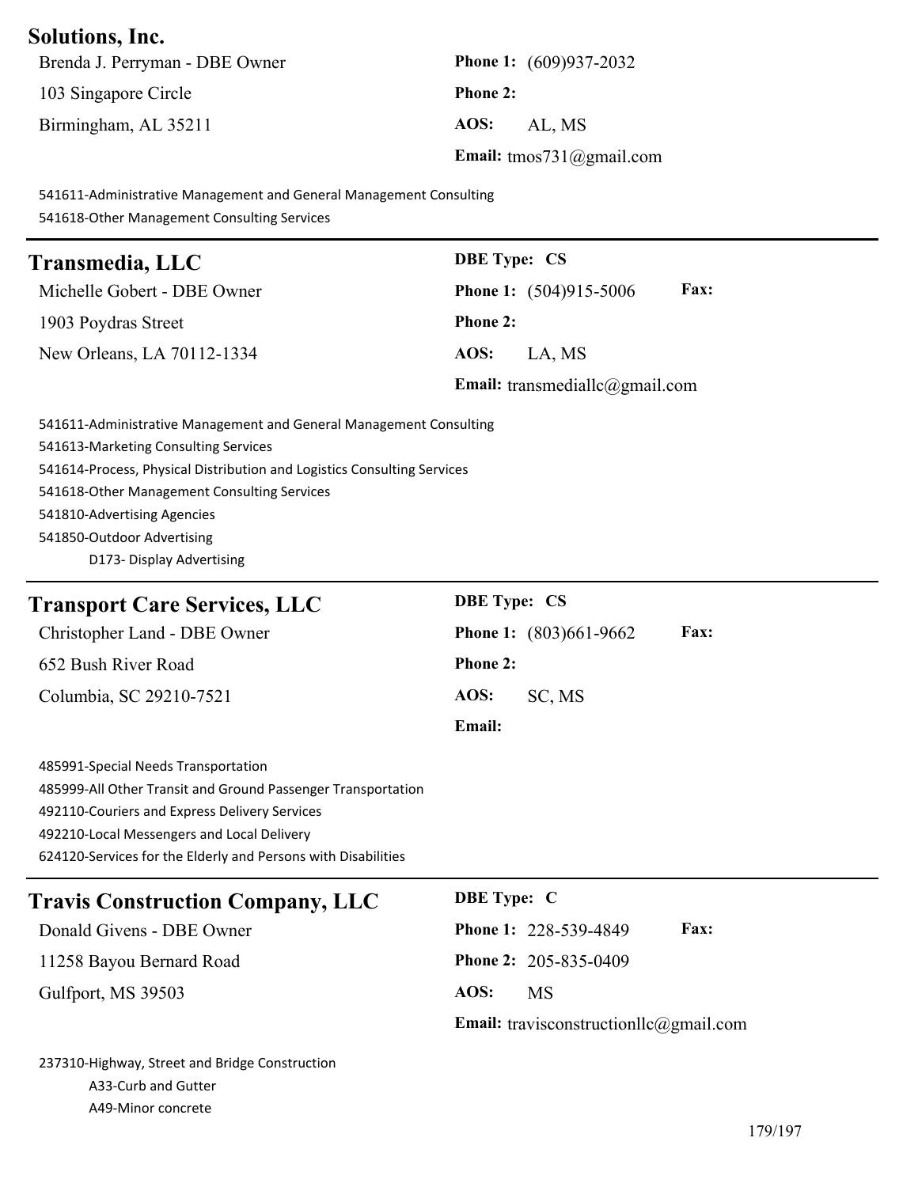## Solutions, Inc.

Brenda J. Perryman - DBE Owner
103 Singapore Circle
Birmingham, AL 35211

**Phone 1:** (609)937-2032
**Phone 2:**
**AOS:** AL, MS
**Email:** tmos731@gmail.com

541611-Administrative Management and General Management Consulting
541618-Other Management Consulting Services

---

## Transmedia, LLC

**DBE Type:** CS

Michelle Gobert - DBE Owner
1903 Poydras Street
New Orleans, LA 70112-1334

**Phone 1:** (504)915-5006 **Fax:**
**Phone 2:**
**AOS:** LA, MS
**Email:** transmediallc@gmail.com

541611-Administrative Management and General Management Consulting
541613-Marketing Consulting Services
541614-Process, Physical Distribution and Logistics Consulting Services
541618-Other Management Consulting Services
541810-Advertising Agencies
541850-Outdoor Advertising
- D173- Display Advertising

---

## Transport Care Services, LLC

**DBE Type:** CS

Christopher Land - DBE Owner
652 Bush River Road
Columbia, SC 29210-7521

**Phone 1:** (803)661-9662 **Fax:**
**Phone 2:**
**AOS:** SC, MS
**Email:**

485991-Special Needs Transportation
485999-All Other Transit and Ground Passenger Transportation
492110-Couriers and Express Delivery Services
492210-Local Messengers and Local Delivery
624120-Services for the Elderly and Persons with Disabilities

---

## Travis Construction Company, LLC

**DBE Type:** C

Donald Givens - DBE Owner
11258 Bayou Bernard Road
Gulfport, MS 39503

**Phone 1:** 228-539-4849 **Fax:**
**Phone 2:** 205-835-0409
**AOS:** MS
**Email:** travisconstructionllc@gmail.com

237310-Highway, Street and Bridge Construction
- A33-Curb and Gutter
- A49-Minor concrete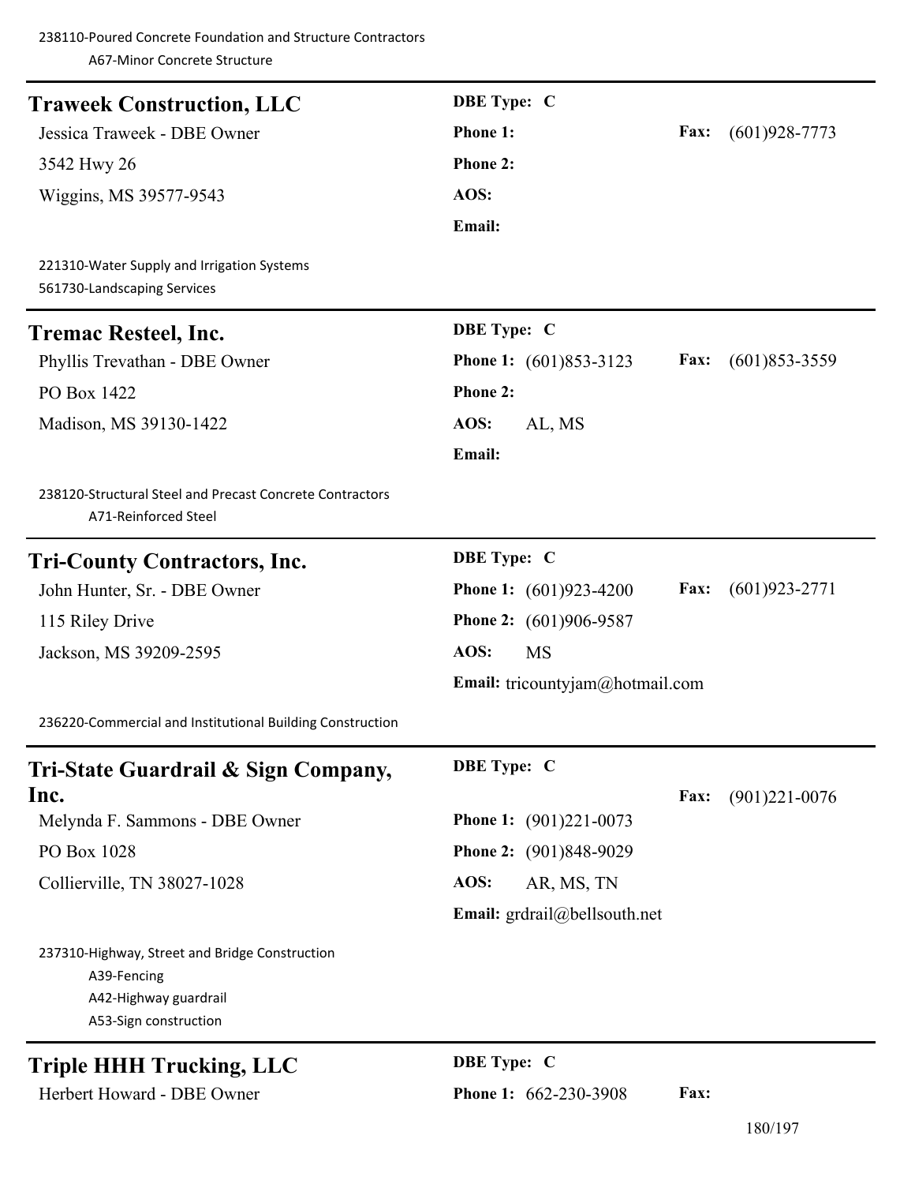238110-Poured Concrete Foundation and Structure Contractors

A67-Minor Concrete Structure

---

## Traweek Construction, LLC

Jessica Traweek - DBE Owner
3542 Hwy 26
Wiggins, MS 39577-9543

**DBE Type:** C
**Phone 1:**
**Fax:** (601)928-7773
**Phone 2:**
**AOS:**
**Email:**

221310-Water Supply and Irrigation Systems
561730-Landscaping Services

---

## Tremac Resteel, Inc.

Phyllis Trevathan - DBE Owner
PO Box 1422
Madison, MS 39130-1422

**DBE Type:** C
**Phone 1:** (601)853-3123
**Fax:** (601)853-3559
**Phone 2:**
**AOS:** AL, MS
**Email:**

238120-Structural Steel and Precast Concrete Contractors

A71-Reinforced Steel

---

## Tri-County Contractors, Inc.

John Hunter, Sr. - DBE Owner
115 Riley Drive
Jackson, MS 39209-2595

**DBE Type:** C
**Phone 1:** (601)923-4200
**Fax:** (601)923-2771
**Phone 2:** (601)906-9587
**AOS:** MS
**Email:** tricountyjam@hotmail.com

236220-Commercial and Institutional Building Construction

---

## Tri-State Guardrail & Sign Company, Inc.

Melynda F. Sammons - DBE Owner
PO Box 1028
Collierville, TN 38027-1028

**DBE Type:** C
**Fax:** (901)221-0076
**Phone 1:** (901)221-0073
**Phone 2:** (901)848-9029
**AOS:** AR, MS, TN
**Email:** grdrail@bellsouth.net

237310-Highway, Street and Bridge Construction

A39-Fencing
A42-Highway guardrail
A53-Sign construction

---

## Triple HHH Trucking, LLC

Herbert Howard - DBE Owner

**DBE Type:** C
**Phone 1:** 662-230-3908
**Fax:**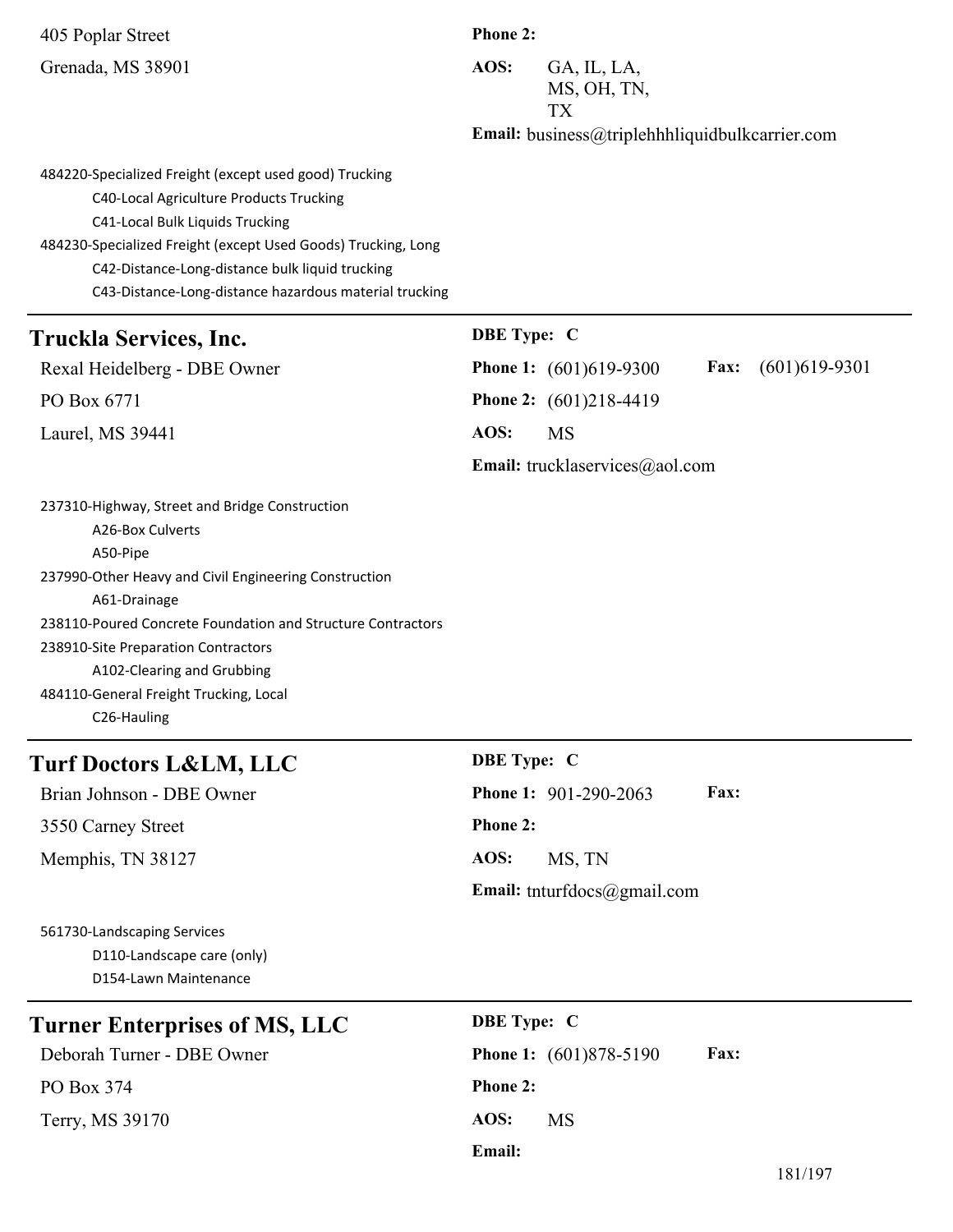405 Poplar Street

Grenada, MS 38901

**Phone 2:**

**AOS:** GA, IL, LA, MS, OH, TN, TX

**Email:** business@triplehhhliquidbulkcarrier.com

484220-Specialized Freight (except used good) Trucking
- C40-Local Agriculture Products Trucking
- C41-Local Bulk Liquids Trucking

484230-Specialized Freight (except Used Goods) Trucking, Long
- C42-Distance-Long-distance bulk liquid trucking
- C43-Distance-Long-distance hazardous material trucking

---

## Truckla Services, Inc.

**DBE Type:** C

Rexal Heidelberg - DBE Owner

PO Box 6771

Laurel, MS 39441

**Phone 1:** (601)619-9300 **Fax:** (601)619-9301

**Phone 2:** (601)218-4419

**AOS:** MS

**Email:** trucklaservices@aol.com

237310-Highway, Street and Bridge Construction
- A26-Box Culverts
- A50-Pipe

237990-Other Heavy and Civil Engineering Construction
- A61-Drainage

238110-Poured Concrete Foundation and Structure Contractors

238910-Site Preparation Contractors
- A102-Clearing and Grubbing

484110-General Freight Trucking, Local
- C26-Hauling

---

## Turf Doctors L&LM, LLC

**DBE Type:** C

Brian Johnson - DBE Owner

3550 Carney Street

Memphis, TN 38127

**Phone 1:** 901-290-2063 **Fax:**

**Phone 2:**

**AOS:** MS, TN

**Email:** tnturfdocs@gmail.com

561730-Landscaping Services
- D110-Landscape care (only)
- D154-Lawn Maintenance

---

## Turner Enterprises of MS, LLC

**DBE Type:** C

Deborah Turner - DBE Owner

PO Box 374

Terry, MS 39170

**Phone 1:** (601)878-5190 **Fax:**

**Phone 2:**

**AOS:** MS

**Email:**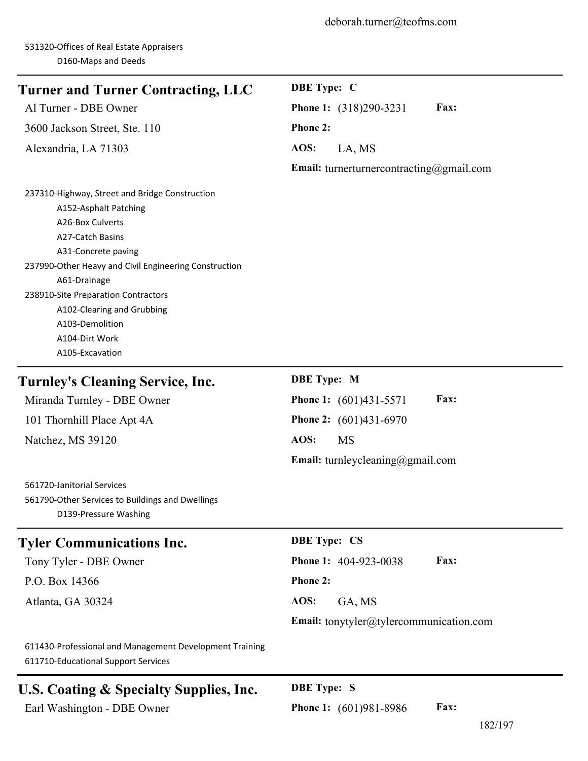deborah.turner@teofms.com

531320-Offices of Real Estate Appraisers
- D160-Maps and Deeds

---

## Turner and Turner Contracting, LLC

Al Turner - DBE Owner
3600 Jackson Street, Ste. 110
Alexandria, LA 71303

**DBE Type:** C
**Phone 1:** (318)290-3231 **Fax:**
**Phone 2:**
**AOS:** LA, MS
**Email:** turnerturnercontracting@gmail.com

237310-Highway, Street and Bridge Construction
- A152-Asphalt Patching
- A26-Box Culverts
- A27-Catch Basins
- A31-Concrete paving

237990-Other Heavy and Civil Engineering Construction
- A61-Drainage

238910-Site Preparation Contractors
- A102-Clearing and Grubbing
- A103-Demolition
- A104-Dirt Work
- A105-Excavation

---

## Turnley's Cleaning Service, Inc.

Miranda Turnley - DBE Owner
101 Thornhill Place Apt 4A
Natchez, MS 39120

**DBE Type:** M
**Phone 1:** (601)431-5571 **Fax:**
**Phone 2:** (601)431-6970
**AOS:** MS
**Email:** turnleycleaning@gmail.com

561720-Janitorial Services

561790-Other Services to Buildings and Dwellings
- D139-Pressure Washing

---

## Tyler Communications Inc.

Tony Tyler - DBE Owner
P.O. Box 14366
Atlanta, GA 30324

**DBE Type:** CS
**Phone 1:** 404-923-0038 **Fax:**
**Phone 2:**
**AOS:** GA, MS
**Email:** tonytyler@tylercommunication.com

611430-Professional and Management Development Training

611710-Educational Support Services

---

## U.S. Coating & Specialty Supplies, Inc.

Earl Washington - DBE Owner

**DBE Type:** S
**Phone 1:** (601)981-8986 **Fax:**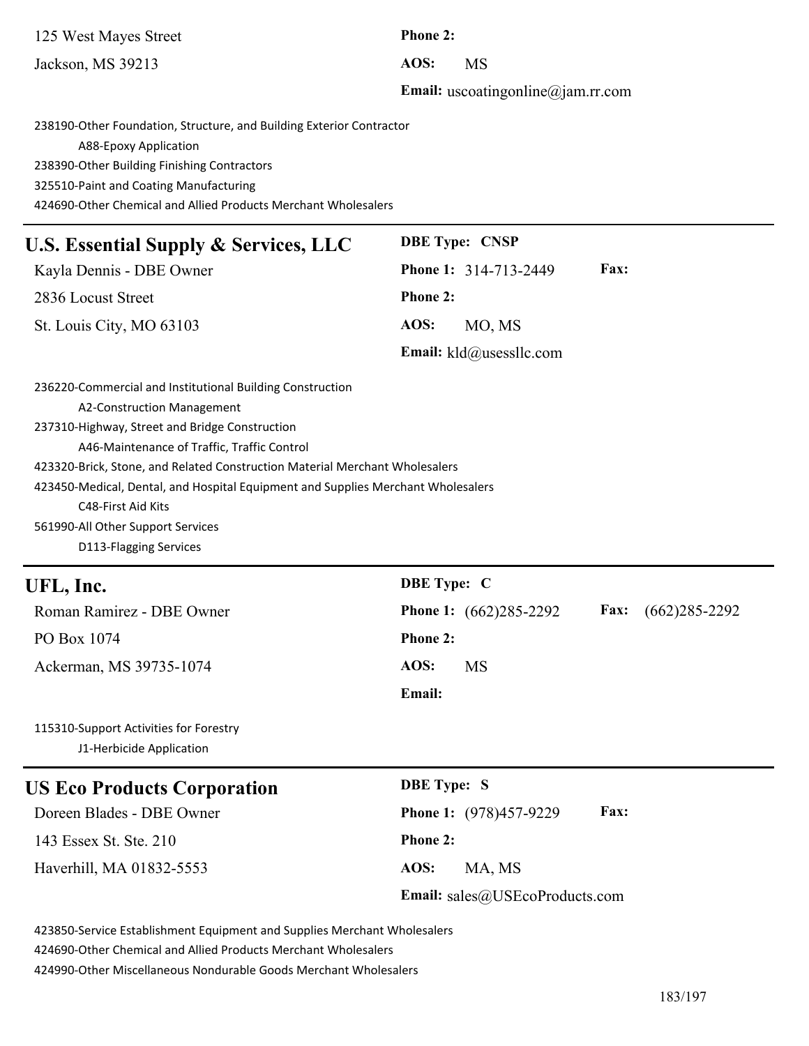125 West Mayes Street

Jackson, MS 39213

**Phone 2:**

**AOS:** MS

**Email:** uscoatingonline@jam.rr.com

238190-Other Foundation, Structure, and Building Exterior Contractor
- A88-Epoxy Application

238390-Other Building Finishing Contractors

325510-Paint and Coating Manufacturing

424690-Other Chemical and Allied Products Merchant Wholesalers

---

## U.S. Essential Supply & Services, LLC

**DBE Type:** CNSP

Kayla Dennis - DBE Owner

2836 Locust Street

St. Louis City, MO 63103

**Phone 1:** 314-713-2449 **Fax:**

**Phone 2:**

**AOS:** MO, MS

**Email:** kld@usessllc.com

236220-Commercial and Institutional Building Construction
- A2-Construction Management

237310-Highway, Street and Bridge Construction
- A46-Maintenance of Traffic, Traffic Control

423320-Brick, Stone, and Related Construction Material Merchant Wholesalers

423450-Medical, Dental, and Hospital Equipment and Supplies Merchant Wholesalers
- C48-First Aid Kits

561990-All Other Support Services
- D113-Flagging Services

---

## UFL, Inc.

**DBE Type:** C

Roman Ramirez - DBE Owner

PO Box 1074

Ackerman, MS 39735-1074

**Phone 1:** (662)285-2292 **Fax:** (662)285-2292

**Phone 2:**

**AOS:** MS

**Email:**

115310-Support Activities for Forestry
- J1-Herbicide Application

---

## US Eco Products Corporation

**DBE Type:** S

Doreen Blades - DBE Owner

143 Essex St. Ste. 210

Haverhill, MA 01832-5553

**Phone 1:** (978)457-9229 **Fax:**

**Phone 2:**

**AOS:** MA, MS

**Email:** sales@USEcoProducts.com

423850-Service Establishment Equipment and Supplies Merchant Wholesalers

424690-Other Chemical and Allied Products Merchant Wholesalers

424990-Other Miscellaneous Nondurable Goods Merchant Wholesalers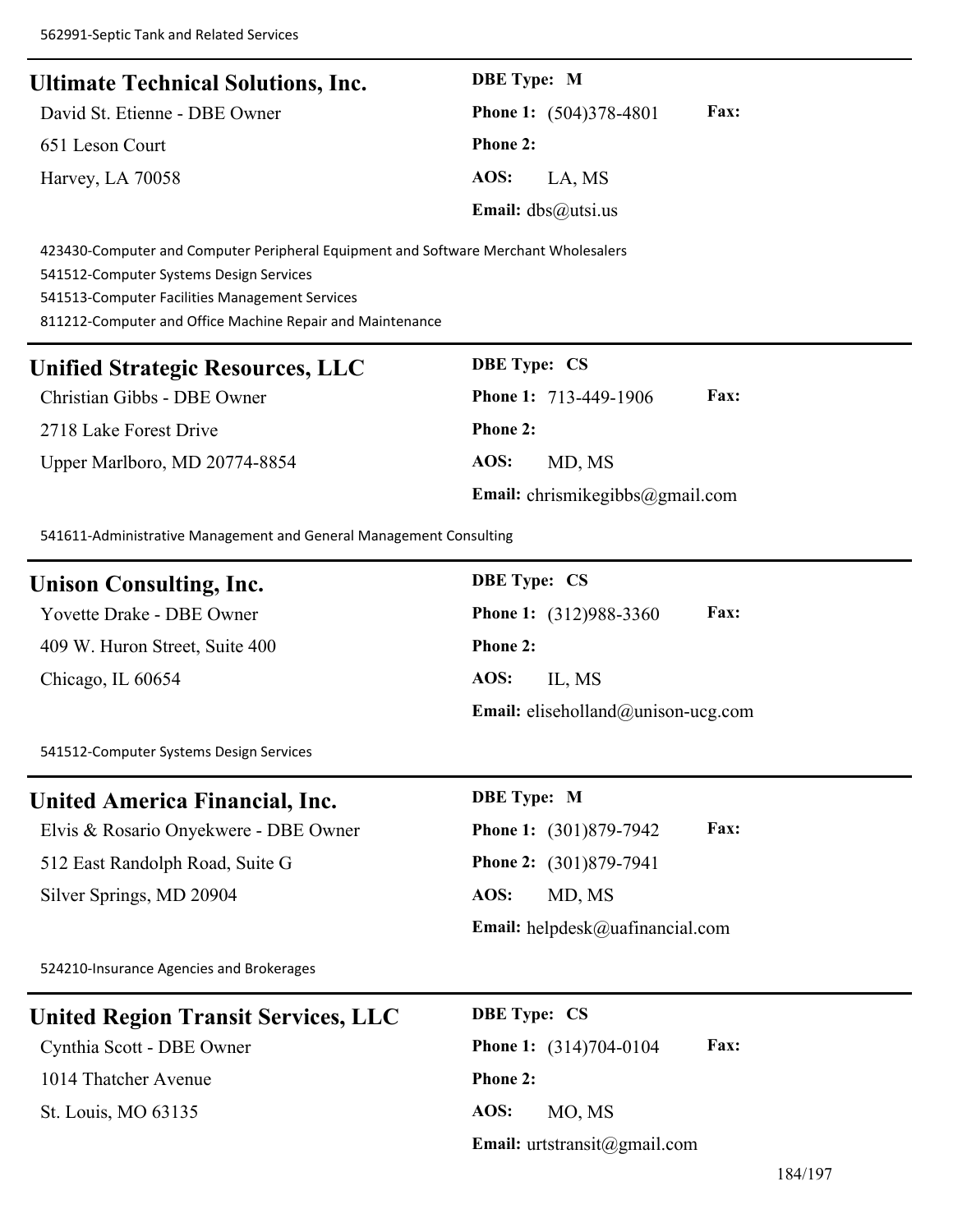562991-Septic Tank and Related Services

## Ultimate Technical Solutions, Inc.

David St. Etienne - DBE Owner
651 Leson Court
Harvey, LA 70058

**DBE Type:** M
**Phone 1:** (504)378-4801 **Fax:**
**Phone 2:**
**AOS:** LA, MS
**Email:** dbs@utsi.us

423430-Computer and Computer Peripheral Equipment and Software Merchant Wholesalers
541512-Computer Systems Design Services
541513-Computer Facilities Management Services
811212-Computer and Office Machine Repair and Maintenance

## Unified Strategic Resources, LLC

Christian Gibbs - DBE Owner
2718 Lake Forest Drive
Upper Marlboro, MD 20774-8854

**DBE Type:** CS
**Phone 1:** 713-449-1906 **Fax:**
**Phone 2:**
**AOS:** MD, MS
**Email:** chrismikegibbs@gmail.com

541611-Administrative Management and General Management Consulting

## Unison Consulting, Inc.

Yovette Drake - DBE Owner
409 W. Huron Street, Suite 400
Chicago, IL 60654

**DBE Type:** CS
**Phone 1:** (312)988-3360 **Fax:**
**Phone 2:**
**AOS:** IL, MS
**Email:** eliseholland@unison-ucg.com

541512-Computer Systems Design Services

## United America Financial, Inc.

Elvis & Rosario Onyekwere - DBE Owner
512 East Randolph Road, Suite G
Silver Springs, MD 20904

**DBE Type:** M
**Phone 1:** (301)879-7942 **Fax:**
**Phone 2:** (301)879-7941
**AOS:** MD, MS
**Email:** helpdesk@uafinancial.com

524210-Insurance Agencies and Brokerages

## United Region Transit Services, LLC

Cynthia Scott - DBE Owner
1014 Thatcher Avenue
St. Louis, MO 63135

**DBE Type:** CS
**Phone 1:** (314)704-0104 **Fax:**
**Phone 2:**
**AOS:** MO, MS
**Email:** urtstransit@gmail.com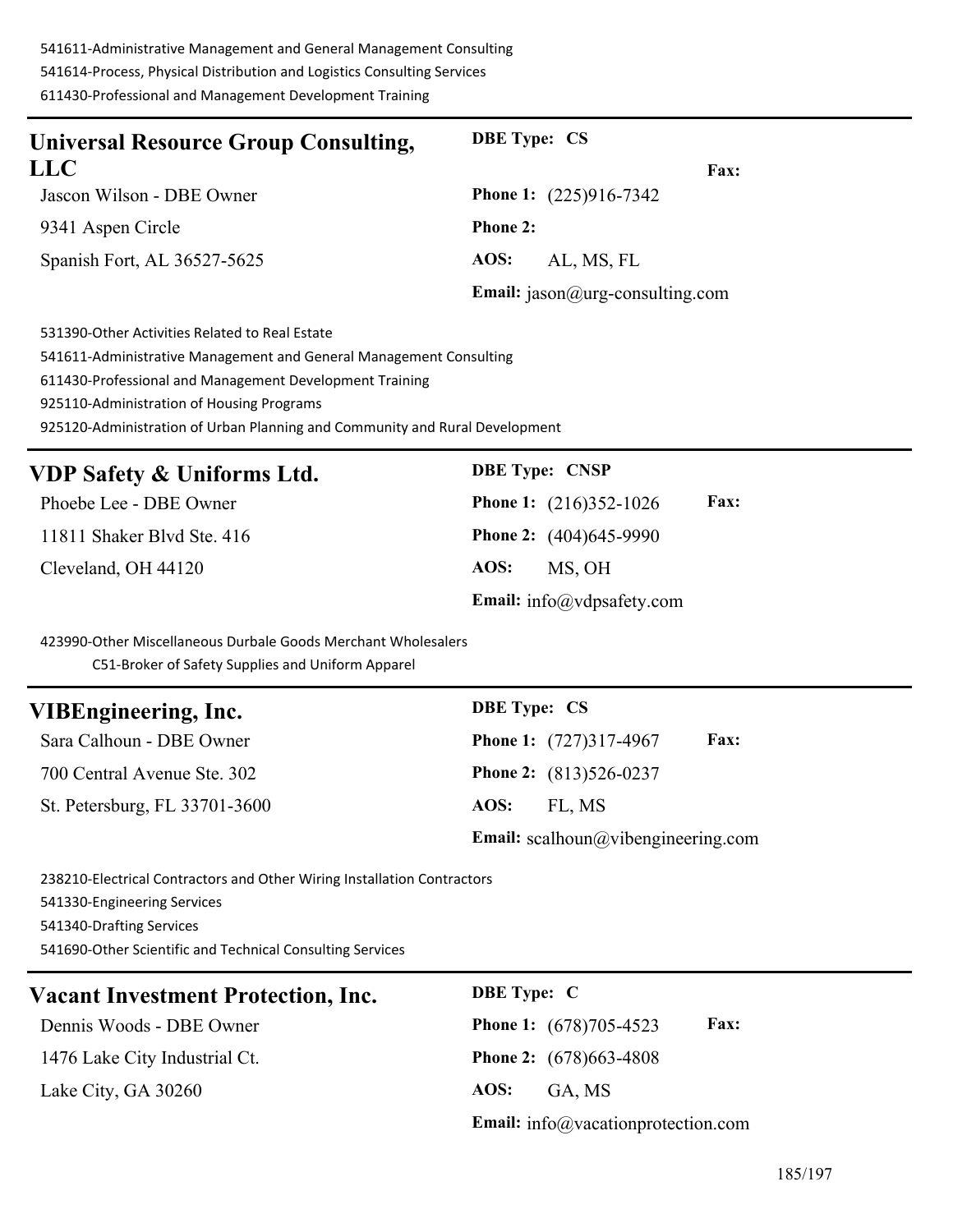541611-Administrative Management and General Management Consulting
541614-Process, Physical Distribution and Logistics Consulting Services
611430-Professional and Management Development Training

---

## Universal Resource Group Consulting, LLC

**DBE Type:** CS

Jascon Wilson - DBE Owner
9341 Aspen Circle
Spanish Fort, AL 36527-5625

**Fax:**
**Phone 1:** (225)916-7342
**Phone 2:**
**AOS:** AL, MS, FL
**Email:** jason@urg-consulting.com

531390-Other Activities Related to Real Estate
541611-Administrative Management and General Management Consulting
611430-Professional and Management Development Training
925110-Administration of Housing Programs
925120-Administration of Urban Planning and Community and Rural Development

---

## VDP Safety & Uniforms Ltd.

**DBE Type:** CNSP

Phoebe Lee - DBE Owner
11811 Shaker Blvd Ste. 416
Cleveland, OH 44120

**Phone 1:** (216)352-1026
**Fax:**
**Phone 2:** (404)645-9990
**AOS:** MS, OH
**Email:** info@vdpsafety.com

423990-Other Miscellaneous Durbale Goods Merchant Wholesalers
C51-Broker of Safety Supplies and Uniform Apparel

---

## VIBEngineering, Inc.

**DBE Type:** CS

Sara Calhoun - DBE Owner
700 Central Avenue Ste. 302
St. Petersburg, FL 33701-3600

**Phone 1:** (727)317-4967
**Fax:**
**Phone 2:** (813)526-0237
**AOS:** FL, MS
**Email:** scalhoun@vibengineering.com

238210-Electrical Contractors and Other Wiring Installation Contractors
541330-Engineering Services
541340-Drafting Services
541690-Other Scientific and Technical Consulting Services

---

## Vacant Investment Protection, Inc.

**DBE Type:** C

Dennis Woods - DBE Owner
1476 Lake City Industrial Ct.
Lake City, GA 30260

**Phone 1:** (678)705-4523
**Fax:**
**Phone 2:** (678)663-4808
**AOS:** GA, MS
**Email:** info@vacationprotection.com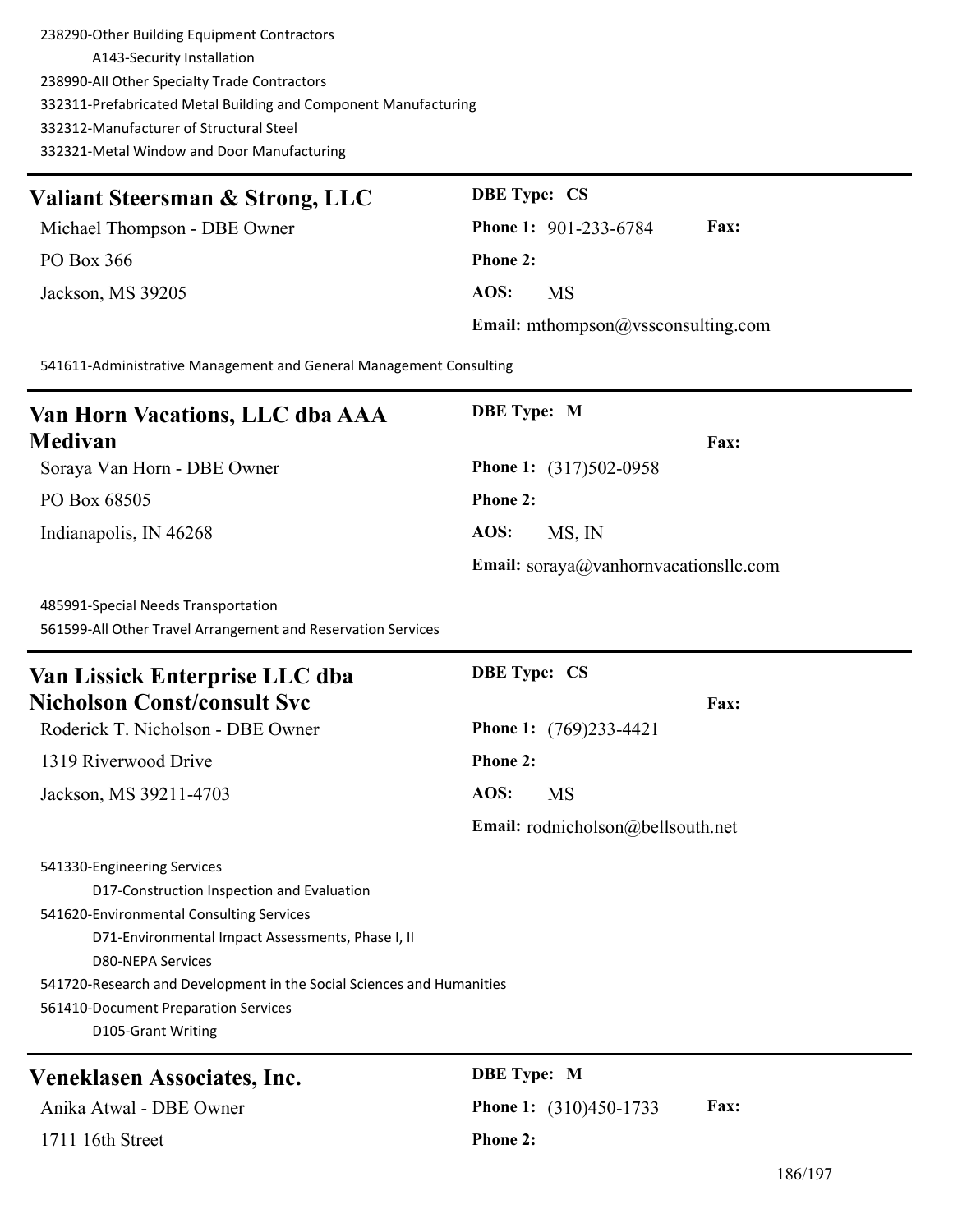238290-Other Building Equipment Contractors
  - A143-Security Installation

238990-All Other Specialty Trade Contractors
332311-Prefabricated Metal Building and Component Manufacturing
332312-Manufacturer of Structural Steel
332321-Metal Window and Door Manufacturing

---

## Valiant Steersman & Strong, LLC

Michael Thompson - DBE Owner
PO Box 366
Jackson, MS 39205

**DBE Type:** CS
**Phone 1:** 901-233-6784 **Fax:**
**Phone 2:**
**AOS:** MS
**Email:** mthompson@vssconsulting.com

541611-Administrative Management and General Management Consulting

---

## Van Horn Vacations, LLC dba AAA Medivan

Soraya Van Horn - DBE Owner
PO Box 68505
Indianapolis, IN 46268

**DBE Type:** M
**Fax:**
**Phone 1:** (317)502-0958
**Phone 2:**
**AOS:** MS, IN
**Email:** soraya@vanhornvacationsllc.com

485991-Special Needs Transportation
561599-All Other Travel Arrangement and Reservation Services

---

## Van Lissick Enterprise LLC dba Nicholson Const/consult Svc

Roderick T. Nicholson - DBE Owner
1319 Riverwood Drive
Jackson, MS 39211-4703

**DBE Type:** CS
**Fax:**
**Phone 1:** (769)233-4421
**Phone 2:**
**AOS:** MS
**Email:** rodnicholson@bellsouth.net

541330-Engineering Services
  - D17-Construction Inspection and Evaluation

541620-Environmental Consulting Services
  - D71-Environmental Impact Assessments, Phase I, II
  - D80-NEPA Services

541720-Research and Development in the Social Sciences and Humanities
561410-Document Preparation Services
  - D105-Grant Writing

---

## Veneklasen Associates, Inc.

Anika Atwal - DBE Owner
1711 16th Street

**DBE Type:** M
**Phone 1:** (310)450-1733 **Fax:**
**Phone 2:**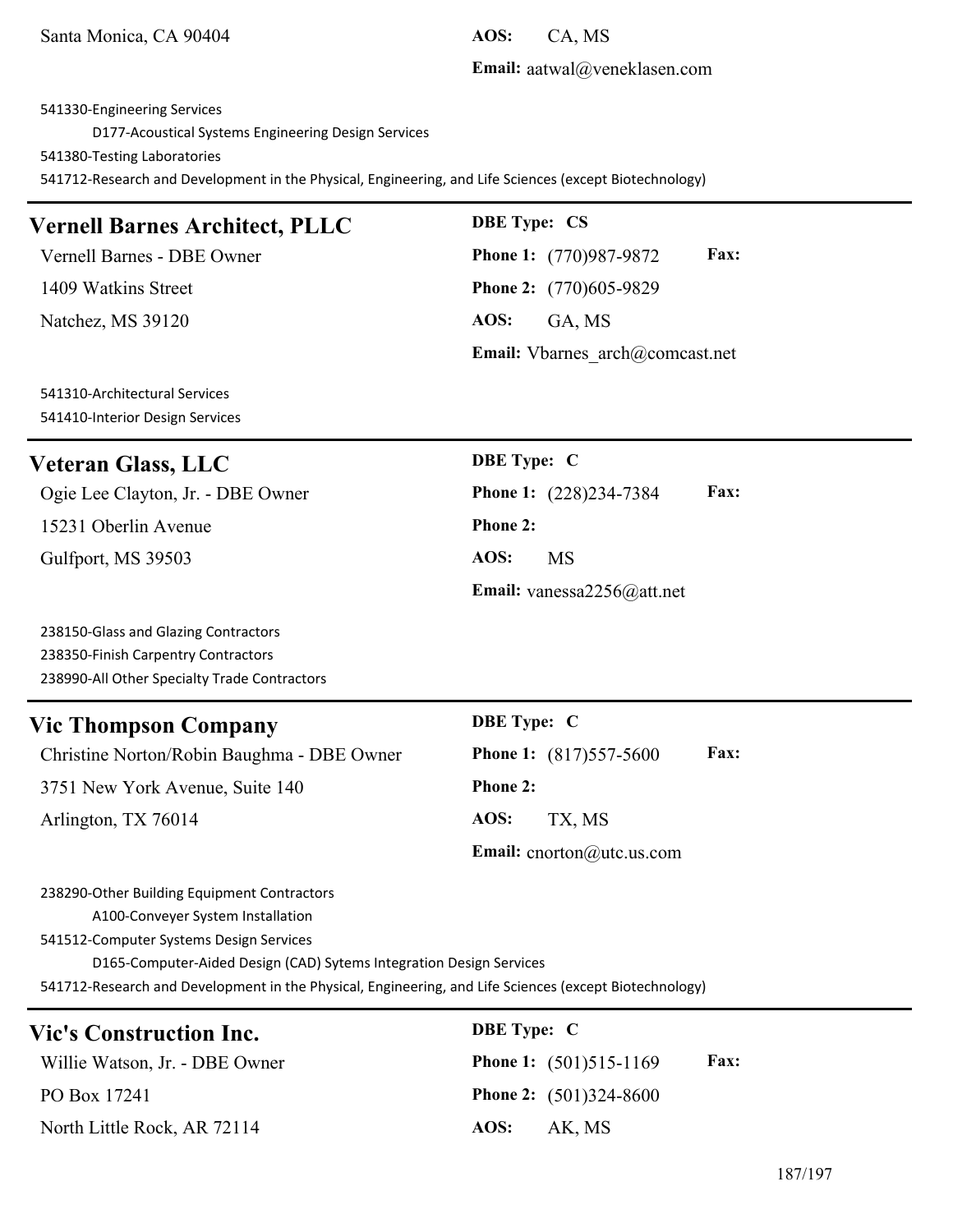Santa Monica, CA 90404

**AOS:** CA, MS

**Email:** aatwal@veneklasen.com

541330-Engineering Services
- D177-Acoustical Systems Engineering Design Services

541380-Testing Laboratories

541712-Research and Development in the Physical, Engineering, and Life Sciences (except Biotechnology)

---

## Vernell Barnes Architect, PLLC

**DBE Type:** CS

Vernell Barnes - DBE Owner

1409 Watkins Street

Natchez, MS 39120

**Phone 1:** (770)987-9872 **Fax:**

**Phone 2:** (770)605-9829

**AOS:** GA, MS

**Email:** Vbarnes_arch@comcast.net

541310-Architectural Services

541410-Interior Design Services

---

## Veteran Glass, LLC

**DBE Type:** C

Ogie Lee Clayton, Jr. - DBE Owner

15231 Oberlin Avenue

Gulfport, MS 39503

**Phone 1:** (228)234-7384 **Fax:**

**Phone 2:**

**AOS:** MS

**Email:** vanessa2256@att.net

238150-Glass and Glazing Contractors

238350-Finish Carpentry Contractors

238990-All Other Specialty Trade Contractors

---

## Vic Thompson Company

**DBE Type:** C

Christine Norton/Robin Baughma - DBE Owner

3751 New York Avenue, Suite 140

Arlington, TX 76014

**Phone 1:** (817)557-5600 **Fax:**

**Phone 2:**

**AOS:** TX, MS

**Email:** cnorton@utc.us.com

238290-Other Building Equipment Contractors
- A100-Conveyer System Installation

541512-Computer Systems Design Services
- D165-Computer-Aided Design (CAD) Sytems Integration Design Services

541712-Research and Development in the Physical, Engineering, and Life Sciences (except Biotechnology)

---

## Vic's Construction Inc.

**DBE Type:** C

Willie Watson, Jr. - DBE Owner

PO Box 17241

North Little Rock, AR 72114

**Phone 1:** (501)515-1169 **Fax:**

**Phone 2:** (501)324-8600

**AOS:** AK, MS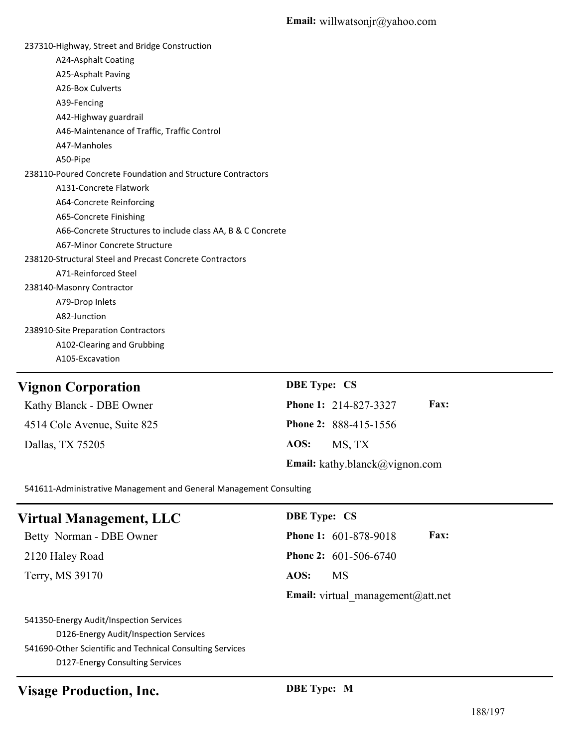**Email:** willwatsonjr@yahoo.com

237310-Highway, Street and Bridge Construction
- A24-Asphalt Coating
- A25-Asphalt Paving
- A26-Box Culverts
- A39-Fencing
- A42-Highway guardrail
- A46-Maintenance of Traffic, Traffic Control
- A47-Manholes
- A50-Pipe

238110-Poured Concrete Foundation and Structure Contractors
- A131-Concrete Flatwork
- A64-Concrete Reinforcing
- A65-Concrete Finishing
- A66-Concrete Structures to include class AA, B & C Concrete
- A67-Minor Concrete Structure

238120-Structural Steel and Precast Concrete Contractors
- A71-Reinforced Steel

238140-Masonry Contractor
- A79-Drop Inlets
- A82-Junction

238910-Site Preparation Contractors
- A102-Clearing and Grubbing
- A105-Excavation

---

## Vignon Corporation

**DBE Type:** CS

Kathy Blanck - DBE Owner
4514 Cole Avenue, Suite 825
Dallas, TX 75205

**Phone 1:** 214-827-3327 **Fax:**
**Phone 2:** 888-415-1556
**AOS:** MS, TX
**Email:** kathy.blanck@vignon.com

541611-Administrative Management and General Management Consulting

---

## Virtual Management, LLC

**DBE Type:** CS

Betty Norman - DBE Owner
2120 Haley Road
Terry, MS 39170

**Phone 1:** 601-878-9018 **Fax:**
**Phone 2:** 601-506-6740
**AOS:** MS
**Email:** virtual_management@att.net

541350-Energy Audit/Inspection Services
- D126-Energy Audit/Inspection Services

541690-Other Scientific and Technical Consulting Services
- D127-Energy Consulting Services

---

## Visage Production, Inc.

**DBE Type:** M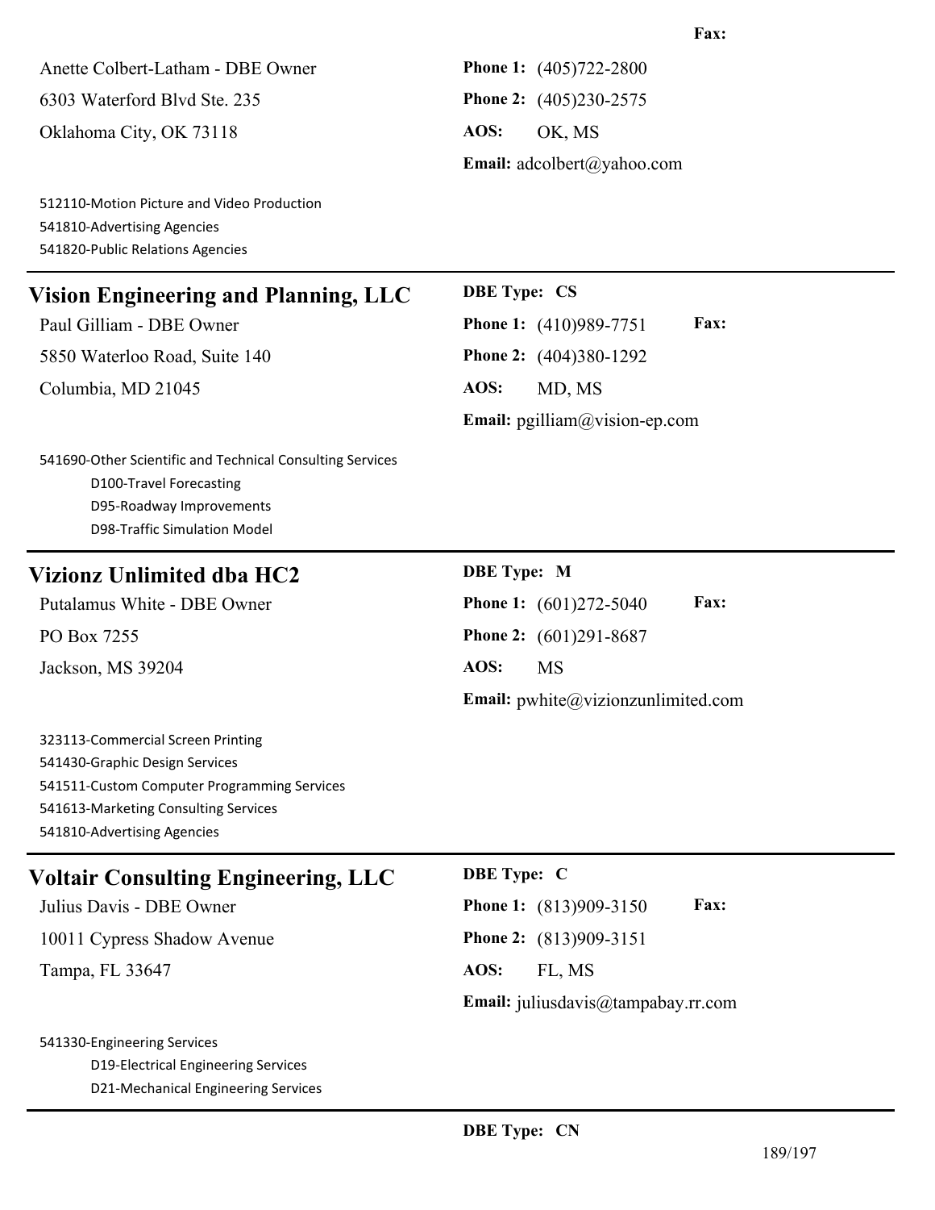**Fax:**

Anette Colbert-Latham - DBE Owner
6303 Waterford Blvd Ste. 235
Oklahoma City, OK 73118

**Phone 1:** (405)722-2800
**Phone 2:** (405)230-2575
**AOS:** OK, MS
**Email:** adcolbert@yahoo.com

512110-Motion Picture and Video Production
541810-Advertising Agencies
541820-Public Relations Agencies

---

## Vision Engineering and Planning, LLC

**DBE Type: CS**

Paul Gilliam - DBE Owner
5850 Waterloo Road, Suite 140
Columbia, MD 21045

**Phone 1:** (410)989-7751 **Fax:**
**Phone 2:** (404)380-1292
**AOS:** MD, MS
**Email:** pgilliam@vision-ep.com

541690-Other Scientific and Technical Consulting Services
- D100-Travel Forecasting
- D95-Roadway Improvements
- D98-Traffic Simulation Model

---

## Vizionz Unlimited dba HC2

**DBE Type: M**

Putalamus White - DBE Owner
PO Box 7255
Jackson, MS 39204

**Phone 1:** (601)272-5040 **Fax:**
**Phone 2:** (601)291-8687
**AOS:** MS
**Email:** pwhite@vizionzunlimited.com

323113-Commercial Screen Printing
541430-Graphic Design Services
541511-Custom Computer Programming Services
541613-Marketing Consulting Services
541810-Advertising Agencies

---

## Voltair Consulting Engineering, LLC

**DBE Type: C**

Julius Davis - DBE Owner
10011 Cypress Shadow Avenue
Tampa, FL 33647

**Phone 1:** (813)909-3150 **Fax:**
**Phone 2:** (813)909-3151
**AOS:** FL, MS
**Email:** juliusdavis@tampabay.rr.com

541330-Engineering Services
- D19-Electrical Engineering Services
- D21-Mechanical Engineering Services

---

**DBE Type: CN**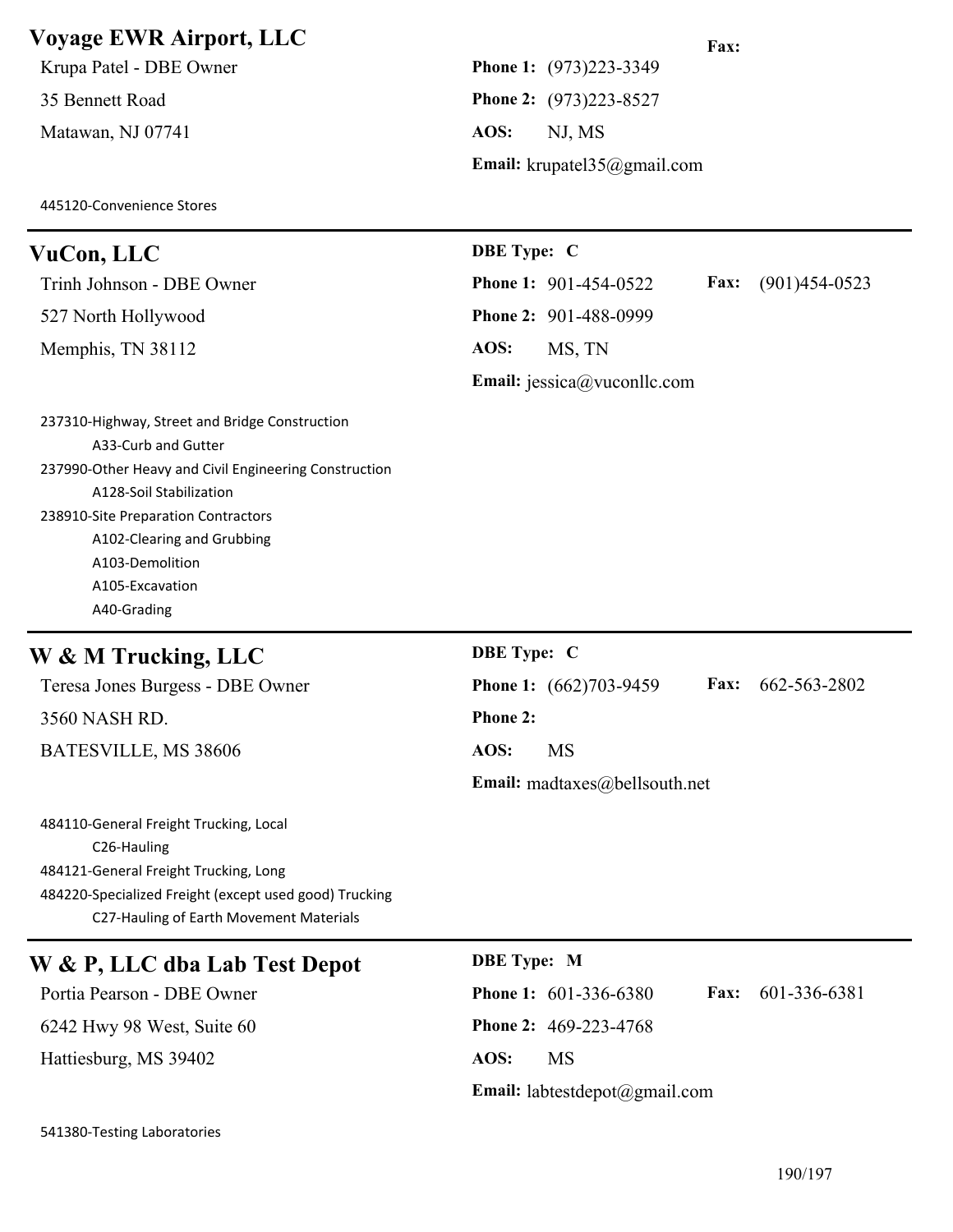## Voyage EWR Airport, LLC

Krupa Patel - DBE Owner
35 Bennett Road
Matawan, NJ 07741

**Fax:**
**Phone 1:** (973)223-3349
**Phone 2:** (973)223-8527
**AOS:** NJ, MS
**Email:** krupatel35@gmail.com

445120-Convenience Stores

---

## VuCon, LLC

**DBE Type:** C

Trinh Johnson - DBE Owner
527 North Hollywood
Memphis, TN 38112

**Phone 1:** 901-454-0522 **Fax:** (901)454-0523
**Phone 2:** 901-488-0999
**AOS:** MS, TN
**Email:** jessica@vuconllc.com

237310-Highway, Street and Bridge Construction
- A33-Curb and Gutter

237990-Other Heavy and Civil Engineering Construction
- A128-Soil Stabilization

238910-Site Preparation Contractors
- A102-Clearing and Grubbing
- A103-Demolition
- A105-Excavation
- A40-Grading

---

## W & M Trucking, LLC

**DBE Type:** C

Teresa Jones Burgess - DBE Owner
3560 NASH RD.
BATESVILLE, MS 38606

**Phone 1:** (662)703-9459 **Fax:** 662-563-2802
**Phone 2:**
**AOS:** MS
**Email:** madtaxes@bellsouth.net

484110-General Freight Trucking, Local
- C26-Hauling

484121-General Freight Trucking, Long

484220-Specialized Freight (except used good) Trucking
- C27-Hauling of Earth Movement Materials

---

## W & P, LLC dba Lab Test Depot

**DBE Type:** M

Portia Pearson - DBE Owner
6242 Hwy 98 West, Suite 60
Hattiesburg, MS 39402

**Phone 1:** 601-336-6380 **Fax:** 601-336-6381
**Phone 2:** 469-223-4768
**AOS:** MS
**Email:** labtestdepot@gmail.com

541380-Testing Laboratories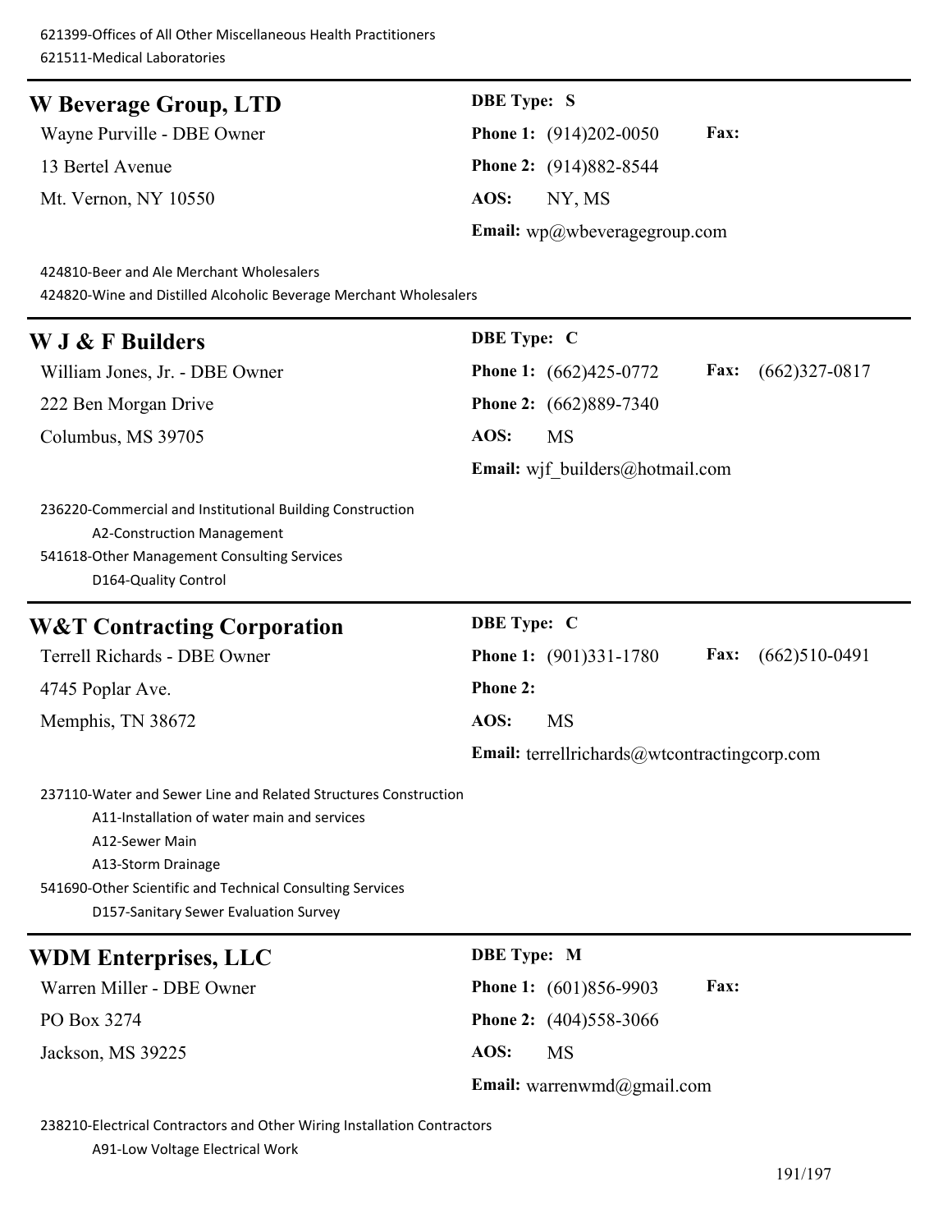621399-Offices of All Other Miscellaneous Health Practitioners
621511-Medical Laboratories

---

## W Beverage Group, LTD

Wayne Purville - DBE Owner
13 Bertel Avenue
Mt. Vernon, NY 10550

**DBE Type:** S
**Phone 1:** (914)202-0050 **Fax:**
**Phone 2:** (914)882-8544
**AOS:** NY, MS
**Email:** wp@wbeveragegroup.com

424810-Beer and Ale Merchant Wholesalers
424820-Wine and Distilled Alcoholic Beverage Merchant Wholesalers

---

## W J & F Builders

William Jones, Jr. - DBE Owner
222 Ben Morgan Drive
Columbus, MS 39705

**DBE Type:** C
**Phone 1:** (662)425-0772 **Fax:** (662)327-0817
**Phone 2:** (662)889-7340
**AOS:** MS
**Email:** wjf_builders@hotmail.com

236220-Commercial and Institutional Building Construction
- A2-Construction Management

541618-Other Management Consulting Services
- D164-Quality Control

---

## W&T Contracting Corporation

Terrell Richards - DBE Owner
4745 Poplar Ave.
Memphis, TN 38672

**DBE Type:** C
**Phone 1:** (901)331-1780 **Fax:** (662)510-0491
**Phone 2:**
**AOS:** MS
**Email:** terrellrichards@wtcontractingcorp.com

237110-Water and Sewer Line and Related Structures Construction
- A11-Installation of water main and services
- A12-Sewer Main
- A13-Storm Drainage

541690-Other Scientific and Technical Consulting Services
- D157-Sanitary Sewer Evaluation Survey

---

## WDM Enterprises, LLC

Warren Miller - DBE Owner
PO Box 3274
Jackson, MS 39225

**DBE Type:** M
**Phone 1:** (601)856-9903 **Fax:**
**Phone 2:** (404)558-3066
**AOS:** MS
**Email:** warrenwmd@gmail.com

238210-Electrical Contractors and Other Wiring Installation Contractors
- A91-Low Voltage Electrical Work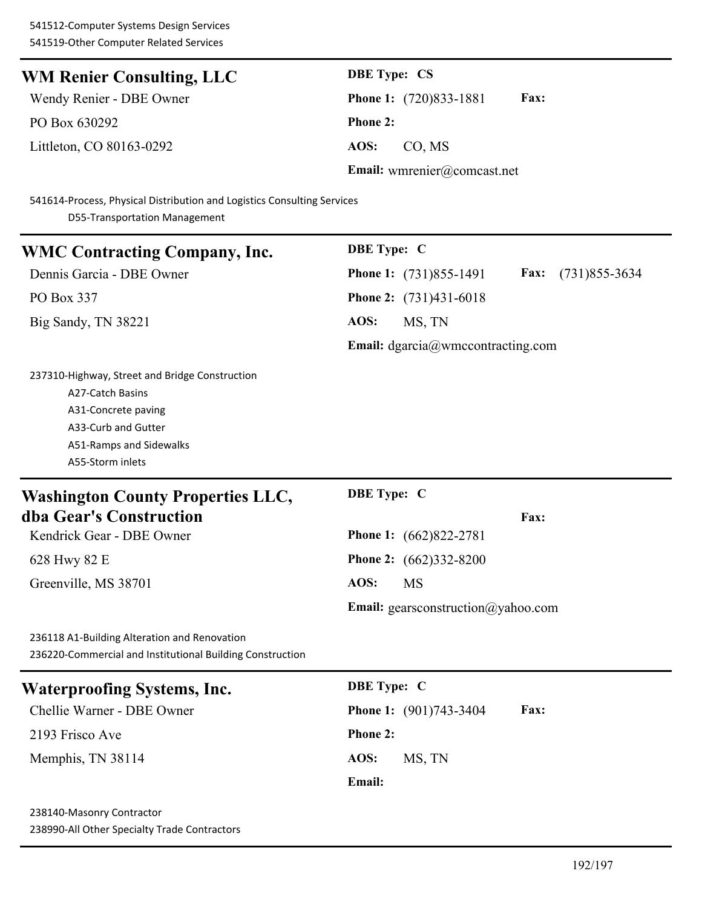541512-Computer Systems Design Services
541519-Other Computer Related Services

---

## WM Renier Consulting, LLC

Wendy Renier - DBE Owner
PO Box 630292
Littleton, CO 80163-0292

**DBE Type:** CS
**Phone 1:** (720)833-1881 **Fax:**
**Phone 2:**
**AOS:** CO, MS
**Email:** wmrenier@comcast.net

541614-Process, Physical Distribution and Logistics Consulting Services
- D55-Transportation Management

---

## WMC Contracting Company, Inc.

Dennis Garcia - DBE Owner
PO Box 337
Big Sandy, TN 38221

**DBE Type:** C
**Phone 1:** (731)855-1491 **Fax:** (731)855-3634
**Phone 2:** (731)431-6018
**AOS:** MS, TN
**Email:** dgarcia@wmccontracting.com

237310-Highway, Street and Bridge Construction
- A27-Catch Basins
- A31-Concrete paving
- A33-Curb and Gutter
- A51-Ramps and Sidewalks
- A55-Storm inlets

---

## Washington County Properties LLC, dba Gear's Construction

Kendrick Gear - DBE Owner
628 Hwy 82 E
Greenville, MS 38701

**DBE Type:** C
**Fax:**
**Phone 1:** (662)822-2781
**Phone 2:** (662)332-8200
**AOS:** MS
**Email:** gearsconstruction@yahoo.com

236118 A1-Building Alteration and Renovation
236220-Commercial and Institutional Building Construction

---

## Waterproofing Systems, Inc.

Chellie Warner - DBE Owner
2193 Frisco Ave
Memphis, TN 38114

**DBE Type:** C
**Phone 1:** (901)743-3404 **Fax:**
**Phone 2:**
**AOS:** MS, TN
**Email:**

238140-Masonry Contractor
238990-All Other Specialty Trade Contractors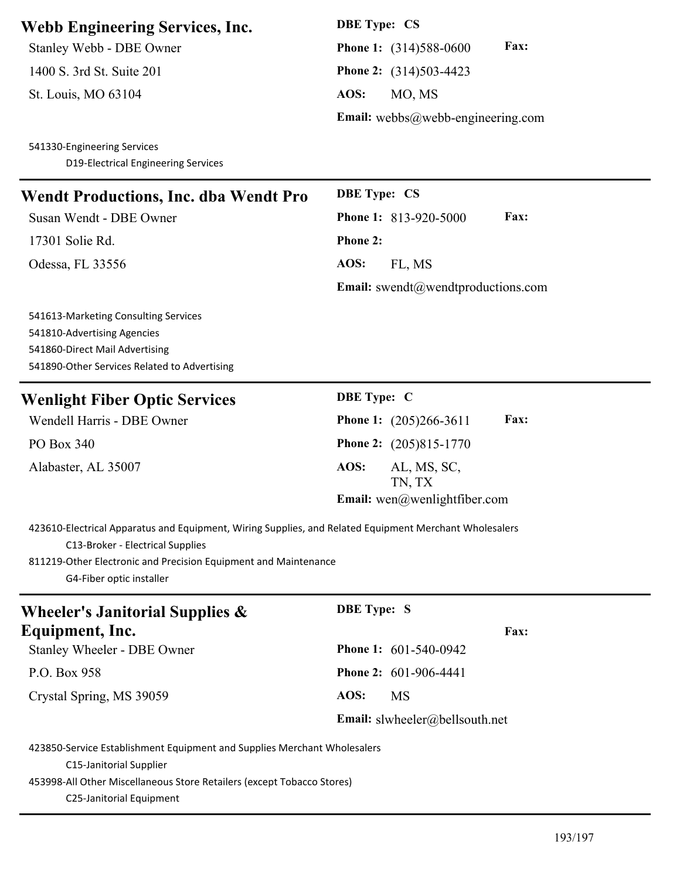## Webb Engineering Services, Inc.

Stanley Webb - DBE Owner
1400 S. 3rd St. Suite 201
St. Louis, MO 63104

**DBE Type:** CS
**Phone 1:** (314)588-0600 **Fax:**
**Phone 2:** (314)503-4423
**AOS:** MO, MS
**Email:** webbs@webb-engineering.com

541330-Engineering Services
- D19-Electrical Engineering Services

---

## Wendt Productions, Inc. dba Wendt Pro

Susan Wendt - DBE Owner
17301 Solie Rd.
Odessa, FL 33556

**DBE Type:** CS
**Phone 1:** 813-920-5000 **Fax:**
**Phone 2:**
**AOS:** FL, MS
**Email:** swendt@wendtproductions.com

541613-Marketing Consulting Services
541810-Advertising Agencies
541860-Direct Mail Advertising
541890-Other Services Related to Advertising

---

## Wenlight Fiber Optic Services

Wendell Harris - DBE Owner
PO Box 340
Alabaster, AL 35007

**DBE Type:** C
**Phone 1:** (205)266-3611 **Fax:**
**Phone 2:** (205)815-1770
**AOS:** AL, MS, SC, TN, TX
**Email:** wen@wenlightfiber.com

423610-Electrical Apparatus and Equipment, Wiring Supplies, and Related Equipment Merchant Wholesalers
- C13-Broker - Electrical Supplies

811219-Other Electronic and Precision Equipment and Maintenance
- G4-Fiber optic installer

---

## Wheeler's Janitorial Supplies & Equipment, Inc.

Stanley Wheeler - DBE Owner
P.O. Box 958
Crystal Spring, MS 39059

**DBE Type:** S
**Fax:**
**Phone 1:** 601-540-0942
**Phone 2:** 601-906-4441
**AOS:** MS
**Email:** slwheeler@bellsouth.net

423850-Service Establishment Equipment and Supplies Merchant Wholesalers
- C15-Janitorial Supplier

453998-All Other Miscellaneous Store Retailers (except Tobacco Stores)
- C25-Janitorial Equipment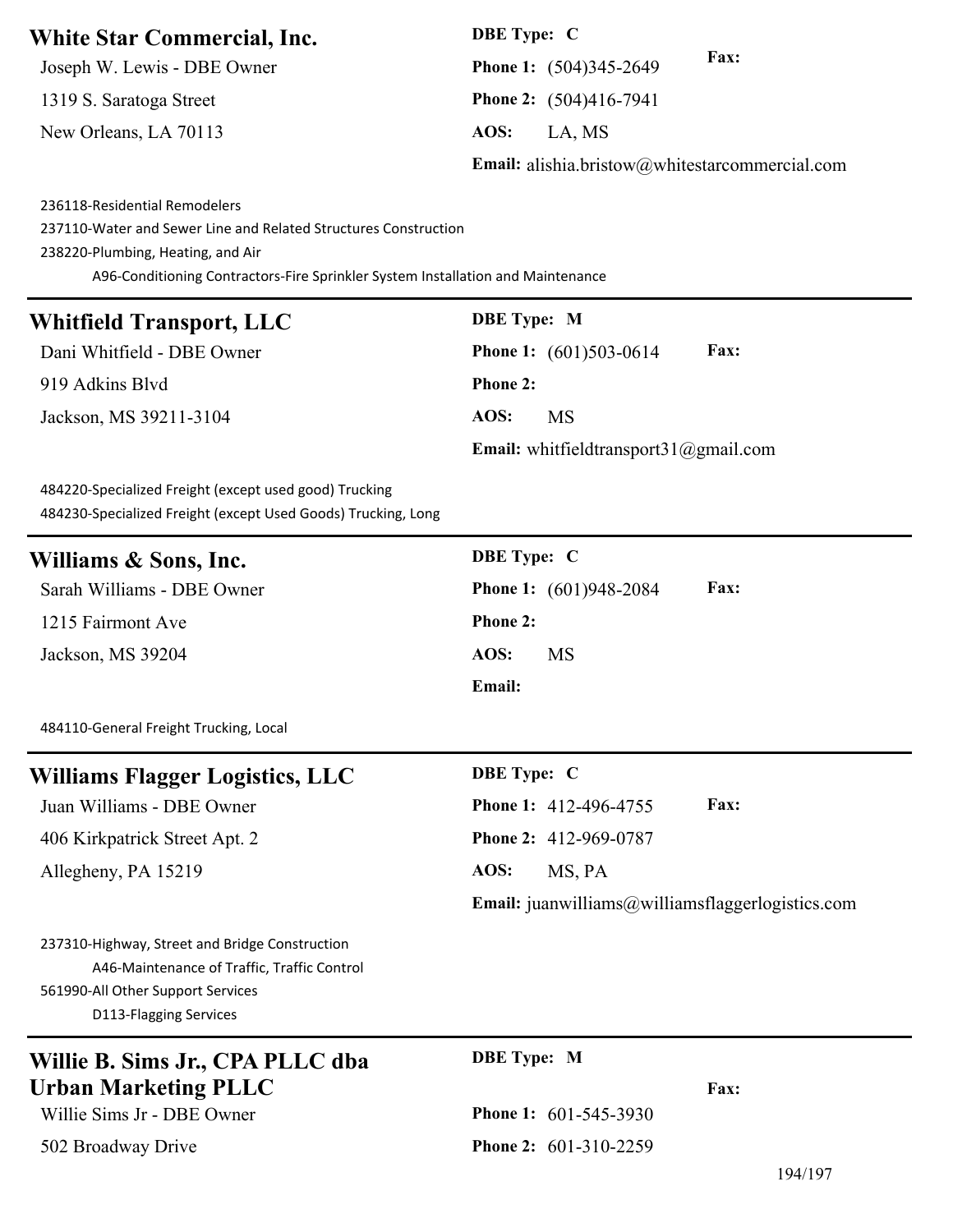## White Star Commercial, Inc.

Joseph W. Lewis - DBE Owner
1319 S. Saratoga Street
New Orleans, LA 70113

**DBE Type:** C
**Phone 1:** (504)345-2649
**Fax:**
**Phone 2:** (504)416-7941
**AOS:** LA, MS
**Email:** alishia.bristow@whitestarcommercial.com

236118-Residential Remodelers
237110-Water and Sewer Line and Related Structures Construction
238220-Plumbing, Heating, and Air
  A96-Conditioning Contractors-Fire Sprinkler System Installation and Maintenance

---

## Whitfield Transport, LLC

Dani Whitfield - DBE Owner
919 Adkins Blvd
Jackson, MS 39211-3104

**DBE Type:** M
**Phone 1:** (601)503-0614
**Fax:**
**Phone 2:**
**AOS:** MS
**Email:** whitfieldtransport31@gmail.com

484220-Specialized Freight (except used good) Trucking
484230-Specialized Freight (except Used Goods) Trucking, Long

---

## Williams & Sons, Inc.

Sarah Williams - DBE Owner
1215 Fairmont Ave
Jackson, MS 39204

**DBE Type:** C
**Phone 1:** (601)948-2084
**Fax:**
**Phone 2:**
**AOS:** MS
**Email:**

484110-General Freight Trucking, Local

---

## Williams Flagger Logistics, LLC

Juan Williams - DBE Owner
406 Kirkpatrick Street Apt. 2
Allegheny, PA 15219

**DBE Type:** C
**Phone 1:** 412-496-4755
**Fax:**
**Phone 2:** 412-969-0787
**AOS:** MS, PA
**Email:** juanwilliams@williamsflaggerlogistics.com

237310-Highway, Street and Bridge Construction
  A46-Maintenance of Traffic, Traffic Control
561990-All Other Support Services
  D113-Flagging Services

---

## Willie B. Sims Jr., CPA PLLC dba Urban Marketing PLLC

Willie Sims Jr - DBE Owner
502 Broadway Drive

**DBE Type:** M
**Fax:**
**Phone 1:** 601-545-3930
**Phone 2:** 601-310-2259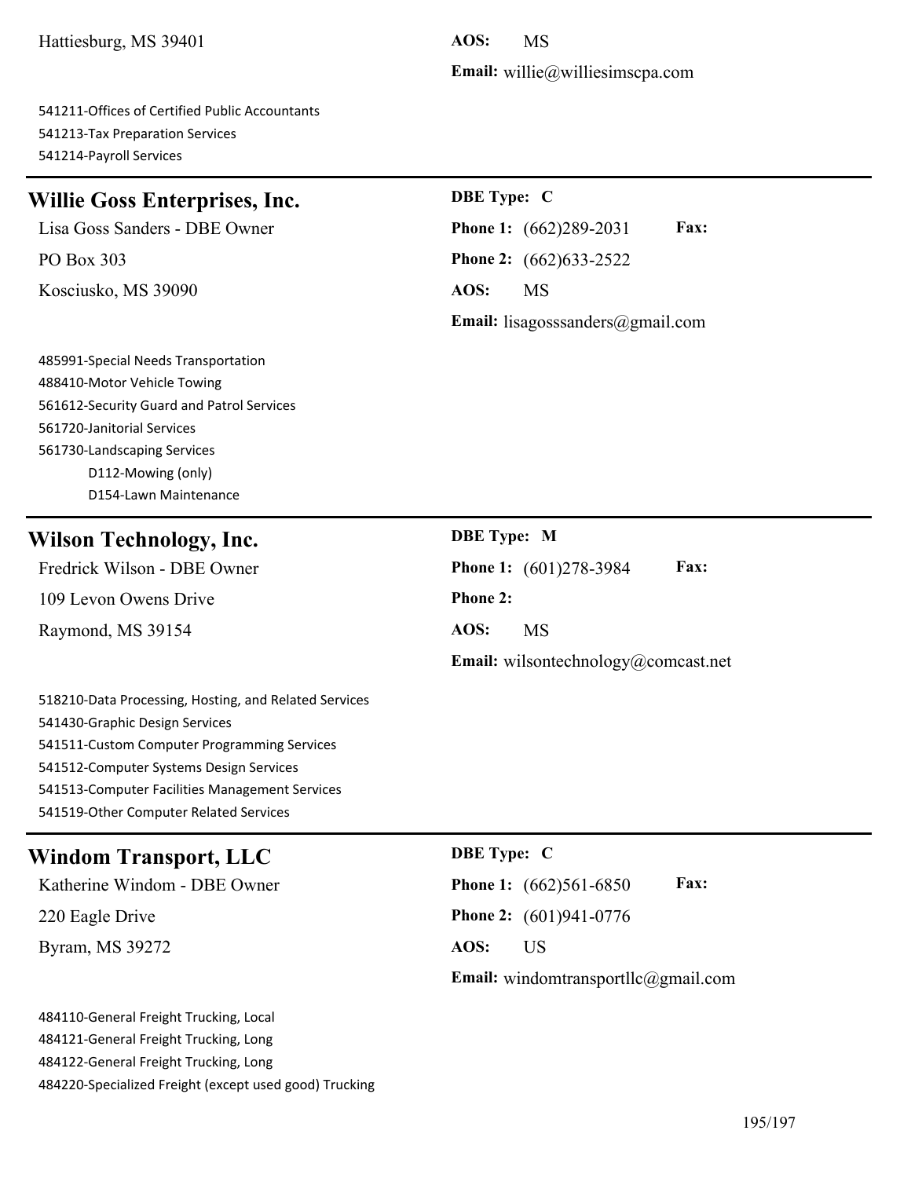Hattiesburg, MS 39401

**AOS:** MS

**Email:** willie@williesimscpa.com

541211-Offices of Certified Public Accountants
541213-Tax Preparation Services
541214-Payroll Services

---

## Willie Goss Enterprises, Inc.

**DBE Type:** C

Lisa Goss Sanders - DBE Owner
PO Box 303
Kosciusko, MS 39090

**Phone 1:** (662)289-2031 **Fax:**
**Phone 2:** (662)633-2522
**AOS:** MS
**Email:** lisagosssanders@gmail.com

485991-Special Needs Transportation
488410-Motor Vehicle Towing
561612-Security Guard and Patrol Services
561720-Janitorial Services
561730-Landscaping Services
- D112-Mowing (only)
- D154-Lawn Maintenance

---

## Wilson Technology, Inc.

**DBE Type:** M

Fredrick Wilson - DBE Owner
109 Levon Owens Drive
Raymond, MS 39154

**Phone 1:** (601)278-3984 **Fax:**
**Phone 2:**
**AOS:** MS
**Email:** wilsontechnology@comcast.net

518210-Data Processing, Hosting, and Related Services
541430-Graphic Design Services
541511-Custom Computer Programming Services
541512-Computer Systems Design Services
541513-Computer Facilities Management Services
541519-Other Computer Related Services

---

## Windom Transport, LLC

**DBE Type:** C

Katherine Windom - DBE Owner
220 Eagle Drive
Byram, MS 39272

**Phone 1:** (662)561-6850 **Fax:**
**Phone 2:** (601)941-0776
**AOS:** US
**Email:** windomtransportllc@gmail.com

484110-General Freight Trucking, Local
484121-General Freight Trucking, Long
484122-General Freight Trucking, Long
484220-Specialized Freight (except used good) Trucking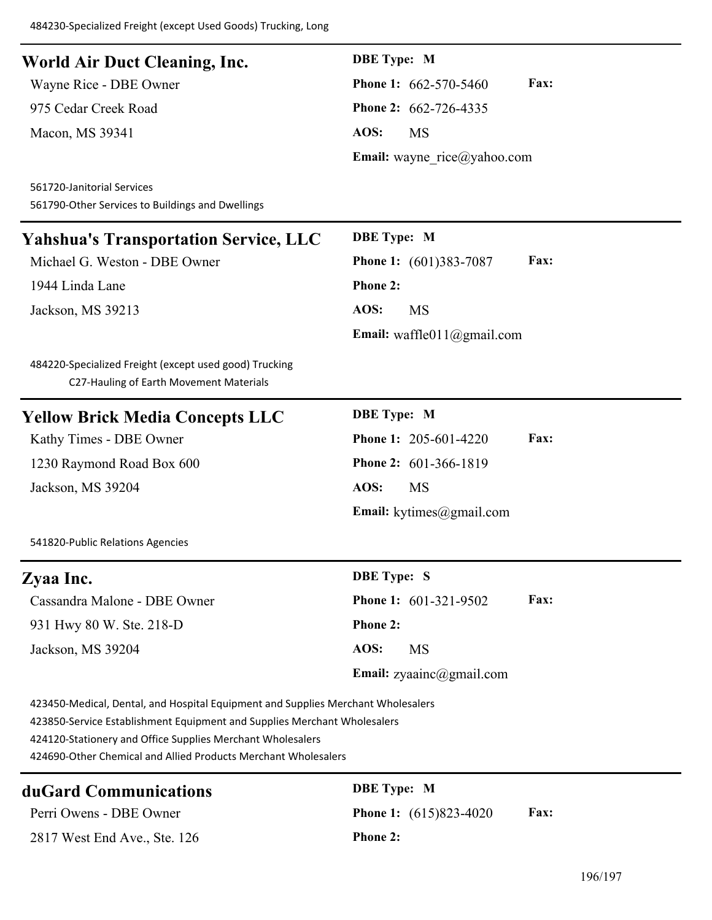484230-Specialized Freight (except Used Goods) Trucking, Long

## World Air Duct Cleaning, Inc.

Wayne Rice - DBE Owner
975 Cedar Creek Road
Macon, MS 39341

**DBE Type:** M
**Phone 1:** 662-570-5460 **Fax:**
**Phone 2:** 662-726-4335
**AOS:** MS
**Email:** wayne_rice@yahoo.com

561720-Janitorial Services
561790-Other Services to Buildings and Dwellings

## Yahshua's Transportation Service, LLC

Michael G. Weston - DBE Owner
1944 Linda Lane
Jackson, MS 39213

**DBE Type:** M
**Phone 1:** (601)383-7087 **Fax:**
**Phone 2:**
**AOS:** MS
**Email:** waffle011@gmail.com

484220-Specialized Freight (except used good) Trucking
C27-Hauling of Earth Movement Materials

## Yellow Brick Media Concepts LLC

Kathy Times - DBE Owner
1230 Raymond Road Box 600
Jackson, MS 39204

**DBE Type:** M
**Phone 1:** 205-601-4220 **Fax:**
**Phone 2:** 601-366-1819
**AOS:** MS
**Email:** kytimes@gmail.com

541820-Public Relations Agencies

## Zyaa Inc.

Cassandra Malone - DBE Owner
931 Hwy 80 W. Ste. 218-D
Jackson, MS 39204

**DBE Type:** S
**Phone 1:** 601-321-9502 **Fax:**
**Phone 2:**
**AOS:** MS
**Email:** zyaainc@gmail.com

423450-Medical, Dental, and Hospital Equipment and Supplies Merchant Wholesalers
423850-Service Establishment Equipment and Supplies Merchant Wholesalers
424120-Stationery and Office Supplies Merchant Wholesalers
424690-Other Chemical and Allied Products Merchant Wholesalers

## duGard Communications

Perri Owens - DBE Owner
2817 West End Ave., Ste. 126

**DBE Type:** M
**Phone 1:** (615)823-4020 **Fax:**
**Phone 2:**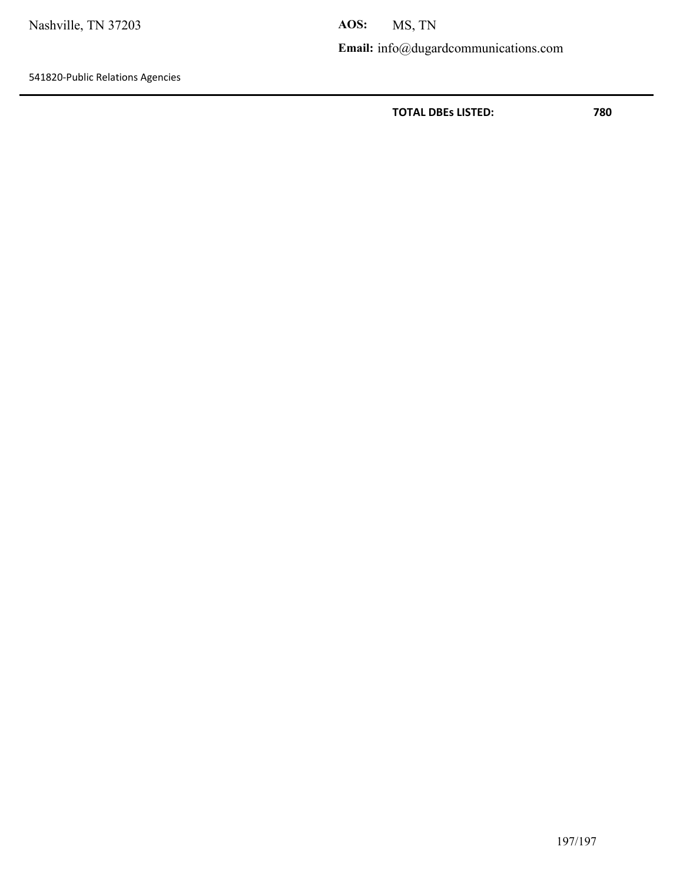Nashville, TN 37203

**AOS:** MS, TN

**Email:** info@dugardcommunications.com

541820-Public Relations Agencies

---

**TOTAL DBEs LISTED:** **780**